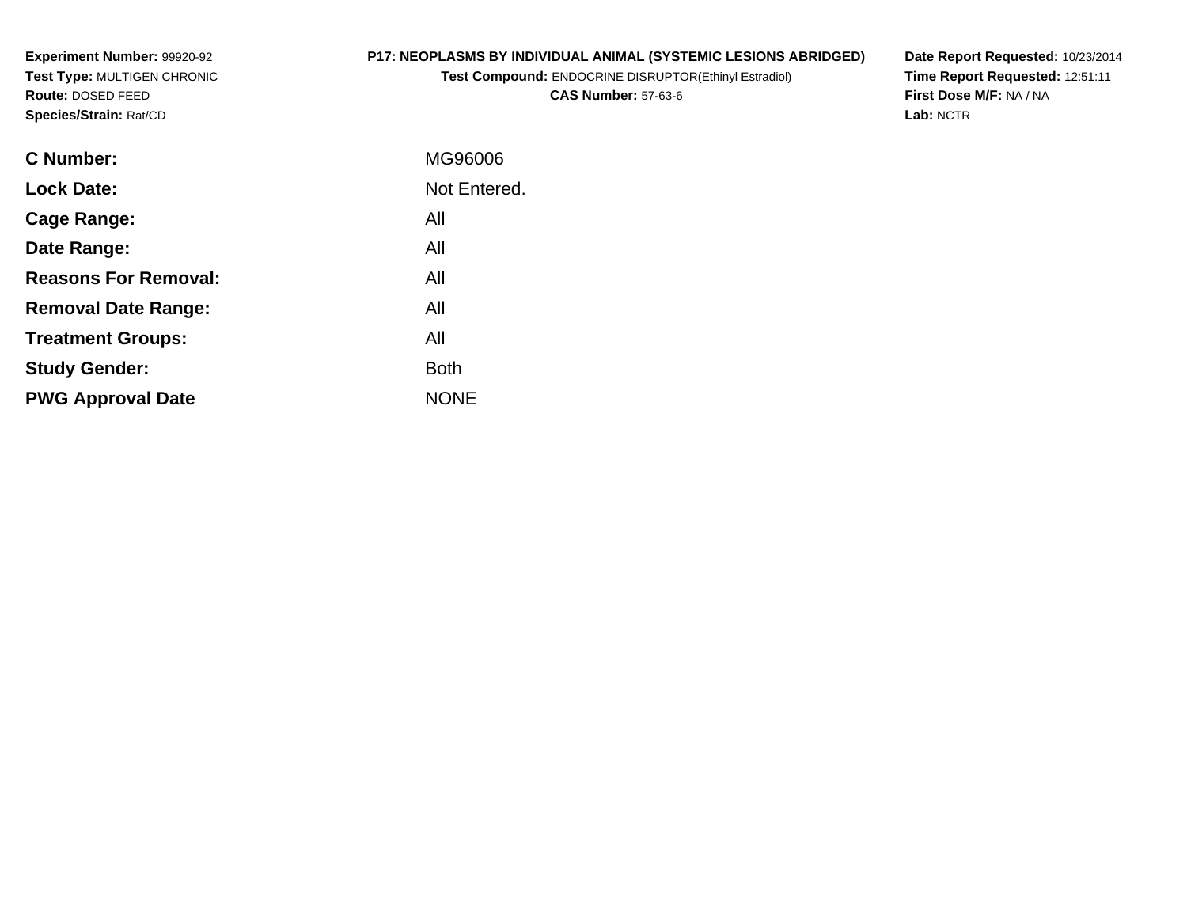**Experiment Number:** 99920-92
**Test Type:** MULTIGEN CHRONIC
**Route:** DOSED FEED
**Species/Strain:** Rat/CD

**P17: NEOPLASMS BY INDIVIDUAL ANIMAL (SYSTEMIC LESIONS ABRIDGED)**
**Test Compound:** ENDOCRINE DISRUPTOR(Ethinyl Estradiol)
**CAS Number:** 57-63-6

**Date Report Requested:** 10/23/2014
**Time Report Requested:** 12:51:11
**First Dose M/F:** NA / NA
**Lab:** NCTR

| | |
|---|---|
| **C Number:** | MG96006 |
| **Lock Date:** | Not Entered. |
| **Cage Range:** | All |
| **Date Range:** | All |
| **Reasons For Removal:** | All |
| **Removal Date Range:** | All |
| **Treatment Groups:** | All |
| **Study Gender:** | Both |
| **PWG Approval Date** | NONE |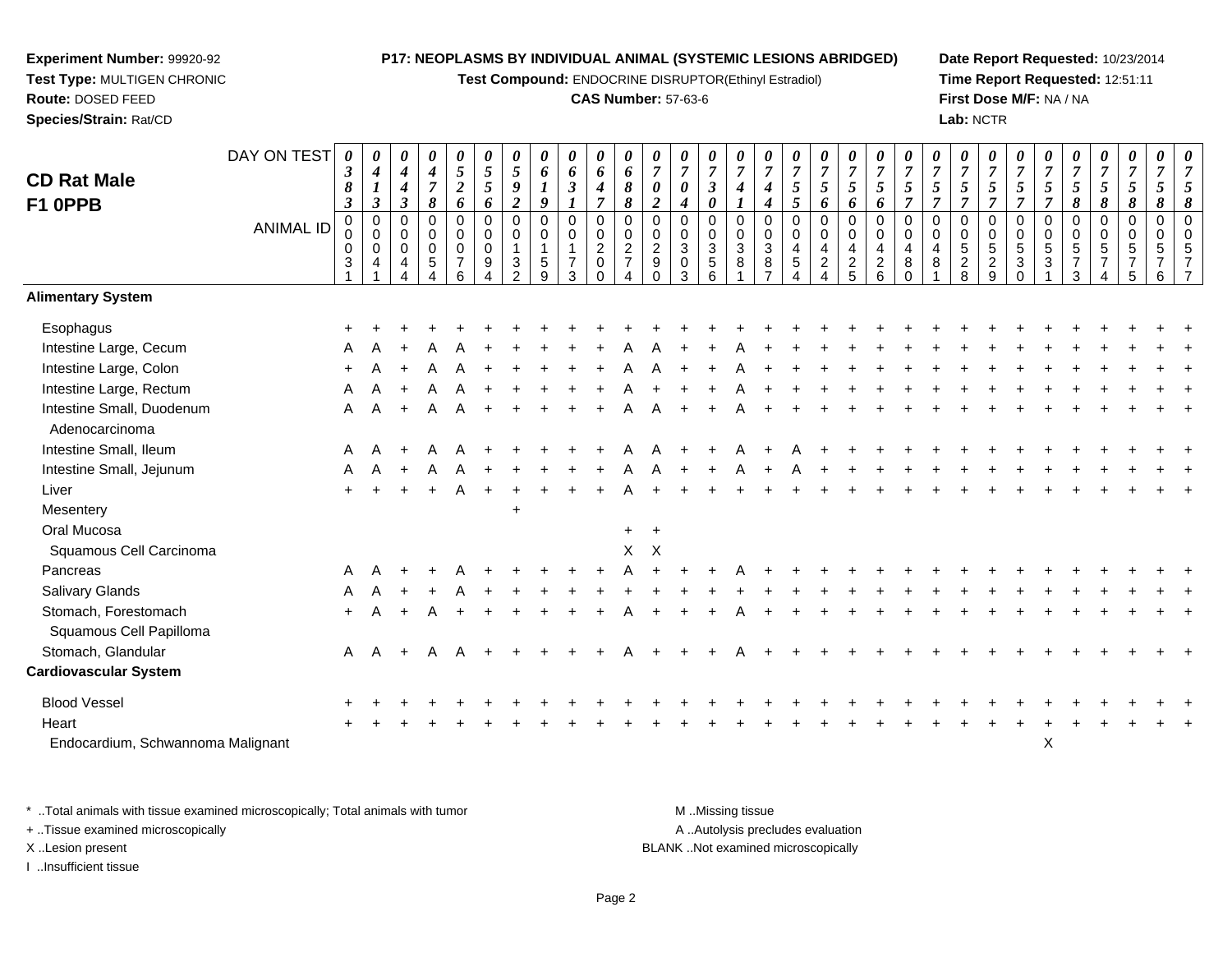**Experiment Number:** 99920-92
**Test Type:** MULTIGEN CHRONIC
**Route:** DOSED FEED
**Species/Strain:** Rat/CD

**P17: NEOPLASMS BY INDIVIDUAL ANIMAL (SYSTEMIC LESIONS ABRIDGED)**
**Test Compound:** ENDOCRINE DISRUPTOR(Ethinyl Estradiol)
**CAS Number:** 57-63-6

**Date Report Requested:** 10/23/2014
**Time Report Requested:** 12:51:11
**First Dose M/F:** NA / NA
**Lab:** NCTR

## CD Rat Male F1 0PPB

| DAY ON TEST | 0383 | 0413 | 0443 | 0478 | 0526 | 0556 | 0592 | 0619 | 0631 | 0647 | 0688 | 0702 | 0704 | 0730 | 0741 | 0744 | 0755 | 0756 | 0756 | 0756 | 0757 | 0757 | 0757 | 0757 | 0757 | 0757 | 0758 | 0758 | 0758 | 0758 | 0758 |
|---|---|---|---|---|---|---|---|---|---|---|---|---|---|---|---|---|---|---|---|---|---|---|---|---|---|---|---|---|---|---|---|
| **ANIMAL ID** | 00031 | 00041 | 00044 | 00054 | 00076 | 00094 | 00132 | 00159 | 00173 | 00200 | 00274 | 00290 | 00303 | 00356 | 00381 | 00387 | 00454 | 00424 | 00425 | 00426 | 00480 | 00481 | 00528 | 00529 | 00530 | 00531 | 00573 | 00574 | 00575 | 00576 | 00577 |
| **Alimentary System** | | | | | | | | | | | | | | | | | | | | | | | | | | | | | | | |
| Esophagus | + | + | + | + | + | + | + | + | + | + | + | + | + | + | + | + | + | + | + | + | + | + | + | + | + | + | + | + | + | + | + |
| Intestine Large, Cecum | A | A | + | A | A | + | + | + | + | + | A | A | + | + | A | + | + | + | + | + | + | + | + | + | + | + | + | + | + | + | + |
| Intestine Large, Colon | + | A | + | A | A | + | + | + | + | + | A | A | + | + | A | + | + | + | + | + | + | + | + | + | + | + | + | + | + | + | + |
| Intestine Large, Rectum | A | A | + | A | A | + | + | + | + | + | A | + | + | + | A | + | + | + | + | + | + | + | + | + | + | + | + | + | + | + | + |
| Intestine Small, Duodenum | A | A | + | A | A | + | + | + | + | + | A | A | + | + | A | + | + | + | + | + | + | + | + | + | + | + | + | + | + | + | + |
| Adenocarcinoma | | | | | | | | | | | | | | | | | | | | | | | | | | | | | | | |
| Intestine Small, Ileum | A | A | + | A | A | + | + | + | + | + | A | A | + | + | A | + | A | + | + | + | + | + | + | + | + | + | + | + | + | + | + |
| Intestine Small, Jejunum | A | A | + | A | A | + | + | + | + | + | A | A | + | + | A | + | A | + | + | + | + | + | + | + | + | + | + | + | + | + | + |
| Liver | + | + | + | + | A | + | + | + | + | + | A | + | + | + | + | + | + | + | + | + | + | + | + | + | + | + | + | + | + | + | + |
| Mesentery | | | | | | | + | | | | | | | | | | | | | | | | | | | | | | | | |
| Oral Mucosa | | | | | | | | | | | + | + | | | | | | | | | | | | | | | | | | | |
| Squamous Cell Carcinoma | | | | | | | | | | | X | X | | | | | | | | | | | | | | | | | | | |
| Pancreas | A | A | + | + | A | + | + | + | + | + | A | + | + | + | A | + | + | + | + | + | + | + | + | + | + | + | + | + | + | + | + |
| Salivary Glands | A | A | + | + | A | + | + | + | + | + | + | + | + | + | + | + | + | + | + | + | + | + | + | + | + | + | + | + | + | + | + |
| Stomach, Forestomach | + | A | + | A | + | + | + | + | + | + | A | + | + | + | A | + | + | + | + | + | + | + | + | + | + | + | + | + | + | + | + |
| Squamous Cell Papilloma | | | | | | | | | | | | | | | | | | | | | | | | | | | | | | | |
| Stomach, Glandular | A | A | + | A | A | + | + | + | + | + | A | + | + | + | A | + | + | + | + | + | + | + | + | + | + | + | + | + | + | + | + |
| **Cardiovascular System** | | | | | | | | | | | | | | | | | | | | | | | | | | | | | | | |
| Blood Vessel | + | + | + | + | + | + | + | + | + | + | + | + | + | + | + | + | + | + | + | + | + | + | + | + | + | + | + | + | + | + | + |
| Heart | + | + | + | + | + | + | + | + | + | + | + | + | + | + | + | + | + | + | + | + | + | + | + | + | + | + | + | + | + | + | + |
| Endocardium, Schwannoma Malignant | | | | | | | | | | | | | | | | | | | | | | | | | | X | | | | | |

\* ..Total animals with tissue examined microscopically; Total animals with tumor
+ ..Tissue examined microscopically
X ..Lesion present
I ..Insufficient tissue

M ..Missing tissue
A ..Autolysis precludes evaluation
BLANK ..Not examined microscopically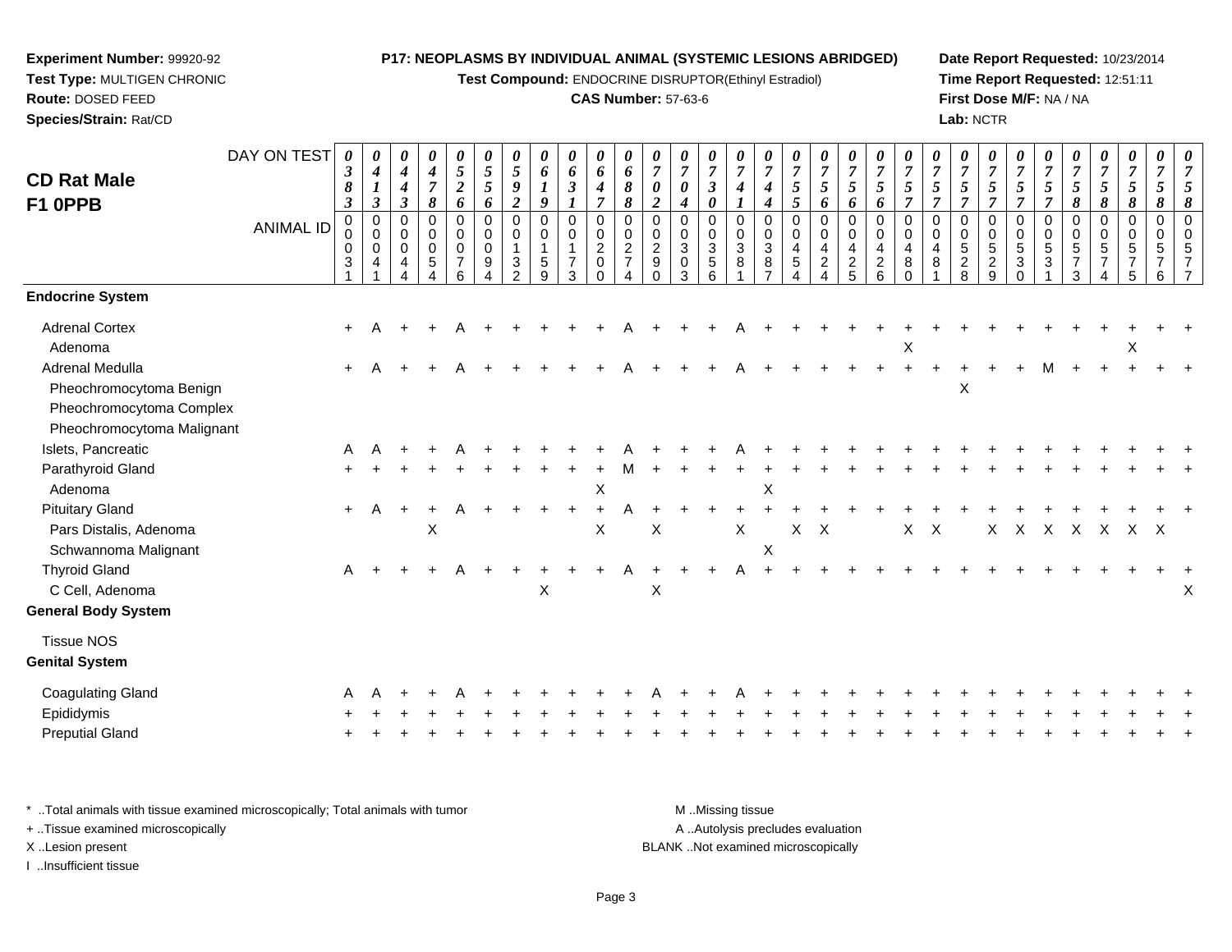**Experiment Number:** 99920-92
**Test Type:** MULTIGEN CHRONIC
**Route:** DOSED FEED
**Species/Strain:** Rat/CD

**P17: NEOPLASMS BY INDIVIDUAL ANIMAL (SYSTEMIC LESIONS ABRIDGED)**
**Test Compound:** ENDOCRINE DISRUPTOR(Ethinyl Estradiol)
**CAS Number:** 57-63-6

**Date Report Requested:** 10/23/2014
**Time Report Requested:** 12:51:11
**First Dose M/F:** NA / NA
**Lab:** NCTR

## CD Rat Male F1 0PPB

| DAY ON TEST | 0383 | 0413 | 0443 | 0478 | 0526 | 0556 | 0592 | 0619 | 0631 | 0647 | 0688 | 0702 | 0704 | 0730 | 0741 | 0744 | 0755 | 0756 | 0756 | 0756 | 0757 | 0757 | 0757 | 0757 | 0757 | 0757 | 0758 | 0758 | 0758 | 0758 | 0758 |
|---|---|---|---|---|---|---|---|---|---|---|---|---|---|---|---|---|---|---|---|---|---|---|---|---|---|---|---|---|---|---|---|
| **ANIMAL ID** | 00031 | 00041 | 00044 | 00054 | 00076 | 00094 | 00132 | 00159 | 00173 | 00200 | 00274 | 00290 | 00303 | 00356 | 00381 | 00387 | 00454 | 00424 | 00425 | 00426 | 00480 | 00481 | 00528 | 00529 | 00530 | 00531 | 00573 | 00574 | 00575 | 00576 | 00577 |
| **Endocrine System** | | | | | | | | | | | | | | | | | | | | | | | | | | | | | | | |
| Adrenal Cortex | + | A | + | + | A | + | + | + | + | + | A | + | + | + | A | + | + | + | + | + | + | + | + | + | + | + | + | + | + | + | + |
| Adenoma | | | | | | | | | | | | | | | | | | | | | X | | | | | | | | X | | |
| Adrenal Medulla | + | A | + | + | A | + | + | + | + | + | A | + | + | + | A | + | + | + | + | + | + | + | + | + | + | M | + | + | + | + | + |
| Pheochromocytoma Benign | | | | | | | | | | | | | | | | | | | | | | | X | | | | | | | | |
| Pheochromocytoma Complex | | | | | | | | | | | | | | | | | | | | | | | | | | | | | | | |
| Pheochromocytoma Malignant | | | | | | | | | | | | | | | | | | | | | | | | | | | | | | | |
| Islets, Pancreatic | A | A | + | + | A | + | + | + | + | + | A | + | + | + | A | + | + | + | + | + | + | + | + | + | + | + | + | + | + | + | + |
| Parathyroid Gland | + | + | + | + | + | + | + | + | + | + | M | + | + | + | + | + | + | + | + | + | + | + | + | + | + | + | + | + | + | + | + |
| Adenoma | | | | | | | | | | X | | | | | | X | | | | | | | | | | | | | | | |
| Pituitary Gland | + | A | + | + | A | + | + | + | + | + | A | + | + | + | + | + | + | + | + | + | + | + | + | + | + | + | + | + | + | + | + |
| Pars Distalis, Adenoma | | | | X | | | | | | X | | X | | | X | | X | X | | | X | X | | X | X | X | X | X | X | X | |
| Schwannoma Malignant | | | | | | | | | | | | | | | | X | | | | | | | | | | | | | | | |
| Thyroid Gland | A | + | + | + | A | + | + | + | + | + | A | + | + | + | A | + | + | + | + | + | + | + | + | + | + | + | + | + | + | + | + |
| C Cell, Adenoma | | | | | | | | X | | | | X | | | | | | | | | | | | | | | | | | | X |
| **General Body System** | | | | | | | | | | | | | | | | | | | | | | | | | | | | | | | |
| Tissue NOS | | | | | | | | | | | | | | | | | | | | | | | | | | | | | | | |
| **Genital System** | | | | | | | | | | | | | | | | | | | | | | | | | | | | | | | |
| Coagulating Gland | A | A | + | + | A | + | + | + | + | + | + | A | + | + | A | + | + | + | + | + | + | + | + | + | + | + | + | + | + | + | + |
| Epididymis | + | + | + | + | + | + | + | + | + | + | + | + | + | + | + | + | + | + | + | + | + | + | + | + | + | + | + | + | + | + | + |
| Preputial Gland | + | + | + | + | + | + | + | + | + | + | + | + | + | + | + | + | + | + | + | + | + | + | + | + | + | + | + | + | + | + | + |

* ..Total animals with tissue examined microscopically; Total animals with tumor
+ ..Tissue examined microscopically
X ..Lesion present
I ..Insufficient tissue

M ..Missing tissue
A ..Autolysis precludes evaluation
BLANK ..Not examined microscopically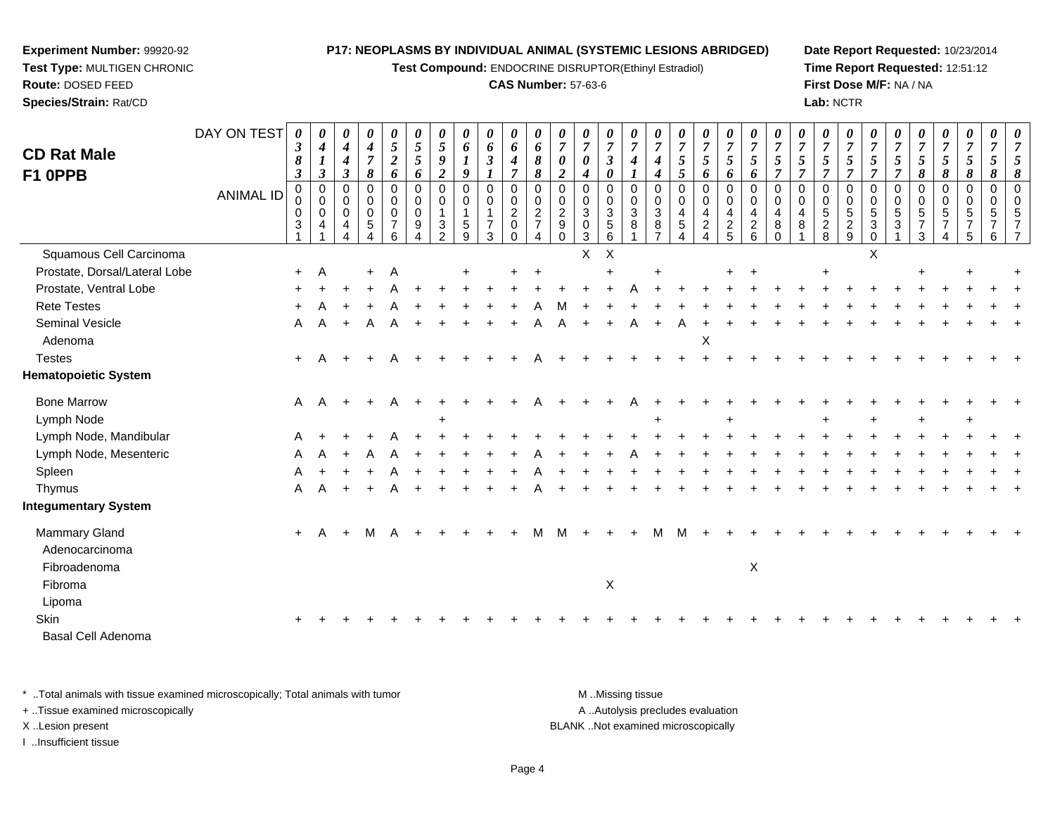**Experiment Number:** 99920-92
**Test Type:** MULTIGEN CHRONIC
**Route:** DOSED FEED
**Species/Strain:** Rat/CD

**P17: NEOPLASMS BY INDIVIDUAL ANIMAL (SYSTEMIC LESIONS ABRIDGED)**
**Test Compound:** ENDOCRINE DISRUPTOR(Ethinyl Estradiol)
**CAS Number:** 57-63-6

**Date Report Requested:** 10/23/2014
**Time Report Requested:** 12:51:12
**First Dose M/F:** NA / NA
**Lab:** NCTR

# CD Rat Male F1 0PPB

| DAY ON TEST | 383 | 413 | 443 | 478 | 526 | 556 | 592 | 619 | 631 | 647 | 688 | 702 | 704 | 730 | 741 | 744 | 755 | 756 | 756 | 756 | 757 | 757 | 757 | 757 | 757 | 757 | 758 | 758 | 758 | 758 | 758 |
|---|---|---|---|---|---|---|---|---|---|---|---|---|---|---|---|---|---|---|---|---|---|---|---|---|---|---|---|---|---|---|---|
| **ANIMAL ID** | 00031 | 00041 | 00044 | 00054 | 00076 | 00094 | 00132 | 00159 | 00173 | 00200 | 00274 | 00290 | 00303 | 00356 | 00381 | 00387 | 00454 | 00424 | 00425 | 00426 | 00480 | 00481 | 00528 | 00529 | 00530 | 00531 | 00573 | 00574 | 00575 | 00576 | 00577 |
| Squamous Cell Carcinoma | | | | | | | | | | | | | X | X | | | | | | | | | | | X | | | | | | |
| Prostate, Dorsal/Lateral Lobe | + | A | | + | A | | | + | | + | + | | | + | | + | | | + | + | | | + | | | | + | | + | | + |
| Prostate, Ventral Lobe | + | + | + | + | A | + | + | + | + | + | + | + | + | + | A | + | + | + | + | + | + | + | + | + | + | + | + | + | + | + | + |
| Rete Testes | + | A | + | + | A | + | + | + | + | + | A | M | + | + | + | + | + | + | + | + | + | + | + | + | + | + | + | + | + | + | + |
| Seminal Vesicle | A | A | + | A | A | + | + | + | + | + | A | A | + | + | A | + | A | + | + | + | + | + | + | + | + | + | + | + | + | + | + |
| Adenoma | | | | | | | | | | | | | | | | | | X | | | | | | | | | | | | | |
| Testes | + | A | + | + | A | + | + | + | + | + | A | + | + | + | + | + | + | + | + | + | + | + | + | + | + | + | + | + | + | + | + |
| **Hematopoietic System** | | | | | | | | | | | | | | | | | | | | | | | | | | | | | | | |
| Bone Marrow | A | A | + | + | A | + | + | + | + | + | A | + | + | + | A | + | + | + | + | + | + | + | + | + | + | + | + | + | + | + | + |
| Lymph Node | | | | | | | + | | | | | | | | | + | | | + | | | | + | | + | | + | | + | | |
| Lymph Node, Mandibular | A | + | + | + | A | + | + | + | + | + | + | + | + | + | + | + | + | + | + | + | + | + | + | + | + | + | + | + | + | + | + |
| Lymph Node, Mesenteric | A | A | + | A | A | + | + | + | + | + | A | + | + | + | A | + | + | + | + | + | + | + | + | + | + | + | + | + | + | + | + |
| Spleen | A | + | + | + | A | + | + | + | + | + | A | + | + | + | + | + | + | + | + | + | + | + | + | + | + | + | + | + | + | + | + |
| Thymus | A | A | + | + | A | + | + | + | + | + | A | + | + | + | + | + | + | + | + | + | + | + | + | + | + | + | + | + | + | + | + |
| **Integumentary System** | | | | | | | | | | | | | | | | | | | | | | | | | | | | | | | |
| Mammary Gland | + | A | + | M | A | + | + | + | + | + | M | M | + | + | + | M | M | + | + | + | + | + | + | + | + | + | + | + | + | + | + |
| Adenocarcinoma | | | | | | | | | | | | | | | | | | | | | | | | | | | | | | | |
| Fibroadenoma | | | | | | | | | | | | | | | | | | | | X | | | | | | | | | | | |
| Fibroma | | | | | | | | | | | | | | X | | | | | | | | | | | | | | | | | |
| Lipoma | | | | | | | | | | | | | | | | | | | | | | | | | | | | | | | |
| Skin | + | + | + | + | + | + | + | + | + | + | + | + | + | + | + | + | + | + | + | + | + | + | + | + | + | + | + | + | + | + | + |
| Basal Cell Adenoma | | | | | | | | | | | | | | | | | | | | | | | | | | | | | | | |

\* ..Total animals with tissue examined microscopically; Total animals with tumor
\+ ..Tissue examined microscopically
X ..Lesion present
I ..Insufficient tissue

M ..Missing tissue
A ..Autolysis precludes evaluation
BLANK ..Not examined microscopically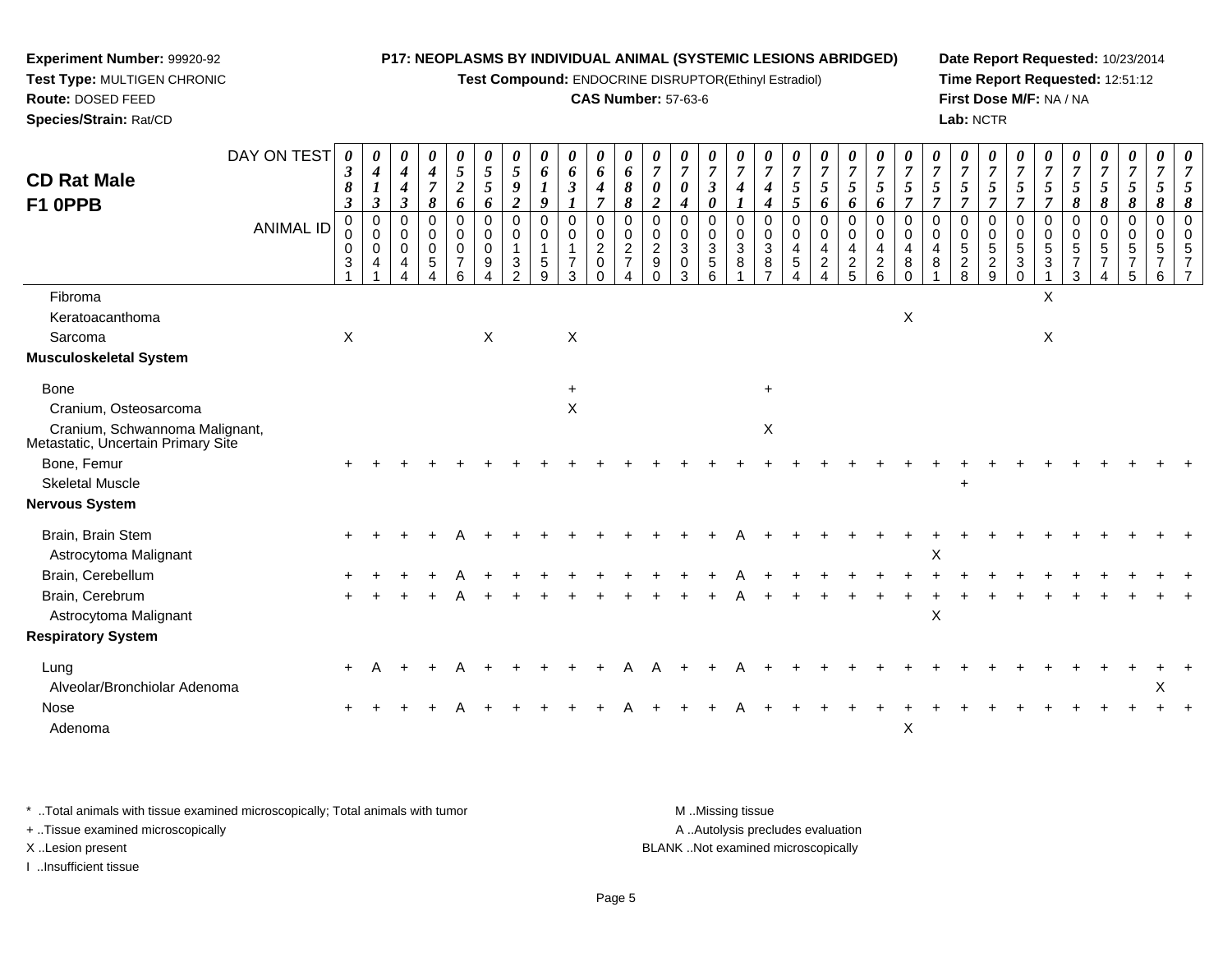**Experiment Number:** 99920-92
**Test Type:** MULTIGEN CHRONIC
**Route:** DOSED FEED
**Species/Strain:** Rat/CD

**P17: NEOPLASMS BY INDIVIDUAL ANIMAL (SYSTEMIC LESIONS ABRIDGED)**
**Test Compound:** ENDOCRINE DISRUPTOR(Ethinyl Estradiol)
**CAS Number:** 57-63-6

**Date Report Requested:** 10/23/2014
**Time Report Requested:** 12:51:12
**First Dose M/F:** NA / NA
**Lab:** NCTR

## CD Rat Male F1 0PPB

| DAY ON TEST | 0383 | 0413 | 0443 | 0478 | 0526 | 0556 | 0592 | 0619 | 0631 | 0647 | 0688 | 0702 | 0704 | 0730 | 0741 | 0744 | 0755 | 0756 | 0756 | 0756 | 0757 | 0757 | 0757 | 0757 | 0757 | 0757 | 0758 | 0758 | 0758 | 0758 | 0758 |
|---|---|---|---|---|---|---|---|---|---|---|---|---|---|---|---|---|---|---|---|---|---|---|---|---|---|---|---|---|---|---|---|
| **ANIMAL ID** | 00031 | 00041 | 00044 | 00054 | 00076 | 00094 | 00132 | 00159 | 00173 | 00200 | 00274 | 00290 | 00303 | 00356 | 00381 | 00387 | 00454 | 00424 | 00425 | 00426 | 00480 | 00481 | 00528 | 00529 | 00530 | 00531 | 00573 | 00574 | 00575 | 00576 | 00577 |
| Fibroma | | | | | | | | | | | | | | | | | | | | | | | | | | X | | | | | |
| Keratoacanthoma | | | | | | | | | | | | | | | | | | | | | X | | | | | | | | | | |
| Sarcoma | X | | | | | X | | | X | | | | | | | | | | | | | | | | | X | | | | | |
| **Musculoskeletal System** | | | | | | | | | | | | | | | | | | | | | | | | | | | | | | | |
| Bone | | | | | | | | | + | | | | | | | + | | | | | | | | | | | | | | | |
| Cranium, Osteosarcoma | | | | | | | | | X | | | | | | | | | | | | | | | | | | | | | | |
| Cranium, Schwannoma Malignant, Metastatic, Uncertain Primary Site | | | | | | | | | | | | | | | | X | | | | | | | | | | | | | | | |
| Bone, Femur | + | + | + | + | + | + | + | + | + | + | + | + | + | + | + | + | + | + | + | + | + | + | + | + | + | + | + | + | + | + | + |
| Skeletal Muscle | | | | | | | | | | | | | | | | | | | | | | | + | | | | | | | | |
| **Nervous System** | | | | | | | | | | | | | | | | | | | | | | | | | | | | | | | |
| Brain, Brain Stem | + | + | + | + | A | + | + | + | + | + | + | + | + | + | A | + | + | + | + | + | + | + | + | + | + | + | + | + | + | + | + |
| Astrocytoma Malignant | | | | | | | | | | | | | | | | | | | | | | X | | | | | | | | | |
| Brain, Cerebellum | + | + | + | + | A | + | + | + | + | + | + | + | + | + | A | + | + | + | + | + | + | + | + | + | + | + | + | + | + | + | + |
| Brain, Cerebrum | + | + | + | + | A | + | + | + | + | + | + | + | + | + | A | + | + | + | + | + | + | + | + | + | + | + | + | + | + | + | + |
| Astrocytoma Malignant | | | | | | | | | | | | | | | | | | | | | | X | | | | | | | | | |
| **Respiratory System** | | | | | | | | | | | | | | | | | | | | | | | | | | | | | | | |
| Lung | + | A | + | + | A | + | + | + | + | + | A | A | + | + | A | + | + | + | + | + | + | + | + | + | + | + | + | + | + | + | + |
| Alveolar/Bronchiolar Adenoma | | | | | | | | | | | | | | | | | | | | | | | | | | | | | | X | |
| Nose | + | + | + | + | A | + | + | + | + | + | A | + | + | + | A | + | + | + | + | + | + | + | + | + | + | + | + | + | + | + | + |
| Adenoma | | | | | | | | | | | | | | | | | | | | | X | | | | | | | | | | |

\* ..Total animals with tissue examined microscopically; Total animals with tumor
\+ ..Tissue examined microscopically
X ..Lesion present
I ..Insufficient tissue

M ..Missing tissue
A ..Autolysis precludes evaluation
BLANK ..Not examined microscopically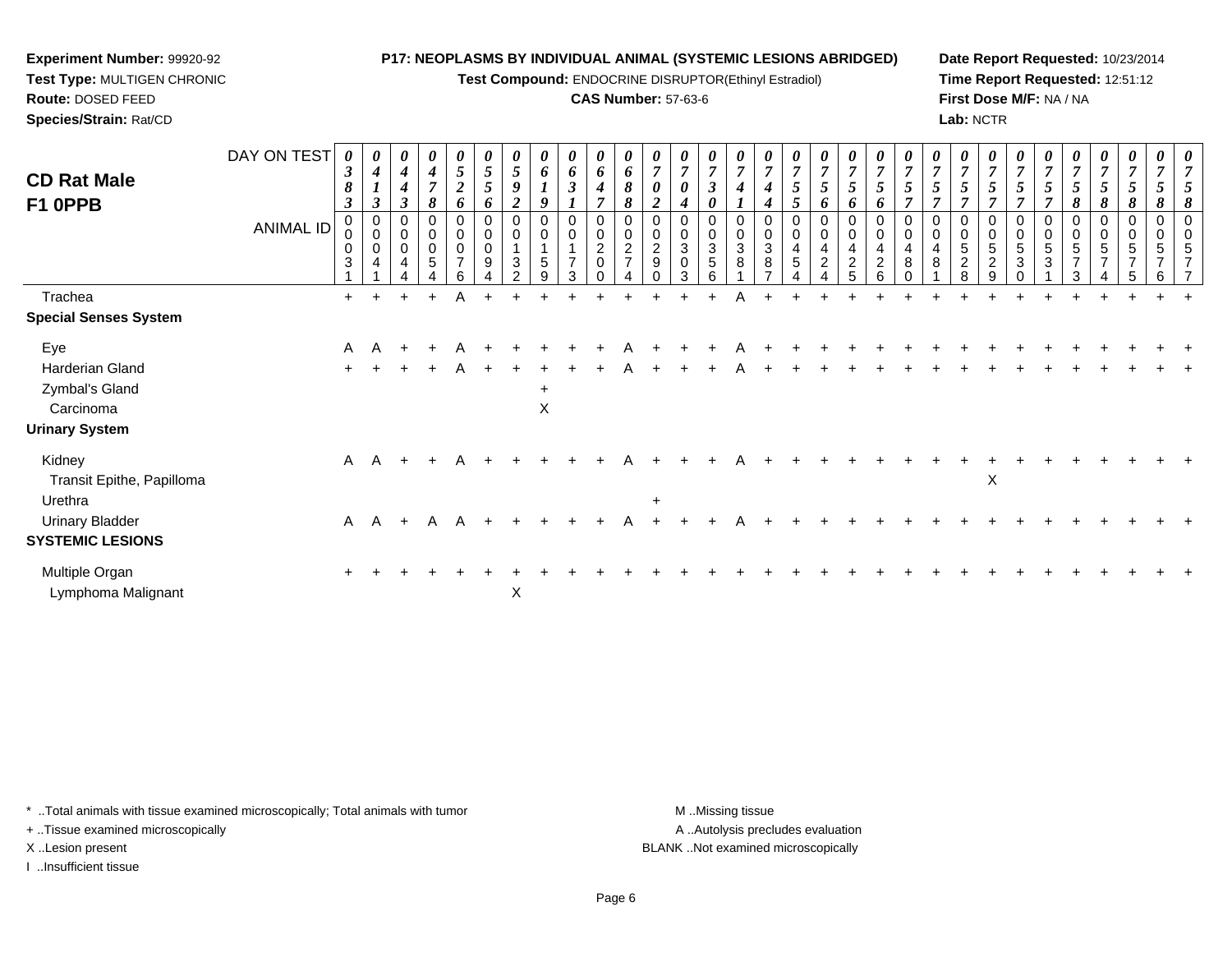**Experiment Number:** 99920-92
**Test Type:** MULTIGEN CHRONIC
**Route:** DOSED FEED
**Species/Strain:** Rat/CD

**P17: NEOPLASMS BY INDIVIDUAL ANIMAL (SYSTEMIC LESIONS ABRIDGED)**
**Test Compound:** ENDOCRINE DISRUPTOR(Ethinyl Estradiol)
**CAS Number:** 57-63-6

**Date Report Requested:** 10/23/2014
**Time Report Requested:** 12:51:12
**First Dose M/F:** NA / NA
**Lab:** NCTR

## CD Rat Male F1 0PPB

| DAY ON TEST | 0383 | 0413 | 0443 | 0478 | 0526 | 0556 | 0592 | 0619 | 0631 | 0647 | 0688 | 0702 | 0704 | 0730 | 0741 | 0744 | 0755 | 0756 | 0756 | 0756 | 0757 | 0757 | 0757 | 0757 | 0757 | 0757 | 0758 | 0758 | 0758 | 0758 | 0758 |
|---|---|---|---|---|---|---|---|---|---|---|---|---|---|---|---|---|---|---|---|---|---|---|---|---|---|---|---|---|---|---|---|
| **ANIMAL ID** | 00031 | 00041 | 00044 | 00054 | 00076 | 00094 | 00132 | 00159 | 00173 | 00200 | 00274 | 00290 | 00303 | 00356 | 00381 | 00387 | 00454 | 00424 | 00425 | 00426 | 00480 | 00481 | 00528 | 00529 | 00530 | 00531 | 00573 | 00574 | 00575 | 00576 | 00577 |
| Trachea | + | + | + | + | A | + | + | + | + | + | + | + | + | + | A | + | + | + | + | + | + | + | + | + | + | + | + | + | + | + | + |
| **Special Senses System** | | | | | | | | | | | | | | | | | | | | | | | | | | | | | | | |
| Eye | A | A | + | + | A | + | + | + | + | + | A | + | + | + | A | + | + | + | + | + | + | + | + | + | + | + | + | + | + | + | + |
| Harderian Gland | + | + | + | + | A | + | + | + | + | + | A | + | + | + | A | + | + | + | + | + | + | + | + | + | + | + | + | + | + | + | + |
| Zymbal's Gland | | | | | | | | + | | | | | | | | | | | | | | | | | | | | | | | |
| Carcinoma | | | | | | | | X | | | | | | | | | | | | | | | | | | | | | | | |
| **Urinary System** | | | | | | | | | | | | | | | | | | | | | | | | | | | | | | | |
| Kidney | A | A | + | + | A | + | + | + | + | + | A | + | + | + | A | + | + | + | + | + | + | + | + | + | + | + | + | + | + | + | + |
| Transit Epithe, Papilloma | | | | | | | | | | | | | | | | | | | | | | | | X | | | | | | | |
| Urethra | | | | | | | | | | | | + | | | | | | | | | | | | | | | | | | | |
| Urinary Bladder | A | A | + | A | A | + | + | + | + | + | A | + | + | + | A | + | + | + | + | + | + | + | + | + | + | + | + | + | + | + | + |
| **SYSTEMIC LESIONS** | | | | | | | | | | | | | | | | | | | | | | | | | | | | | | | |
| Multiple Organ | + | + | + | + | + | + | + | + | + | + | + | + | + | + | + | + | + | + | + | + | + | + | + | + | + | + | + | + | + | + | + |
| Lymphoma Malignant | | | | | | | X | | | | | | | | | | | | | | | | | | | | | | | | |

\* ..Total animals with tissue examined microscopically; Total animals with tumor
+ ..Tissue examined microscopically
X ..Lesion present
I ..Insufficient tissue

M ..Missing tissue
A ..Autolysis precludes evaluation
BLANK ..Not examined microscopically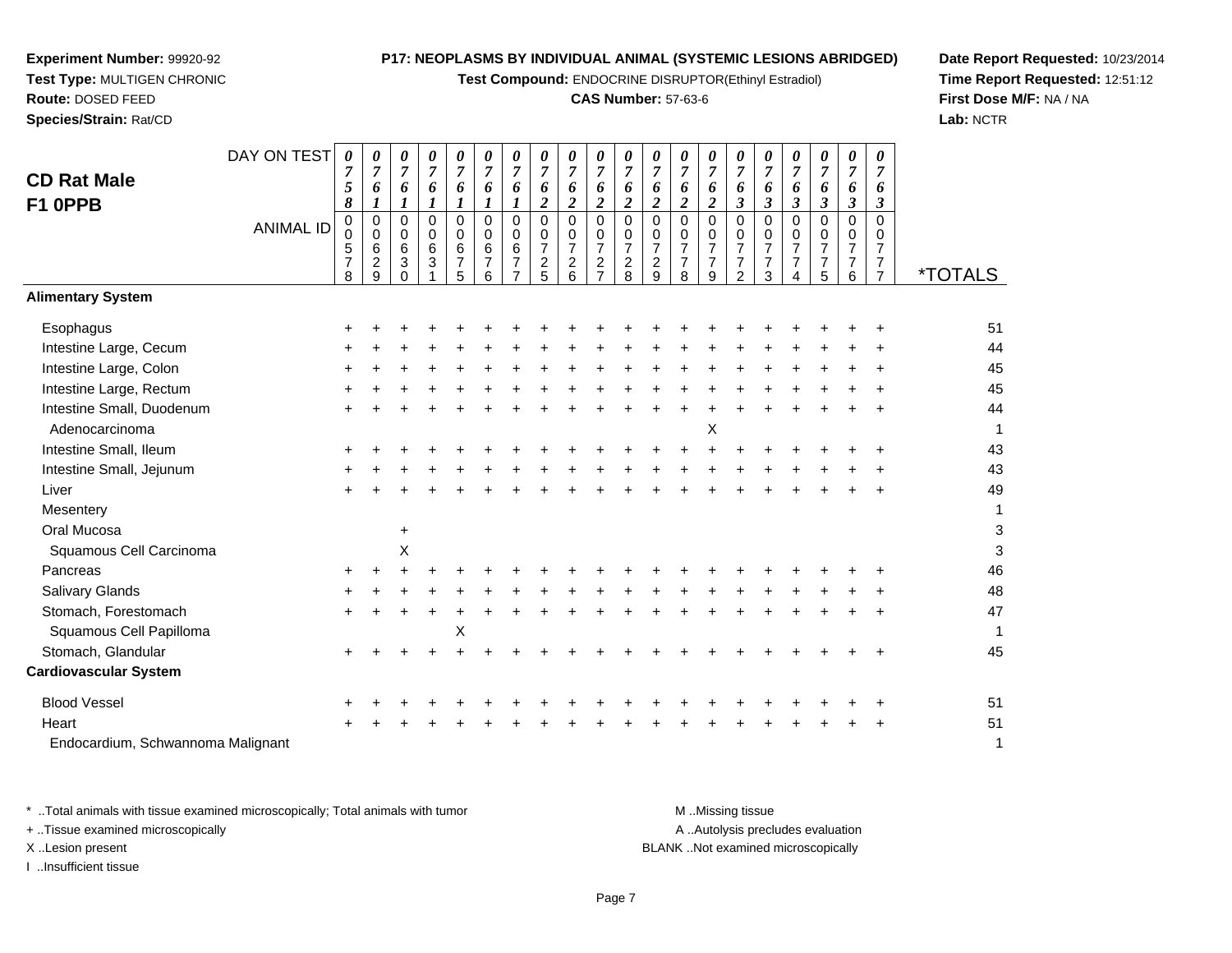**Experiment Number:** 99920-92
**Test Type:** MULTIGEN CHRONIC
**Route:** DOSED FEED
**Species/Strain:** Rat/CD

**P17: NEOPLASMS BY INDIVIDUAL ANIMAL (SYSTEMIC LESIONS ABRIDGED)**
**Test Compound:** ENDOCRINE DISRUPTOR(Ethinyl Estradiol)
**CAS Number:** 57-63-6

**Date Report Requested:** 10/23/2014
**Time Report Requested:** 12:51:12
**First Dose M/F:** NA / NA
**Lab:** NCTR

## CD Rat Male F1 0PPB

| DAY ON TEST | 0758 | 0761 | 0761 | 0761 | 0761 | 0761 | 0761 | 0762 | 0762 | 0762 | 0762 | 0762 | 0762 | 0762 | 0763 | 0763 | 0763 | 0763 | 0763 | 0763 | |
|---|---|---|---|---|---|---|---|---|---|---|---|---|---|---|---|---|---|---|---|---|---|
| **ANIMAL ID** | 00578 | 00629 | 00630 | 00631 | 00675 | 00676 | 00677 | 00725 | 00726 | 00727 | 00728 | 00729 | 00778 | 00779 | 00772 | 00773 | 00774 | 00775 | 00776 | 00777 | ***TOTALS** |
| **Alimentary System** | | | | | | | | | | | | | | | | | | | | | |
| Esophagus | + | + | + | + | + | + | + | + | + | + | + | + | + | + | + | + | + | + | + | + | 51 |
| Intestine Large, Cecum | + | + | + | + | + | + | + | + | + | + | + | + | + | + | + | + | + | + | + | + | 44 |
| Intestine Large, Colon | + | + | + | + | + | + | + | + | + | + | + | + | + | + | + | + | + | + | + | + | 45 |
| Intestine Large, Rectum | + | + | + | + | + | + | + | + | + | + | + | + | + | + | + | + | + | + | + | + | 45 |
| Intestine Small, Duodenum | + | + | + | + | + | + | + | + | + | + | + | + | + | + | + | + | + | + | + | + | 44 |
| Adenocarcinoma | | | | | | | | | | | | | | X | | | | | | | 1 |
| Intestine Small, Ileum | + | + | + | + | + | + | + | + | + | + | + | + | + | + | + | + | + | + | + | + | 43 |
| Intestine Small, Jejunum | + | + | + | + | + | + | + | + | + | + | + | + | + | + | + | + | + | + | + | + | 43 |
| Liver | + | + | + | + | + | + | + | + | + | + | + | + | + | + | + | + | + | + | + | + | 49 |
| Mesentery | | | | | | | | | | | | | | | | | | | | | 1 |
| Oral Mucosa | | | + | | | | | | | | | | | | | | | | | | 3 |
| Squamous Cell Carcinoma | | | X | | | | | | | | | | | | | | | | | | 3 |
| Pancreas | + | + | + | + | + | + | + | + | + | + | + | + | + | + | + | + | + | + | + | + | 46 |
| Salivary Glands | + | + | + | + | + | + | + | + | + | + | + | + | + | + | + | + | + | + | + | + | 48 |
| Stomach, Forestomach | + | + | + | + | + | + | + | + | + | + | + | + | + | + | + | + | + | + | + | + | 47 |
| Squamous Cell Papilloma | | | | | X | | | | | | | | | | | | | | | | 1 |
| Stomach, Glandular | + | + | + | + | + | + | + | + | + | + | + | + | + | + | + | + | + | + | + | + | 45 |
| **Cardiovascular System** | | | | | | | | | | | | | | | | | | | | | |
| Blood Vessel | + | + | + | + | + | + | + | + | + | + | + | + | + | + | + | + | + | + | + | + | 51 |
| Heart | + | + | + | + | + | + | + | + | + | + | + | + | + | + | + | + | + | + | + | + | 51 |
| Endocardium, Schwannoma Malignant | | | | | | | | | | | | | | | | | | | | | 1 |

\* ..Total animals with tissue examined microscopically; Total animals with tumor
\+ ..Tissue examined microscopically
X ..Lesion present
I ..Insufficient tissue

M ..Missing tissue
A ..Autolysis precludes evaluation
BLANK ..Not examined microscopically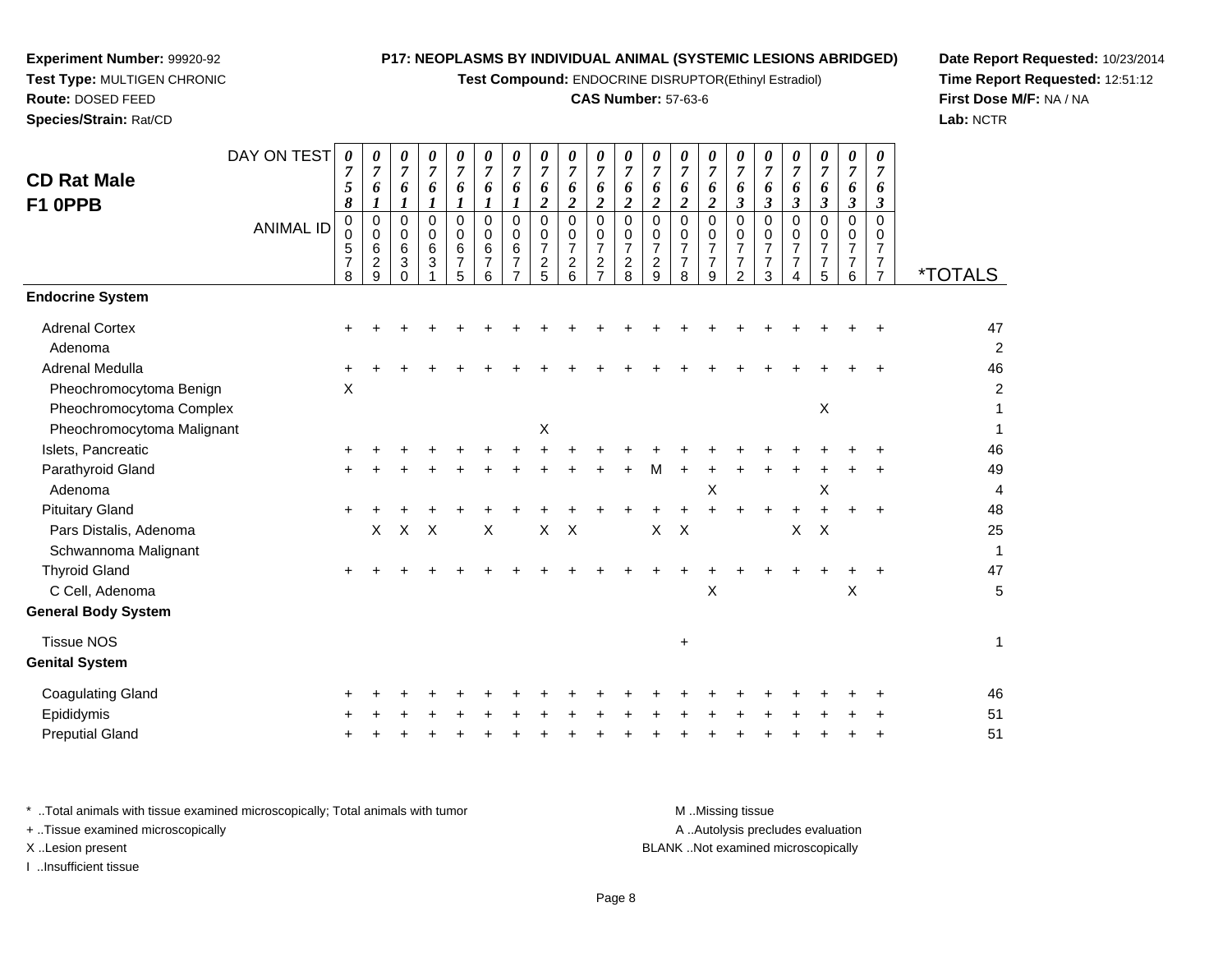**Experiment Number:** 99920-92
**Test Type:** MULTIGEN CHRONIC
**Route:** DOSED FEED
**Species/Strain:** Rat/CD

**P17: NEOPLASMS BY INDIVIDUAL ANIMAL (SYSTEMIC LESIONS ABRIDGED)**
**Test Compound:** ENDOCRINE DISRUPTOR(Ethinyl Estradiol)
**CAS Number:** 57-63-6

**Date Report Requested:** 10/23/2014
**Time Report Requested:** 12:51:12
**First Dose M/F:** NA / NA
**Lab:** NCTR

## CD Rat Male F1 0PPB

| DAY ON TEST | 0758 | 0761 | 0761 | 0761 | 0761 | 0761 | 0761 | 0762 | 0762 | 0762 | 0762 | 0762 | 0762 | 0762 | 0763 | 0763 | 0763 | 0763 | 0763 | 0763 | |
|---|---|---|---|---|---|---|---|---|---|---|---|---|---|---|---|---|---|---|---|---|---|
| **ANIMAL ID** | 00578 | 00629 | 00630 | 00631 | 00675 | 00676 | 00677 | 00725 | 00726 | 00727 | 00728 | 00729 | 00778 | 00779 | 00772 | 00773 | 00774 | 00775 | 00776 | 00777 | ***TOTALS** |
| **Endocrine System** | | | | | | | | | | | | | | | | | | | | | |
| Adrenal Cortex | + | + | + | + | + | + | + | + | + | + | + | + | + | + | + | + | + | + | + | + | 47 |
| Adenoma | | | | | | | | | | | | | | | | | | | | | 2 |
| Adrenal Medulla | + | + | + | + | + | + | + | + | + | + | + | + | + | + | + | + | + | + | + | + | 46 |
| Pheochromocytoma Benign | X | | | | | | | | | | | | | | | | | | | | 2 |
| Pheochromocytoma Complex | | | | | | | | | | | | | | | | | | X | | | 1 |
| Pheochromocytoma Malignant | | | | | | | | X | | | | | | | | | | | | | 1 |
| Islets, Pancreatic | + | + | + | + | + | + | + | + | + | + | + | + | + | + | + | + | + | + | + | + | 46 |
| Parathyroid Gland | + | + | + | + | + | + | + | + | + | + | + | M | + | + | + | + | + | + | + | + | 49 |
| Adenoma | | | | | | | | | | | | | | X | | | | X | | | 4 |
| Pituitary Gland | + | + | + | + | + | + | + | + | + | + | + | + | + | + | + | + | + | + | + | + | 48 |
| Pars Distalis, Adenoma | | X | X | X | | X | | X | X | | | X | X | | | | X | X | | | 25 |
| Schwannoma Malignant | | | | | | | | | | | | | | | | | | | | | 1 |
| Thyroid Gland | + | + | + | + | + | + | + | + | + | + | + | + | + | + | + | + | + | + | + | + | 47 |
| C Cell, Adenoma | | | | | | | | | | | | | | X | | | | | X | | 5 |
| **General Body System** | | | | | | | | | | | | | | | | | | | | | |
| Tissue NOS | | | | | | | | | | | | | + | | | | | | | | 1 |
| **Genital System** | | | | | | | | | | | | | | | | | | | | | |
| Coagulating Gland | + | + | + | + | + | + | + | + | + | + | + | + | + | + | + | + | + | + | + | + | 46 |
| Epididymis | + | + | + | + | + | + | + | + | + | + | + | + | + | + | + | + | + | + | + | + | 51 |
| Preputial Gland | + | + | + | + | + | + | + | + | + | + | + | + | + | + | + | + | + | + | + | + | 51 |

\* ..Total animals with tissue examined microscopically; Total animals with tumor
\+ ..Tissue examined microscopically
X ..Lesion present
I ..Insufficient tissue

M ..Missing tissue
A ..Autolysis precludes evaluation
BLANK ..Not examined microscopically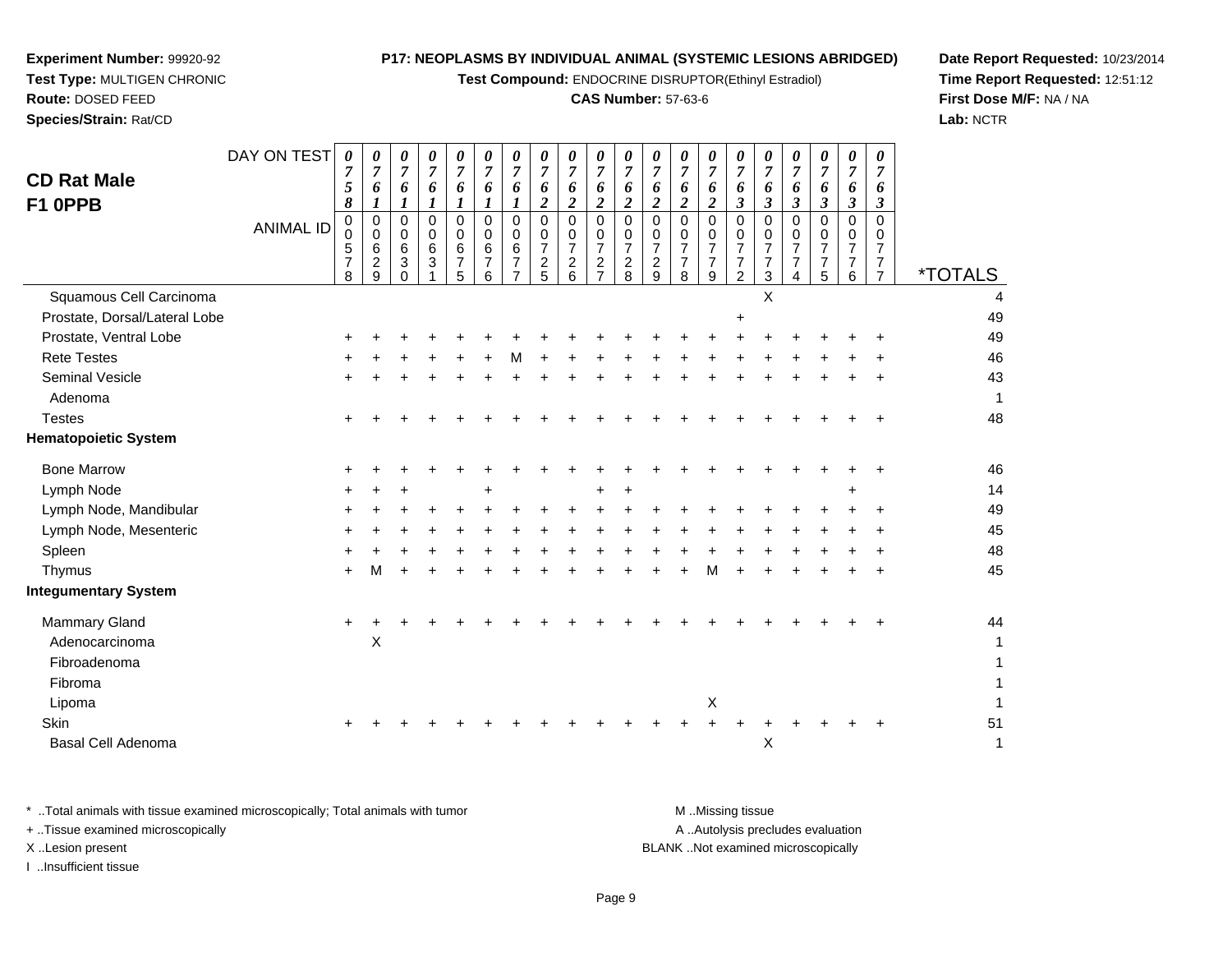**Experiment Number:** 99920-92
**Test Type:** MULTIGEN CHRONIC
**Route:** DOSED FEED
**Species/Strain:** Rat/CD

**P17: NEOPLASMS BY INDIVIDUAL ANIMAL (SYSTEMIC LESIONS ABRIDGED)**
**Test Compound:** ENDOCRINE DISRUPTOR(Ethinyl Estradiol)
**CAS Number:** 57-63-6

**Date Report Requested:** 10/23/2014
**Time Report Requested:** 12:51:12
**First Dose M/F:** NA / NA
**Lab:** NCTR

## CD Rat Male F1 0PPB

| DAY ON TEST | 0758 | 0761 | 0761 | 0761 | 0761 | 0761 | 0761 | 0762 | 0762 | 0762 | 0762 | 0762 | 0762 | 0762 | 0763 | 0763 | 0763 | 0763 | 0763 | 0763 | |
|---|---|---|---|---|---|---|---|---|---|---|---|---|---|---|---|---|---|---|---|---|---|
| **ANIMAL ID** | 00578 | 00629 | 00630 | 00631 | 00675 | 00676 | 00677 | 00725 | 00726 | 00727 | 00728 | 00729 | 00778 | 00779 | 00772 | 00773 | 00774 | 00775 | 00776 | 00777 | ***TOTALS** |
| Squamous Cell Carcinoma | | | | | | | | | | | | | | | | X | | | | | 4 |
| Prostate, Dorsal/Lateral Lobe | | | | | | | | | | | | | | | + | | | | | | 49 |
| Prostate, Ventral Lobe | + | + | + | + | + | + | + | + | + | + | + | + | + | + | + | + | + | + | + | + | 49 |
| Rete Testes | + | + | + | + | + | + | M | + | + | + | + | + | + | + | + | + | + | + | + | + | 46 |
| Seminal Vesicle | + | + | + | + | + | + | + | + | + | + | + | + | + | + | + | + | + | + | + | + | 43 |
| Adenoma | | | | | | | | | | | | | | | | | | | | | 1 |
| Testes | + | + | + | + | + | + | + | + | + | + | + | + | + | + | + | + | + | + | + | + | 48 |
| **Hematopoietic System** | | | | | | | | | | | | | | | | | | | | | |
| Bone Marrow | + | + | + | + | + | + | + | + | + | + | + | + | + | + | + | + | + | + | + | + | 46 |
| Lymph Node | + | + | + | | | + | | | | + | + | | | | | | | | + | | 14 |
| Lymph Node, Mandibular | + | + | + | + | + | + | + | + | + | + | + | + | + | + | + | + | + | + | + | + | 49 |
| Lymph Node, Mesenteric | + | + | + | + | + | + | + | + | + | + | + | + | + | + | + | + | + | + | + | + | 45 |
| Spleen | + | + | + | + | + | + | + | + | + | + | + | + | + | + | + | + | + | + | + | + | 48 |
| Thymus | + | M | + | + | + | + | + | + | + | + | + | + | + | M | + | + | + | + | + | + | 45 |
| **Integumentary System** | | | | | | | | | | | | | | | | | | | | | |
| Mammary Gland | + | + | + | + | + | + | + | + | + | + | + | + | + | + | + | + | + | + | + | + | 44 |
| Adenocarcinoma | | X | | | | | | | | | | | | | | | | | | | 1 |
| Fibroadenoma | | | | | | | | | | | | | | | | | | | | | 1 |
| Fibroma | | | | | | | | | | | | | | | | | | | | | 1 |
| Lipoma | | | | | | | | | | | | | | X | | | | | | | 1 |
| Skin | + | + | + | + | + | + | + | + | + | + | + | + | + | + | + | + | + | + | + | + | 51 |
| Basal Cell Adenoma | | | | | | | | | | | | | | | | X | | | | | 1 |

\* ..Total animals with tissue examined microscopically; Total animals with tumor
\+ ..Tissue examined microscopically
X ..Lesion present
I ..Insufficient tissue

M ..Missing tissue
A ..Autolysis precludes evaluation
BLANK ..Not examined microscopically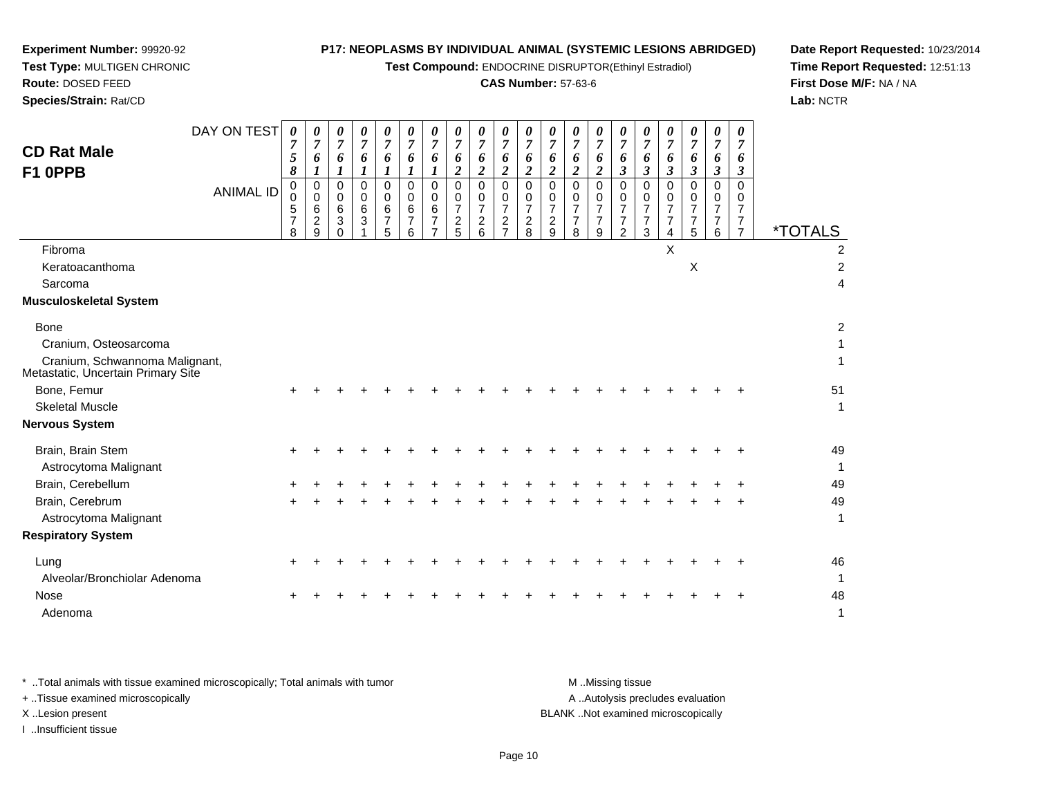**Experiment Number:** 99920-92
**Test Type:** MULTIGEN CHRONIC
**Route:** DOSED FEED
**Species/Strain:** Rat/CD

**P17: NEOPLASMS BY INDIVIDUAL ANIMAL (SYSTEMIC LESIONS ABRIDGED)**
**Test Compound:** ENDOCRINE DISRUPTOR(Ethinyl Estradiol)
**CAS Number:** 57-63-6

**Date Report Requested:** 10/23/2014
**Time Report Requested:** 12:51:13
**First Dose M/F:** NA / NA
**Lab:** NCTR

## CD Rat Male F1 0PPB

| DAY ON TEST | 0758 | 0761 | 0761 | 0761 | 0761 | 0761 | 0761 | 0762 | 0762 | 0762 | 0762 | 0762 | 0762 | 0762 | 0763 | 0763 | 0763 | 0763 | 0763 | 0763 | |
|---|---|---|---|---|---|---|---|---|---|---|---|---|---|---|---|---|---|---|---|---|---|
| **ANIMAL ID** | 00578 | 00629 | 00630 | 00631 | 00675 | 00676 | 00677 | 00725 | 00726 | 00727 | 00728 | 00729 | 00778 | 00779 | 00772 | 00773 | 00774 | 00775 | 00776 | 00777 | ***TOTALS** |
| Fibroma | | | | | | | | | | | | | | | | | X | | | | 2 |
| Keratoacanthoma | | | | | | | | | | | | | | | | | | X | | | 2 |
| Sarcoma | | | | | | | | | | | | | | | | | | | | | 4 |
| **Musculoskeletal System** | | | | | | | | | | | | | | | | | | | | | |
| Bone | | | | | | | | | | | | | | | | | | | | | 2 |
| Cranium, Osteosarcoma | | | | | | | | | | | | | | | | | | | | | 1 |
| Cranium, Schwannoma Malignant, Metastatic, Uncertain Primary Site | | | | | | | | | | | | | | | | | | | | | 1 |
| Bone, Femur | + | + | + | + | + | + | + | + | + | + | + | + | + | + | + | + | + | + | + | + | 51 |
| Skeletal Muscle | | | | | | | | | | | | | | | | | | | | | 1 |
| **Nervous System** | | | | | | | | | | | | | | | | | | | | | |
| Brain, Brain Stem | + | + | + | + | + | + | + | + | + | + | + | + | + | + | + | + | + | + | + | + | 49 |
| Astrocytoma Malignant | | | | | | | | | | | | | | | | | | | | | 1 |
| Brain, Cerebellum | + | + | + | + | + | + | + | + | + | + | + | + | + | + | + | + | + | + | + | + | 49 |
| Brain, Cerebrum | + | + | + | + | + | + | + | + | + | + | + | + | + | + | + | + | + | + | + | + | 49 |
| Astrocytoma Malignant | | | | | | | | | | | | | | | | | | | | | 1 |
| **Respiratory System** | | | | | | | | | | | | | | | | | | | | | |
| Lung | + | + | + | + | + | + | + | + | + | + | + | + | + | + | + | + | + | + | + | + | 46 |
| Alveolar/Bronchiolar Adenoma | | | | | | | | | | | | | | | | | | | | | 1 |
| Nose | + | + | + | + | + | + | + | + | + | + | + | + | + | + | + | + | + | + | + | + | 48 |
| Adenoma | | | | | | | | | | | | | | | | | | | | | 1 |

* ..Total animals with tissue examined microscopically; Total animals with tumor
+ ..Tissue examined microscopically
X ..Lesion present
I ..Insufficient tissue

M ..Missing tissue
A ..Autolysis precludes evaluation
BLANK ..Not examined microscopically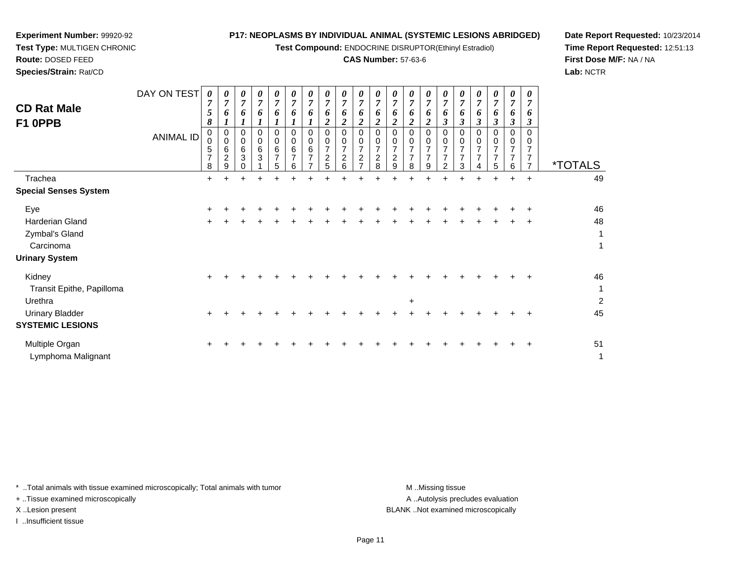**Experiment Number:** 99920-92
**Test Type:** MULTIGEN CHRONIC
**Route:** DOSED FEED
**Species/Strain:** Rat/CD

**P17: NEOPLASMS BY INDIVIDUAL ANIMAL (SYSTEMIC LESIONS ABRIDGED)**
**Test Compound:** ENDOCRINE DISRUPTOR(Ethinyl Estradiol)
**CAS Number:** 57-63-6

**Date Report Requested:** 10/23/2014
**Time Report Requested:** 12:51:13
**First Dose M/F:** NA / NA
**Lab:** NCTR

## CD Rat Male F1 0PPB

| DAY ON TEST | 0758 | 0761 | 0761 | 0761 | 0761 | 0761 | 0761 | 0762 | 0762 | 0762 | 0762 | 0762 | 0762 | 0762 | 0763 | 0763 | 0763 | 0763 | 0763 | 0763 | |
|---|---|---|---|---|---|---|---|---|---|---|---|---|---|---|---|---|---|---|---|---|---|
| **ANIMAL ID** | 0057 8 | 0062 9 | 0063 0 | 0063 1 | 0067 5 | 0067 6 | 0067 7 | 0072 5 | 0072 6 | 0072 7 | 0072 8 | 0072 9 | 0077 8 | 0077 9 | 0077 2 | 0077 3 | 0077 4 | 0077 5 | 0077 6 | 0077 7 | ***TOTALS** |
| Trachea | + | + | + | + | + | + | + | + | + | + | + | + | + | + | + | + | + | + | + | + | 49 |
| **Special Senses System** | | | | | | | | | | | | | | | | | | | | | |
| Eye | + | + | + | + | + | + | + | + | + | + | + | + | + | + | + | + | + | + | + | + | 46 |
| Harderian Gland | + | + | + | + | + | + | + | + | + | + | + | + | + | + | + | + | + | + | + | + | 48 |
| Zymbal's Gland | | | | | | | | | | | | | | | | | | | | | 1 |
| Carcinoma | | | | | | | | | | | | | | | | | | | | | 1 |
| **Urinary System** | | | | | | | | | | | | | | | | | | | | | |
| Kidney | + | + | + | + | + | + | + | + | + | + | + | + | + | + | + | + | + | + | + | + | 46 |
| Transit Epithe, Papilloma | | | | | | | | | | | | | | | | | | | | | 1 |
| Urethra | | | | | | | | | | | | | + | | | | | | | | 2 |
| Urinary Bladder | + | + | + | + | + | + | + | + | + | + | + | + | + | + | + | + | + | + | + | + | 45 |
| **SYSTEMIC LESIONS** | | | | | | | | | | | | | | | | | | | | | |
| Multiple Organ | + | + | + | + | + | + | + | + | + | + | + | + | + | + | + | + | + | + | + | + | 51 |
| Lymphoma Malignant | | | | | | | | | | | | | | | | | | | | | 1 |

\* ..Total animals with tissue examined microscopically; Total animals with tumor
+ ..Tissue examined microscopically
X ..Lesion present
I ..Insufficient tissue

M ..Missing tissue
A ..Autolysis precludes evaluation
BLANK ..Not examined microscopically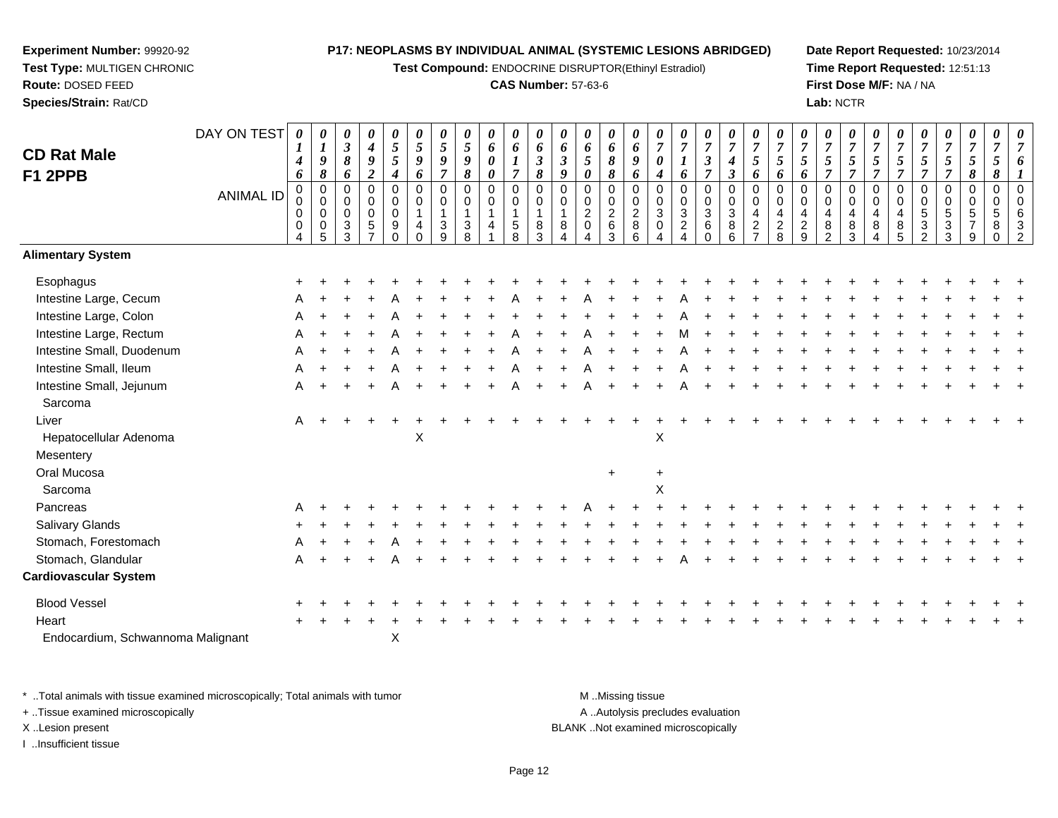**Experiment Number:** 99920-92
**Test Type:** MULTIGEN CHRONIC
**Route:** DOSED FEED
**Species/Strain:** Rat/CD

**P17: NEOPLASMS BY INDIVIDUAL ANIMAL (SYSTEMIC LESIONS ABRIDGED)**
**Test Compound:** ENDOCRINE DISRUPTOR(Ethinyl Estradiol)
**CAS Number:** 57-63-6

**Date Report Requested:** 10/23/2014
**Time Report Requested:** 12:51:13
**First Dose M/F:** NA / NA
**Lab:** NCTR

## CD Rat Male F1 2PPB

| DAY ON TEST | 0146 | 0198 | 0386 | 0492 | 0554 | 0596 | 0597 | 0598 | 0600 | 0617 | 0638 | 0639 | 0650 | 0688 | 0696 | 0704 | 0716 | 0737 | 0743 | 0756 | 0756 | 0756 | 0757 | 0757 | 0757 | 0757 | 0757 | 0757 | 0758 | 0758 | 0761 |
|---|---|---|---|---|---|---|---|---|---|---|---|---|---|---|---|---|---|---|---|---|---|---|---|---|---|---|---|---|---|---|---|
| **ANIMAL ID** | 00004 | 00005 | 00033 | 00057 | 00090 | 00140 | 00139 | 00138 | 00141 | 00158 | 00183 | 00184 | 00204 | 00263 | 00286 | 00304 | 00324 | 00360 | 00386 | 00427 | 00428 | 00429 | 00482 | 00483 | 00484 | 00485 | 00532 | 00533 | 00579 | 00580 | 00632 |
| **Alimentary System** | | | | | | | | | | | | | | | | | | | | | | | | | | | | | | | |
| Esophagus | + | + | + | + | + | + | + | + | + | + | + | + | + | + | + | + | + | + | + | + | + | + | + | + | + | + | + | + | + | + | + |
| Intestine Large, Cecum | A | + | + | + | A | + | + | + | + | A | + | + | A | + | + | + | A | + | + | + | + | + | + | + | + | + | + | + | + | + | + |
| Intestine Large, Colon | A | + | + | + | A | + | + | + | + | + | + | + | + | + | + | + | A | + | + | + | + | + | + | + | + | + | + | + | + | + | + |
| Intestine Large, Rectum | A | + | + | + | A | + | + | + | + | A | + | + | A | + | + | + | M | + | + | + | + | + | + | + | + | + | + | + | + | + | + |
| Intestine Small, Duodenum | A | + | + | + | A | + | + | + | + | A | + | + | A | + | + | + | A | + | + | + | + | + | + | + | + | + | + | + | + | + | + |
| Intestine Small, Ileum | A | + | + | + | A | + | + | + | + | A | + | + | A | + | + | + | A | + | + | + | + | + | + | + | + | + | + | + | + | + | + |
| Intestine Small, Jejunum | A | + | + | + | A | + | + | + | + | A | + | + | A | + | + | + | A | + | + | + | + | + | + | + | + | + | + | + | + | + | + |
| Sarcoma | | | | | | | | | | | | | | | | | | | | | | | | | | | | | | | |
| Liver | A | + | + | + | + | + | + | + | + | + | + | + | + | + | + | + | + | + | + | + | + | + | + | + | + | + | + | + | + | + | + |
| Hepatocellular Adenoma | | | | | | X | | | | | | | | | | X | | | | | | | | | | | | | | | |
| Mesentery | | | | | | | | | | | | | | | | | | | | | | | | | | | | | | | |
| Oral Mucosa | | | | | | | | | | | | | | + | | + | | | | | | | | | | | | | | | |
| Sarcoma | | | | | | | | | | | | | | | | X | | | | | | | | | | | | | | | |
| Pancreas | A | + | + | + | + | + | + | + | + | + | + | + | A | + | + | + | + | + | + | + | + | + | + | + | + | + | + | + | + | + | + |
| Salivary Glands | + | + | + | + | + | + | + | + | + | + | + | + | + | + | + | + | + | + | + | + | + | + | + | + | + | + | + | + | + | + | + |
| Stomach, Forestomach | A | + | + | + | A | + | + | + | + | + | + | + | + | + | + | + | + | + | + | + | + | + | + | + | + | + | + | + | + | + | + |
| Stomach, Glandular | A | + | + | + | A | + | + | + | + | + | + | + | + | + | + | + | A | + | + | + | + | + | + | + | + | + | + | + | + | + | + |
| **Cardiovascular System** | | | | | | | | | | | | | | | | | | | | | | | | | | | | | | | |
| Blood Vessel | + | + | + | + | + | + | + | + | + | + | + | + | + | + | + | + | + | + | + | + | + | + | + | + | + | + | + | + | + | + | + |
| Heart | + | + | + | + | + | + | + | + | + | + | + | + | + | + | + | + | + | + | + | + | + | + | + | + | + | + | + | + | + | + | + |
| Endocardium, Schwannoma Malignant | | | | | X | | | | | | | | | | | | | | | | | | | | | | | | | | |

\* ..Total animals with tissue examined microscopically; Total animals with tumor
+ ..Tissue examined microscopically
X ..Lesion present
I ..Insufficient tissue

M ..Missing tissue
A ..Autolysis precludes evaluation
BLANK ..Not examined microscopically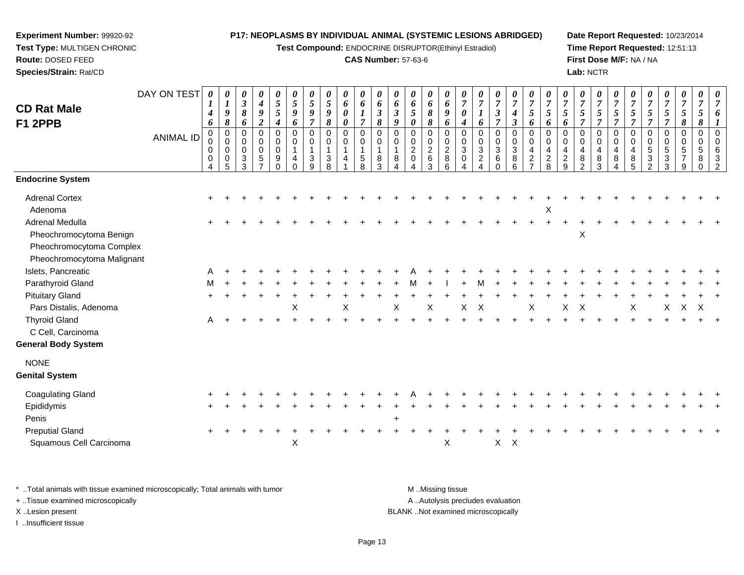**Experiment Number:** 99920-92
**Test Type:** MULTIGEN CHRONIC
**Route:** DOSED FEED
**Species/Strain:** Rat/CD

**P17: NEOPLASMS BY INDIVIDUAL ANIMAL (SYSTEMIC LESIONS ABRIDGED)**
**Test Compound:** ENDOCRINE DISRUPTOR(Ethinyl Estradiol)
**CAS Number:** 57-63-6

**Date Report Requested:** 10/23/2014
**Time Report Requested:** 12:51:13
**First Dose M/F:** NA / NA
**Lab:** NCTR

## CD Rat Male F1 2PPB

| DAY ON TEST | 0146 | 0198 | 0386 | 0492 | 0554 | 0596 | 0597 | 0598 | 0600 | 0617 | 0638 | 0639 | 0650 | 0688 | 0696 | 0704 | 0716 | 0737 | 0743 | 0756 | 0756 | 0756 | 0757 | 0757 | 0757 | 0757 | 0757 | 0757 | 0758 | 0758 | 0761 |
|---|---|---|---|---|---|---|---|---|---|---|---|---|---|---|---|---|---|---|---|---|---|---|---|---|---|---|---|---|---|---|---|
| **ANIMAL ID** | 00004 | 00005 | 00033 | 00057 | 00090 | 00140 | 00139 | 00138 | 00141 | 00158 | 00183 | 00184 | 00204 | 00263 | 00286 | 00304 | 00324 | 00360 | 00386 | 00427 | 00428 | 00429 | 00482 | 00483 | 00484 | 00485 | 00532 | 00533 | 00579 | 00580 | 00632 |
| **Endocrine System** | | | | | | | | | | | | | | | | | | | | | | | | | | | | | | | |
| Adrenal Cortex | + | + | + | + | + | + | + | + | + | + | + | + | + | + | + | + | + | + | + | + | + | + | + | + | + | + | + | + | + | + | + |
| Adenoma | | | | | | | | | | | | | | | | | | | | | X | | | | | | | | | | |
| Adrenal Medulla | + | + | + | + | + | + | + | + | + | + | + | + | + | + | + | + | + | + | + | + | + | + | + | + | + | + | + | + | + | + | + |
| Pheochromocytoma Benign | | | | | | | | | | | | | | | | | | | | | | | X | | | | | | | | |
| Pheochromocytoma Complex | | | | | | | | | | | | | | | | | | | | | | | | | | | | | | | |
| Pheochromocytoma Malignant | | | | | | | | | | | | | | | | | | | | | | | | | | | | | | | |
| Islets, Pancreatic | A | + | + | + | + | + | + | + | + | + | + | + | A | + | + | + | + | + | + | + | + | + | + | + | + | + | + | + | + | + | + |
| Parathyroid Gland | M | + | + | + | + | + | + | + | + | + | + | + | M | + | I | + | M | + | + | + | + | + | + | + | + | + | + | + | + | + | + |
| Pituitary Gland | + | + | + | + | + | + | + | + | + | + | + | + | + | + | + | + | + | + | + | + | + | + | + | + | + | + | + | + | + | + | + |
| Pars Distalis, Adenoma | | | | | | X | | | X | | | X | | X | | X | X | | | X | | X | X | | | X | | X | X | X | |
| Thyroid Gland | A | + | + | + | + | + | + | + | + | + | + | + | + | + | + | + | + | + | + | + | + | + | + | + | + | + | + | + | + | + | + |
| C Cell, Carcinoma | | | | | | | | | | | | | | | | | | | | | | | | | | | | | | | |
| **General Body System** | | | | | | | | | | | | | | | | | | | | | | | | | | | | | | | |
| NONE | | | | | | | | | | | | | | | | | | | | | | | | | | | | | | | |
| **Genital System** | | | | | | | | | | | | | | | | | | | | | | | | | | | | | | | |
| Coagulating Gland | + | + | + | + | + | + | + | + | + | + | + | + | A | + | + | + | + | + | + | + | + | + | + | + | + | + | + | + | + | + | + |
| Epididymis | + | + | + | + | + | + | + | + | + | + | + | + | + | + | + | + | + | + | + | + | + | + | + | + | + | + | + | + | + | + | + |
| Penis | | | | | | | | | | | | + | | | | | | | | | | | | | | | | | | | |
| Preputial Gland | + | + | + | + | + | + | + | + | + | + | + | + | + | + | + | + | + | + | + | + | + | + | + | + | + | + | + | + | + | + | + |
| Squamous Cell Carcinoma | | | | | | X | | | | | | | | | X | | | X | X | | | | | | | | | | | | |

\* ..Total animals with tissue examined microscopically; Total animals with tumor
\+ ..Tissue examined microscopically
X ..Lesion present
I ..Insufficient tissue

M ..Missing tissue
A ..Autolysis precludes evaluation
BLANK ..Not examined microscopically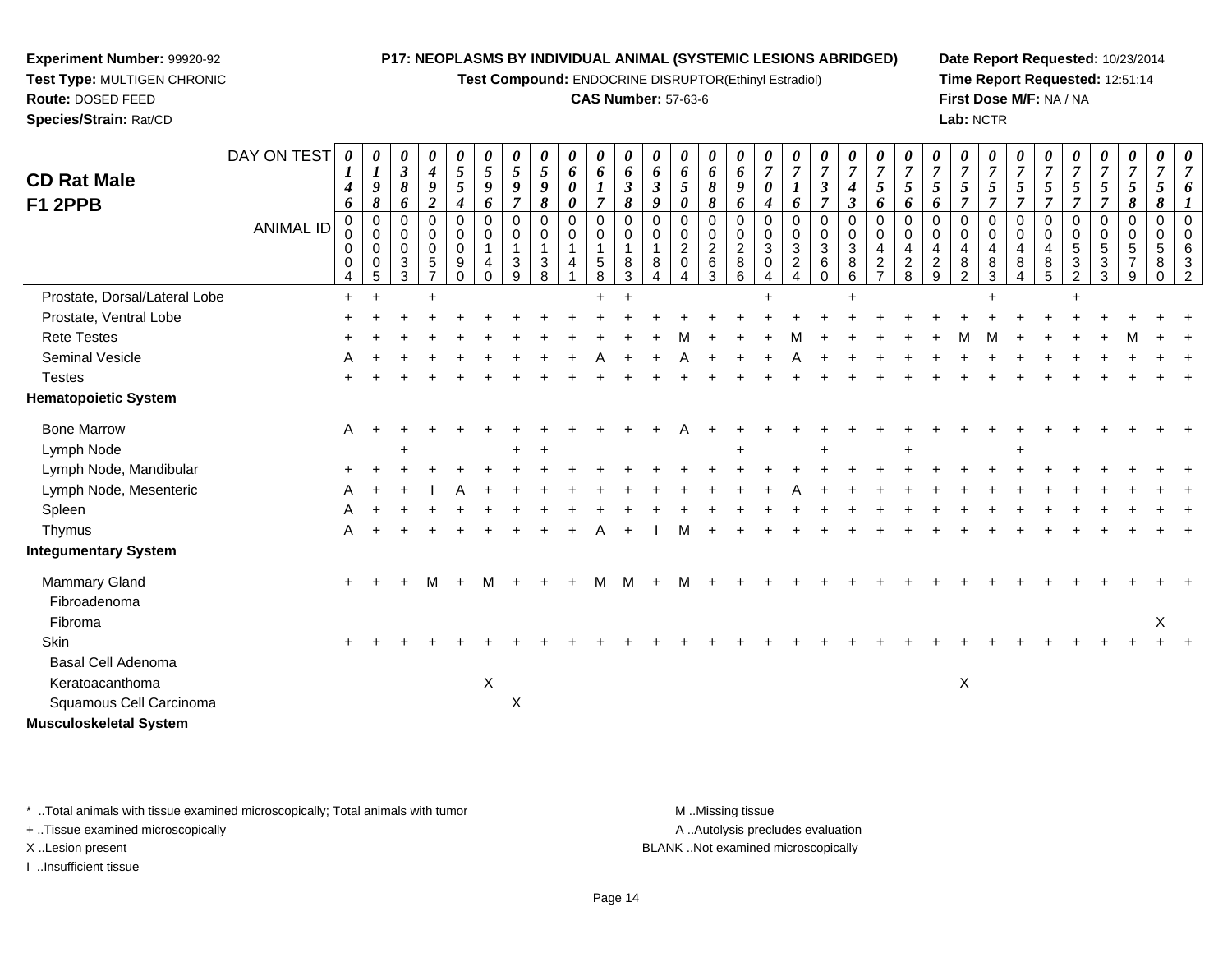**Experiment Number:** 99920-92
**Test Type:** MULTIGEN CHRONIC
**Route:** DOSED FEED
**Species/Strain:** Rat/CD

**P17: NEOPLASMS BY INDIVIDUAL ANIMAL (SYSTEMIC LESIONS ABRIDGED)**
**Test Compound:** ENDOCRINE DISRUPTOR(Ethinyl Estradiol)
**CAS Number:** 57-63-6

**Date Report Requested:** 10/23/2014
**Time Report Requested:** 12:51:14
**First Dose M/F:** NA / NA
**Lab:** NCTR

## CD Rat Male F1 2PPB

| DAY ON TEST | 0146 | 0198 | 0386 | 0492 | 0554 | 0596 | 0597 | 0598 | 0600 | 0617 | 0638 | 0639 | 0650 | 0688 | 0696 | 0704 | 0716 | 0737 | 0743 | 0756 | 0756 | 0756 | 0757 | 0757 | 0757 | 0757 | 0757 | 0757 | 0758 | 0758 | 0761 |
|---|---|---|---|---|---|---|---|---|---|---|---|---|---|---|---|---|---|---|---|---|---|---|---|---|---|---|---|---|---|---|---|
| ANIMAL ID | 00004 | 00005 | 00033 | 00057 | 00090 | 00140 | 00139 | 00138 | 00141 | 00158 | 00183 | 00184 | 00204 | 00263 | 00286 | 00304 | 00324 | 00360 | 00386 | 00427 | 00428 | 00429 | 00482 | 00483 | 00484 | 00485 | 00532 | 00533 | 00579 | 00580 | 00632 |
| Prostate, Dorsal/Lateral Lobe | + | + | | + | | | | | | + | + | | | | | + | | | + | | | | | + | | | + | | | | |
| Prostate, Ventral Lobe | + | + | + | + | + | + | + | + | + | + | + | + | + | + | + | + | + | + | + | + | + | + | + | + | + | + | + | + | + | + | + |
| Rete Testes | + | + | + | + | + | + | + | + | + | + | + | + | M | + | + | + | M | + | + | + | + | + | M | M | + | + | + | + | M | + | + |
| Seminal Vesicle | A | + | + | + | + | + | + | + | + | A | + | + | A | + | + | + | A | + | + | + | + | + | + | + | + | + | + | + | + | + | + |
| Testes | + | + | + | + | + | + | + | + | + | + | + | + | + | + | + | + | + | + | + | + | + | + | + | + | + | + | + | + | + | + | + |
| **Hematopoietic System** | | | | | | | | | | | | | | | | | | | | | | | | | | | | | | | |
| Bone Marrow | A | + | + | + | + | + | + | + | + | + | + | + | A | + | + | + | + | + | + | + | + | + | + | + | + | + | + | + | + | + | + |
| Lymph Node | | | + | | | | + | + | | | | | | | + | | | + | | | + | | | | + | | | | | | |
| Lymph Node, Mandibular | + | + | + | + | + | + | + | + | + | + | + | + | + | + | + | + | + | + | + | + | + | + | + | + | + | + | + | + | + | + | + |
| Lymph Node, Mesenteric | A | + | + | I | A | + | + | + | + | + | + | + | + | + | + | + | A | + | + | + | + | + | + | + | + | + | + | + | + | + | + |
| Spleen | A | + | + | + | + | + | + | + | + | + | + | + | + | + | + | + | + | + | + | + | + | + | + | + | + | + | + | + | + | + | + |
| Thymus | A | + | + | + | + | + | + | + | + | A | + | I | M | + | + | + | + | + | + | + | + | + | + | + | + | + | + | + | + | + | + |
| **Integumentary System** | | | | | | | | | | | | | | | | | | | | | | | | | | | | | | | |
| Mammary Gland | + | + | + | M | + | M | + | + | + | M | M | + | M | + | + | + | + | + | + | + | + | + | + | + | + | + | + | + | + | + | + |
| Fibroadenoma | | | | | | | | | | | | | | | | | | | | | | | | | | | | | | | |
| Fibroma | | | | | | | | | | | | | | | | | | | | | | | | | | | | | | X | |
| Skin | + | + | + | + | + | + | + | + | + | + | + | + | + | + | + | + | + | + | + | + | + | + | + | + | + | + | + | + | + | + | + |
| Basal Cell Adenoma | | | | | | | | | | | | | | | | | | | | | | | | | | | | | | | |
| Keratoacanthoma | | | | | | X | | | | | | | | | | | | | | | | | X | | | | | | | | |
| Squamous Cell Carcinoma | | | | | | | X | | | | | | | | | | | | | | | | | | | | | | | | |
| **Musculoskeletal System** | | | | | | | | | | | | | | | | | | | | | | | | | | | | | | | |

\* ..Total animals with tissue examined microscopically; Total animals with tumor
+ ..Tissue examined microscopically
X ..Lesion present
I ..Insufficient tissue

M ..Missing tissue
A ..Autolysis precludes evaluation
BLANK ..Not examined microscopically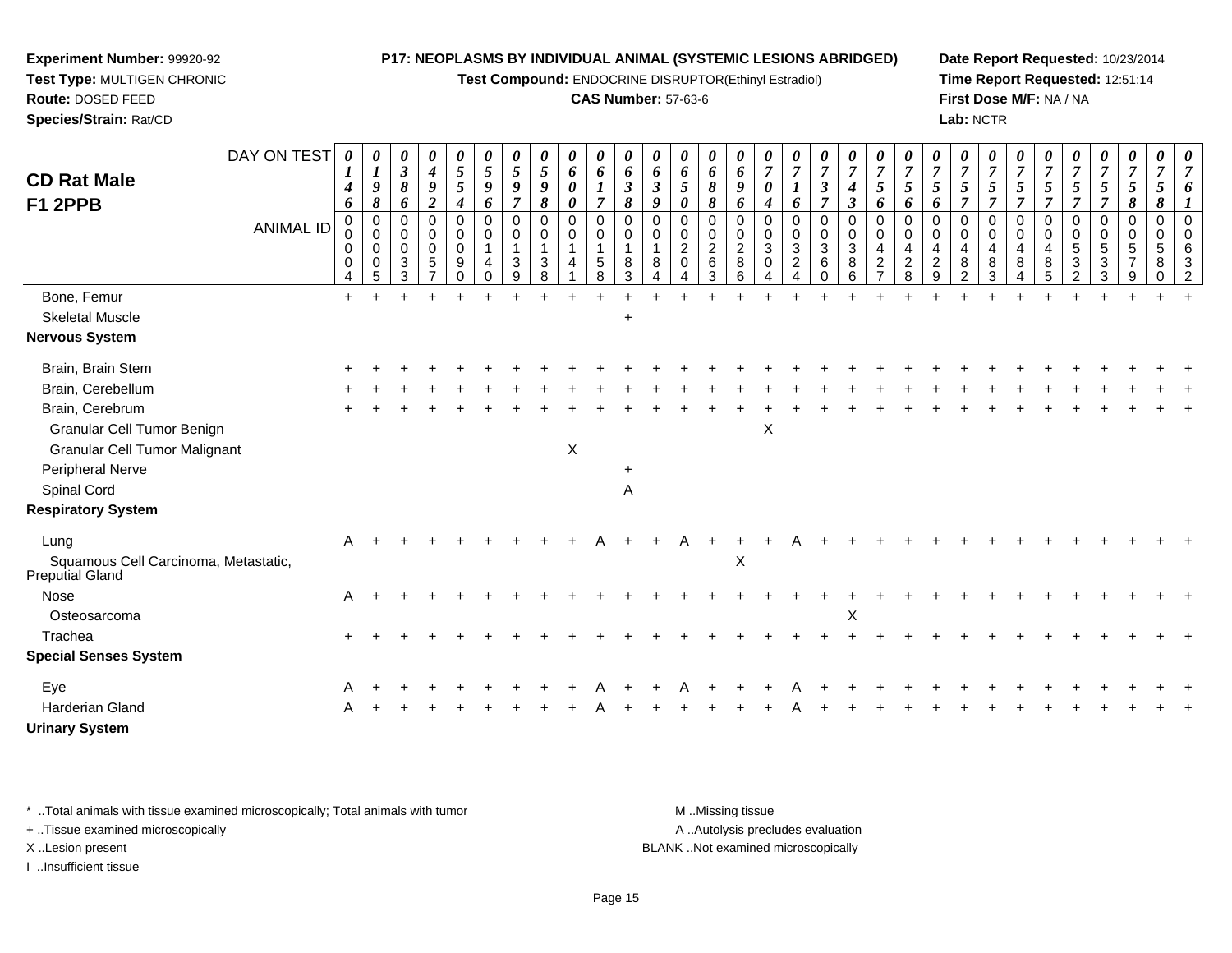**Experiment Number:** 99920-92
**Test Type:** MULTIGEN CHRONIC
**Route:** DOSED FEED
**Species/Strain:** Rat/CD

**P17: NEOPLASMS BY INDIVIDUAL ANIMAL (SYSTEMIC LESIONS ABRIDGED)**
**Test Compound:** ENDOCRINE DISRUPTOR(Ethinyl Estradiol)
**CAS Number:** 57-63-6

**Date Report Requested:** 10/23/2014
**Time Report Requested:** 12:51:14
**First Dose M/F:** NA / NA
**Lab:** NCTR

## CD Rat Male F1 2PPB

| DAY ON TEST | 0146 | 0198 | 0386 | 0492 | 0554 | 0596 | 0597 | 0598 | 0600 | 0617 | 0638 | 0639 | 0650 | 0688 | 0696 | 0704 | 0716 | 0737 | 0743 | 0756 | 0756 | 0756 | 0757 | 0757 | 0757 | 0757 | 0757 | 0757 | 0758 | 0758 | 0761 |
|---|---|---|---|---|---|---|---|---|---|---|---|---|---|---|---|---|---|---|---|---|---|---|---|---|---|---|---|---|---|---|---|
| **ANIMAL ID** | 00004 | 00005 | 00033 | 00057 | 00090 | 00140 | 00139 | 00138 | 00141 | 00158 | 00183 | 00184 | 00204 | 00263 | 00286 | 00304 | 00324 | 00360 | 00386 | 00427 | 00428 | 00429 | 00482 | 00483 | 00484 | 00485 | 00532 | 00533 | 00579 | 00580 | 00632 |
| Bone, Femur | + | + | + | + | + | + | + | + | + | + | + | + | + | + | + | + | + | + | + | + | + | + | + | + | + | + | + | + | + | + | + |
| Skeletal Muscle | | | | | | | | | | | + | | | | | | | | | | | | | | | | | | | | |
| **Nervous System** | | | | | | | | | | | | | | | | | | | | | | | | | | | | | | | |
| Brain, Brain Stem | + | + | + | + | + | + | + | + | + | + | + | + | + | + | + | + | + | + | + | + | + | + | + | + | + | + | + | + | + | + | + |
| Brain, Cerebellum | + | + | + | + | + | + | + | + | + | + | + | + | + | + | + | + | + | + | + | + | + | + | + | + | + | + | + | + | + | + | + |
| Brain, Cerebrum | + | + | + | + | + | + | + | + | + | + | + | + | + | + | + | + | + | + | + | + | + | + | + | + | + | + | + | + | + | + | + |
| Granular Cell Tumor Benign | | | | | | | | | | | | | | | | X | | | | | | | | | | | | | | | |
| Granular Cell Tumor Malignant | | | | | | | | | X | | | | | | | | | | | | | | | | | | | | | | |
| Peripheral Nerve | | | | | | | | | | | + | | | | | | | | | | | | | | | | | | | | |
| Spinal Cord | | | | | | | | | | | A | | | | | | | | | | | | | | | | | | | | |
| **Respiratory System** | | | | | | | | | | | | | | | | | | | | | | | | | | | | | | | |
| Lung | A | + | + | + | + | + | + | + | + | A | + | + | A | + | + | + | A | + | + | + | + | + | + | + | + | + | + | + | + | + | + |
| Squamous Cell Carcinoma, Metastatic, Preputial Gland | | | | | | | | | | | | | | | X | | | | | | | | | | | | | | | | |
| Nose | A | + | + | + | + | + | + | + | + | + | + | + | + | + | + | + | + | + | + | + | + | + | + | + | + | + | + | + | + | + | + |
| Osteosarcoma | | | | | | | | | | | | | | | | | | | X | | | | | | | | | | | | |
| Trachea | + | + | + | + | + | + | + | + | + | + | + | + | + | + | + | + | + | + | + | + | + | + | + | + | + | + | + | + | + | + | + |
| **Special Senses System** | | | | | | | | | | | | | | | | | | | | | | | | | | | | | | | |
| Eye | A | + | + | + | + | + | + | + | + | A | + | + | A | + | + | + | A | + | + | + | + | + | + | + | + | + | + | + | + | + | + |
| Harderian Gland | A | + | + | + | + | + | + | + | + | A | + | + | + | + | + | + | A | + | + | + | + | + | + | + | + | + | + | + | + | + | + |
| **Urinary System** | | | | | | | | | | | | | | | | | | | | | | | | | | | | | | | |

\* ..Total animals with tissue examined microscopically; Total animals with tumor
\+ ..Tissue examined microscopically
X ..Lesion present
I ..Insufficient tissue
M ..Missing tissue
A ..Autolysis precludes evaluation
BLANK ..Not examined microscopically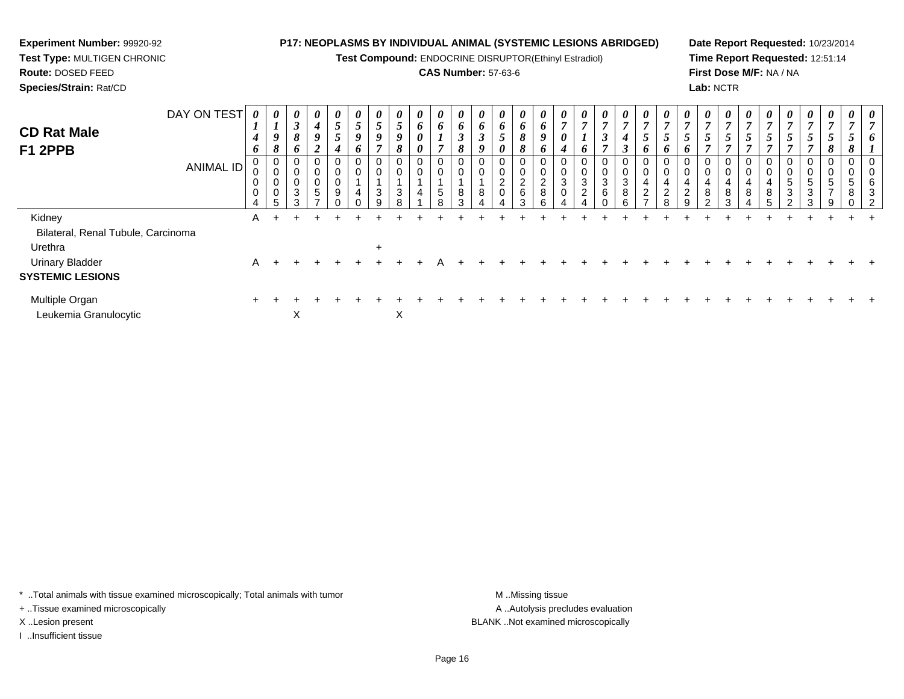**Experiment Number:** 99920-92
**Test Type:** MULTIGEN CHRONIC
**Route:** DOSED FEED
**Species/Strain:** Rat/CD

**P17: NEOPLASMS BY INDIVIDUAL ANIMAL (SYSTEMIC LESIONS ABRIDGED)**
**Test Compound:** ENDOCRINE DISRUPTOR(Ethinyl Estradiol)
**CAS Number:** 57-63-6

**Date Report Requested:** 10/23/2014
**Time Report Requested:** 12:51:14
**First Dose M/F:** NA / NA
**Lab:** NCTR

## CD Rat Male
## F1 2PPB

| DAY ON TEST | 0146 | 0198 | 0386 | 0492 | 0554 | 0596 | 0597 | 0598 | 0600 | 0617 | 0638 | 0639 | 0650 | 0688 | 0696 | 0704 | 0716 | 0737 | 0743 | 0756 | 0756 | 0756 | 0757 | 0757 | 0757 | 0757 | 0757 | 0757 | 0758 | 0758 | 0761 |
|---|---|---|---|---|---|---|---|---|---|---|---|---|---|---|---|---|---|---|---|---|---|---|---|---|---|---|---|---|---|---|---|
| **ANIMAL ID** | 00004 | 00005 | 00033 | 00057 | 00090 | 00140 | 00139 | 00138 | 00141 | 00158 | 00183 | 00184 | 00204 | 00263 | 00286 | 00304 | 00324 | 00360 | 00386 | 00427 | 00428 | 00429 | 00482 | 00483 | 00484 | 00485 | 00532 | 00533 | 00579 | 00580 | 00632 |
| Kidney | A | + | + | + | + | + | + | + | + | + | + | + | + | + | + | + | + | + | + | + | + | + | + | + | + | + | + | + | + | + | + |
| Bilateral, Renal Tubule, Carcinoma | | | | | | | | | | | | | | | | | | | | | | | | | | | | | | | |
| Urethra | | | | | | | + | | | | | | | | | | | | | | | | | | | | | | | | |
| Urinary Bladder | A | + | + | + | + | + | + | + | + | A | + | + | + | + | + | + | + | + | + | + | + | + | + | + | + | + | + | + | + | + | + |
| **SYSTEMIC LESIONS** | | | | | | | | | | | | | | | | | | | | | | | | | | | | | | | |
| Multiple Organ | + | + | + | + | + | + | + | + | + | + | + | + | + | + | + | + | + | + | + | + | + | + | + | + | + | + | + | + | + | + | + |
| Leukemia Granulocytic | | | X | | | | | X | | | | | | | | | | | | | | | | | | | | | | | |

* ..Total animals with tissue examined microscopically; Total animals with tumor
+ ..Tissue examined microscopically
X ..Lesion present
I ..Insufficient tissue

M ..Missing tissue
A ..Autolysis precludes evaluation
BLANK ..Not examined microscopically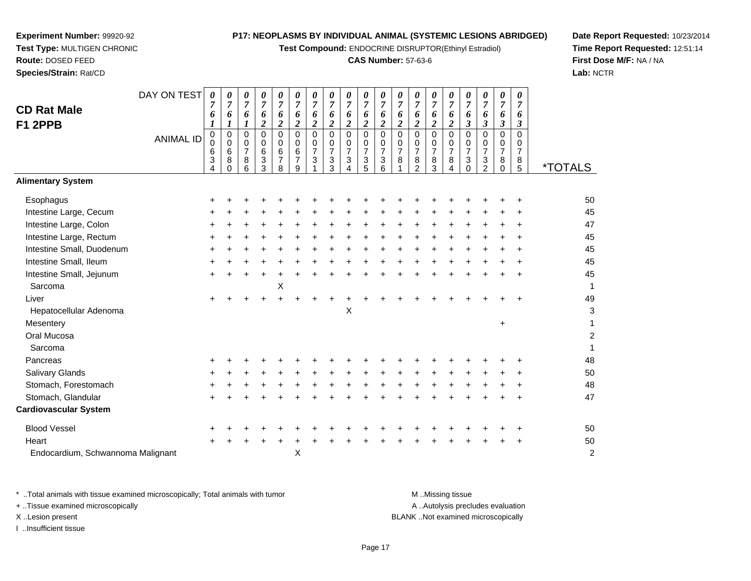**Experiment Number:** 99920-92
**Test Type:** MULTIGEN CHRONIC
**Route:** DOSED FEED
**Species/Strain:** Rat/CD

**P17: NEOPLASMS BY INDIVIDUAL ANIMAL (SYSTEMIC LESIONS ABRIDGED)**
**Test Compound:** ENDOCRINE DISRUPTOR(Ethinyl Estradiol)
**CAS Number:** 57-63-6

**Date Report Requested:** 10/23/2014
**Time Report Requested:** 12:51:14
**First Dose M/F:** NA / NA
**Lab:** NCTR

## CD Rat Male F1 2PPB

| DAY ON TEST | 0761 | 0761 | 0761 | 0762 | 0762 | 0762 | 0762 | 0762 | 0762 | 0762 | 0762 | 0762 | 0762 | 0762 | 0762 | 0763 | 0763 | 0763 | 0763 | |
|---|---|---|---|---|---|---|---|---|---|---|---|---|---|---|---|---|---|---|---|---|
| **ANIMAL ID** | 00634 | 00680 | 00786 | 00633 | 00678 | 00679 | 00731 | 00733 | 00734 | 00735 | 00736 | 00781 | 00782 | 00783 | 00784 | 00730 | 00732 | 00780 | 00785 | ***TOTALS** |
| **Alimentary System** | | | | | | | | | | | | | | | | | | | | |
| Esophagus | + | + | + | + | + | + | + | + | + | + | + | + | + | + | + | + | + | + | + | 50 |
| Intestine Large, Cecum | + | + | + | + | + | + | + | + | + | + | + | + | + | + | + | + | + | + | + | 45 |
| Intestine Large, Colon | + | + | + | + | + | + | + | + | + | + | + | + | + | + | + | + | + | + | + | 47 |
| Intestine Large, Rectum | + | + | + | + | + | + | + | + | + | + | + | + | + | + | + | + | + | + | + | 45 |
| Intestine Small, Duodenum | + | + | + | + | + | + | + | + | + | + | + | + | + | + | + | + | + | + | + | 45 |
| Intestine Small, Ileum | + | + | + | + | + | + | + | + | + | + | + | + | + | + | + | + | + | + | + | 45 |
| Intestine Small, Jejunum | + | + | + | + | + | + | + | + | + | + | + | + | + | + | + | + | + | + | + | 45 |
| Sarcoma | | | | | X | | | | | | | | | | | | | | | 1 |
| Liver | + | + | + | + | + | + | + | + | + | + | + | + | + | + | + | + | + | + | + | 49 |
| Hepatocellular Adenoma | | | | | | | | | X | | | | | | | | | | | 3 |
| Mesentery | | | | | | | | | | | | | | | | | | + | | 1 |
| Oral Mucosa | | | | | | | | | | | | | | | | | | | | 2 |
| Sarcoma | | | | | | | | | | | | | | | | | | | | 1 |
| Pancreas | + | + | + | + | + | + | + | + | + | + | + | + | + | + | + | + | + | + | + | 48 |
| Salivary Glands | + | + | + | + | + | + | + | + | + | + | + | + | + | + | + | + | + | + | + | 50 |
| Stomach, Forestomach | + | + | + | + | + | + | + | + | + | + | + | + | + | + | + | + | + | + | + | 48 |
| Stomach, Glandular | + | + | + | + | + | + | + | + | + | + | + | + | + | + | + | + | + | + | + | 47 |
| **Cardiovascular System** | | | | | | | | | | | | | | | | | | | | |
| Blood Vessel | + | + | + | + | + | + | + | + | + | + | + | + | + | + | + | + | + | + | + | 50 |
| Heart | + | + | + | + | + | + | + | + | + | + | + | + | + | + | + | + | + | + | + | 50 |
| Endocardium, Schwannoma Malignant | | | | | | X | | | | | | | | | | | | | | 2 |

\* ..Total animals with tissue examined microscopically; Total animals with tumor
\+ ..Tissue examined microscopically
X ..Lesion present
I ..Insufficient tissue

M ..Missing tissue
A ..Autolysis precludes evaluation
BLANK ..Not examined microscopically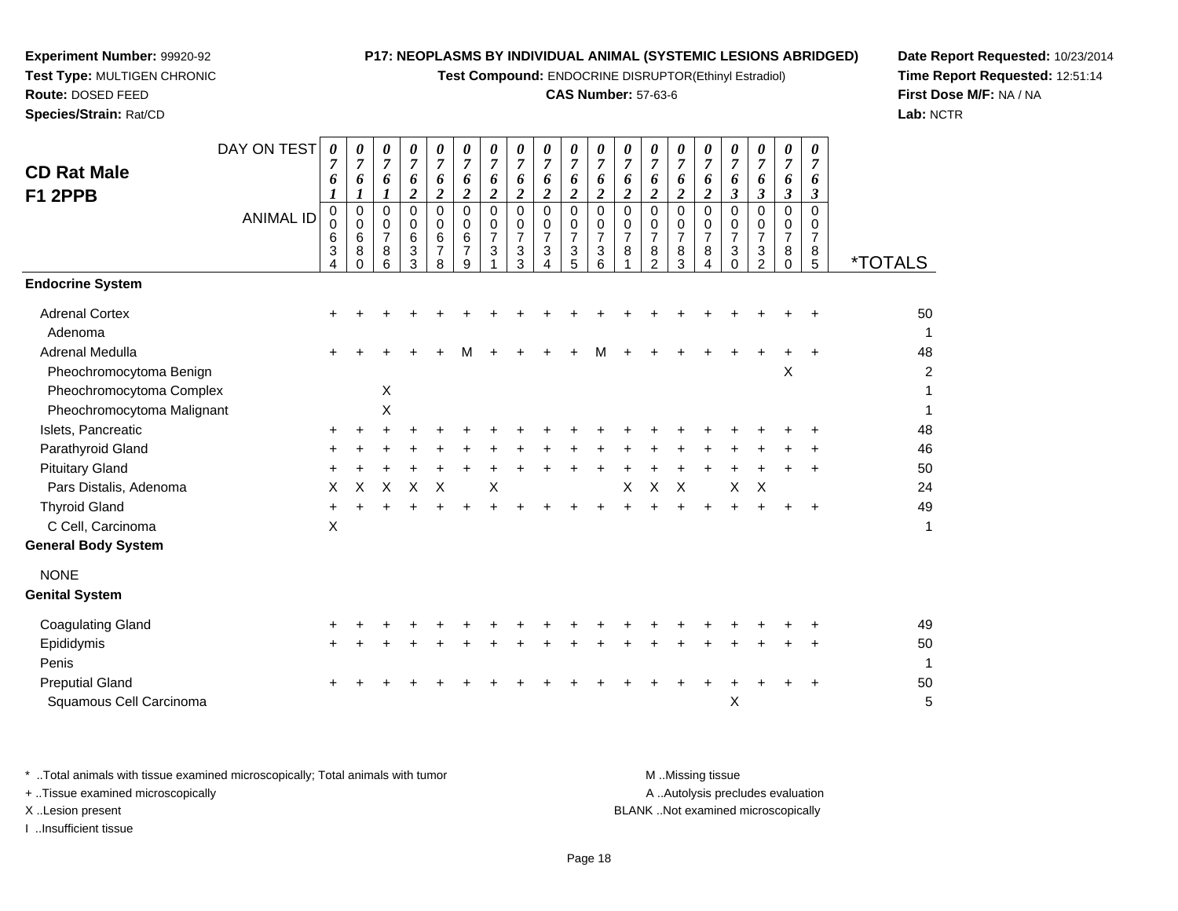**Experiment Number:** 99920-92
**Test Type:** MULTIGEN CHRONIC
**Route:** DOSED FEED
**Species/Strain:** Rat/CD

**P17: NEOPLASMS BY INDIVIDUAL ANIMAL (SYSTEMIC LESIONS ABRIDGED)**
**Test Compound:** ENDOCRINE DISRUPTOR(Ethinyl Estradiol)
**CAS Number:** 57-63-6

**Date Report Requested:** 10/23/2014
**Time Report Requested:** 12:51:14
**First Dose M/F:** NA / NA
**Lab:** NCTR

## CD Rat Male F1 2PPB

| DAY ON TEST | 0761 | 0761 | 0761 | 0762 | 0762 | 0762 | 0762 | 0762 | 0762 | 0762 | 0762 | 0762 | 0762 | 0762 | 0762 | 0763 | 0763 | 0763 | 0763 | |
|---|---|---|---|---|---|---|---|---|---|---|---|---|---|---|---|---|---|---|---|---|
| **ANIMAL ID** | 00634 | 00680 | 00786 | 00633 | 00678 | 00679 | 00731 | 00733 | 00734 | 00735 | 00736 | 00781 | 00782 | 00783 | 00784 | 00730 | 00732 | 00780 | 00785 | ***TOTALS** |
| **Endocrine System** | | | | | | | | | | | | | | | | | | | | |
| Adrenal Cortex | + | + | + | + | + | + | + | + | + | + | + | + | + | + | + | + | + | + | + | 50 |
| Adenoma | | | | | | | | | | | | | | | | | | | | 1 |
| Adrenal Medulla | + | + | + | + | + | M | + | + | + | + | M | + | + | + | + | + | + | + | + | 48 |
| Pheochromocytoma Benign | | | | | | | | | | | | | | | | | | X | | 2 |
| Pheochromocytoma Complex | | | X | | | | | | | | | | | | | | | | | 1 |
| Pheochromocytoma Malignant | | | X | | | | | | | | | | | | | | | | | 1 |
| Islets, Pancreatic | + | + | + | + | + | + | + | + | + | + | + | + | + | + | + | + | + | + | + | 48 |
| Parathyroid Gland | + | + | + | + | + | + | + | + | + | + | + | + | + | + | + | + | + | + | + | 46 |
| Pituitary Gland | + | + | + | + | + | + | + | + | + | + | + | + | + | + | + | + | + | + | + | 50 |
| Pars Distalis, Adenoma | X | X | X | X | X | | X | | | | | X | X | X | | X | X | | | 24 |
| Thyroid Gland | + | + | + | + | + | + | + | + | + | + | + | + | + | + | + | + | + | + | + | 49 |
| C Cell, Carcinoma | X | | | | | | | | | | | | | | | | | | | 1 |
| **General Body System** | | | | | | | | | | | | | | | | | | | | |
| NONE | | | | | | | | | | | | | | | | | | | | |
| **Genital System** | | | | | | | | | | | | | | | | | | | | |
| Coagulating Gland | + | + | + | + | + | + | + | + | + | + | + | + | + | + | + | + | + | + | + | 49 |
| Epididymis | + | + | + | + | + | + | + | + | + | + | + | + | + | + | + | + | + | + | + | 50 |
| Penis | | | | | | | | | | | | | | | | | | | | 1 |
| Preputial Gland | + | + | + | + | + | + | + | + | + | + | + | + | + | + | + | + | + | + | + | 50 |
| Squamous Cell Carcinoma | | | | | | | | | | | | | | | | X | | | | 5 |

\* ..Total animals with tissue examined microscopically; Total animals with tumor
\+ ..Tissue examined microscopically
X ..Lesion present
I ..Insufficient tissue

M ..Missing tissue
A ..Autolysis precludes evaluation
BLANK ..Not examined microscopically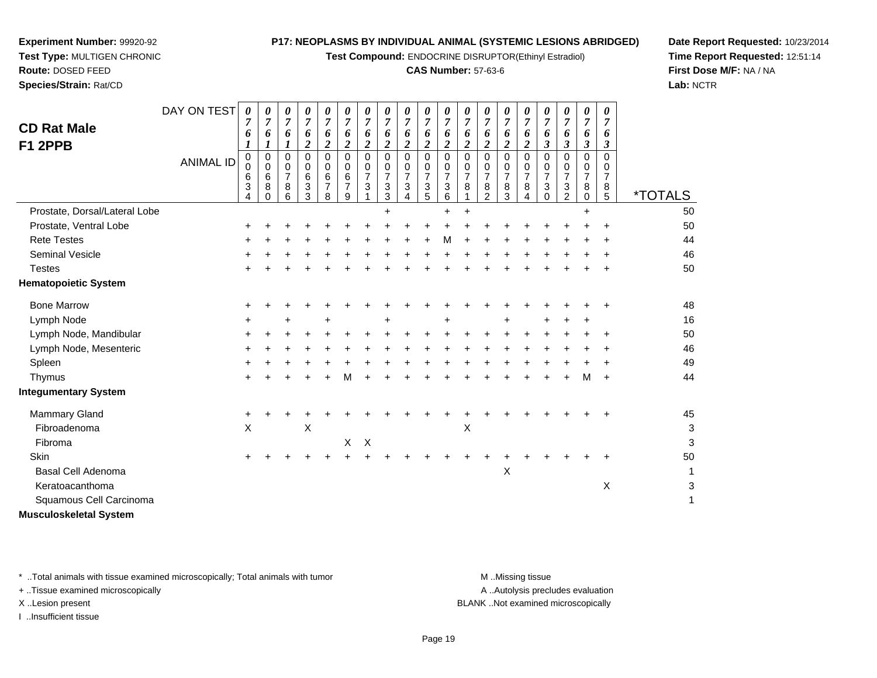**Experiment Number:** 99920-92
**Test Type:** MULTIGEN CHRONIC
**Route:** DOSED FEED
**Species/Strain:** Rat/CD

**P17: NEOPLASMS BY INDIVIDUAL ANIMAL (SYSTEMIC LESIONS ABRIDGED)**
**Test Compound:** ENDOCRINE DISRUPTOR(Ethinyl Estradiol)
**CAS Number:** 57-63-6

**Date Report Requested:** 10/23/2014
**Time Report Requested:** 12:51:14
**First Dose M/F:** NA / NA
**Lab:** NCTR

## CD Rat Male F1 2PPB

| DAY ON TEST | 0761 | 0761 | 0761 | 0762 | 0762 | 0762 | 0762 | 0762 | 0762 | 0762 | 0762 | 0762 | 0762 | 0762 | 0762 | 0763 | 0763 | 0763 | 0763 | |
|---|---|---|---|---|---|---|---|---|---|---|---|---|---|---|---|---|---|---|---|---|
| **ANIMAL ID** | 0006 34 | 0006 80 | 0007 86 | 0006 33 | 0006 78 | 0006 79 | 0007 31 | 0007 33 | 0007 34 | 0007 35 | 0007 36 | 0007 81 | 0007 82 | 0007 83 | 0007 84 | 0007 30 | 0007 32 | 0007 80 | 0007 85 | ***TOTALS** |
| Prostate, Dorsal/Lateral Lobe | | | | | | | | + | | | + | + | | | | | | + | | 50 |
| Prostate, Ventral Lobe | + | + | + | + | + | + | + | + | + | + | + | + | + | + | + | + | + | + | + | 50 |
| Rete Testes | + | + | + | + | + | + | + | + | + | + | M | + | + | + | + | + | + | + | + | 44 |
| Seminal Vesicle | + | + | + | + | + | + | + | + | + | + | + | + | + | + | + | + | + | + | + | 46 |
| Testes | + | + | + | + | + | + | + | + | + | + | + | + | + | + | + | + | + | + | + | 50 |
| **Hematopoietic System** | | | | | | | | | | | | | | | | | | | | |
| Bone Marrow | + | + | + | + | + | + | + | + | + | + | + | + | + | + | + | + | + | + | + | 48 |
| Lymph Node | + | | + | | + | | | + | | | + | | | + | | + | + | + | | 16 |
| Lymph Node, Mandibular | + | + | + | + | + | + | + | + | + | + | + | + | + | + | + | + | + | + | + | 50 |
| Lymph Node, Mesenteric | + | + | + | + | + | + | + | + | + | + | + | + | + | + | + | + | + | + | + | 46 |
| Spleen | + | + | + | + | + | + | + | + | + | + | + | + | + | + | + | + | + | + | + | 49 |
| Thymus | + | + | + | + | + | M | + | + | + | + | + | + | + | + | + | + | + | M | + | 44 |
| **Integumentary System** | | | | | | | | | | | | | | | | | | | | |
| Mammary Gland | + | + | + | + | + | + | + | + | + | + | + | + | + | + | + | + | + | + | + | 45 |
| Fibroadenoma | X | | | X | | | | | | | | X | | | | | | | | 3 |
| Fibroma | | | | | | X | X | | | | | | | | | | | | | 3 |
| Skin | + | + | + | + | + | + | + | + | + | + | + | + | + | + | + | + | + | + | + | 50 |
| Basal Cell Adenoma | | | | | | | | | | | | | | X | | | | | | 1 |
| Keratoacanthoma | | | | | | | | | | | | | | | | | | | X | 3 |
| Squamous Cell Carcinoma | | | | | | | | | | | | | | | | | | | | 1 |
| **Musculoskeletal System** | | | | | | | | | | | | | | | | | | | | |

\* ..Total animals with tissue examined microscopically; Total animals with tumor
\+ ..Tissue examined microscopically
X ..Lesion present
I ..Insufficient tissue

M ..Missing tissue
A ..Autolysis precludes evaluation
BLANK ..Not examined microscopically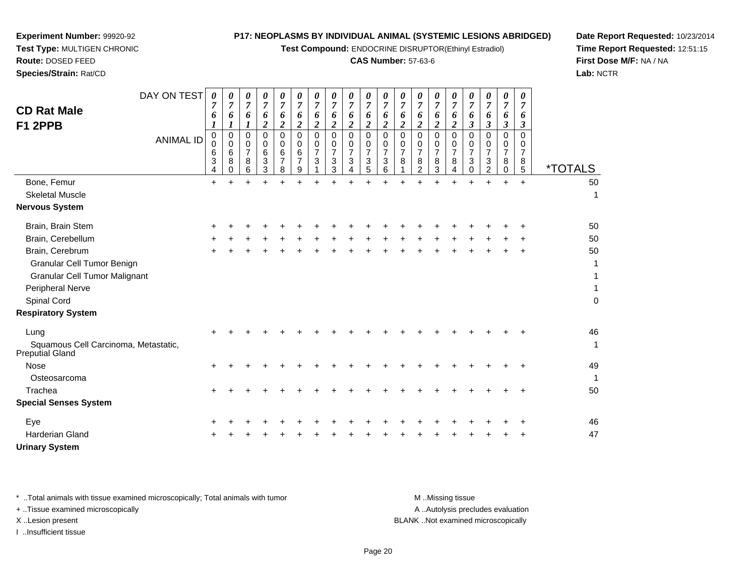**Experiment Number:** 99920-92
**Test Type:** MULTIGEN CHRONIC
**Route:** DOSED FEED
**Species/Strain:** Rat/CD

**P17: NEOPLASMS BY INDIVIDUAL ANIMAL (SYSTEMIC LESIONS ABRIDGED)**
**Test Compound:** ENDOCRINE DISRUPTOR(Ethinyl Estradiol)
**CAS Number:** 57-63-6

**Date Report Requested:** 10/23/2014
**Time Report Requested:** 12:51:15
**First Dose M/F:** NA / NA
**Lab:** NCTR

## CD Rat Male F1 2PPB

| DAY ON TEST | 0761 | 0761 | 0761 | 0762 | 0762 | 0762 | 0762 | 0762 | 0762 | 0762 | 0762 | 0762 | 0762 | 0762 | 0762 | 0763 | 0763 | 0763 | 0763 | |
|---|---|---|---|---|---|---|---|---|---|---|---|---|---|---|---|---|---|---|---|---|
| **ANIMAL ID** | 00634 | 00680 | 00786 | 00633 | 00678 | 00679 | 00731 | 00733 | 00734 | 00735 | 00736 | 00781 | 00782 | 00783 | 00784 | 00730 | 00732 | 00780 | 00785 | ***TOTALS** |
| Bone, Femur | + | + | + | + | + | + | + | + | + | + | + | + | + | + | + | + | + | + | + | 50 |
| Skeletal Muscle | | | | | | | | | | | | | | | | | | | | 1 |
| **Nervous System** | | | | | | | | | | | | | | | | | | | | |
| Brain, Brain Stem | + | + | + | + | + | + | + | + | + | + | + | + | + | + | + | + | + | + | + | 50 |
| Brain, Cerebellum | + | + | + | + | + | + | + | + | + | + | + | + | + | + | + | + | + | + | + | 50 |
| Brain, Cerebrum | + | + | + | + | + | + | + | + | + | + | + | + | + | + | + | + | + | + | + | 50 |
| Granular Cell Tumor Benign | | | | | | | | | | | | | | | | | | | | 1 |
| Granular Cell Tumor Malignant | | | | | | | | | | | | | | | | | | | | 1 |
| Peripheral Nerve | | | | | | | | | | | | | | | | | | | | 1 |
| Spinal Cord | | | | | | | | | | | | | | | | | | | | 0 |
| **Respiratory System** | | | | | | | | | | | | | | | | | | | | |
| Lung | + | + | + | + | + | + | + | + | + | + | + | + | + | + | + | + | + | + | + | 46 |
| Squamous Cell Carcinoma, Metastatic, Preputial Gland | | | | | | | | | | | | | | | | | | | | 1 |
| Nose | + | + | + | + | + | + | + | + | + | + | + | + | + | + | + | + | + | + | + | 49 |
| Osteosarcoma | | | | | | | | | | | | | | | | | | | | 1 |
| Trachea | + | + | + | + | + | + | + | + | + | + | + | + | + | + | + | + | + | + | + | 50 |
| **Special Senses System** | | | | | | | | | | | | | | | | | | | | |
| Eye | + | + | + | + | + | + | + | + | + | + | + | + | + | + | + | + | + | + | + | 46 |
| Harderian Gland | + | + | + | + | + | + | + | + | + | + | + | + | + | + | + | + | + | + | + | 47 |
| **Urinary System** | | | | | | | | | | | | | | | | | | | | |

\* ..Total animals with tissue examined microscopically; Total animals with tumor
\+ ..Tissue examined microscopically
X ..Lesion present
I ..Insufficient tissue

M ..Missing tissue
A ..Autolysis precludes evaluation
BLANK ..Not examined microscopically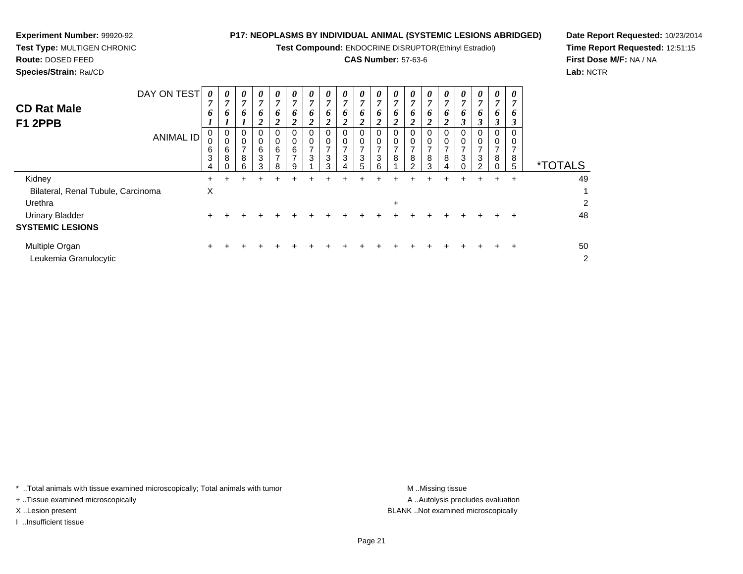**Experiment Number:** 99920-92
**Test Type:** MULTIGEN CHRONIC
**Route:** DOSED FEED
**Species/Strain:** Rat/CD

**P17: NEOPLASMS BY INDIVIDUAL ANIMAL (SYSTEMIC LESIONS ABRIDGED)**
**Test Compound:** ENDOCRINE DISRUPTOR(Ethinyl Estradiol)
**CAS Number:** 57-63-6

**Date Report Requested:** 10/23/2014
**Time Report Requested:** 12:51:15
**First Dose M/F:** NA / NA
**Lab:** NCTR

## CD Rat Male F1 2PPB

| DAY ON TEST | 0761 | 0761 | 0761 | 0762 | 0762 | 0762 | 0762 | 0762 | 0762 | 0762 | 0762 | 0762 | 0762 | 0762 | 0762 | 0763 | 0763 | 0763 | 0763 | |
|---|---|---|---|---|---|---|---|---|---|---|---|---|---|---|---|---|---|---|---|---|
| **ANIMAL ID** | 00634 | 00680 | 00786 | 00633 | 00678 | 00679 | 00731 | 00733 | 00734 | 00735 | 00736 | 00781 | 00782 | 00783 | 00784 | 00730 | 00732 | 00780 | 00785 | ***TOTALS** |
| Kidney | + | + | + | + | + | + | + | + | + | + | + | + | + | + | + | + | + | + | + | 49 |
| Bilateral, Renal Tubule, Carcinoma | X | | | | | | | | | | | | | | | | | | | 1 |
| Urethra | | | | | | | | | | | | + | | | | | | | | 2 |
| Urinary Bladder | + | + | + | + | + | + | + | + | + | + | + | + | + | + | + | + | + | + | + | 48 |
| **SYSTEMIC LESIONS** | | | | | | | | | | | | | | | | | | | | |
| Multiple Organ | + | + | + | + | + | + | + | + | + | + | + | + | + | + | + | + | + | + | + | 50 |
| Leukemia Granulocytic | | | | | | | | | | | | | | | | | | | | 2 |

* ..Total animals with tissue examined microscopically; Total animals with tumor
+ ..Tissue examined microscopically
X ..Lesion present
I ..Insufficient tissue

M ..Missing tissue
A ..Autolysis precludes evaluation
BLANK ..Not examined microscopically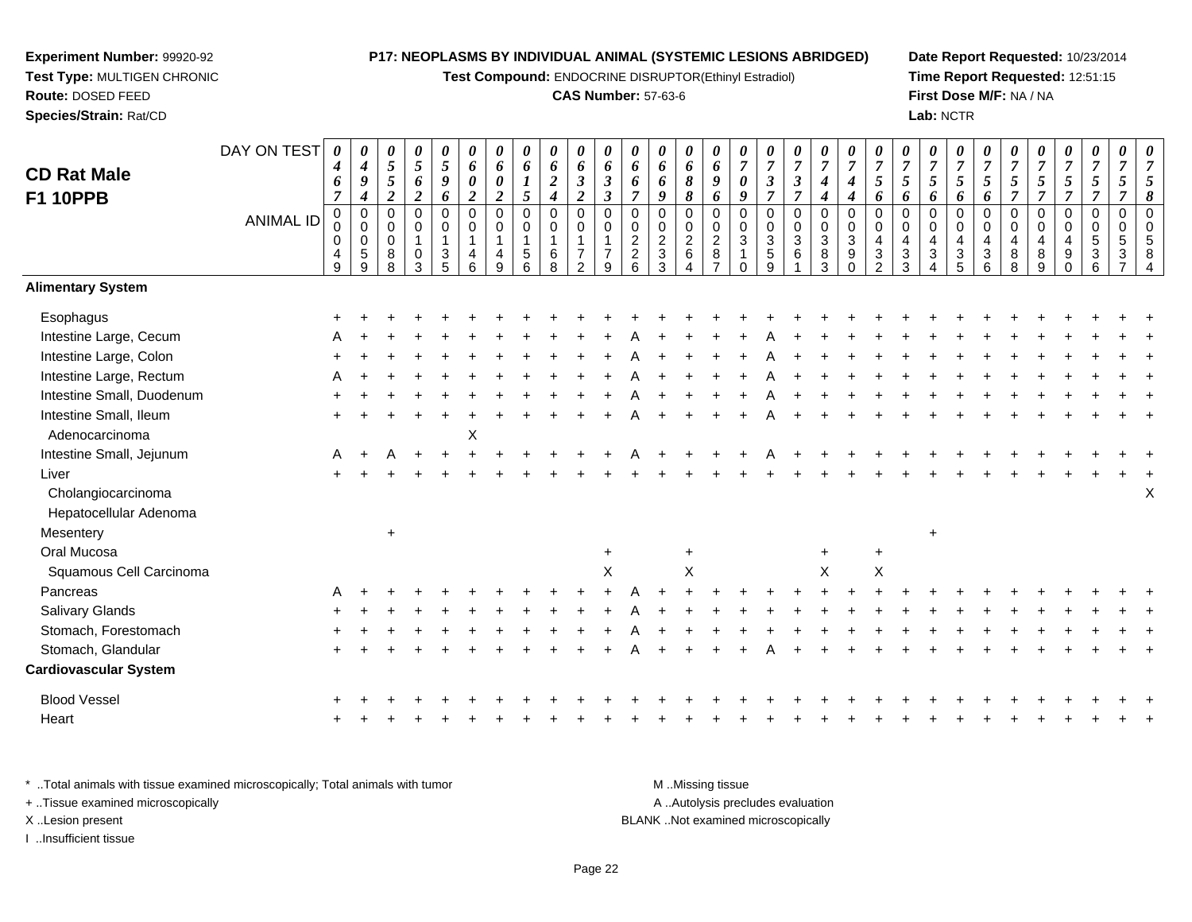**Experiment Number:** 99920-92
**Test Type:** MULTIGEN CHRONIC
**Route:** DOSED FEED
**Species/Strain:** Rat/CD

**P17: NEOPLASMS BY INDIVIDUAL ANIMAL (SYSTEMIC LESIONS ABRIDGED)**
**Test Compound:** ENDOCRINE DISRUPTOR(Ethinyl Estradiol)
**CAS Number:** 57-63-6

**Date Report Requested:** 10/23/2014
**Time Report Requested:** 12:51:15
**First Dose M/F:** NA / NA
**Lab:** NCTR

## CD Rat Male F1 10PPB

| DAY ON TEST | 0467 | 0494 | 0552 | 0562 | 0596 | 0602 | 0602 | 0615 | 0624 | 0632 | 0633 | 0667 | 0669 | 0688 | 0696 | 0709 | 0737 | 0737 | 0744 | 0744 | 0756 | 0756 | 0756 | 0756 | 0756 | 0757 | 0757 | 0757 | 0757 | 0757 | 0758 |
|---|---|---|---|---|---|---|---|---|---|---|---|---|---|---|---|---|---|---|---|---|---|---|---|---|---|---|---|---|---|---|---|
| **ANIMAL ID** | 00049 | 00059 | 00088 | 00103 | 00135 | 00146 | 00149 | 00156 | 00168 | 00172 | 00179 | 00226 | 00233 | 00264 | 00287 | 00310 | 00359 | 00361 | 00383 | 00390 | 00432 | 00433 | 00434 | 00435 | 00436 | 00488 | 00489 | 00490 | 00536 | 00537 | 00584 |
| **Alimentary System** | | | | | | | | | | | | | | | | | | | | | | | | | | | | | | | |
| Esophagus | + | + | + | + | + | + | + | + | + | + | + | + | + | + | + | + | + | + | + | + | + | + | + | + | + | + | + | + | + | + | + |
| Intestine Large, Cecum | A | + | + | + | + | + | + | + | + | + | + | A | + | + | + | + | A | + | + | + | + | + | + | + | + | + | + | + | + | + | + |
| Intestine Large, Colon | + | + | + | + | + | + | + | + | + | + | + | A | + | + | + | + | A | + | + | + | + | + | + | + | + | + | + | + | + | + | + |
| Intestine Large, Rectum | A | + | + | + | + | + | + | + | + | + | + | A | + | + | + | + | A | + | + | + | + | + | + | + | + | + | + | + | + | + | + |
| Intestine Small, Duodenum | + | + | + | + | + | + | + | + | + | + | + | A | + | + | + | + | A | + | + | + | + | + | + | + | + | + | + | + | + | + | + |
| Intestine Small, Ileum | + | + | + | + | + | + | + | + | + | + | + | A | + | + | + | + | A | + | + | + | + | + | + | + | + | + | + | + | + | + | + |
| Adenocarcinoma | | | | | | X | | | | | | | | | | | | | | | | | | | | | | | | | |
| Intestine Small, Jejunum | A | + | A | + | + | + | + | + | + | + | + | A | + | + | + | + | A | + | + | + | + | + | + | + | + | + | + | + | + | + | + |
| Liver | + | + | + | + | + | + | + | + | + | + | + | + | + | + | + | + | + | + | + | + | + | + | + | + | + | + | + | + | + | + | + |
| Cholangiocarcinoma | | | | | | | | | | | | | | | | | | | | | | | | | | | | | | | X |
| Hepatocellular Adenoma | | | | | | | | | | | | | | | | | | | | | | | | | | | | | | | |
| Mesentery | | | + | | | | | | | | | | | | | | | | | | | | + | | | | | | | | |
| Oral Mucosa | | | | | | | | | | | + | | | + | | | | | + | | + | | | | | | | | | | |
| Squamous Cell Carcinoma | | | | | | | | | | | X | | | X | | | | | X | | X | | | | | | | | | | |
| Pancreas | A | + | + | + | + | + | + | + | + | + | + | A | + | + | + | + | + | + | + | + | + | + | + | + | + | + | + | + | + | + | + |
| Salivary Glands | + | + | + | + | + | + | + | + | + | + | + | A | + | + | + | + | + | + | + | + | + | + | + | + | + | + | + | + | + | + | + |
| Stomach, Forestomach | + | + | + | + | + | + | + | + | + | + | + | A | + | + | + | + | + | + | + | + | + | + | + | + | + | + | + | + | + | + | + |
| Stomach, Glandular | + | + | + | + | + | + | + | + | + | + | + | A | + | + | + | + | A | + | + | + | + | + | + | + | + | + | + | + | + | + | + |
| **Cardiovascular System** | | | | | | | | | | | | | | | | | | | | | | | | | | | | | | | |
| Blood Vessel | + | + | + | + | + | + | + | + | + | + | + | + | + | + | + | + | + | + | + | + | + | + | + | + | + | + | + | + | + | + | + |
| Heart | + | + | + | + | + | + | + | + | + | + | + | + | + | + | + | + | + | + | + | + | + | + | + | + | + | + | + | + | + | + | + |

\* ..Total animals with tissue examined microscopically; Total animals with tumor
\+ ..Tissue examined microscopically
X ..Lesion present
I ..Insufficient tissue

M ..Missing tissue
A ..Autolysis precludes evaluation
BLANK ..Not examined microscopically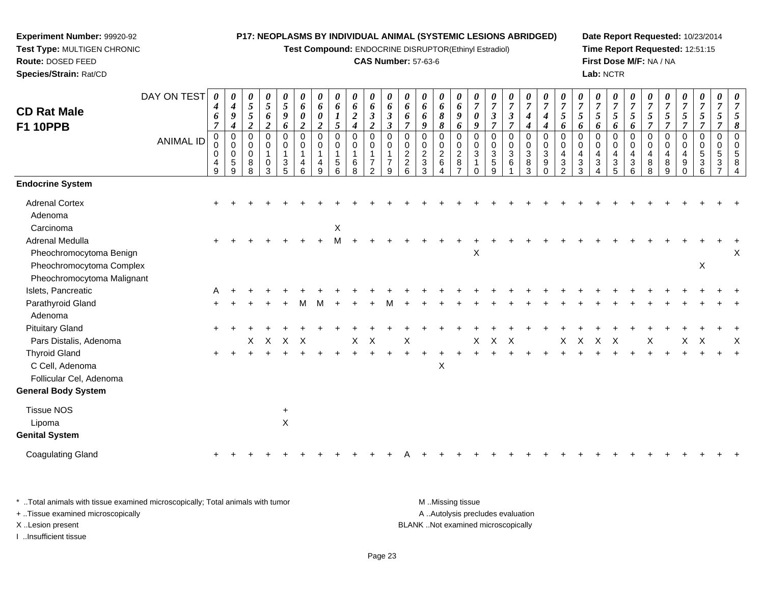**Experiment Number:** 99920-92
**Test Type:** MULTIGEN CHRONIC
**Route:** DOSED FEED
**Species/Strain:** Rat/CD

**P17: NEOPLASMS BY INDIVIDUAL ANIMAL (SYSTEMIC LESIONS ABRIDGED)**
**Test Compound:** ENDOCRINE DISRUPTOR(Ethinyl Estradiol)
**CAS Number:** 57-63-6

**Date Report Requested:** 10/23/2014
**Time Report Requested:** 12:51:15
**First Dose M/F:** NA / NA
**Lab:** NCTR

## CD Rat Male F1 10PPB

| DAY ON TEST | 0467 | 0494 | 0552 | 0562 | 0596 | 0602 | 0602 | 0615 | 0624 | 0632 | 0633 | 0667 | 0669 | 0688 | 0696 | 0709 | 0737 | 0737 | 0744 | 0744 | 0756 | 0756 | 0756 | 0756 | 0756 | 0757 | 0757 | 0757 | 0757 | 0757 | 0758 |
|---|---|---|---|---|---|---|---|---|---|---|---|---|---|---|---|---|---|---|---|---|---|---|---|---|---|---|---|---|---|---|---|
| **ANIMAL ID** | 00049 | 00059 | 00088 | 00103 | 00135 | 00146 | 00149 | 00156 | 00168 | 00172 | 00179 | 00226 | 00233 | 00264 | 00287 | 00310 | 00359 | 00361 | 00383 | 00390 | 00432 | 00433 | 00434 | 00435 | 00436 | 00488 | 00489 | 00490 | 00536 | 00537 | 00584 |
| **Endocrine System** | | | | | | | | | | | | | | | | | | | | | | | | | | | | | | | |
| Adrenal Cortex | + | + | + | + | + | + | + | + | + | + | + | + | + | + | + | + | + | + | + | + | + | + | + | + | + | + | + | + | + | + | + |
| Adenoma | | | | | | | | | | | | | | | | | | | | | | | | | | | | | | | |
| Carcinoma | | | | | | | | X | | | | | | | | | | | | | | | | | | | | | | | |
| Adrenal Medulla | + | + | + | + | + | + | + | M | + | + | + | + | + | + | + | + | + | + | + | + | + | + | + | + | + | + | + | + | + | + | + |
| Pheochromocytoma Benign | | | | | | | | | | | | | | | | X | | | | | | | | | | | | | | | X |
| Pheochromocytoma Complex | | | | | | | | | | | | | | | | | | | | | | | | | | | | | X | | |
| Pheochromocytoma Malignant | | | | | | | | | | | | | | | | | | | | | | | | | | | | | | | |
| Islets, Pancreatic | A | + | + | + | + | + | + | + | + | + | + | + | + | + | + | + | + | + | + | + | + | + | + | + | + | + | + | + | + | + | + |
| Parathyroid Gland | + | + | + | + | + | M | M | + | + | + | M | + | + | + | + | + | + | + | + | + | + | + | + | + | + | + | + | + | + | + | + |
| Adenoma | | | | | | | | | | | | | | | | | | | | | | | | | | | | | | | |
| Pituitary Gland | + | + | + | + | + | + | + | + | + | + | + | + | + | + | + | + | + | + | + | + | + | + | + | + | + | + | + | + | + | + | + |
| Pars Distalis, Adenoma | | | X | X | X | X | | | X | X | | X | | | | X | X | X | | | X | X | X | X | | X | | X | X | | X |
| Thyroid Gland | + | + | + | + | + | + | + | + | + | + | + | + | + | + | + | + | + | + | + | + | + | + | + | + | + | + | + | + | + | + | + |
| C Cell, Adenoma | | | | | | | | | | | | | | X | | | | | | | | | | | | | | | | | |
| Follicular Cel, Adenoma | | | | | | | | | | | | | | | | | | | | | | | | | | | | | | | |
| **General Body System** | | | | | | | | | | | | | | | | | | | | | | | | | | | | | | | |
| Tissue NOS | | | | | + | | | | | | | | | | | | | | | | | | | | | | | | | | |
| Lipoma | | | | | X | | | | | | | | | | | | | | | | | | | | | | | | | | |
| **Genital System** | | | | | | | | | | | | | | | | | | | | | | | | | | | | | | | |
| Coagulating Gland | + | + | + | + | + | + | + | + | + | + | + | A | + | + | + | + | + | + | + | + | + | + | + | + | + | + | + | + | + | + | + |

\* ..Total animals with tissue examined microscopically; Total animals with tumor
+ ..Tissue examined microscopically
X ..Lesion present
I ..Insufficient tissue

M ..Missing tissue
A ..Autolysis precludes evaluation
BLANK ..Not examined microscopically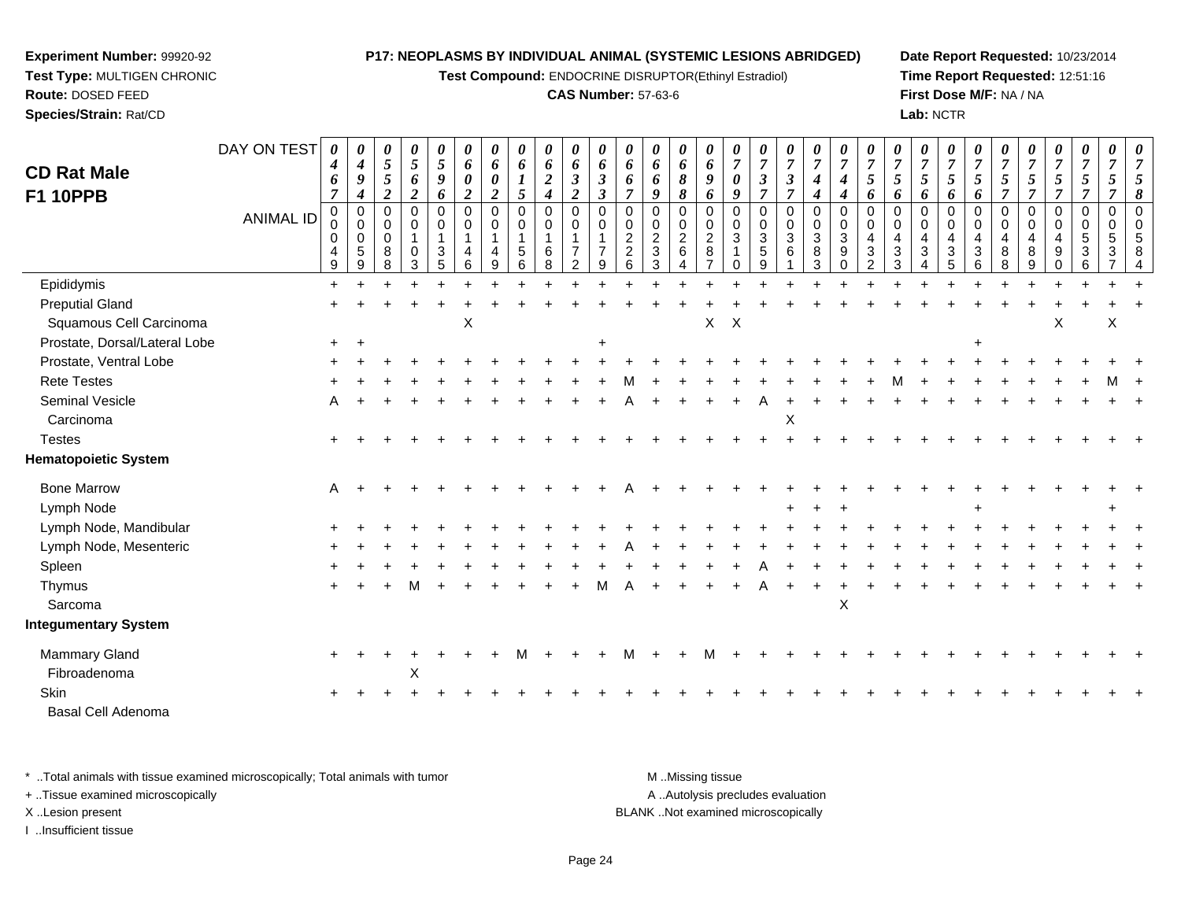**Experiment Number:** 99920-92
**Test Type:** MULTIGEN CHRONIC
**Route:** DOSED FEED
**Species/Strain:** Rat/CD

**P17: NEOPLASMS BY INDIVIDUAL ANIMAL (SYSTEMIC LESIONS ABRIDGED)**
**Test Compound:** ENDOCRINE DISRUPTOR(Ethinyl Estradiol)
**CAS Number:** 57-63-6

**Date Report Requested:** 10/23/2014
**Time Report Requested:** 12:51:16
**First Dose M/F:** NA / NA
**Lab:** NCTR

# CD Rat Male F1 10PPB

| DAY ON TEST | 0467 | 0494 | 0552 | 0562 | 0596 | 0602 | 0602 | 0615 | 0624 | 0632 | 0633 | 0667 | 0669 | 0688 | 0696 | 0709 | 0737 | 0737 | 0744 | 0744 | 0756 | 0756 | 0756 | 0756 | 0756 | 0757 | 0757 | 0757 | 0757 | 0757 | 0758 |
|---|---|---|---|---|---|---|---|---|---|---|---|---|---|---|---|---|---|---|---|---|---|---|---|---|---|---|---|---|---|---|---|
| **ANIMAL ID** | 00049 | 00059 | 00088 | 00103 | 00135 | 00146 | 00149 | 00156 | 00168 | 00172 | 00179 | 00226 | 00233 | 00264 | 00287 | 00310 | 00359 | 00361 | 00383 | 00390 | 00432 | 00433 | 00434 | 00435 | 00436 | 00488 | 00489 | 00490 | 00536 | 00537 | 00584 |
| Epididymis | + | + | + | + | + | + | + | + | + | + | + | + | + | + | + | + | + | + | + | + | + | + | + | + | + | + | + | + | + | + | + |
| Preputial Gland | + | + | + | + | + | + | + | + | + | + | + | + | + | + | + | + | + | + | + | + | + | + | + | + | + | + | + | + | + | + | + |
| Squamous Cell Carcinoma | | | | | | X | | | | | | | | | X | X | | | | | | | | | | | | X | | X | |
| Prostate, Dorsal/Lateral Lobe | + | + | | | | | | | | | + | | | | | | | | | | | | | | + | | | | | | |
| Prostate, Ventral Lobe | + | + | + | + | + | + | + | + | + | + | + | + | + | + | + | + | + | + | + | + | + | + | + | + | + | + | + | + | + | + | + |
| Rete Testes | + | + | + | + | + | + | + | + | + | + | + | M | + | + | + | + | + | + | + | + | + | M | + | + | + | + | + | + | + | M | + |
| Seminal Vesicle | A | + | + | + | + | + | + | + | + | + | + | A | + | + | + | + | A | + | + | + | + | + | + | + | + | + | + | + | + | + | + |
| Carcinoma | | | | | | | | | | | | | | | | | | X | | | | | | | | | | | | | |
| Testes | + | + | + | + | + | + | + | + | + | + | + | + | + | + | + | + | + | + | + | + | + | + | + | + | + | + | + | + | + | + | + |
| **Hematopoietic System** | | | | | | | | | | | | | | | | | | | | | | | | | | | | | | | |
| Bone Marrow | A | + | + | + | + | + | + | + | + | + | + | A | + | + | + | + | + | + | + | + | + | + | + | + | + | + | + | + | + | + | + |
| Lymph Node | | | | | | | | | | | | | | | | | | + | + | + | | | | | + | | | | | + | |
| Lymph Node, Mandibular | + | + | + | + | + | + | + | + | + | + | + | + | + | + | + | + | + | + | + | + | + | + | + | + | + | + | + | + | + | + | + |
| Lymph Node, Mesenteric | + | + | + | + | + | + | + | + | + | + | + | A | + | + | + | + | + | + | + | + | + | + | + | + | + | + | + | + | + | + | + |
| Spleen | + | + | + | + | + | + | + | + | + | + | + | + | + | + | + | + | A | + | + | + | + | + | + | + | + | + | + | + | + | + | + |
| Thymus | + | + | + | M | + | + | + | + | + | + | M | A | + | + | + | + | A | + | + | + | + | + | + | + | + | + | + | + | + | + | + |
| Sarcoma | | | | | | | | | | | | | | | | | | | | X | | | | | | | | | | | |
| **Integumentary System** | | | | | | | | | | | | | | | | | | | | | | | | | | | | | | | |
| Mammary Gland | + | + | + | + | + | + | + | M | + | + | + | M | + | + | M | + | + | + | + | + | + | + | + | + | + | + | + | + | + | + | + |
| Fibroadenoma | | | | X | | | | | | | | | | | | | | | | | | | | | | | | | | | |
| Skin | + | + | + | + | + | + | + | + | + | + | + | + | + | + | + | + | + | + | + | + | + | + | + | + | + | + | + | + | + | + | + |
| Basal Cell Adenoma | | | | | | | | | | | | | | | | | | | | | | | | | | | | | | | |

\* ..Total animals with tissue examined microscopically; Total animals with tumor
+ ..Tissue examined microscopically
X ..Lesion present
I ..Insufficient tissue

M ..Missing tissue
A ..Autolysis precludes evaluation
BLANK ..Not examined microscopically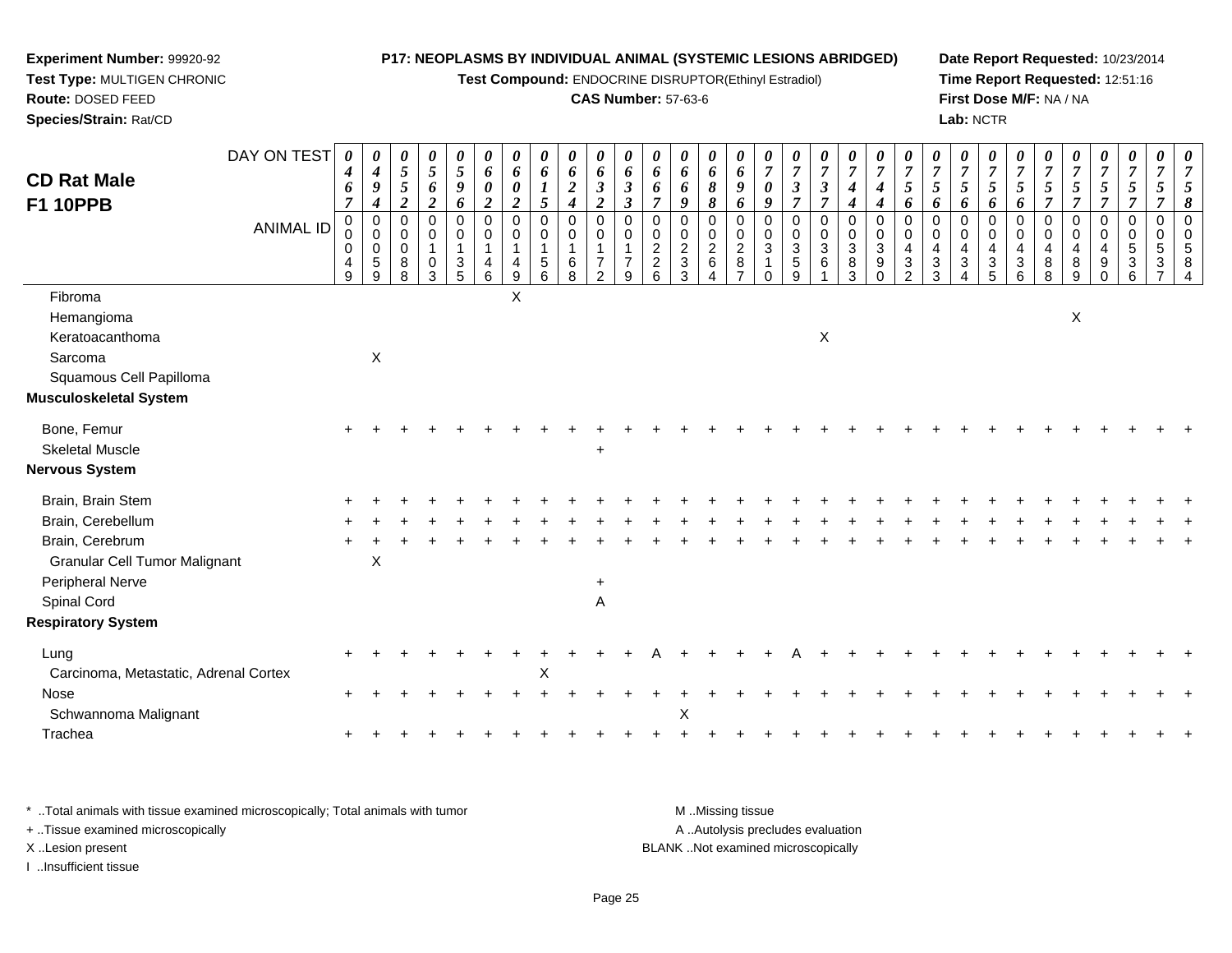**Experiment Number:** 99920-92
**Test Type:** MULTIGEN CHRONIC
**Route:** DOSED FEED
**Species/Strain:** Rat/CD

**P17: NEOPLASMS BY INDIVIDUAL ANIMAL (SYSTEMIC LESIONS ABRIDGED)**
**Test Compound:** ENDOCRINE DISRUPTOR(Ethinyl Estradiol)
**CAS Number:** 57-63-6

**Date Report Requested:** 10/23/2014
**Time Report Requested:** 12:51:16
**First Dose M/F:** NA / NA
**Lab:** NCTR

## CD Rat Male F1 10PPB

| DAY ON TEST | 0467 | 0494 | 0552 | 0562 | 0596 | 0602 | 0602 | 0615 | 0624 | 0632 | 0633 | 0667 | 0669 | 0688 | 0696 | 0709 | 0737 | 0737 | 0744 | 0744 | 0756 | 0756 | 0756 | 0756 | 0756 | 0757 | 0757 | 0757 | 0757 | 0757 | 0758 |
|---|---|---|---|---|---|---|---|---|---|---|---|---|---|---|---|---|---|---|---|---|---|---|---|---|---|---|---|---|---|---|---|
| **ANIMAL ID** | 00049 | 00059 | 00088 | 00103 | 00135 | 00146 | 00149 | 00156 | 00168 | 00172 | 00179 | 00226 | 00233 | 00264 | 00287 | 00310 | 00359 | 00361 | 00383 | 00390 | 00432 | 00433 | 00434 | 00435 | 00436 | 00488 | 00489 | 00490 | 00536 | 00537 | 00584 |
| Fibroma | | | | | | | X | | | | | | | | | | | | | | | | | | | | | | | | |
| Hemangioma | | | | | | | | | | | | | | | | | | | | | | | | | | | X | | | | |
| Keratoacanthoma | | | | | | | | | | | | | | | | | | X | | | | | | | | | | | | | |
| Sarcoma | | X | | | | | | | | | | | | | | | | | | | | | | | | | | | | | |
| Squamous Cell Papilloma | | | | | | | | | | | | | | | | | | | | | | | | | | | | | | | |
| **Musculoskeletal System** | | | | | | | | | | | | | | | | | | | | | | | | | | | | | | | |
| Bone, Femur | + | + | + | + | + | + | + | + | + | + | + | + | + | + | + | + | + | + | + | + | + | + | + | + | + | + | + | + | + | + | + |
| Skeletal Muscle | | | | | | | | | | + | | | | | | | | | | | | | | | | | | | | | |
| **Nervous System** | | | | | | | | | | | | | | | | | | | | | | | | | | | | | | | |
| Brain, Brain Stem | + | + | + | + | + | + | + | + | + | + | + | + | + | + | + | + | + | + | + | + | + | + | + | + | + | + | + | + | + | + | + |
| Brain, Cerebellum | + | + | + | + | + | + | + | + | + | + | + | + | + | + | + | + | + | + | + | + | + | + | + | + | + | + | + | + | + | + | + |
| Brain, Cerebrum | + | + | + | + | + | + | + | + | + | + | + | + | + | + | + | + | + | + | + | + | + | + | + | + | + | + | + | + | + | + | + |
| Granular Cell Tumor Malignant | | X | | | | | | | | | | | | | | | | | | | | | | | | | | | | | |
| Peripheral Nerve | | | | | | | | | | + | | | | | | | | | | | | | | | | | | | | | |
| Spinal Cord | | | | | | | | | | A | | | | | | | | | | | | | | | | | | | | | |
| **Respiratory System** | | | | | | | | | | | | | | | | | | | | | | | | | | | | | | | |
| Lung | + | + | + | + | + | + | + | + | + | + | + | A | + | + | + | + | A | + | + | + | + | + | + | + | + | + | + | + | + | + | + |
| Carcinoma, Metastatic, Adrenal Cortex | | | | | | | | X | | | | | | | | | | | | | | | | | | | | | | | |
| Nose | + | + | + | + | + | + | + | + | + | + | + | + | + | + | + | + | + | + | + | + | + | + | + | + | + | + | + | + | + | + | + |
| Schwannoma Malignant | | | | | | | | | | | | | X | | | | | | | | | | | | | | | | | | |
| Trachea | + | + | + | + | + | + | + | + | + | + | + | + | + | + | + | + | + | + | + | + | + | + | + | + | + | + | + | + | + | + | + |

\* ..Total animals with tissue examined microscopically; Total animals with tumor
\+ ..Tissue examined microscopically
X ..Lesion present
I ..Insufficient tissue

M ..Missing tissue
A ..Autolysis precludes evaluation
BLANK ..Not examined microscopically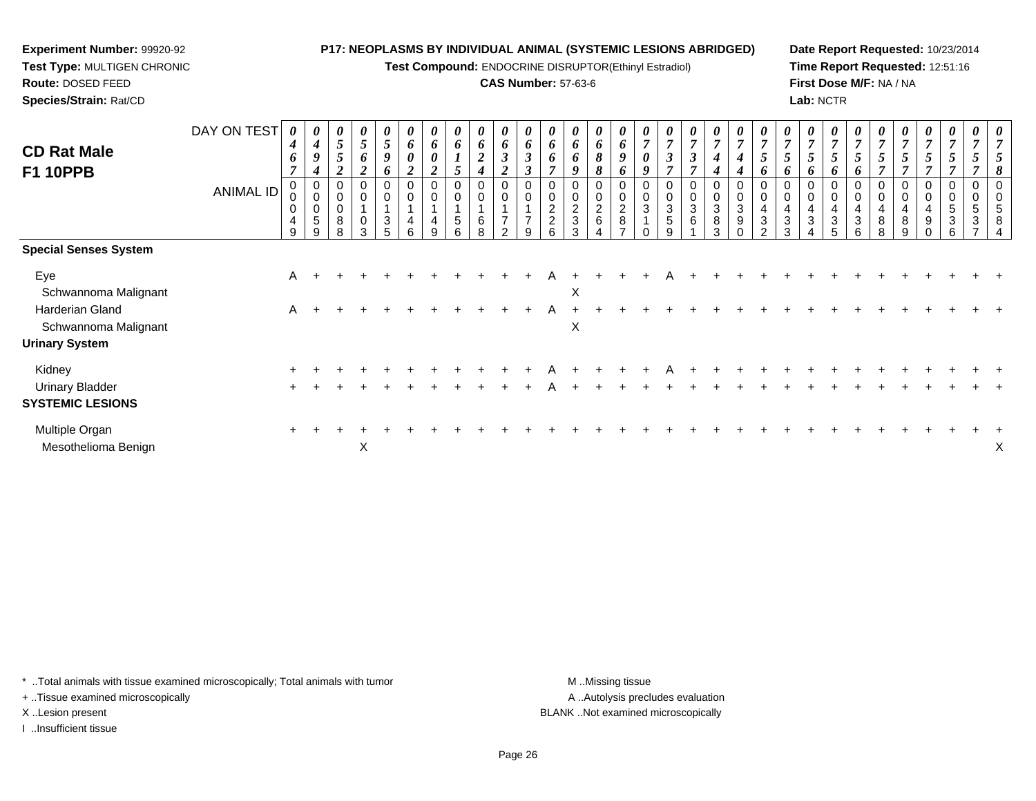**Experiment Number:** 99920-92
**Test Type:** MULTIGEN CHRONIC
**Route:** DOSED FEED
**Species/Strain:** Rat/CD

**P17: NEOPLASMS BY INDIVIDUAL ANIMAL (SYSTEMIC LESIONS ABRIDGED)**
**Test Compound:** ENDOCRINE DISRUPTOR(Ethinyl Estradiol)
**CAS Number:** 57-63-6

**Date Report Requested:** 10/23/2014
**Time Report Requested:** 12:51:16
**First Dose M/F:** NA / NA
**Lab:** NCTR

## CD Rat Male F1 10PPB

| DAY ON TEST | 0467 | 0494 | 0552 | 0562 | 0596 | 0602 | 0602 | 0615 | 0624 | 0632 | 0633 | 0667 | 0669 | 0688 | 0696 | 0709 | 0737 | 0737 | 0744 | 0744 | 0756 | 0756 | 0756 | 0756 | 0756 | 0757 | 0757 | 0757 | 0757 | 0757 | 0758 |
|---|---|---|---|---|---|---|---|---|---|---|---|---|---|---|---|---|---|---|---|---|---|---|---|---|---|---|---|---|---|---|---|
| **ANIMAL ID** | 00049 | 00059 | 00088 | 00103 | 00135 | 00146 | 00149 | 00156 | 00168 | 00172 | 00179 | 00226 | 00233 | 00264 | 00287 | 00310 | 00359 | 00361 | 00383 | 00390 | 00432 | 00433 | 00434 | 00435 | 00436 | 00488 | 00489 | 00490 | 00536 | 00537 | 00584 |
| **Special Senses System** | | | | | | | | | | | | | | | | | | | | | | | | | | | | | | | |
| Eye | A | + | + | + | + | + | + | + | + | + | + | A | + | + | + | + | A | + | + | + | + | + | + | + | + | + | + | + | + | + | + |
| Schwannoma Malignant | | | | | | | | | | | | | X | | | | | | | | | | | | | | | | | | |
| Harderian Gland | A | + | + | + | + | + | + | + | + | + | + | A | + | + | + | + | + | + | + | + | + | + | + | + | + | + | + | + | + | + | + |
| Schwannoma Malignant | | | | | | | | | | | | | X | | | | | | | | | | | | | | | | | | |
| **Urinary System** | | | | | | | | | | | | | | | | | | | | | | | | | | | | | | | |
| Kidney | + | + | + | + | + | + | + | + | + | + | + | A | + | + | + | + | A | + | + | + | + | + | + | + | + | + | + | + | + | + | + |
| Urinary Bladder | + | + | + | + | + | + | + | + | + | + | + | A | + | + | + | + | + | + | + | + | + | + | + | + | + | + | + | + | + | + | + |
| **SYSTEMIC LESIONS** | | | | | | | | | | | | | | | | | | | | | | | | | | | | | | | |
| Multiple Organ | + | + | + | + | + | + | + | + | + | + | + | + | + | + | + | + | + | + | + | + | + | + | + | + | + | + | + | + | + | + | + |
| Mesothelioma Benign | | | | X | | | | | | | | | | | | | | | | | | | | | | | | | | | X |

\* ..Total animals with tissue examined microscopically; Total animals with tumor
\+ ..Tissue examined microscopically
X ..Lesion present
I ..Insufficient tissue

M ..Missing tissue
A ..Autolysis precludes evaluation
BLANK ..Not examined microscopically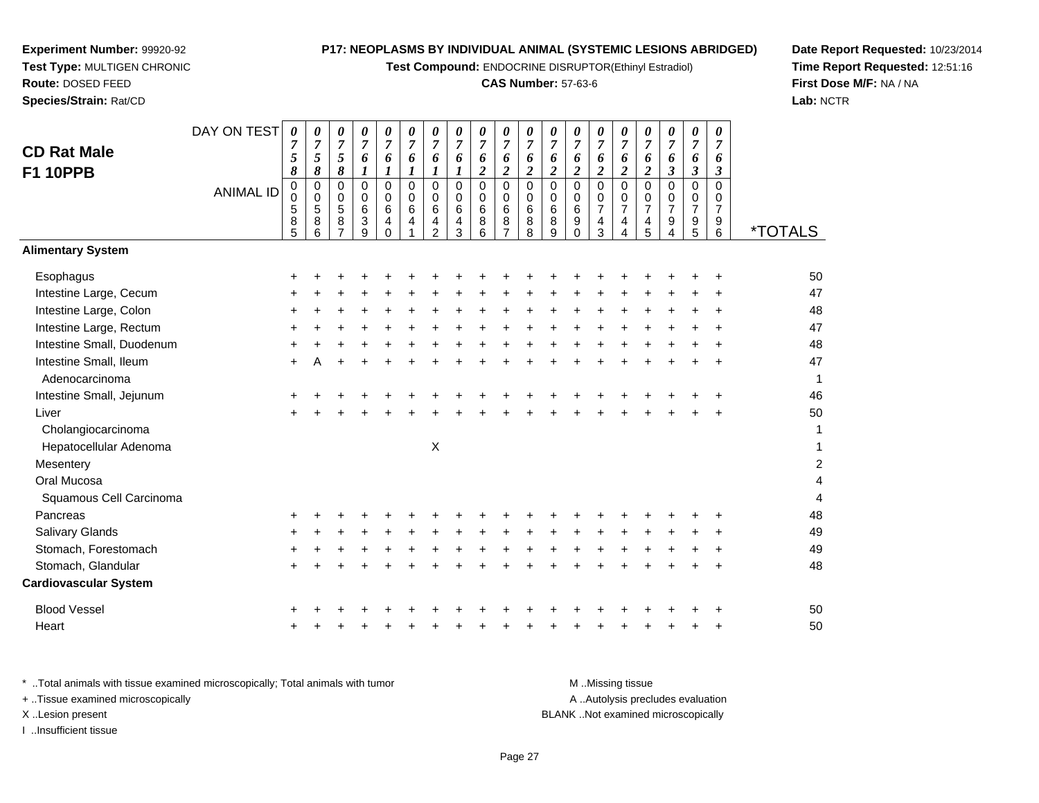**Experiment Number:** 99920-92
**Test Type:** MULTIGEN CHRONIC
**Route:** DOSED FEED
**Species/Strain:** Rat/CD

**P17: NEOPLASMS BY INDIVIDUAL ANIMAL (SYSTEMIC LESIONS ABRIDGED)**
**Test Compound:** ENDOCRINE DISRUPTOR(Ethinyl Estradiol)
**CAS Number:** 57-63-6

**Date Report Requested:** 10/23/2014
**Time Report Requested:** 12:51:16
**First Dose M/F:** NA / NA
**Lab:** NCTR

## CD Rat Male F1 10PPB

| DAY ON TEST | 0758 | 0758 | 0758 | 0761 | 0761 | 0761 | 0761 | 0761 | 0762 | 0762 | 0762 | 0762 | 0762 | 0762 | 0762 | 0762 | 0763 | 0763 | 0763 | |
|---|---|---|---|---|---|---|---|---|---|---|---|---|---|---|---|---|---|---|---|---|
| **ANIMAL ID** | 00585 | 00586 | 00587 | 00639 | 00640 | 00641 | 00642 | 00643 | 00686 | 00687 | 00688 | 00689 | 00690 | 00743 | 00744 | 00745 | 00794 | 00795 | 00796 | ***TOTALS** |
| **Alimentary System** | | | | | | | | | | | | | | | | | | | | |
| Esophagus | + | + | + | + | + | + | + | + | + | + | + | + | + | + | + | + | + | + | + | 50 |
| Intestine Large, Cecum | + | + | + | + | + | + | + | + | + | + | + | + | + | + | + | + | + | + | + | 47 |
| Intestine Large, Colon | + | + | + | + | + | + | + | + | + | + | + | + | + | + | + | + | + | + | + | 48 |
| Intestine Large, Rectum | + | + | + | + | + | + | + | + | + | + | + | + | + | + | + | + | + | + | + | 47 |
| Intestine Small, Duodenum | + | + | + | + | + | + | + | + | + | + | + | + | + | + | + | + | + | + | + | 48 |
| Intestine Small, Ileum | + | A | + | + | + | + | + | + | + | + | + | + | + | + | + | + | + | + | + | 47 |
| Adenocarcinoma | | | | | | | | | | | | | | | | | | | | 1 |
| Intestine Small, Jejunum | + | + | + | + | + | + | + | + | + | + | + | + | + | + | + | + | + | + | + | 46 |
| Liver | + | + | + | + | + | + | + | + | + | + | + | + | + | + | + | + | + | + | + | 50 |
| Cholangiocarcinoma | | | | | | | | | | | | | | | | | | | | 1 |
| Hepatocellular Adenoma | | | | | | | X | | | | | | | | | | | | | 1 |
| Mesentery | | | | | | | | | | | | | | | | | | | | 2 |
| Oral Mucosa | | | | | | | | | | | | | | | | | | | | 4 |
| Squamous Cell Carcinoma | | | | | | | | | | | | | | | | | | | | 4 |
| Pancreas | + | + | + | + | + | + | + | + | + | + | + | + | + | + | + | + | + | + | + | 48 |
| Salivary Glands | + | + | + | + | + | + | + | + | + | + | + | + | + | + | + | + | + | + | + | 49 |
| Stomach, Forestomach | + | + | + | + | + | + | + | + | + | + | + | + | + | + | + | + | + | + | + | 49 |
| Stomach, Glandular | + | + | + | + | + | + | + | + | + | + | + | + | + | + | + | + | + | + | + | 48 |
| **Cardiovascular System** | | | | | | | | | | | | | | | | | | | | |
| Blood Vessel | + | + | + | + | + | + | + | + | + | + | + | + | + | + | + | + | + | + | + | 50 |
| Heart | + | + | + | + | + | + | + | + | + | + | + | + | + | + | + | + | + | + | + | 50 |

\* ..Total animals with tissue examined microscopically; Total animals with tumor
\+ ..Tissue examined microscopically
X ..Lesion present
I ..Insufficient tissue

M ..Missing tissue
A ..Autolysis precludes evaluation
BLANK ..Not examined microscopically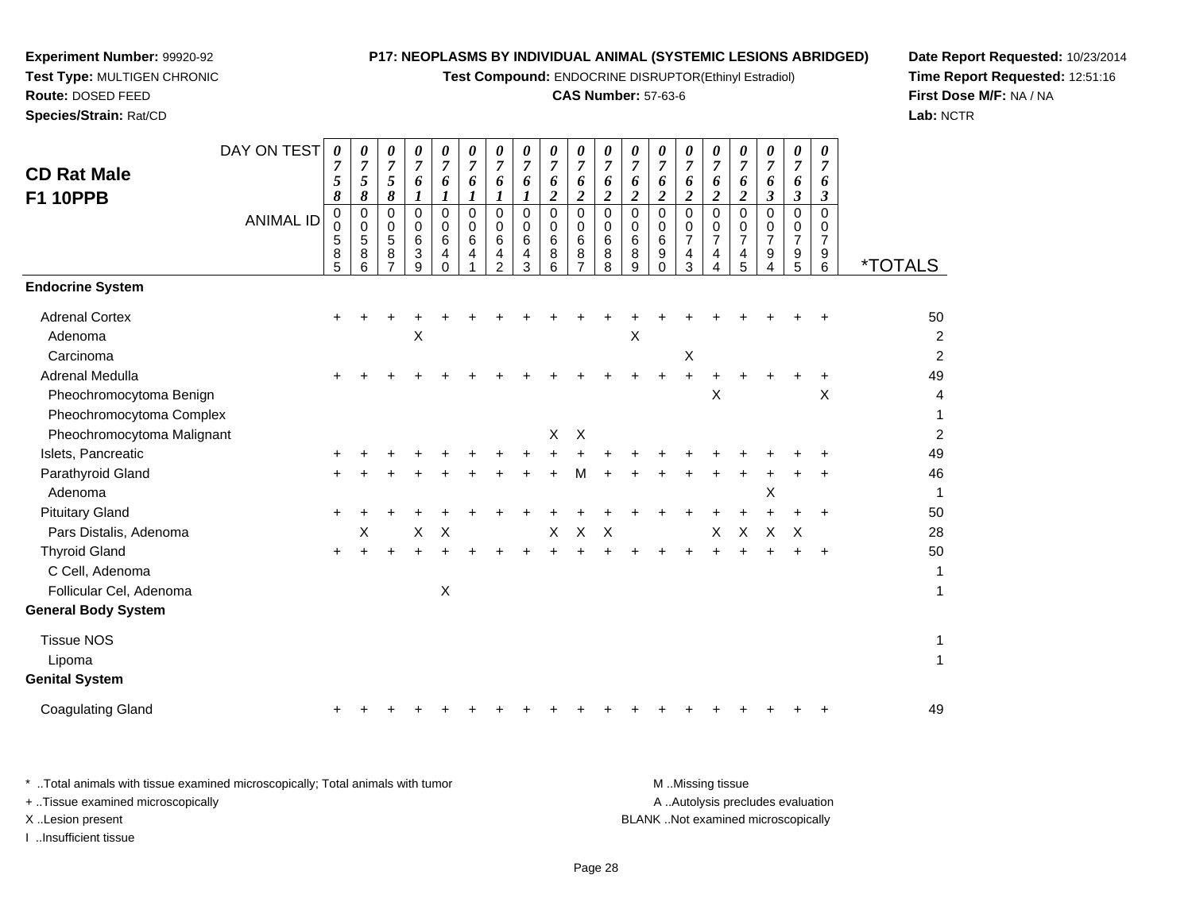**Experiment Number:** 99920-92
**Test Type:** MULTIGEN CHRONIC
**Route:** DOSED FEED
**Species/Strain:** Rat/CD

**P17: NEOPLASMS BY INDIVIDUAL ANIMAL (SYSTEMIC LESIONS ABRIDGED)**
**Test Compound:** ENDOCRINE DISRUPTOR(Ethinyl Estradiol)
**CAS Number:** 57-63-6

**Date Report Requested:** 10/23/2014
**Time Report Requested:** 12:51:16
**First Dose M/F:** NA / NA
**Lab:** NCTR

## CD Rat Male F1 10PPB

| DAY ON TEST | 0758 | 0758 | 0758 | 0761 | 0761 | 0761 | 0761 | 0761 | 0762 | 0762 | 0762 | 0762 | 0762 | 0762 | 0762 | 0762 | 0763 | 0763 | 0763 | |
|---|---|---|---|---|---|---|---|---|---|---|---|---|---|---|---|---|---|---|---|---|
| **ANIMAL ID** | 00585 | 00586 | 00587 | 00639 | 00640 | 00641 | 00642 | 00643 | 00686 | 00687 | 00688 | 00689 | 00690 | 00743 | 00744 | 00745 | 00794 | 00795 | 00796 | ***TOTALS** |
| **Endocrine System** | | | | | | | | | | | | | | | | | | | | |
| Adrenal Cortex | + | + | + | + | + | + | + | + | + | + | + | + | + | + | + | + | + | + | + | 50 |
| Adenoma | | | | X | | | | | | | | X | | | | | | | | 2 |
| Carcinoma | | | | | | | | | | | | | | X | | | | | | 2 |
| Adrenal Medulla | + | + | + | + | + | + | + | + | + | + | + | + | + | + | + | + | + | + | + | 49 |
| Pheochromocytoma Benign | | | | | | | | | | | | | | | X | | | | X | 4 |
| Pheochromocytoma Complex | | | | | | | | | | | | | | | | | | | | 1 |
| Pheochromocytoma Malignant | | | | | | | | | X | X | | | | | | | | | | 2 |
| Islets, Pancreatic | + | + | + | + | + | + | + | + | + | + | + | + | + | + | + | + | + | + | + | 49 |
| Parathyroid Gland | + | + | + | + | + | + | + | + | + | M | + | + | + | + | + | + | + | + | + | 46 |
| Adenoma | | | | | | | | | | | | | | | | | X | | | 1 |
| Pituitary Gland | + | + | + | + | + | + | + | + | + | + | + | + | + | + | + | + | + | + | + | 50 |
| Pars Distalis, Adenoma | | X | | X | X | | | | X | X | X | | | | X | X | X | X | | 28 |
| Thyroid Gland | + | + | + | + | + | + | + | + | + | + | + | + | + | + | + | + | + | + | + | 50 |
| C Cell, Adenoma | | | | | | | | | | | | | | | | | | | | 1 |
| Follicular Cel, Adenoma | | | | | X | | | | | | | | | | | | | | | 1 |
| **General Body System** | | | | | | | | | | | | | | | | | | | | |
| Tissue NOS | | | | | | | | | | | | | | | | | | | | 1 |
| Lipoma | | | | | | | | | | | | | | | | | | | | 1 |
| **Genital System** | | | | | | | | | | | | | | | | | | | | |
| Coagulating Gland | + | + | + | + | + | + | + | + | + | + | + | + | + | + | + | + | + | + | + | 49 |

\* ..Total animals with tissue examined microscopically; Total animals with tumor
\+ ..Tissue examined microscopically
X ..Lesion present
I ..Insufficient tissue

M ..Missing tissue
A ..Autolysis precludes evaluation
BLANK ..Not examined microscopically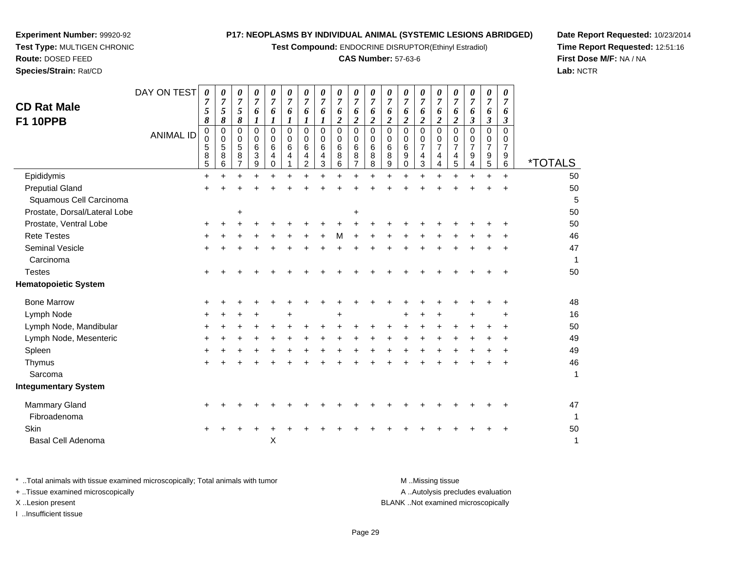**Experiment Number:** 99920-92
**Test Type:** MULTIGEN CHRONIC
**Route:** DOSED FEED
**Species/Strain:** Rat/CD

**P17: NEOPLASMS BY INDIVIDUAL ANIMAL (SYSTEMIC LESIONS ABRIDGED)**
**Test Compound:** ENDOCRINE DISRUPTOR(Ethinyl Estradiol)
**CAS Number:** 57-63-6

**Date Report Requested:** 10/23/2014
**Time Report Requested:** 12:51:16
**First Dose M/F:** NA / NA
**Lab:** NCTR

## CD Rat Male F1 10PPB

| DAY ON TEST | 0758 | 0758 | 0758 | 0761 | 0761 | 0761 | 0761 | 0761 | 0762 | 0762 | 0762 | 0762 | 0762 | 0762 | 0762 | 0762 | 0763 | 0763 | 0763 | |
|---|---|---|---|---|---|---|---|---|---|---|---|---|---|---|---|---|---|---|---|---|
| **ANIMAL ID** | 00585 | 00586 | 00587 | 00639 | 00640 | 00641 | 00642 | 00643 | 00686 | 00687 | 00688 | 00689 | 00690 | 00743 | 00744 | 00745 | 00794 | 00795 | 00796 | ***TOTALS** |
| Epididymis | + | + | + | + | + | + | + | + | + | + | + | + | + | + | + | + | + | + | + | 50 |
| Preputial Gland | + | + | + | + | + | + | + | + | + | + | + | + | + | + | + | + | + | + | + | 50 |
| Squamous Cell Carcinoma | | | | | | | | | | | | | | | | | | | | 5 |
| Prostate, Dorsal/Lateral Lobe | | | + | | | | | | | + | | | | | | | | | | 50 |
| Prostate, Ventral Lobe | + | + | + | + | + | + | + | + | + | + | + | + | + | + | + | + | + | + | + | 50 |
| Rete Testes | + | + | + | + | + | + | + | + | M | + | + | + | + | + | + | + | + | + | + | 46 |
| Seminal Vesicle | + | + | + | + | + | + | + | + | + | + | + | + | + | + | + | + | + | + | + | 47 |
| Carcinoma | | | | | | | | | | | | | | | | | | | | 1 |
| Testes | + | + | + | + | + | + | + | + | + | + | + | + | + | + | + | + | + | + | + | 50 |
| **Hematopoietic System** | | | | | | | | | | | | | | | | | | | | |
| Bone Marrow | + | + | + | + | + | + | + | + | + | + | + | + | + | + | + | + | + | + | + | 48 |
| Lymph Node | + | + | + | + | | + | | | + | | | | + | + | + | | + | | + | 16 |
| Lymph Node, Mandibular | + | + | + | + | + | + | + | + | + | + | + | + | + | + | + | + | + | + | + | 50 |
| Lymph Node, Mesenteric | + | + | + | + | + | + | + | + | + | + | + | + | + | + | + | + | + | + | + | 49 |
| Spleen | + | + | + | + | + | + | + | + | + | + | + | + | + | + | + | + | + | + | + | 49 |
| Thymus | + | + | + | + | + | + | + | + | + | + | + | + | + | + | + | + | + | + | + | 46 |
| Sarcoma | | | | | | | | | | | | | | | | | | | | 1 |
| **Integumentary System** | | | | | | | | | | | | | | | | | | | | |
| Mammary Gland | + | + | + | + | + | + | + | + | + | + | + | + | + | + | + | + | + | + | + | 47 |
| Fibroadenoma | | | | | | | | | | | | | | | | | | | | 1 |
| Skin | + | + | + | + | + | + | + | + | + | + | + | + | + | + | + | + | + | + | + | 50 |
| Basal Cell Adenoma | | | | | X | | | | | | | | | | | | | | | 1 |

\* ..Total animals with tissue examined microscopically; Total animals with tumor
\+ ..Tissue examined microscopically
X ..Lesion present
I ..Insufficient tissue

M ..Missing tissue
A ..Autolysis precludes evaluation
BLANK ..Not examined microscopically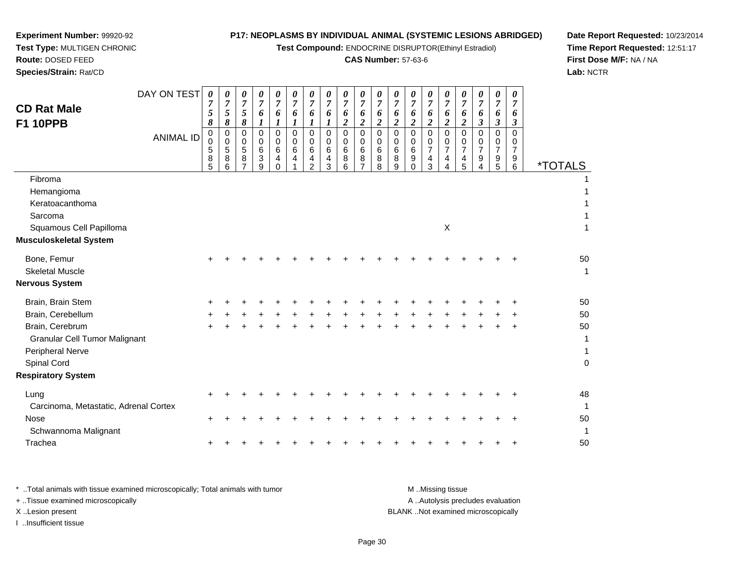**Experiment Number:** 99920-92
**Test Type:** MULTIGEN CHRONIC
**Route:** DOSED FEED
**Species/Strain:** Rat/CD

**P17: NEOPLASMS BY INDIVIDUAL ANIMAL (SYSTEMIC LESIONS ABRIDGED)**
**Test Compound:** ENDOCRINE DISRUPTOR(Ethinyl Estradiol)
**CAS Number:** 57-63-6

**Date Report Requested:** 10/23/2014
**Time Report Requested:** 12:51:17
**First Dose M/F:** NA / NA
**Lab:** NCTR

## CD Rat Male F1 10PPB

| DAY ON TEST | 0758 | 0758 | 0758 | 0761 | 0761 | 0761 | 0761 | 0761 | 0762 | 0762 | 0762 | 0762 | 0762 | 0762 | 0762 | 0762 | 0763 | 0763 | 0763 | |
|---|---|---|---|---|---|---|---|---|---|---|---|---|---|---|---|---|---|---|---|---|
| **ANIMAL ID** | 00585 | 00586 | 00587 | 00639 | 00640 | 00641 | 00642 | 00643 | 00686 | 00687 | 00688 | 00689 | 00690 | 00743 | 00744 | 00745 | 00794 | 00795 | 00796 | ***TOTALS** |
| Fibroma | | | | | | | | | | | | | | | | | | | | 1 |
| Hemangioma | | | | | | | | | | | | | | | | | | | | 1 |
| Keratoacanthoma | | | | | | | | | | | | | | | | | | | | 1 |
| Sarcoma | | | | | | | | | | | | | | | | | | | | 1 |
| Squamous Cell Papilloma | | | | | | | | | | | | | | | X | | | | | 1 |
| **Musculoskeletal System** | | | | | | | | | | | | | | | | | | | | |
| Bone, Femur | + | + | + | + | + | + | + | + | + | + | + | + | + | + | + | + | + | + | + | 50 |
| Skeletal Muscle | | | | | | | | | | | | | | | | | | | | 1 |
| **Nervous System** | | | | | | | | | | | | | | | | | | | | |
| Brain, Brain Stem | + | + | + | + | + | + | + | + | + | + | + | + | + | + | + | + | + | + | + | 50 |
| Brain, Cerebellum | + | + | + | + | + | + | + | + | + | + | + | + | + | + | + | + | + | + | + | 50 |
| Brain, Cerebrum | + | + | + | + | + | + | + | + | + | + | + | + | + | + | + | + | + | + | + | 50 |
| Granular Cell Tumor Malignant | | | | | | | | | | | | | | | | | | | | 1 |
| Peripheral Nerve | | | | | | | | | | | | | | | | | | | | 1 |
| Spinal Cord | | | | | | | | | | | | | | | | | | | | 0 |
| **Respiratory System** | | | | | | | | | | | | | | | | | | | | |
| Lung | + | + | + | + | + | + | + | + | + | + | + | + | + | + | + | + | + | + | + | 48 |
| Carcinoma, Metastatic, Adrenal Cortex | | | | | | | | | | | | | | | | | | | | 1 |
| Nose | + | + | + | + | + | + | + | + | + | + | + | + | + | + | + | + | + | + | + | 50 |
| Schwannoma Malignant | | | | | | | | | | | | | | | | | | | | 1 |
| Trachea | + | + | + | + | + | + | + | + | + | + | + | + | + | + | + | + | + | + | + | 50 |

\* ..Total animals with tissue examined microscopically; Total animals with tumor
\+ ..Tissue examined microscopically
X ..Lesion present
I ..Insufficient tissue

M ..Missing tissue
A ..Autolysis precludes evaluation
BLANK ..Not examined microscopically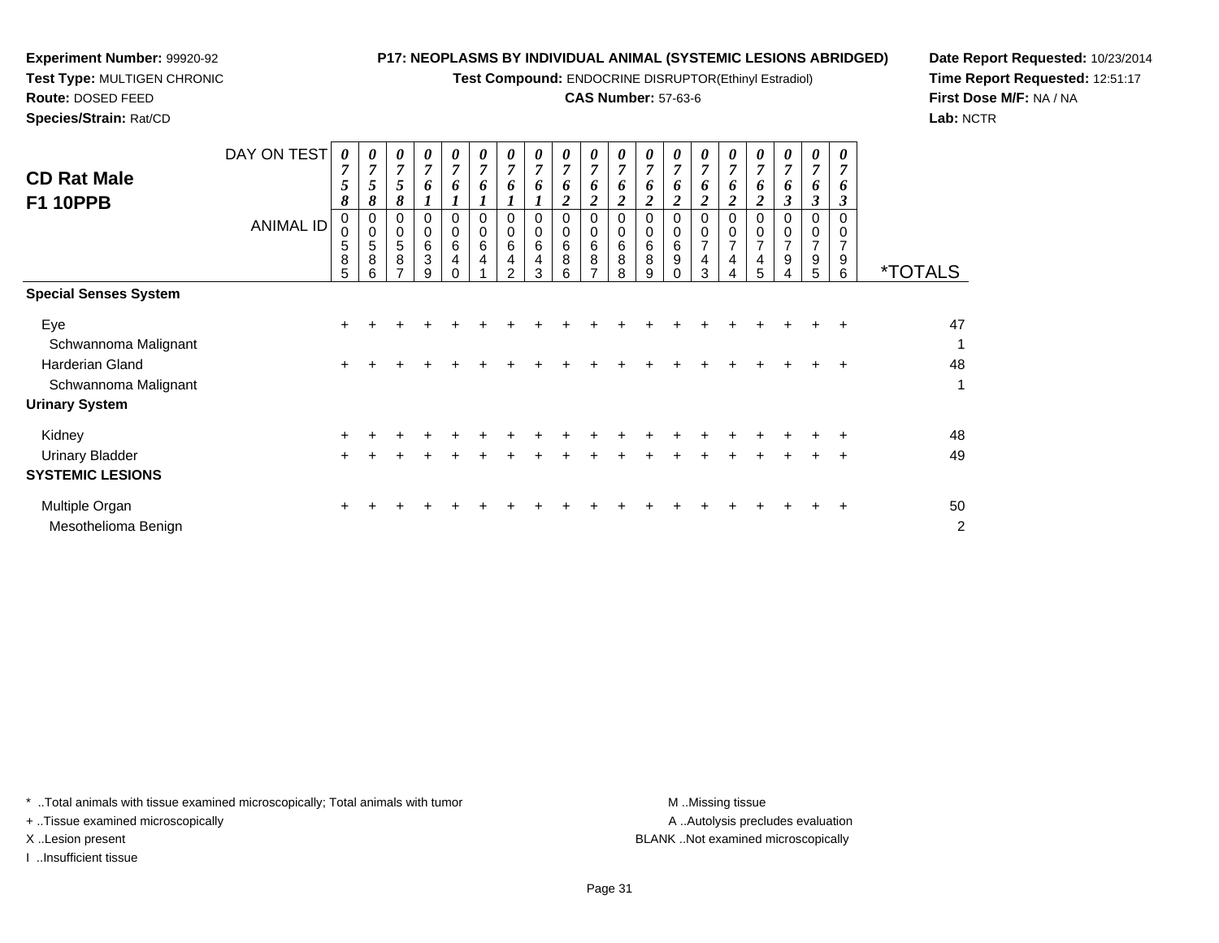**Experiment Number:** 99920-92
**Test Type:** MULTIGEN CHRONIC
**Route:** DOSED FEED
**Species/Strain:** Rat/CD

**P17: NEOPLASMS BY INDIVIDUAL ANIMAL (SYSTEMIC LESIONS ABRIDGED)**
**Test Compound:** ENDOCRINE DISRUPTOR(Ethinyl Estradiol)
**CAS Number:** 57-63-6

**Date Report Requested:** 10/23/2014
**Time Report Requested:** 12:51:17
**First Dose M/F:** NA / NA
**Lab:** NCTR

## CD Rat Male F1 10PPB

| DAY ON TEST | 0758 | 0758 | 0758 | 0761 | 0761 | 0761 | 0761 | 0761 | 0762 | 0762 | 0762 | 0762 | 0762 | 0762 | 0762 | 0762 | 0763 | 0763 | 0763 | |
|---|---|---|---|---|---|---|---|---|---|---|---|---|---|---|---|---|---|---|---|---|
| **ANIMAL ID** | 00585 | 00586 | 00587 | 00639 | 00640 | 00641 | 00642 | 00643 | 00686 | 00687 | 00688 | 00689 | 00690 | 00743 | 00744 | 00745 | 00794 | 00795 | 00796 | ***TOTALS** |
| **Special Senses System** | | | | | | | | | | | | | | | | | | | | |
| Eye | + | + | + | + | + | + | + | + | + | + | + | + | + | + | + | + | + | + | + | 47 |
| Schwannoma Malignant | | | | | | | | | | | | | | | | | | | | 1 |
| Harderian Gland | + | + | + | + | + | + | + | + | + | + | + | + | + | + | + | + | + | + | + | 48 |
| Schwannoma Malignant | | | | | | | | | | | | | | | | | | | | 1 |
| **Urinary System** | | | | | | | | | | | | | | | | | | | | |
| Kidney | + | + | + | + | + | + | + | + | + | + | + | + | + | + | + | + | + | + | + | 48 |
| Urinary Bladder | + | + | + | + | + | + | + | + | + | + | + | + | + | + | + | + | + | + | + | 49 |
| **SYSTEMIC LESIONS** | | | | | | | | | | | | | | | | | | | | |
| Multiple Organ | + | + | + | + | + | + | + | + | + | + | + | + | + | + | + | + | + | + | + | 50 |
| Mesothelioma Benign | | | | | | | | | | | | | | | | | | | | 2 |

\* ..Total animals with tissue examined microscopically; Total animals with tumor
+ ..Tissue examined microscopically
X ..Lesion present
I ..Insufficient tissue

M ..Missing tissue
A ..Autolysis precludes evaluation
BLANK ..Not examined microscopically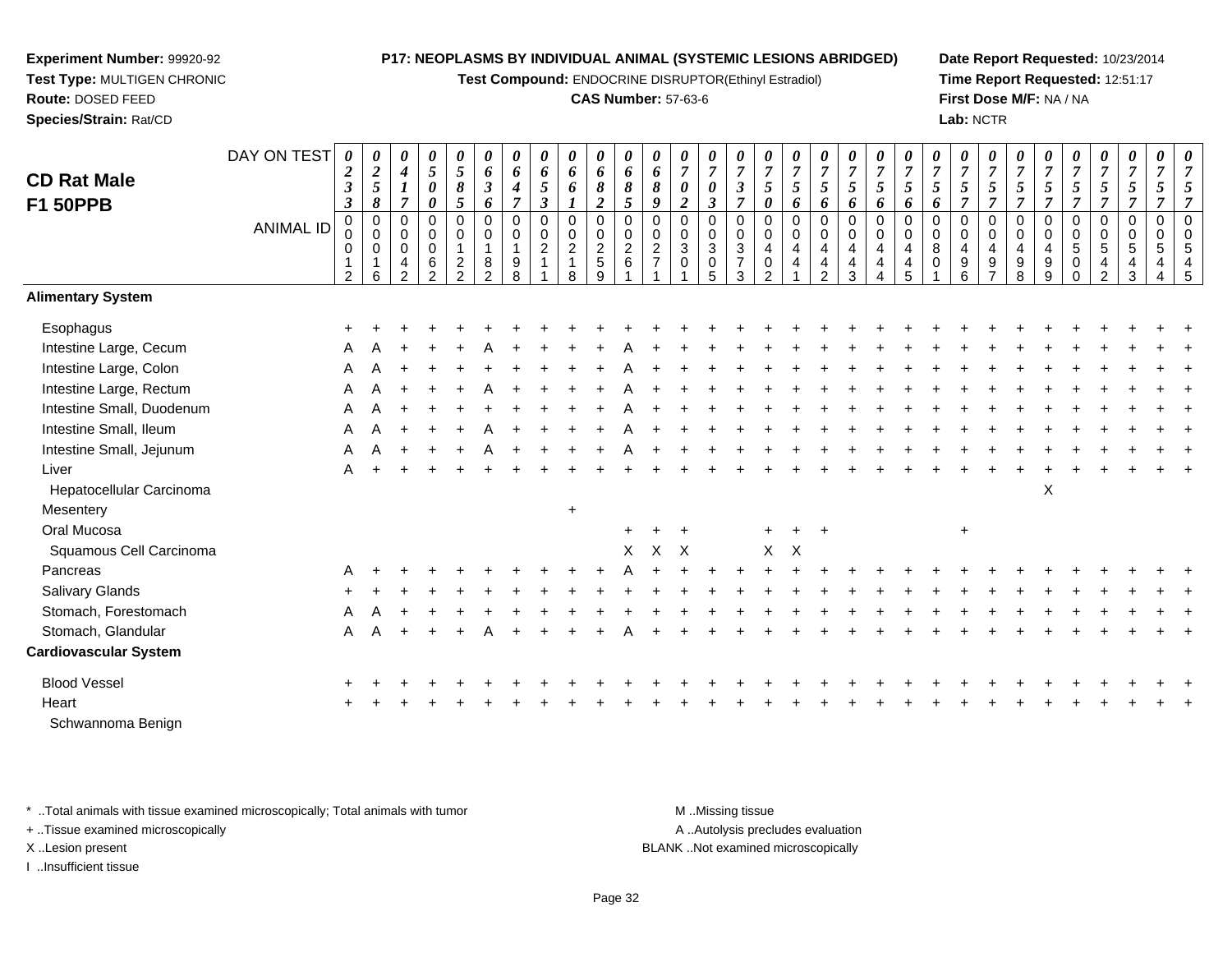**Experiment Number:** 99920-92
**Test Type:** MULTIGEN CHRONIC
**Route:** DOSED FEED
**Species/Strain:** Rat/CD

**P17: NEOPLASMS BY INDIVIDUAL ANIMAL (SYSTEMIC LESIONS ABRIDGED)**
**Test Compound:** ENDOCRINE DISRUPTOR(Ethinyl Estradiol)
**CAS Number:** 57-63-6

**Date Report Requested:** 10/23/2014
**Time Report Requested:** 12:51:17
**First Dose M/F:** NA / NA
**Lab:** NCTR

## CD Rat Male F1 50PPB

| DAY ON TEST | 0233 | 0258 | 0417 | 0500 | 0585 | 0636 | 0647 | 0653 | 0661 | 0682 | 0685 | 0689 | 0702 | 0703 | 0737 | 0750 | 0756 | 0756 | 0756 | 0756 | 0756 | 0756 | 0757 | 0757 | 0757 | 0757 | 0757 | 0757 | 0757 | 0757 | 0757 |
|---|---|---|---|---|---|---|---|---|---|---|---|---|---|---|---|---|---|---|---|---|---|---|---|---|---|---|---|---|---|---|---|
| ANIMAL ID | 00012 | 00016 | 00042 | 00062 | 00122 | 00182 | 00198 | 00211 | 00218 | 00259 | 00261 | 00271 | 00301 | 00305 | 00373 | 00402 | 00441 | 00442 | 00443 | 00444 | 00445 | 00801 | 00496 | 00497 | 00498 | 00499 | 00500 | 00542 | 00543 | 00544 | 00545 |
| **Alimentary System** | | | | | | | | | | | | | | | | | | | | | | | | | | | | | | | |
| Esophagus | + | + | + | + | + | + | + | + | + | + | + | + | + | + | + | + | + | + | + | + | + | + | + | + | + | + | + | + | + | + | + |
| Intestine Large, Cecum | A | A | + | + | + | A | + | + | + | + | A | + | + | + | + | + | + | + | + | + | + | + | + | + | + | + | + | + | + | + | + |
| Intestine Large, Colon | A | A | + | + | + | + | + | + | + | + | A | + | + | + | + | + | + | + | + | + | + | + | + | + | + | + | + | + | + | + | + |
| Intestine Large, Rectum | A | A | + | + | + | A | + | + | + | + | A | + | + | + | + | + | + | + | + | + | + | + | + | + | + | + | + | + | + | + | + |
| Intestine Small, Duodenum | A | A | + | + | + | + | + | + | + | + | A | + | + | + | + | + | + | + | + | + | + | + | + | + | + | + | + | + | + | + | + |
| Intestine Small, Ileum | A | A | + | + | + | A | + | + | + | + | A | + | + | + | + | + | + | + | + | + | + | + | + | + | + | + | + | + | + | + | + |
| Intestine Small, Jejunum | A | A | + | + | + | A | + | + | + | + | A | + | + | + | + | + | + | + | + | + | + | + | + | + | + | + | + | + | + | + | + |
| Liver | A | + | + | + | + | + | + | + | + | + | + | + | + | + | + | + | + | + | + | + | + | + | + | + | + | + | + | + | + | + | + |
| Hepatocellular Carcinoma | | | | | | | | | | | | | | | | | | | | | | | | | | X | | | | | |
| Mesentery | | | | | | | | | + | | | | | | | | | | | | | | | | | | | | | | |
| Oral Mucosa | | | | | | | | | | | + | + | + | | | + | + | + | | | | | + | | | | | | | | |
| Squamous Cell Carcinoma | | | | | | | | | | | X | X | X | | | X | X | | | | | | | | | | | | | | |
| Pancreas | A | + | + | + | + | + | + | + | + | + | A | + | + | + | + | + | + | + | + | + | + | + | + | + | + | + | + | + | + | + | + |
| Salivary Glands | + | + | + | + | + | + | + | + | + | + | + | + | + | + | + | + | + | + | + | + | + | + | + | + | + | + | + | + | + | + | + |
| Stomach, Forestomach | A | A | + | + | + | + | + | + | + | + | + | + | + | + | + | + | + | + | + | + | + | + | + | + | + | + | + | + | + | + | + |
| Stomach, Glandular | A | A | + | + | + | A | + | + | + | + | A | + | + | + | + | + | + | + | + | + | + | + | + | + | + | + | + | + | + | + | + |
| **Cardiovascular System** | | | | | | | | | | | | | | | | | | | | | | | | | | | | | | | |
| Blood Vessel | + | + | + | + | + | + | + | + | + | + | + | + | + | + | + | + | + | + | + | + | + | + | + | + | + | + | + | + | + | + | + |
| Heart | + | + | + | + | + | + | + | + | + | + | + | + | + | + | + | + | + | + | + | + | + | + | + | + | + | + | + | + | + | + | + |
| Schwannoma Benign | | | | | | | | | | | | | | | | | | | | | | | | | | | | | | | |

\* ..Total animals with tissue examined microscopically; Total animals with tumor
\+ ..Tissue examined microscopically
X ..Lesion present
I ..Insufficient tissue

M ..Missing tissue
A ..Autolysis precludes evaluation
BLANK ..Not examined microscopically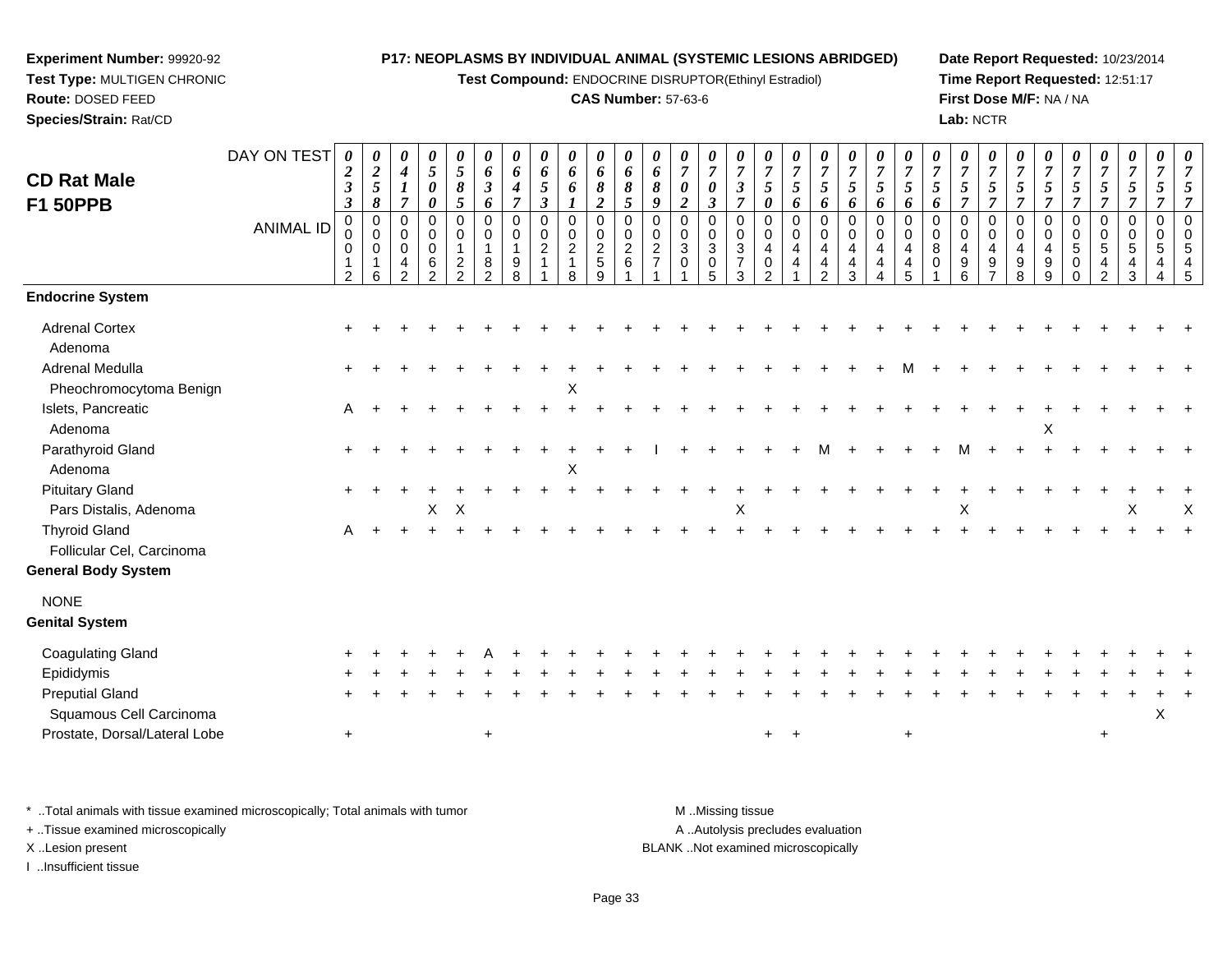**Experiment Number:** 99920-92
**Test Type:** MULTIGEN CHRONIC
**Route:** DOSED FEED
**Species/Strain:** Rat/CD

**P17: NEOPLASMS BY INDIVIDUAL ANIMAL (SYSTEMIC LESIONS ABRIDGED)**
**Test Compound:** ENDOCRINE DISRUPTOR(Ethinyl Estradiol)
**CAS Number:** 57-63-6

**Date Report Requested:** 10/23/2014
**Time Report Requested:** 12:51:17
**First Dose M/F:** NA / NA
**Lab:** NCTR

## CD Rat Male F1 50PPB

| DAY ON TEST | 0233 | 0258 | 0417 | 0500 | 0585 | 0636 | 0647 | 0653 | 0661 | 0682 | 0685 | 0689 | 0702 | 0703 | 0737 | 0750 | 0756 | 0756 | 0756 | 0756 | 0756 | 0756 | 0757 | 0757 | 0757 | 0757 | 0757 | 0757 | 0757 | 0757 | 0757 |
|---|---|---|---|---|---|---|---|---|---|---|---|---|---|---|---|---|---|---|---|---|---|---|---|---|---|---|---|---|---|---|---|
| **ANIMAL ID** | 00012 | 00016 | 00042 | 00062 | 00122 | 00182 | 00198 | 00211 | 00218 | 00259 | 00261 | 00271 | 00301 | 00305 | 00373 | 00402 | 00441 | 00442 | 00443 | 00444 | 00445 | 00801 | 00496 | 00497 | 00498 | 00499 | 00500 | 00542 | 00543 | 00544 | 00545 |
| **Endocrine System** | | | | | | | | | | | | | | | | | | | | | | | | | | | | | | | |
| Adrenal Cortex | + | + | + | + | + | + | + | + | + | + | + | + | + | + | + | + | + | + | + | + | + | + | + | + | + | + | + | + | + | + | + |
| Adenoma | | | | | | | | | | | | | | | | | | | | | | | | | | | | | | | |
| Adrenal Medulla | + | + | + | + | + | + | + | + | + | + | + | + | + | + | + | + | + | + | + | + | M | + | + | + | + | + | + | + | + | + | + |
| Pheochromocytoma Benign | | | | | | | | | X | | | | | | | | | | | | | | | | | | | | | | |
| Islets, Pancreatic | A | + | + | + | + | + | + | + | + | + | + | + | + | + | + | + | + | + | + | + | + | + | + | + | + | + | + | + | + | + | + |
| Adenoma | | | | | | | | | | | | | | | | | | | | | | | | | | X | | | | | |
| Parathyroid Gland | + | + | + | + | + | + | + | + | + | + | + | I | + | + | + | + | + | M | + | + | + | + | M | + | + | + | + | + | + | + | + |
| Adenoma | | | | | | | | | X | | | | | | | | | | | | | | | | | | | | | | |
| Pituitary Gland | + | + | + | + | + | + | + | + | + | + | + | + | + | + | + | + | + | + | + | + | + | + | + | + | + | + | + | + | + | + | + |
| Pars Distalis, Adenoma | | | | X | X | | | | | | | | | | X | | | | | | | | X | | | | | | X | | X |
| Thyroid Gland | A | + | + | + | + | + | + | + | + | + | + | + | + | + | + | + | + | + | + | + | + | + | + | + | + | + | + | + | + | + | + |
| Follicular Cel, Carcinoma | | | | | | | | | | | | | | | | | | | | | | | | | | | | | | | |
| **General Body System** | | | | | | | | | | | | | | | | | | | | | | | | | | | | | | | |
| NONE | | | | | | | | | | | | | | | | | | | | | | | | | | | | | | | |
| **Genital System** | | | | | | | | | | | | | | | | | | | | | | | | | | | | | | | |
| Coagulating Gland | + | + | + | + | + | A | + | + | + | + | + | + | + | + | + | + | + | + | + | + | + | + | + | + | + | + | + | + | + | + | + |
| Epididymis | + | + | + | + | + | + | + | + | + | + | + | + | + | + | + | + | + | + | + | + | + | + | + | + | + | + | + | + | + | + | + |
| Preputial Gland | + | + | + | + | + | + | + | + | + | + | + | + | + | + | + | + | + | + | + | + | + | + | + | + | + | + | + | + | + | + | + |
| Squamous Cell Carcinoma | | | | | | | | | | | | | | | | | | | | | | | | | | | | | | X | |
| Prostate, Dorsal/Lateral Lobe | + | | | | | + | | | | | | | | | | + | + | | | | + | | | | | | | + | | | |

\* ..Total animals with tissue examined microscopically; Total animals with tumor
+ ..Tissue examined microscopically
X ..Lesion present
I ..Insufficient tissue

M ..Missing tissue
A ..Autolysis precludes evaluation
BLANK ..Not examined microscopically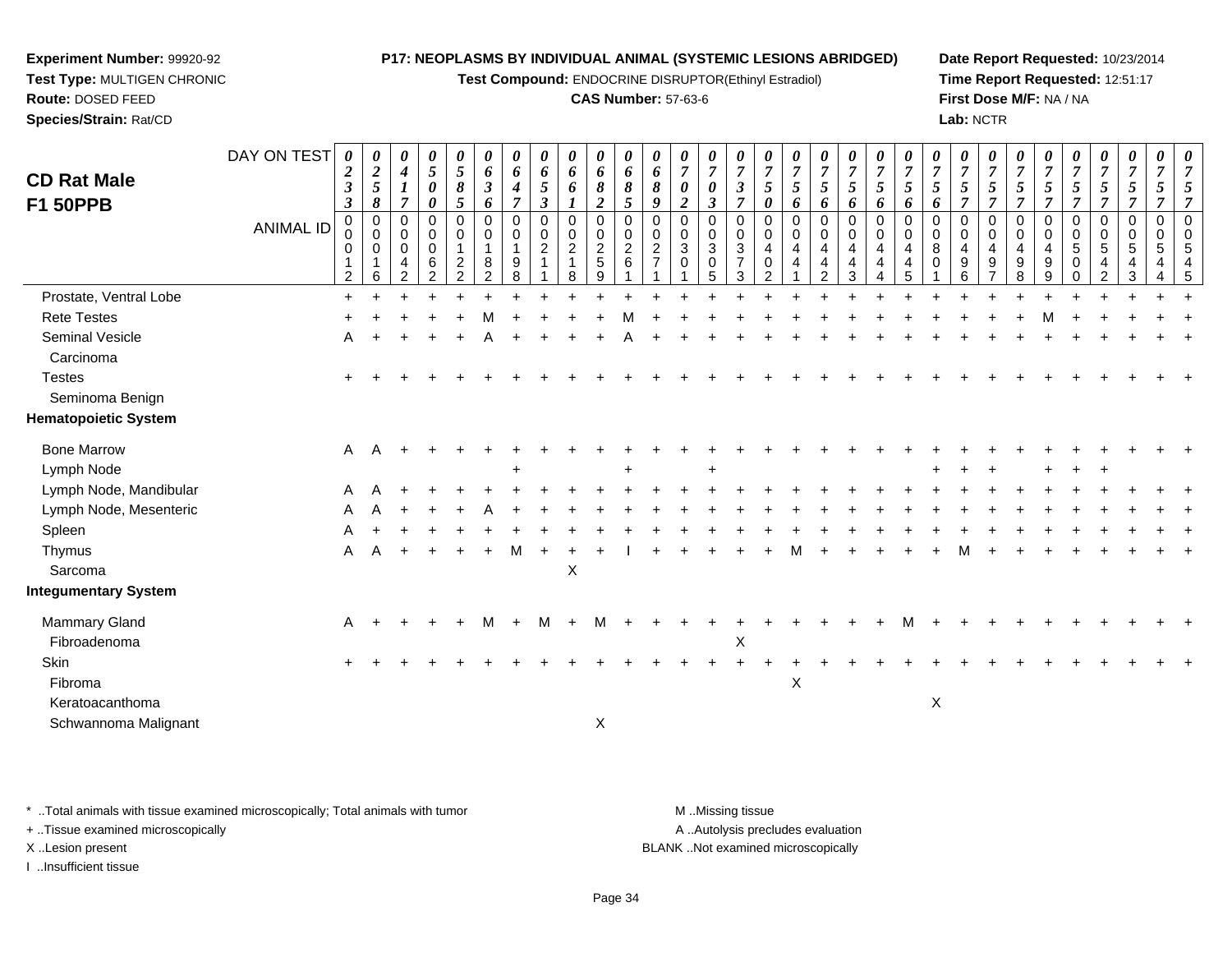**Experiment Number:** 99920-92
**Test Type:** MULTIGEN CHRONIC
**Route:** DOSED FEED
**Species/Strain:** Rat/CD

**P17: NEOPLASMS BY INDIVIDUAL ANIMAL (SYSTEMIC LESIONS ABRIDGED)**
**Test Compound:** ENDOCRINE DISRUPTOR(Ethinyl Estradiol)
**CAS Number:** 57-63-6

**Date Report Requested:** 10/23/2014
**Time Report Requested:** 12:51:17
**First Dose M/F:** NA / NA
**Lab:** NCTR

## CD Rat Male F1 50PPB

| DAY ON TEST | 0233 | 0258 | 0417 | 0500 | 0585 | 0636 | 0647 | 0653 | 0661 | 0682 | 0685 | 0689 | 0702 | 0703 | 0737 | 0750 | 0756 | 0756 | 0756 | 0756 | 0756 | 0756 | 0757 | 0757 | 0757 | 0757 | 0757 | 0757 | 0757 | 0757 | 0757 |
|---|---|---|---|---|---|---|---|---|---|---|---|---|---|---|---|---|---|---|---|---|---|---|---|---|---|---|---|---|---|---|---|
| **ANIMAL ID** | 00012 | 00016 | 00042 | 00062 | 00122 | 00182 | 00198 | 00211 | 00218 | 00259 | 00261 | 00271 | 00301 | 00305 | 00373 | 00402 | 00441 | 00442 | 00443 | 00444 | 00445 | 00801 | 00496 | 00497 | 00498 | 00499 | 00500 | 00542 | 00543 | 00544 | 00545 |
| Prostate, Ventral Lobe | + | + | + | + | + | + | + | + | + | + | + | + | + | + | + | + | + | + | + | + | + | + | + | + | + | + | + | + | + | + | + |
| Rete Testes | + | + | + | + | + | M | + | + | + | + | M | + | + | + | + | + | + | + | + | + | + | + | + | + | + | M | + | + | + | + | + |
| Seminal Vesicle | A | + | + | + | + | A | + | + | + | + | A | + | + | + | + | + | + | + | + | + | + | + | + | + | + | + | + | + | + | + | + |
| Carcinoma | | | | | | | | | | | | | | | | | | | | | | | | | | | | | | | |
| Testes | + | + | + | + | + | + | + | + | + | + | + | + | + | + | + | + | + | + | + | + | + | + | + | + | + | + | + | + | + | + | + |
| Seminoma Benign | | | | | | | | | | | | | | | | | | | | | | | | | | | | | | | |
| **Hematopoietic System** | | | | | | | | | | | | | | | | | | | | | | | | | | | | | | | |
| Bone Marrow | A | A | + | + | + | + | + | + | + | + | + | + | + | + | + | + | + | + | + | + | + | + | + | + | + | + | + | + | + | + | + |
| Lymph Node | | | | | | | + | | | | + | | | + | | | | | | | | + | + | + | | + | + | + | | | |
| Lymph Node, Mandibular | A | A | + | + | + | + | + | + | + | + | + | + | + | + | + | + | + | + | + | + | + | + | + | + | + | + | + | + | + | + | + |
| Lymph Node, Mesenteric | A | A | + | + | + | A | + | + | + | + | + | + | + | + | + | + | + | + | + | + | + | + | + | + | + | + | + | + | + | + | + |
| Spleen | A | + | + | + | + | + | + | + | + | + | + | + | + | + | + | + | + | + | + | + | + | + | + | + | + | + | + | + | + | + | + |
| Thymus | A | A | + | + | + | + | M | + | + | + | I | + | + | + | + | + | M | + | + | + | + | + | M | + | + | + | + | + | + | + | + |
| Sarcoma | | | | | | | | | X | | | | | | | | | | | | | | | | | | | | | | |
| **Integumentary System** | | | | | | | | | | | | | | | | | | | | | | | | | | | | | | | |
| Mammary Gland | A | + | + | + | + | M | + | M | + | M | + | + | + | + | + | + | + | + | + | + | M | + | + | + | + | + | + | + | + | + | + |
| Fibroadenoma | | | | | | | | | | | | | | | X | | | | | | | | | | | | | | | | |
| Skin | + | + | + | + | + | + | + | + | + | + | + | + | + | + | + | + | + | + | + | + | + | + | + | + | + | + | + | + | + | + | + |
| Fibroma | | | | | | | | | | | | | | | | | X | | | | | | | | | | | | | | |
| Keratoacanthoma | | | | | | | | | | | | | | | | | | | | | | X | | | | | | | | | |
| Schwannoma Malignant | | | | | | | | | | X | | | | | | | | | | | | | | | | | | | | | |

\* ..Total animals with tissue examined microscopically; Total animals with tumor
\+ ..Tissue examined microscopically
X ..Lesion present
I ..Insufficient tissue

M ..Missing tissue
A ..Autolysis precludes evaluation
BLANK ..Not examined microscopically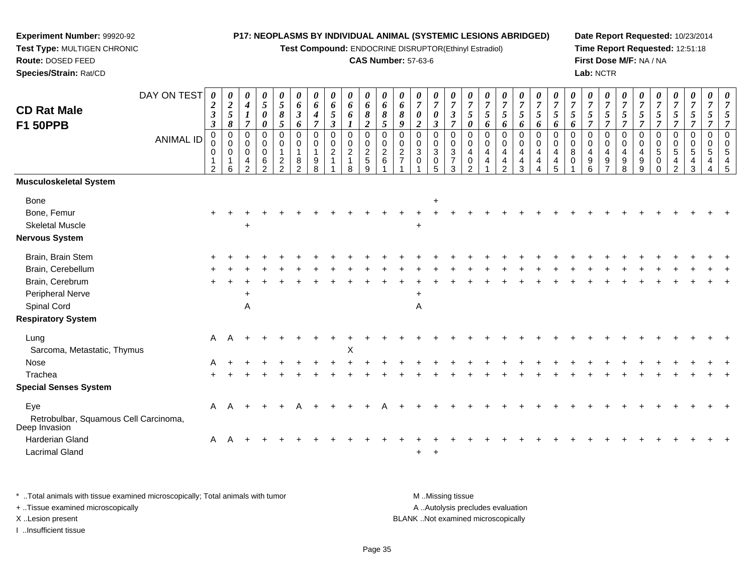**Experiment Number:** 99920-92
**Test Type:** MULTIGEN CHRONIC
**Route:** DOSED FEED
**Species/Strain:** Rat/CD

**P17: NEOPLASMS BY INDIVIDUAL ANIMAL (SYSTEMIC LESIONS ABRIDGED)**
**Test Compound:** ENDOCRINE DISRUPTOR(Ethinyl Estradiol)
**CAS Number:** 57-63-6

**Date Report Requested:** 10/23/2014
**Time Report Requested:** 12:51:18
**First Dose M/F:** NA / NA
**Lab:** NCTR

## CD Rat Male F1 50PPB

| DAY ON TEST | 0233 | 0258 | 0417 | 0500 | 0585 | 0636 | 0647 | 0653 | 0661 | 0682 | 0685 | 0689 | 0702 | 0703 | 0737 | 0750 | 0756 | 0756 | 0756 | 0756 | 0756 | 0756 | 0757 | 0757 | 0757 | 0757 | 0757 | 0757 | 0757 | 0757 | 0757 |
|---|---|---|---|---|---|---|---|---|---|---|---|---|---|---|---|---|---|---|---|---|---|---|---|---|---|---|---|---|---|---|---|
| **ANIMAL ID** | 00012 | 00016 | 00042 | 00062 | 00122 | 00182 | 00198 | 00211 | 00218 | 00259 | 00261 | 00271 | 00301 | 00305 | 00373 | 00402 | 00441 | 00442 | 00443 | 00444 | 00445 | 00801 | 00496 | 00497 | 00498 | 00499 | 00500 | 00542 | 00543 | 00544 | 00545 |
| **Musculoskeletal System** | | | | | | | | | | | | | | | | | | | | | | | | | | | | | | | |
| Bone | | | | | | | | | | | | | | + | | | | | | | | | | | | | | | | | |
| Bone, Femur | + | + | + | + | + | + | + | + | + | + | + | + | + | + | + | + | + | + | + | + | + | + | + | + | + | + | + | + | + | + | + |
| Skeletal Muscle | | | + | | | | | | | | | | + | | | | | | | | | | | | | | | | | | |
| **Nervous System** | | | | | | | | | | | | | | | | | | | | | | | | | | | | | | | |
| Brain, Brain Stem | + | + | + | + | + | + | + | + | + | + | + | + | + | + | + | + | + | + | + | + | + | + | + | + | + | + | + | + | + | + | + |
| Brain, Cerebellum | + | + | + | + | + | + | + | + | + | + | + | + | + | + | + | + | + | + | + | + | + | + | + | + | + | + | + | + | + | + | + |
| Brain, Cerebrum | + | + | + | + | + | + | + | + | + | + | + | + | + | + | + | + | + | + | + | + | + | + | + | + | + | + | + | + | + | + | + |
| Peripheral Nerve | | | + | | | | | | | | | | + | | | | | | | | | | | | | | | | | | |
| Spinal Cord | | | A | | | | | | | | | | A | | | | | | | | | | | | | | | | | | |
| **Respiratory System** | | | | | | | | | | | | | | | | | | | | | | | | | | | | | | | |
| Lung | A | A | + | + | + | + | + | + | + | + | + | + | + | + | + | + | + | + | + | + | + | + | + | + | + | + | + | + | + | + | + |
| Sarcoma, Metastatic, Thymus | | | | | | | | | X | | | | | | | | | | | | | | | | | | | | | | |
| Nose | A | + | + | + | + | + | + | + | + | + | + | + | + | + | + | + | + | + | + | + | + | + | + | + | + | + | + | + | + | + | + |
| Trachea | + | + | + | + | + | + | + | + | + | + | + | + | + | + | + | + | + | + | + | + | + | + | + | + | + | + | + | + | + | + | + |
| **Special Senses System** | | | | | | | | | | | | | | | | | | | | | | | | | | | | | | | |
| Eye | A | A | + | + | + | A | + | + | + | + | A | + | + | + | + | + | + | + | + | + | + | + | + | + | + | + | + | + | + | + | + |
| Retrobulbar, Squamous Cell Carcinoma, Deep Invasion | | | | | | | | | | | | | | | | | | | | | | | | | | | | | | | |
| Harderian Gland | A | A | + | + | + | + | + | + | + | + | + | + | + | + | + | + | + | + | + | + | + | + | + | + | + | + | + | + | + | + | + |
| Lacrimal Gland | | | | | | | | | | | | | + | + | | | | | | | | | | | | | | | | | |

\* ..Total animals with tissue examined microscopically; Total animals with tumor
\+ ..Tissue examined microscopically
X ..Lesion present
I ..Insufficient tissue

M ..Missing tissue
A ..Autolysis precludes evaluation
BLANK ..Not examined microscopically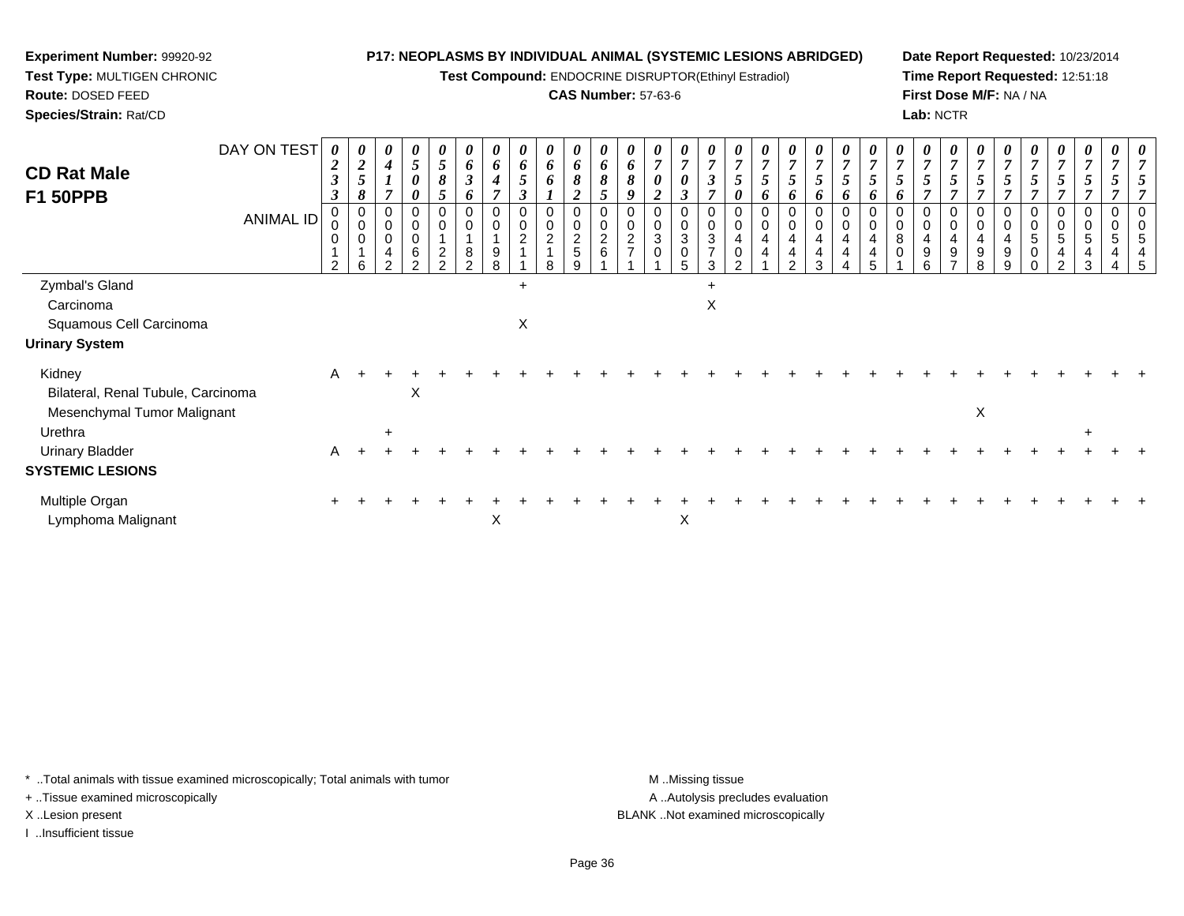**Experiment Number:** 99920-92
**Test Type:** MULTIGEN CHRONIC
**Route:** DOSED FEED
**Species/Strain:** Rat/CD

**P17: NEOPLASMS BY INDIVIDUAL ANIMAL (SYSTEMIC LESIONS ABRIDGED)**
**Test Compound:** ENDOCRINE DISRUPTOR(Ethinyl Estradiol)
**CAS Number:** 57-63-6

**Date Report Requested:** 10/23/2014
**Time Report Requested:** 12:51:18
**First Dose M/F:** NA / NA
**Lab:** NCTR

## CD Rat Male F1 50PPB

| DAY ON TEST | 0233 | 0258 | 0417 | 0500 | 0585 | 0636 | 0647 | 0653 | 0661 | 0682 | 0685 | 0689 | 0702 | 0703 | 0737 | 0750 | 0756 | 0756 | 0756 | 0756 | 0756 | 0756 | 0757 | 0757 | 0757 | 0757 | 0757 | 0757 | 0757 | 0757 | 0757 |
|---|---|---|---|---|---|---|---|---|---|---|---|---|---|---|---|---|---|---|---|---|---|---|---|---|---|---|---|---|---|---|---|
| **ANIMAL ID** | 00012 | 00016 | 00042 | 00062 | 00122 | 00182 | 00198 | 00211 | 00218 | 00259 | 00261 | 00271 | 00301 | 00305 | 00373 | 00402 | 00441 | 00442 | 00443 | 00444 | 00445 | 00801 | 00496 | 00497 | 00498 | 00499 | 00500 | 00542 | 00543 | 00544 | 00545 |
| Zymbal's Gland | | | | | | | | + | | | | | | | + | | | | | | | | | | | | | | | | |
| Carcinoma | | | | | | | | | | | | | | | X | | | | | | | | | | | | | | | | |
| Squamous Cell Carcinoma | | | | | | | | X | | | | | | | | | | | | | | | | | | | | | | | |
| **Urinary System** | | | | | | | | | | | | | | | | | | | | | | | | | | | | | | | |
| Kidney | A | + | + | + | + | + | + | + | + | + | + | + | + | + | + | + | + | + | + | + | + | + | + | + | + | + | + | + | + | + | + |
| Bilateral, Renal Tubule, Carcinoma | | | | X | | | | | | | | | | | | | | | | | | | | | | | | | | | |
| Mesenchymal Tumor Malignant | | | | | | | | | | | | | | | | | | | | | | | | | X | | | | | | |
| Urethra | | | + | | | | | | | | | | | | | | | | | | | | | | | | | | + | | |
| Urinary Bladder | A | + | + | + | + | + | + | + | + | + | + | + | + | + | + | + | + | + | + | + | + | + | + | + | + | + | + | + | + | + | + |
| **SYSTEMIC LESIONS** | | | | | | | | | | | | | | | | | | | | | | | | | | | | | | | |
| Multiple Organ | + | + | + | + | + | + | + | + | + | + | + | + | + | + | + | + | + | + | + | + | + | + | + | + | + | + | + | + | + | + | + |
| Lymphoma Malignant | | | | | | | X | | | | | | | X | | | | | | | | | | | | | | | | | |

\* ..Total animals with tissue examined microscopically; Total animals with tumor
\+ ..Tissue examined microscopically
X ..Lesion present
I ..Insufficient tissue

M ..Missing tissue
A ..Autolysis precludes evaluation
BLANK ..Not examined microscopically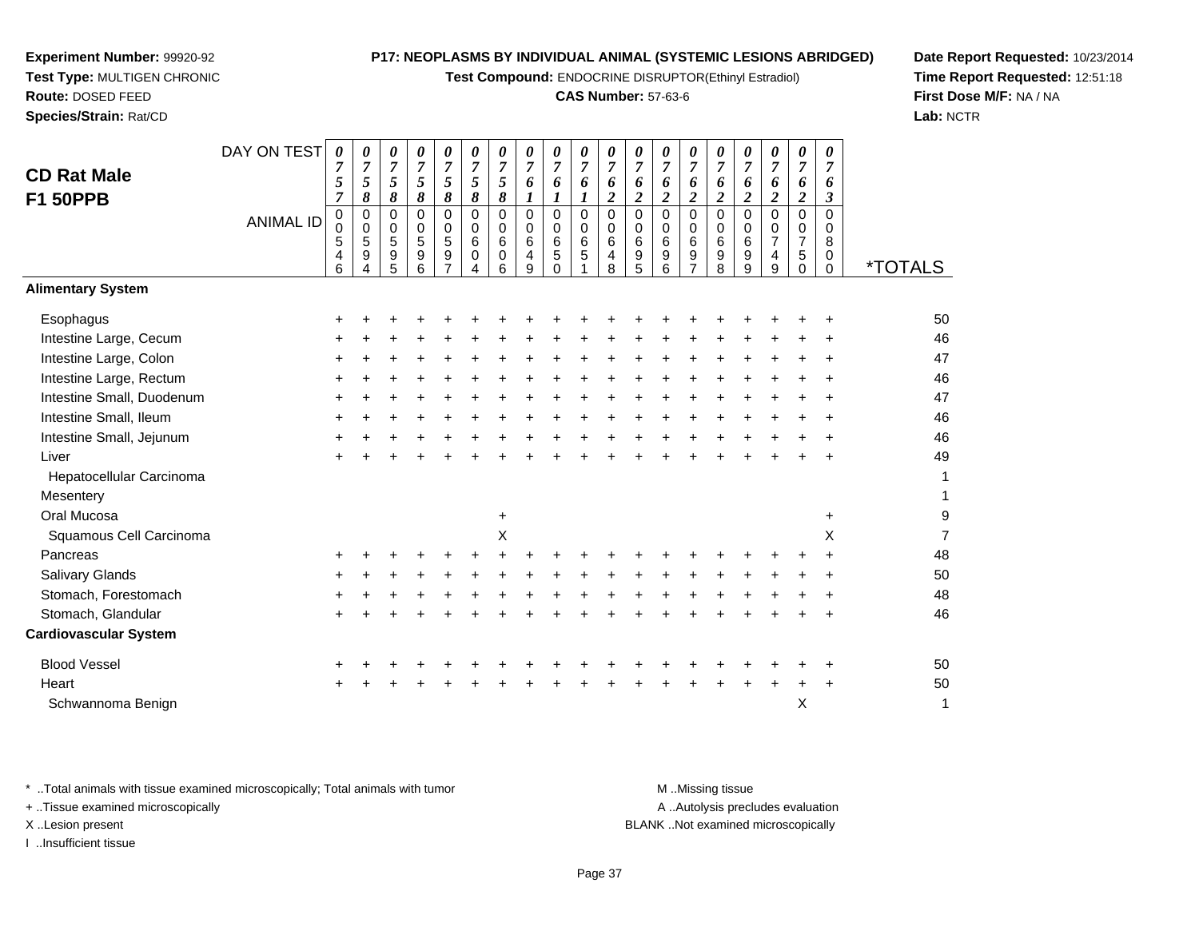**Experiment Number:** 99920-92
**Test Type:** MULTIGEN CHRONIC
**Route:** DOSED FEED
**Species/Strain:** Rat/CD

**P17: NEOPLASMS BY INDIVIDUAL ANIMAL (SYSTEMIC LESIONS ABRIDGED)**
**Test Compound:** ENDOCRINE DISRUPTOR(Ethinyl Estradiol)
**CAS Number:** 57-63-6

**Date Report Requested:** 10/23/2014
**Time Report Requested:** 12:51:18
**First Dose M/F:** NA / NA
**Lab:** NCTR

## CD Rat Male F1 50PPB

| DAY ON TEST | 0757 | 0758 | 0758 | 0758 | 0758 | 0758 | 0758 | 0761 | 0761 | 0761 | 0762 | 0762 | 0762 | 0762 | 0762 | 0762 | 0762 | 0762 | 0763 | |
|---|---|---|---|---|---|---|---|---|---|---|---|---|---|---|---|---|---|---|---|---|
| ANIMAL ID | 00546 | 00594 | 00595 | 00596 | 00597 | 00604 | 00606 | 00649 | 00650 | 00651 | 00648 | 00695 | 00696 | 00697 | 00698 | 00699 | 00749 | 00750 | 00800 | *TOTALS |
| **Alimentary System** | | | | | | | | | | | | | | | | | | | | |
| Esophagus | + | + | + | + | + | + | + | + | + | + | + | + | + | + | + | + | + | + | + | 50 |
| Intestine Large, Cecum | + | + | + | + | + | + | + | + | + | + | + | + | + | + | + | + | + | + | + | 46 |
| Intestine Large, Colon | + | + | + | + | + | + | + | + | + | + | + | + | + | + | + | + | + | + | + | 47 |
| Intestine Large, Rectum | + | + | + | + | + | + | + | + | + | + | + | + | + | + | + | + | + | + | + | 46 |
| Intestine Small, Duodenum | + | + | + | + | + | + | + | + | + | + | + | + | + | + | + | + | + | + | + | 47 |
| Intestine Small, Ileum | + | + | + | + | + | + | + | + | + | + | + | + | + | + | + | + | + | + | + | 46 |
| Intestine Small, Jejunum | + | + | + | + | + | + | + | + | + | + | + | + | + | + | + | + | + | + | + | 46 |
| Liver | + | + | + | + | + | + | + | + | + | + | + | + | + | + | + | + | + | + | + | 49 |
| Hepatocellular Carcinoma | | | | | | | | | | | | | | | | | | | | 1 |
| Mesentery | | | | | | | | | | | | | | | | | | | | 1 |
| Oral Mucosa | | | | | | | + | | | | | | | | | | | | + | 9 |
| Squamous Cell Carcinoma | | | | | | | X | | | | | | | | | | | | X | 7 |
| Pancreas | + | + | + | + | + | + | + | + | + | + | + | + | + | + | + | + | + | + | + | 48 |
| Salivary Glands | + | + | + | + | + | + | + | + | + | + | + | + | + | + | + | + | + | + | + | 50 |
| Stomach, Forestomach | + | + | + | + | + | + | + | + | + | + | + | + | + | + | + | + | + | + | + | 48 |
| Stomach, Glandular | + | + | + | + | + | + | + | + | + | + | + | + | + | + | + | + | + | + | + | 46 |
| **Cardiovascular System** | | | | | | | | | | | | | | | | | | | | |
| Blood Vessel | + | + | + | + | + | + | + | + | + | + | + | + | + | + | + | + | + | + | + | 50 |
| Heart | + | + | + | + | + | + | + | + | + | + | + | + | + | + | + | + | + | + | + | 50 |
| Schwannoma Benign | | | | | | | | | | | | | | | | | | X | | 1 |

\* ..Total animals with tissue examined microscopically; Total animals with tumor
\+ ..Tissue examined microscopically
X ..Lesion present
I ..Insufficient tissue

M ..Missing tissue
A ..Autolysis precludes evaluation
BLANK ..Not examined microscopically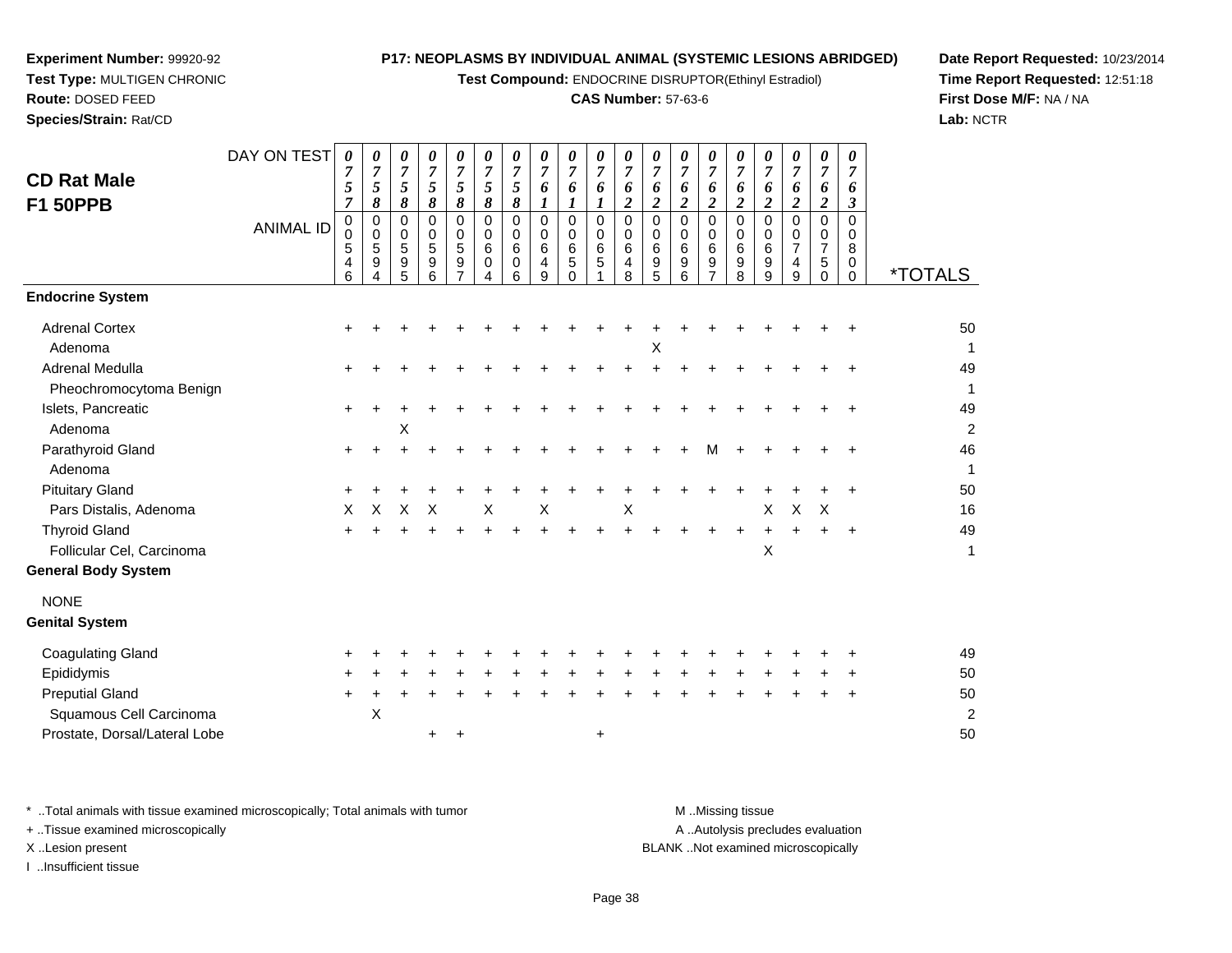**Experiment Number:** 99920-92
**Test Type:** MULTIGEN CHRONIC
**Route:** DOSED FEED
**Species/Strain:** Rat/CD

**P17: NEOPLASMS BY INDIVIDUAL ANIMAL (SYSTEMIC LESIONS ABRIDGED)**
**Test Compound:** ENDOCRINE DISRUPTOR(Ethinyl Estradiol)
**CAS Number:** 57-63-6

**Date Report Requested:** 10/23/2014
**Time Report Requested:** 12:51:18
**First Dose M/F:** NA / NA
**Lab:** NCTR

## CD Rat Male F1 50PPB

| DAY ON TEST | 0757 | 0758 | 0758 | 0758 | 0758 | 0758 | 0758 | 0761 | 0761 | 0761 | 0762 | 0762 | 0762 | 0762 | 0762 | 0762 | 0762 | 0762 | 0763 | |
|---|---|---|---|---|---|---|---|---|---|---|---|---|---|---|---|---|---|---|---|---|
| **ANIMAL ID** | 00546 | 00594 | 00595 | 00596 | 00597 | 00604 | 00606 | 00649 | 00650 | 00651 | 00648 | 00695 | 00696 | 00697 | 00698 | 00699 | 00749 | 00750 | 00800 | ***TOTALS** |
| **Endocrine System** | | | | | | | | | | | | | | | | | | | | |
| Adrenal Cortex | + | + | + | + | + | + | + | + | + | + | + | + | + | + | + | + | + | + | + | 50 |
| Adenoma | | | | | | | | | | | | X | | | | | | | | 1 |
| Adrenal Medulla | + | + | + | + | + | + | + | + | + | + | + | + | + | + | + | + | + | + | + | 49 |
| Pheochromocytoma Benign | | | | | | | | | | | | | | | | | | | | 1 |
| Islets, Pancreatic | + | + | + | + | + | + | + | + | + | + | + | + | + | + | + | + | + | + | + | 49 |
| Adenoma | | | X | | | | | | | | | | | | | | | | | 2 |
| Parathyroid Gland | + | + | + | + | + | + | + | + | + | + | + | + | + | M | + | + | + | + | + | 46 |
| Adenoma | | | | | | | | | | | | | | | | | | | | 1 |
| Pituitary Gland | + | + | + | + | + | + | + | + | + | + | + | + | + | + | + | + | + | + | + | 50 |
| Pars Distalis, Adenoma | X | X | X | X | | X | | X | | | X | | | | | X | X | X | | 16 |
| Thyroid Gland | + | + | + | + | + | + | + | + | + | + | + | + | + | + | + | + | + | + | + | 49 |
| Follicular Cel, Carcinoma | | | | | | | | | | | | | | | | X | | | | 1 |
| **General Body System** | | | | | | | | | | | | | | | | | | | | |
| NONE | | | | | | | | | | | | | | | | | | | | |
| **Genital System** | | | | | | | | | | | | | | | | | | | | |
| Coagulating Gland | + | + | + | + | + | + | + | + | + | + | + | + | + | + | + | + | + | + | + | 49 |
| Epididymis | + | + | + | + | + | + | + | + | + | + | + | + | + | + | + | + | + | + | + | 50 |
| Preputial Gland | + | + | + | + | + | + | + | + | + | + | + | + | + | + | + | + | + | + | + | 50 |
| Squamous Cell Carcinoma | | X | | | | | | | | | | | | | | | | | | 2 |
| Prostate, Dorsal/Lateral Lobe | | | | + | + | | | | | + | | | | | | | | | | 50 |

\* ..Total animals with tissue examined microscopically; Total animals with tumor
\+ ..Tissue examined microscopically
X ..Lesion present
I ..Insufficient tissue

M ..Missing tissue
A ..Autolysis precludes evaluation
BLANK ..Not examined microscopically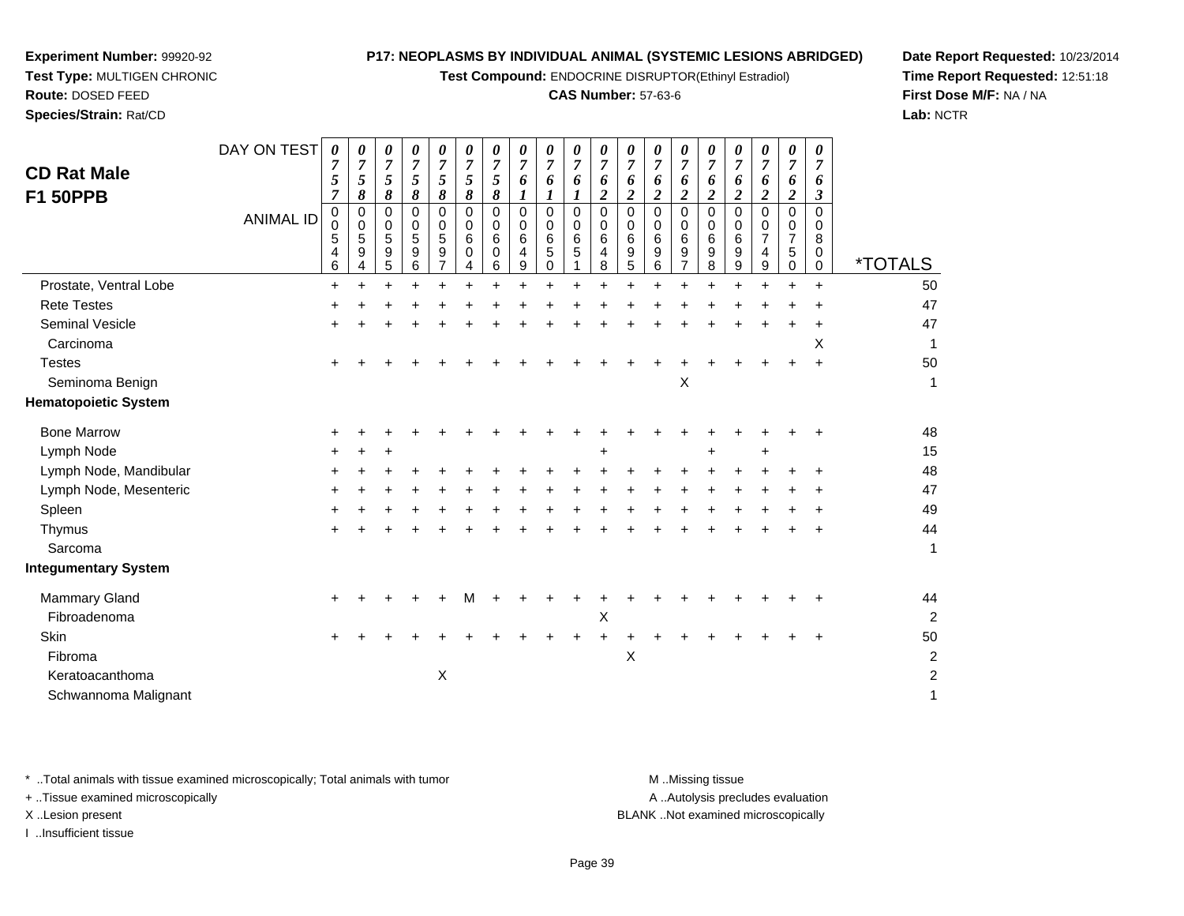**Experiment Number:** 99920-92
**Test Type:** MULTIGEN CHRONIC
**Route:** DOSED FEED
**Species/Strain:** Rat/CD

**P17: NEOPLASMS BY INDIVIDUAL ANIMAL (SYSTEMIC LESIONS ABRIDGED)**
**Test Compound:** ENDOCRINE DISRUPTOR(Ethinyl Estradiol)
**CAS Number:** 57-63-6

**Date Report Requested:** 10/23/2014
**Time Report Requested:** 12:51:18
**First Dose M/F:** NA / NA
**Lab:** NCTR

## CD Rat Male F1 50PPB

| DAY ON TEST | 0757 | 0758 | 0758 | 0758 | 0758 | 0758 | 0758 | 0761 | 0761 | 0761 | 0762 | 0762 | 0762 | 0762 | 0762 | 0762 | 0762 | 0762 | 0763 | |
|---|---|---|---|---|---|---|---|---|---|---|---|---|---|---|---|---|---|---|---|---|
| **ANIMAL ID** | 00546 | 00594 | 00595 | 00596 | 00597 | 00604 | 00606 | 00649 | 00650 | 00651 | 00648 | 00695 | 00696 | 00697 | 00698 | 00699 | 00749 | 00750 | 00800 | ***TOTALS** |
| Prostate, Ventral Lobe | + | + | + | + | + | + | + | + | + | + | + | + | + | + | + | + | + | + | + | 50 |
| Rete Testes | + | + | + | + | + | + | + | + | + | + | + | + | + | + | + | + | + | + | + | 47 |
| Seminal Vesicle | + | + | + | + | + | + | + | + | + | + | + | + | + | + | + | + | + | + | + | 47 |
| Carcinoma | | | | | | | | | | | | | | | | | | | X | 1 |
| Testes | + | + | + | + | + | + | + | + | + | + | + | + | + | + | + | + | + | + | + | 50 |
| Seminoma Benign | | | | | | | | | | | | | | X | | | | | | 1 |
| **Hematopoietic System** | | | | | | | | | | | | | | | | | | | | |
| Bone Marrow | + | + | + | + | + | + | + | + | + | + | + | + | + | + | + | + | + | + | + | 48 |
| Lymph Node | + | + | + | | | | | | | | + | | | | + | | + | | | 15 |
| Lymph Node, Mandibular | + | + | + | + | + | + | + | + | + | + | + | + | + | + | + | + | + | + | + | 48 |
| Lymph Node, Mesenteric | + | + | + | + | + | + | + | + | + | + | + | + | + | + | + | + | + | + | + | 47 |
| Spleen | + | + | + | + | + | + | + | + | + | + | + | + | + | + | + | + | + | + | + | 49 |
| Thymus | + | + | + | + | + | + | + | + | + | + | + | + | + | + | + | + | + | + | + | 44 |
| Sarcoma | | | | | | | | | | | | | | | | | | | | 1 |
| **Integumentary System** | | | | | | | | | | | | | | | | | | | | |
| Mammary Gland | + | + | + | + | + | M | + | + | + | + | + | + | + | + | + | + | + | + | + | 44 |
| Fibroadenoma | | | | | | | | | | | X | | | | | | | | | 2 |
| Skin | + | + | + | + | + | + | + | + | + | + | + | + | + | + | + | + | + | + | + | 50 |
| Fibroma | | | | | | | | | | | | X | | | | | | | | 2 |
| Keratoacanthoma | | | | | X | | | | | | | | | | | | | | | 2 |
| Schwannoma Malignant | | | | | | | | | | | | | | | | | | | | 1 |

\* ..Total animals with tissue examined microscopically; Total animals with tumor
+ ..Tissue examined microscopically
X ..Lesion present
I ..Insufficient tissue

M ..Missing tissue
A ..Autolysis precludes evaluation
BLANK ..Not examined microscopically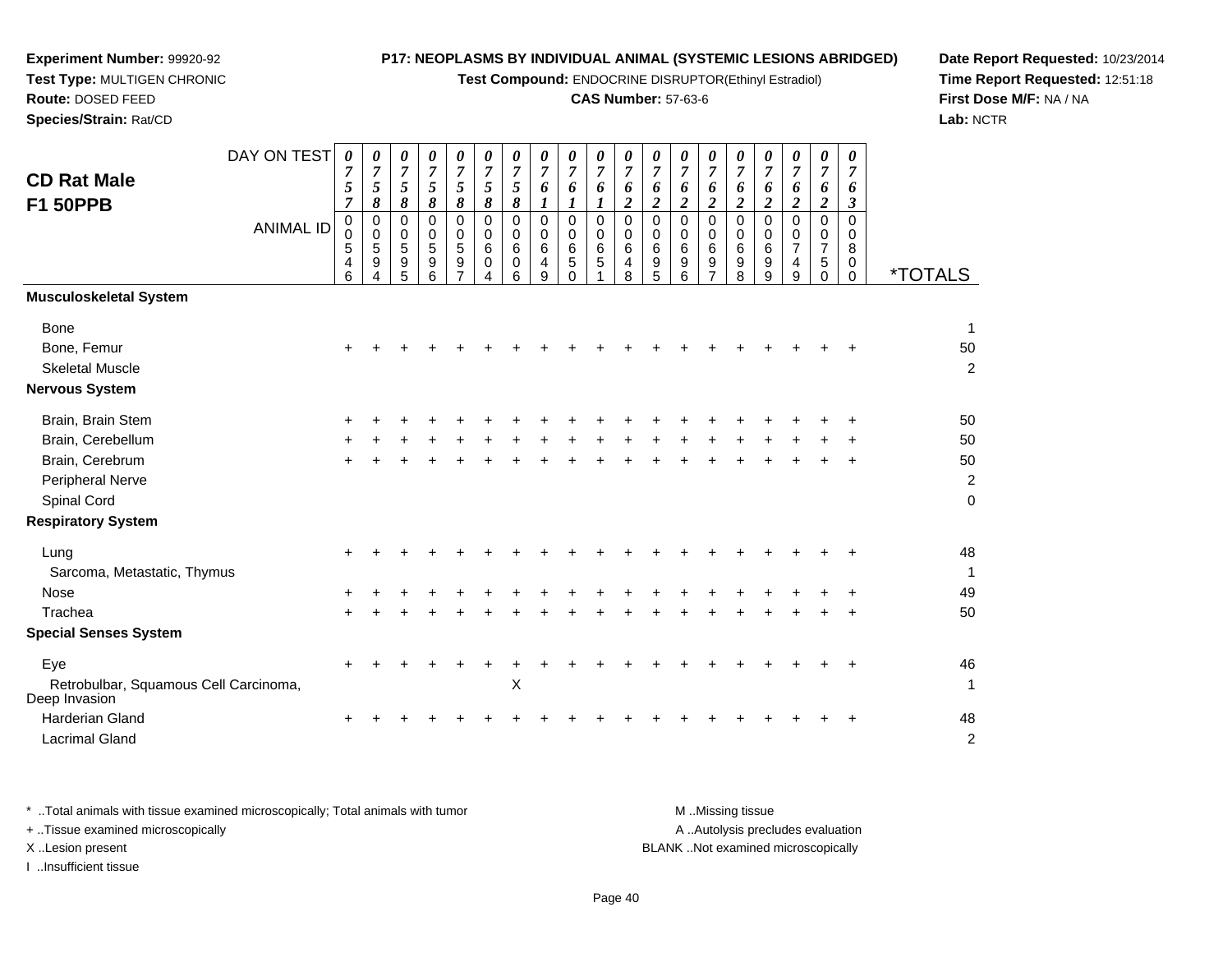**Experiment Number:** 99920-92
**Test Type:** MULTIGEN CHRONIC
**Route:** DOSED FEED
**Species/Strain:** Rat/CD

**P17: NEOPLASMS BY INDIVIDUAL ANIMAL (SYSTEMIC LESIONS ABRIDGED)**
**Test Compound:** ENDOCRINE DISRUPTOR(Ethinyl Estradiol)
**CAS Number:** 57-63-6

**Date Report Requested:** 10/23/2014
**Time Report Requested:** 12:51:18
**First Dose M/F:** NA / NA
**Lab:** NCTR

## CD Rat Male F1 50PPB

| DAY ON TEST | 0757 | 0758 | 0758 | 0758 | 0758 | 0758 | 0758 | 0761 | 0761 | 0761 | 0762 | 0762 | 0762 | 0762 | 0762 | 0762 | 0762 | 0762 | 0763 | |
|---|---|---|---|---|---|---|---|---|---|---|---|---|---|---|---|---|---|---|---|---|
| **ANIMAL ID** | 00546 | 00594 | 00595 | 00596 | 00597 | 00604 | 00606 | 00649 | 00650 | 00651 | 00648 | 00695 | 00696 | 00697 | 00698 | 00699 | 00749 | 00750 | 00800 | ***TOTALS** |
| **Musculoskeletal System** | | | | | | | | | | | | | | | | | | | | |
| Bone | | | | | | | | | | | | | | | | | | | | 1 |
| Bone, Femur | + | + | + | + | + | + | + | + | + | + | + | + | + | + | + | + | + | + | + | 50 |
| Skeletal Muscle | | | | | | | | | | | | | | | | | | | | 2 |
| **Nervous System** | | | | | | | | | | | | | | | | | | | | |
| Brain, Brain Stem | + | + | + | + | + | + | + | + | + | + | + | + | + | + | + | + | + | + | + | 50 |
| Brain, Cerebellum | + | + | + | + | + | + | + | + | + | + | + | + | + | + | + | + | + | + | + | 50 |
| Brain, Cerebrum | + | + | + | + | + | + | + | + | + | + | + | + | + | + | + | + | + | + | + | 50 |
| Peripheral Nerve | | | | | | | | | | | | | | | | | | | | 2 |
| Spinal Cord | | | | | | | | | | | | | | | | | | | | 0 |
| **Respiratory System** | | | | | | | | | | | | | | | | | | | | |
| Lung | + | + | + | + | + | + | + | + | + | + | + | + | + | + | + | + | + | + | + | 48 |
| Sarcoma, Metastatic, Thymus | | | | | | | | | | | | | | | | | | | | 1 |
| Nose | + | + | + | + | + | + | + | + | + | + | + | + | + | + | + | + | + | + | + | 49 |
| Trachea | + | + | + | + | + | + | + | + | + | + | + | + | + | + | + | + | + | + | + | 50 |
| **Special Senses System** | | | | | | | | | | | | | | | | | | | | |
| Eye | + | + | + | + | + | + | + | + | + | + | + | + | + | + | + | + | + | + | + | 46 |
| Retrobulbar, Squamous Cell Carcinoma, Deep Invasion | | | | | | | X | | | | | | | | | | | | | 1 |
| Harderian Gland | + | + | + | + | + | + | + | + | + | + | + | + | + | + | + | + | + | + | + | 48 |
| Lacrimal Gland | | | | | | | | | | | | | | | | | | | | 2 |

\* ..Total animals with tissue examined microscopically; Total animals with tumor
\+ ..Tissue examined microscopically
X ..Lesion present
I ..Insufficient tissue

M ..Missing tissue
A ..Autolysis precludes evaluation
BLANK ..Not examined microscopically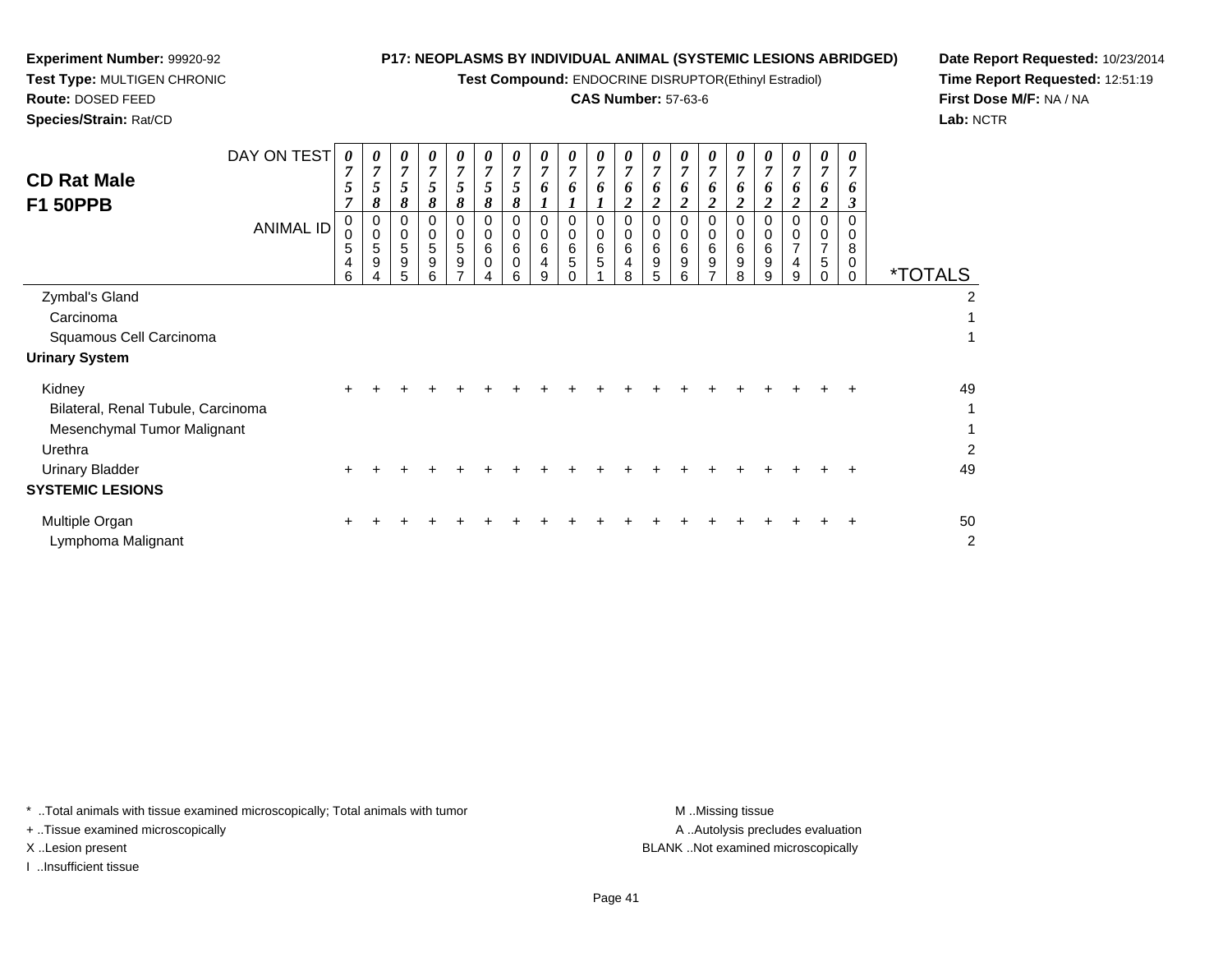**Experiment Number:** 99920-92
**Test Type:** MULTIGEN CHRONIC
**Route:** DOSED FEED
**Species/Strain:** Rat/CD

**P17: NEOPLASMS BY INDIVIDUAL ANIMAL (SYSTEMIC LESIONS ABRIDGED)**
**Test Compound:** ENDOCRINE DISRUPTOR(Ethinyl Estradiol)
**CAS Number:** 57-63-6

**Date Report Requested:** 10/23/2014
**Time Report Requested:** 12:51:19
**First Dose M/F:** NA / NA
**Lab:** NCTR

## CD Rat Male F1 50PPB

| DAY ON TEST | 0757 | 0758 | 0758 | 0758 | 0758 | 0758 | 0758 | 0761 | 0761 | 0761 | 0762 | 0762 | 0762 | 0762 | 0762 | 0762 | 0762 | 0762 | 0763 | |
|---|---|---|---|---|---|---|---|---|---|---|---|---|---|---|---|---|---|---|---|---|
| **ANIMAL ID** | 00546 | 00594 | 00595 | 00596 | 00597 | 00604 | 00606 | 00649 | 00650 | 00651 | 00648 | 00695 | 00696 | 00697 | 00698 | 00699 | 00749 | 00750 | 00800 | ***TOTALS** |
| Zymbal's Gland | | | | | | | | | | | | | | | | | | | | 2 |
| Carcinoma | | | | | | | | | | | | | | | | | | | | 1 |
| Squamous Cell Carcinoma | | | | | | | | | | | | | | | | | | | | 1 |
| **Urinary System** | | | | | | | | | | | | | | | | | | | | |
| Kidney | + | + | + | + | + | + | + | + | + | + | + | + | + | + | + | + | + | + | + | 49 |
| Bilateral, Renal Tubule, Carcinoma | | | | | | | | | | | | | | | | | | | | 1 |
| Mesenchymal Tumor Malignant | | | | | | | | | | | | | | | | | | | | 1 |
| Urethra | | | | | | | | | | | | | | | | | | | | 2 |
| Urinary Bladder | + | + | + | + | + | + | + | + | + | + | + | + | + | + | + | + | + | + | + | 49 |
| **SYSTEMIC LESIONS** | | | | | | | | | | | | | | | | | | | | |
| Multiple Organ | + | + | + | + | + | + | + | + | + | + | + | + | + | + | + | + | + | + | + | 50 |
| Lymphoma Malignant | | | | | | | | | | | | | | | | | | | | 2 |

* ..Total animals with tissue examined microscopically; Total animals with tumor
+ ..Tissue examined microscopically
X ..Lesion present
I ..Insufficient tissue

M ..Missing tissue
A ..Autolysis precludes evaluation
BLANK ..Not examined microscopically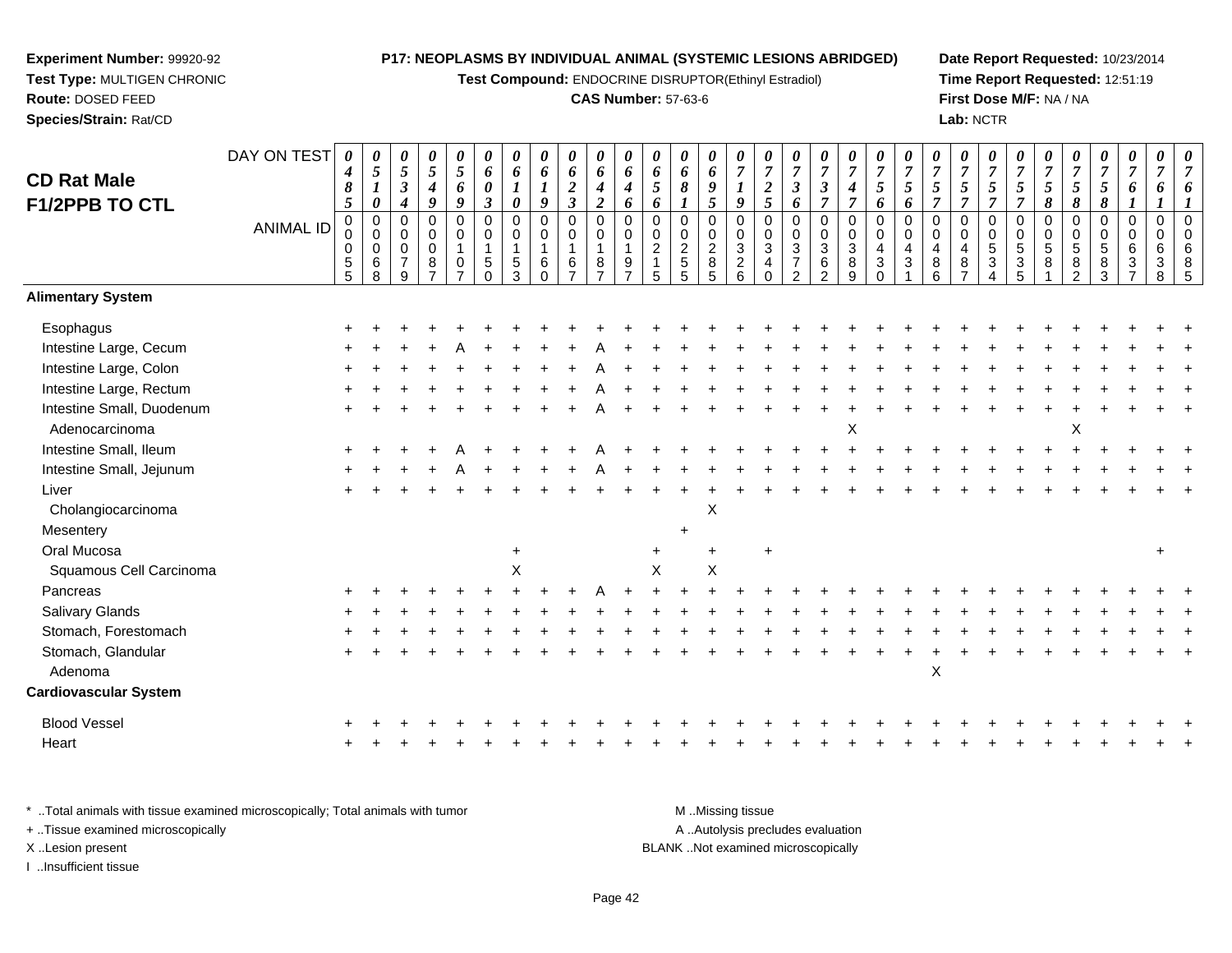**Experiment Number:** 99920-92
**Test Type:** MULTIGEN CHRONIC
**Route:** DOSED FEED
**Species/Strain:** Rat/CD

**P17: NEOPLASMS BY INDIVIDUAL ANIMAL (SYSTEMIC LESIONS ABRIDGED)**
**Test Compound:** ENDOCRINE DISRUPTOR(Ethinyl Estradiol)
**CAS Number:** 57-63-6

**Date Report Requested:** 10/23/2014
**Time Report Requested:** 12:51:19
**First Dose M/F:** NA / NA
**Lab:** NCTR

## CD Rat Male F1/2PPB TO CTL

| DAY ON TEST | 0485 | 0510 | 0534 | 0549 | 0569 | 0603 | 0610 | 0619 | 0623 | 0642 | 0646 | 0656 | 0681 | 0695 | 0719 | 0725 | 0736 | 0737 | 0747 | 0756 | 0756 | 0757 | 0757 | 0757 | 0757 | 0758 | 0758 | 0758 | 0761 | 0761 | 0761 |
|---|---|---|---|---|---|---|---|---|---|---|---|---|---|---|---|---|---|---|---|---|---|---|---|---|---|---|---|---|---|---|---|
| **ANIMAL ID** | 00055 | 00068 | 00079 | 00087 | 00107 | 00150 | 00153 | 00160 | 00167 | 00187 | 00197 | 00215 | 00255 | 00285 | 00326 | 00340 | 00372 | 00362 | 00389 | 00430 | 00431 | 00486 | 00487 | 00534 | 00535 | 00581 | 00582 | 00583 | 00637 | 00638 | 00685 |
| **Alimentary System** | | | | | | | | | | | | | | | | | | | | | | | | | | | | | | | |
| Esophagus | + | + | + | + | + | + | + | + | + | + | + | + | + | + | + | + | + | + | + | + | + | + | + | + | + | + | + | + | + | + | + |
| Intestine Large, Cecum | + | + | + | + | A | + | + | + | + | A | + | + | + | + | + | + | + | + | + | + | + | + | + | + | + | + | + | + | + | + | + |
| Intestine Large, Colon | + | + | + | + | + | + | + | + | + | A | + | + | + | + | + | + | + | + | + | + | + | + | + | + | + | + | + | + | + | + | + |
| Intestine Large, Rectum | + | + | + | + | + | + | + | + | + | A | + | + | + | + | + | + | + | + | + | + | + | + | + | + | + | + | + | + | + | + | + |
| Intestine Small, Duodenum | + | + | + | + | + | + | + | + | + | A | + | + | + | + | + | + | + | + | + | + | + | + | + | + | + | + | + | + | + | + | + |
| Adenocarcinoma | | | | | | | | | | | | | | | | | | | X | | | | | | | | X | | | | |
| Intestine Small, Ileum | + | + | + | + | A | + | + | + | + | A | + | + | + | + | + | + | + | + | + | + | + | + | + | + | + | + | + | + | + | + | + |
| Intestine Small, Jejunum | + | + | + | + | A | + | + | + | + | A | + | + | + | + | + | + | + | + | + | + | + | + | + | + | + | + | + | + | + | + | + |
| Liver | + | + | + | + | + | + | + | + | + | + | + | + | + | + | + | + | + | + | + | + | + | + | + | + | + | + | + | + | + | + | + |
| Cholangiocarcinoma | | | | | | | | | | | | | | X | | | | | | | | | | | | | | | | | |
| Mesentery | | | | | | | | | | | | | + | | | | | | | | | | | | | | | | | | |
| Oral Mucosa | | | | | | | + | | | | | + | | + | | + | | | | | | | | | | | | | | + | |
| Squamous Cell Carcinoma | | | | | | | X | | | | | X | | X | | | | | | | | | | | | | | | | | |
| Pancreas | + | + | + | + | + | + | + | + | + | A | + | + | + | + | + | + | + | + | + | + | + | + | + | + | + | + | + | + | + | + | + |
| Salivary Glands | + | + | + | + | + | + | + | + | + | + | + | + | + | + | + | + | + | + | + | + | + | + | + | + | + | + | + | + | + | + | + |
| Stomach, Forestomach | + | + | + | + | + | + | + | + | + | + | + | + | + | + | + | + | + | + | + | + | + | + | + | + | + | + | + | + | + | + | + |
| Stomach, Glandular | + | + | + | + | + | + | + | + | + | + | + | + | + | + | + | + | + | + | + | + | + | + | + | + | + | + | + | + | + | + | + |
| Adenoma | | | | | | | | | | | | | | | | | | | | | | X | | | | | | | | | |
| **Cardiovascular System** | | | | | | | | | | | | | | | | | | | | | | | | | | | | | | | |
| Blood Vessel | + | + | + | + | + | + | + | + | + | + | + | + | + | + | + | + | + | + | + | + | + | + | + | + | + | + | + | + | + | + | + |
| Heart | + | + | + | + | + | + | + | + | + | + | + | + | + | + | + | + | + | + | + | + | + | + | + | + | + | + | + | + | + | + | + |

\* ..Total animals with tissue examined microscopically; Total animals with tumor
\+ ..Tissue examined microscopically
X ..Lesion present
I ..Insufficient tissue

M ..Missing tissue
A ..Autolysis precludes evaluation
BLANK ..Not examined microscopically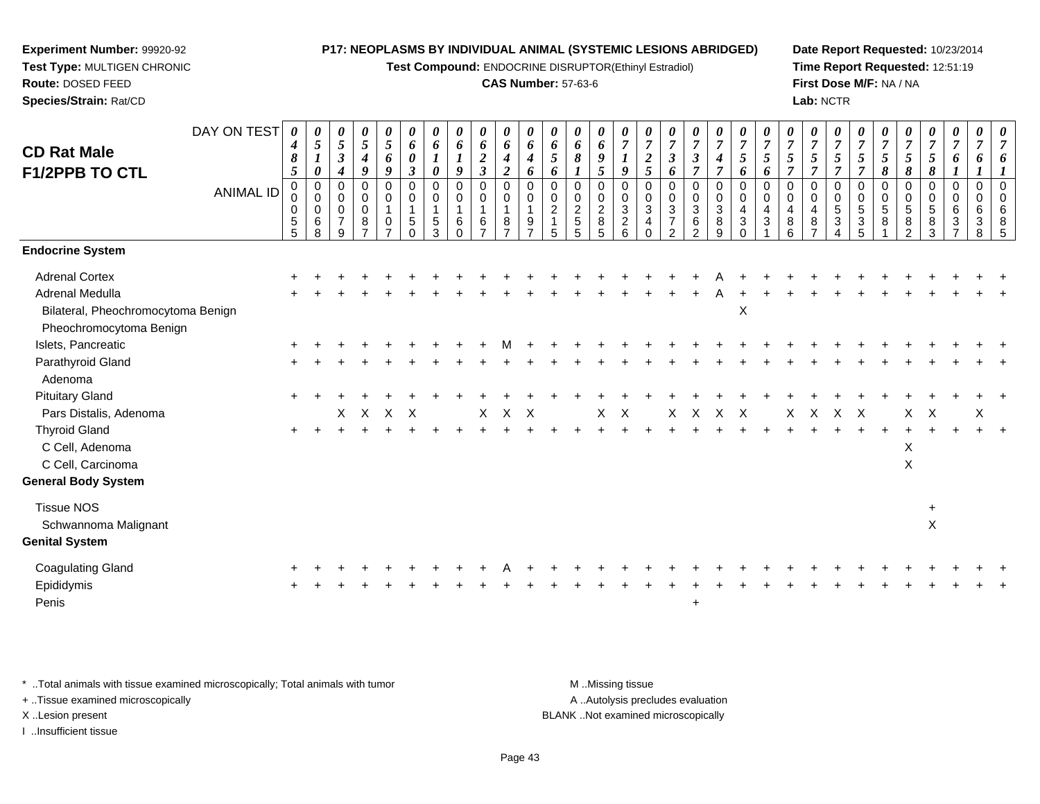**Experiment Number:** 99920-92
**Test Type:** MULTIGEN CHRONIC
**Route:** DOSED FEED
**Species/Strain:** Rat/CD

**P17: NEOPLASMS BY INDIVIDUAL ANIMAL (SYSTEMIC LESIONS ABRIDGED)**
**Test Compound:** ENDOCRINE DISRUPTOR(Ethinyl Estradiol)
**CAS Number:** 57-63-6

**Date Report Requested:** 10/23/2014
**Time Report Requested:** 12:51:19
**First Dose M/F:** NA / NA
**Lab:** NCTR

## CD Rat Male F1/2PPB TO CTL

| DAY ON TEST | 0485 | 0510 | 0534 | 0549 | 0569 | 0603 | 0610 | 0619 | 0623 | 0642 | 0646 | 0656 | 0681 | 0695 | 0719 | 0725 | 0736 | 0737 | 0747 | 0756 | 0756 | 0757 | 0757 | 0757 | 0757 | 0758 | 0758 | 0758 | 0761 | 0761 | 0761 |
|---|---|---|---|---|---|---|---|---|---|---|---|---|---|---|---|---|---|---|---|---|---|---|---|---|---|---|---|---|---|---|---|
| **ANIMAL ID** | 00055 | 00068 | 00079 | 00087 | 00107 | 00150 | 00153 | 00160 | 00167 | 00187 | 00197 | 00215 | 00255 | 00285 | 00326 | 00340 | 00372 | 00362 | 00389 | 00430 | 00431 | 00486 | 00487 | 00534 | 00535 | 00581 | 00582 | 00583 | 00637 | 00638 | 00685 |
| **Endocrine System** | | | | | | | | | | | | | | | | | | | | | | | | | | | | | | | |
| Adrenal Cortex | + | + | + | + | + | + | + | + | + | + | + | + | + | + | + | + | + | + | A | + | + | + | + | + | + | + | + | + | + | + | + |
| Adrenal Medulla | + | + | + | + | + | + | + | + | + | + | + | + | + | + | + | + | + | + | A | + | + | + | + | + | + | + | + | + | + | + | + |
| Bilateral, Pheochromocytoma Benign | | | | | | | | | | | | | | | | | | | | X | | | | | | | | | | | |
| Pheochromocytoma Benign | | | | | | | | | | | | | | | | | | | | | | | | | | | | | | | |
| Islets, Pancreatic | + | + | + | + | + | + | + | + | + | M | + | + | + | + | + | + | + | + | + | + | + | + | + | + | + | + | + | + | + | + | + |
| Parathyroid Gland | + | + | + | + | + | + | + | + | + | + | + | + | + | + | + | + | + | + | + | + | + | + | + | + | + | + | + | + | + | + | + |
| Adenoma | | | | | | | | | | | | | | | | | | | | | | | | | | | | | | | |
| Pituitary Gland | + | + | + | + | + | + | + | + | + | + | + | + | + | + | + | + | + | + | + | + | + | + | + | + | + | + | + | + | + | + | + |
| Pars Distalis, Adenoma | | | X | X | X | X | | | X | X | X | | | X | X | | X | X | X | X | | X | X | X | X | | X | X | | X | |
| Thyroid Gland | + | + | + | + | + | + | + | + | + | + | + | + | + | + | + | + | + | + | + | + | + | + | + | + | + | + | + | + | + | + | + |
| C Cell, Adenoma | | | | | | | | | | | | | | | | | | | | | | | | | | | X | | | | |
| C Cell, Carcinoma | | | | | | | | | | | | | | | | | | | | | | | | | | | X | | | | |
| **General Body System** | | | | | | | | | | | | | | | | | | | | | | | | | | | | | | | |
| Tissue NOS | | | | | | | | | | | | | | | | | | | | | | | | | | | | + | | | |
| Schwannoma Malignant | | | | | | | | | | | | | | | | | | | | | | | | | | | | X | | | |
| **Genital System** | | | | | | | | | | | | | | | | | | | | | | | | | | | | | | | |
| Coagulating Gland | + | + | + | + | + | + | + | + | + | A | + | + | + | + | + | + | + | + | + | + | + | + | + | + | + | + | + | + | + | + | + |
| Epididymis | + | + | + | + | + | + | + | + | + | + | + | + | + | + | + | + | + | + | + | + | + | + | + | + | + | + | + | + | + | + | + |
| Penis | | | | | | | | | | | | | | | | | | + | | | | | | | | | | | | | |

\* ..Total animals with tissue examined microscopically; Total animals with tumor
+ ..Tissue examined microscopically
X ..Lesion present
I ..Insufficient tissue

M ..Missing tissue
A ..Autolysis precludes evaluation
BLANK ..Not examined microscopically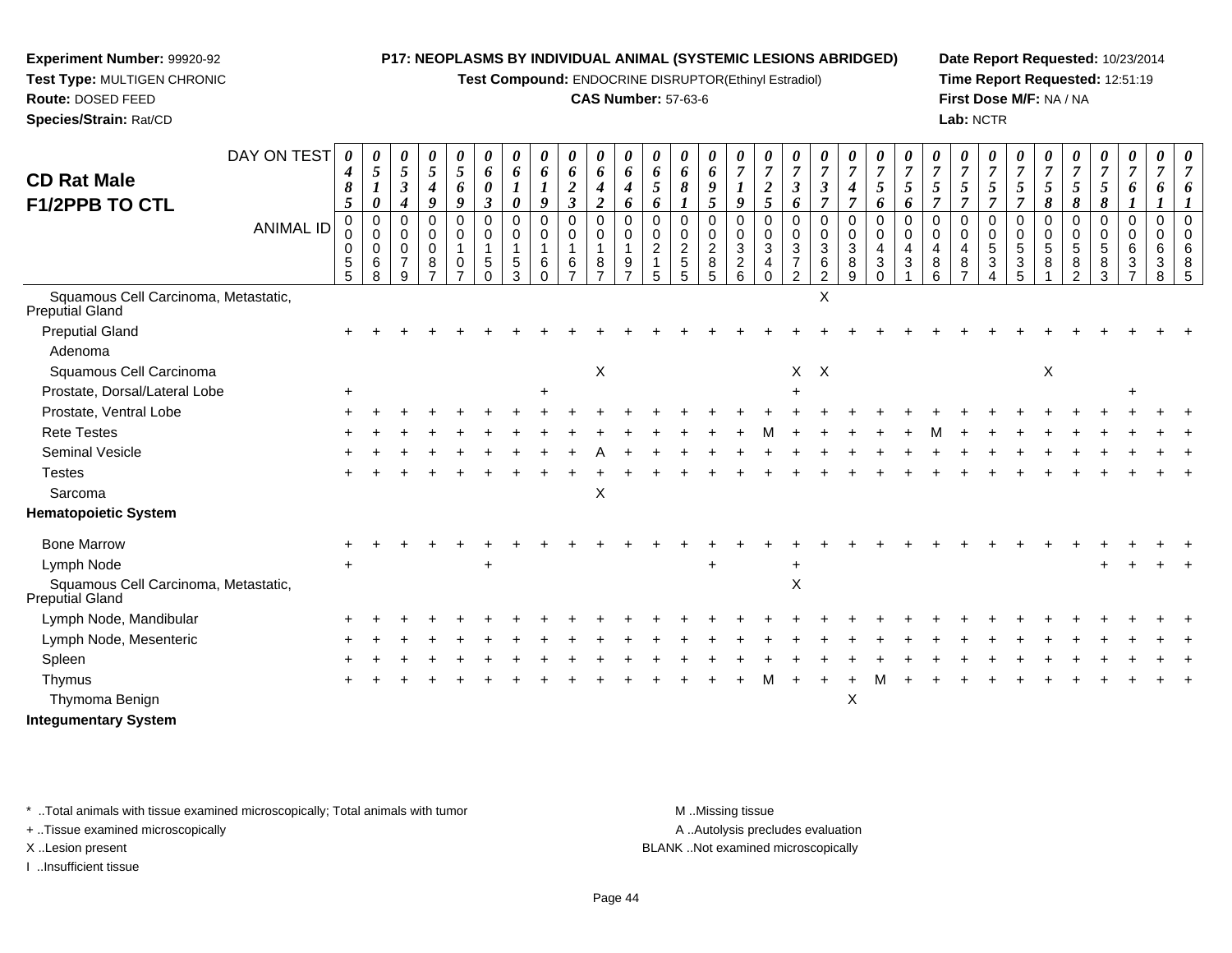**Experiment Number:** 99920-92
**Test Type:** MULTIGEN CHRONIC
**Route:** DOSED FEED
**Species/Strain:** Rat/CD

**P17: NEOPLASMS BY INDIVIDUAL ANIMAL (SYSTEMIC LESIONS ABRIDGED)**
**Test Compound:** ENDOCRINE DISRUPTOR(Ethinyl Estradiol)
**CAS Number:** 57-63-6

**Date Report Requested:** 10/23/2014
**Time Report Requested:** 12:51:19
**First Dose M/F:** NA / NA
**Lab:** NCTR

## CD Rat Male F1/2PPB TO CTL

| DAY ON TEST | 0485 | 0510 | 0534 | 0549 | 0569 | 0603 | 0610 | 0619 | 0623 | 0642 | 0646 | 0656 | 0681 | 0695 | 0719 | 0725 | 0736 | 0737 | 0747 | 0756 | 0756 | 0757 | 0757 | 0757 | 0757 | 0758 | 0758 | 0758 | 0761 | 0761 | 0761 |
|---|---|---|---|---|---|---|---|---|---|---|---|---|---|---|---|---|---|---|---|---|---|---|---|---|---|---|---|---|---|---|---|
| **ANIMAL ID** | 00055 | 00068 | 00079 | 00087 | 00107 | 00150 | 00153 | 00160 | 00167 | 00187 | 00197 | 00215 | 00255 | 00285 | 00326 | 00340 | 00372 | 00362 | 00389 | 00430 | 00431 | 00486 | 00487 | 00534 | 00535 | 00581 | 00582 | 00583 | 00637 | 00638 | 00685 |
| Squamous Cell Carcinoma, Metastatic, Preputial Gland | | | | | | | | | | | | | | | | | | X | | | | | | | | | | | | | |
| Preputial Gland | + | + | + | + | + | + | + | + | + | + | + | + | + | + | + | + | + | + | + | + | + | + | + | + | + | + | + | + | + | + | + |
| Adenoma | | | | | | | | | | | | | | | | | | | | | | | | | | | | | | | |
| Squamous Cell Carcinoma | | | | | | | | | | X | | | | | | | X | X | | | | | | | | X | | | | | |
| Prostate, Dorsal/Lateral Lobe | + | | | | | | | + | | | | | | | | | + | | | | | | | | | | | | + | | |
| Prostate, Ventral Lobe | + | + | + | + | + | + | + | + | + | + | + | + | + | + | + | + | + | + | + | + | + | + | + | + | + | + | + | + | + | + | + |
| Rete Testes | + | + | + | + | + | + | + | + | + | + | + | + | + | + | + | M | + | + | + | + | + | M | + | + | + | + | + | + | + | + | + |
| Seminal Vesicle | + | + | + | + | + | + | + | + | + | A | + | + | + | + | + | + | + | + | + | + | + | + | + | + | + | + | + | + | + | + | + |
| Testes | + | + | + | + | + | + | + | + | + | + | + | + | + | + | + | + | + | + | + | + | + | + | + | + | + | + | + | + | + | + | + |
| Sarcoma | | | | | | | | | | X | | | | | | | | | | | | | | | | | | | | | |
| **Hematopoietic System** | | | | | | | | | | | | | | | | | | | | | | | | | | | | | | | |
| Bone Marrow | + | + | + | + | + | + | + | + | + | + | + | + | + | + | + | + | + | + | + | + | + | + | + | + | + | + | + | + | + | + | + |
| Lymph Node | + | | | | | + | | | | | | | | + | | | + | | | | | | | | | | | + | + | + | + |
| Squamous Cell Carcinoma, Metastatic, Preputial Gland | | | | | | | | | | | | | | | | | X | | | | | | | | | | | | | | |
| Lymph Node, Mandibular | + | + | + | + | + | + | + | + | + | + | + | + | + | + | + | + | + | + | + | + | + | + | + | + | + | + | + | + | + | + | + |
| Lymph Node, Mesenteric | + | + | + | + | + | + | + | + | + | + | + | + | + | + | + | + | + | + | + | + | + | + | + | + | + | + | + | + | + | + | + |
| Spleen | + | + | + | + | + | + | + | + | + | + | + | + | + | + | + | + | + | + | + | + | + | + | + | + | + | + | + | + | + | + | + |
| Thymus | + | + | + | + | + | + | + | + | + | + | + | + | + | + | + | M | + | + | + | M | + | + | + | + | + | + | + | + | + | + | + |
| Thymoma Benign | | | | | | | | | | | | | | | | | | | X | | | | | | | | | | | | |
| **Integumentary System** | | | | | | | | | | | | | | | | | | | | | | | | | | | | | | | |

* ..Total animals with tissue examined microscopically; Total animals with tumor
+ ..Tissue examined microscopically
X ..Lesion present
I ..Insufficient tissue

M ..Missing tissue
A ..Autolysis precludes evaluation
BLANK ..Not examined microscopically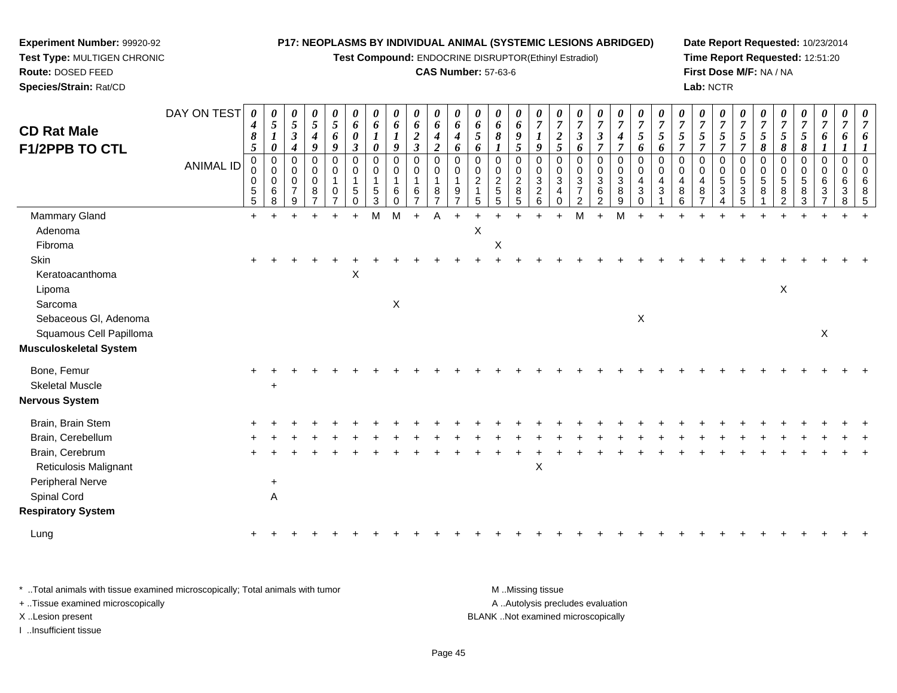**Experiment Number:** 99920-92
**Test Type:** MULTIGEN CHRONIC
**Route:** DOSED FEED
**Species/Strain:** Rat/CD

**P17: NEOPLASMS BY INDIVIDUAL ANIMAL (SYSTEMIC LESIONS ABRIDGED)**
**Test Compound:** ENDOCRINE DISRUPTOR(Ethinyl Estradiol)
**CAS Number:** 57-63-6

**Date Report Requested:** 10/23/2014
**Time Report Requested:** 12:51:20
**First Dose M/F:** NA / NA
**Lab:** NCTR

## CD Rat Male F1/2PPB TO CTL

| DAY ON TEST | 0485 | 0510 | 0534 | 0549 | 0569 | 0603 | 0610 | 0619 | 0623 | 0642 | 0646 | 0656 | 0681 | 0695 | 0719 | 0725 | 0736 | 0737 | 0747 | 0756 | 0756 | 0757 | 0757 | 0757 | 0757 | 0758 | 0758 | 0758 | 0761 | 0761 | 0761 |
|---|---|---|---|---|---|---|---|---|---|---|---|---|---|---|---|---|---|---|---|---|---|---|---|---|---|---|---|---|---|---|---|
| ANIMAL ID | 00055 | 00068 | 00079 | 00087 | 00107 | 00150 | 00153 | 00160 | 00167 | 00187 | 00197 | 00215 | 00255 | 00285 | 00326 | 00340 | 00372 | 00362 | 00389 | 00430 | 00431 | 00486 | 00487 | 00534 | 00535 | 00581 | 00582 | 00583 | 00637 | 00638 | 00685 |
| Mammary Gland | + | + | + | + | + | + | M | M | + | A | + | + | + | + | + | + | M | + | M | + | + | + | + | + | + | + | + | + | + | + | + |
| Adenoma | | | | | | | | | | | | X | | | | | | | | | | | | | | | | | | | |
| Fibroma | | | | | | | | | | | | | X | | | | | | | | | | | | | | | | | | |
| Skin | + | + | + | + | + | + | + | + | + | + | + | + | + | + | + | + | + | + | + | + | + | + | + | + | + | + | + | + | + | + | + |
| Keratoacanthoma | | | | | | X | | | | | | | | | | | | | | | | | | | | | | | | | |
| Lipoma | | | | | | | | | | | | | | | | | | | | | | | | | | | X | | | | |
| Sarcoma | | | | | | | | X | | | | | | | | | | | | | | | | | | | | | | | |
| Sebaceous Gl, Adenoma | | | | | | | | | | | | | | | | | | | | X | | | | | | | | | | | |
| Squamous Cell Papilloma | | | | | | | | | | | | | | | | | | | | | | | | | | | | | X | | |
| **Musculoskeletal System** | | | | | | | | | | | | | | | | | | | | | | | | | | | | | | | |
| Bone, Femur | + | + | + | + | + | + | + | + | + | + | + | + | + | + | + | + | + | + | + | + | + | + | + | + | + | + | + | + | + | + | + |
| Skeletal Muscle | | + | | | | | | | | | | | | | | | | | | | | | | | | | | | | | |
| **Nervous System** | | | | | | | | | | | | | | | | | | | | | | | | | | | | | | | |
| Brain, Brain Stem | + | + | + | + | + | + | + | + | + | + | + | + | + | + | + | + | + | + | + | + | + | + | + | + | + | + | + | + | + | + | + |
| Brain, Cerebellum | + | + | + | + | + | + | + | + | + | + | + | + | + | + | + | + | + | + | + | + | + | + | + | + | + | + | + | + | + | + | + |
| Brain, Cerebrum | + | + | + | + | + | + | + | + | + | + | + | + | + | + | + | + | + | + | + | + | + | + | + | + | + | + | + | + | + | + | + |
| Reticulosis Malignant | | | | | | | | | | | | | | | X | | | | | | | | | | | | | | | | |
| Peripheral Nerve | | + | | | | | | | | | | | | | | | | | | | | | | | | | | | | | |
| Spinal Cord | | A | | | | | | | | | | | | | | | | | | | | | | | | | | | | | |
| **Respiratory System** | | | | | | | | | | | | | | | | | | | | | | | | | | | | | | | |
| Lung | + | + | + | + | + | + | + | + | + | + | + | + | + | + | + | + | + | + | + | + | + | + | + | + | + | + | + | + | + | + | + |

\* ..Total animals with tissue examined microscopically; Total animals with tumor
+ ..Tissue examined microscopically
X ..Lesion present
I ..Insufficient tissue

M ..Missing tissue
A ..Autolysis precludes evaluation
BLANK ..Not examined microscopically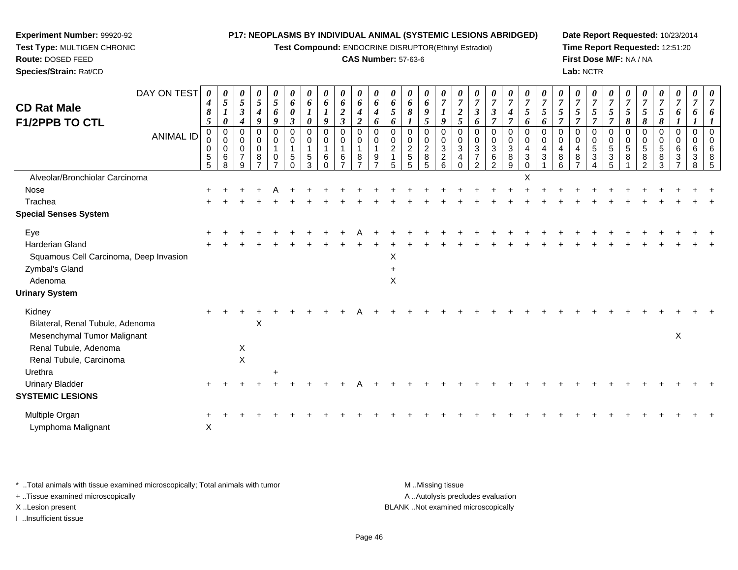**Experiment Number:** 99920-92
**Test Type:** MULTIGEN CHRONIC
**Route:** DOSED FEED
**Species/Strain:** Rat/CD

**P17: NEOPLASMS BY INDIVIDUAL ANIMAL (SYSTEMIC LESIONS ABRIDGED)**
**Test Compound:** ENDOCRINE DISRUPTOR(Ethinyl Estradiol)
**CAS Number:** 57-63-6

**Date Report Requested:** 10/23/2014
**Time Report Requested:** 12:51:20
**First Dose M/F:** NA / NA
**Lab:** NCTR

## CD Rat Male F1/2PPB TO CTL

| DAY ON TEST | 0485 | 0510 | 0534 | 0549 | 0569 | 0603 | 0610 | 0619 | 0623 | 0642 | 0646 | 0656 | 0681 | 0695 | 0719 | 0725 | 0736 | 0737 | 0747 | 0756 | 0756 | 0757 | 0757 | 0757 | 0757 | 0758 | 0758 | 0758 | 0761 | 0761 |
|---|---|---|---|---|---|---|---|---|---|---|---|---|---|---|---|---|---|---|---|---|---|---|---|---|---|---|---|---|---|---|
| ANIMAL ID | 00055 | 00068 | 00079 | 00087 | 00107 | 00150 | 00153 | 00160 | 00167 | 00187 | 00197 | 00215 | 00255 | 00285 | 00326 | 00340 | 00372 | 00362 | 00389 | 00430 | 00431 | 00486 | 00487 | 00534 | 00535 | 00581 | 00582 | 00583 | 00637 | 00638 | 00685 |
| Alveolar/Bronchiolar Carcinoma | | | | | | | | | | | | | | | | | | | | X | | | | | | | | | | |
| Nose | + | + | + | + | A | + | + | + | + | + | + | + | + | + | + | + | + | + | + | + | + | + | + | + | + | + | + | + | + | + |
| Trachea | + | + | + | + | + | + | + | + | + | + | + | + | + | + | + | + | + | + | + | + | + | + | + | + | + | + | + | + | + | + |
| **Special Senses System** | | | | | | | | | | | | | | | | | | | | | | | | | | | | | | |
| Eye | + | + | + | + | + | + | + | + | + | A | + | + | + | + | + | + | + | + | + | + | + | + | + | + | + | + | + | + | + | + |
| Harderian Gland | + | + | + | + | + | + | + | + | + | + | + | + | + | + | + | + | + | + | + | + | + | + | + | + | + | + | + | + | + | + |
| Squamous Cell Carcinoma, Deep Invasion | | | | | | | | | | | | X | | | | | | | | | | | | | | | | | | |
| Zymbal's Gland | | | | | | | | | | | | + | | | | | | | | | | | | | | | | | | |
| Adenoma | | | | | | | | | | | | X | | | | | | | | | | | | | | | | | | |
| **Urinary System** | | | | | | | | | | | | | | | | | | | | | | | | | | | | | | |
| Kidney | + | + | + | + | + | + | + | + | + | A | + | + | + | + | + | + | + | + | + | + | + | + | + | + | + | + | + | + | + | + |
| Bilateral, Renal Tubule, Adenoma | | | | X | | | | | | | | | | | | | | | | | | | | | | | | | | |
| Mesenchymal Tumor Malignant | | | | | | | | | | | | | | | | | | | | | | | | | | | | X | | |
| Renal Tubule, Adenoma | | | X | | | | | | | | | | | | | | | | | | | | | | | | | | | |
| Renal Tubule, Carcinoma | | | X | | | | | | | | | | | | | | | | | | | | | | | | | | | |
| Urethra | | | | | + | | | | | | | | | | | | | | | | | | | | | | | | | |
| Urinary Bladder | + | + | + | + | + | + | + | + | + | A | + | + | + | + | + | + | + | + | + | + | + | + | + | + | + | + | + | + | + | + |
| **SYSTEMIC LESIONS** | | | | | | | | | | | | | | | | | | | | | | | | | | | | | | |
| Multiple Organ | + | + | + | + | + | + | + | + | + | + | + | + | + | + | + | + | + | + | + | + | + | + | + | + | + | + | + | + | + | + |
| Lymphoma Malignant | X | | | | | | | | | | | | | | | | | | | | | | | | | | | | | |

\* ..Total animals with tissue examined microscopically; Total animals with tumor
\+ ..Tissue examined microscopically
X ..Lesion present
I ..Insufficient tissue

M ..Missing tissue
A ..Autolysis precludes evaluation
BLANK ..Not examined microscopically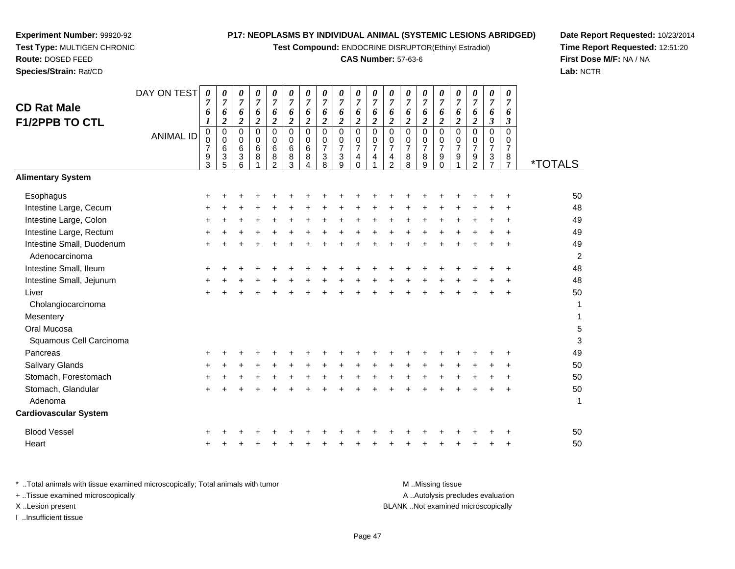**Experiment Number:** 99920-92
**Test Type:** MULTIGEN CHRONIC
**Route:** DOSED FEED
**Species/Strain:** Rat/CD

**P17: NEOPLASMS BY INDIVIDUAL ANIMAL (SYSTEMIC LESIONS ABRIDGED)**
**Test Compound:** ENDOCRINE DISRUPTOR(Ethinyl Estradiol)
**CAS Number:** 57-63-6

**Date Report Requested:** 10/23/2014
**Time Report Requested:** 12:51:20
**First Dose M/F:** NA / NA
**Lab:** NCTR

## CD Rat Male F1/2PPB TO CTL

| DAY ON TEST | 0761 | 0762 | 0762 | 0762 | 0762 | 0762 | 0762 | 0762 | 0762 | 0762 | 0762 | 0762 | 0762 | 0762 | 0762 | 0762 | 0762 | 0763 | 0763 | |
|---|---|---|---|---|---|---|---|---|---|---|---|---|---|---|---|---|---|---|---|---|
| **ANIMAL ID** | 00793 | 00635 | 00636 | 00681 | 00682 | 00683 | 00684 | 00738 | 00739 | 00740 | 00741 | 00742 | 00788 | 00789 | 00790 | 00791 | 00792 | 00737 | 00787 | ***TOTALS** |
| **Alimentary System** | | | | | | | | | | | | | | | | | | | | |
| Esophagus | + | + | + | + | + | + | + | + | + | + | + | + | + | + | + | + | + | + | + | 50 |
| Intestine Large, Cecum | + | + | + | + | + | + | + | + | + | + | + | + | + | + | + | + | + | + | + | 48 |
| Intestine Large, Colon | + | + | + | + | + | + | + | + | + | + | + | + | + | + | + | + | + | + | + | 49 |
| Intestine Large, Rectum | + | + | + | + | + | + | + | + | + | + | + | + | + | + | + | + | + | + | + | 49 |
| Intestine Small, Duodenum | + | + | + | + | + | + | + | + | + | + | + | + | + | + | + | + | + | + | + | 49 |
| Adenocarcinoma | | | | | | | | | | | | | | | | | | | | 2 |
| Intestine Small, Ileum | + | + | + | + | + | + | + | + | + | + | + | + | + | + | + | + | + | + | + | 48 |
| Intestine Small, Jejunum | + | + | + | + | + | + | + | + | + | + | + | + | + | + | + | + | + | + | + | 48 |
| Liver | + | + | + | + | + | + | + | + | + | + | + | + | + | + | + | + | + | + | + | 50 |
| Cholangiocarcinoma | | | | | | | | | | | | | | | | | | | | 1 |
| Mesentery | | | | | | | | | | | | | | | | | | | | 1 |
| Oral Mucosa | | | | | | | | | | | | | | | | | | | | 5 |
| Squamous Cell Carcinoma | | | | | | | | | | | | | | | | | | | | 3 |
| Pancreas | + | + | + | + | + | + | + | + | + | + | + | + | + | + | + | + | + | + | + | 49 |
| Salivary Glands | + | + | + | + | + | + | + | + | + | + | + | + | + | + | + | + | + | + | + | 50 |
| Stomach, Forestomach | + | + | + | + | + | + | + | + | + | + | + | + | + | + | + | + | + | + | + | 50 |
| Stomach, Glandular | + | + | + | + | + | + | + | + | + | + | + | + | + | + | + | + | + | + | + | 50 |
| Adenoma | | | | | | | | | | | | | | | | | | | | 1 |
| **Cardiovascular System** | | | | | | | | | | | | | | | | | | | | |
| Blood Vessel | + | + | + | + | + | + | + | + | + | + | + | + | + | + | + | + | + | + | + | 50 |
| Heart | + | + | + | + | + | + | + | + | + | + | + | + | + | + | + | + | + | + | + | 50 |

\* ..Total animals with tissue examined microscopically; Total animals with tumor
+ ..Tissue examined microscopically
X ..Lesion present
I ..Insufficient tissue

M ..Missing tissue
A ..Autolysis precludes evaluation
BLANK ..Not examined microscopically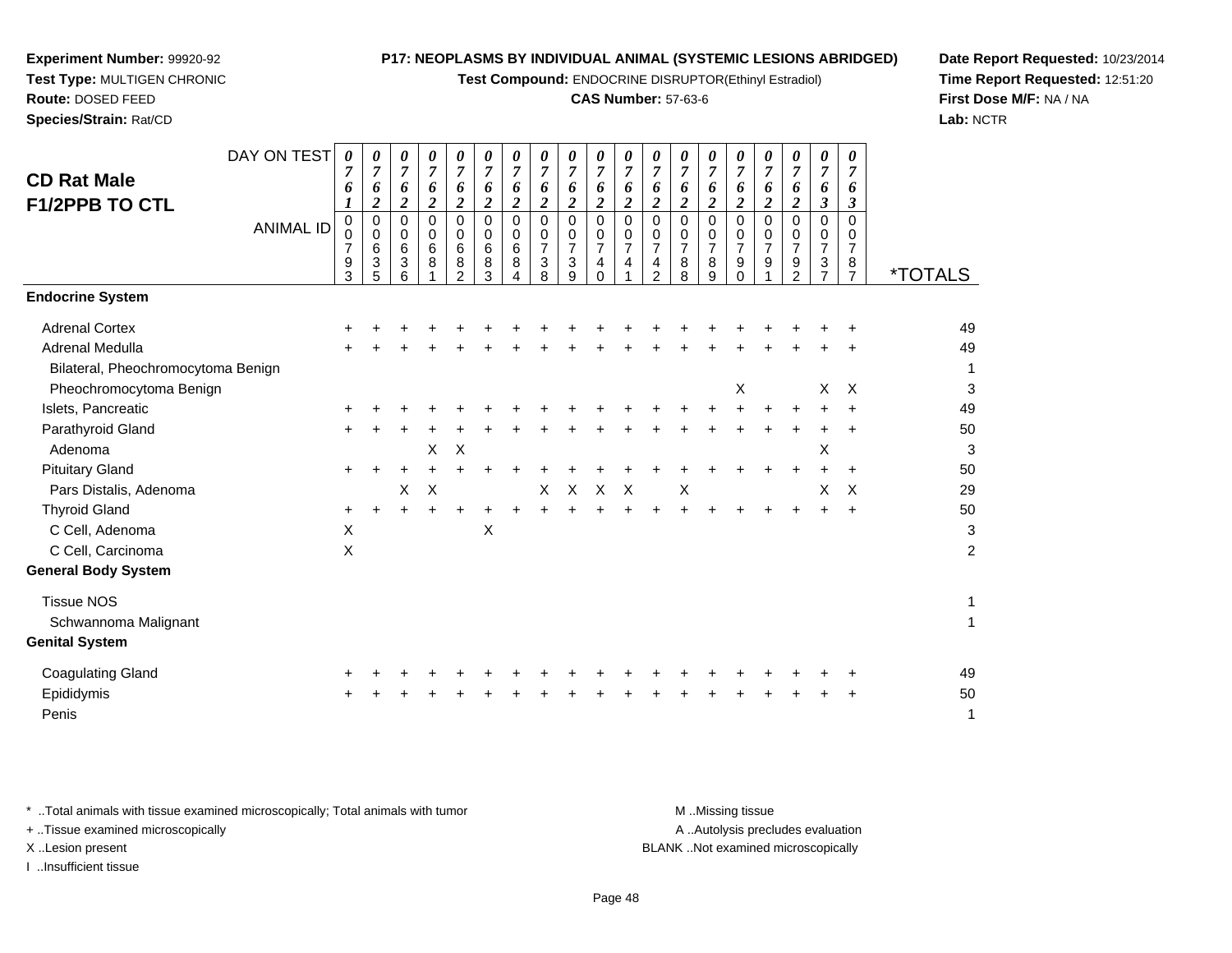**Experiment Number:** 99920-92
**Test Type:** MULTIGEN CHRONIC
**Route:** DOSED FEED
**Species/Strain:** Rat/CD

**P17: NEOPLASMS BY INDIVIDUAL ANIMAL (SYSTEMIC LESIONS ABRIDGED)**
**Test Compound:** ENDOCRINE DISRUPTOR(Ethinyl Estradiol)
**CAS Number:** 57-63-6

**Date Report Requested:** 10/23/2014
**Time Report Requested:** 12:51:20
**First Dose M/F:** NA / NA
**Lab:** NCTR

## CD Rat Male F1/2PPB TO CTL

| DAY ON TEST | 0761 | 0762 | 0762 | 0762 | 0762 | 0762 | 0762 | 0762 | 0762 | 0762 | 0762 | 0762 | 0762 | 0762 | 0762 | 0762 | 0762 | 0763 | 0763 | |
|---|---|---|---|---|---|---|---|---|---|---|---|---|---|---|---|---|---|---|---|---|
| **ANIMAL ID** | 00793 | 00635 | 00636 | 00681 | 00682 | 00683 | 00684 | 00738 | 00739 | 00740 | 00741 | 00742 | 00788 | 00789 | 00790 | 00791 | 00792 | 00737 | 00787 | ***TOTALS** |
| **Endocrine System** | | | | | | | | | | | | | | | | | | | | |
| Adrenal Cortex | + | + | + | + | + | + | + | + | + | + | + | + | + | + | + | + | + | + | + | 49 |
| Adrenal Medulla | + | + | + | + | + | + | + | + | + | + | + | + | + | + | + | + | + | + | + | 49 |
| Bilateral, Pheochromocytoma Benign | | | | | | | | | | | | | | | | | | | | 1 |
| Pheochromocytoma Benign | | | | | | | | | | | | | | | X | | | X | X | 3 |
| Islets, Pancreatic | + | + | + | + | + | + | + | + | + | + | + | + | + | + | + | + | + | + | + | 49 |
| Parathyroid Gland | + | + | + | + | + | + | + | + | + | + | + | + | + | + | + | + | + | + | + | 50 |
| Adenoma | | | | X | X | | | | | | | | | | | | | X | | 3 |
| Pituitary Gland | + | + | + | + | + | + | + | + | + | + | + | + | + | + | + | + | + | + | + | 50 |
| Pars Distalis, Adenoma | | | X | X | | | | X | X | X | X | | X | | | | | X | X | 29 |
| Thyroid Gland | + | + | + | + | + | + | + | + | + | + | + | + | + | + | + | + | + | + | + | 50 |
| C Cell, Adenoma | X | | | | | X | | | | | | | | | | | | | | 3 |
| C Cell, Carcinoma | X | | | | | | | | | | | | | | | | | | | 2 |
| **General Body System** | | | | | | | | | | | | | | | | | | | | |
| Tissue NOS | | | | | | | | | | | | | | | | | | | | 1 |
| Schwannoma Malignant | | | | | | | | | | | | | | | | | | | | 1 |
| **Genital System** | | | | | | | | | | | | | | | | | | | | |
| Coagulating Gland | + | + | + | + | + | + | + | + | + | + | + | + | + | + | + | + | + | + | + | 49 |
| Epididymis | + | + | + | + | + | + | + | + | + | + | + | + | + | + | + | + | + | + | + | 50 |
| Penis | | | | | | | | | | | | | | | | | | | | 1 |

\* ..Total animals with tissue examined microscopically; Total animals with tumor
\+ ..Tissue examined microscopically
X ..Lesion present
I ..Insufficient tissue

M ..Missing tissue
A ..Autolysis precludes evaluation
BLANK ..Not examined microscopically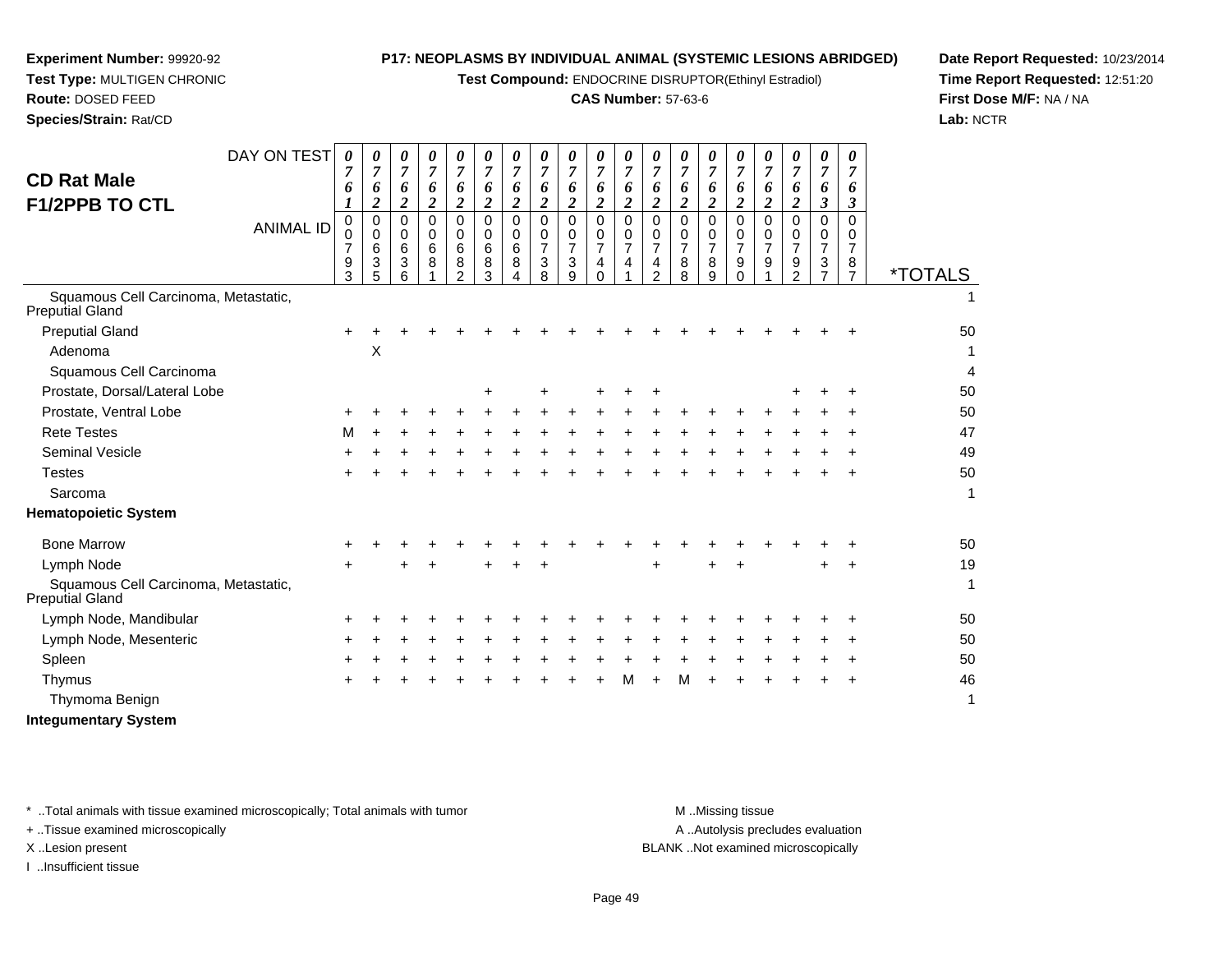**Experiment Number:** 99920-92
**Test Type:** MULTIGEN CHRONIC
**Route:** DOSED FEED
**Species/Strain:** Rat/CD

**P17: NEOPLASMS BY INDIVIDUAL ANIMAL (SYSTEMIC LESIONS ABRIDGED)**
**Test Compound:** ENDOCRINE DISRUPTOR(Ethinyl Estradiol)
**CAS Number:** 57-63-6

**Date Report Requested:** 10/23/2014
**Time Report Requested:** 12:51:20
**First Dose M/F:** NA / NA
**Lab:** NCTR

## CD Rat Male F1/2PPB TO CTL

| DAY ON TEST | 0761 | 0762 | 0762 | 0762 | 0762 | 0762 | 0762 | 0762 | 0762 | 0762 | 0762 | 0762 | 0762 | 0762 | 0762 | 0762 | 0762 | 0763 | 0763 | |
|---|---|---|---|---|---|---|---|---|---|---|---|---|---|---|---|---|---|---|---|---|
| **ANIMAL ID** | 00793 | 00635 | 00636 | 00681 | 00682 | 00683 | 00684 | 00738 | 00739 | 00740 | 00741 | 00742 | 00788 | 00789 | 00790 | 00791 | 00792 | 00737 | 00787 | ***TOTALS** |
| Squamous Cell Carcinoma, Metastatic, Preputial Gland | | | | | | | | | | | | | | | | | | | | 1 |
| Preputial Gland | + | + | + | + | + | + | + | + | + | + | + | + | + | + | + | + | + | + | + | 50 |
| Adenoma | | X | | | | | | | | | | | | | | | | | | 1 |
| Squamous Cell Carcinoma | | | | | | | | | | | | | | | | | | | | 4 |
| Prostate, Dorsal/Lateral Lobe | | | | | | + | | + | | + | + | + | | | | | + | + | + | 50 |
| Prostate, Ventral Lobe | + | + | + | + | + | + | + | + | + | + | + | + | + | + | + | + | + | + | + | 50 |
| Rete Testes | M | + | + | + | + | + | + | + | + | + | + | + | + | + | + | + | + | + | + | 47 |
| Seminal Vesicle | + | + | + | + | + | + | + | + | + | + | + | + | + | + | + | + | + | + | + | 49 |
| Testes | + | + | + | + | + | + | + | + | + | + | + | + | + | + | + | + | + | + | + | 50 |
| Sarcoma | | | | | | | | | | | | | | | | | | | | 1 |
| **Hematopoietic System** | | | | | | | | | | | | | | | | | | | | |
| Bone Marrow | + | + | + | + | + | + | + | + | + | + | + | + | + | + | + | + | + | + | + | 50 |
| Lymph Node | + | | + | + | | + | + | + | | | | + | | + | + | | | + | + | 19 |
| Squamous Cell Carcinoma, Metastatic, Preputial Gland | | | | | | | | | | | | | | | | | | | | 1 |
| Lymph Node, Mandibular | + | + | + | + | + | + | + | + | + | + | + | + | + | + | + | + | + | + | + | 50 |
| Lymph Node, Mesenteric | + | + | + | + | + | + | + | + | + | + | + | + | + | + | + | + | + | + | + | 50 |
| Spleen | + | + | + | + | + | + | + | + | + | + | + | + | + | + | + | + | + | + | + | 50 |
| Thymus | + | + | + | + | + | + | + | + | + | + | M | + | M | + | + | + | + | + | + | 46 |
| Thymoma Benign | | | | | | | | | | | | | | | | | | | | 1 |
| **Integumentary System** | | | | | | | | | | | | | | | | | | | | |

* ..Total animals with tissue examined microscopically; Total animals with tumor
+ ..Tissue examined microscopically
X ..Lesion present
I ..Insufficient tissue

M ..Missing tissue
A ..Autolysis precludes evaluation
BLANK ..Not examined microscopically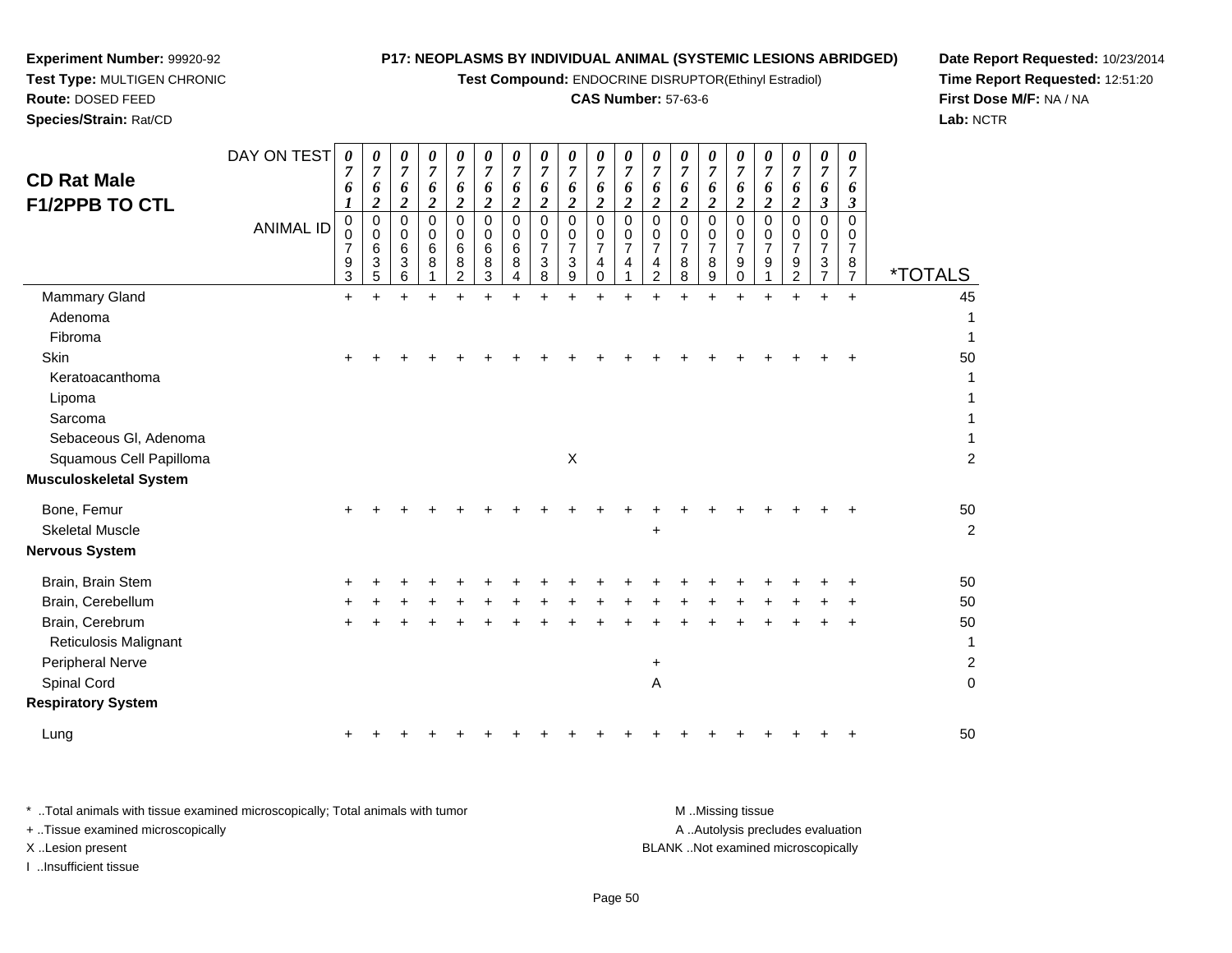**Experiment Number:** 99920-92
**Test Type:** MULTIGEN CHRONIC
**Route:** DOSED FEED
**Species/Strain:** Rat/CD

**P17: NEOPLASMS BY INDIVIDUAL ANIMAL (SYSTEMIC LESIONS ABRIDGED)**
**Test Compound:** ENDOCRINE DISRUPTOR(Ethinyl Estradiol)
**CAS Number:** 57-63-6

**Date Report Requested:** 10/23/2014
**Time Report Requested:** 12:51:20
**First Dose M/F:** NA / NA
**Lab:** NCTR

## CD Rat Male F1/2PPB TO CTL

| DAY ON TEST | 0761 | 0762 | 0762 | 0762 | 0762 | 0762 | 0762 | 0762 | 0762 | 0762 | 0762 | 0762 | 0762 | 0762 | 0762 | 0762 | 0762 | 0763 | 0763 | |
|---|---|---|---|---|---|---|---|---|---|---|---|---|---|---|---|---|---|---|---|---|
| **ANIMAL ID** | 00793 | 00635 | 00636 | 00681 | 00682 | 00683 | 00684 | 00738 | 00739 | 00740 | 00741 | 00742 | 00788 | 00789 | 00790 | 00791 | 00792 | 00737 | 00787 | ***TOTALS** |
| Mammary Gland | + | + | + | + | + | + | + | + | + | + | + | + | + | + | + | + | + | + | + | 45 |
| Adenoma | | | | | | | | | | | | | | | | | | | | 1 |
| Fibroma | | | | | | | | | | | | | | | | | | | | 1 |
| Skin | + | + | + | + | + | + | + | + | + | + | + | + | + | + | + | + | + | + | + | 50 |
| Keratoacanthoma | | | | | | | | | | | | | | | | | | | | 1 |
| Lipoma | | | | | | | | | | | | | | | | | | | | 1 |
| Sarcoma | | | | | | | | | | | | | | | | | | | | 1 |
| Sebaceous Gl, Adenoma | | | | | | | | | | | | | | | | | | | | 1 |
| Squamous Cell Papilloma | | | | | | | | | X | | | | | | | | | | | 2 |
| **Musculoskeletal System** | | | | | | | | | | | | | | | | | | | | |
| Bone, Femur | + | + | + | + | + | + | + | + | + | + | + | + | + | + | + | + | + | + | + | 50 |
| Skeletal Muscle | | | | | | | | | | | | + | | | | | | | | 2 |
| **Nervous System** | | | | | | | | | | | | | | | | | | | | |
| Brain, Brain Stem | + | + | + | + | + | + | + | + | + | + | + | + | + | + | + | + | + | + | + | 50 |
| Brain, Cerebellum | + | + | + | + | + | + | + | + | + | + | + | + | + | + | + | + | + | + | + | 50 |
| Brain, Cerebrum | + | + | + | + | + | + | + | + | + | + | + | + | + | + | + | + | + | + | + | 50 |
| Reticulosis Malignant | | | | | | | | | | | | | | | | | | | | 1 |
| Peripheral Nerve | | | | | | | | | | | | + | | | | | | | | 2 |
| Spinal Cord | | | | | | | | | | | | A | | | | | | | | 0 |
| **Respiratory System** | | | | | | | | | | | | | | | | | | | | |
| Lung | + | + | + | + | + | + | + | + | + | + | + | + | + | + | + | + | + | + | + | 50 |

\* ..Total animals with tissue examined microscopically; Total animals with tumor
\+ ..Tissue examined microscopically
X ..Lesion present
I ..Insufficient tissue
M ..Missing tissue
A ..Autolysis precludes evaluation
BLANK ..Not examined microscopically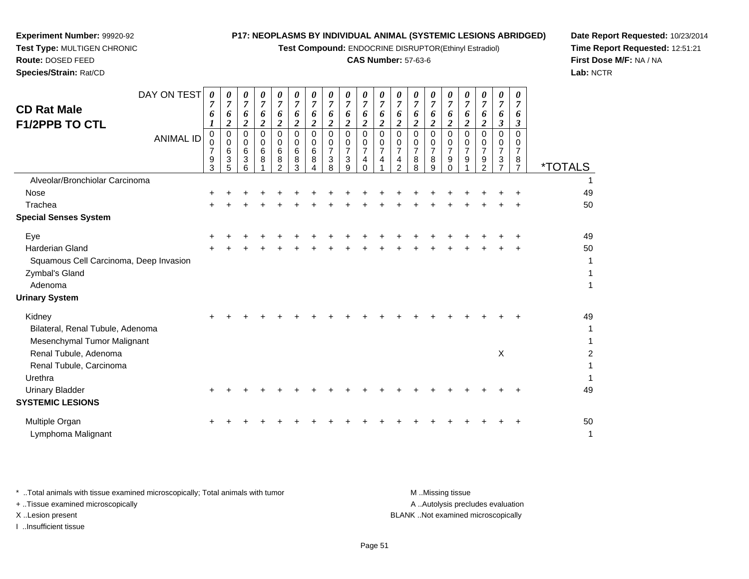**Experiment Number:** 99920-92
**Test Type:** MULTIGEN CHRONIC
**Route:** DOSED FEED
**Species/Strain:** Rat/CD

**P17: NEOPLASMS BY INDIVIDUAL ANIMAL (SYSTEMIC LESIONS ABRIDGED)**
**Test Compound:** ENDOCRINE DISRUPTOR(Ethinyl Estradiol)
**CAS Number:** 57-63-6

**Date Report Requested:** 10/23/2014
**Time Report Requested:** 12:51:21
**First Dose M/F:** NA / NA
**Lab:** NCTR

## CD Rat Male F1/2PPB TO CTL

| DAY ON TEST | 0761 | 0762 | 0762 | 0762 | 0762 | 0762 | 0762 | 0762 | 0762 | 0762 | 0762 | 0762 | 0762 | 0762 | 0762 | 0762 | 0762 | 0763 | 0763 | |
|---|---|---|---|---|---|---|---|---|---|---|---|---|---|---|---|---|---|---|---|---|
| **ANIMAL ID** | 00793 | 00635 | 00636 | 00681 | 00682 | 00683 | 00684 | 00738 | 00739 | 00740 | 00741 | 00742 | 00788 | 00789 | 00790 | 00791 | 00792 | 00737 | 00787 | ***TOTALS** |
| Alveolar/Bronchiolar Carcinoma | | | | | | | | | | | | | | | | | | | | 1 |
| Nose | + | + | + | + | + | + | + | + | + | + | + | + | + | + | + | + | + | + | + | 49 |
| Trachea | + | + | + | + | + | + | + | + | + | + | + | + | + | + | + | + | + | + | + | 50 |
| **Special Senses System** | | | | | | | | | | | | | | | | | | | | |
| Eye | + | + | + | + | + | + | + | + | + | + | + | + | + | + | + | + | + | + | + | 49 |
| Harderian Gland | + | + | + | + | + | + | + | + | + | + | + | + | + | + | + | + | + | + | + | 50 |
| Squamous Cell Carcinoma, Deep Invasion | | | | | | | | | | | | | | | | | | | | 1 |
| Zymbal's Gland | | | | | | | | | | | | | | | | | | | | 1 |
| Adenoma | | | | | | | | | | | | | | | | | | | | 1 |
| **Urinary System** | | | | | | | | | | | | | | | | | | | | |
| Kidney | + | + | + | + | + | + | + | + | + | + | + | + | + | + | + | + | + | + | + | 49 |
| Bilateral, Renal Tubule, Adenoma | | | | | | | | | | | | | | | | | | | | 1 |
| Mesenchymal Tumor Malignant | | | | | | | | | | | | | | | | | | | | 1 |
| Renal Tubule, Adenoma | | | | | | | | | | | | | | | | | | X | | 2 |
| Renal Tubule, Carcinoma | | | | | | | | | | | | | | | | | | | | 1 |
| Urethra | | | | | | | | | | | | | | | | | | | | 1 |
| Urinary Bladder | + | + | + | + | + | + | + | + | + | + | + | + | + | + | + | + | + | + | + | 49 |
| **SYSTEMIC LESIONS** | | | | | | | | | | | | | | | | | | | | |
| Multiple Organ | + | + | + | + | + | + | + | + | + | + | + | + | + | + | + | + | + | + | + | 50 |
| Lymphoma Malignant | | | | | | | | | | | | | | | | | | | | 1 |

* ..Total animals with tissue examined microscopically; Total animals with tumor
+ ..Tissue examined microscopically
X ..Lesion present
I ..Insufficient tissue

M ..Missing tissue
A ..Autolysis precludes evaluation
BLANK ..Not examined microscopically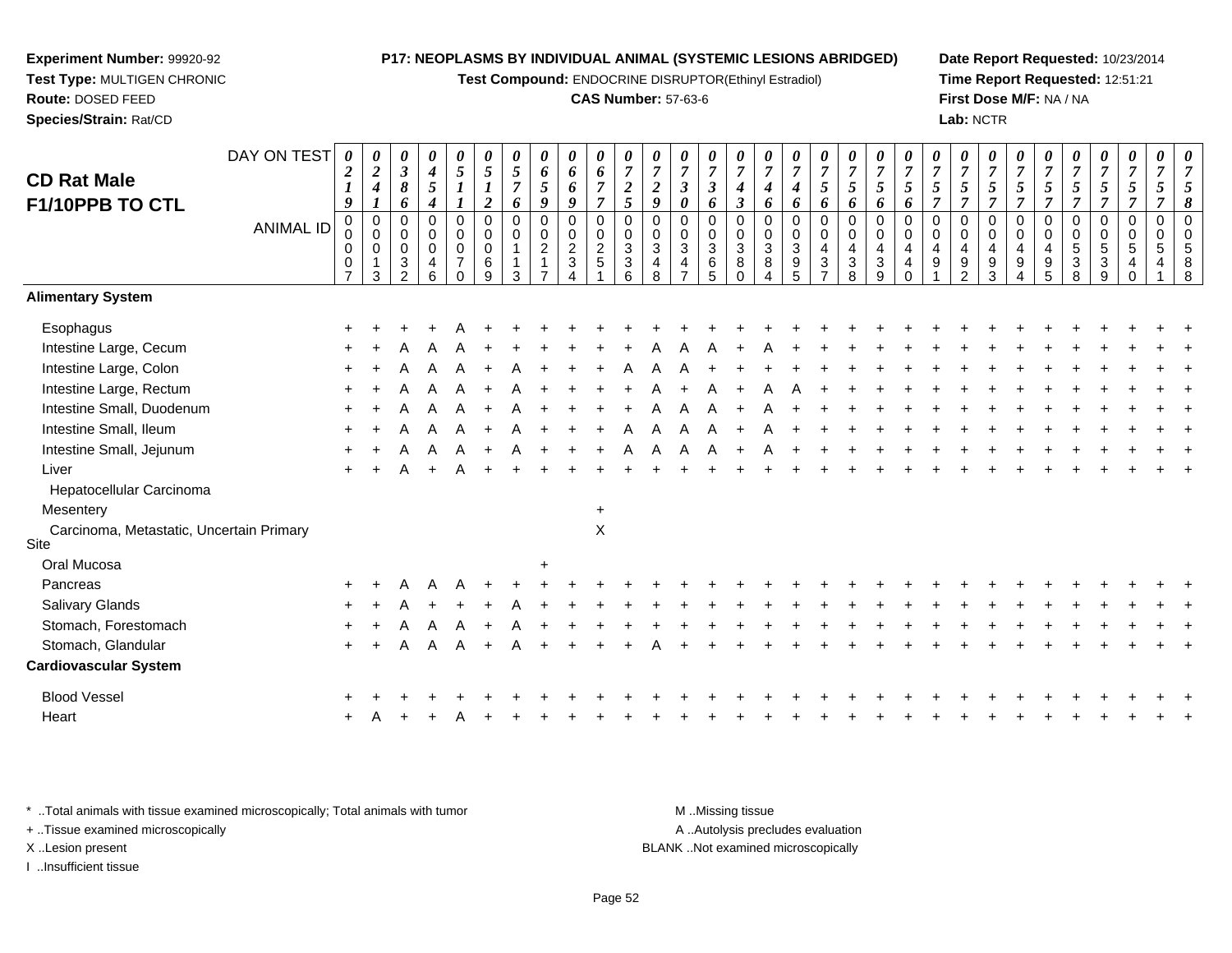**Experiment Number:** 99920-92
**Test Type:** MULTIGEN CHRONIC
**Route:** DOSED FEED
**Species/Strain:** Rat/CD

**P17: NEOPLASMS BY INDIVIDUAL ANIMAL (SYSTEMIC LESIONS ABRIDGED)**
**Test Compound:** ENDOCRINE DISRUPTOR(Ethinyl Estradiol)
**CAS Number:** 57-63-6

**Date Report Requested:** 10/23/2014
**Time Report Requested:** 12:51:21
**First Dose M/F:** NA / NA
**Lab:** NCTR

# CD Rat Male F1/10PPB TO CTL

| DAY ON TEST | 0219 | 0241 | 0386 | 0454 | 0511 | 0512 | 0576 | 0659 | 0669 | 0677 | 0725 | 0729 | 0730 | 0736 | 0743 | 0746 | 0746 | 0756 | 0756 | 0756 | 0756 | 0757 | 0757 | 0757 | 0757 | 0757 | 0757 | 0757 | 0757 | 0757 | 0758 |
|---|---|---|---|---|---|---|---|---|---|---|---|---|---|---|---|---|---|---|---|---|---|---|---|---|---|---|---|---|---|---|---|
| **ANIMAL ID** | 00007 | 00013 | 00032 | 00046 | 00070 | 00069 | 00113 | 00217 | 00234 | 00251 | 00336 | 00348 | 00347 | 00365 | 00380 | 00384 | 00395 | 00437 | 00438 | 00439 | 00440 | 00491 | 00492 | 00493 | 00494 | 00495 | 00538 | 00539 | 00540 | 00541 | 00588 |
| **Alimentary System** | | | | | | | | | | | | | | | | | | | | | | | | | | | | | | | |
| Esophagus | + | + | + | + | A | + | + | + | + | + | + | + | + | + | + | + | + | + | + | + | + | + | + | + | + | + | + | + | + | + | + |
| Intestine Large, Cecum | + | + | A | A | A | + | + | + | + | + | + | A | A | A | + | A | + | + | + | + | + | + | + | + | + | + | + | + | + | + | + |
| Intestine Large, Colon | + | + | A | A | A | + | A | + | + | + | A | A | A | + | + | + | + | + | + | + | + | + | + | + | + | + | + | + | + | + | + |
| Intestine Large, Rectum | + | + | A | A | A | + | A | + | + | + | + | A | + | A | + | A | A | + | + | + | + | + | + | + | + | + | + | + | + | + | + |
| Intestine Small, Duodenum | + | + | A | A | A | + | A | + | + | + | + | A | A | A | + | A | + | + | + | + | + | + | + | + | + | + | + | + | + | + | + |
| Intestine Small, Ileum | + | + | A | A | A | + | A | + | + | + | A | A | A | A | + | A | + | + | + | + | + | + | + | + | + | + | + | + | + | + | + |
| Intestine Small, Jejunum | + | + | A | A | A | + | A | + | + | + | A | A | A | A | + | A | + | + | + | + | + | + | + | + | + | + | + | + | + | + | + |
| Liver | + | + | A | + | A | + | + | + | + | + | + | + | + | + | + | + | + | + | + | + | + | + | + | + | + | + | + | + | + | + | + |
| Hepatocellular Carcinoma | | | | | | | | | | | | | | | | | | | | | | | | | | | | | | | |
| Mesentery | | | | | | | | | | + | | | | | | | | | | | | | | | | | | | | | |
| Carcinoma, Metastatic, Uncertain Primary Site | | | | | | | | | | X | | | | | | | | | | | | | | | | | | | | | |
| Oral Mucosa | | | | | | | | + | | | | | | | | | | | | | | | | | | | | | | | |
| Pancreas | + | + | A | A | A | + | + | + | + | + | + | + | + | + | + | + | + | + | + | + | + | + | + | + | + | + | + | + | + | + | + |
| Salivary Glands | + | + | A | + | + | + | A | + | + | + | + | + | + | + | + | + | + | + | + | + | + | + | + | + | + | + | + | + | + | + | + |
| Stomach, Forestomach | + | + | A | A | A | + | A | + | + | + | + | + | + | + | + | + | + | + | + | + | + | + | + | + | + | + | + | + | + | + | + |
| Stomach, Glandular | + | + | A | A | A | + | A | + | + | + | + | A | + | + | + | + | + | + | + | + | + | + | + | + | + | + | + | + | + | + | + |
| **Cardiovascular System** | | | | | | | | | | | | | | | | | | | | | | | | | | | | | | | |
| Blood Vessel | + | + | + | + | + | + | + | + | + | + | + | + | + | + | + | + | + | + | + | + | + | + | + | + | + | + | + | + | + | + | + |
| Heart | + | A | + | + | A | + | + | + | + | + | + | + | + | + | + | + | + | + | + | + | + | + | + | + | + | + | + | + | + | + | + |

\* ..Total animals with tissue examined microscopically; Total animals with tumor
\+ ..Tissue examined microscopically
X ..Lesion present
I ..Insufficient tissue

M ..Missing tissue
A ..Autolysis precludes evaluation
BLANK ..Not examined microscopically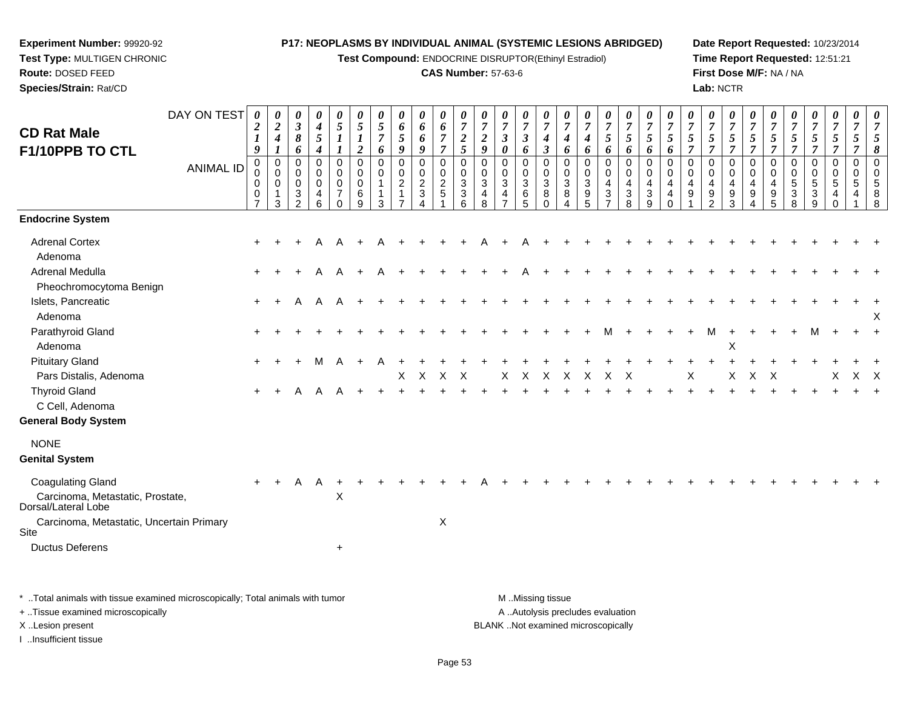**Experiment Number:** 99920-92
**Test Type:** MULTIGEN CHRONIC
**Route:** DOSED FEED
**Species/Strain:** Rat/CD

**P17: NEOPLASMS BY INDIVIDUAL ANIMAL (SYSTEMIC LESIONS ABRIDGED)**
**Test Compound:** ENDOCRINE DISRUPTOR(Ethinyl Estradiol)
**CAS Number:** 57-63-6

**Date Report Requested:** 10/23/2014
**Time Report Requested:** 12:51:21
**First Dose M/F:** NA / NA
**Lab:** NCTR

# CD Rat Male F1/10PPB TO CTL

| DAY ON TEST | 0219 | 0241 | 0386 | 0454 | 0511 | 0512 | 0576 | 0659 | 0669 | 0677 | 0725 | 0729 | 0730 | 0736 | 0743 | 0746 | 0746 | 0756 | 0756 | 0756 | 0756 | 0757 | 0757 | 0757 | 0757 | 0757 | 0757 | 0757 | 0757 | 0757 | 0758 |
|---|---|---|---|---|---|---|---|---|---|---|---|---|---|---|---|---|---|---|---|---|---|---|---|---|---|---|---|---|---|---|---|
| **ANIMAL ID** | 00007 | 00013 | 00032 | 00046 | 00070 | 00069 | 00113 | 00217 | 00234 | 00251 | 00336 | 00348 | 00347 | 00365 | 00380 | 00384 | 00395 | 00437 | 00438 | 00439 | 00440 | 00491 | 00492 | 00493 | 00494 | 00495 | 00538 | 00539 | 00540 | 00541 | 00588 |
| **Endocrine System** | | | | | | | | | | | | | | | | | | | | | | | | | | | | | | | |
| Adrenal Cortex | + | + | + | A | A | + | A | + | + | + | + | A | + | A | + | + | + | + | + | + | + | + | + | + | + | + | + | + | + | + | + |
| Adenoma | | | | | | | | | | | | | | | | | | | | | | | | | | | | | | | |
| Adrenal Medulla | + | + | + | A | A | + | A | + | + | + | + | + | + | A | + | + | + | + | + | + | + | + | + | + | + | + | + | + | + | + | + |
| Pheochromocytoma Benign | | | | | | | | | | | | | | | | | | | | | | | | | | | | | | | |
| Islets, Pancreatic | + | + | A | A | A | + | + | + | + | + | + | + | + | + | + | + | + | + | + | + | + | + | + | + | + | + | + | + | + | + | + |
| Adenoma | | | | | | | | | | | | | | | | | | | | | | | | | | | | | | | X |
| Parathyroid Gland | + | + | + | + | + | + | + | + | + | + | + | + | + | + | + | + | + | M | + | + | + | + | M | + | + | + | + | M | + | + | + |
| Adenoma | | | | | | | | | | | | | | | | | | | | | | | | X | | | | | | | |
| Pituitary Gland | + | + | + | M | A | + | A | + | + | + | + | + | + | + | + | + | + | + | + | + | + | + | + | + | + | + | + | + | + | + | + |
| Pars Distalis, Adenoma | | | | | | | | X | X | X | X | | X | X | X | X | X | X | X | | | X | | X | X | X | | | X | X | X |
| Thyroid Gland | + | + | A | A | A | + | + | + | + | + | + | + | + | + | + | + | + | + | + | + | + | + | + | + | + | + | + | + | + | + | + |
| C Cell, Adenoma | | | | | | | | | | | | | | | | | | | | | | | | | | | | | | | |
| **General Body System** | | | | | | | | | | | | | | | | | | | | | | | | | | | | | | | |
| NONE | | | | | | | | | | | | | | | | | | | | | | | | | | | | | | | |
| **Genital System** | | | | | | | | | | | | | | | | | | | | | | | | | | | | | | | |
| Coagulating Gland | + | + | A | A | + | + | + | + | + | + | + | A | + | + | + | + | + | + | + | + | + | + | + | + | + | + | + | + | + | + | + |
| Carcinoma, Metastatic, Prostate, Dorsal/Lateral Lobe | | | | | X | | | | | | | | | | | | | | | | | | | | | | | | | | |
| Carcinoma, Metastatic, Uncertain Primary Site | | | | | | | | | | X | | | | | | | | | | | | | | | | | | | | | |
| Ductus Deferens | | | | | + | | | | | | | | | | | | | | | | | | | | | | | | | | |

\* ..Total animals with tissue examined microscopically; Total animals with tumor
+ ..Tissue examined microscopically
X ..Lesion present
I ..Insufficient tissue

M ..Missing tissue
A ..Autolysis precludes evaluation
BLANK ..Not examined microscopically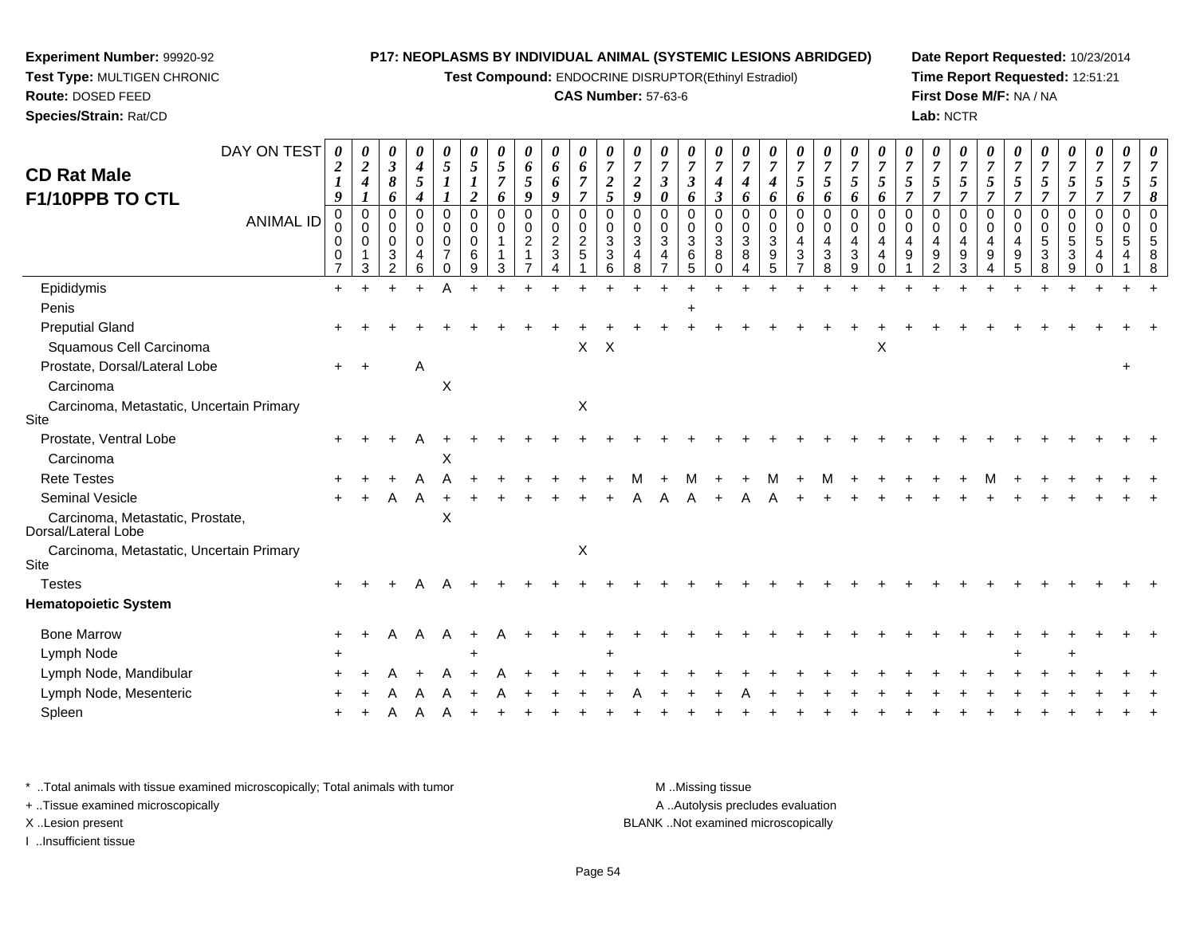**Experiment Number:** 99920-92
**Test Type:** MULTIGEN CHRONIC
**Route:** DOSED FEED
**Species/Strain:** Rat/CD

**P17: NEOPLASMS BY INDIVIDUAL ANIMAL (SYSTEMIC LESIONS ABRIDGED)**
**Test Compound:** ENDOCRINE DISRUPTOR(Ethinyl Estradiol)
**CAS Number:** 57-63-6

**Date Report Requested:** 10/23/2014
**Time Report Requested:** 12:51:21
**First Dose M/F:** NA / NA
**Lab:** NCTR

## CD Rat Male F1/10PPB TO CTL

| DAY ON TEST | 0219 | 0241 | 0386 | 0454 | 0511 | 0512 | 0576 | 0659 | 0669 | 0677 | 0725 | 0729 | 0730 | 0736 | 0743 | 0746 | 0746 | 0756 | 0756 | 0756 | 0756 | 0757 | 0757 | 0757 | 0757 | 0757 | 0757 | 0757 | 0757 | 0757 | 0758 |
|---|---|---|---|---|---|---|---|---|---|---|---|---|---|---|---|---|---|---|---|---|---|---|---|---|---|---|---|---|---|---|---|
| **ANIMAL ID** | 00007 | 00013 | 00032 | 00046 | 00070 | 00069 | 00113 | 00217 | 00234 | 00251 | 00336 | 00348 | 00347 | 00365 | 00380 | 00384 | 00395 | 00437 | 00438 | 00439 | 00440 | 00491 | 00492 | 00493 | 00494 | 00495 | 00538 | 00539 | 00540 | 00541 | 00588 |
| Epididymis | + | + | + | + | A | + | + | + | + | + | + | + | + | + | + | + | + | + | + | + | + | + | + | + | + | + | + | + | + | + | + |
| Penis | | | | | | | | | | | | | | + | | | | | | | | | | | | | | | | | |
| Preputial Gland | + | + | + | + | + | + | + | + | + | + | + | + | + | + | + | + | + | + | + | + | + | + | + | + | + | + | + | + | + | + | + |
| Squamous Cell Carcinoma | | | | | | | | | | X | X | | | | | | | | | | X | | | | | | | | | | |
| Prostate, Dorsal/Lateral Lobe | + | + | | A | | | | | | | | | | | | | | | | | | | | | | | | | | + | |
| Carcinoma | | | | | X | | | | | | | | | | | | | | | | | | | | | | | | | | |
| Carcinoma, Metastatic, Uncertain Primary Site | | | | | | | | | | X | | | | | | | | | | | | | | | | | | | | | |
| Prostate, Ventral Lobe | + | + | + | A | + | + | + | + | + | + | + | + | + | + | + | + | + | + | + | + | + | + | + | + | + | + | + | + | + | + | + |
| Carcinoma | | | | | X | | | | | | | | | | | | | | | | | | | | | | | | | | |
| Rete Testes | + | + | + | A | A | + | + | + | + | + | + | M | + | M | + | + | M | + | M | + | + | + | + | + | M | + | + | + | + | + | + |
| Seminal Vesicle | + | + | A | A | + | + | + | + | + | + | + | A | A | A | + | A | A | + | + | + | + | + | + | + | + | + | + | + | + | + | + |
| Carcinoma, Metastatic, Prostate, Dorsal/Lateral Lobe | | | | | X | | | | | | | | | | | | | | | | | | | | | | | | | | |
| Carcinoma, Metastatic, Uncertain Primary Site | | | | | | | | | | X | | | | | | | | | | | | | | | | | | | | | |
| Testes | + | + | + | A | A | + | + | + | + | + | + | + | + | + | + | + | + | + | + | + | + | + | + | + | + | + | + | + | + | + | + |
| **Hematopoietic System** | | | | | | | | | | | | | | | | | | | | | | | | | | | | | | | |
| Bone Marrow | + | + | A | A | A | + | A | + | + | + | + | + | + | + | + | + | + | + | + | + | + | + | + | + | + | + | + | + | + | + | + |
| Lymph Node | + | | | | | + | | | | | + | | | | | | | | | | | | | | | + | | + | | | |
| Lymph Node, Mandibular | + | + | A | + | A | + | A | + | + | + | + | + | + | + | + | + | + | + | + | + | + | + | + | + | + | + | + | + | + | + | + |
| Lymph Node, Mesenteric | + | + | A | A | A | + | A | + | + | + | + | A | + | + | + | A | + | + | + | + | + | + | + | + | + | + | + | + | + | + | + |
| Spleen | + | + | A | A | A | + | + | + | + | + | + | + | + | + | + | + | + | + | + | + | + | + | + | + | + | + | + | + | + | + | + |

\* ..Total animals with tissue examined microscopically; Total animals with tumor
\+ ..Tissue examined microscopically
X ..Lesion present
I ..Insufficient tissue

M ..Missing tissue
A ..Autolysis precludes evaluation
BLANK ..Not examined microscopically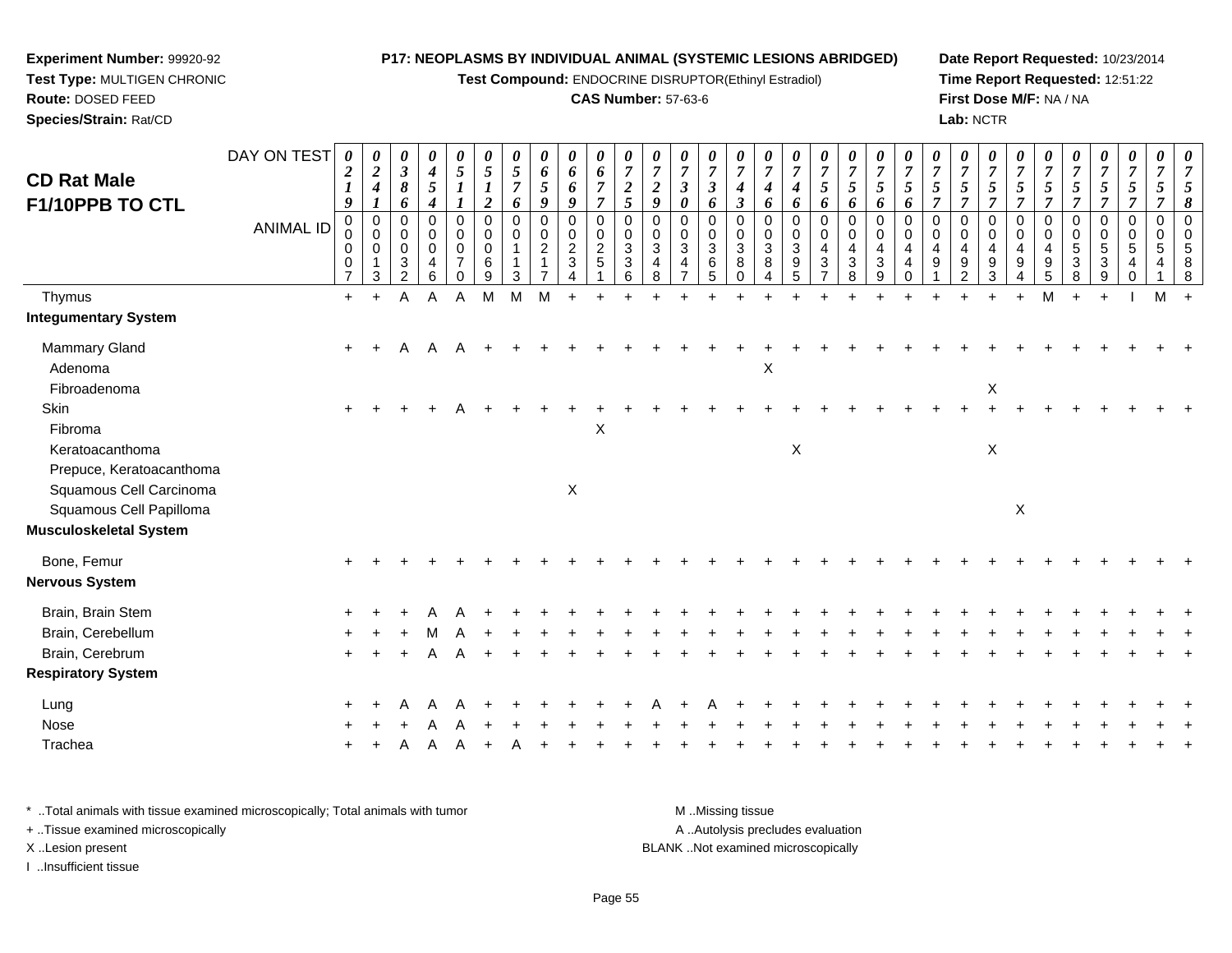**Experiment Number:** 99920-92
**Test Type:** MULTIGEN CHRONIC
**Route:** DOSED FEED
**Species/Strain:** Rat/CD

**P17: NEOPLASMS BY INDIVIDUAL ANIMAL (SYSTEMIC LESIONS ABRIDGED)**
**Test Compound:** ENDOCRINE DISRUPTOR(Ethinyl Estradiol)
**CAS Number:** 57-63-6

**Date Report Requested:** 10/23/2014
**Time Report Requested:** 12:51:22
**First Dose M/F:** NA / NA
**Lab:** NCTR

## CD Rat Male F1/10PPB TO CTL

| DAY ON TEST | 0219 | 0241 | 0386 | 0454 | 0511 | 0512 | 0576 | 0659 | 0669 | 0677 | 0725 | 0729 | 0730 | 0736 | 0743 | 0746 | 0746 | 0756 | 0756 | 0756 | 0756 | 0757 | 0757 | 0757 | 0757 | 0757 | 0757 | 0757 | 0757 | 0757 | 0758 |
|---|---|---|---|---|---|---|---|---|---|---|---|---|---|---|---|---|---|---|---|---|---|---|---|---|---|---|---|---|---|---|---|
| **ANIMAL ID** | 00007 | 00013 | 00032 | 00046 | 00070 | 00069 | 00113 | 00217 | 00234 | 00251 | 00336 | 00348 | 00347 | 00365 | 00380 | 00384 | 00395 | 00437 | 00438 | 00439 | 00440 | 00491 | 00492 | 00493 | 00494 | 00495 | 00538 | 00539 | 00540 | 00541 | 00588 |
| Thymus | + | + | A | A | A | M | M | M | + | + | + | + | + | + | + | + | + | + | + | + | + | + | + | + | + | M | + | + | I | M | + |
| **Integumentary System** | | | | | | | | | | | | | | | | | | | | | | | | | | | | | | | |
| Mammary Gland | + | + | A | A | A | + | + | + | + | + | + | + | + | + | + | + | + | + | + | + | + | + | + | + | + | + | + | + | + | + | + |
| Adenoma | | | | | | | | | | | | | | | | X | | | | | | | | | | | | | | | |
| Fibroadenoma | | | | | | | | | | | | | | | | | | | | | | | | X | | | | | | | |
| Skin | + | + | + | + | A | + | + | + | + | + | + | + | + | + | + | + | + | + | + | + | + | + | + | + | + | + | + | + | + | + | + |
| Fibroma | | | | | | | | | | X | | | | | | | | | | | | | | | | | | | | | |
| Keratoacanthoma | | | | | | | | | | | | | | | | | X | | | | | | | X | | | | | | | |
| Prepuce, Keratoacanthoma | | | | | | | | | | | | | | | | | | | | | | | | | | | | | | | |
| Squamous Cell Carcinoma | | | | | | | | | X | | | | | | | | | | | | | | | | | | | | | | |
| Squamous Cell Papilloma | | | | | | | | | | | | | | | | | | | | | | | | | X | | | | | | |
| **Musculoskeletal System** | | | | | | | | | | | | | | | | | | | | | | | | | | | | | | | |
| Bone, Femur | + | + | + | + | + | + | + | + | + | + | + | + | + | + | + | + | + | + | + | + | + | + | + | + | + | + | + | + | + | + | + |
| **Nervous System** | | | | | | | | | | | | | | | | | | | | | | | | | | | | | | | |
| Brain, Brain Stem | + | + | + | A | A | + | + | + | + | + | + | + | + | + | + | + | + | + | + | + | + | + | + | + | + | + | + | + | + | + | + |
| Brain, Cerebellum | + | + | + | M | A | + | + | + | + | + | + | + | + | + | + | + | + | + | + | + | + | + | + | + | + | + | + | + | + | + | + |
| Brain, Cerebrum | + | + | + | A | A | + | + | + | + | + | + | + | + | + | + | + | + | + | + | + | + | + | + | + | + | + | + | + | + | + | + |
| **Respiratory System** | | | | | | | | | | | | | | | | | | | | | | | | | | | | | | | |
| Lung | + | + | A | A | A | + | + | + | + | + | + | A | + | A | + | + | + | + | + | + | + | + | + | + | + | + | + | + | + | + | + |
| Nose | + | + | + | A | A | + | + | + | + | + | + | + | + | + | + | + | + | + | + | + | + | + | + | + | + | + | + | + | + | + | + |
| Trachea | + | + | A | A | A | + | A | + | + | + | + | + | + | + | + | + | + | + | + | + | + | + | + | + | + | + | + | + | + | + | + |

\* ..Total animals with tissue examined microscopically; Total animals with tumor
\+ ..Tissue examined microscopically
X ..Lesion present
I ..Insufficient tissue

M ..Missing tissue
A ..Autolysis precludes evaluation
BLANK ..Not examined microscopically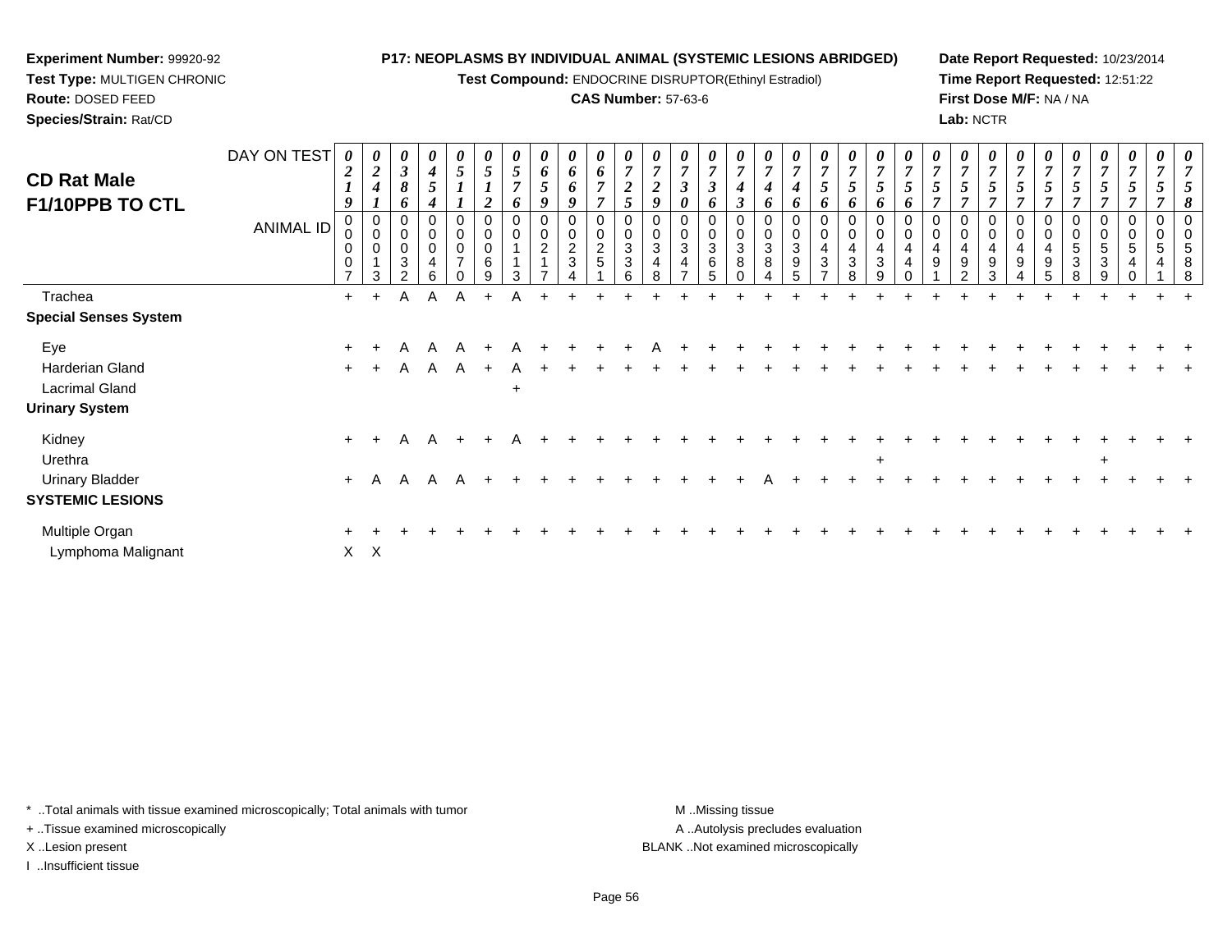**Experiment Number:** 99920-92
**Test Type:** MULTIGEN CHRONIC
**Route:** DOSED FEED
**Species/Strain:** Rat/CD

**P17: NEOPLASMS BY INDIVIDUAL ANIMAL (SYSTEMIC LESIONS ABRIDGED)**
**Test Compound:** ENDOCRINE DISRUPTOR(Ethinyl Estradiol)
**CAS Number:** 57-63-6

**Date Report Requested:** 10/23/2014
**Time Report Requested:** 12:51:22
**First Dose M/F:** NA / NA
**Lab:** NCTR

## CD Rat Male F1/10PPB TO CTL

| DAY ON TEST | 0219 | 0241 | 0386 | 0454 | 0511 | 0512 | 0576 | 0659 | 0669 | 0677 | 0725 | 0729 | 0730 | 0736 | 0743 | 0746 | 0746 | 0756 | 0756 | 0756 | 0756 | 0757 | 0757 | 0757 | 0757 | 0757 | 0757 | 0757 | 0757 | 0757 | 0758 |
|---|---|---|---|---|---|---|---|---|---|---|---|---|---|---|---|---|---|---|---|---|---|---|---|---|---|---|---|---|---|---|---|
| **ANIMAL ID** | 00007 | 00013 | 00032 | 00046 | 00070 | 00069 | 00113 | 00217 | 00234 | 00251 | 00336 | 00348 | 00347 | 00365 | 00380 | 00384 | 00395 | 00437 | 00438 | 00439 | 00440 | 00491 | 00492 | 00493 | 00494 | 00495 | 00538 | 00539 | 00540 | 00541 | 00588 |
| Trachea | + | + | A | A | A | + | A | + | + | + | + | + | + | + | + | + | + | + | + | + | + | + | + | + | + | + | + | + | + | + | + |
| **Special Senses System** | | | | | | | | | | | | | | | | | | | | | | | | | | | | | | | |
| Eye | + | + | A | A | A | + | A | + | + | + | + | A | + | + | + | + | + | + | + | + | + | + | + | + | + | + | + | + | + | + | + |
| Harderian Gland | + | + | A | A | A | + | A | + | + | + | + | + | + | + | + | + | + | + | + | + | + | + | + | + | + | + | + | + | + | + | + |
| Lacrimal Gland | | | | | | | + | | | | | | | | | | | | | | | | | | | | | | | | |
| **Urinary System** | | | | | | | | | | | | | | | | | | | | | | | | | | | | | | | |
| Kidney | + | + | A | A | + | + | A | + | + | + | + | + | + | + | + | + | + | + | + | + | + | + | + | + | + | + | + | + | + | + | + |
| Urethra | | | | | | | | | | | | | | | | | | | | + | | | | | | | | + | | | |
| Urinary Bladder | + | A | A | A | A | + | + | + | + | + | + | + | + | + | + | A | + | + | + | + | + | + | + | + | + | + | + | + | + | + | + |
| **SYSTEMIC LESIONS** | | | | | | | | | | | | | | | | | | | | | | | | | | | | | | | |
| Multiple Organ | + | + | + | + | + | + | + | + | + | + | + | + | + | + | + | + | + | + | + | + | + | + | + | + | + | + | + | + | + | + | + |
| Lymphoma Malignant | X | X | | | | | | | | | | | | | | | | | | | | | | | | | | | | | |

\* ..Total animals with tissue examined microscopically; Total animals with tumor
+ ..Tissue examined microscopically
X ..Lesion present
I ..Insufficient tissue

M ..Missing tissue
A ..Autolysis precludes evaluation
BLANK ..Not examined microscopically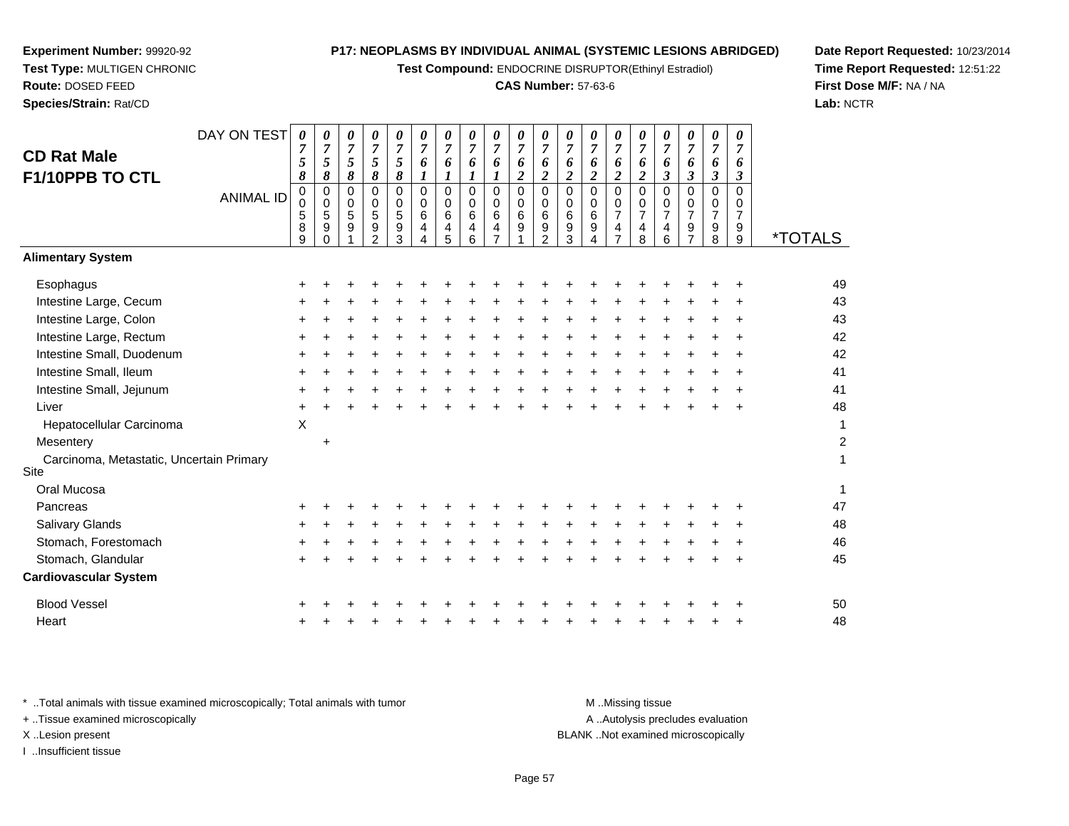**Experiment Number:** 99920-92
**Test Type:** MULTIGEN CHRONIC
**Route:** DOSED FEED
**Species/Strain:** Rat/CD

**P17: NEOPLASMS BY INDIVIDUAL ANIMAL (SYSTEMIC LESIONS ABRIDGED)**
**Test Compound:** ENDOCRINE DISRUPTOR(Ethinyl Estradiol)
**CAS Number:** 57-63-6

**Date Report Requested:** 10/23/2014
**Time Report Requested:** 12:51:22
**First Dose M/F:** NA / NA
**Lab:** NCTR

## CD Rat Male F1/10PPB TO CTL

| DAY ON TEST | 0758 | 0758 | 0758 | 0758 | 0758 | 0761 | 0761 | 0761 | 0761 | 0762 | 0762 | 0762 | 0762 | 0762 | 0762 | 0763 | 0763 | 0763 | 0763 | |
|---|---|---|---|---|---|---|---|---|---|---|---|---|---|---|---|---|---|---|---|---|
| **ANIMAL ID** | 00589 | 00590 | 00591 | 00592 | 00593 | 00644 | 00645 | 00646 | 00647 | 00691 | 00692 | 00693 | 00694 | 00747 | 00748 | 00746 | 00797 | 00798 | 00799 | ***TOTALS** |
| **Alimentary System** | | | | | | | | | | | | | | | | | | | | |
| Esophagus | + | + | + | + | + | + | + | + | + | + | + | + | + | + | + | + | + | + | + | 49 |
| Intestine Large, Cecum | + | + | + | + | + | + | + | + | + | + | + | + | + | + | + | + | + | + | + | 43 |
| Intestine Large, Colon | + | + | + | + | + | + | + | + | + | + | + | + | + | + | + | + | + | + | + | 43 |
| Intestine Large, Rectum | + | + | + | + | + | + | + | + | + | + | + | + | + | + | + | + | + | + | + | 42 |
| Intestine Small, Duodenum | + | + | + | + | + | + | + | + | + | + | + | + | + | + | + | + | + | + | + | 42 |
| Intestine Small, Ileum | + | + | + | + | + | + | + | + | + | + | + | + | + | + | + | + | + | + | + | 41 |
| Intestine Small, Jejunum | + | + | + | + | + | + | + | + | + | + | + | + | + | + | + | + | + | + | + | 41 |
| Liver | + | + | + | + | + | + | + | + | + | + | + | + | + | + | + | + | + | + | + | 48 |
| Hepatocellular Carcinoma | X | | | | | | | | | | | | | | | | | | | 1 |
| Mesentery | | + | | | | | | | | | | | | | | | | | | 2 |
| Carcinoma, Metastatic, Uncertain Primary Site | | | | | | | | | | | | | | | | | | | | 1 |
| Oral Mucosa | | | | | | | | | | | | | | | | | | | | 1 |
| Pancreas | + | + | + | + | + | + | + | + | + | + | + | + | + | + | + | + | + | + | + | 47 |
| Salivary Glands | + | + | + | + | + | + | + | + | + | + | + | + | + | + | + | + | + | + | + | 48 |
| Stomach, Forestomach | + | + | + | + | + | + | + | + | + | + | + | + | + | + | + | + | + | + | + | 46 |
| Stomach, Glandular | + | + | + | + | + | + | + | + | + | + | + | + | + | + | + | + | + | + | + | 45 |
| **Cardiovascular System** | | | | | | | | | | | | | | | | | | | | |
| Blood Vessel | + | + | + | + | + | + | + | + | + | + | + | + | + | + | + | + | + | + | + | 50 |
| Heart | + | + | + | + | + | + | + | + | + | + | + | + | + | + | + | + | + | + | + | 48 |

\* ..Total animals with tissue examined microscopically; Total animals with tumor
\+ ..Tissue examined microscopically
X ..Lesion present
I ..Insufficient tissue

M ..Missing tissue
A ..Autolysis precludes evaluation
BLANK ..Not examined microscopically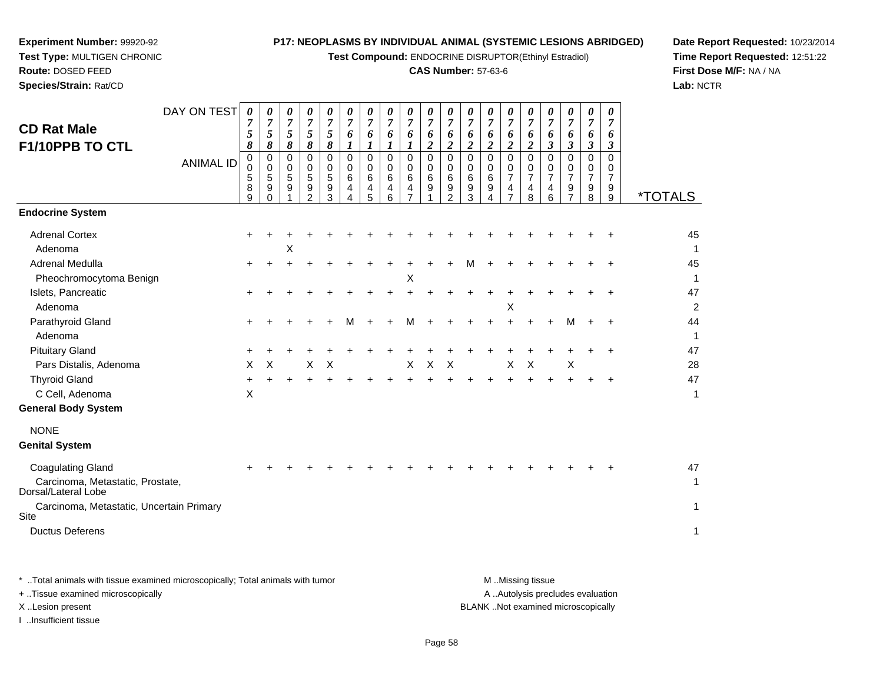**Experiment Number:** 99920-92
**Test Type:** MULTIGEN CHRONIC
**Route:** DOSED FEED
**Species/Strain:** Rat/CD

**P17: NEOPLASMS BY INDIVIDUAL ANIMAL (SYSTEMIC LESIONS ABRIDGED)**
**Test Compound:** ENDOCRINE DISRUPTOR(Ethinyl Estradiol)
**CAS Number:** 57-63-6

**Date Report Requested:** 10/23/2014
**Time Report Requested:** 12:51:22
**First Dose M/F:** NA / NA
**Lab:** NCTR

## CD Rat Male
## F1/10PPB TO CTL

| DAY ON TEST | 0758 | 0758 | 0758 | 0758 | 0758 | 0761 | 0761 | 0761 | 0761 | 0762 | 0762 | 0762 | 0762 | 0762 | 0762 | 0763 | 0763 | 0763 | 0763 | |
|---|---|---|---|---|---|---|---|---|---|---|---|---|---|---|---|---|---|---|---|---|
| **ANIMAL ID** | 00589 | 00590 | 00591 | 00592 | 00593 | 00644 | 00645 | 00646 | 00647 | 00691 | 00692 | 00693 | 00694 | 00747 | 00748 | 00746 | 00797 | 00798 | 00799 | ***TOTALS** |
| **Endocrine System** | | | | | | | | | | | | | | | | | | | | |
| Adrenal Cortex | + | + | + | + | + | + | + | + | + | + | + | + | + | + | + | + | + | + | + | 45 |
| Adenoma | | | X | | | | | | | | | | | | | | | | | 1 |
| Adrenal Medulla | + | + | + | + | + | + | + | + | + | + | + | M | + | + | + | + | + | + | + | 45 |
| Pheochromocytoma Benign | | | | | | | | | X | | | | | | | | | | | 1 |
| Islets, Pancreatic | + | + | + | + | + | + | + | + | + | + | + | + | + | + | + | + | + | + | + | 47 |
| Adenoma | | | | | | | | | | | | | | X | | | | | | 2 |
| Parathyroid Gland | + | + | + | + | + | M | + | + | M | + | + | + | + | + | + | + | M | + | + | 44 |
| Adenoma | | | | | | | | | | | | | | | | | | | | 1 |
| Pituitary Gland | + | + | + | + | + | + | + | + | + | + | + | + | + | + | + | + | + | + | + | 47 |
| Pars Distalis, Adenoma | X | X | | X | X | | | | X | X | X | | | X | X | | X | | | 28 |
| Thyroid Gland | + | + | + | + | + | + | + | + | + | + | + | + | + | + | + | + | + | + | + | 47 |
| C Cell, Adenoma | X | | | | | | | | | | | | | | | | | | | 1 |
| **General Body System** | | | | | | | | | | | | | | | | | | | | |
| NONE | | | | | | | | | | | | | | | | | | | | |
| **Genital System** | | | | | | | | | | | | | | | | | | | | |
| Coagulating Gland | + | + | + | + | + | + | + | + | + | + | + | + | + | + | + | + | + | + | + | 47 |
| Carcinoma, Metastatic, Prostate, Dorsal/Lateral Lobe | | | | | | | | | | | | | | | | | | | | 1 |
| Carcinoma, Metastatic, Uncertain Primary Site | | | | | | | | | | | | | | | | | | | | 1 |
| Ductus Deferens | | | | | | | | | | | | | | | | | | | | 1 |

* ..Total animals with tissue examined microscopically; Total animals with tumor
+ ..Tissue examined microscopically
X ..Lesion present
I ..Insufficient tissue

M ..Missing tissue
A ..Autolysis precludes evaluation
BLANK ..Not examined microscopically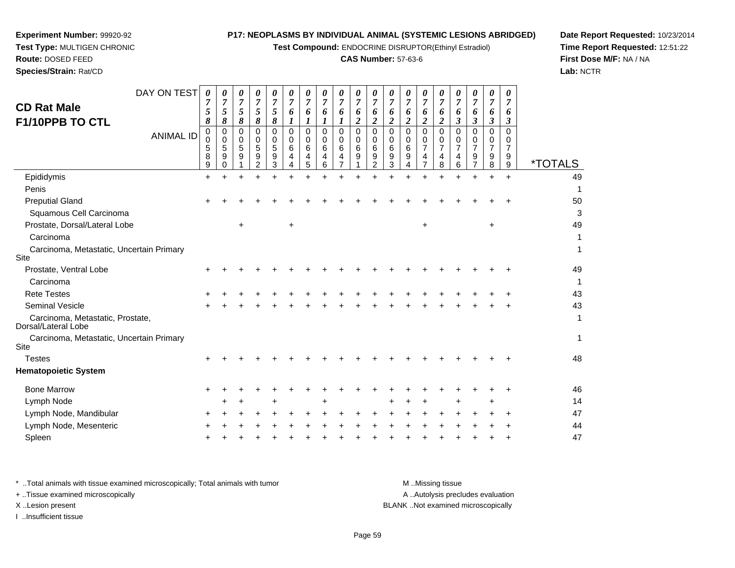**Experiment Number:** 99920-92
**Test Type:** MULTIGEN CHRONIC
**Route:** DOSED FEED
**Species/Strain:** Rat/CD

**P17: NEOPLASMS BY INDIVIDUAL ANIMAL (SYSTEMIC LESIONS ABRIDGED)**
**Test Compound:** ENDOCRINE DISRUPTOR(Ethinyl Estradiol)
**CAS Number:** 57-63-6

**Date Report Requested:** 10/23/2014
**Time Report Requested:** 12:51:22
**First Dose M/F:** NA / NA
**Lab:** NCTR

# CD Rat Male
## F1/10PPB TO CTL

| DAY ON TEST | 0758 | 0758 | 0758 | 0758 | 0758 | 0761 | 0761 | 0761 | 0761 | 0762 | 0762 | 0762 | 0762 | 0762 | 0762 | 0763 | 0763 | 0763 | 0763 | |
|---|---|---|---|---|---|---|---|---|---|---|---|---|---|---|---|---|---|---|---|---|
| **ANIMAL ID** | 0589 | 0590 | 0591 | 0592 | 0593 | 0644 | 0645 | 0646 | 0647 | 0691 | 0692 | 0693 | 0694 | 0747 | 0748 | 0746 | 0797 | 0798 | 0799 | ***TOTALS** |
| Epididymis | + | + | + | + | + | + | + | + | + | + | + | + | + | + | + | + | + | + | + | 49 |
| Penis | | | | | | | | | | | | | | | | | | | | 1 |
| Preputial Gland | + | + | + | + | + | + | + | + | + | + | + | + | + | + | + | + | + | + | + | 50 |
| Squamous Cell Carcinoma | | | | | | | | | | | | | | | | | | | | 3 |
| Prostate, Dorsal/Lateral Lobe | | | + | | | + | | | | | | | | + | | | | + | | 49 |
| Carcinoma | | | | | | | | | | | | | | | | | | | | 1 |
| Carcinoma, Metastatic, Uncertain Primary Site | | | | | | | | | | | | | | | | | | | | 1 |
| Prostate, Ventral Lobe | + | + | + | + | + | + | + | + | + | + | + | + | + | + | + | + | + | + | + | 49 |
| Carcinoma | | | | | | | | | | | | | | | | | | | | 1 |
| Rete Testes | + | + | + | + | + | + | + | + | + | + | + | + | + | + | + | + | + | + | + | 43 |
| Seminal Vesicle | + | + | + | + | + | + | + | + | + | + | + | + | + | + | + | + | + | + | + | 43 |
| Carcinoma, Metastatic, Prostate, Dorsal/Lateral Lobe | | | | | | | | | | | | | | | | | | | | 1 |
| Carcinoma, Metastatic, Uncertain Primary Site | | | | | | | | | | | | | | | | | | | | 1 |
| Testes | + | + | + | + | + | + | + | + | + | + | + | + | + | + | + | + | + | + | + | 48 |
| **Hematopoietic System** | | | | | | | | | | | | | | | | | | | | |
| Bone Marrow | + | + | + | + | + | + | + | + | + | + | + | + | + | + | + | + | + | + | + | 46 |
| Lymph Node | | + | + | | + | | | + | | | | + | + | + | | + | | + | | 14 |
| Lymph Node, Mandibular | + | + | + | + | + | + | + | + | + | + | + | + | + | + | + | + | + | + | + | 47 |
| Lymph Node, Mesenteric | + | + | + | + | + | + | + | + | + | + | + | + | + | + | + | + | + | + | + | 44 |
| Spleen | + | + | + | + | + | + | + | + | + | + | + | + | + | + | + | + | + | + | + | 47 |

\* ..Total animals with tissue examined microscopically; Total animals with tumor
+ ..Tissue examined microscopically
X ..Lesion present
I ..Insufficient tissue

M ..Missing tissue
A ..Autolysis precludes evaluation
BLANK ..Not examined microscopically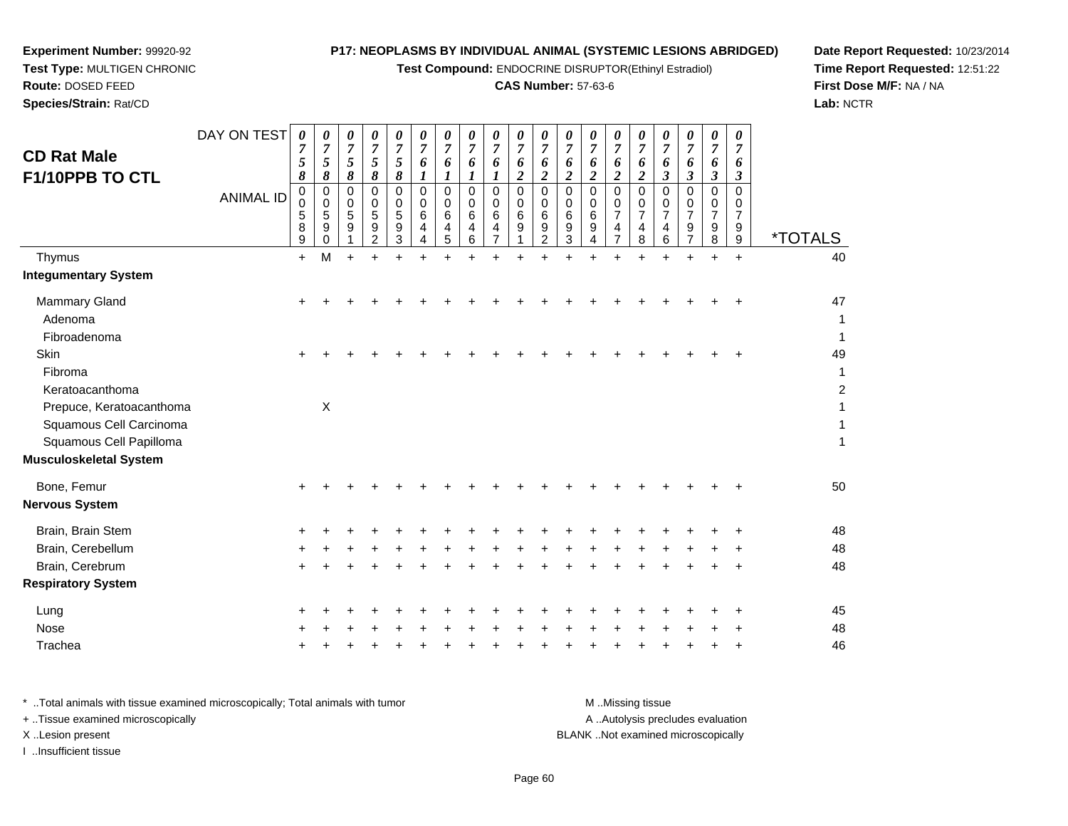**Experiment Number:** 99920-92
**Test Type:** MULTIGEN CHRONIC
**Route:** DOSED FEED
**Species/Strain:** Rat/CD

**P17: NEOPLASMS BY INDIVIDUAL ANIMAL (SYSTEMIC LESIONS ABRIDGED)**
**Test Compound:** ENDOCRINE DISRUPTOR(Ethinyl Estradiol)
**CAS Number:** 57-63-6

**Date Report Requested:** 10/23/2014
**Time Report Requested:** 12:51:22
**First Dose M/F:** NA / NA
**Lab:** NCTR

## CD Rat Male F1/10PPB TO CTL

| DAY ON TEST | 0758 | 0758 | 0758 | 0758 | 0758 | 0761 | 0761 | 0761 | 0761 | 0762 | 0762 | 0762 | 0762 | 0762 | 0762 | 0763 | 0763 | 0763 | 0763 | |
|---|---|---|---|---|---|---|---|---|---|---|---|---|---|---|---|---|---|---|---|---|
| **ANIMAL ID** | 00589 | 00590 | 00591 | 00592 | 00593 | 00644 | 00645 | 00646 | 00647 | 00691 | 00692 | 00693 | 00694 | 00747 | 00748 | 00746 | 00797 | 00798 | 00799 | ***TOTALS** |
| Thymus | + | M | + | + | + | + | + | + | + | + | + | + | + | + | + | + | + | + | + | 40 |
| **Integumentary System** | | | | | | | | | | | | | | | | | | | | |
| Mammary Gland | + | + | + | + | + | + | + | + | + | + | + | + | + | + | + | + | + | + | + | 47 |
| Adenoma | | | | | | | | | | | | | | | | | | | | 1 |
| Fibroadenoma | | | | | | | | | | | | | | | | | | | | 1 |
| Skin | + | + | + | + | + | + | + | + | + | + | + | + | + | + | + | + | + | + | + | 49 |
| Fibroma | | | | | | | | | | | | | | | | | | | | 1 |
| Keratoacanthoma | | | | | | | | | | | | | | | | | | | | 2 |
| Prepuce, Keratoacanthoma | | X | | | | | | | | | | | | | | | | | | 1 |
| Squamous Cell Carcinoma | | | | | | | | | | | | | | | | | | | | 1 |
| Squamous Cell Papilloma | | | | | | | | | | | | | | | | | | | | 1 |
| **Musculoskeletal System** | | | | | | | | | | | | | | | | | | | | |
| Bone, Femur | + | + | + | + | + | + | + | + | + | + | + | + | + | + | + | + | + | + | + | 50 |
| **Nervous System** | | | | | | | | | | | | | | | | | | | | |
| Brain, Brain Stem | + | + | + | + | + | + | + | + | + | + | + | + | + | + | + | + | + | + | + | 48 |
| Brain, Cerebellum | + | + | + | + | + | + | + | + | + | + | + | + | + | + | + | + | + | + | + | 48 |
| Brain, Cerebrum | + | + | + | + | + | + | + | + | + | + | + | + | + | + | + | + | + | + | + | 48 |
| **Respiratory System** | | | | | | | | | | | | | | | | | | | | |
| Lung | + | + | + | + | + | + | + | + | + | + | + | + | + | + | + | + | + | + | + | 45 |
| Nose | + | + | + | + | + | + | + | + | + | + | + | + | + | + | + | + | + | + | + | 48 |
| Trachea | + | + | + | + | + | + | + | + | + | + | + | + | + | + | + | + | + | + | + | 46 |

\* ..Total animals with tissue examined microscopically; Total animals with tumor
+ ..Tissue examined microscopically
X ..Lesion present
I ..Insufficient tissue

M ..Missing tissue
A ..Autolysis precludes evaluation
BLANK ..Not examined microscopically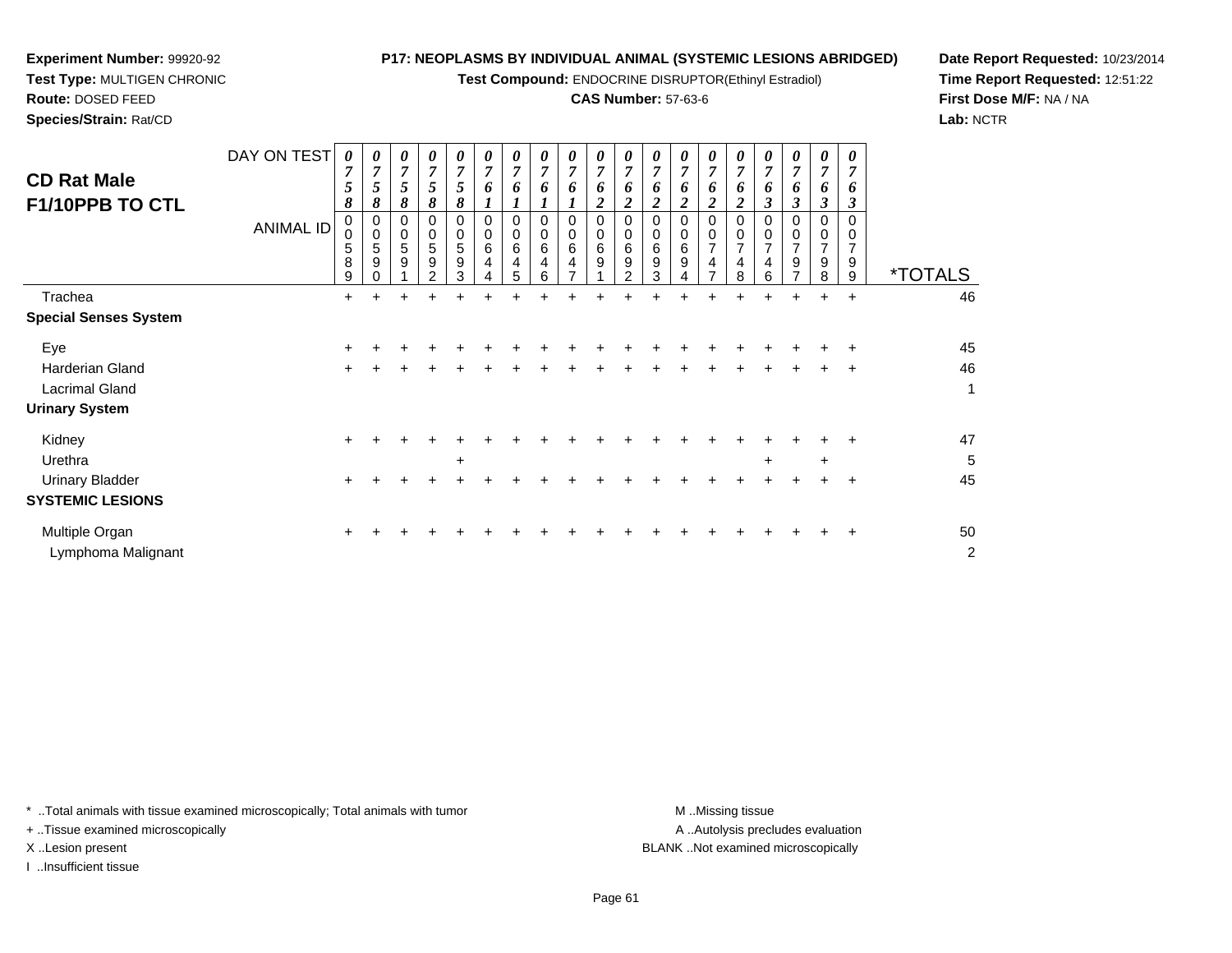**Experiment Number:** 99920-92
**Test Type:** MULTIGEN CHRONIC
**Route:** DOSED FEED
**Species/Strain:** Rat/CD

**P17: NEOPLASMS BY INDIVIDUAL ANIMAL (SYSTEMIC LESIONS ABRIDGED)**
**Test Compound:** ENDOCRINE DISRUPTOR(Ethinyl Estradiol)
**CAS Number:** 57-63-6

**Date Report Requested:** 10/23/2014
**Time Report Requested:** 12:51:22
**First Dose M/F:** NA / NA
**Lab:** NCTR

## CD Rat Male F1/10PPB TO CTL

| DAY ON TEST | 0758 | 0758 | 0758 | 0758 | 0758 | 0761 | 0761 | 0761 | 0761 | 0762 | 0762 | 0762 | 0762 | 0762 | 0762 | 0763 | 0763 | 0763 | 0763 | |
|---|---|---|---|---|---|---|---|---|---|---|---|---|---|---|---|---|---|---|---|---|
| **ANIMAL ID** | 00589 | 00590 | 00591 | 00592 | 00593 | 00644 | 00645 | 00646 | 00647 | 00691 | 00692 | 00693 | 00694 | 00747 | 00748 | 00746 | 00797 | 00798 | 00799 | ***TOTALS** |
| Trachea | + | + | + | + | + | + | + | + | + | + | + | + | + | + | + | + | + | + | + | 46 |
| **Special Senses System** | | | | | | | | | | | | | | | | | | | | |
| Eye | + | + | + | + | + | + | + | + | + | + | + | + | + | + | + | + | + | + | + | 45 |
| Harderian Gland | + | + | + | + | + | + | + | + | + | + | + | + | + | + | + | + | + | + | + | 46 |
| Lacrimal Gland | | | | | | | | | | | | | | | | | | | | 1 |
| **Urinary System** | | | | | | | | | | | | | | | | | | | | |
| Kidney | + | + | + | + | + | + | + | + | + | + | + | + | + | + | + | + | + | + | + | 47 |
| Urethra | | | | | + | | | | | | | | | | | + | | + | | 5 |
| Urinary Bladder | + | + | + | + | + | + | + | + | + | + | + | + | + | + | + | + | + | + | + | 45 |
| **SYSTEMIC LESIONS** | | | | | | | | | | | | | | | | | | | | |
| Multiple Organ | + | + | + | + | + | + | + | + | + | + | + | + | + | + | + | + | + | + | + | 50 |
| Lymphoma Malignant | | | | | | | | | | | | | | | | | | | | 2 |

\* ..Total animals with tissue examined microscopically; Total animals with tumor
+ ..Tissue examined microscopically
X ..Lesion present
I ..Insufficient tissue

M ..Missing tissue
A ..Autolysis precludes evaluation
BLANK ..Not examined microscopically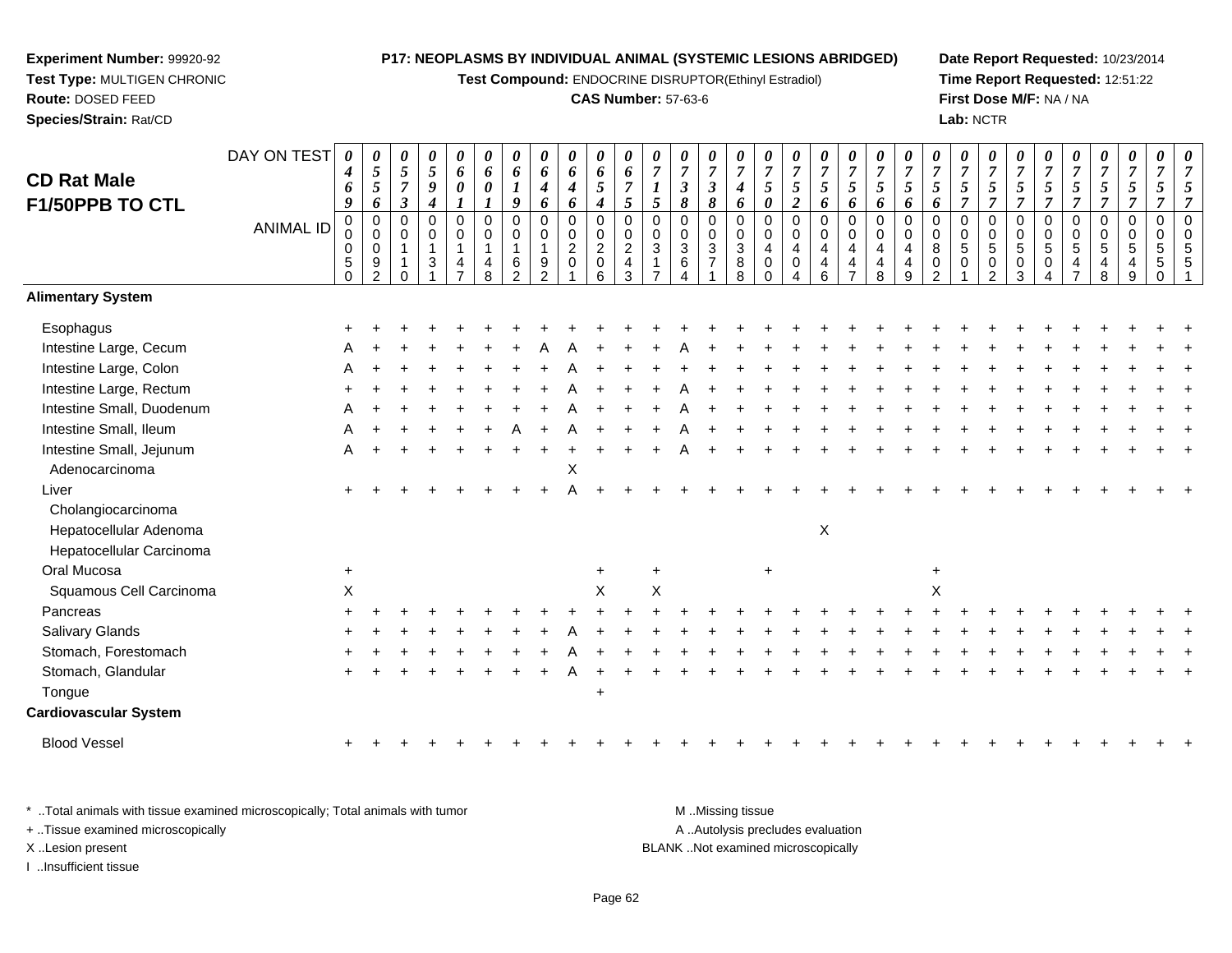**Experiment Number:** 99920-92
**Test Type:** MULTIGEN CHRONIC
**Route:** DOSED FEED
**Species/Strain:** Rat/CD

**P17: NEOPLASMS BY INDIVIDUAL ANIMAL (SYSTEMIC LESIONS ABRIDGED)**
**Test Compound:** ENDOCRINE DISRUPTOR(Ethinyl Estradiol)
**CAS Number:** 57-63-6

**Date Report Requested:** 10/23/2014
**Time Report Requested:** 12:51:22
**First Dose M/F:** NA / NA
**Lab:** NCTR

## CD Rat Male F1/50PPB TO CTL

| DAY ON TEST | 0469 | 0556 | 0573 | 0594 | 0601 | 0601 | 0619 | 0646 | 0646 | 0654 | 0675 | 0715 | 0738 | 0738 | 0746 | 0750 | 0752 | 0756 | 0756 | 0756 | 0756 | 0756 | 0757 | 0757 | 0757 | 0757 | 0757 | 0757 | 0757 | 0757 | 0757 |
|---|---|---|---|---|---|---|---|---|---|---|---|---|---|---|---|---|---|---|---|---|---|---|---|---|---|---|---|---|---|---|---|
| **ANIMAL ID** | 0050 | 0092 | 0110 | 0131 | 0147 | 0148 | 0162 | 0192 | 0201 | 0206 | 0243 | 0317 | 0364 | 0371 | 0388 | 0400 | 0404 | 0446 | 0447 | 0448 | 0449 | 0802 | 0501 | 0502 | 0503 | 0504 | 0547 | 0548 | 0549 | 0550 | 0551 |
| **Alimentary System** | | | | | | | | | | | | | | | | | | | | | | | | | | | | | | | |
| Esophagus | + | + | + | + | + | + | + | + | + | + | + | + | + | + | + | + | + | + | + | + | + | + | + | + | + | + | + | + | + | + | + |
| Intestine Large, Cecum | A | + | + | + | + | + | + | A | A | + | + | + | A | + | + | + | + | + | + | + | + | + | + | + | + | + | + | + | + | + | + |
| Intestine Large, Colon | A | + | + | + | + | + | + | + | A | + | + | + | + | + | + | + | + | + | + | + | + | + | + | + | + | + | + | + | + | + | + |
| Intestine Large, Rectum | + | + | + | + | + | + | + | + | A | + | + | + | A | + | + | + | + | + | + | + | + | + | + | + | + | + | + | + | + | + | + |
| Intestine Small, Duodenum | A | + | + | + | + | + | + | + | A | + | + | + | A | + | + | + | + | + | + | + | + | + | + | + | + | + | + | + | + | + | + |
| Intestine Small, Ileum | A | + | + | + | + | + | A | + | A | + | + | + | A | + | + | + | + | + | + | + | + | + | + | + | + | + | + | + | + | + | + |
| Intestine Small, Jejunum | A | + | + | + | + | + | + | + | + | + | + | + | A | + | + | + | + | + | + | + | + | + | + | + | + | + | + | + | + | + | + |
| Adenocarcinoma | | | | | | | | | X | | | | | | | | | | | | | | | | | | | | | | |
| Liver | + | + | + | + | + | + | + | + | A | + | + | + | + | + | + | + | + | + | + | + | + | + | + | + | + | + | + | + | + | + | + |
| Cholangiocarcinoma | | | | | | | | | | | | | | | | | | | | | | | | | | | | | | | |
| Hepatocellular Adenoma | | | | | | | | | | | | | | | | | | X | | | | | | | | | | | | | |
| Hepatocellular Carcinoma | | | | | | | | | | | | | | | | | | | | | | | | | | | | | | | |
| Oral Mucosa | + | | | | | | | | | + | | + | | | | + | | | | | | + | | | | | | | | | |
| Squamous Cell Carcinoma | X | | | | | | | | | X | | X | | | | | | | | | | X | | | | | | | | | |
| Pancreas | + | + | + | + | + | + | + | + | + | + | + | + | + | + | + | + | + | + | + | + | + | + | + | + | + | + | + | + | + | + | + |
| Salivary Glands | + | + | + | + | + | + | + | + | A | + | + | + | + | + | + | + | + | + | + | + | + | + | + | + | + | + | + | + | + | + | + |
| Stomach, Forestomach | + | + | + | + | + | + | + | + | A | + | + | + | + | + | + | + | + | + | + | + | + | + | + | + | + | + | + | + | + | + | + |
| Stomach, Glandular | + | + | + | + | + | + | + | + | A | + | + | + | + | + | + | + | + | + | + | + | + | + | + | + | + | + | + | + | + | + | + |
| Tongue | | | | | | | | | | + | | | | | | | | | | | | | | | | | | | | | |
| **Cardiovascular System** | | | | | | | | | | | | | | | | | | | | | | | | | | | | | | | |
| Blood Vessel | + | + | + | + | + | + | + | + | + | + | + | + | + | + | + | + | + | + | + | + | + | + | + | + | + | + | + | + | + | + | + |

* ..Total animals with tissue examined microscopically; Total animals with tumor
+ ..Tissue examined microscopically
X ..Lesion present
I ..Insufficient tissue

M ..Missing tissue
A ..Autolysis precludes evaluation
BLANK ..Not examined microscopically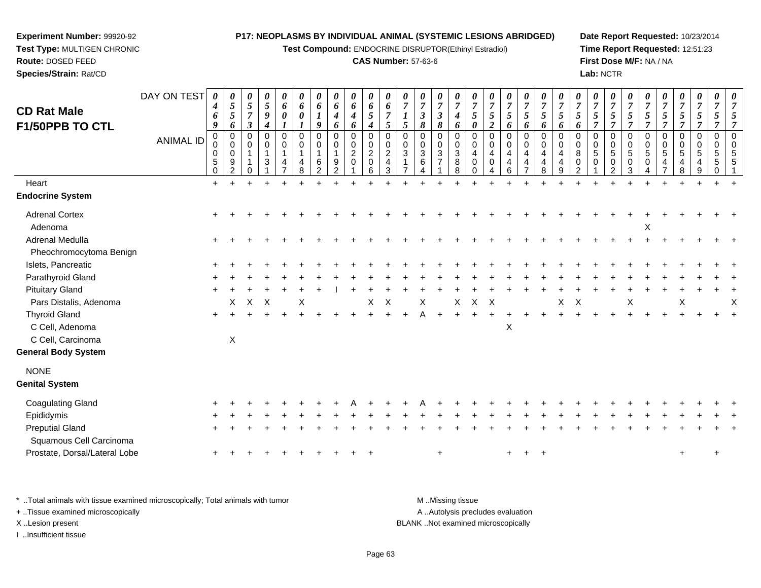**Experiment Number:** 99920-92
**Test Type:** MULTIGEN CHRONIC
**Route:** DOSED FEED
**Species/Strain:** Rat/CD

**P17: NEOPLASMS BY INDIVIDUAL ANIMAL (SYSTEMIC LESIONS ABRIDGED)**
**Test Compound:** ENDOCRINE DISRUPTOR(Ethinyl Estradiol)
**CAS Number:** 57-63-6

**Date Report Requested:** 10/23/2014
**Time Report Requested:** 12:51:23
**First Dose M/F:** NA / NA
**Lab:** NCTR

## CD Rat Male F1/50PPB TO CTL

| DAY ON TEST | 0469 | 0556 | 0573 | 0594 | 0601 | 0601 | 0619 | 0646 | 0646 | 0654 | 0675 | 0715 | 0738 | 0738 | 0746 | 0750 | 0752 | 0756 | 0756 | 0756 | 0756 | 0756 | 0757 | 0757 | 0757 | 0757 | 0757 | 0757 | 0757 | 0757 | 0757 |
|---|---|---|---|---|---|---|---|---|---|---|---|---|---|---|---|---|---|---|---|---|---|---|---|---|---|---|---|---|---|---|---|
| **ANIMAL ID** | 00050 | 00092 | 00110 | 00131 | 00147 | 00148 | 00162 | 00192 | 00201 | 00206 | 00243 | 00317 | 00364 | 00371 | 00388 | 00400 | 00404 | 00446 | 00447 | 00448 | 00449 | 00802 | 00501 | 00502 | 00503 | 00504 | 00547 | 00548 | 00549 | 00550 | 00551 |
| Heart | + | + | + | + | + | + | + | + | + | + | + | + | + | + | + | + | + | + | + | + | + | + | + | + | + | + | + | + | + | + | + |
| **Endocrine System** | | | | | | | | | | | | | | | | | | | | | | | | | | | | | | | |
| Adrenal Cortex | + | + | + | + | + | + | + | + | + | + | + | + | + | + | + | + | + | + | + | + | + | + | + | + | + | + | + | + | + | + | + |
| Adenoma | | | | | | | | | | | | | | | | | | | | | | | | | | X | | | | | |
| Adrenal Medulla | + | + | + | + | + | + | + | + | + | + | + | + | + | + | + | + | + | + | + | + | + | + | + | + | + | + | + | + | + | + | + |
| Pheochromocytoma Benign | | | | | | | | | | | | | | | | | | | | | | | | | | | | | | | |
| Islets, Pancreatic | + | + | + | + | + | + | + | + | + | + | + | + | + | + | + | + | + | + | + | + | + | + | + | + | + | + | + | + | + | + | + |
| Parathyroid Gland | + | + | + | + | + | + | + | + | + | + | + | + | + | + | + | + | + | + | + | + | + | + | + | + | + | + | + | + | + | + | + |
| Pituitary Gland | + | + | + | + | + | + | + | I | + | + | + | + | + | + | + | + | + | + | + | + | + | + | + | + | + | + | + | + | + | + | + |
| Pars Distalis, Adenoma | | X | X | X | | X | | | | X | X | | X | | X | X | X | | | | X | X | | | X | | | X | | | X |
| Thyroid Gland | + | + | + | + | + | + | + | + | + | + | + | + | A | + | + | + | + | + | + | + | + | + | + | + | + | + | + | + | + | + | + |
| C Cell, Adenoma | | | | | | | | | | | | | | | | | | X | | | | | | | | | | | | | |
| C Cell, Carcinoma | | X | | | | | | | | | | | | | | | | | | | | | | | | | | | | | |
| **General Body System** | | | | | | | | | | | | | | | | | | | | | | | | | | | | | | | |
| NONE | | | | | | | | | | | | | | | | | | | | | | | | | | | | | | | |
| **Genital System** | | | | | | | | | | | | | | | | | | | | | | | | | | | | | | | |
| Coagulating Gland | + | + | + | + | + | + | + | + | A | + | + | + | A | + | + | + | + | + | + | + | + | + | + | + | + | + | + | + | + | + | + |
| Epididymis | + | + | + | + | + | + | + | + | + | + | + | + | + | + | + | + | + | + | + | + | + | + | + | + | + | + | + | + | + | + | + |
| Preputial Gland | + | + | + | + | + | + | + | + | + | + | + | + | + | + | + | + | + | + | + | + | + | + | + | + | + | + | + | + | + | + | + |
| Squamous Cell Carcinoma | | | | | | | | | | | | | | | | | | | | | | | | | | | | | | | |
| Prostate, Dorsal/Lateral Lobe | + | + | + | + | + | + | + | + | + | + | | | | + | | | | + | + | + | | | | | | | | + | | + | |

* ..Total animals with tissue examined microscopically; Total animals with tumor
+ ..Tissue examined microscopically
X ..Lesion present
I ..Insufficient tissue

M ..Missing tissue
A ..Autolysis precludes evaluation
BLANK ..Not examined microscopically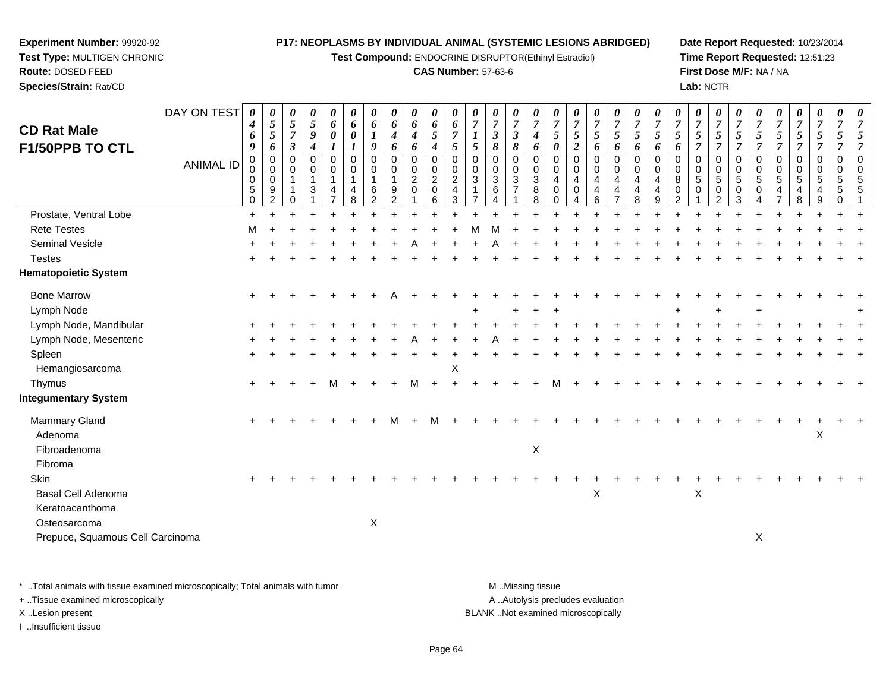**Experiment Number:** 99920-92
**Test Type:** MULTIGEN CHRONIC
**Route:** DOSED FEED
**Species/Strain:** Rat/CD

**P17: NEOPLASMS BY INDIVIDUAL ANIMAL (SYSTEMIC LESIONS ABRIDGED)**
**Test Compound:** ENDOCRINE DISRUPTOR(Ethinyl Estradiol)
**CAS Number:** 57-63-6

**Date Report Requested:** 10/23/2014
**Time Report Requested:** 12:51:23
**First Dose M/F:** NA / NA
**Lab:** NCTR

## CD Rat Male F1/50PPB TO CTL

| DAY ON TEST | 0469 | 0556 | 0573 | 0594 | 0601 | 0601 | 0619 | 0646 | 0646 | 0654 | 0675 | 0715 | 0738 | 0738 | 0746 | 0750 | 0752 | 0756 | 0756 | 0756 | 0756 | 0756 | 0757 | 0757 | 0757 | 0757 | 0757 | 0757 | 0757 | 0757 | 0757 |
|---|---|---|---|---|---|---|---|---|---|---|---|---|---|---|---|---|---|---|---|---|---|---|---|---|---|---|---|---|---|---|---|
| **ANIMAL ID** | 00050 | 00092 | 00110 | 00131 | 00147 | 00148 | 00162 | 00192 | 00201 | 00206 | 00243 | 00317 | 00364 | 00371 | 00388 | 00400 | 00404 | 00446 | 00447 | 00448 | 00449 | 00802 | 00501 | 00502 | 00503 | 00504 | 00547 | 00548 | 00549 | 00550 | 00551 |
| Prostate, Ventral Lobe | + | + | + | + | + | + | + | + | + | + | + | + | + | + | + | + | + | + | + | + | + | + | + | + | + | + | + | + | + | + | + |
| Rete Testes | M | + | + | + | + | + | + | + | + | + | + | M | M | + | + | + | + | + | + | + | + | + | + | + | + | + | + | + | + | + | + |
| Seminal Vesicle | + | + | + | + | + | + | + | + | A | + | + | + | A | + | + | + | + | + | + | + | + | + | + | + | + | + | + | + | + | + | + |
| Testes | + | + | + | + | + | + | + | + | + | + | + | + | + | + | + | + | + | + | + | + | + | + | + | + | + | + | + | + | + | + | + |
| **Hematopoietic System** | | | | | | | | | | | | | | | | | | | | | | | | | | | | | | | |
| Bone Marrow | + | + | + | + | + | + | + | A | + | + | + | + | + | + | + | + | + | + | + | + | + | + | + | + | + | + | + | + | + | + | + |
| Lymph Node | | | | | | | | | | | | + | | + | + | + | | | | | | + | | + | | + | | | | | + |
| Lymph Node, Mandibular | + | + | + | + | + | + | + | + | + | + | + | + | + | + | + | + | + | + | + | + | + | + | + | + | + | + | + | + | + | + | + |
| Lymph Node, Mesenteric | + | + | + | + | + | + | + | + | A | + | + | + | A | + | + | + | + | + | + | + | + | + | + | + | + | + | + | + | + | + | + |
| Spleen | + | + | + | + | + | + | + | + | + | + | + | + | + | + | + | + | + | + | + | + | + | + | + | + | + | + | + | + | + | + | + |
| Hemangiosarcoma | | | | | | | | | | | X | | | | | | | | | | | | | | | | | | | | |
| Thymus | + | + | + | + | M | + | + | + | M | + | + | + | + | + | + | M | + | + | + | + | + | + | + | + | + | + | + | + | + | + | + |
| **Integumentary System** | | | | | | | | | | | | | | | | | | | | | | | | | | | | | | | |
| Mammary Gland | + | + | + | + | + | + | + | M | + | M | + | + | + | + | + | + | + | + | + | + | + | + | + | + | + | + | + | + | + | + | + |
| Adenoma | | | | | | | | | | | | | | | | | | | | | | | | | | | | | X | | |
| Fibroadenoma | | | | | | | | | | | | | | | X | | | | | | | | | | | | | | | | |
| Fibroma | | | | | | | | | | | | | | | | | | | | | | | | | | | | | | | |
| Skin | + | + | + | + | + | + | + | + | + | + | + | + | + | + | + | + | + | + | + | + | + | + | + | + | + | + | + | + | + | + | + |
| Basal Cell Adenoma | | | | | | | | | | | | | | | | | | X | | | | | X | | | | | | | | |
| Keratoacanthoma | | | | | | | | | | | | | | | | | | | | | | | | | | | | | | | |
| Osteosarcoma | | | | | | | X | | | | | | | | | | | | | | | | | | | | | | | | |
| Prepuce, Squamous Cell Carcinoma | | | | | | | | | | | | | | | | | | | | | | | | | | X | | | | | |

\* ..Total animals with tissue examined microscopically; Total animals with tumor
+ ..Tissue examined microscopically
X ..Lesion present
I ..Insufficient tissue

M ..Missing tissue
A ..Autolysis precludes evaluation
BLANK ..Not examined microscopically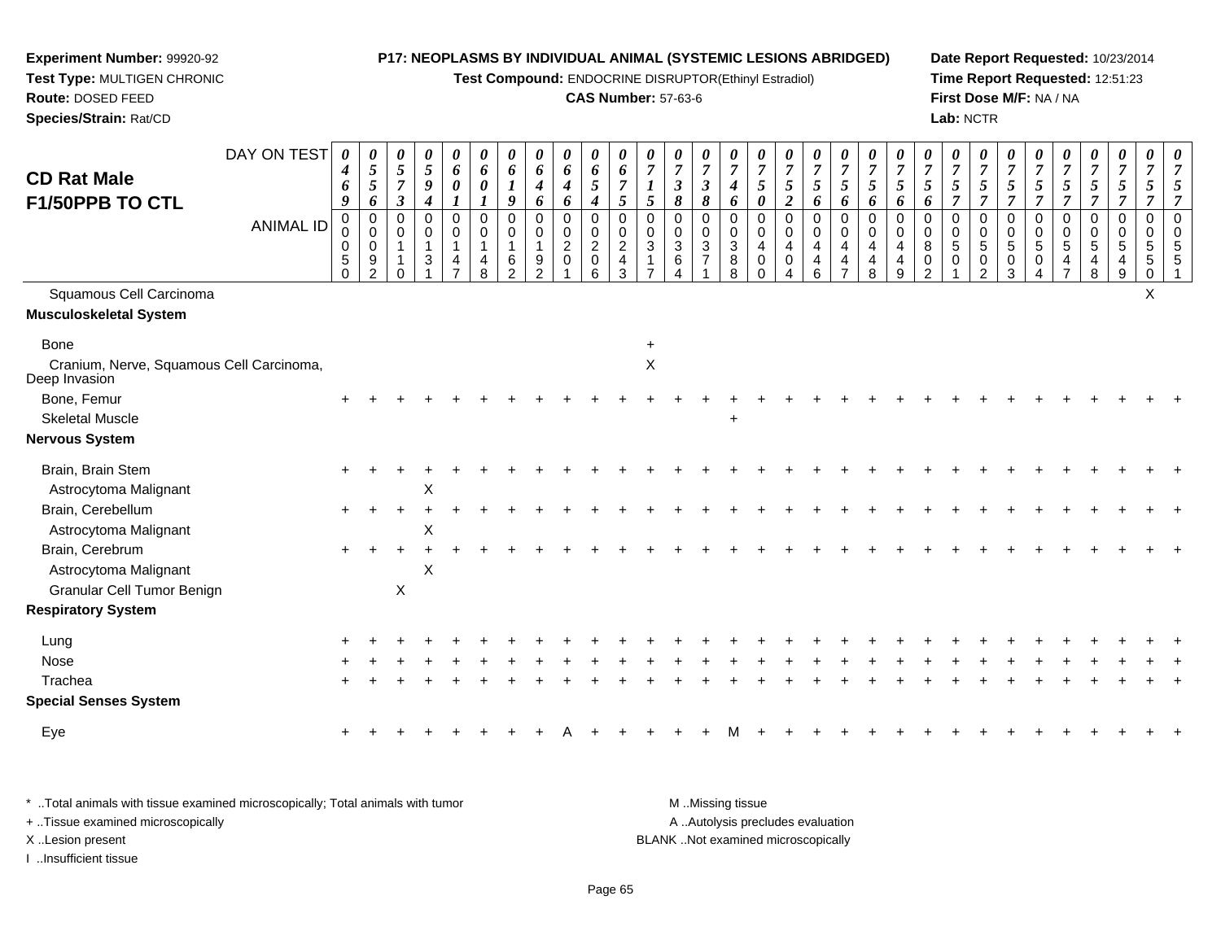**Experiment Number:** 99920-92
**Test Type:** MULTIGEN CHRONIC
**Route:** DOSED FEED
**Species/Strain:** Rat/CD

**P17: NEOPLASMS BY INDIVIDUAL ANIMAL (SYSTEMIC LESIONS ABRIDGED)**
**Test Compound:** ENDOCRINE DISRUPTOR(Ethinyl Estradiol)
**CAS Number:** 57-63-6

**Date Report Requested:** 10/23/2014
**Time Report Requested:** 12:51:23
**First Dose M/F:** NA / NA
**Lab:** NCTR

## CD Rat Male F1/50PPB TO CTL

| DAY ON TEST | 0469 | 0556 | 0573 | 0594 | 0601 | 0601 | 0619 | 0646 | 0646 | 0654 | 0675 | 0715 | 0738 | 0738 | 0746 | 0750 | 0752 | 0756 | 0756 | 0756 | 0756 | 0756 | 0757 | 0757 | 0757 | 0757 | 0757 | 0757 | 0757 | 0757 |
|---|---|---|---|---|---|---|---|---|---|---|---|---|---|---|---|---|---|---|---|---|---|---|---|---|---|---|---|---|---|---|
| **ANIMAL ID** | 00050 | 00092 | 00110 | 00131 | 00147 | 00148 | 00162 | 00192 | 00201 | 00206 | 00243 | 00317 | 00364 | 00371 | 00388 | 00400 | 00404 | 00446 | 00447 | 00448 | 00449 | 00802 | 00501 | 00502 | 00503 | 00504 | 00547 | 00548 | 00549 | 00550 | 00551 |
| Squamous Cell Carcinoma | | | | | | | | | | | | | | | | | | | | | | | | | | | | | | X | |
| **Musculoskeletal System** | | | | | | | | | | | | | | | | | | | | | | | | | | | | | | | |
| Bone | | | | | | | | | | | | + | | | | | | | | | | | | | | | | | | | |
| Cranium, Nerve, Squamous Cell Carcinoma, Deep Invasion | | | | | | | | | | | | X | | | | | | | | | | | | | | | | | | | |
| Bone, Femur | + | + | + | + | + | + | + | + | + | + | + | + | + | + | + | + | + | + | + | + | + | + | + | + | + | + | + | + | + | + | + |
| Skeletal Muscle | | | | | | | | | | | | | | | + | | | | | | | | | | | | | | | | |
| **Nervous System** | | | | | | | | | | | | | | | | | | | | | | | | | | | | | | | |
| Brain, Brain Stem | + | + | + | + | + | + | + | + | + | + | + | + | + | + | + | + | + | + | + | + | + | + | + | + | + | + | + | + | + | + | + |
| Astrocytoma Malignant | | | | X | | | | | | | | | | | | | | | | | | | | | | | | | | | |
| Brain, Cerebellum | + | + | + | + | + | + | + | + | + | + | + | + | + | + | + | + | + | + | + | + | + | + | + | + | + | + | + | + | + | + | + |
| Astrocytoma Malignant | | | | X | | | | | | | | | | | | | | | | | | | | | | | | | | | |
| Brain, Cerebrum | + | + | + | + | + | + | + | + | + | + | + | + | + | + | + | + | + | + | + | + | + | + | + | + | + | + | + | + | + | + | + |
| Astrocytoma Malignant | | | | X | | | | | | | | | | | | | | | | | | | | | | | | | | | |
| Granular Cell Tumor Benign | | | X | | | | | | | | | | | | | | | | | | | | | | | | | | | | |
| **Respiratory System** | | | | | | | | | | | | | | | | | | | | | | | | | | | | | | | |
| Lung | + | + | + | + | + | + | + | + | + | + | + | + | + | + | + | + | + | + | + | + | + | + | + | + | + | + | + | + | + | + | + |
| Nose | + | + | + | + | + | + | + | + | + | + | + | + | + | + | + | + | + | + | + | + | + | + | + | + | + | + | + | + | + | + | + |
| Trachea | + | + | + | + | + | + | + | + | + | + | + | + | + | + | + | + | + | + | + | + | + | + | + | + | + | + | + | + | + | + | + |
| **Special Senses System** | | | | | | | | | | | | | | | | | | | | | | | | | | | | | | | |
| Eye | + | + | + | + | + | + | + | + | A | + | + | + | + | + | M | + | + | + | + | + | + | + | + | + | + | + | + | + | + | + | + |

\* ..Total animals with tissue examined microscopically; Total animals with tumor
+ ..Tissue examined microscopically
X ..Lesion present
I ..Insufficient tissue
M ..Missing tissue
A ..Autolysis precludes evaluation
BLANK ..Not examined microscopically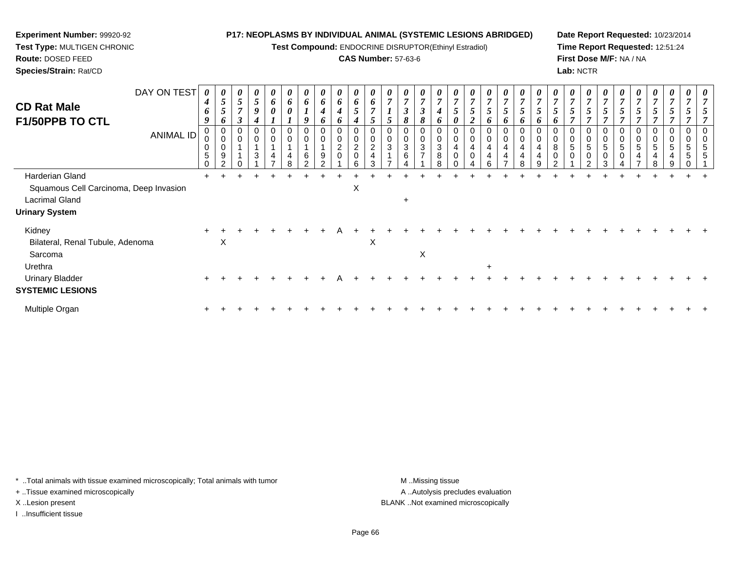**Experiment Number:** 99920-92
**Test Type:** MULTIGEN CHRONIC
**Route:** DOSED FEED
**Species/Strain:** Rat/CD

**P17: NEOPLASMS BY INDIVIDUAL ANIMAL (SYSTEMIC LESIONS ABRIDGED)**
**Test Compound:** ENDOCRINE DISRUPTOR(Ethinyl Estradiol)
**CAS Number:** 57-63-6

**Date Report Requested:** 10/23/2014
**Time Report Requested:** 12:51:24
**First Dose M/F:** NA / NA
**Lab:** NCTR

# CD Rat Male
# F1/50PPB TO CTL

| DAY ON TEST | 0469 | 0556 | 0573 | 0594 | 0601 | 0601 | 0619 | 0646 | 0646 | 0654 | 0675 | 0715 | 0738 | 0738 | 0746 | 0750 | 0752 | 0756 | 0756 | 0756 | 0756 | 0756 | 0757 | 0757 | 0757 | 0757 | 0757 | 0757 | 0757 | 0757 | 0757 |
|---|---|---|---|---|---|---|---|---|---|---|---|---|---|---|---|---|---|---|---|---|---|---|---|---|---|---|---|---|---|---|---|
| ANIMAL ID | 00050 | 00092 | 00110 | 00131 | 00147 | 00148 | 00162 | 00192 | 00201 | 00206 | 00243 | 00317 | 00364 | 00371 | 00388 | 00400 | 00404 | 00446 | 00447 | 00448 | 00449 | 00802 | 00501 | 00502 | 00503 | 00504 | 00547 | 00548 | 00549 | 00550 | 00551 |
| Harderian Gland | + | + | + | + | + | + | + | + | + | + | + | + | + | + | + | + | + | + | + | + | + | + | + | + | + | + | + | + | + | + | + |
| Squamous Cell Carcinoma, Deep Invasion | | | | | | | | | | X | | | | | | | | | | | | | | | | | | | | | |
| Lacrimal Gland | | | | | | | | | | | | | + | | | | | | | | | | | | | | | | | | |
| **Urinary System** | | | | | | | | | | | | | | | | | | | | | | | | | | | | | | | |
| Kidney | + | + | + | + | + | + | + | + | A | + | + | + | + | + | + | + | + | + | + | + | + | + | + | + | + | + | + | + | + | + | + |
| Bilateral, Renal Tubule, Adenoma | | X | | | | | | | | | X | | | | | | | | | | | | | | | | | | | | |
| Sarcoma | | | | | | | | | | | | | | X | | | | | | | | | | | | | | | | | |
| Urethra | | | | | | | | | | | | | | | | | | + | | | | | | | | | | | | | |
| Urinary Bladder | + | + | + | + | + | + | + | + | A | + | + | + | + | + | + | + | + | + | + | + | + | + | + | + | + | + | + | + | + | + | + |
| **SYSTEMIC LESIONS** | | | | | | | | | | | | | | | | | | | | | | | | | | | | | | | |
| Multiple Organ | + | + | + | + | + | + | + | + | + | + | + | + | + | + | + | + | + | + | + | + | + | + | + | + | + | + | + | + | + | + | + |

\* ..Total animals with tissue examined microscopically; Total animals with tumor
+ ..Tissue examined microscopically
X ..Lesion present
I ..Insufficient tissue

M ..Missing tissue
A ..Autolysis precludes evaluation
BLANK ..Not examined microscopically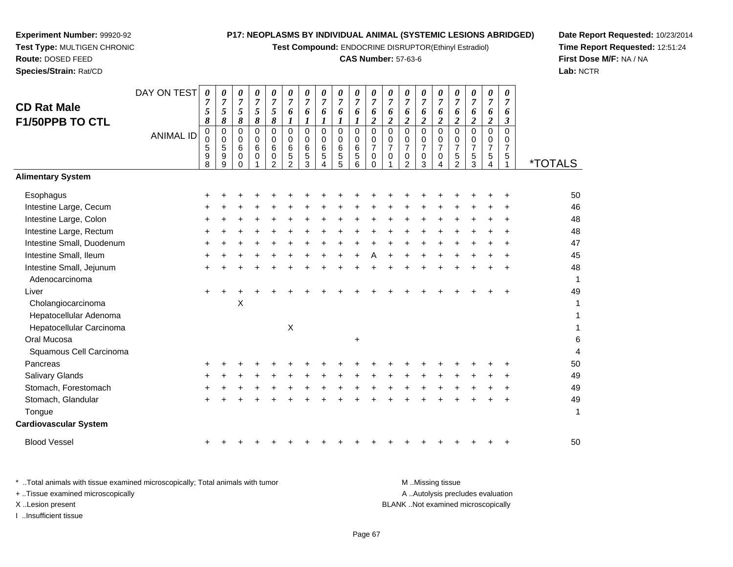**Experiment Number:** 99920-92
**Test Type:** MULTIGEN CHRONIC
**Route:** DOSED FEED
**Species/Strain:** Rat/CD

**P17: NEOPLASMS BY INDIVIDUAL ANIMAL (SYSTEMIC LESIONS ABRIDGED)**
**Test Compound:** ENDOCRINE DISRUPTOR(Ethinyl Estradiol)
**CAS Number:** 57-63-6

**Date Report Requested:** 10/23/2014
**Time Report Requested:** 12:51:24
**First Dose M/F:** NA / NA
**Lab:** NCTR

## CD Rat Male F1/50PPB TO CTL

| DAY ON TEST | 0758 | 0758 | 0758 | 0758 | 0758 | 0761 | 0761 | 0761 | 0761 | 0761 | 0762 | 0762 | 0762 | 0762 | 0762 | 0762 | 0762 | 0762 | 0763 | |
|---|---|---|---|---|---|---|---|---|---|---|---|---|---|---|---|---|---|---|---|---|
| **ANIMAL ID** | 00598 | 00599 | 00600 | 00601 | 00602 | 00652 | 00653 | 00654 | 00655 | 00656 | 00700 | 00701 | 00702 | 00703 | 00704 | 00752 | 00753 | 00754 | 00751 | ***TOTALS** |
| **Alimentary System** | | | | | | | | | | | | | | | | | | | | |
| Esophagus | + | + | + | + | + | + | + | + | + | + | + | + | + | + | + | + | + | + | + | 50 |
| Intestine Large, Cecum | + | + | + | + | + | + | + | + | + | + | + | + | + | + | + | + | + | + | + | 46 |
| Intestine Large, Colon | + | + | + | + | + | + | + | + | + | + | + | + | + | + | + | + | + | + | + | 48 |
| Intestine Large, Rectum | + | + | + | + | + | + | + | + | + | + | + | + | + | + | + | + | + | + | + | 48 |
| Intestine Small, Duodenum | + | + | + | + | + | + | + | + | + | + | + | + | + | + | + | + | + | + | + | 47 |
| Intestine Small, Ileum | + | + | + | + | + | + | + | + | + | + | A | + | + | + | + | + | + | + | + | 45 |
| Intestine Small, Jejunum | + | + | + | + | + | + | + | + | + | + | + | + | + | + | + | + | + | + | + | 48 |
| Adenocarcinoma | | | | | | | | | | | | | | | | | | | | 1 |
| Liver | + | + | + | + | + | + | + | + | + | + | + | + | + | + | + | + | + | + | + | 49 |
| Cholangiocarcinoma | | | X | | | | | | | | | | | | | | | | | 1 |
| Hepatocellular Adenoma | | | | | | | | | | | | | | | | | | | | 1 |
| Hepatocellular Carcinoma | | | | | | X | | | | | | | | | | | | | | 1 |
| Oral Mucosa | | | | | | | | | | + | | | | | | | | | | 6 |
| Squamous Cell Carcinoma | | | | | | | | | | | | | | | | | | | | 4 |
| Pancreas | + | + | + | + | + | + | + | + | + | + | + | + | + | + | + | + | + | + | + | 50 |
| Salivary Glands | + | + | + | + | + | + | + | + | + | + | + | + | + | + | + | + | + | + | + | 49 |
| Stomach, Forestomach | + | + | + | + | + | + | + | + | + | + | + | + | + | + | + | + | + | + | + | 49 |
| Stomach, Glandular | + | + | + | + | + | + | + | + | + | + | + | + | + | + | + | + | + | + | + | 49 |
| Tongue | | | | | | | | | | | | | | | | | | | | 1 |
| **Cardiovascular System** | | | | | | | | | | | | | | | | | | | | |
| Blood Vessel | + | + | + | + | + | + | + | + | + | + | + | + | + | + | + | + | + | + | + | 50 |

\* ..Total animals with tissue examined microscopically; Total animals with tumor
\+ ..Tissue examined microscopically
X ..Lesion present
I ..Insufficient tissue

M ..Missing tissue
A ..Autolysis precludes evaluation
BLANK ..Not examined microscopically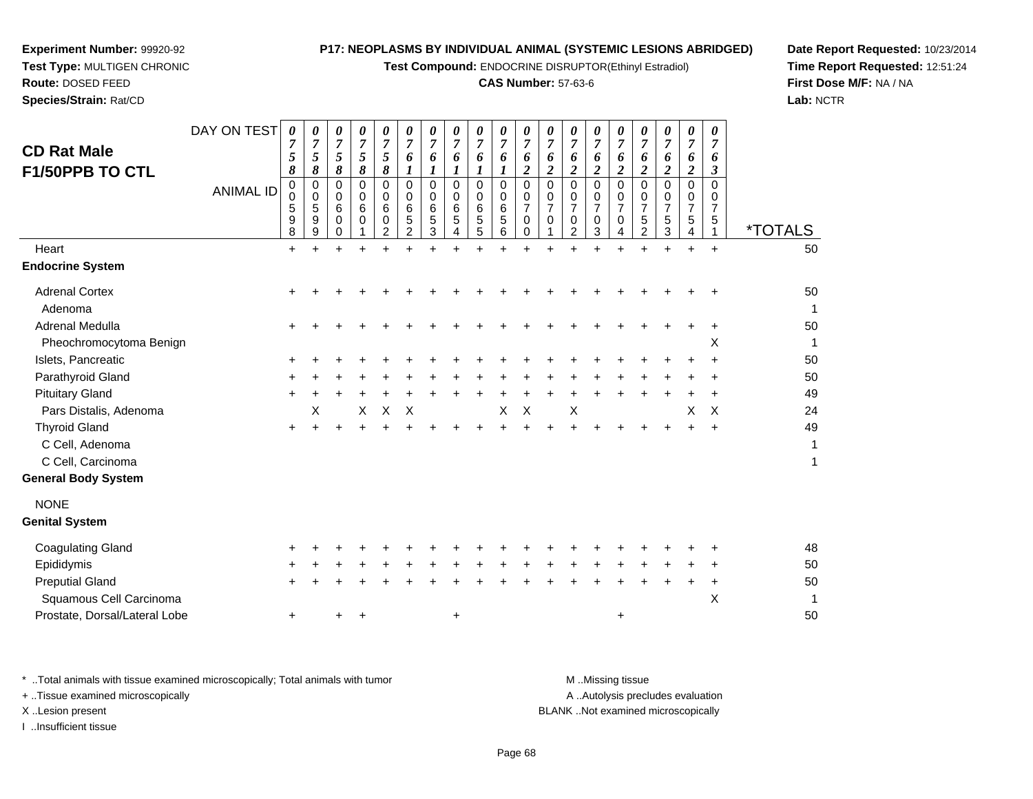**Experiment Number:** 99920-92
**Test Type:** MULTIGEN CHRONIC
**Route:** DOSED FEED
**Species/Strain:** Rat/CD

**P17: NEOPLASMS BY INDIVIDUAL ANIMAL (SYSTEMIC LESIONS ABRIDGED)**
**Test Compound:** ENDOCRINE DISRUPTOR(Ethinyl Estradiol)
**CAS Number:** 57-63-6

**Date Report Requested:** 10/23/2014
**Time Report Requested:** 12:51:24
**First Dose M/F:** NA / NA
**Lab:** NCTR

## CD Rat Male
## F1/50PPB TO CTL

| DAY ON TEST | 0758 | 0758 | 0758 | 0758 | 0758 | 0761 | 0761 | 0761 | 0761 | 0761 | 0762 | 0762 | 0762 | 0762 | 0762 | 0762 | 0762 | 0762 | 0763 | |
|---|---|---|---|---|---|---|---|---|---|---|---|---|---|---|---|---|---|---|---|---|
| **ANIMAL ID** | 00598 | 00599 | 00600 | 00601 | 00602 | 00652 | 00653 | 00654 | 00655 | 00656 | 00700 | 00701 | 00702 | 00703 | 00704 | 00752 | 00753 | 00754 | 00751 | ***TOTALS** |
| Heart | + | + | + | + | + | + | + | + | + | + | + | + | + | + | + | + | + | + | + | 50 |
| **Endocrine System** | | | | | | | | | | | | | | | | | | | | |
| Adrenal Cortex | + | + | + | + | + | + | + | + | + | + | + | + | + | + | + | + | + | + | + | 50 |
| Adenoma | | | | | | | | | | | | | | | | | | | | 1 |
| Adrenal Medulla | + | + | + | + | + | + | + | + | + | + | + | + | + | + | + | + | + | + | + | 50 |
| Pheochromocytoma Benign | | | | | | | | | | | | | | | | | | | X | 1 |
| Islets, Pancreatic | + | + | + | + | + | + | + | + | + | + | + | + | + | + | + | + | + | + | + | 50 |
| Parathyroid Gland | + | + | + | + | + | + | + | + | + | + | + | + | + | + | + | + | + | + | + | 50 |
| Pituitary Gland | + | + | + | + | + | + | + | + | + | + | + | + | + | + | + | + | + | + | + | 49 |
| Pars Distalis, Adenoma | | X | | X | X | X | | | | X | X | | X | | | | | X | X | 24 |
| Thyroid Gland | + | + | + | + | + | + | + | + | + | + | + | + | + | + | + | + | + | + | + | 49 |
| C Cell, Adenoma | | | | | | | | | | | | | | | | | | | | 1 |
| C Cell, Carcinoma | | | | | | | | | | | | | | | | | | | | 1 |
| **General Body System** | | | | | | | | | | | | | | | | | | | | |
| NONE | | | | | | | | | | | | | | | | | | | | |
| **Genital System** | | | | | | | | | | | | | | | | | | | | |
| Coagulating Gland | + | + | + | + | + | + | + | + | + | + | + | + | + | + | + | + | + | + | + | 48 |
| Epididymis | + | + | + | + | + | + | + | + | + | + | + | + | + | + | + | + | + | + | + | 50 |
| Preputial Gland | + | + | + | + | + | + | + | + | + | + | + | + | + | + | + | + | + | + | + | 50 |
| Squamous Cell Carcinoma | | | | | | | | | | | | | | | | | | | X | 1 |
| Prostate, Dorsal/Lateral Lobe | + | | + | + | | | | + | | | | | | | + | | | | | 50 |

\* ..Total animals with tissue examined microscopically; Total animals with tumor
+ ..Tissue examined microscopically
X ..Lesion present
I ..Insufficient tissue

M ..Missing tissue
A ..Autolysis precludes evaluation
BLANK ..Not examined microscopically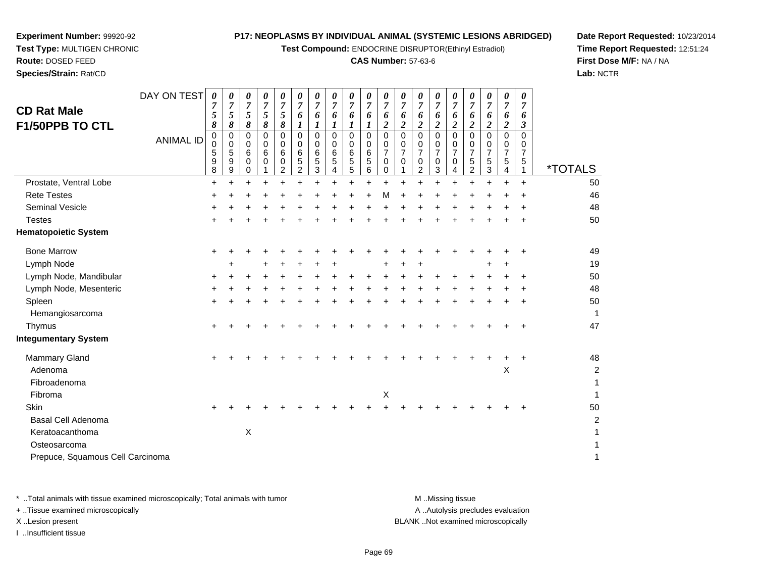**Experiment Number:** 99920-92
**Test Type:** MULTIGEN CHRONIC
**Route:** DOSED FEED
**Species/Strain:** Rat/CD

**P17: NEOPLASMS BY INDIVIDUAL ANIMAL (SYSTEMIC LESIONS ABRIDGED)**
**Test Compound:** ENDOCRINE DISRUPTOR(Ethinyl Estradiol)
**CAS Number:** 57-63-6

**Date Report Requested:** 10/23/2014
**Time Report Requested:** 12:51:24
**First Dose M/F:** NA / NA
**Lab:** NCTR

## CD Rat Male F1/50PPB TO CTL

| DAY ON TEST | 0758 | 0758 | 0758 | 0758 | 0758 | 0761 | 0761 | 0761 | 0761 | 0761 | 0762 | 0762 | 0762 | 0762 | 0762 | 0762 | 0762 | 0762 | 0763 | |
|---|---|---|---|---|---|---|---|---|---|---|---|---|---|---|---|---|---|---|---|---|
| **ANIMAL ID** | 0059 8 | 0059 9 | 0060 0 | 0060 1 | 0060 2 | 0065 2 | 0065 3 | 0065 4 | 0065 5 | 0065 6 | 0070 0 | 0070 1 | 0070 2 | 0070 3 | 0070 4 | 0075 2 | 0075 3 | 0075 4 | 0075 1 | ***TOTALS** |
| Prostate, Ventral Lobe | + | + | + | + | + | + | + | + | + | + | + | + | + | + | + | + | + | + | + | 50 |
| Rete Testes | + | + | + | + | + | + | + | + | + | + | M | + | + | + | + | + | + | + | + | 46 |
| Seminal Vesicle | + | + | + | + | + | + | + | + | + | + | + | + | + | + | + | + | + | + | + | 48 |
| Testes | + | + | + | + | + | + | + | + | + | + | + | + | + | + | + | + | + | + | + | 50 |
| **Hematopoietic System** | | | | | | | | | | | | | | | | | | | | |
| Bone Marrow | + | + | + | + | + | + | + | + | + | + | + | + | + | + | + | + | + | + | + | 49 |
| Lymph Node | | + | | + | + | + | + | + | | | + | + | + | | | | + | + | | 19 |
| Lymph Node, Mandibular | + | + | + | + | + | + | + | + | + | + | + | + | + | + | + | + | + | + | + | 50 |
| Lymph Node, Mesenteric | + | + | + | + | + | + | + | + | + | + | + | + | + | + | + | + | + | + | + | 48 |
| Spleen | + | + | + | + | + | + | + | + | + | + | + | + | + | + | + | + | + | + | + | 50 |
| Hemangiosarcoma | | | | | | | | | | | | | | | | | | | | 1 |
| Thymus | + | + | + | + | + | + | + | + | + | + | + | + | + | + | + | + | + | + | + | 47 |
| **Integumentary System** | | | | | | | | | | | | | | | | | | | | |
| Mammary Gland | + | + | + | + | + | + | + | + | + | + | + | + | + | + | + | + | + | + | + | 48 |
| Adenoma | | | | | | | | | | | | | | | | | | X | | 2 |
| Fibroadenoma | | | | | | | | | | | | | | | | | | | | 1 |
| Fibroma | | | | | | | | | | | X | | | | | | | | | 1 |
| Skin | + | + | + | + | + | + | + | + | + | + | + | + | + | + | + | + | + | + | + | 50 |
| Basal Cell Adenoma | | | | | | | | | | | | | | | | | | | | 2 |
| Keratoacanthoma | | | X | | | | | | | | | | | | | | | | | 1 |
| Osteosarcoma | | | | | | | | | | | | | | | | | | | | 1 |
| Prepuce, Squamous Cell Carcinoma | | | | | | | | | | | | | | | | | | | | 1 |

\* ..Total animals with tissue examined microscopically; Total animals with tumor
\+ ..Tissue examined microscopically
X ..Lesion present
I ..Insufficient tissue

M ..Missing tissue
A ..Autolysis precludes evaluation
BLANK ..Not examined microscopically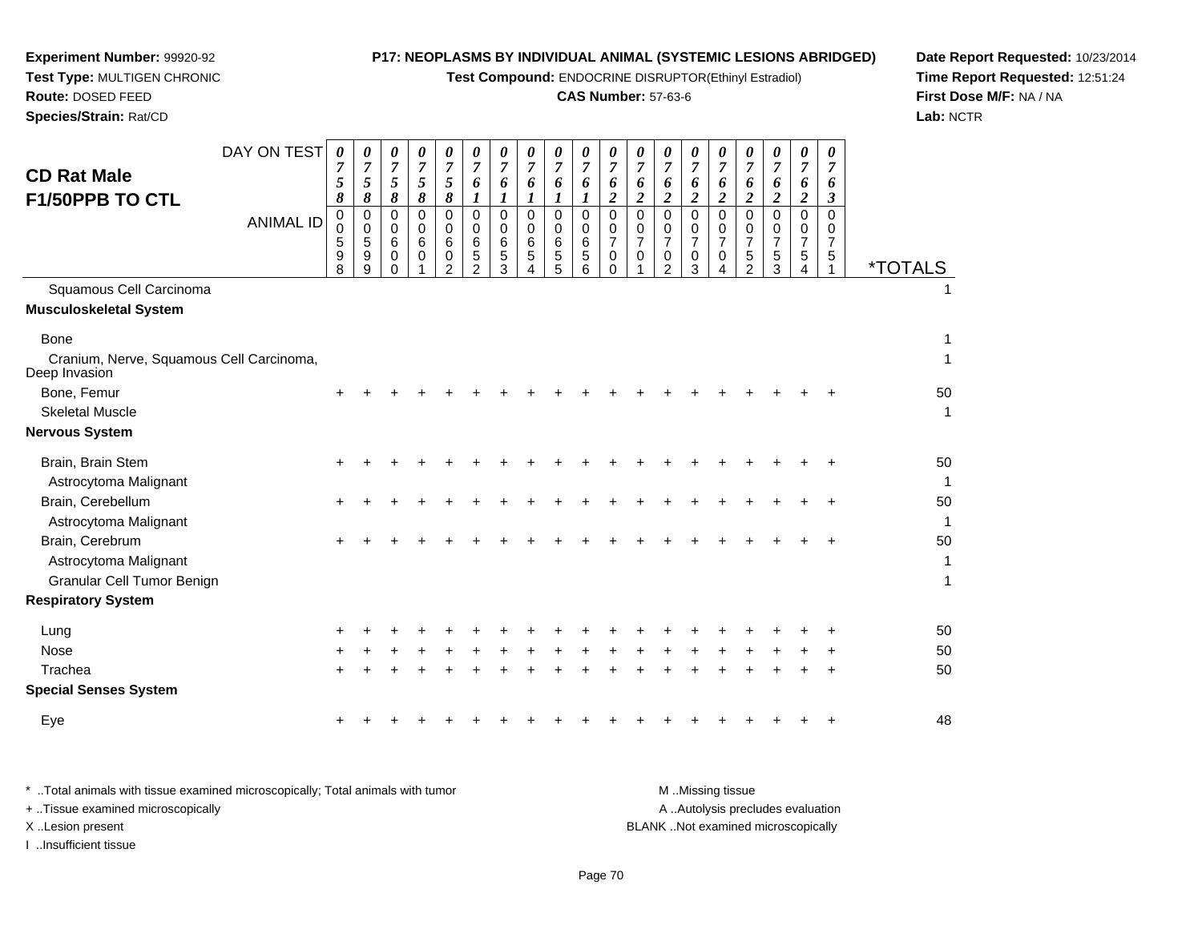**Experiment Number:** 99920-92
**Test Type:** MULTIGEN CHRONIC
**Route:** DOSED FEED
**Species/Strain:** Rat/CD

**P17: NEOPLASMS BY INDIVIDUAL ANIMAL (SYSTEMIC LESIONS ABRIDGED)**
**Test Compound:** ENDOCRINE DISRUPTOR(Ethinyl Estradiol)
**CAS Number:** 57-63-6

**Date Report Requested:** 10/23/2014
**Time Report Requested:** 12:51:24
**First Dose M/F:** NA / NA
**Lab:** NCTR

## CD Rat Male F1/50PPB TO CTL

| DAY ON TEST | 0758 | 0758 | 0758 | 0758 | 0758 | 0761 | 0761 | 0761 | 0761 | 0761 | 0762 | 0762 | 0762 | 0762 | 0762 | 0762 | 0762 | 0762 | 0763 | |
|---|---|---|---|---|---|---|---|---|---|---|---|---|---|---|---|---|---|---|---|---|
| **ANIMAL ID** | 00598 | 00599 | 00600 | 00601 | 00602 | 00652 | 00653 | 00654 | 00655 | 00656 | 00700 | 00701 | 00702 | 00703 | 00704 | 00752 | 00753 | 00754 | 00751 | ***TOTALS** |
| Squamous Cell Carcinoma | | | | | | | | | | | | | | | | | | | | 1 |
| **Musculoskeletal System** | | | | | | | | | | | | | | | | | | | | |
| Bone | | | | | | | | | | | | | | | | | | | | 1 |
| Cranium, Nerve, Squamous Cell Carcinoma, Deep Invasion | | | | | | | | | | | | | | | | | | | | 1 |
| Bone, Femur | + | + | + | + | + | + | + | + | + | + | + | + | + | + | + | + | + | + | + | 50 |
| Skeletal Muscle | | | | | | | | | | | | | | | | | | | | 1 |
| **Nervous System** | | | | | | | | | | | | | | | | | | | | |
| Brain, Brain Stem | + | + | + | + | + | + | + | + | + | + | + | + | + | + | + | + | + | + | + | 50 |
| Astrocytoma Malignant | | | | | | | | | | | | | | | | | | | | 1 |
| Brain, Cerebellum | + | + | + | + | + | + | + | + | + | + | + | + | + | + | + | + | + | + | + | 50 |
| Astrocytoma Malignant | | | | | | | | | | | | | | | | | | | | 1 |
| Brain, Cerebrum | + | + | + | + | + | + | + | + | + | + | + | + | + | + | + | + | + | + | + | 50 |
| Astrocytoma Malignant | | | | | | | | | | | | | | | | | | | | 1 |
| Granular Cell Tumor Benign | | | | | | | | | | | | | | | | | | | | 1 |
| **Respiratory System** | | | | | | | | | | | | | | | | | | | | |
| Lung | + | + | + | + | + | + | + | + | + | + | + | + | + | + | + | + | + | + | + | 50 |
| Nose | + | + | + | + | + | + | + | + | + | + | + | + | + | + | + | + | + | + | + | 50 |
| Trachea | + | + | + | + | + | + | + | + | + | + | + | + | + | + | + | + | + | + | + | 50 |
| **Special Senses System** | | | | | | | | | | | | | | | | | | | | |
| Eye | + | + | + | + | + | + | + | + | + | + | + | + | + | + | + | + | + | + | + | 48 |

* ..Total animals with tissue examined microscopically; Total animals with tumor
+ ..Tissue examined microscopically
X ..Lesion present
I ..Insufficient tissue

M ..Missing tissue
A ..Autolysis precludes evaluation
BLANK ..Not examined microscopically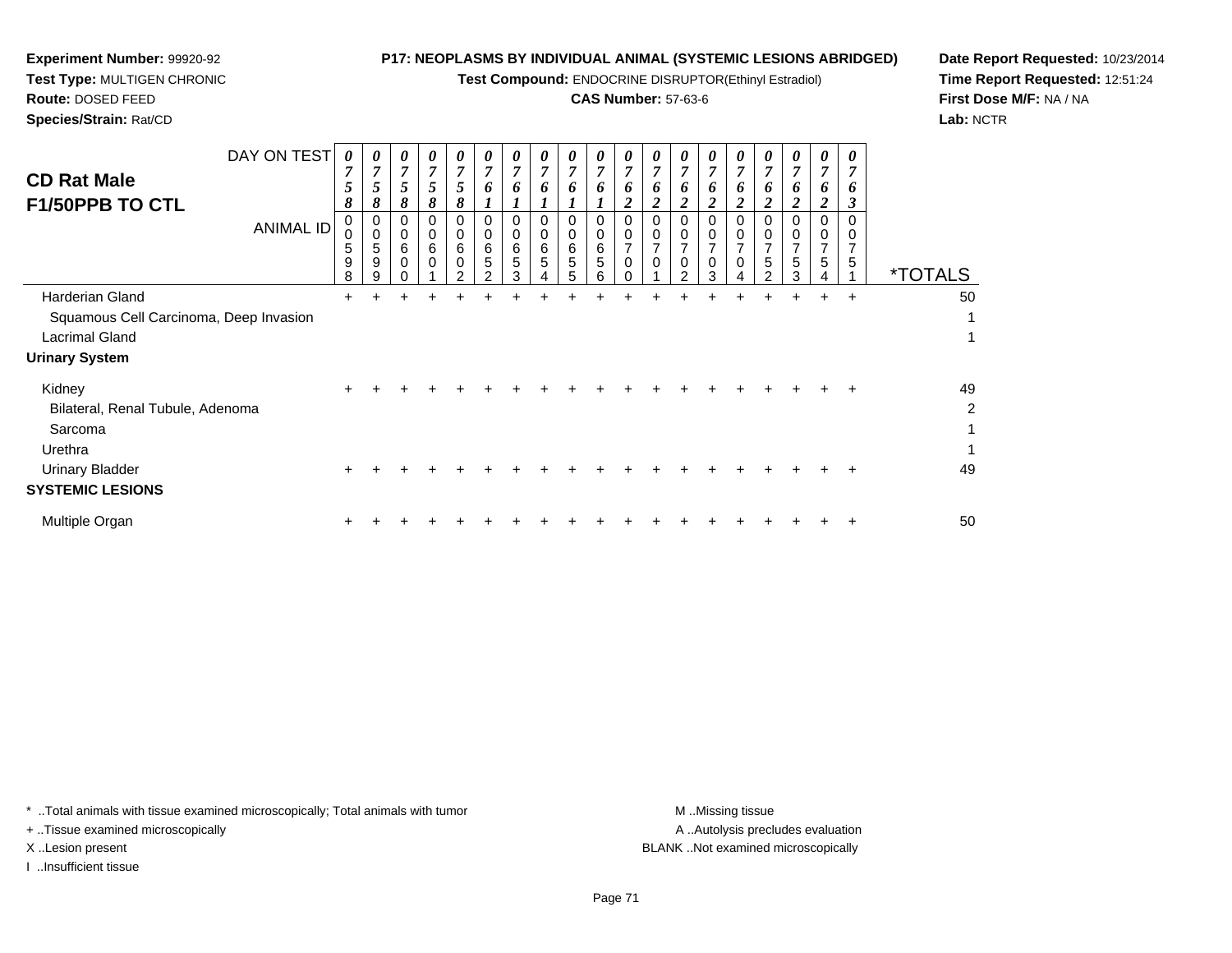**Experiment Number:** 99920-92
**Test Type:** MULTIGEN CHRONIC
**Route:** DOSED FEED
**Species/Strain:** Rat/CD

**P17: NEOPLASMS BY INDIVIDUAL ANIMAL (SYSTEMIC LESIONS ABRIDGED)**
**Test Compound:** ENDOCRINE DISRUPTOR(Ethinyl Estradiol)
**CAS Number:** 57-63-6

**Date Report Requested:** 10/23/2014
**Time Report Requested:** 12:51:24
**First Dose M/F:** NA / NA
**Lab:** NCTR

## CD Rat Male
## F1/50PPB TO CTL

| DAY ON TEST | 0758 | 0758 | 0758 | 0758 | 0758 | 0761 | 0761 | 0761 | 0761 | 0761 | 0762 | 0762 | 0762 | 0762 | 0762 | 0762 | 0762 | 0762 | 0763 | |
|---|---|---|---|---|---|---|---|---|---|---|---|---|---|---|---|---|---|---|---|---|
| **ANIMAL ID** | 00598 | 00599 | 00600 | 00601 | 00602 | 00652 | 00653 | 00654 | 00655 | 00656 | 00700 | 00701 | 00702 | 00703 | 00704 | 00752 | 00753 | 00754 | 00751 | ***TOTALS** |
| Harderian Gland | + | + | + | + | + | + | + | + | + | + | + | + | + | + | + | + | + | + | + | 50 |
| Squamous Cell Carcinoma, Deep Invasion | | | | | | | | | | | | | | | | | | | | 1 |
| Lacrimal Gland | | | | | | | | | | | | | | | | | | | | 1 |
| **Urinary System** | | | | | | | | | | | | | | | | | | | | |
| Kidney | + | + | + | + | + | + | + | + | + | + | + | + | + | + | + | + | + | + | + | 49 |
| Bilateral, Renal Tubule, Adenoma | | | | | | | | | | | | | | | | | | | | 2 |
| Sarcoma | | | | | | | | | | | | | | | | | | | | 1 |
| Urethra | | | | | | | | | | | | | | | | | | | | 1 |
| Urinary Bladder | + | + | + | + | + | + | + | + | + | + | + | + | + | + | + | + | + | + | + | 49 |
| **SYSTEMIC LESIONS** | | | | | | | | | | | | | | | | | | | | |
| Multiple Organ | + | + | + | + | + | + | + | + | + | + | + | + | + | + | + | + | + | + | + | 50 |

* ..Total animals with tissue examined microscopically; Total animals with tumor
+ ..Tissue examined microscopically
X ..Lesion present
I ..Insufficient tissue

M ..Missing tissue
A ..Autolysis precludes evaluation
BLANK ..Not examined microscopically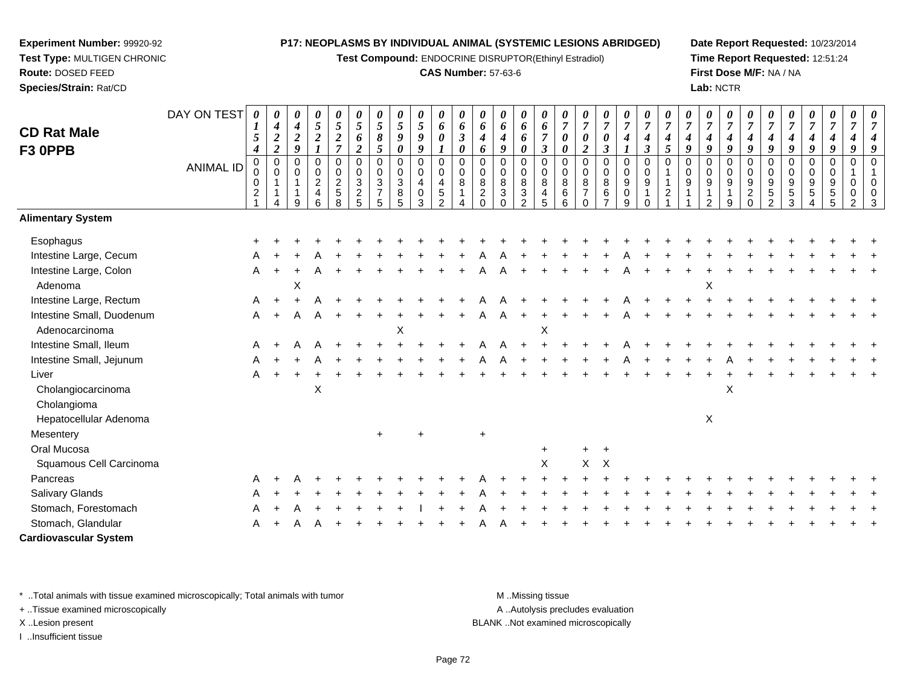**Experiment Number:** 99920-92
**Test Type:** MULTIGEN CHRONIC
**Route:** DOSED FEED
**Species/Strain:** Rat/CD

**P17: NEOPLASMS BY INDIVIDUAL ANIMAL (SYSTEMIC LESIONS ABRIDGED)**
**Test Compound:** ENDOCRINE DISRUPTOR(Ethinyl Estradiol)
**CAS Number:** 57-63-6

**Date Report Requested:** 10/23/2014
**Time Report Requested:** 12:51:24
**First Dose M/F:** NA / NA
**Lab:** NCTR

## CD Rat Male F3 0PPB

| DAY ON TEST | 0154 | 0422 | 0429 | 0521 | 0527 | 0562 | 0585 | 0590 | 0599 | 0601 | 0630 | 0646 | 0649 | 0660 | 0673 | 0700 | 0702 | 0703 | 0741 | 0743 | 0745 | 0749 | 0749 | 0749 | 0749 | 0749 | 0749 | 0749 | 0749 | 0749 | 0749 |
|---|---|---|---|---|---|---|---|---|---|---|---|---|---|---|---|---|---|---|---|---|---|---|---|---|---|---|---|---|---|---|---|
| **ANIMAL ID** | 00021 | 00114 | 00119 | 00246 | 00258 | 00325 | 00375 | 00385 | 00403 | 00452 | 00814 | 00820 | 00830 | 00832 | 00845 | 00866 | 00870 | 00867 | 00909 | 00910 | 01121 | 00911 | 00912 | 00919 | 00920 | 00952 | 00953 | 00954 | 00955 | 01002 | 01003 |
| **Alimentary System** | | | | | | | | | | | | | | | | | | | | | | | | | | | | | | | |
| Esophagus | + | + | + | + | + | + | + | + | + | + | + | + | + | + | + | + | + | + | + | + | + | + | + | + | + | + | + | + | + | + | + |
| Intestine Large, Cecum | A | + | + | A | + | + | + | + | + | + | + | A | A | + | + | + | + | + | A | + | + | + | + | + | + | + | + | + | + | + | + |
| Intestine Large, Colon | A | + | + | A | + | + | + | + | + | + | + | A | A | + | + | + | + | + | A | + | + | + | + | + | + | + | + | + | + | + | + |
| Adenoma | | | X | | | | | | | | | | | | | | | | | | | | X | | | | | | | | |
| Intestine Large, Rectum | A | + | + | A | + | + | + | + | + | + | + | A | A | + | + | + | + | + | A | + | + | + | + | + | + | + | + | + | + | + | + |
| Intestine Small, Duodenum | A | + | A | A | + | + | + | + | + | + | + | A | A | + | + | + | + | + | A | + | + | + | + | + | + | + | + | + | + | + | + |
| Adenocarcinoma | | | | | | | | X | | | | | | | X | | | | | | | | | | | | | | | | |
| Intestine Small, Ileum | A | + | A | A | + | + | + | + | + | + | + | A | A | + | + | + | + | + | A | + | + | + | + | + | + | + | + | + | + | + | + |
| Intestine Small, Jejunum | A | + | + | A | + | + | + | + | + | + | + | A | A | + | + | + | + | + | A | + | + | + | + | A | + | + | + | + | + | + | + |
| Liver | A | + | + | + | + | + | + | + | + | + | + | + | + | + | + | + | + | + | + | + | + | + | + | + | + | + | + | + | + | + | + |
| Cholangiocarcinoma | | | | X | | | | | | | | | | | | | | | | | | | | X | | | | | | | |
| Cholangioma | | | | | | | | | | | | | | | | | | | | | | | | | | | | | | | |
| Hepatocellular Adenoma | | | | | | | | | | | | | | | | | | | | | | | X | | | | | | | | |
| Mesentery | | | | | | | + | | + | | | + | | | | | | | | | | | | | | | | | | | |
| Oral Mucosa | | | | | | | | | | | | | | | + | | + | + | | | | | | | | | | | | | |
| Squamous Cell Carcinoma | | | | | | | | | | | | | | | X | | X | X | | | | | | | | | | | | | |
| Pancreas | A | + | A | + | + | + | + | + | + | + | + | A | + | + | + | + | + | + | + | + | + | + | + | + | + | + | + | + | + | + | + |
| Salivary Glands | A | + | + | + | + | + | + | + | + | + | + | A | + | + | + | + | + | + | + | + | + | + | + | + | + | + | + | + | + | + | + |
| Stomach, Forestomach | A | + | A | + | + | + | + | + | I | + | + | A | + | + | + | + | + | + | + | + | + | + | + | + | + | + | + | + | + | + | + |
| Stomach, Glandular | A | + | A | A | + | + | + | + | + | + | + | A | A | + | + | + | + | + | + | + | + | + | + | + | + | + | + | + | + | + | + |
| **Cardiovascular System** | | | | | | | | | | | | | | | | | | | | | | | | | | | | | | | |

\* ..Total animals with tissue examined microscopically; Total animals with tumor
+ ..Tissue examined microscopically
X ..Lesion present
I ..Insufficient tissue

M ..Missing tissue
A ..Autolysis precludes evaluation
BLANK ..Not examined microscopically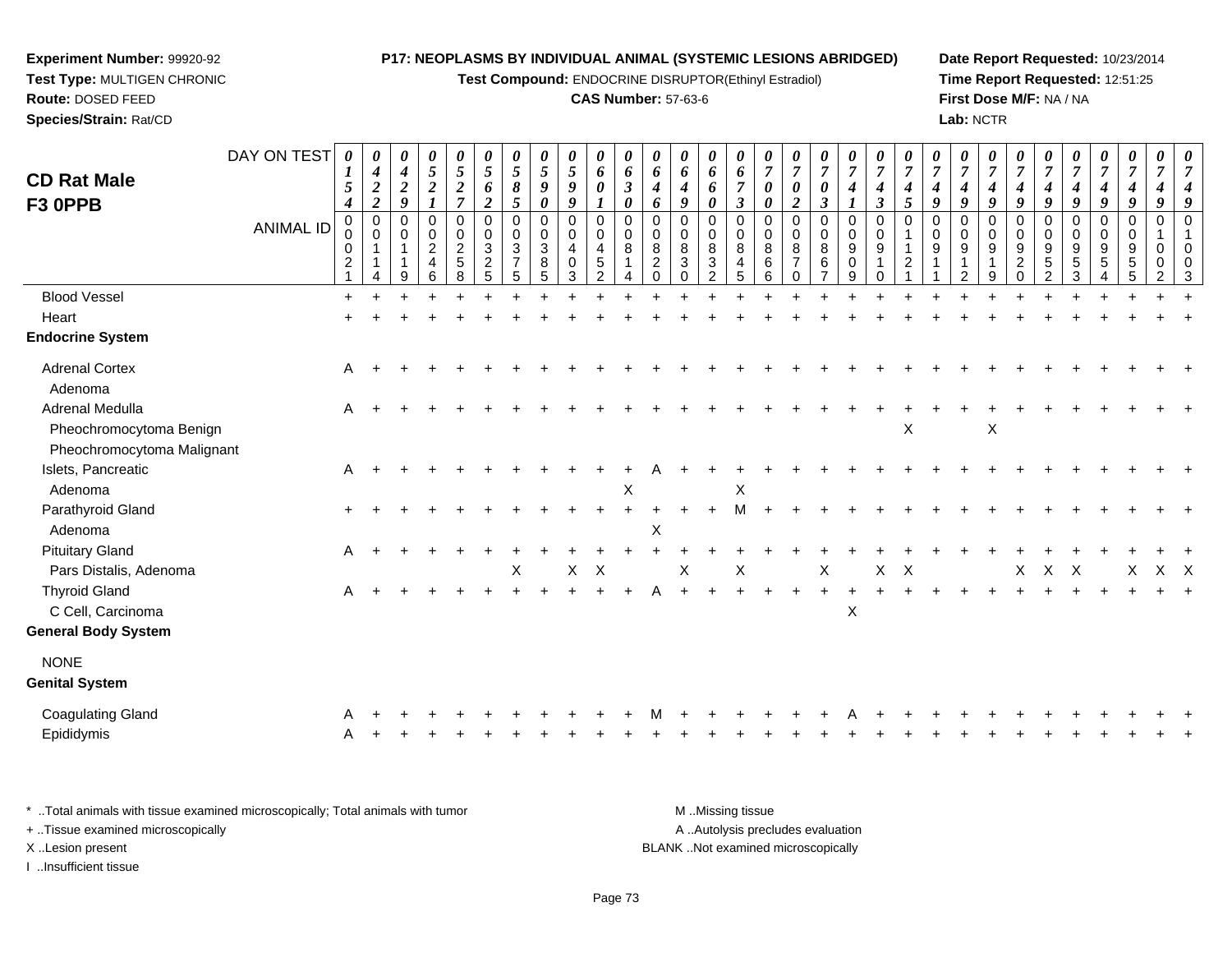**Experiment Number:** 99920-92
**Test Type:** MULTIGEN CHRONIC
**Route:** DOSED FEED
**Species/Strain:** Rat/CD

**P17: NEOPLASMS BY INDIVIDUAL ANIMAL (SYSTEMIC LESIONS ABRIDGED)**
**Test Compound:** ENDOCRINE DISRUPTOR(Ethinyl Estradiol)
**CAS Number:** 57-63-6

**Date Report Requested:** 10/23/2014
**Time Report Requested:** 12:51:25
**First Dose M/F:** NA / NA
**Lab:** NCTR

## CD Rat Male F3 0PPB

| DAY ON TEST | 0154 | 0422 | 0429 | 0521 | 0527 | 0562 | 0585 | 0590 | 0599 | 0601 | 0630 | 0646 | 0649 | 0660 | 0673 | 0700 | 0702 | 0703 | 0741 | 0743 | 0745 | 0749 | 0749 | 0749 | 0749 | 0749 | 0749 | 0749 | 0749 | 0749 | 0749 |
|---|---|---|---|---|---|---|---|---|---|---|---|---|---|---|---|---|---|---|---|---|---|---|---|---|---|---|---|---|---|---|---|
| **ANIMAL ID** | 00021 | 00114 | 00119 | 00246 | 00258 | 00325 | 00375 | 00385 | 00403 | 00452 | 00814 | 00820 | 00830 | 00832 | 00845 | 00866 | 00870 | 00867 | 00909 | 00910 | 01121 | 00911 | 00912 | 00919 | 00920 | 00952 | 00953 | 00954 | 00955 | 01002 | 01003 |
| Blood Vessel | + | + | + | + | + | + | + | + | + | + | + | + | + | + | + | + | + | + | + | + | + | + | + | + | + | + | + | + | + | + | + |
| Heart | + | + | + | + | + | + | + | + | + | + | + | + | + | + | + | + | + | + | + | + | + | + | + | + | + | + | + | + | + | + | + |
| **Endocrine System** | | | | | | | | | | | | | | | | | | | | | | | | | | | | | | | |
| Adrenal Cortex | A | + | + | + | + | + | + | + | + | + | + | + | + | + | + | + | + | + | + | + | + | + | + | + | + | + | + | + | + | + | + |
| Adenoma | | | | | | | | | | | | | | | | | | | | | | | | | | | | | | | |
| Adrenal Medulla | A | + | + | + | + | + | + | + | + | + | + | + | + | + | + | + | + | + | + | + | + | + | + | + | + | + | + | + | + | + | + |
| Pheochromocytoma Benign | | | | | | | | | | | | | | | | | | | | | X | | | X | | | | | | | |
| Pheochromocytoma Malignant | | | | | | | | | | | | | | | | | | | | | | | | | | | | | | | |
| Islets, Pancreatic | A | + | + | + | + | + | + | + | + | + | + | A | + | + | + | + | + | + | + | + | + | + | + | + | + | + | + | + | + | + | + |
| Adenoma | | | | | | | | | | | X | | | | X | | | | | | | | | | | | | | | | |
| Parathyroid Gland | + | + | + | + | + | + | + | + | + | + | + | + | + | + | M | + | + | + | + | + | + | + | + | + | + | + | + | + | + | + | + |
| Adenoma | | | | | | | | | | | | X | | | | | | | | | | | | | | | | | | | |
| Pituitary Gland | A | + | + | + | + | + | + | + | + | + | + | + | + | + | + | + | + | + | + | + | + | + | + | + | + | + | + | + | + | + | + |
| Pars Distalis, Adenoma | | | | | | | X | | X | X | | | X | | X | | | X | | X | X | | | | X | X | X | | X | X | X |
| Thyroid Gland | A | + | + | + | + | + | + | + | + | + | + | A | + | + | + | + | + | + | + | + | + | + | + | + | + | + | + | + | + | + | + |
| C Cell, Carcinoma | | | | | | | | | | | | | | | | | | | X | | | | | | | | | | | | |
| **General Body System** | | | | | | | | | | | | | | | | | | | | | | | | | | | | | | | |
| NONE | | | | | | | | | | | | | | | | | | | | | | | | | | | | | | | |
| **Genital System** | | | | | | | | | | | | | | | | | | | | | | | | | | | | | | | |
| Coagulating Gland | A | + | + | + | + | + | + | + | + | + | + | M | + | + | + | + | + | + | A | + | + | + | + | + | + | + | + | + | + | + | + |
| Epididymis | A | + | + | + | + | + | + | + | + | + | + | + | + | + | + | + | + | + | + | + | + | + | + | + | + | + | + | + | + | + | + |

\* ..Total animals with tissue examined microscopically; Total animals with tumor
\+ ..Tissue examined microscopically
X ..Lesion present
I ..Insufficient tissue

M ..Missing tissue
A ..Autolysis precludes evaluation
BLANK ..Not examined microscopically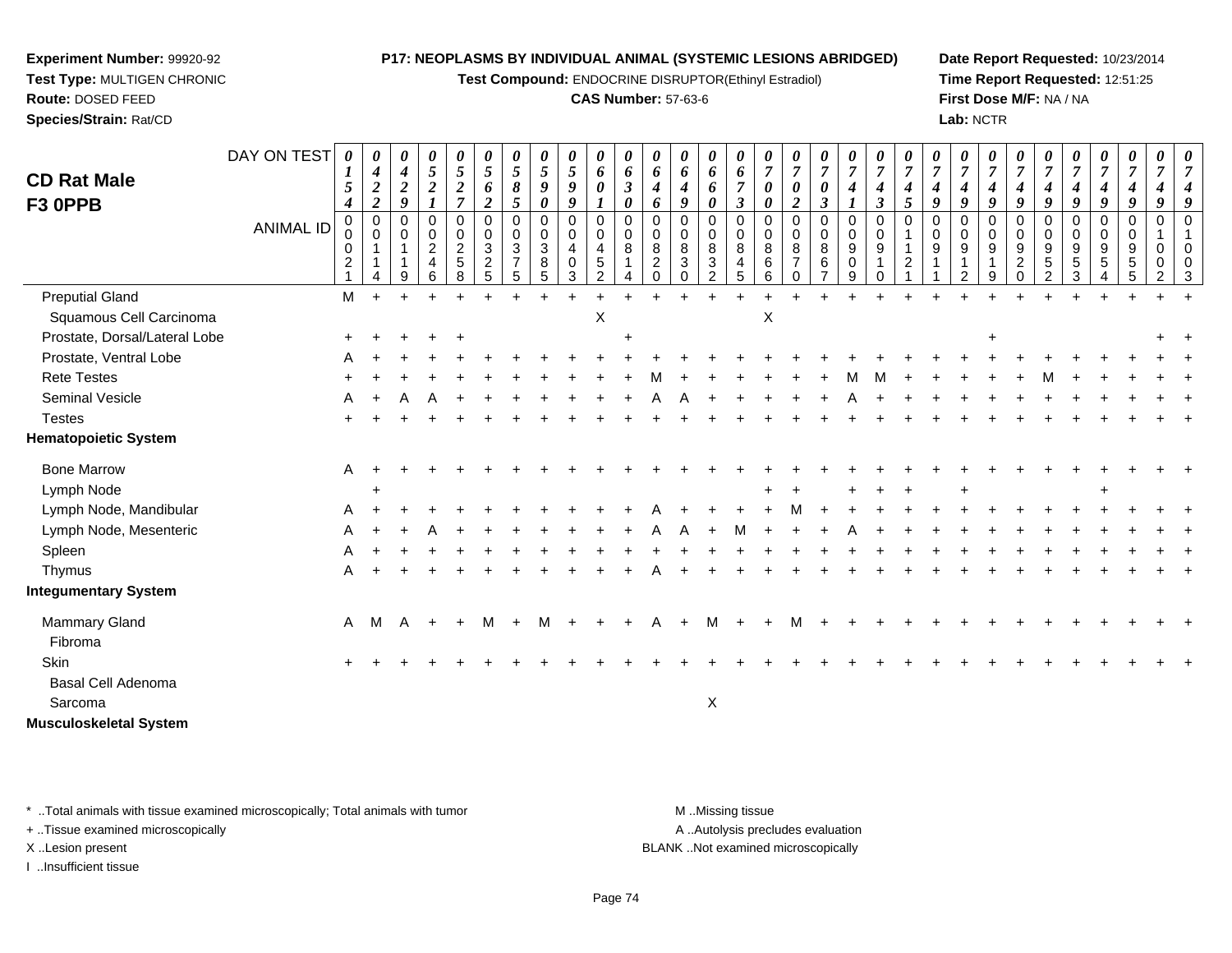**Experiment Number:** 99920-92
**Test Type:** MULTIGEN CHRONIC
**Route:** DOSED FEED
**Species/Strain:** Rat/CD

**P17: NEOPLASMS BY INDIVIDUAL ANIMAL (SYSTEMIC LESIONS ABRIDGED)**
**Test Compound:** ENDOCRINE DISRUPTOR(Ethinyl Estradiol)
**CAS Number:** 57-63-6

**Date Report Requested:** 10/23/2014
**Time Report Requested:** 12:51:25
**First Dose M/F:** NA / NA
**Lab:** NCTR

## CD Rat Male F3 0PPB

| DAY ON TEST | 0154 | 0422 | 0429 | 0521 | 0527 | 0562 | 0585 | 0590 | 0599 | 0601 | 0630 | 0646 | 0649 | 0660 | 0673 | 0700 | 0702 | 0703 | 0741 | 0743 | 0745 | 0749 | 0749 | 0749 | 0749 | 0749 | 0749 | 0749 | 0749 | 0749 | 0749 |
|---|---|---|---|---|---|---|---|---|---|---|---|---|---|---|---|---|---|---|---|---|---|---|---|---|---|---|---|---|---|---|---|
| **ANIMAL ID** | 00021 | 00114 | 00119 | 00246 | 00258 | 00325 | 00375 | 00385 | 00403 | 00452 | 00814 | 00820 | 00830 | 00832 | 00845 | 00866 | 00870 | 00867 | 00909 | 00910 | 01121 | 00911 | 00912 | 00919 | 00920 | 00952 | 00953 | 00954 | 00955 | 01002 | 01003 |
| Preputial Gland | M | + | + | + | + | + | + | + | + | + | + | + | + | + | + | + | + | + | + | + | + | + | + | + | + | + | + | + | + | + | + |
| Squamous Cell Carcinoma | | | | | | | | | | X | | | | | | X | | | | | | | | | | | | | | | |
| Prostate, Dorsal/Lateral Lobe | + | + | + | + | + | | | | | | + | | | | | | | | | | | | | + | | | | | | + | + |
| Prostate, Ventral Lobe | A | + | + | + | + | + | + | + | + | + | + | + | + | + | + | + | + | + | + | + | + | + | + | + | + | + | + | + | + | + | + |
| Rete Testes | + | + | + | + | + | + | + | + | + | + | + | M | + | + | + | + | + | + | M | M | + | + | + | + | + | M | + | + | + | + | + |
| Seminal Vesicle | A | + | A | A | + | + | + | + | + | + | + | A | A | + | + | + | + | + | A | + | + | + | + | + | + | + | + | + | + | + | + |
| Testes | + | + | + | + | + | + | + | + | + | + | + | + | + | + | + | + | + | + | + | + | + | + | + | + | + | + | + | + | + | + | + |
| **Hematopoietic System** | | | | | | | | | | | | | | | | | | | | | | | | | | | | | | | |
| Bone Marrow | A | + | + | + | + | + | + | + | + | + | + | + | + | + | + | + | + | + | + | + | + | + | + | + | + | + | + | + | + | + | + |
| Lymph Node | | + | | | | | | | | | | | | | | + | + | | + | + | + | | + | | | | | + | | | |
| Lymph Node, Mandibular | A | + | + | + | + | + | + | + | + | + | + | A | + | + | + | + | M | + | + | + | + | + | + | + | + | + | + | + | + | + | + |
| Lymph Node, Mesenteric | A | + | + | A | + | + | + | + | + | + | + | A | A | + | M | + | + | + | A | + | + | + | + | + | + | + | + | + | + | + | + |
| Spleen | A | + | + | + | + | + | + | + | + | + | + | + | + | + | + | + | + | + | + | + | + | + | + | + | + | + | + | + | + | + | + |
| Thymus | A | + | + | + | + | + | + | + | + | + | + | A | + | + | + | + | + | + | + | + | + | + | + | + | + | + | + | + | + | + | + |
| **Integumentary System** | | | | | | | | | | | | | | | | | | | | | | | | | | | | | | | |
| Mammary Gland | A | M | A | + | + | M | + | M | + | + | + | A | + | M | + | + | M | + | + | + | + | + | + | + | + | + | + | + | + | + | + |
| Fibroma | | | | | | | | | | | | | | | | | | | | | | | | | | | | | | | |
| Skin | + | + | + | + | + | + | + | + | + | + | + | + | + | + | + | + | + | + | + | + | + | + | + | + | + | + | + | + | + | + | + |
| Basal Cell Adenoma | | | | | | | | | | | | | | | | | | | | | | | | | | | | | | | |
| Sarcoma | | | | | | | | | | | | | | X | | | | | | | | | | | | | | | | | |
| **Musculoskeletal System** | | | | | | | | | | | | | | | | | | | | | | | | | | | | | | | |

\* ..Total animals with tissue examined microscopically; Total animals with tumor
\+ ..Tissue examined microscopically
X ..Lesion present
I ..Insufficient tissue

M ..Missing tissue
A ..Autolysis precludes evaluation
BLANK ..Not examined microscopically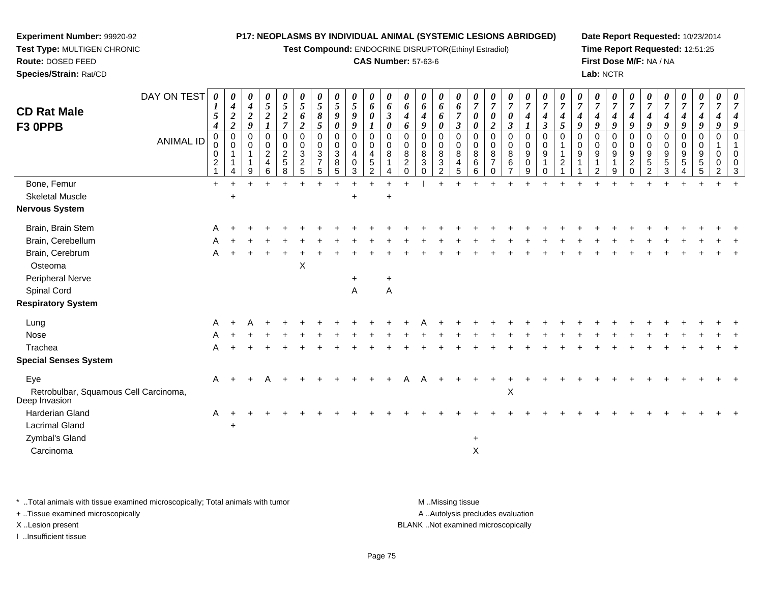**Experiment Number:** 99920-92
**Test Type:** MULTIGEN CHRONIC
**Route:** DOSED FEED
**Species/Strain:** Rat/CD

**P17: NEOPLASMS BY INDIVIDUAL ANIMAL (SYSTEMIC LESIONS ABRIDGED)**
**Test Compound:** ENDOCRINE DISRUPTOR(Ethinyl Estradiol)
**CAS Number:** 57-63-6

**Date Report Requested:** 10/23/2014
**Time Report Requested:** 12:51:25
**First Dose M/F:** NA / NA
**Lab:** NCTR

## CD Rat Male F3 0PPB

| DAY ON TEST | 0154 | 0422 | 0429 | 0521 | 0527 | 0562 | 0585 | 0590 | 0599 | 0601 | 0630 | 0646 | 0649 | 0660 | 0673 | 0700 | 0702 | 0703 | 0741 | 0743 | 0745 | 0749 | 0749 | 0749 | 0749 | 0749 | 0749 | 0749 | 0749 | 0749 | 0749 |
|---|---|---|---|---|---|---|---|---|---|---|---|---|---|---|---|---|---|---|---|---|---|---|---|---|---|---|---|---|---|---|---|
| **ANIMAL ID** | 00021 | 00114 | 00119 | 00246 | 00258 | 00325 | 00375 | 00385 | 00403 | 00452 | 00814 | 00820 | 00830 | 00832 | 00845 | 00866 | 00870 | 00867 | 00909 | 00910 | 01121 | 00911 | 00912 | 00919 | 00920 | 00952 | 00953 | 00954 | 00955 | 01002 | 01003 |
| Bone, Femur | + | + | + | + | + | + | + | + | + | + | + | + | I | + | + | + | + | + | + | + | + | + | + | + | + | + | + | + | + | + | + |
| Skeletal Muscle | | + | | | | | | | + | | + | | | | | | | | | | | | | | | | | | | | |
| **Nervous System** | | | | | | | | | | | | | | | | | | | | | | | | | | | | | | | |
| Brain, Brain Stem | A | + | + | + | + | + | + | + | + | + | + | + | + | + | + | + | + | + | + | + | + | + | + | + | + | + | + | + | + | + | + |
| Brain, Cerebellum | A | + | + | + | + | + | + | + | + | + | + | + | + | + | + | + | + | + | + | + | + | + | + | + | + | + | + | + | + | + | + |
| Brain, Cerebrum | A | + | + | + | + | + | + | + | + | + | + | + | + | + | + | + | + | + | + | + | + | + | + | + | + | + | + | + | + | + | + |
| Osteoma | | | | | | X | | | | | | | | | | | | | | | | | | | | | | | | | |
| Peripheral Nerve | | | | | | | | | + | | + | | | | | | | | | | | | | | | | | | | | |
| Spinal Cord | | | | | | | | | A | | A | | | | | | | | | | | | | | | | | | | | |
| **Respiratory System** | | | | | | | | | | | | | | | | | | | | | | | | | | | | | | | |
| Lung | A | + | A | + | + | + | + | + | + | + | + | + | A | + | + | + | + | + | + | + | + | + | + | + | + | + | + | + | + | + | + |
| Nose | A | + | + | + | + | + | + | + | + | + | + | + | + | + | + | + | + | + | + | + | + | + | + | + | + | + | + | + | + | + | + |
| Trachea | A | + | + | + | + | + | + | + | + | + | + | + | + | + | + | + | + | + | + | + | + | + | + | + | + | + | + | + | + | + | + |
| **Special Senses System** | | | | | | | | | | | | | | | | | | | | | | | | | | | | | | | |
| Eye | A | + | + | A | + | + | + | + | + | + | + | A | A | + | + | + | + | + | + | + | + | + | + | + | + | + | + | + | + | + | + |
| Retrobulbar, Squamous Cell Carcinoma, Deep Invasion | | | | | | | | | | | | | | | | | | X | | | | | | | | | | | | | |
| Harderian Gland | A | + | + | + | + | + | + | + | + | + | + | + | + | + | + | + | + | + | + | + | + | + | + | + | + | + | + | + | + | + | + |
| Lacrimal Gland | | + | | | | | | | | | | | | | | | | | | | | | | | | | | | | | |
| Zymbal's Gland | | | | | | | | | | | | | | | | + | | | | | | | | | | | | | | | |
| Carcinoma | | | | | | | | | | | | | | | | X | | | | | | | | | | | | | | | |

* ..Total animals with tissue examined microscopically; Total animals with tumor
+ ..Tissue examined microscopically
X ..Lesion present
I ..Insufficient tissue

M ..Missing tissue
A ..Autolysis precludes evaluation
BLANK ..Not examined microscopically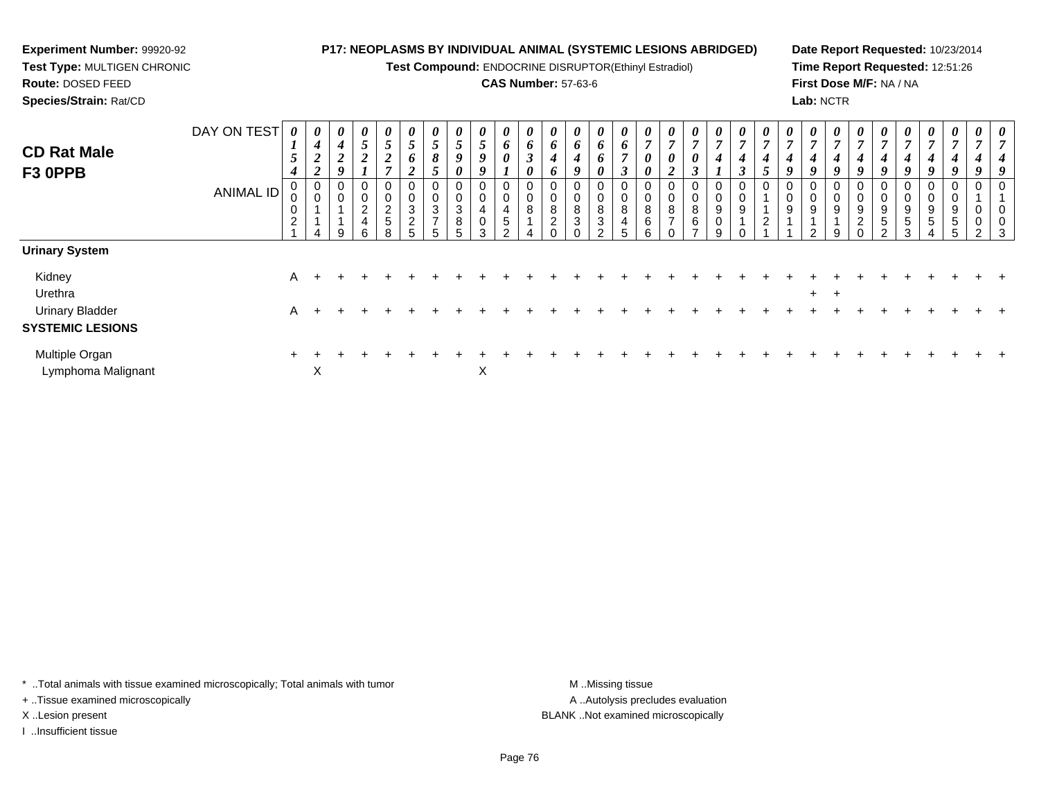**Experiment Number:** 99920-92
**Test Type:** MULTIGEN CHRONIC
**Route:** DOSED FEED
**Species/Strain:** Rat/CD

**P17: NEOPLASMS BY INDIVIDUAL ANIMAL (SYSTEMIC LESIONS ABRIDGED)**
**Test Compound:** ENDOCRINE DISRUPTOR(Ethinyl Estradiol)
**CAS Number:** 57-63-6

**Date Report Requested:** 10/23/2014
**Time Report Requested:** 12:51:26
**First Dose M/F:** NA / NA
**Lab:** NCTR

## CD Rat Male F3 0PPB

| DAY ON TEST | 0154 | 0422 | 0429 | 0521 | 0527 | 0562 | 0585 | 0590 | 0599 | 0601 | 0630 | 0646 | 0649 | 0660 | 0673 | 0700 | 0702 | 0703 | 0741 | 0743 | 0745 | 0749 | 0749 | 0749 | 0749 | 0749 | 0749 | 0749 | 0749 | 0749 | 0749 |
|---|---|---|---|---|---|---|---|---|---|---|---|---|---|---|---|---|---|---|---|---|---|---|---|---|---|---|---|---|---|---|---|
| **ANIMAL ID** | 00021 | 00114 | 00119 | 00246 | 00258 | 00325 | 00375 | 00385 | 00403 | 00452 | 00814 | 00820 | 00830 | 00832 | 00845 | 00866 | 00870 | 00867 | 00909 | 00910 | 01121 | 00911 | 00912 | 00919 | 00920 | 00952 | 00953 | 00954 | 00955 | 01002 | 01003 |
| **Urinary System** | | | | | | | | | | | | | | | | | | | | | | | | | | | | | | | |
| Kidney | A | + | + | + | + | + | + | + | + | + | + | + | + | + | + | + | + | + | + | + | + | + | + | + | + | + | + | + | + | + | + |
| Urethra | | | | | | | | | | | | | | | | | | | | | | | + | + | | | | | | | |
| Urinary Bladder | A | + | + | + | + | + | + | + | + | + | + | + | + | + | + | + | + | + | + | + | + | + | + | + | + | + | + | + | + | + | + |
| **SYSTEMIC LESIONS** | | | | | | | | | | | | | | | | | | | | | | | | | | | | | | | |
| Multiple Organ | + | + | + | + | + | + | + | + | + | + | + | + | + | + | + | + | + | + | + | + | + | + | + | + | + | + | + | + | + | + | + |
| Lymphoma Malignant | | X | | | | | | | X | | | | | | | | | | | | | | | | | | | | | | |

\* ..Total animals with tissue examined microscopically; Total animals with tumor
+ ..Tissue examined microscopically
X ..Lesion present
I ..Insufficient tissue

M ..Missing tissue
A ..Autolysis precludes evaluation
BLANK ..Not examined microscopically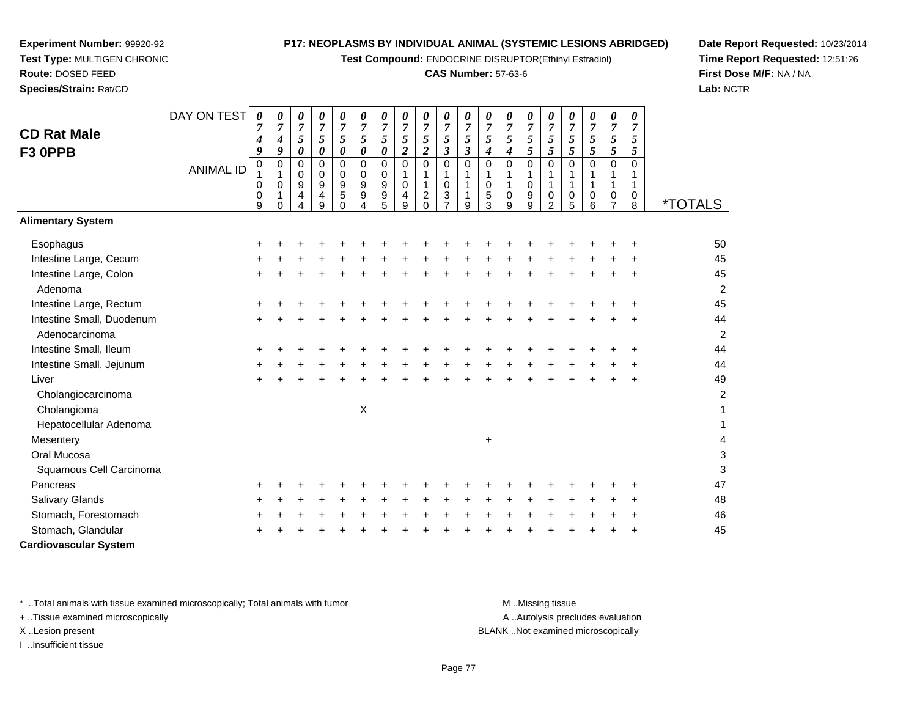**Experiment Number:** 99920-92
**Test Type:** MULTIGEN CHRONIC
**Route:** DOSED FEED
**Species/Strain:** Rat/CD

**P17: NEOPLASMS BY INDIVIDUAL ANIMAL (SYSTEMIC LESIONS ABRIDGED)**
**Test Compound:** ENDOCRINE DISRUPTOR(Ethinyl Estradiol)
**CAS Number:** 57-63-6

**Date Report Requested:** 10/23/2014
**Time Report Requested:** 12:51:26
**First Dose M/F:** NA / NA
**Lab:** NCTR

## CD Rat Male F3 0PPB

| DAY ON TEST | 0749 | 0749 | 0750 | 0750 | 0750 | 0750 | 0750 | 0752 | 0752 | 0753 | 0753 | 0754 | 0754 | 0755 | 0755 | 0755 | 0755 | 0755 | 0755 | |
|---|---|---|---|---|---|---|---|---|---|---|---|---|---|---|---|---|---|---|---|---|
| **ANIMAL ID** | 01009 | 01010 | 00944 | 00949 | 00950 | 00994 | 00995 | 01049 | 01120 | 01037 | 01119 | 01053 | 01109 | 01099 | 01102 | 01105 | 01106 | 01107 | 01108 | ***TOTALS** |
| **Alimentary System** | | | | | | | | | | | | | | | | | | | | |
| Esophagus | + | + | + | + | + | + | + | + | + | + | + | + | + | + | + | + | + | + | + | 50 |
| Intestine Large, Cecum | + | + | + | + | + | + | + | + | + | + | + | + | + | + | + | + | + | + | + | 45 |
| Intestine Large, Colon | + | + | + | + | + | + | + | + | + | + | + | + | + | + | + | + | + | + | + | 45 |
| Adenoma | | | | | | | | | | | | | | | | | | | | 2 |
| Intestine Large, Rectum | + | + | + | + | + | + | + | + | + | + | + | + | + | + | + | + | + | + | + | 45 |
| Intestine Small, Duodenum | + | + | + | + | + | + | + | + | + | + | + | + | + | + | + | + | + | + | + | 44 |
| Adenocarcinoma | | | | | | | | | | | | | | | | | | | | 2 |
| Intestine Small, Ileum | + | + | + | + | + | + | + | + | + | + | + | + | + | + | + | + | + | + | + | 44 |
| Intestine Small, Jejunum | + | + | + | + | + | + | + | + | + | + | + | + | + | + | + | + | + | + | + | 44 |
| Liver | + | + | + | + | + | + | + | + | + | + | + | + | + | + | + | + | + | + | + | 49 |
| Cholangiocarcinoma | | | | | | | | | | | | | | | | | | | | 2 |
| Cholangioma | | | | | | X | | | | | | | | | | | | | | 1 |
| Hepatocellular Adenoma | | | | | | | | | | | | | | | | | | | | 1 |
| Mesentery | | | | | | | | | | | | + | | | | | | | | 4 |
| Oral Mucosa | | | | | | | | | | | | | | | | | | | | 3 |
| Squamous Cell Carcinoma | | | | | | | | | | | | | | | | | | | | 3 |
| Pancreas | + | + | + | + | + | + | + | + | + | + | + | + | + | + | + | + | + | + | + | 47 |
| Salivary Glands | + | + | + | + | + | + | + | + | + | + | + | + | + | + | + | + | + | + | + | 48 |
| Stomach, Forestomach | + | + | + | + | + | + | + | + | + | + | + | + | + | + | + | + | + | + | + | 46 |
| Stomach, Glandular | + | + | + | + | + | + | + | + | + | + | + | + | + | + | + | + | + | + | + | 45 |
| **Cardiovascular System** | | | | | | | | | | | | | | | | | | | | |

\* ..Total animals with tissue examined microscopically; Total animals with tumor
+ ..Tissue examined microscopically
X ..Lesion present
I ..Insufficient tissue

M ..Missing tissue
A ..Autolysis precludes evaluation
BLANK ..Not examined microscopically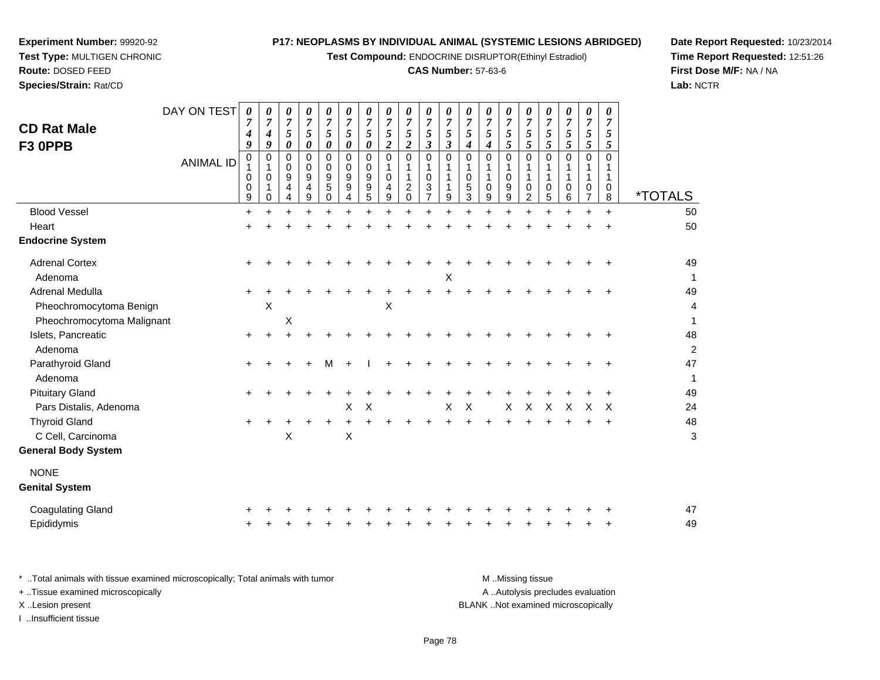**Experiment Number:** 99920-92
**Test Type:** MULTIGEN CHRONIC
**Route:** DOSED FEED
**Species/Strain:** Rat/CD

**P17: NEOPLASMS BY INDIVIDUAL ANIMAL (SYSTEMIC LESIONS ABRIDGED)**
**Test Compound:** ENDOCRINE DISRUPTOR(Ethinyl Estradiol)
**CAS Number:** 57-63-6

**Date Report Requested:** 10/23/2014
**Time Report Requested:** 12:51:26
**First Dose M/F:** NA / NA
**Lab:** NCTR

## CD Rat Male F3 0PPB

| DAY ON TEST | 0749 | 0749 | 0750 | 0750 | 0750 | 0750 | 0750 | 0752 | 0752 | 0753 | 0753 | 0754 | 0754 | 0755 | 0755 | 0755 | 0755 | 0755 | 0755 | |
|---|---|---|---|---|---|---|---|---|---|---|---|---|---|---|---|---|---|---|---|---|
| **ANIMAL ID** | 01009 | 01010 | 00944 | 00949 | 00950 | 00994 | 00995 | 01049 | 01120 | 01037 | 01119 | 01053 | 01109 | 01099 | 01102 | 01105 | 01106 | 01107 | 01108 | ***TOTALS** |
| Blood Vessel | + | + | + | + | + | + | + | + | + | + | + | + | + | + | + | + | + | + | + | 50 |
| Heart | + | + | + | + | + | + | + | + | + | + | + | + | + | + | + | + | + | + | + | 50 |
| **Endocrine System** | | | | | | | | | | | | | | | | | | | | |
| Adrenal Cortex | + | + | + | + | + | + | + | + | + | + | + | + | + | + | + | + | + | + | + | 49 |
| Adenoma | | | | | | | | | | | X | | | | | | | | | 1 |
| Adrenal Medulla | + | + | + | + | + | + | + | + | + | + | + | + | + | + | + | + | + | + | + | 49 |
| Pheochromocytoma Benign | | X | | | | | | X | | | | | | | | | | | | 4 |
| Pheochromocytoma Malignant | | | X | | | | | | | | | | | | | | | | | 1 |
| Islets, Pancreatic | + | + | + | + | + | + | + | + | + | + | + | + | + | + | + | + | + | + | + | 48 |
| Adenoma | | | | | | | | | | | | | | | | | | | | 2 |
| Parathyroid Gland | + | + | + | + | M | + | I | + | + | + | + | + | + | + | + | + | + | + | + | 47 |
| Adenoma | | | | | | | | | | | | | | | | | | | | 1 |
| Pituitary Gland | + | + | + | + | + | + | + | + | + | + | + | + | + | + | + | + | + | + | + | 49 |
| Pars Distalis, Adenoma | | | | | | X | X | | | | X | X | | X | X | X | X | X | X | 24 |
| Thyroid Gland | + | + | + | + | + | + | + | + | + | + | + | + | + | + | + | + | + | + | + | 48 |
| C Cell, Carcinoma | | | X | | | X | | | | | | | | | | | | | | 3 |
| **General Body System** | | | | | | | | | | | | | | | | | | | | |
| NONE | | | | | | | | | | | | | | | | | | | | |
| **Genital System** | | | | | | | | | | | | | | | | | | | | |
| Coagulating Gland | + | + | + | + | + | + | + | + | + | + | + | + | + | + | + | + | + | + | + | 47 |
| Epididymis | + | + | + | + | + | + | + | + | + | + | + | + | + | + | + | + | + | + | + | 49 |

\* ..Total animals with tissue examined microscopically; Total animals with tumor
\+ ..Tissue examined microscopically
X ..Lesion present
I ..Insufficient tissue

M ..Missing tissue
A ..Autolysis precludes evaluation
BLANK ..Not examined microscopically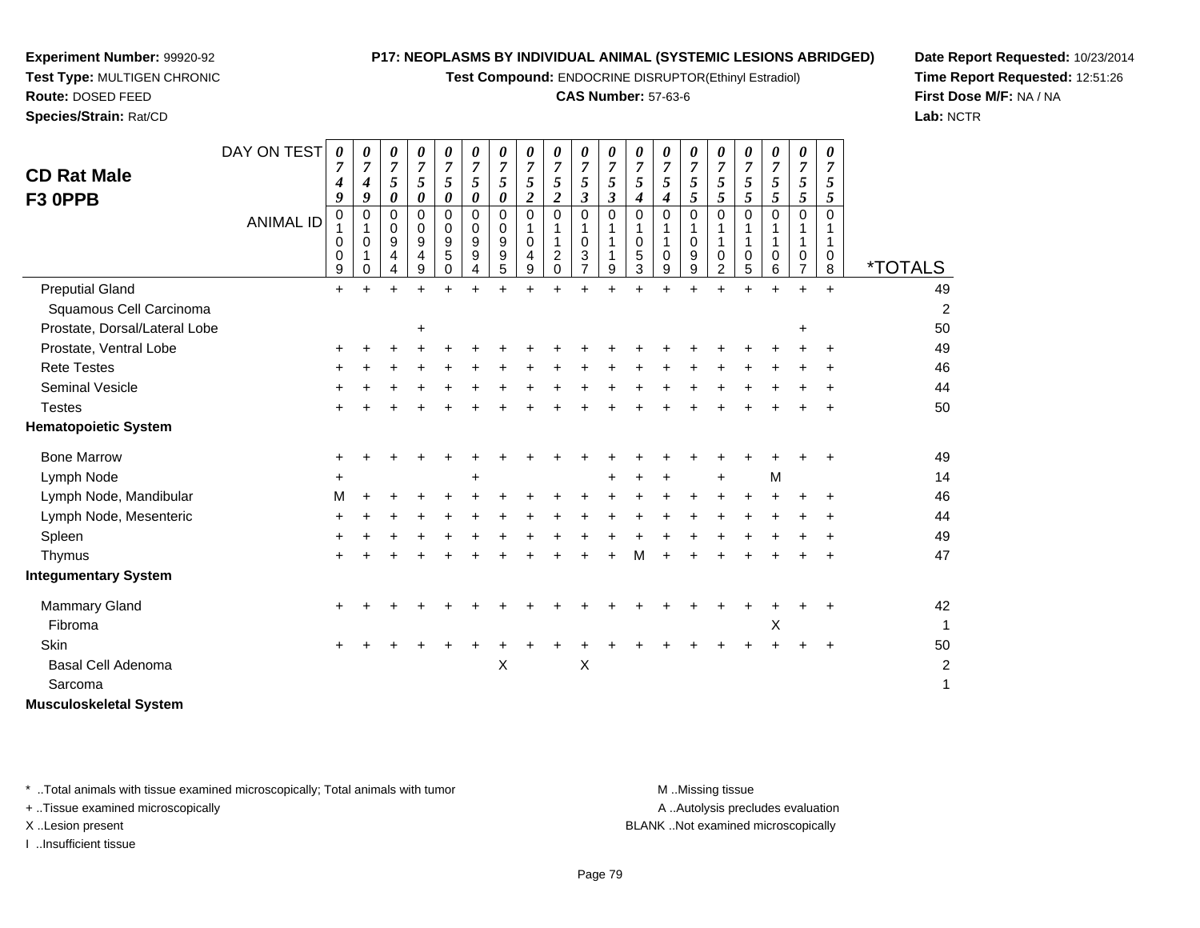**Experiment Number:** 99920-92
**Test Type:** MULTIGEN CHRONIC
**Route:** DOSED FEED
**Species/Strain:** Rat/CD

**P17: NEOPLASMS BY INDIVIDUAL ANIMAL (SYSTEMIC LESIONS ABRIDGED)**
**Test Compound:** ENDOCRINE DISRUPTOR(Ethinyl Estradiol)
**CAS Number:** 57-63-6

**Date Report Requested:** 10/23/2014
**Time Report Requested:** 12:51:26
**First Dose M/F:** NA / NA
**Lab:** NCTR

## CD Rat Male F3 0PPB

| DAY ON TEST | 0749 | 0749 | 0750 | 0750 | 0750 | 0750 | 0750 | 0752 | 0752 | 0753 | 0753 | 0754 | 0754 | 0755 | 0755 | 0755 | 0755 | 0755 | 0755 | |
|---|---|---|---|---|---|---|---|---|---|---|---|---|---|---|---|---|---|---|---|---|
| **ANIMAL ID** | 01009 | 01010 | 00944 | 00949 | 00950 | 00994 | 00995 | 01049 | 01120 | 01037 | 01119 | 01053 | 01109 | 01099 | 01102 | 01105 | 01106 | 01107 | 01108 | ***TOTALS** |
| Preputial Gland | + | + | + | + | + | + | + | + | + | + | + | + | + | + | + | + | + | + | + | 49 |
| Squamous Cell Carcinoma | | | | | | | | | | | | | | | | | | | | 2 |
| Prostate, Dorsal/Lateral Lobe | | | | + | | | | | | | | | | | | | | + | | 50 |
| Prostate, Ventral Lobe | + | + | + | + | + | + | + | + | + | + | + | + | + | + | + | + | + | + | + | 49 |
| Rete Testes | + | + | + | + | + | + | + | + | + | + | + | + | + | + | + | + | + | + | + | 46 |
| Seminal Vesicle | + | + | + | + | + | + | + | + | + | + | + | + | + | + | + | + | + | + | + | 44 |
| Testes | + | + | + | + | + | + | + | + | + | + | + | + | + | + | + | + | + | + | + | 50 |
| **Hematopoietic System** | | | | | | | | | | | | | | | | | | | | |
| Bone Marrow | + | + | + | + | + | + | + | + | + | + | + | + | + | + | + | + | + | + | + | 49 |
| Lymph Node | + | | | | | + | | | | | + | + | + | | + | | M | | | 14 |
| Lymph Node, Mandibular | M | + | + | + | + | + | + | + | + | + | + | + | + | + | + | + | + | + | + | 46 |
| Lymph Node, Mesenteric | + | + | + | + | + | + | + | + | + | + | + | + | + | + | + | + | + | + | + | 44 |
| Spleen | + | + | + | + | + | + | + | + | + | + | + | + | + | + | + | + | + | + | + | 49 |
| Thymus | + | + | + | + | + | + | + | + | + | + | + | M | + | + | + | + | + | + | + | 47 |
| **Integumentary System** | | | | | | | | | | | | | | | | | | | | |
| Mammary Gland | + | + | + | + | + | + | + | + | + | + | + | + | + | + | + | + | + | + | + | 42 |
| Fibroma | | | | | | | | | | | | | | | | | X | | | 1 |
| Skin | + | + | + | + | + | + | + | + | + | + | + | + | + | + | + | + | + | + | + | 50 |
| Basal Cell Adenoma | | | | | | | X | | | X | | | | | | | | | | 2 |
| Sarcoma | | | | | | | | | | | | | | | | | | | | 1 |
| **Musculoskeletal System** | | | | | | | | | | | | | | | | | | | | |

\* ..Total animals with tissue examined microscopically; Total animals with tumor
+ ..Tissue examined microscopically
X ..Lesion present
I ..Insufficient tissue

M ..Missing tissue
A ..Autolysis precludes evaluation
BLANK ..Not examined microscopically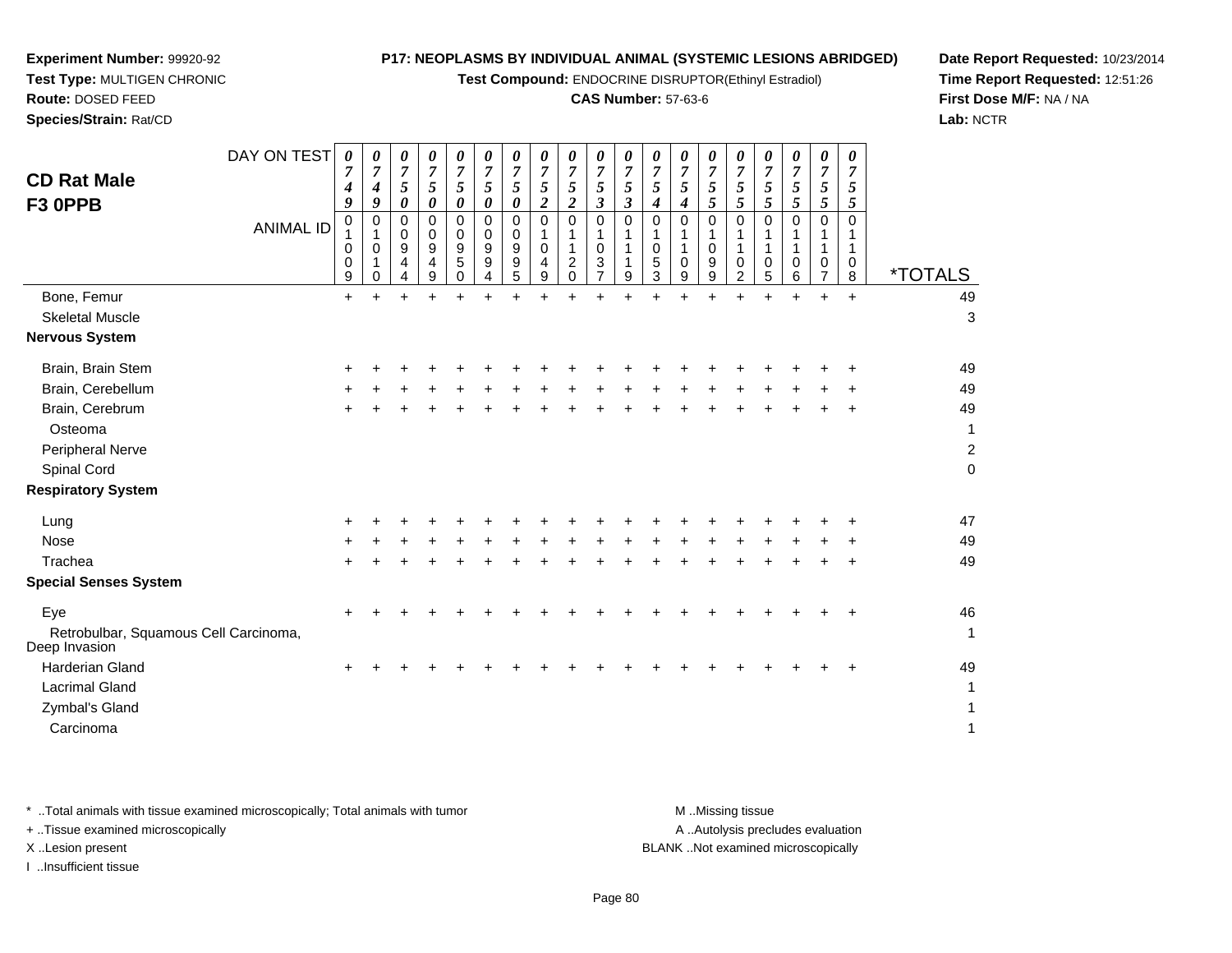**Experiment Number:** 99920-92
**Test Type:** MULTIGEN CHRONIC
**Route:** DOSED FEED
**Species/Strain:** Rat/CD

**P17: NEOPLASMS BY INDIVIDUAL ANIMAL (SYSTEMIC LESIONS ABRIDGED)**
**Test Compound:** ENDOCRINE DISRUPTOR(Ethinyl Estradiol)
**CAS Number:** 57-63-6

**Date Report Requested:** 10/23/2014
**Time Report Requested:** 12:51:26
**First Dose M/F:** NA / NA
**Lab:** NCTR

## CD Rat Male
## F3 0PPB

| DAY ON TEST | 0749 | 0749 | 0750 | 0750 | 0750 | 0750 | 0750 | 0752 | 0752 | 0753 | 0753 | 0754 | 0754 | 0755 | 0755 | 0755 | 0755 | 0755 | 0755 | |
|---|---|---|---|---|---|---|---|---|---|---|---|---|---|---|---|---|---|---|---|---|
| **ANIMAL ID** | 01009 | 01010 | 00944 | 00949 | 00950 | 00994 | 00995 | 01049 | 01120 | 01037 | 01119 | 01053 | 01109 | 01099 | 01102 | 01105 | 01106 | 01107 | 01108 | ***TOTALS** |
| Bone, Femur | + | + | + | + | + | + | + | + | + | + | + | + | + | + | + | + | + | + | + | 49 |
| Skeletal Muscle | | | | | | | | | | | | | | | | | | | | 3 |
| **Nervous System** | | | | | | | | | | | | | | | | | | | | |
| Brain, Brain Stem | + | + | + | + | + | + | + | + | + | + | + | + | + | + | + | + | + | + | + | 49 |
| Brain, Cerebellum | + | + | + | + | + | + | + | + | + | + | + | + | + | + | + | + | + | + | + | 49 |
| Brain, Cerebrum | + | + | + | + | + | + | + | + | + | + | + | + | + | + | + | + | + | + | + | 49 |
| Osteoma | | | | | | | | | | | | | | | | | | | | 1 |
| Peripheral Nerve | | | | | | | | | | | | | | | | | | | | 2 |
| Spinal Cord | | | | | | | | | | | | | | | | | | | | 0 |
| **Respiratory System** | | | | | | | | | | | | | | | | | | | | |
| Lung | + | + | + | + | + | + | + | + | + | + | + | + | + | + | + | + | + | + | + | 47 |
| Nose | + | + | + | + | + | + | + | + | + | + | + | + | + | + | + | + | + | + | + | 49 |
| Trachea | + | + | + | + | + | + | + | + | + | + | + | + | + | + | + | + | + | + | + | 49 |
| **Special Senses System** | | | | | | | | | | | | | | | | | | | | |
| Eye | + | + | + | + | + | + | + | + | + | + | + | + | + | + | + | + | + | + | + | 46 |
| Retrobulbar, Squamous Cell Carcinoma, Deep Invasion | | | | | | | | | | | | | | | | | | | | 1 |
| Harderian Gland | + | + | + | + | + | + | + | + | + | + | + | + | + | + | + | + | + | + | + | 49 |
| Lacrimal Gland | | | | | | | | | | | | | | | | | | | | 1 |
| Zymbal's Gland | | | | | | | | | | | | | | | | | | | | 1 |
| Carcinoma | | | | | | | | | | | | | | | | | | | | 1 |

* ..Total animals with tissue examined microscopically; Total animals with tumor
+ ..Tissue examined microscopically
X ..Lesion present
I ..Insufficient tissue

M ..Missing tissue
A ..Autolysis precludes evaluation
BLANK ..Not examined microscopically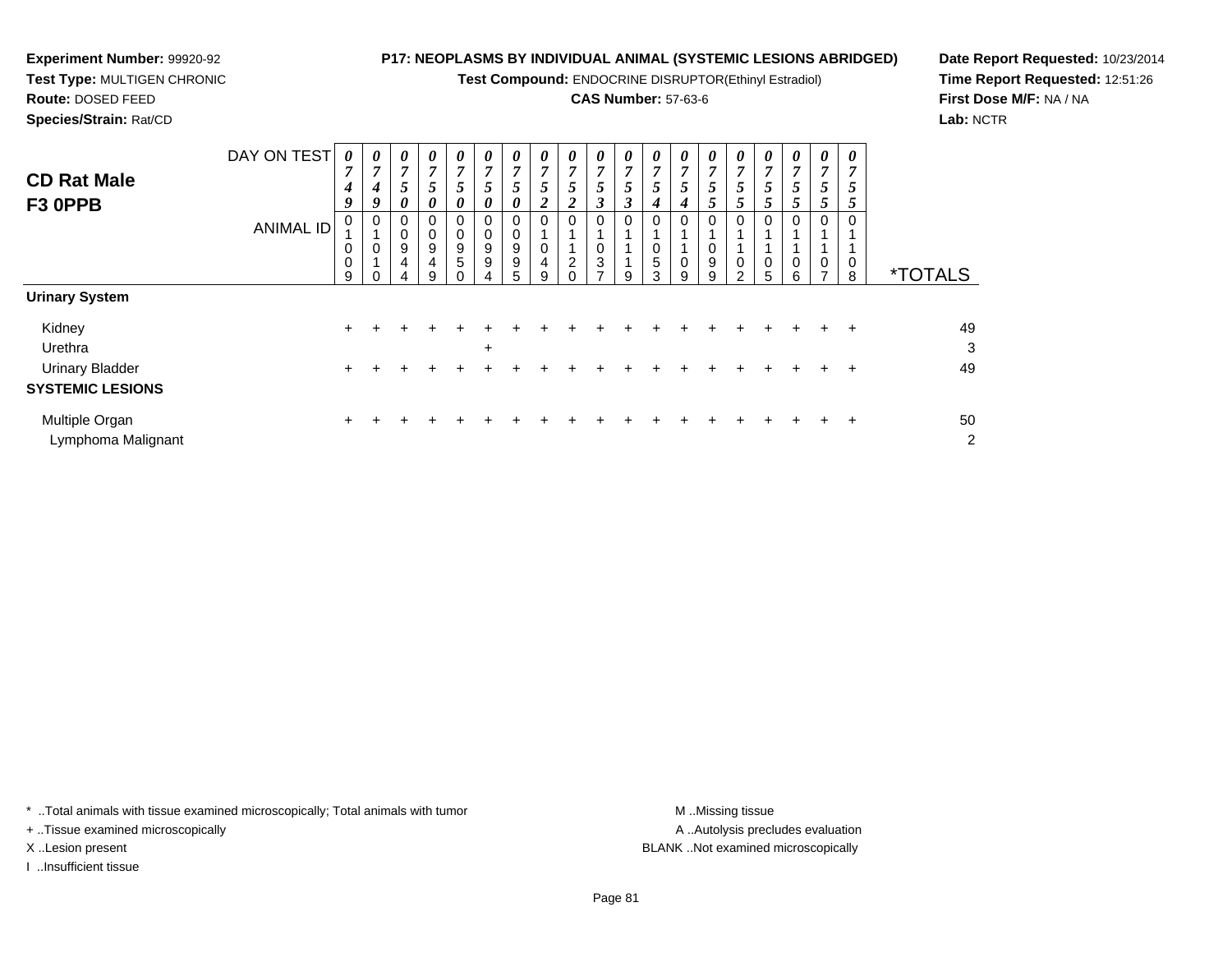**Experiment Number:** 99920-92
**Test Type:** MULTIGEN CHRONIC
**Route:** DOSED FEED
**Species/Strain:** Rat/CD

**P17: NEOPLASMS BY INDIVIDUAL ANIMAL (SYSTEMIC LESIONS ABRIDGED)**
**Test Compound:** ENDOCRINE DISRUPTOR(Ethinyl Estradiol)
**CAS Number:** 57-63-6

**Date Report Requested:** 10/23/2014
**Time Report Requested:** 12:51:26
**First Dose M/F:** NA / NA
**Lab:** NCTR

## CD Rat Male F3 0PPB

| DAY ON TEST | 0749 | 0749 | 0750 | 0750 | 0750 | 0750 | 0750 | 0752 | 0752 | 0753 | 0753 | 0754 | 0754 | 0755 | 0755 | 0755 | 0755 | 0755 | 0755 | |
|---|---|---|---|---|---|---|---|---|---|---|---|---|---|---|---|---|---|---|---|---|
| **ANIMAL ID** | 01009 | 01010 | 00944 | 00949 | 00950 | 00994 | 00995 | 01049 | 01120 | 01037 | 01119 | 01053 | 01109 | 01099 | 01102 | 01105 | 01106 | 01107 | 01108 | ***TOTALS** |
| **Urinary System** | | | | | | | | | | | | | | | | | | | | |
| Kidney | + | + | + | + | + | + | + | + | + | + | + | + | + | + | + | + | + | + | + | 49 |
| Urethra | | | | | | + | | | | | | | | | | | | | | 3 |
| Urinary Bladder | + | + | + | + | + | + | + | + | + | + | + | + | + | + | + | + | + | + | + | 49 |
| **SYSTEMIC LESIONS** | | | | | | | | | | | | | | | | | | | | |
| Multiple Organ | + | + | + | + | + | + | + | + | + | + | + | + | + | + | + | + | + | + | + | 50 |
| Lymphoma Malignant | | | | | | | | | | | | | | | | | | | | 2 |

\* ..Total animals with tissue examined microscopically; Total animals with tumor
\+ ..Tissue examined microscopically
X ..Lesion present
I ..Insufficient tissue

M ..Missing tissue
A ..Autolysis precludes evaluation
BLANK ..Not examined microscopically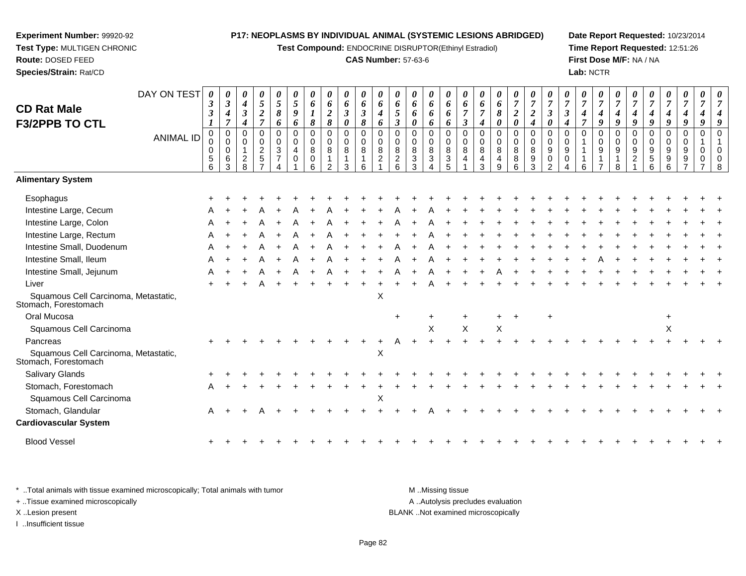**Experiment Number:** 99920-92
**Test Type:** MULTIGEN CHRONIC
**Route:** DOSED FEED
**Species/Strain:** Rat/CD

**P17: NEOPLASMS BY INDIVIDUAL ANIMAL (SYSTEMIC LESIONS ABRIDGED)**
**Test Compound:** ENDOCRINE DISRUPTOR(Ethinyl Estradiol)
**CAS Number:** 57-63-6

**Date Report Requested:** 10/23/2014
**Time Report Requested:** 12:51:26
**First Dose M/F:** NA / NA
**Lab:** NCTR

**CD Rat Male**
**F3/2PPB TO CTL**

| DAY ON TEST | 0331 | 0347 | 0434 | 0527 | 0586 | 0596 | 0618 | 0628 | 0630 | 0638 | 0646 | 0653 | 0660 | 0666 | 0666 | 0673 | 0674 | 0680 | 0720 | 0724 | 0730 | 0734 | 0747 | 0749 | 0749 | 0749 | 0749 | 0749 | 0749 | 0749 | 0749 |
|---|---|---|---|---|---|---|---|---|---|---|---|---|---|---|---|---|---|---|---|---|---|---|---|---|---|---|---|---|---|---|---|
| **ANIMAL ID** | 00056 | 00063 | 00128 | 00257 | 00374 | 00401 | 00806 | 00812 | 00813 | 00816 | 00821 | 00826 | 00833 | 00834 | 00835 | 00841 | 00843 | 00849 | 00886 | 00893 | 00902 | 00904 | 01116 | 00917 | 00918 | 00921 | 00956 | 00996 | 00997 | 01007 | 01008 |
| **Alimentary System** | | | | | | | | | | | | | | | | | | | | | | | | | | | | | | | |
| Esophagus | + | + | + | + | + | + | + | + | + | + | + | + | + | + | + | + | + | + | + | + | + | + | + | + | + | + | + | + | + | + | + |
| Intestine Large, Cecum | A | + | + | A | + | A | + | A | + | + | + | A | + | A | + | + | + | + | + | + | + | + | + | + | + | + | + | + | + | + | + |
| Intestine Large, Colon | A | + | + | A | + | A | + | A | + | + | + | A | + | A | + | + | + | + | + | + | + | + | + | + | + | + | + | + | + | + | + |
| Intestine Large, Rectum | A | + | + | A | + | A | + | A | + | + | + | + | + | A | + | + | + | + | + | + | + | + | + | + | + | + | + | + | + | + | + |
| Intestine Small, Duodenum | A | + | + | A | + | A | + | A | + | + | + | A | + | A | + | + | + | + | + | + | + | + | + | + | + | + | + | + | + | + | + |
| Intestine Small, Ileum | A | + | + | A | + | A | + | A | + | + | + | A | + | A | + | + | + | + | + | + | + | + | + | A | + | + | + | + | + | + | + |
| Intestine Small, Jejunum | A | + | + | A | + | A | + | A | + | + | + | A | + | A | + | + | + | A | + | + | + | + | + | + | + | + | + | + | + | + | + |
| Liver | + | + | + | A | + | + | + | + | + | + | + | + | + | A | + | + | + | + | + | + | + | + | + | + | + | + | + | + | + | + | + |
| Squamous Cell Carcinoma, Metastatic, Stomach, Forestomach | | | | | | | | | | | X | | | | | | | | | | | | | | | | | | | | |
| Oral Mucosa | | | | | | | | | | | | + | | + | | + | | + | + | | + | | | | | | | + | | | |
| Squamous Cell Carcinoma | | | | | | | | | | | | | | X | | X | | X | | | | | | | | | | X | | | |
| Pancreas | + | + | + | + | + | + | + | + | + | + | + | A | + | + | + | + | + | + | + | + | + | + | + | + | + | + | + | + | + | + | + |
| Squamous Cell Carcinoma, Metastatic, Stomach, Forestomach | | | | | | | | | | | X | | | | | | | | | | | | | | | | | | | | |
| Salivary Glands | + | + | + | + | + | + | + | + | + | + | + | + | + | + | + | + | + | + | + | + | + | + | + | + | + | + | + | + | + | + | + |
| Stomach, Forestomach | A | + | + | + | + | + | + | + | + | + | + | + | + | + | + | + | + | + | + | + | + | + | + | + | + | + | + | + | + | + | + |
| Squamous Cell Carcinoma | | | | | | | | | | | X | | | | | | | | | | | | | | | | | | | | |
| Stomach, Glandular | A | + | + | A | + | + | + | + | + | + | + | + | + | A | + | + | + | + | + | + | + | + | + | + | + | + | + | + | + | + | + |
| **Cardiovascular System** | | | | | | | | | | | | | | | | | | | | | | | | | | | | | | | |
| Blood Vessel | + | + | + | + | + | + | + | + | + | + | + | + | + | + | + | + | + | + | + | + | + | + | + | + | + | + | + | + | + | + | + |

\* ..Total animals with tissue examined microscopically; Total animals with tumor
+ ..Tissue examined microscopically
X ..Lesion present
I ..Insufficient tissue

M ..Missing tissue
A ..Autolysis precludes evaluation
BLANK ..Not examined microscopically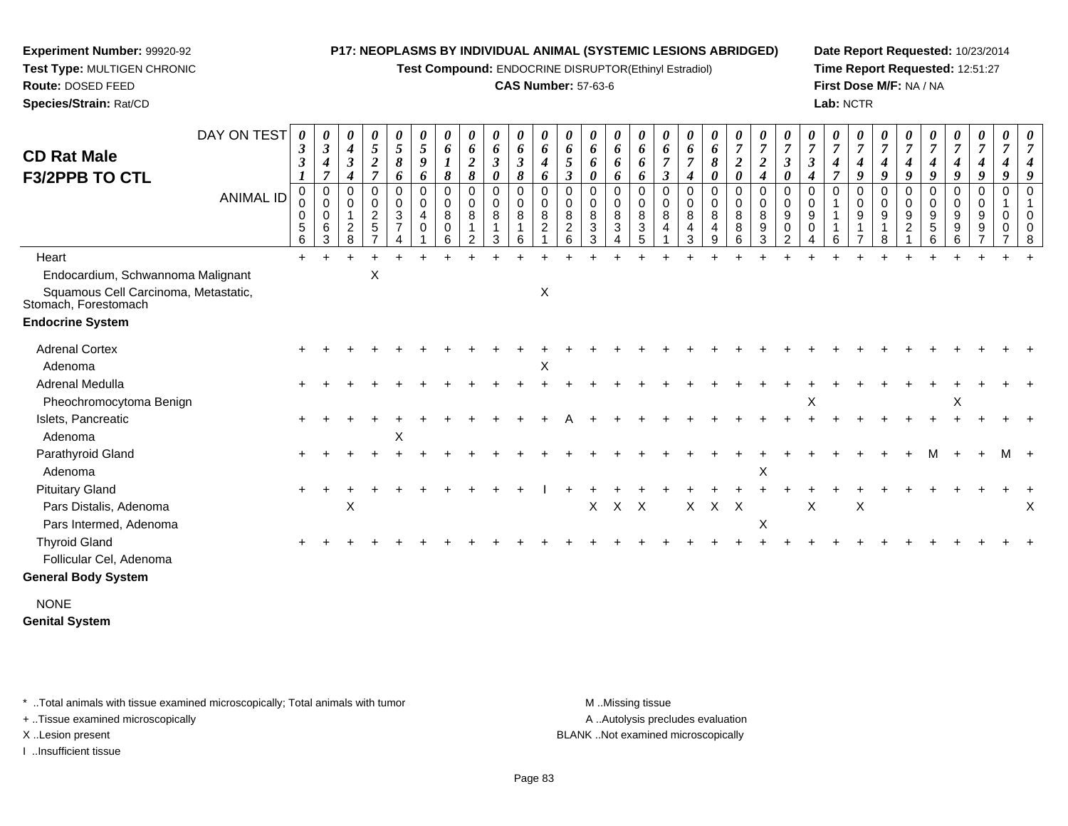**Experiment Number:** 99920-92
**Test Type:** MULTIGEN CHRONIC
**Route:** DOSED FEED
**Species/Strain:** Rat/CD

**P17: NEOPLASMS BY INDIVIDUAL ANIMAL (SYSTEMIC LESIONS ABRIDGED)**
**Test Compound:** ENDOCRINE DISRUPTOR(Ethinyl Estradiol)
**CAS Number:** 57-63-6

**Date Report Requested:** 10/23/2014
**Time Report Requested:** 12:51:27
**First Dose M/F:** NA / NA
**Lab:** NCTR

## CD Rat Male F3/2PPB TO CTL

| DAY ON TEST | 0331 | 0347 | 0434 | 0527 | 0586 | 0596 | 0618 | 0628 | 0630 | 0638 | 0646 | 0653 | 0660 | 0666 | 0666 | 0673 | 0674 | 0680 | 0720 | 0724 | 0730 | 0734 | 0747 | 0749 | 0749 | 0749 | 0749 | 0749 | 0749 | 0749 | 0749 |
|---|---|---|---|---|---|---|---|---|---|---|---|---|---|---|---|---|---|---|---|---|---|---|---|---|---|---|---|---|---|---|---|
| **ANIMAL ID** | 00056 | 00063 | 00128 | 00257 | 00374 | 00401 | 00806 | 00812 | 00813 | 00816 | 00821 | 00826 | 00833 | 00834 | 00835 | 00841 | 00843 | 00849 | 00886 | 00893 | 00902 | 00904 | 01116 | 00917 | 00918 | 00921 | 00956 | 00996 | 00997 | 01007 | 01008 |
| Heart | + | + | + | + | + | + | + | + | + | + | + | + | + | + | + | + | + | + | + | + | + | + | + | + | + | + | + | + | + | + | + |
| Endocardium, Schwannoma Malignant | | | | X | | | | | | | | | | | | | | | | | | | | | | | | | | | |
| Squamous Cell Carcinoma, Metastatic, Stomach, Forestomach | | | | | | | | | | | X | | | | | | | | | | | | | | | | | | | | |
| **Endocrine System** | | | | | | | | | | | | | | | | | | | | | | | | | | | | | | | |
| Adrenal Cortex | + | + | + | + | + | + | + | + | + | + | + | + | + | + | + | + | + | + | + | + | + | + | + | + | + | + | + | + | + | + | + |
| Adenoma | | | | | | | | | | | X | | | | | | | | | | | | | | | | | | | | |
| Adrenal Medulla | + | + | + | + | + | + | + | + | + | + | + | + | + | + | + | + | + | + | + | + | + | + | + | + | + | + | + | + | + | + | + |
| Pheochromocytoma Benign | | | | | | | | | | | | | | | | | | | | | | X | | | | | | X | | | |
| Islets, Pancreatic | + | + | + | + | + | + | + | + | + | + | + | A | + | + | + | + | + | + | + | + | + | + | + | + | + | + | + | + | + | + | + |
| Adenoma | | | | | X | | | | | | | | | | | | | | | | | | | | | | | | | | |
| Parathyroid Gland | + | + | + | + | + | + | + | + | + | + | + | + | + | + | + | + | + | + | + | + | + | + | + | + | + | + | M | + | + | M | + |
| Adenoma | | | | | | | | | | | | | | | | | | | | X | | | | | | | | | | | |
| Pituitary Gland | + | + | + | + | + | + | + | + | + | + | I | + | + | + | + | + | + | + | + | + | + | + | + | + | + | + | + | + | + | + | + |
| Pars Distalis, Adenoma | | | X | | | | | | | | | | X | X | X | | X | X | X | | | X | | X | | | | | | | X |
| Pars Intermed, Adenoma | | | | | | | | | | | | | | | | | | | | X | | | | | | | | | | | |
| Thyroid Gland | + | + | + | + | + | + | + | + | + | + | + | + | + | + | + | + | + | + | + | + | + | + | + | + | + | + | + | + | + | + | + |
| Follicular Cel, Adenoma | | | | | | | | | | | | | | | | | | | | | | | | | | | | | | | |
| **General Body System** | | | | | | | | | | | | | | | | | | | | | | | | | | | | | | | |
| NONE | | | | | | | | | | | | | | | | | | | | | | | | | | | | | | | |
| **Genital System** | | | | | | | | | | | | | | | | | | | | | | | | | | | | | | | |

\* ..Total animals with tissue examined microscopically; Total animals with tumor
+ ..Tissue examined microscopically
X ..Lesion present
I ..Insufficient tissue

M ..Missing tissue
A ..Autolysis precludes evaluation
BLANK ..Not examined microscopically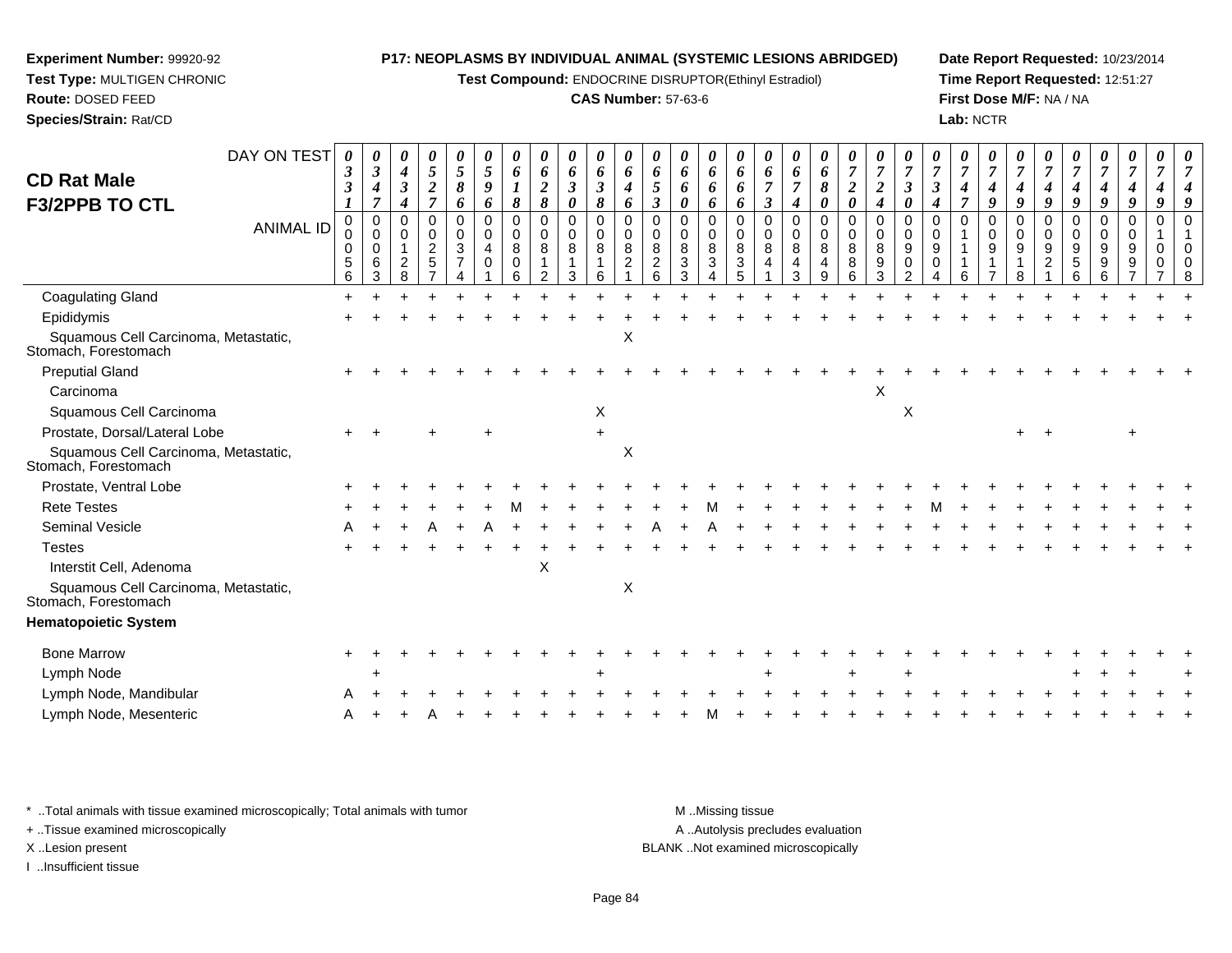**Experiment Number:** 99920-92
**Test Type:** MULTIGEN CHRONIC
**Route:** DOSED FEED
**Species/Strain:** Rat/CD

**P17: NEOPLASMS BY INDIVIDUAL ANIMAL (SYSTEMIC LESIONS ABRIDGED)**
**Test Compound:** ENDOCRINE DISRUPTOR(Ethinyl Estradiol)
**CAS Number:** 57-63-6

**Date Report Requested:** 10/23/2014
**Time Report Requested:** 12:51:27
**First Dose M/F:** NA / NA
**Lab:** NCTR

# CD Rat Male
## F3/2PPB TO CTL

| DAY ON TEST | 0331 | 0347 | 0434 | 0527 | 0586 | 0596 | 0618 | 0628 | 0630 | 0638 | 0646 | 0653 | 0660 | 0666 | 0666 | 0673 | 0674 | 0680 | 0720 | 0724 | 0730 | 0734 | 0747 | 0749 | 0749 | 0749 | 0749 | 0749 | 0749 | 0749 | 0749 |
|---|---|---|---|---|---|---|---|---|---|---|---|---|---|---|---|---|---|---|---|---|---|---|---|---|---|---|---|---|---|---|---|
| **ANIMAL ID** | 00056 | 00063 | 00128 | 00257 | 00374 | 00401 | 00806 | 00812 | 00813 | 00816 | 00821 | 00826 | 00833 | 00834 | 00835 | 00841 | 00843 | 00849 | 00886 | 00893 | 00902 | 00904 | 01116 | 00917 | 00918 | 00921 | 00956 | 00996 | 00997 | 01007 | 01008 |
| Coagulating Gland | + | + | + | + | + | + | + | + | + | + | + | + | + | + | + | + | + | + | + | + | + | + | + | + | + | + | + | + | + | + | + |
| Epididymis | + | + | + | + | + | + | + | + | + | + | + | + | + | + | + | + | + | + | + | + | + | + | + | + | + | + | + | + | + | + | + |
| Squamous Cell Carcinoma, Metastatic, Stomach, Forestomach | | | | | | | | | | | X | | | | | | | | | | | | | | | | | | | | |
| Preputial Gland | + | + | + | + | + | + | + | + | + | + | + | + | + | + | + | + | + | + | + | + | + | + | + | + | + | + | + | + | + | + | + |
| Carcinoma | | | | | | | | | | | | | | | | | | | | X | | | | | | | | | | | |
| Squamous Cell Carcinoma | | | | | | | | | | X | | | | | | | | | | | X | | | | | | | | | | |
| Prostate, Dorsal/Lateral Lobe | + | + | | + | | + | | | | + | | | | | | | | | | | | | | + | + | | | + | | | |
| Squamous Cell Carcinoma, Metastatic, Stomach, Forestomach | | | | | | | | | | | X | | | | | | | | | | | | | | | | | | | | |
| Prostate, Ventral Lobe | + | + | + | + | + | + | + | + | + | + | + | + | + | + | + | + | + | + | + | + | + | + | + | + | + | + | + | + | + | + | + |
| Rete Testes | + | + | + | + | + | + | M | + | + | + | + | + | + | M | + | + | + | + | + | + | + | M | + | + | + | + | + | + | + | + | + |
| Seminal Vesicle | A | + | + | A | + | A | + | + | + | + | + | A | + | A | + | + | + | + | + | + | + | + | + | + | + | + | + | + | + | + | + |
| Testes | + | + | + | + | + | + | + | + | + | + | + | + | + | + | + | + | + | + | + | + | + | + | + | + | + | + | + | + | + | + | + |
| Interstit Cell, Adenoma | | | | | | | | X | | | | | | | | | | | | | | | | | | | | | | | |
| Squamous Cell Carcinoma, Metastatic, Stomach, Forestomach | | | | | | | | | | | X | | | | | | | | | | | | | | | | | | | | |
| **Hematopoietic System** | | | | | | | | | | | | | | | | | | | | | | | | | | | | | | | |
| Bone Marrow | + | + | + | + | + | + | + | + | + | + | + | + | + | + | + | + | + | + | + | + | + | + | + | + | + | + | + | + | + | + | + |
| Lymph Node | | + | | | | | | | | + | | | | | | + | | | + | | + | | | | | | + | + | + | | + |
| Lymph Node, Mandibular | A | + | + | + | + | + | + | + | + | + | + | + | + | + | + | + | + | + | + | + | + | + | + | + | + | + | + | + | + | + | + |
| Lymph Node, Mesenteric | A | + | + | A | + | + | + | + | + | + | + | + | + | M | + | + | + | + | + | + | + | + | + | + | + | + | + | + | + | + | + |

\* ..Total animals with tissue examined microscopically; Total animals with tumor
+ ..Tissue examined microscopically
X ..Lesion present
I ..Insufficient tissue

M ..Missing tissue
A ..Autolysis precludes evaluation
BLANK ..Not examined microscopically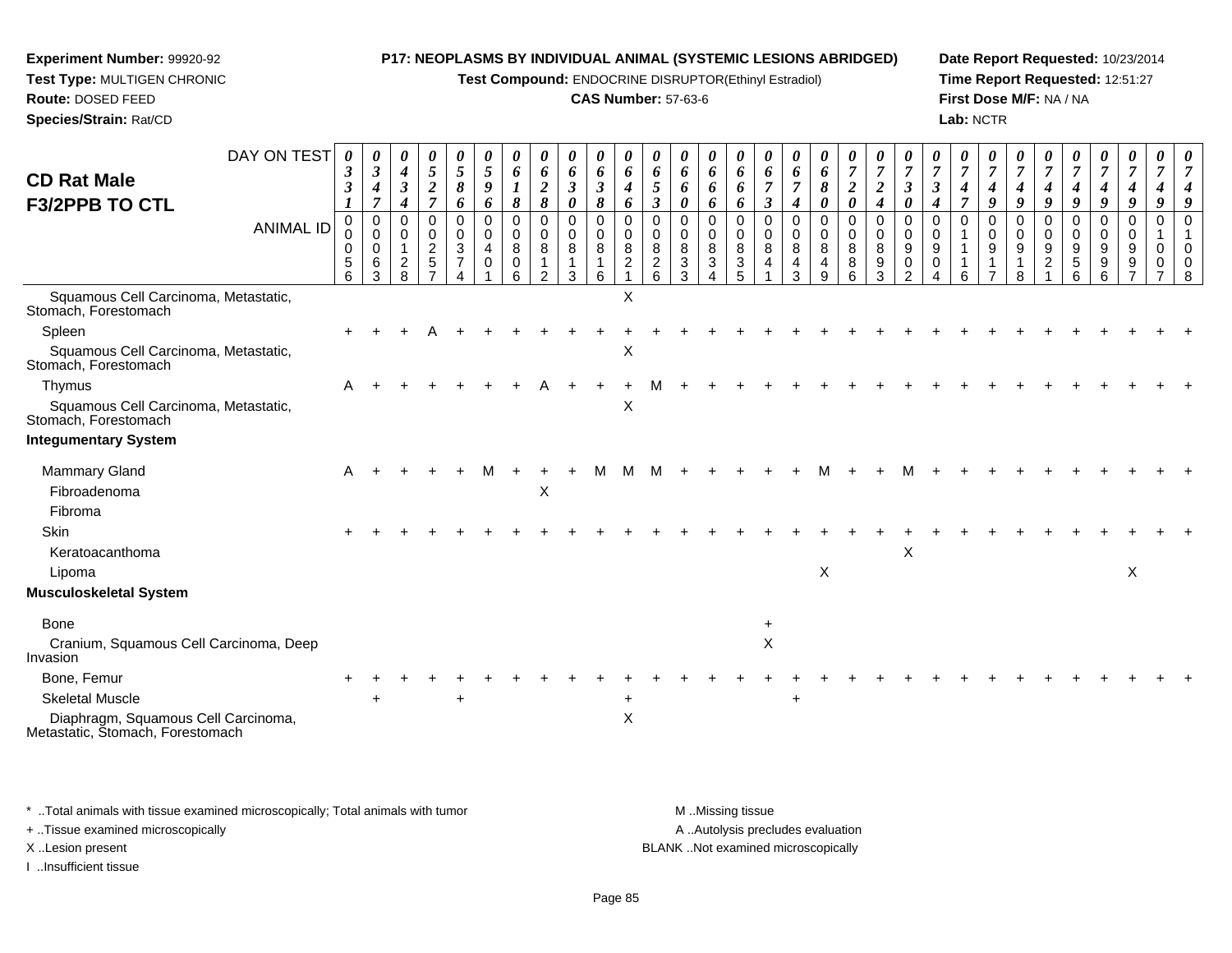**Experiment Number:** 99920-92
**Test Type:** MULTIGEN CHRONIC
**Route:** DOSED FEED
**Species/Strain:** Rat/CD

**P17: NEOPLASMS BY INDIVIDUAL ANIMAL (SYSTEMIC LESIONS ABRIDGED)**
**Test Compound:** ENDOCRINE DISRUPTOR(Ethinyl Estradiol)
**CAS Number:** 57-63-6

**Date Report Requested:** 10/23/2014
**Time Report Requested:** 12:51:27
**First Dose M/F:** NA / NA
**Lab:** NCTR

## CD Rat Male F3/2PPB TO CTL

| DAY ON TEST | 0331 | 0347 | 0434 | 0527 | 0586 | 0596 | 0618 | 0628 | 0630 | 0638 | 0646 | 0653 | 0660 | 0666 | 0666 | 0673 | 0674 | 0680 | 0720 | 0724 | 0730 | 0734 | 0747 | 0749 | 0749 | 0749 | 0749 | 0749 | 0749 | 0749 | 0749 |
|---|---|---|---|---|---|---|---|---|---|---|---|---|---|---|---|---|---|---|---|---|---|---|---|---|---|---|---|---|---|---|---|
| ANIMAL ID | 00056 | 00063 | 00128 | 00257 | 00374 | 00401 | 00806 | 00812 | 00813 | 00816 | 00821 | 00826 | 00833 | 00834 | 00835 | 00841 | 00843 | 00849 | 00886 | 00893 | 00902 | 00904 | 01116 | 00917 | 00918 | 00921 | 00956 | 00996 | 00997 | 01007 | 01008 |
| Squamous Cell Carcinoma, Metastatic, Stomach, Forestomach | | | | | | | | | | | X | | | | | | | | | | | | | | | | | | | | |
| Spleen | + | + | + | A | + | + | + | + | + | + | + | + | + | + | + | + | + | + | + | + | + | + | + | + | + | + | + | + | + | + | + |
| Squamous Cell Carcinoma, Metastatic, Stomach, Forestomach | | | | | | | | | | | X | | | | | | | | | | | | | | | | | | | | |
| Thymus | A | + | + | + | + | + | + | A | + | + | + | M | + | + | + | + | + | + | + | + | + | + | + | + | + | + | + | + | + | + | + |
| Squamous Cell Carcinoma, Metastatic, Stomach, Forestomach | | | | | | | | | | | X | | | | | | | | | | | | | | | | | | | | |
| **Integumentary System** | | | | | | | | | | | | | | | | | | | | | | | | | | | | | | | |
| Mammary Gland | A | + | + | + | + | M | + | + | + | M | M | M | + | + | + | + | + | M | + | + | M | + | + | + | + | + | + | + | + | + | + |
| Fibroadenoma | | | | | | | | X | | | | | | | | | | | | | | | | | | | | | | | |
| Fibroma | | | | | | | | | | | | | | | | | | | | | | | | | | | | | | | |
| Skin | + | + | + | + | + | + | + | + | + | + | + | + | + | + | + | + | + | + | + | + | + | + | + | + | + | + | + | + | + | + | + |
| Keratoacanthoma | | | | | | | | | | | | | | | | | | | | | X | | | | | | | | | | |
| Lipoma | | | | | | | | | | | | | | | | | | X | | | | | | | | | | | X | | |
| **Musculoskeletal System** | | | | | | | | | | | | | | | | | | | | | | | | | | | | | | | |
| Bone | | | | | | | | | | | | | | | | + | | | | | | | | | | | | | | | |
| Cranium, Squamous Cell Carcinoma, Deep Invasion | | | | | | | | | | | | | | | | X | | | | | | | | | | | | | | | |
| Bone, Femur | + | + | + | + | + | + | + | + | + | + | + | + | + | + | + | + | + | + | + | + | + | + | + | + | + | + | + | + | + | + | + |
| Skeletal Muscle | | + | | | + | | | | | | + | | | | | | + | | | | | | | | | | | | | | |
| Diaphragm, Squamous Cell Carcinoma, Metastatic, Stomach, Forestomach | | | | | | | | | | | X | | | | | | | | | | | | | | | | | | | | |

\* ..Total animals with tissue examined microscopically; Total animals with tumor
\+ ..Tissue examined microscopically
X ..Lesion present
I ..Insufficient tissue

M ..Missing tissue
A ..Autolysis precludes evaluation
BLANK ..Not examined microscopically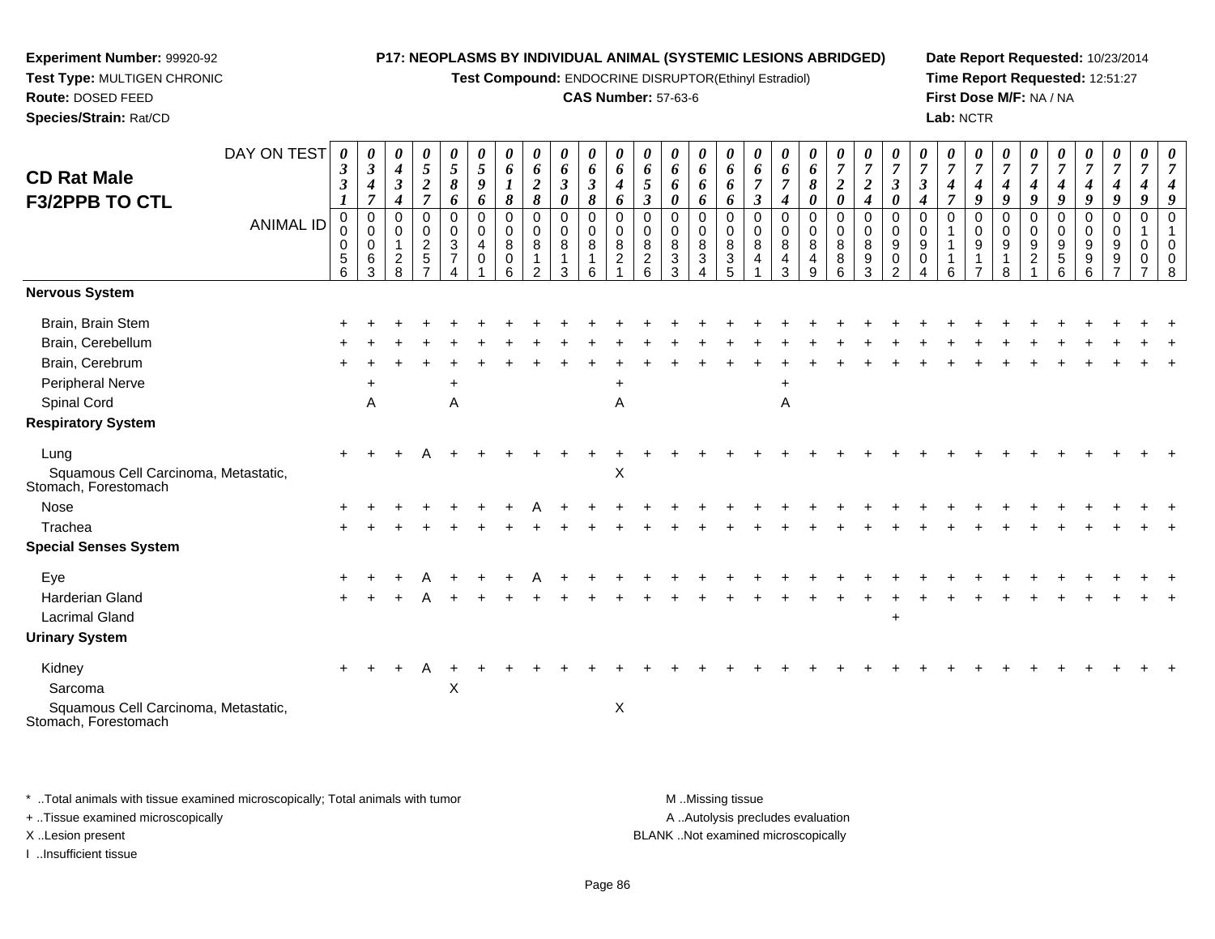**Experiment Number:** 99920-92
**Test Type:** MULTIGEN CHRONIC
**Route:** DOSED FEED
**Species/Strain:** Rat/CD

**P17: NEOPLASMS BY INDIVIDUAL ANIMAL (SYSTEMIC LESIONS ABRIDGED)**
**Test Compound:** ENDOCRINE DISRUPTOR(Ethinyl Estradiol)
**CAS Number:** 57-63-6

**Date Report Requested:** 10/23/2014
**Time Report Requested:** 12:51:27
**First Dose M/F:** NA / NA
**Lab:** NCTR

## CD Rat Male F3/2PPB TO CTL

| DAY ON TEST | 0331 | 0347 | 0434 | 0527 | 0586 | 0596 | 0618 | 0628 | 0630 | 0638 | 0646 | 0653 | 0660 | 0666 | 0666 | 0673 | 0674 | 0680 | 0720 | 0724 | 0730 | 0734 | 0747 | 0749 | 0749 | 0749 | 0749 | 0749 | 0749 | 0749 | 0749 |
|---|---|---|---|---|---|---|---|---|---|---|---|---|---|---|---|---|---|---|---|---|---|---|---|---|---|---|---|---|---|---|---|
| **ANIMAL ID** | 00056 | 00063 | 00128 | 00257 | 00374 | 00401 | 00806 | 00812 | 00813 | 00816 | 00821 | 00826 | 00833 | 00834 | 00835 | 00841 | 00843 | 00849 | 00886 | 00893 | 00902 | 00904 | 01116 | 00917 | 00918 | 00921 | 00956 | 00996 | 00997 | 01007 | 01008 |
| **Nervous System** | | | | | | | | | | | | | | | | | | | | | | | | | | | | | | | |
| Brain, Brain Stem | + | + | + | + | + | + | + | + | + | + | + | + | + | + | + | + | + | + | + | + | + | + | + | + | + | + | + | + | + | + | + |
| Brain, Cerebellum | + | + | + | + | + | + | + | + | + | + | + | + | + | + | + | + | + | + | + | + | + | + | + | + | + | + | + | + | + | + | + |
| Brain, Cerebrum | + | + | + | + | + | + | + | + | + | + | + | + | + | + | + | + | + | + | + | + | + | + | + | + | + | + | + | + | + | + | + |
| Peripheral Nerve | | + | | | + | | | | | | + | | | | | | + | | | | | | | | | | | | | | |
| Spinal Cord | | A | | | A | | | | | | A | | | | | | A | | | | | | | | | | | | | | |
| **Respiratory System** | | | | | | | | | | | | | | | | | | | | | | | | | | | | | | | |
| Lung | + | + | + | A | + | + | + | + | + | + | + | + | + | + | + | + | + | + | + | + | + | + | + | + | + | + | + | + | + | + | + |
| Squamous Cell Carcinoma, Metastatic, Stomach, Forestomach | | | | | | | | | | | X | | | | | | | | | | | | | | | | | | | | |
| Nose | + | + | + | + | + | + | + | A | + | + | + | + | + | + | + | + | + | + | + | + | + | + | + | + | + | + | + | + | + | + | + |
| Trachea | + | + | + | + | + | + | + | + | + | + | + | + | + | + | + | + | + | + | + | + | + | + | + | + | + | + | + | + | + | + | + |
| **Special Senses System** | | | | | | | | | | | | | | | | | | | | | | | | | | | | | | | |
| Eye | + | + | + | A | + | + | + | A | + | + | + | + | + | + | + | + | + | + | + | + | + | + | + | + | + | + | + | + | + | + | + |
| Harderian Gland | + | + | + | A | + | + | + | + | + | + | + | + | + | + | + | + | + | + | + | + | + | + | + | + | + | + | + | + | + | + | + |
| Lacrimal Gland | | | | | | | | | | | | | | | | | | | | | + | | | | | | | | | | |
| **Urinary System** | | | | | | | | | | | | | | | | | | | | | | | | | | | | | | | |
| Kidney | + | + | + | A | + | + | + | + | + | + | + | + | + | + | + | + | + | + | + | + | + | + | + | + | + | + | + | + | + | + | + |
| Sarcoma | | | | | X | | | | | | | | | | | | | | | | | | | | | | | | | | |
| Squamous Cell Carcinoma, Metastatic, Stomach, Forestomach | | | | | | | | | | | X | | | | | | | | | | | | | | | | | | | | |

* ..Total animals with tissue examined microscopically; Total animals with tumor
+ ..Tissue examined microscopically
X ..Lesion present
I ..Insufficient tissue

M ..Missing tissue
A ..Autolysis precludes evaluation
BLANK ..Not examined microscopically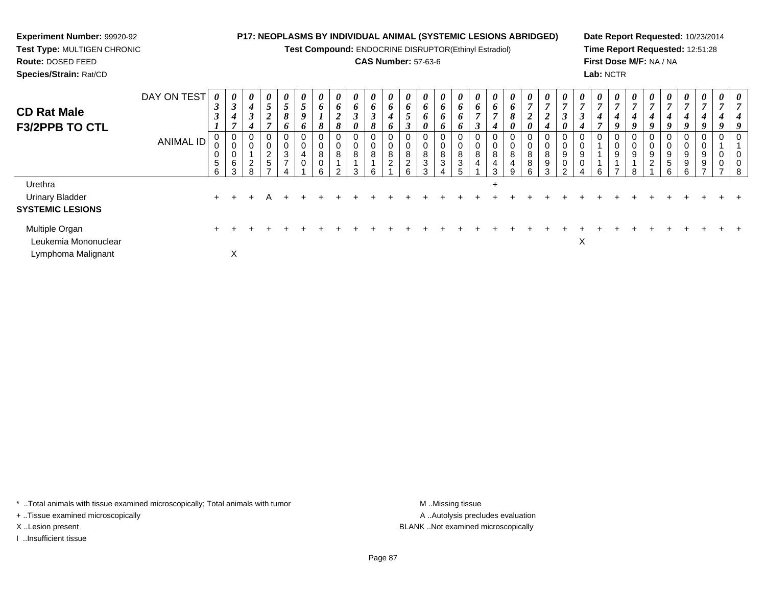**Experiment Number:** 99920-92
**Test Type:** MULTIGEN CHRONIC
**Route:** DOSED FEED
**Species/Strain:** Rat/CD

**P17: NEOPLASMS BY INDIVIDUAL ANIMAL (SYSTEMIC LESIONS ABRIDGED)**
**Test Compound:** ENDOCRINE DISRUPTOR(Ethinyl Estradiol)
**CAS Number:** 57-63-6

**Date Report Requested:** 10/23/2014
**Time Report Requested:** 12:51:28
**First Dose M/F:** NA / NA
**Lab:** NCTR

## CD Rat Male F3/2PPB TO CTL

| DAY ON TEST | 0331 | 0347 | 0434 | 0527 | 0586 | 0596 | 0618 | 0628 | 0630 | 0638 | 0646 | 0653 | 0660 | 0666 | 0666 | 0673 | 0674 | 0680 | 0720 | 0724 | 0730 | 0734 | 0747 | 0749 | 0749 | 0749 | 0749 | 0749 | 0749 | 0749 |
|---|---|---|---|---|---|---|---|---|---|---|---|---|---|---|---|---|---|---|---|---|---|---|---|---|---|---|---|---|---|---|
| **ANIMAL ID** | 00056 | 00063 | 00128 | 00257 | 00374 | 00401 | 00806 | 00812 | 00813 | 00816 | 00821 | 00826 | 00833 | 00834 | 00835 | 00841 | 00843 | 00849 | 00886 | 00893 | 00902 | 00904 | 01116 | 00917 | 00918 | 00921 | 00956 | 00996 | 00997 | 01007 |
| Urethra | | | | | | | | | | | | | | | | | + | | | | | | | | | | | | | |
| Urinary Bladder | + | + | + | A | + | + | + | + | + | + | + | + | + | + | + | + | + | + | + | + | + | + | + | + | + | + | + | + | + | + |
| **SYSTEMIC LESIONS** | | | | | | | | | | | | | | | | | | | | | | | | | | | | | | |
| Multiple Organ | + | + | + | + | + | + | + | + | + | + | + | + | + | + | + | + | + | + | + | + | + | + | + | + | + | + | + | + | + | + |
| Leukemia Mononuclear | | | | | | | | | | | | | | | | | | | | | | X | | | | | | | | |
| Lymphoma Malignant | | X | | | | | | | | | | | | | | | | | | | | | | | | | | | | |

Note: the final column has DAY ON TEST 0749 and ANIMAL ID 01008.

* ..Total animals with tissue examined microscopically; Total animals with tumor
+ ..Tissue examined microscopically
X ..Lesion present
I ..Insufficient tissue

M ..Missing tissue
A ..Autolysis precludes evaluation
BLANK ..Not examined microscopically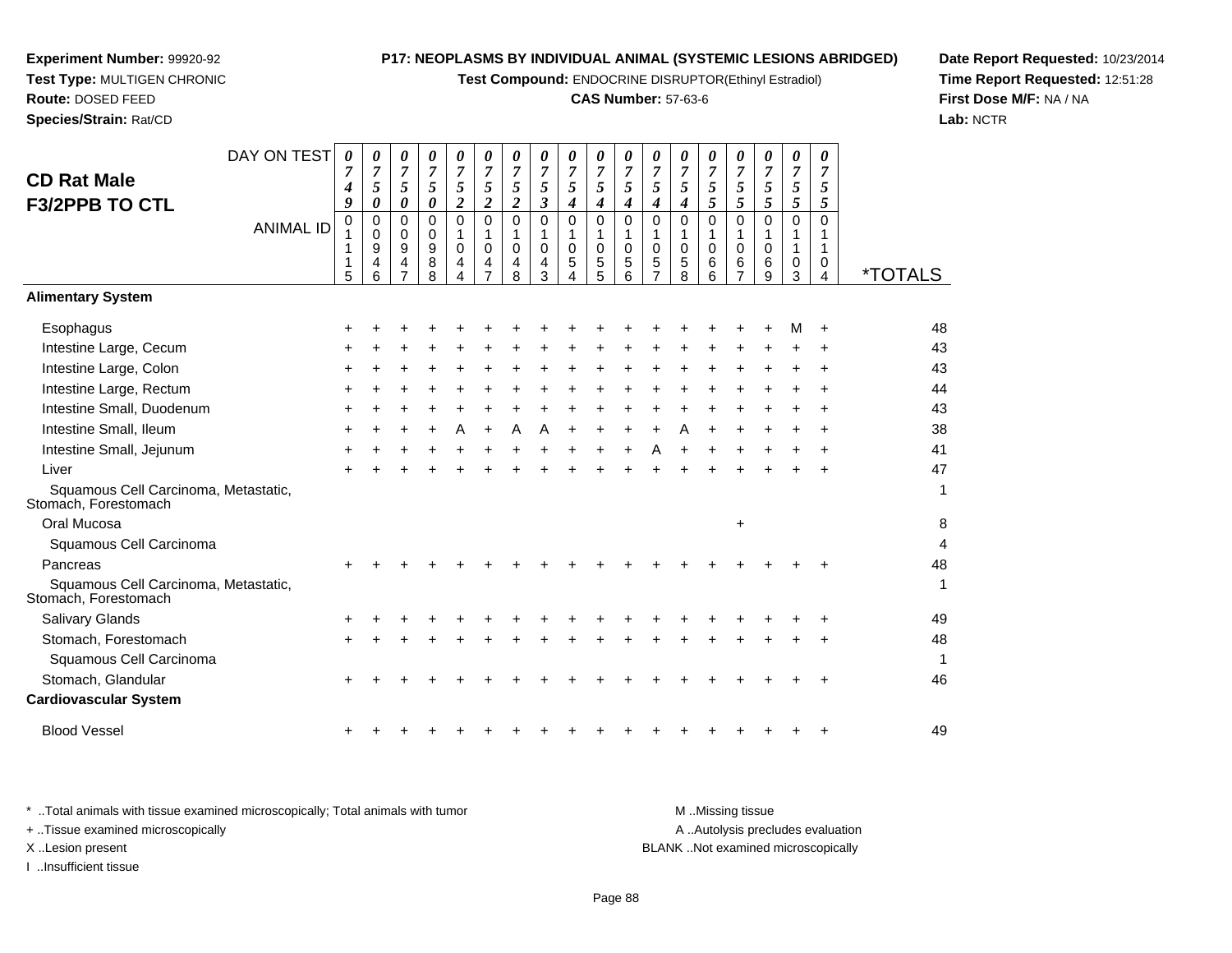**Experiment Number:** 99920-92
**Test Type:** MULTIGEN CHRONIC
**Route:** DOSED FEED
**Species/Strain:** Rat/CD

**P17: NEOPLASMS BY INDIVIDUAL ANIMAL (SYSTEMIC LESIONS ABRIDGED)**
**Test Compound:** ENDOCRINE DISRUPTOR(Ethinyl Estradiol)
**CAS Number:** 57-63-6

**Date Report Requested:** 10/23/2014
**Time Report Requested:** 12:51:28
**First Dose M/F:** NA / NA
**Lab:** NCTR

## CD Rat Male F3/2PPB TO CTL

| DAY ON TEST | 0749 | 0750 | 0750 | 0750 | 0752 | 0752 | 0752 | 0753 | 0754 | 0754 | 0754 | 0754 | 0754 | 0755 | 0755 | 0755 | 0755 | 0755 | |
|---|---|---|---|---|---|---|---|---|---|---|---|---|---|---|---|---|---|---|---|
| **ANIMAL ID** | 01115 | 00946 | 00947 | 00988 | 01044 | 01047 | 01048 | 01043 | 01054 | 01055 | 01056 | 01057 | 01058 | 01066 | 01067 | 01069 | 01103 | 01104 | ***TOTALS** |
| **Alimentary System** | | | | | | | | | | | | | | | | | | | |
| Esophagus | + | + | + | + | + | + | + | + | + | + | + | + | + | + | + | + | M | + | 48 |
| Intestine Large, Cecum | + | + | + | + | + | + | + | + | + | + | + | + | + | + | + | + | + | + | 43 |
| Intestine Large, Colon | + | + | + | + | + | + | + | + | + | + | + | + | + | + | + | + | + | + | 43 |
| Intestine Large, Rectum | + | + | + | + | + | + | + | + | + | + | + | + | + | + | + | + | + | + | 44 |
| Intestine Small, Duodenum | + | + | + | + | + | + | + | + | + | + | + | + | + | + | + | + | + | + | 43 |
| Intestine Small, Ileum | + | + | + | + | A | + | A | A | + | + | + | + | A | + | + | + | + | + | 38 |
| Intestine Small, Jejunum | + | + | + | + | + | + | + | + | + | + | + | A | + | + | + | + | + | + | 41 |
| Liver | + | + | + | + | + | + | + | + | + | + | + | + | + | + | + | + | + | + | 47 |
| Squamous Cell Carcinoma, Metastatic, Stomach, Forestomach | | | | | | | | | | | | | | | | | | | 1 |
| Oral Mucosa | | | | | | | | | | | | | | | + | | | | 8 |
| Squamous Cell Carcinoma | | | | | | | | | | | | | | | | | | | 4 |
| Pancreas | + | + | + | + | + | + | + | + | + | + | + | + | + | + | + | + | + | + | 48 |
| Squamous Cell Carcinoma, Metastatic, Stomach, Forestomach | | | | | | | | | | | | | | | | | | | 1 |
| Salivary Glands | + | + | + | + | + | + | + | + | + | + | + | + | + | + | + | + | + | + | 49 |
| Stomach, Forestomach | + | + | + | + | + | + | + | + | + | + | + | + | + | + | + | + | + | + | 48 |
| Squamous Cell Carcinoma | | | | | | | | | | | | | | | | | | | 1 |
| Stomach, Glandular | + | + | + | + | + | + | + | + | + | + | + | + | + | + | + | + | + | + | 46 |
| **Cardiovascular System** | | | | | | | | | | | | | | | | | | | |
| Blood Vessel | + | + | + | + | + | + | + | + | + | + | + | + | + | + | + | + | + | + | 49 |

\* ..Total animals with tissue examined microscopically; Total animals with tumor
\+ ..Tissue examined microscopically
X ..Lesion present
I ..Insufficient tissue

M ..Missing tissue
A ..Autolysis precludes evaluation
BLANK ..Not examined microscopically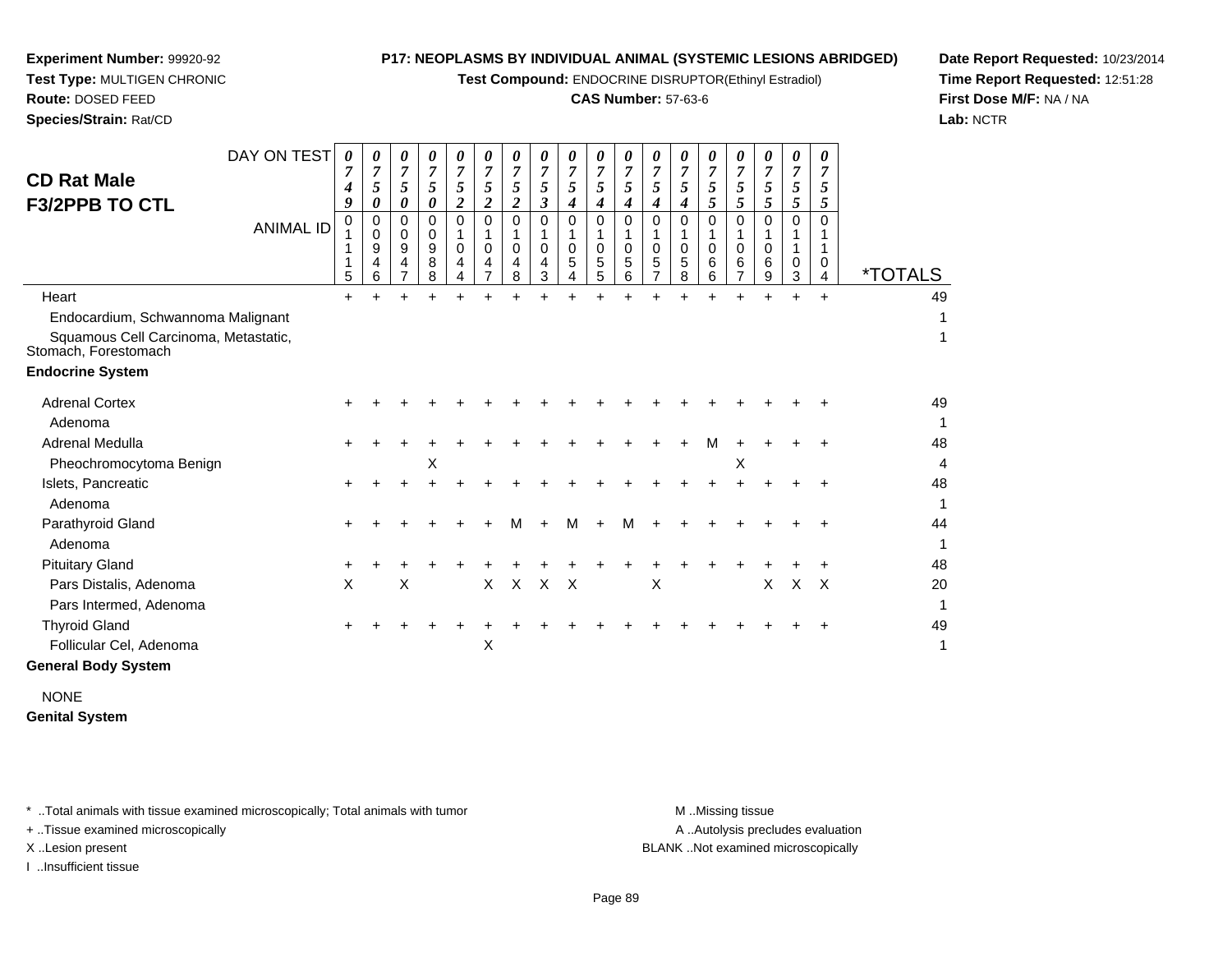**Experiment Number:** 99920-92
**Test Type:** MULTIGEN CHRONIC
**Route:** DOSED FEED
**Species/Strain:** Rat/CD

**P17: NEOPLASMS BY INDIVIDUAL ANIMAL (SYSTEMIC LESIONS ABRIDGED)**
**Test Compound:** ENDOCRINE DISRUPTOR(Ethinyl Estradiol)
**CAS Number:** 57-63-6

**Date Report Requested:** 10/23/2014
**Time Report Requested:** 12:51:28
**First Dose M/F:** NA / NA
**Lab:** NCTR

## CD Rat Male
## F3/2PPB TO CTL

| DAY ON TEST | 0749 | 0750 | 0750 | 0750 | 0752 | 0752 | 0752 | 0753 | 0754 | 0754 | 0754 | 0754 | 0754 | 0755 | 0755 | 0755 | 0755 | 0755 | |
|---|---|---|---|---|---|---|---|---|---|---|---|---|---|---|---|---|---|---|---|
| **ANIMAL ID** | 01115 | 00946 | 00947 | 00988 | 01044 | 01047 | 01048 | 01043 | 01054 | 01055 | 01056 | 01057 | 01058 | 01066 | 01067 | 01069 | 01103 | 01104 | ***TOTALS** |
| Heart | + | + | + | + | + | + | + | + | + | + | + | + | + | + | + | + | + | + | 49 |
| Endocardium, Schwannoma Malignant | | | | | | | | | | | | | | | | | | | 1 |
| Squamous Cell Carcinoma, Metastatic, Stomach, Forestomach | | | | | | | | | | | | | | | | | | | 1 |
| **Endocrine System** | | | | | | | | | | | | | | | | | | | |
| Adrenal Cortex | + | + | + | + | + | + | + | + | + | + | + | + | + | + | + | + | + | + | 49 |
| Adenoma | | | | | | | | | | | | | | | | | | | 1 |
| Adrenal Medulla | + | + | + | + | + | + | + | + | + | + | + | + | + | M | + | + | + | + | 48 |
| Pheochromocytoma Benign | | | | X | | | | | | | | | | | X | | | | 4 |
| Islets, Pancreatic | + | + | + | + | + | + | + | + | + | + | + | + | + | + | + | + | + | + | 48 |
| Adenoma | | | | | | | | | | | | | | | | | | | 1 |
| Parathyroid Gland | + | + | + | + | + | + | M | + | M | + | M | + | + | + | + | + | + | + | 44 |
| Adenoma | | | | | | | | | | | | | | | | | | | 1 |
| Pituitary Gland | + | + | + | + | + | + | + | + | + | + | + | + | + | + | + | + | + | + | 48 |
| Pars Distalis, Adenoma | X | | X | | | X | X | X | X | | | X | | | | X | X | X | 20 |
| Pars Intermed, Adenoma | | | | | | | | | | | | | | | | | | | 1 |
| Thyroid Gland | + | + | + | + | + | + | + | + | + | + | + | + | + | + | + | + | + | + | 49 |
| Follicular Cel, Adenoma | | | | | | X | | | | | | | | | | | | | 1 |
| **General Body System** | | | | | | | | | | | | | | | | | | | |
| NONE | | | | | | | | | | | | | | | | | | | |
| **Genital System** | | | | | | | | | | | | | | | | | | | |

\* ..Total animals with tissue examined microscopically; Total animals with tumor
+ ..Tissue examined microscopically
X ..Lesion present
I ..Insufficient tissue

M ..Missing tissue
A ..Autolysis precludes evaluation
BLANK ..Not examined microscopically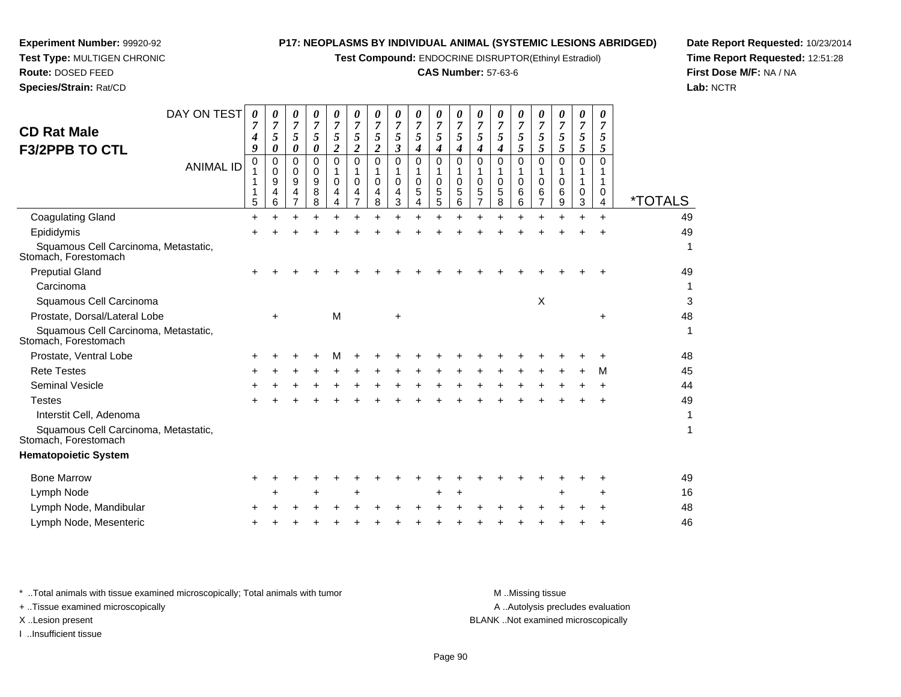**Experiment Number:** 99920-92
**Test Type:** MULTIGEN CHRONIC
**Route:** DOSED FEED
**Species/Strain:** Rat/CD

**P17: NEOPLASMS BY INDIVIDUAL ANIMAL (SYSTEMIC LESIONS ABRIDGED)**
**Test Compound:** ENDOCRINE DISRUPTOR(Ethinyl Estradiol)
**CAS Number:** 57-63-6

**Date Report Requested:** 10/23/2014
**Time Report Requested:** 12:51:28
**First Dose M/F:** NA / NA
**Lab:** NCTR

## CD Rat Male F3/2PPB TO CTL

| DAY ON TEST | 0749 | 0750 | 0750 | 0750 | 0752 | 0752 | 0752 | 0753 | 0754 | 0754 | 0754 | 0754 | 0754 | 0755 | 0755 | 0755 | 0755 | 0755 | |
|---|---|---|---|---|---|---|---|---|---|---|---|---|---|---|---|---|---|---|---|
| **ANIMAL ID** | 01115 | 00946 | 00947 | 00988 | 01044 | 01047 | 01048 | 01043 | 01054 | 01055 | 01056 | 01057 | 01058 | 01066 | 01067 | 01069 | 01103 | 01104 | ***TOTALS** |
| Coagulating Gland | + | + | + | + | + | + | + | + | + | + | + | + | + | + | + | + | + | + | 49 |
| Epididymis | + | + | + | + | + | + | + | + | + | + | + | + | + | + | + | + | + | + | 49 |
| Squamous Cell Carcinoma, Metastatic, Stomach, Forestomach | | | | | | | | | | | | | | | | | | | 1 |
| Preputial Gland | + | + | + | + | + | + | + | + | + | + | + | + | + | + | + | + | + | + | 49 |
| Carcinoma | | | | | | | | | | | | | | | | | | | 1 |
| Squamous Cell Carcinoma | | | | | | | | | | | | | | | X | | | | 3 |
| Prostate, Dorsal/Lateral Lobe | | + | | | M | | | + | | | | | | | | | | + | 48 |
| Squamous Cell Carcinoma, Metastatic, Stomach, Forestomach | | | | | | | | | | | | | | | | | | | 1 |
| Prostate, Ventral Lobe | + | + | + | + | M | + | + | + | + | + | + | + | + | + | + | + | + | + | 48 |
| Rete Testes | + | + | + | + | + | + | + | + | + | + | + | + | + | + | + | + | + | M | 45 |
| Seminal Vesicle | + | + | + | + | + | + | + | + | + | + | + | + | + | + | + | + | + | + | 44 |
| Testes | + | + | + | + | + | + | + | + | + | + | + | + | + | + | + | + | + | + | 49 |
| Interstit Cell, Adenoma | | | | | | | | | | | | | | | | | | | 1 |
| Squamous Cell Carcinoma, Metastatic, Stomach, Forestomach | | | | | | | | | | | | | | | | | | | 1 |
| **Hematopoietic System** | | | | | | | | | | | | | | | | | | | |
| Bone Marrow | + | + | + | + | + | + | + | + | + | + | + | + | + | + | + | + | + | + | 49 |
| Lymph Node | | + | | + | | + | | | | + | + | | | | | + | | + | 16 |
| Lymph Node, Mandibular | + | + | + | + | + | + | + | + | + | + | + | + | + | + | + | + | + | + | 48 |
| Lymph Node, Mesenteric | + | + | + | + | + | + | + | + | + | + | + | + | + | + | + | + | + | + | 46 |

\* ..Total animals with tissue examined microscopically; Total animals with tumor
+ ..Tissue examined microscopically
X ..Lesion present
I ..Insufficient tissue

M ..Missing tissue
A ..Autolysis precludes evaluation
BLANK ..Not examined microscopically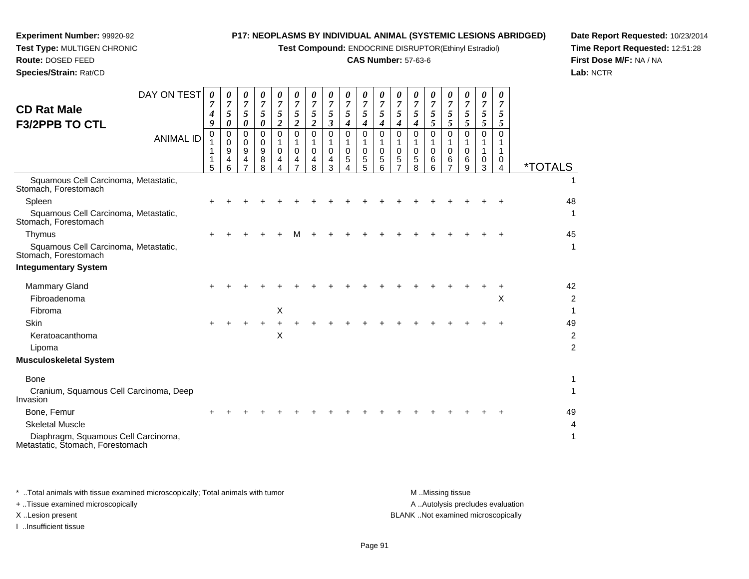**Experiment Number:** 99920-92
**Test Type:** MULTIGEN CHRONIC
**Route:** DOSED FEED
**Species/Strain:** Rat/CD

**P17: NEOPLASMS BY INDIVIDUAL ANIMAL (SYSTEMIC LESIONS ABRIDGED)**
**Test Compound:** ENDOCRINE DISRUPTOR(Ethinyl Estradiol)
**CAS Number:** 57-63-6

**Date Report Requested:** 10/23/2014
**Time Report Requested:** 12:51:28
**First Dose M/F:** NA / NA
**Lab:** NCTR

## CD Rat Male F3/2PPB TO CTL

| DAY ON TEST | 0749 | 0750 | 0750 | 0750 | 0752 | 0752 | 0752 | 0753 | 0754 | 0754 | 0754 | 0754 | 0754 | 0755 | 0755 | 0755 | 0755 | 0755 | |
|---|---|---|---|---|---|---|---|---|---|---|---|---|---|---|---|---|---|---|---|
| **ANIMAL ID** | 01115 | 00946 | 00947 | 00988 | 01044 | 01047 | 01048 | 01043 | 01054 | 01055 | 01056 | 01057 | 01058 | 01066 | 01067 | 01069 | 01103 | 01104 | ***TOTALS** |
| Squamous Cell Carcinoma, Metastatic, Stomach, Forestomach | | | | | | | | | | | | | | | | | | | 1 |
| Spleen | + | + | + | + | + | + | + | + | + | + | + | + | + | + | + | + | + | + | 48 |
| Squamous Cell Carcinoma, Metastatic, Stomach, Forestomach | | | | | | | | | | | | | | | | | | | 1 |
| Thymus | + | + | + | + | + | M | + | + | + | + | + | + | + | + | + | + | + | + | 45 |
| Squamous Cell Carcinoma, Metastatic, Stomach, Forestomach | | | | | | | | | | | | | | | | | | | 1 |
| **Integumentary System** | | | | | | | | | | | | | | | | | | | |
| Mammary Gland | + | + | + | + | + | + | + | + | + | + | + | + | + | + | + | + | + | + | 42 |
| Fibroadenoma | | | | | | | | | | | | | | | | | | X | 2 |
| Fibroma | | | | | X | | | | | | | | | | | | | | 1 |
| Skin | + | + | + | + | + | + | + | + | + | + | + | + | + | + | + | + | + | + | 49 |
| Keratoacanthoma | | | | | X | | | | | | | | | | | | | | 2 |
| Lipoma | | | | | | | | | | | | | | | | | | | 2 |
| **Musculoskeletal System** | | | | | | | | | | | | | | | | | | | |
| Bone | | | | | | | | | | | | | | | | | | | 1 |
| Cranium, Squamous Cell Carcinoma, Deep Invasion | | | | | | | | | | | | | | | | | | | 1 |
| Bone, Femur | + | + | + | + | + | + | + | + | + | + | + | + | + | + | + | + | + | + | 49 |
| Skeletal Muscle | | | | | | | | | | | | | | | | | | | 4 |
| Diaphragm, Squamous Cell Carcinoma, Metastatic, Stomach, Forestomach | | | | | | | | | | | | | | | | | | | 1 |

\* ..Total animals with tissue examined microscopically; Total animals with tumor
\+ ..Tissue examined microscopically
X ..Lesion present
I ..Insufficient tissue

M ..Missing tissue
A ..Autolysis precludes evaluation
BLANK ..Not examined microscopically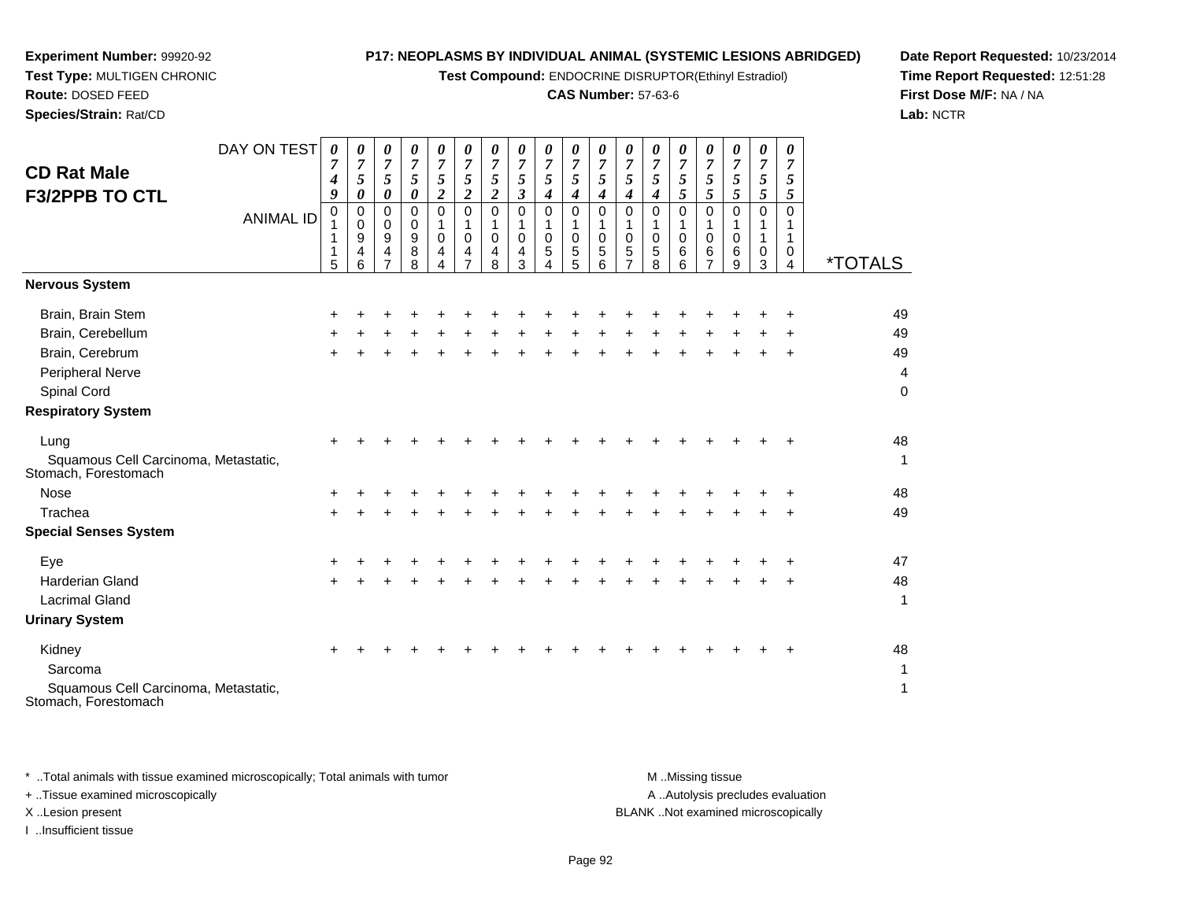**Experiment Number:** 99920-92
**Test Type:** MULTIGEN CHRONIC
**Route:** DOSED FEED
**Species/Strain:** Rat/CD

**P17: NEOPLASMS BY INDIVIDUAL ANIMAL (SYSTEMIC LESIONS ABRIDGED)**
**Test Compound:** ENDOCRINE DISRUPTOR(Ethinyl Estradiol)
**CAS Number:** 57-63-6

**Date Report Requested:** 10/23/2014
**Time Report Requested:** 12:51:28
**First Dose M/F:** NA / NA
**Lab:** NCTR

## CD Rat Male F3/2PPB TO CTL

| DAY ON TEST | 0749 | 0750 | 0750 | 0750 | 0752 | 0752 | 0752 | 0753 | 0754 | 0754 | 0754 | 0754 | 0754 | 0755 | 0755 | 0755 | 0755 | 0755 | |
|---|---|---|---|---|---|---|---|---|---|---|---|---|---|---|---|---|---|---|---|
| **ANIMAL ID** | 01115 | 00946 | 00947 | 00988 | 01044 | 01047 | 01048 | 01043 | 01054 | 01055 | 01056 | 01057 | 01058 | 01066 | 01067 | 01069 | 01103 | 01104 | ***TOTALS** |
| **Nervous System** | | | | | | | | | | | | | | | | | | | |
| Brain, Brain Stem | + | + | + | + | + | + | + | + | + | + | + | + | + | + | + | + | + | + | 49 |
| Brain, Cerebellum | + | + | + | + | + | + | + | + | + | + | + | + | + | + | + | + | + | + | 49 |
| Brain, Cerebrum | + | + | + | + | + | + | + | + | + | + | + | + | + | + | + | + | + | + | 49 |
| Peripheral Nerve | | | | | | | | | | | | | | | | | | | 4 |
| Spinal Cord | | | | | | | | | | | | | | | | | | | 0 |
| **Respiratory System** | | | | | | | | | | | | | | | | | | | |
| Lung | + | + | + | + | + | + | + | + | + | + | + | + | + | + | + | + | + | + | 48 |
| Squamous Cell Carcinoma, Metastatic, Stomach, Forestomach | | | | | | | | | | | | | | | | | | | 1 |
| Nose | + | + | + | + | + | + | + | + | + | + | + | + | + | + | + | + | + | + | 48 |
| Trachea | + | + | + | + | + | + | + | + | + | + | + | + | + | + | + | + | + | + | 49 |
| **Special Senses System** | | | | | | | | | | | | | | | | | | | |
| Eye | + | + | + | + | + | + | + | + | + | + | + | + | + | + | + | + | + | + | 47 |
| Harderian Gland | + | + | + | + | + | + | + | + | + | + | + | + | + | + | + | + | + | + | 48 |
| Lacrimal Gland | | | | | | | | | | | | | | | | | | | 1 |
| **Urinary System** | | | | | | | | | | | | | | | | | | | |
| Kidney | + | + | + | + | + | + | + | + | + | + | + | + | + | + | + | + | + | + | 48 |
| Sarcoma | | | | | | | | | | | | | | | | | | | 1 |
| Squamous Cell Carcinoma, Metastatic, Stomach, Forestomach | | | | | | | | | | | | | | | | | | | 1 |

* ..Total animals with tissue examined microscopically; Total animals with tumor
+ ..Tissue examined microscopically
X ..Lesion present
I ..Insufficient tissue

M ..Missing tissue
A ..Autolysis precludes evaluation
BLANK ..Not examined microscopically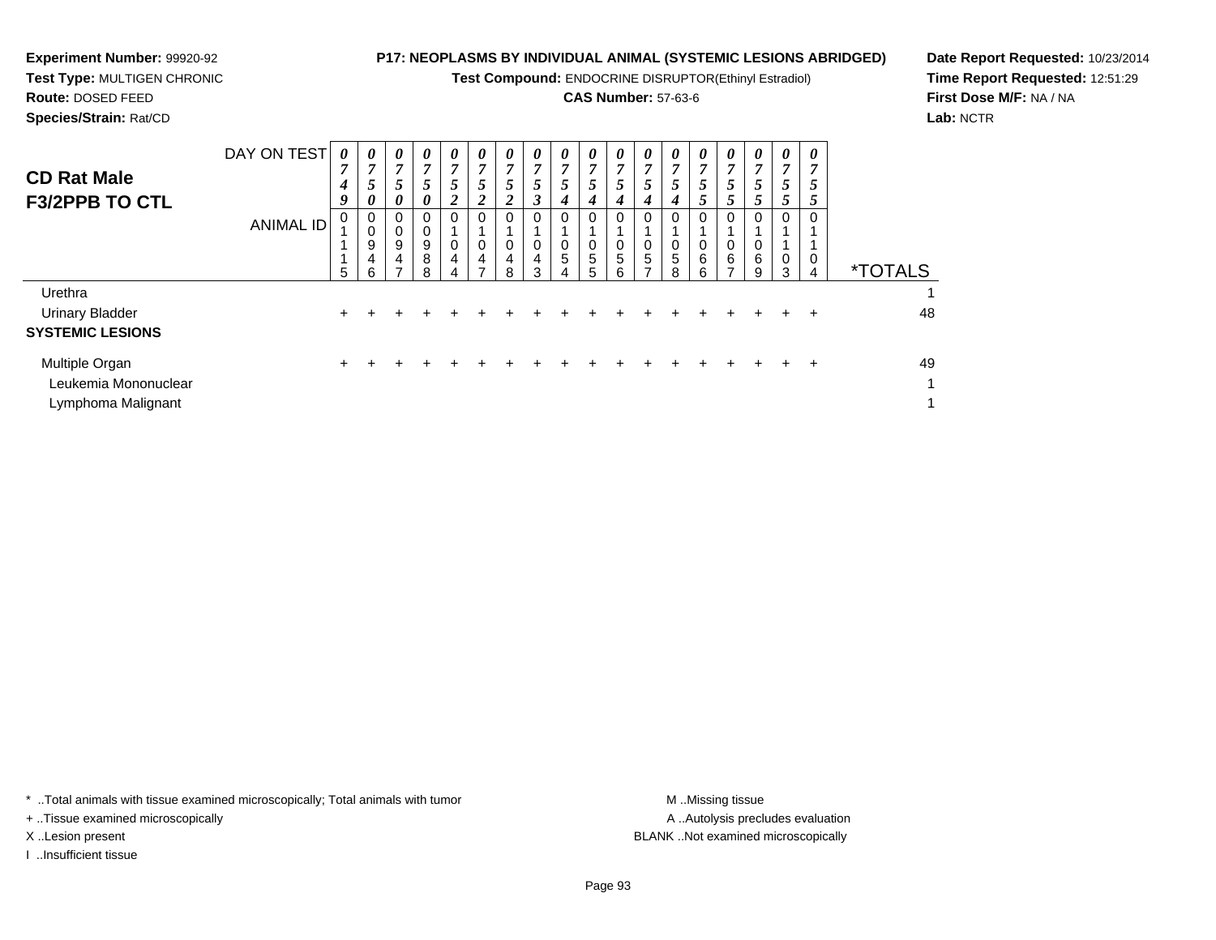**Experiment Number:** 99920-92
**Test Type:** MULTIGEN CHRONIC
**Route:** DOSED FEED
**Species/Strain:** Rat/CD

**P17: NEOPLASMS BY INDIVIDUAL ANIMAL (SYSTEMIC LESIONS ABRIDGED)**
**Test Compound:** ENDOCRINE DISRUPTOR(Ethinyl Estradiol)
**CAS Number:** 57-63-6

**Date Report Requested:** 10/23/2014
**Time Report Requested:** 12:51:29
**First Dose M/F:** NA / NA
**Lab:** NCTR

## CD Rat Male F3/2PPB TO CTL

| DAY ON TEST | 0749 | 0750 | 0750 | 0750 | 0752 | 0752 | 0752 | 0753 | 0754 | 0754 | 0754 | 0754 | 0754 | 0755 | 0755 | 0755 | 0755 | 0755 | |
|---|---|---|---|---|---|---|---|---|---|---|---|---|---|---|---|---|---|---|---|
| **ANIMAL ID** | 01115 | 00946 | 00947 | 00988 | 01044 | 01047 | 01048 | 01043 | 01054 | 01055 | 01056 | 01057 | 01058 | 01066 | 01067 | 01069 | 01103 | 01104 | ***TOTALS** |
| Urethra | | | | | | | | | | | | | | | | | | | 1 |
| Urinary Bladder | + | + | + | + | + | + | + | + | + | + | + | + | + | + | + | + | + | + | 48 |
| **SYSTEMIC LESIONS** | | | | | | | | | | | | | | | | | | | |
| Multiple Organ | + | + | + | + | + | + | + | + | + | + | + | + | + | + | + | + | + | + | 49 |
| Leukemia Mononuclear | | | | | | | | | | | | | | | | | | | 1 |
| Lymphoma Malignant | | | | | | | | | | | | | | | | | | | 1 |

\* ..Total animals with tissue examined microscopically; Total animals with tumor
\+ ..Tissue examined microscopically
X ..Lesion present
I ..Insufficient tissue

M ..Missing tissue
A ..Autolysis precludes evaluation
BLANK ..Not examined microscopically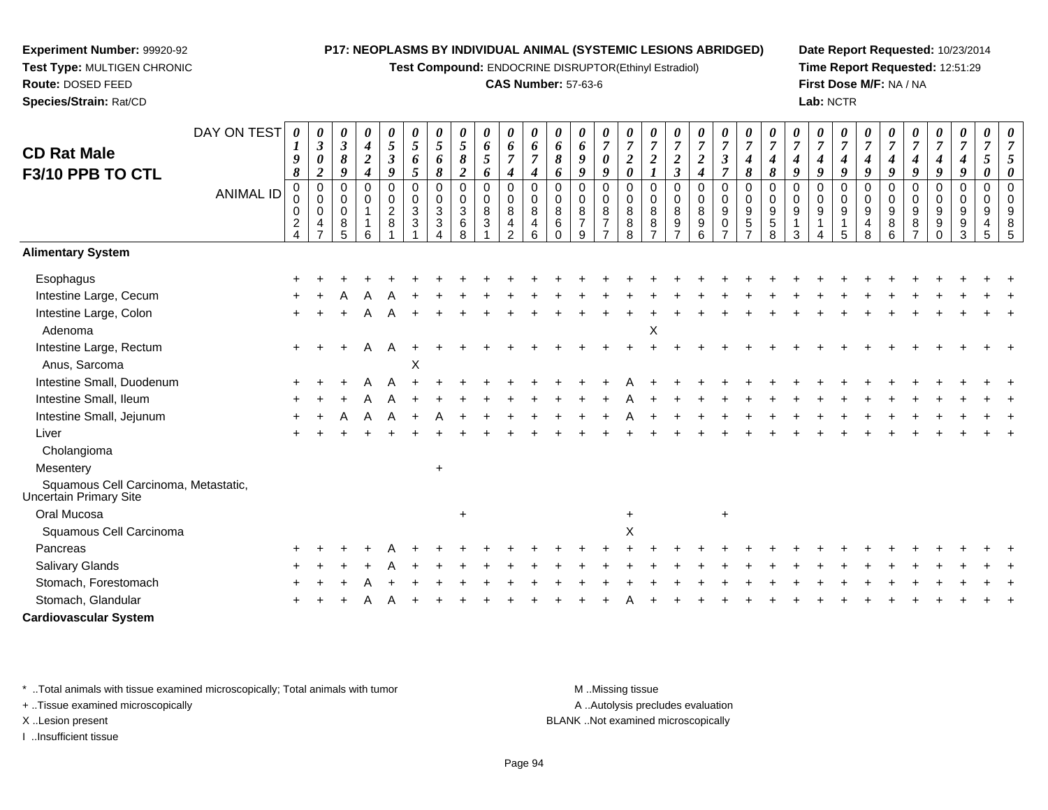**Experiment Number:** 99920-92
**Test Type:** MULTIGEN CHRONIC
**Route:** DOSED FEED
**Species/Strain:** Rat/CD

**P17: NEOPLASMS BY INDIVIDUAL ANIMAL (SYSTEMIC LESIONS ABRIDGED)**
**Test Compound:** ENDOCRINE DISRUPTOR(Ethinyl Estradiol)
**CAS Number:** 57-63-6

**Date Report Requested:** 10/23/2014
**Time Report Requested:** 12:51:29
**First Dose M/F:** NA / NA
**Lab:** NCTR

# CD Rat Male
# F3/10 PPB TO CTL

| DAY ON TEST | 0198 | 0302 | 0389 | 0424 | 0539 | 0565 | 0568 | 0582 | 0656 | 0674 | 0674 | 0686 | 0699 | 0709 | 0720 | 0721 | 0723 | 0724 | 0737 | 0748 | 0748 | 0749 | 0749 | 0749 | 0749 | 0749 | 0749 | 0749 | 0749 | 0750 | 0750 |
|---|---|---|---|---|---|---|---|---|---|---|---|---|---|---|---|---|---|---|---|---|---|---|---|---|---|---|---|---|---|---|---|
| **ANIMAL ID** | 00024 | 00047 | 00085 | 00116 | 00281 | 00331 | 00334 | 00368 | 00831 | 00842 | 00846 | 00860 | 00879 | 00877 | 00888 | 00887 | 00897 | 00896 | 00907 | 00957 | 00958 | 00913 | 00914 | 00915 | 00948 | 00986 | 00987 | 00990 | 00993 | 00945 | 00985 |
| **Alimentary System** | | | | | | | | | | | | | | | | | | | | | | | | | | | | | | | |
| Esophagus | + | + | + | + | + | + | + | + | + | + | + | + | + | + | + | + | + | + | + | + | + | + | + | + | + | + | + | + | + | + | + |
| Intestine Large, Cecum | + | + | A | A | A | + | + | + | + | + | + | + | + | + | + | + | + | + | + | + | + | + | + | + | + | + | + | + | + | + | + |
| Intestine Large, Colon | + | + | + | A | A | + | + | + | + | + | + | + | + | + | + | + | + | + | + | + | + | + | + | + | + | + | + | + | + | + | + |
| Adenoma | | | | | | | | | | | | | | | | X | | | | | | | | | | | | | | | |
| Intestine Large, Rectum | + | + | + | A | A | + | + | + | + | + | + | + | + | + | + | + | + | + | + | + | + | + | + | + | + | + | + | + | + | + | + |
| Anus, Sarcoma | | | | | | X | | | | | | | | | | | | | | | | | | | | | | | | | |
| Intestine Small, Duodenum | + | + | + | A | A | + | + | + | + | + | + | + | + | + | A | + | + | + | + | + | + | + | + | + | + | + | + | + | + | + | + |
| Intestine Small, Ileum | + | + | + | A | A | + | + | + | + | + | + | + | + | + | A | + | + | + | + | + | + | + | + | + | + | + | + | + | + | + | + |
| Intestine Small, Jejunum | + | + | A | A | A | + | A | + | + | + | + | + | + | + | A | + | + | + | + | + | + | + | + | + | + | + | + | + | + | + | + |
| Liver | + | + | + | + | + | + | + | + | + | + | + | + | + | + | + | + | + | + | + | + | + | + | + | + | + | + | + | + | + | + | + |
| Cholangioma | | | | | | | | | | | | | | | | | | | | | | | | | | | | | | | |
| Mesentery | | | | | | | + | | | | | | | | | | | | | | | | | | | | | | | | |
| Squamous Cell Carcinoma, Metastatic, Uncertain Primary Site | | | | | | | | | | | | | | | | | | | | | | | | | | | | | | | |
| Oral Mucosa | | | | | | | | + | | | | | | | + | | | | + | | | | | | | | | | | | |
| Squamous Cell Carcinoma | | | | | | | | | | | | | | | X | | | | | | | | | | | | | | | | |
| Pancreas | + | + | + | + | A | + | + | + | + | + | + | + | + | + | + | + | + | + | + | + | + | + | + | + | + | + | + | + | + | + | + |
| Salivary Glands | + | + | + | + | A | + | + | + | + | + | + | + | + | + | + | + | + | + | + | + | + | + | + | + | + | + | + | + | + | + | + |
| Stomach, Forestomach | + | + | + | A | + | + | + | + | + | + | + | + | + | + | + | + | + | + | + | + | + | + | + | + | + | + | + | + | + | + | + |
| Stomach, Glandular | + | + | + | A | A | + | + | + | + | + | + | + | + | + | A | + | + | + | + | + | + | + | + | + | + | + | + | + | + | + | + |
| **Cardiovascular System** | | | | | | | | | | | | | | | | | | | | | | | | | | | | | | | |

\* ..Total animals with tissue examined microscopically; Total animals with tumor
\+ ..Tissue examined microscopically
X ..Lesion present
I ..Insufficient tissue

M ..Missing tissue
A ..Autolysis precludes evaluation
BLANK ..Not examined microscopically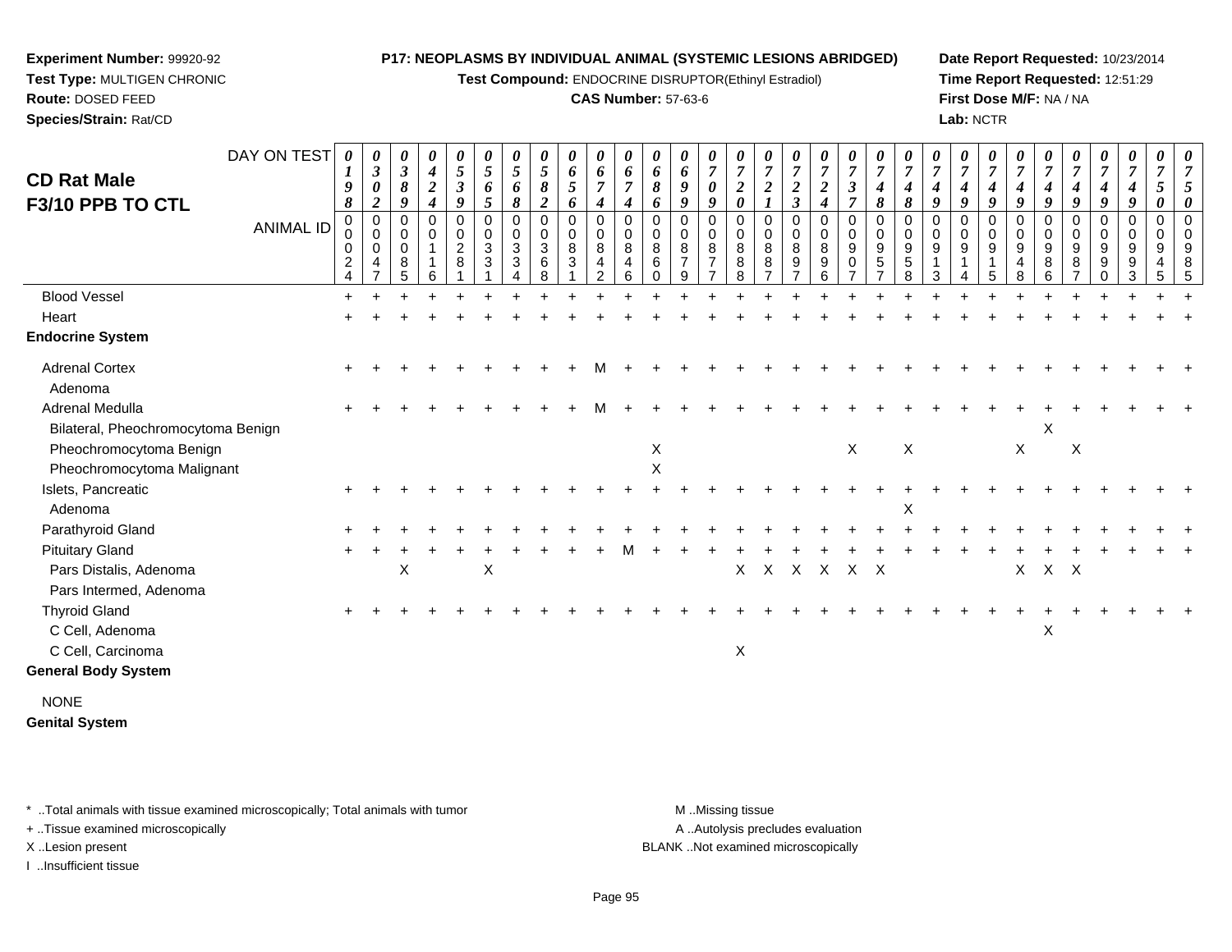**Experiment Number:** 99920-92
**Test Type:** MULTIGEN CHRONIC
**Route:** DOSED FEED
**Species/Strain:** Rat/CD

**P17: NEOPLASMS BY INDIVIDUAL ANIMAL (SYSTEMIC LESIONS ABRIDGED)**
**Test Compound:** ENDOCRINE DISRUPTOR(Ethinyl Estradiol)
**CAS Number:** 57-63-6

**Date Report Requested:** 10/23/2014
**Time Report Requested:** 12:51:29
**First Dose M/F:** NA / NA
**Lab:** NCTR

## CD Rat Male F3/10 PPB TO CTL

| DAY ON TEST | 0198 | 0302 | 0389 | 0424 | 0539 | 0565 | 0568 | 0582 | 0656 | 0674 | 0674 | 0686 | 0699 | 0709 | 0720 | 0721 | 0723 | 0724 | 0737 | 0748 | 0748 | 0749 | 0749 | 0749 | 0749 | 0749 | 0749 | 0749 | 0749 | 0750 | 0750 |
|---|---|---|---|---|---|---|---|---|---|---|---|---|---|---|---|---|---|---|---|---|---|---|---|---|---|---|---|---|---|---|---|
| **ANIMAL ID** | 0024 | 0047 | 0085 | 0116 | 0281 | 0331 | 0334 | 0368 | 0831 | 0842 | 0846 | 0860 | 0879 | 0877 | 0888 | 0887 | 0897 | 0896 | 0907 | 0957 | 0958 | 0913 | 0914 | 0915 | 0948 | 0986 | 0987 | 0990 | 0993 | 0945 | 0985 |
| Blood Vessel | + | + | + | + | + | + | + | + | + | + | + | + | + | + | + | + | + | + | + | + | + | + | + | + | + | + | + | + | + | + | + |
| Heart | + | + | + | + | + | + | + | + | + | + | + | + | + | + | + | + | + | + | + | + | + | + | + | + | + | + | + | + | + | + | + |
| **Endocrine System** | | | | | | | | | | | | | | | | | | | | | | | | | | | | | | | |
| Adrenal Cortex | + | + | + | + | + | + | + | + | + | M | + | + | + | + | + | + | + | + | + | + | + | + | + | + | + | + | + | + | + | + | + |
| Adenoma | | | | | | | | | | | | | | | | | | | | | | | | | | | | | | | |
| Adrenal Medulla | + | + | + | + | + | + | + | + | + | M | + | + | + | + | + | + | + | + | + | + | + | + | + | + | + | + | + | + | + | + | + |
| Bilateral, Pheochromocytoma Benign | | | | | | | | | | | | | | | | | | | | | | | | | | X | | | | | |
| Pheochromocytoma Benign | | | | | | | | | | | | X | | | | | | | X | | X | | | | X | | X | | | | |
| Pheochromocytoma Malignant | | | | | | | | | | | | X | | | | | | | | | | | | | | | | | | | |
| Islets, Pancreatic | + | + | + | + | + | + | + | + | + | + | + | + | + | + | + | + | + | + | + | + | + | + | + | + | + | + | + | + | + | + | + |
| Adenoma | | | | | | | | | | | | | | | | | | | | | X | | | | | | | | | | |
| Parathyroid Gland | + | + | + | + | + | + | + | + | + | + | + | + | + | + | + | + | + | + | + | + | + | + | + | + | + | + | + | + | + | + | + |
| Pituitary Gland | + | + | + | + | + | + | + | + | + | + | M | + | + | + | + | + | + | + | + | + | + | + | + | + | + | + | + | + | + | + | + |
| Pars Distalis, Adenoma | | | X | | | X | | | | | | | | | X | X | X | X | X | X | | | | | X | X | X | | | | |
| Pars Intermed, Adenoma | | | | | | | | | | | | | | | | | | | | | | | | | | | | | | | |
| Thyroid Gland | + | + | + | + | + | + | + | + | + | + | + | + | + | + | + | + | + | + | + | + | + | + | + | + | + | + | + | + | + | + | + |
| C Cell, Adenoma | | | | | | | | | | | | | | | | | | | | | | | | | | X | | | | | |
| C Cell, Carcinoma | | | | | | | | | | | | | | | X | | | | | | | | | | | | | | | | |
| **General Body System** | | | | | | | | | | | | | | | | | | | | | | | | | | | | | | | |
| NONE | | | | | | | | | | | | | | | | | | | | | | | | | | | | | | | |
| **Genital System** | | | | | | | | | | | | | | | | | | | | | | | | | | | | | | | |

\* ..Total animals with tissue examined microscopically; Total animals with tumor
\+ ..Tissue examined microscopically
X ..Lesion present
I ..Insufficient tissue

M ..Missing tissue
A ..Autolysis precludes evaluation
BLANK ..Not examined microscopically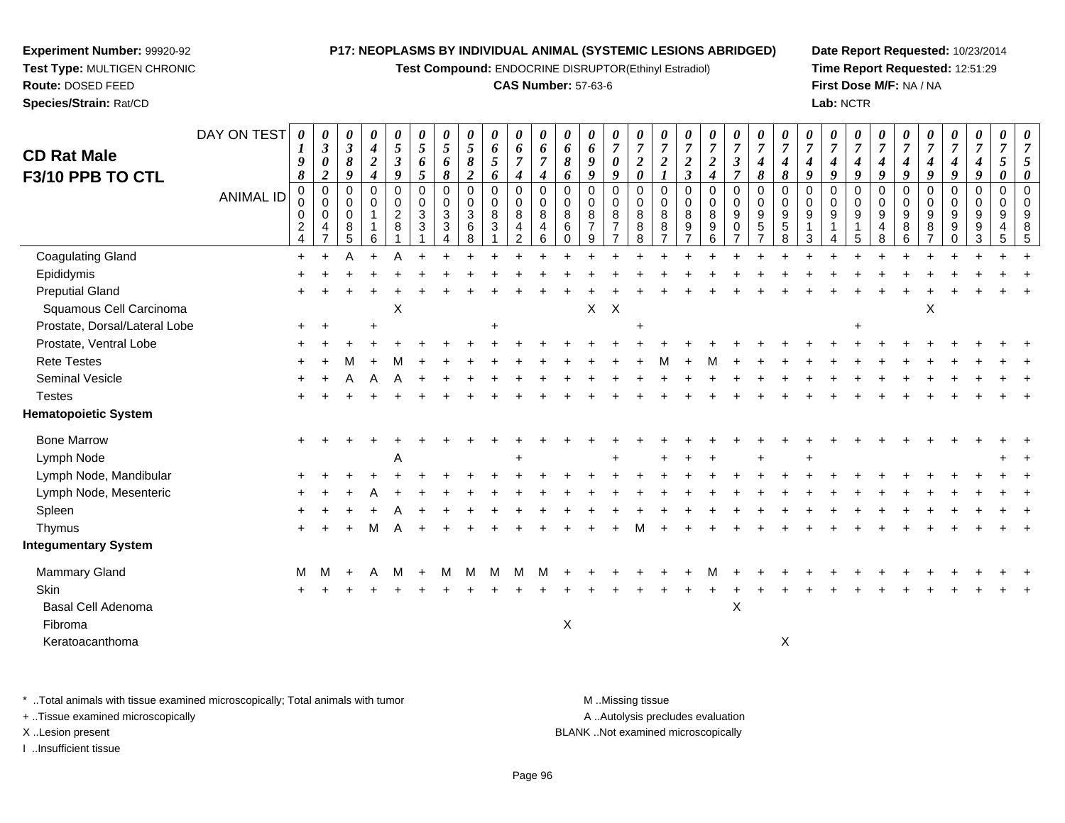**Experiment Number:** 99920-92
**Test Type:** MULTIGEN CHRONIC
**Route:** DOSED FEED
**Species/Strain:** Rat/CD

**P17: NEOPLASMS BY INDIVIDUAL ANIMAL (SYSTEMIC LESIONS ABRIDGED)**
**Test Compound:** ENDOCRINE DISRUPTOR(Ethinyl Estradiol)
**CAS Number:** 57-63-6

**Date Report Requested:** 10/23/2014
**Time Report Requested:** 12:51:29
**First Dose M/F:** NA / NA
**Lab:** NCTR

## CD Rat Male F3/10 PPB TO CTL

| DAY ON TEST | 0198 | 0302 | 0389 | 0424 | 0539 | 0565 | 0568 | 0582 | 0656 | 0674 | 0674 | 0686 | 0699 | 0709 | 0720 | 0721 | 0723 | 0724 | 0737 | 0748 | 0748 | 0749 | 0749 | 0749 | 0749 | 0749 | 0749 | 0749 | 0749 | 0750 | 0750 |
|---|---|---|---|---|---|---|---|---|---|---|---|---|---|---|---|---|---|---|---|---|---|---|---|---|---|---|---|---|---|---|---|
| ANIMAL ID | 00024 | 00047 | 00085 | 00116 | 00281 | 00331 | 00334 | 00368 | 00831 | 00842 | 00846 | 00860 | 00879 | 00877 | 00888 | 00887 | 00897 | 00896 | 00907 | 00957 | 00958 | 00913 | 00914 | 00915 | 00948 | 00986 | 00987 | 00990 | 00993 | 00945 | 00985 |
| Coagulating Gland | + | + | A | + | A | + | + | + | + | + | + | + | + | + | + | + | + | + | + | + | + | + | + | + | + | + | + | + | + | + | + |
| Epididymis | + | + | + | + | + | + | + | + | + | + | + | + | + | + | + | + | + | + | + | + | + | + | + | + | + | + | + | + | + | + | + |
| Preputial Gland | + | + | + | + | + | + | + | + | + | + | + | + | + | + | + | + | + | + | + | + | + | + | + | + | + | + | + | + | + | + | + |
| Squamous Cell Carcinoma | | | | | X | | | | | | | | X | X | | | | | | | | | | | | | X | | | | |
| Prostate, Dorsal/Lateral Lobe | + | + | | + | | | | | + | | | | | | + | | | | | | | | | + | | | | | | | |
| Prostate, Ventral Lobe | + | + | + | + | + | + | + | + | + | + | + | + | + | + | + | + | + | + | + | + | + | + | + | + | + | + | + | + | + | + | + |
| Rete Testes | + | + | M | + | M | + | + | + | + | + | + | + | + | + | + | M | + | M | + | + | + | + | + | + | + | + | + | + | + | + | + |
| Seminal Vesicle | + | + | A | A | A | + | + | + | + | + | + | + | + | + | + | + | + | + | + | + | + | + | + | + | + | + | + | + | + | + | + |
| Testes | + | + | + | + | + | + | + | + | + | + | + | + | + | + | + | + | + | + | + | + | + | + | + | + | + | + | + | + | + | + | + |
| **Hematopoietic System** | | | | | | | | | | | | | | | | | | | | | | | | | | | | | | | |
| Bone Marrow | + | + | + | + | + | + | + | + | + | + | + | + | + | + | + | + | + | + | + | + | + | + | + | + | + | + | + | + | + | + | + |
| Lymph Node | | | | | A | | | | | + | | | | + | | + | + | + | | + | | + | | | | | | | | + | + |
| Lymph Node, Mandibular | + | + | + | + | + | + | + | + | + | + | + | + | + | + | + | + | + | + | + | + | + | + | + | + | + | + | + | + | + | + | + |
| Lymph Node, Mesenteric | + | + | + | A | + | + | + | + | + | + | + | + | + | + | + | + | + | + | + | + | + | + | + | + | + | + | + | + | + | + | + |
| Spleen | + | + | + | + | A | + | + | + | + | + | + | + | + | + | + | + | + | + | + | + | + | + | + | + | + | + | + | + | + | + | + |
| Thymus | + | + | + | M | A | + | + | + | + | + | + | + | + | + | M | + | + | + | + | + | + | + | + | + | + | + | + | + | + | + | + |
| **Integumentary System** | | | | | | | | | | | | | | | | | | | | | | | | | | | | | | | |
| Mammary Gland | M | M | + | A | M | + | M | M | M | M | M | + | + | + | + | + | + | M | + | + | + | + | + | + | + | + | + | + | + | + | + |
| Skin | + | + | + | + | + | + | + | + | + | + | + | + | + | + | + | + | + | + | + | + | + | + | + | + | + | + | + | + | + | + | + |
| Basal Cell Adenoma | | | | | | | | | | | | | | | | | | | X | | | | | | | | | | | | |
| Fibroma | | | | | | | | | | | | X | | | | | | | | | | | | | | | | | | | |
| Keratoacanthoma | | | | | | | | | | | | | | | | | | | | | X | | | | | | | | | | |

\* ..Total animals with tissue examined microscopically; Total animals with tumor
+ ..Tissue examined microscopically
X ..Lesion present
I ..Insufficient tissue

M ..Missing tissue
A ..Autolysis precludes evaluation
BLANK ..Not examined microscopically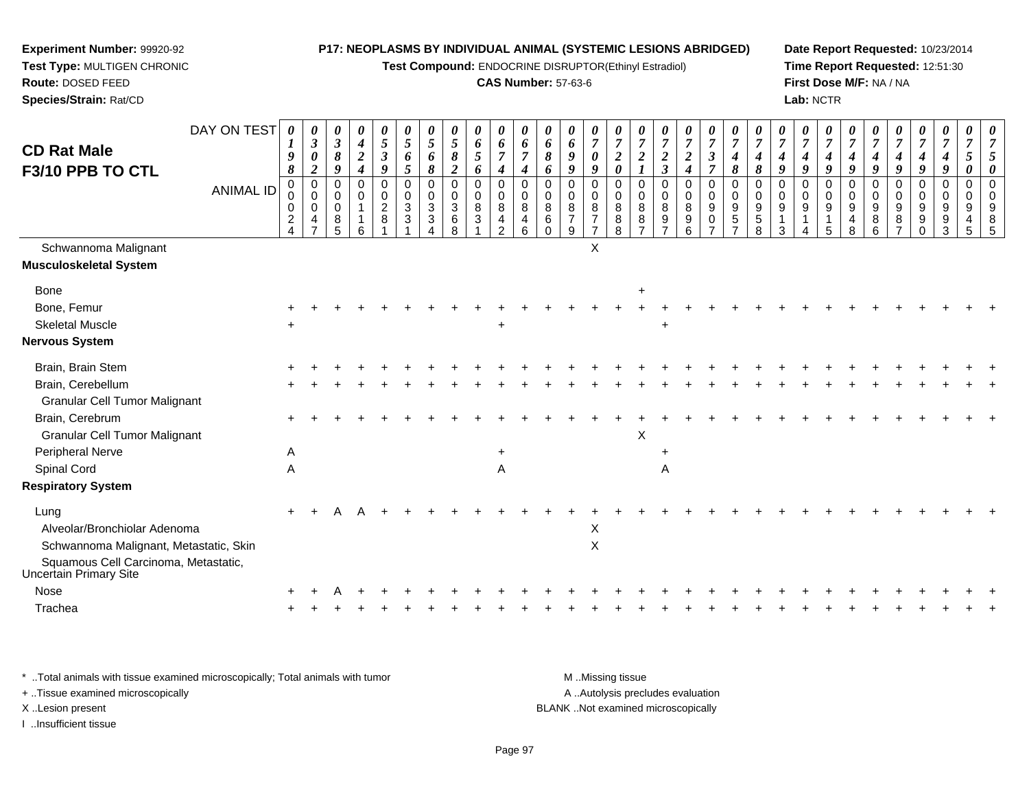**Experiment Number:** 99920-92
**Test Type:** MULTIGEN CHRONIC
**Route:** DOSED FEED
**Species/Strain:** Rat/CD

**P17: NEOPLASMS BY INDIVIDUAL ANIMAL (SYSTEMIC LESIONS ABRIDGED)**
**Test Compound:** ENDOCRINE DISRUPTOR(Ethinyl Estradiol)
**CAS Number:** 57-63-6

**Date Report Requested:** 10/23/2014
**Time Report Requested:** 12:51:30
**First Dose M/F:** NA / NA
**Lab:** NCTR

## CD Rat Male F3/10 PPB TO CTL

| DAY ON TEST | 0198 | 0302 | 0389 | 0424 | 0539 | 0565 | 0568 | 0582 | 0656 | 0674 | 0674 | 0686 | 0699 | 0709 | 0720 | 0721 | 0723 | 0724 | 0737 | 0748 | 0748 | 0749 | 0749 | 0749 | 0749 | 0749 | 0749 | 0749 | 0749 | 0750 | 0750 |
|---|---|---|---|---|---|---|---|---|---|---|---|---|---|---|---|---|---|---|---|---|---|---|---|---|---|---|---|---|---|---|---|
| ANIMAL ID | 00024 | 00047 | 00085 | 00116 | 00281 | 00331 | 00334 | 00368 | 00831 | 00842 | 00846 | 00860 | 00879 | 00877 | 00888 | 00887 | 00897 | 00896 | 00907 | 00957 | 00958 | 00913 | 00914 | 00915 | 00948 | 00986 | 00987 | 00990 | 00993 | 00945 | 00985 |
| Schwannoma Malignant | | | | | | | | | | | | | | X | | | | | | | | | | | | | | | | | |
| **Musculoskeletal System** | | | | | | | | | | | | | | | | | | | | | | | | | | | | | | | |
| Bone | | | | | | | | | | | | | | | | + | | | | | | | | | | | | | | | |
| Bone, Femur | + | + | + | + | + | + | + | + | + | + | + | + | + | + | + | + | + | + | + | + | + | + | + | + | + | + | + | + | + | + | + |
| Skeletal Muscle | + | | | | | | | | | + | | | | | | | + | | | | | | | | | | | | | | |
| **Nervous System** | | | | | | | | | | | | | | | | | | | | | | | | | | | | | | | |
| Brain, Brain Stem | + | + | + | + | + | + | + | + | + | + | + | + | + | + | + | + | + | + | + | + | + | + | + | + | + | + | + | + | + | + | + |
| Brain, Cerebellum | + | + | + | + | + | + | + | + | + | + | + | + | + | + | + | + | + | + | + | + | + | + | + | + | + | + | + | + | + | + | + |
| Granular Cell Tumor Malignant | | | | | | | | | | | | | | | | | | | | | | | | | | | | | | | |
| Brain, Cerebrum | + | + | + | + | + | + | + | + | + | + | + | + | + | + | + | + | + | + | + | + | + | + | + | + | + | + | + | + | + | + | + |
| Granular Cell Tumor Malignant | | | | | | | | | | | | | | | | X | | | | | | | | | | | | | | | |
| Peripheral Nerve | A | | | | | | | | | + | | | | | | | + | | | | | | | | | | | | | | |
| Spinal Cord | A | | | | | | | | | A | | | | | | | A | | | | | | | | | | | | | | |
| **Respiratory System** | | | | | | | | | | | | | | | | | | | | | | | | | | | | | | | |
| Lung | + | + | A | A | + | + | + | + | + | + | + | + | + | + | + | + | + | + | + | + | + | + | + | + | + | + | + | + | + | + | + |
| Alveolar/Bronchiolar Adenoma | | | | | | | | | | | | | | X | | | | | | | | | | | | | | | | | |
| Schwannoma Malignant, Metastatic, Skin | | | | | | | | | | | | | | X | | | | | | | | | | | | | | | | | |
| Squamous Cell Carcinoma, Metastatic, Uncertain Primary Site | | | | | | | | | | | | | | | | | | | | | | | | | | | | | | | |
| Nose | + | + | A | + | + | + | + | + | + | + | + | + | + | + | + | + | + | + | + | + | + | + | + | + | + | + | + | + | + | + | + |
| Trachea | + | + | + | + | + | + | + | + | + | + | + | + | + | + | + | + | + | + | + | + | + | + | + | + | + | + | + | + | + | + | + |

* ..Total animals with tissue examined microscopically; Total animals with tumor
+ ..Tissue examined microscopically
X ..Lesion present
I ..Insufficient tissue

M ..Missing tissue
A ..Autolysis precludes evaluation
BLANK ..Not examined microscopically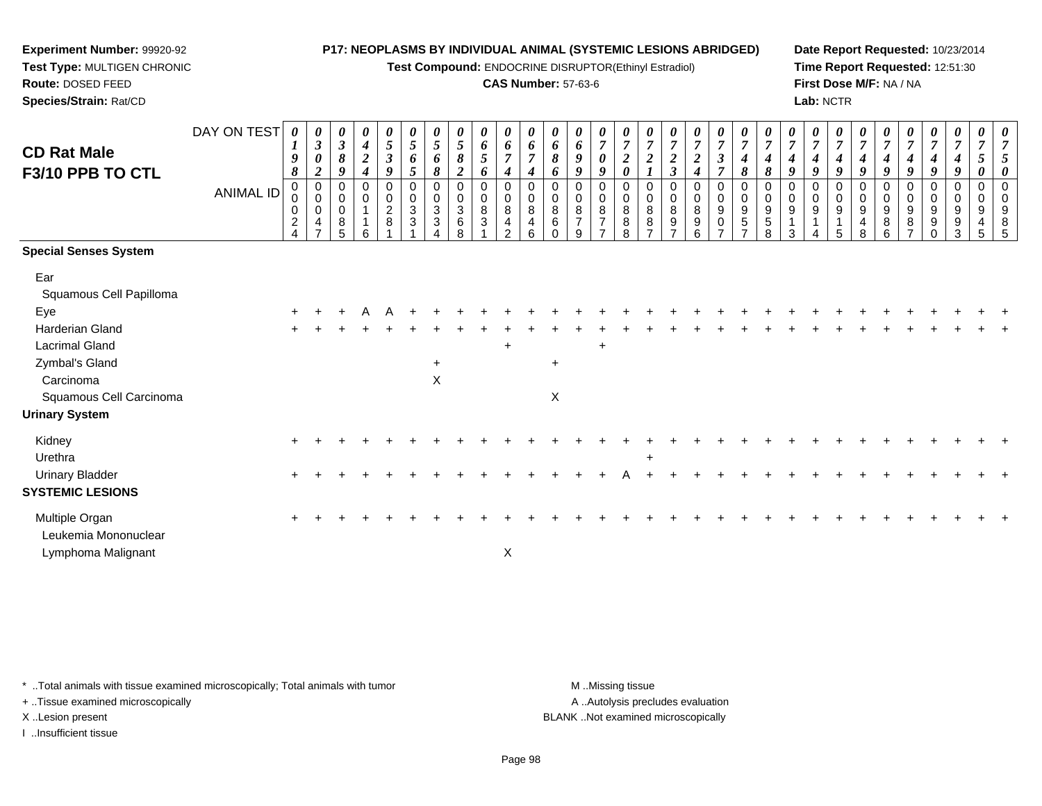**Experiment Number:** 99920-92
**Test Type:** MULTIGEN CHRONIC
**Route:** DOSED FEED
**Species/Strain:** Rat/CD

**P17: NEOPLASMS BY INDIVIDUAL ANIMAL (SYSTEMIC LESIONS ABRIDGED)**
**Test Compound:** ENDOCRINE DISRUPTOR(Ethinyl Estradiol)
**CAS Number:** 57-63-6

**Date Report Requested:** 10/23/2014
**Time Report Requested:** 12:51:30
**First Dose M/F:** NA / NA
**Lab:** NCTR

# CD Rat Male
## F3/10 PPB TO CTL

| DAY ON TEST | 0198 | 0302 | 0389 | 0424 | 0539 | 0565 | 0568 | 0582 | 0656 | 0674 | 0674 | 0686 | 0699 | 0709 | 0720 | 0721 | 0723 | 0724 | 0737 | 0748 | 0748 | 0749 | 0749 | 0749 | 0749 | 0749 | 0749 | 0749 | 0749 | 0750 | 0750 |
|---|---|---|---|---|---|---|---|---|---|---|---|---|---|---|---|---|---|---|---|---|---|---|---|---|---|---|---|---|---|---|---|
| **ANIMAL ID** | 00024 | 00047 | 00085 | 00116 | 00281 | 00331 | 00334 | 00368 | 00831 | 00842 | 00846 | 00860 | 00879 | 00877 | 00888 | 00887 | 00897 | 00896 | 00907 | 00957 | 00958 | 00913 | 00914 | 00915 | 00948 | 00986 | 00987 | 00990 | 00993 | 00945 | 00985 |
| **Special Senses System** | | | | | | | | | | | | | | | | | | | | | | | | | | | | | | | |
| Ear | | | | | | | | | | | | | | | | | | | | | | | | | | | | | | | |
| Squamous Cell Papilloma | | | | | | | | | | | | | | | | | | | | | | | | | | | | | | | |
| Eye | + | + | + | A | A | + | + | + | + | + | + | + | + | + | + | + | + | + | + | + | + | + | + | + | + | + | + | + | + | + | + |
| Harderian Gland | + | + | + | + | + | + | + | + | + | + | + | + | + | + | + | + | + | + | + | + | + | + | + | + | + | + | + | + | + | + | + |
| Lacrimal Gland | | | | | | | | | | + | | | | + | | | | | | | | | | | | | | | | | |
| Zymbal's Gland | | | | | | | + | | | | | + | | | | | | | | | | | | | | | | | | | |
| Carcinoma | | | | | | | X | | | | | | | | | | | | | | | | | | | | | | | | |
| Squamous Cell Carcinoma | | | | | | | | | | | | X | | | | | | | | | | | | | | | | | | | |
| **Urinary System** | | | | | | | | | | | | | | | | | | | | | | | | | | | | | | | |
| Kidney | + | + | + | + | + | + | + | + | + | + | + | + | + | + | + | + | + | + | + | + | + | + | + | + | + | + | + | + | + | + | + |
| Urethra | | | | | | | | | | | | | | | | + | | | | | | | | | | | | | | | |
| Urinary Bladder | + | + | + | + | + | + | + | + | + | + | + | + | + | + | A | + | + | + | + | + | + | + | + | + | + | + | + | + | + | + | + |
| **SYSTEMIC LESIONS** | | | | | | | | | | | | | | | | | | | | | | | | | | | | | | | |
| Multiple Organ | + | + | + | + | + | + | + | + | + | + | + | + | + | + | + | + | + | + | + | + | + | + | + | + | + | + | + | + | + | + | + |
| Leukemia Mononuclear | | | | | | | | | | | | | | | | | | | | | | | | | | | | | | | |
| Lymphoma Malignant | | | | | | | | | | X | | | | | | | | | | | | | | | | | | | | | |

\* ..Total animals with tissue examined microscopically; Total animals with tumor
+ ..Tissue examined microscopically
X ..Lesion present
I ..Insufficient tissue

M ..Missing tissue
A ..Autolysis precludes evaluation
BLANK ..Not examined microscopically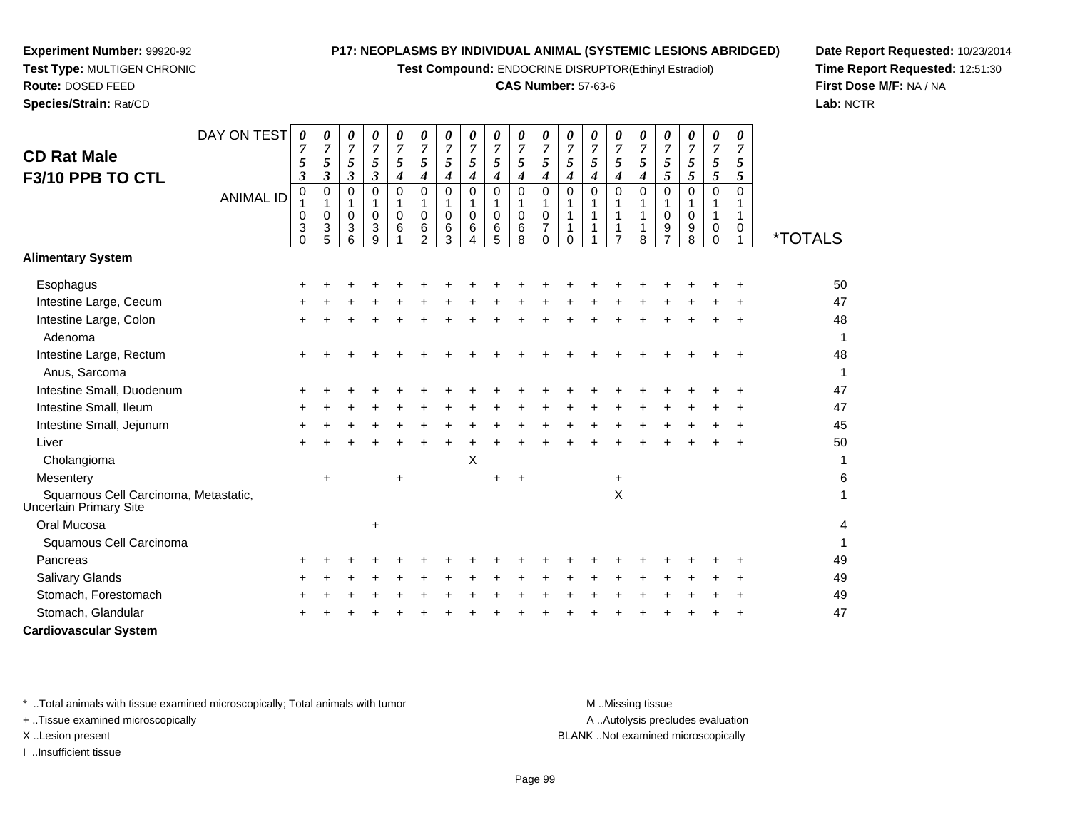**Experiment Number:** 99920-92
**Test Type:** MULTIGEN CHRONIC
**Route:** DOSED FEED
**Species/Strain:** Rat/CD

**P17: NEOPLASMS BY INDIVIDUAL ANIMAL (SYSTEMIC LESIONS ABRIDGED)**
**Test Compound:** ENDOCRINE DISRUPTOR(Ethinyl Estradiol)
**CAS Number:** 57-63-6

**Date Report Requested:** 10/23/2014
**Time Report Requested:** 12:51:30
**First Dose M/F:** NA / NA
**Lab:** NCTR

## CD Rat Male
## F3/10 PPB TO CTL

| DAY ON TEST | 0753 | 0753 | 0753 | 0753 | 0754 | 0754 | 0754 | 0754 | 0754 | 0754 | 0754 | 0754 | 0754 | 0754 | 0754 | 0755 | 0755 | 0755 | 0755 | |
|---|---|---|---|---|---|---|---|---|---|---|---|---|---|---|---|---|---|---|---|---|
| **ANIMAL ID** | 01030 | 01035 | 01036 | 01039 | 01061 | 01062 | 01063 | 01064 | 01065 | 01068 | 01070 | 01110 | 01111 | 01117 | 01118 | 01097 | 01098 | 01100 | 01101 | ***TOTALS** |
| **Alimentary System** | | | | | | | | | | | | | | | | | | | | |
| Esophagus | + | + | + | + | + | + | + | + | + | + | + | + | + | + | + | + | + | + | + | 50 |
| Intestine Large, Cecum | + | + | + | + | + | + | + | + | + | + | + | + | + | + | + | + | + | + | + | 47 |
| Intestine Large, Colon | + | + | + | + | + | + | + | + | + | + | + | + | + | + | + | + | + | + | + | 48 |
| Adenoma | | | | | | | | | | | | | | | | | | | | 1 |
| Intestine Large, Rectum | + | + | + | + | + | + | + | + | + | + | + | + | + | + | + | + | + | + | + | 48 |
| Anus, Sarcoma | | | | | | | | | | | | | | | | | | | | 1 |
| Intestine Small, Duodenum | + | + | + | + | + | + | + | + | + | + | + | + | + | + | + | + | + | + | + | 47 |
| Intestine Small, Ileum | + | + | + | + | + | + | + | + | + | + | + | + | + | + | + | + | + | + | + | 47 |
| Intestine Small, Jejunum | + | + | + | + | + | + | + | + | + | + | + | + | + | + | + | + | + | + | + | 45 |
| Liver | + | + | + | + | + | + | + | + | + | + | + | + | + | + | + | + | + | + | + | 50 |
| Cholangioma | | | | | | | | X | | | | | | | | | | | | 1 |
| Mesentery | | + | | | + | | | | + | + | | | | + | | | | | | 6 |
| Squamous Cell Carcinoma, Metastatic, Uncertain Primary Site | | | | | | | | | | | | | | X | | | | | | 1 |
| Oral Mucosa | | | | + | | | | | | | | | | | | | | | | 4 |
| Squamous Cell Carcinoma | | | | | | | | | | | | | | | | | | | | 1 |
| Pancreas | + | + | + | + | + | + | + | + | + | + | + | + | + | + | + | + | + | + | + | 49 |
| Salivary Glands | + | + | + | + | + | + | + | + | + | + | + | + | + | + | + | + | + | + | + | 49 |
| Stomach, Forestomach | + | + | + | + | + | + | + | + | + | + | + | + | + | + | + | + | + | + | + | 49 |
| Stomach, Glandular | + | + | + | + | + | + | + | + | + | + | + | + | + | + | + | + | + | + | + | 47 |
| **Cardiovascular System** | | | | | | | | | | | | | | | | | | | | |

* ..Total animals with tissue examined microscopically; Total animals with tumor
+ ..Tissue examined microscopically
X ..Lesion present
I ..Insufficient tissue

M ..Missing tissue
A ..Autolysis precludes evaluation
BLANK ..Not examined microscopically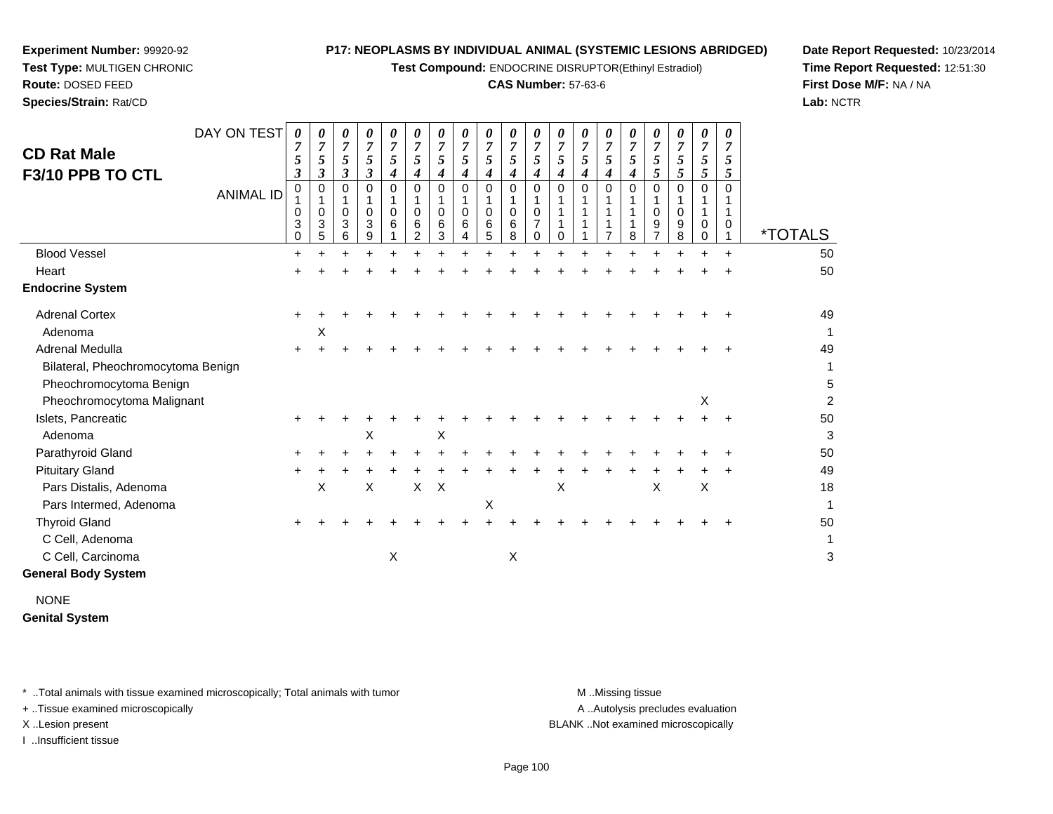**Experiment Number:** 99920-92
**Test Type:** MULTIGEN CHRONIC
**Route:** DOSED FEED
**Species/Strain:** Rat/CD

**P17: NEOPLASMS BY INDIVIDUAL ANIMAL (SYSTEMIC LESIONS ABRIDGED)**
**Test Compound:** ENDOCRINE DISRUPTOR(Ethinyl Estradiol)
**CAS Number:** 57-63-6

**Date Report Requested:** 10/23/2014
**Time Report Requested:** 12:51:30
**First Dose M/F:** NA / NA
**Lab:** NCTR

## CD Rat Male F3/10 PPB TO CTL

| DAY ON TEST | 0753 | 0753 | 0753 | 0753 | 0754 | 0754 | 0754 | 0754 | 0754 | 0754 | 0754 | 0754 | 0754 | 0754 | 0754 | 0755 | 0755 | 0755 | 0755 | |
|---|---|---|---|---|---|---|---|---|---|---|---|---|---|---|---|---|---|---|---|---|
| **ANIMAL ID** | 01030 | 01035 | 01036 | 01039 | 01061 | 01062 | 01063 | 01064 | 01065 | 01068 | 01070 | 01110 | 01111 | 01117 | 01118 | 01097 | 01098 | 01100 | 01101 | ***TOTALS** |
| Blood Vessel | + | + | + | + | + | + | + | + | + | + | + | + | + | + | + | + | + | + | + | 50 |
| Heart | + | + | + | + | + | + | + | + | + | + | + | + | + | + | + | + | + | + | + | 50 |
| **Endocrine System** | | | | | | | | | | | | | | | | | | | | |
| Adrenal Cortex | + | + | + | + | + | + | + | + | + | + | + | + | + | + | + | + | + | + | + | 49 |
| Adenoma | | X | | | | | | | | | | | | | | | | | | 1 |
| Adrenal Medulla | + | + | + | + | + | + | + | + | + | + | + | + | + | + | + | + | + | + | + | 49 |
| Bilateral, Pheochromocytoma Benign | | | | | | | | | | | | | | | | | | | | 1 |
| Pheochromocytoma Benign | | | | | | | | | | | | | | | | | | | | 5 |
| Pheochromocytoma Malignant | | | | | | | | | | | | | | | | | | X | | 2 |
| Islets, Pancreatic | + | + | + | + | + | + | + | + | + | + | + | + | + | + | + | + | + | + | + | 50 |
| Adenoma | | | | X | | | X | | | | | | | | | | | | | 3 |
| Parathyroid Gland | + | + | + | + | + | + | + | + | + | + | + | + | + | + | + | + | + | + | + | 50 |
| Pituitary Gland | + | + | + | + | + | + | + | + | + | + | + | + | + | + | + | + | + | + | + | 49 |
| Pars Distalis, Adenoma | | X | | X | | X | X | | | | | X | | | | X | | X | | 18 |
| Pars Intermed, Adenoma | | | | | | | | | X | | | | | | | | | | | 1 |
| Thyroid Gland | + | + | + | + | + | + | + | + | + | + | + | + | + | + | + | + | + | + | + | 50 |
| C Cell, Adenoma | | | | | | | | | | | | | | | | | | | | 1 |
| C Cell, Carcinoma | | | | | X | | | | | X | | | | | | | | | | 3 |
| **General Body System** | | | | | | | | | | | | | | | | | | | | |
| NONE | | | | | | | | | | | | | | | | | | | | |
| **Genital System** | | | | | | | | | | | | | | | | | | | | |

\* ..Total animals with tissue examined microscopically; Total animals with tumor
\+ ..Tissue examined microscopically
X ..Lesion present
I ..Insufficient tissue

M ..Missing tissue
A ..Autolysis precludes evaluation
BLANK ..Not examined microscopically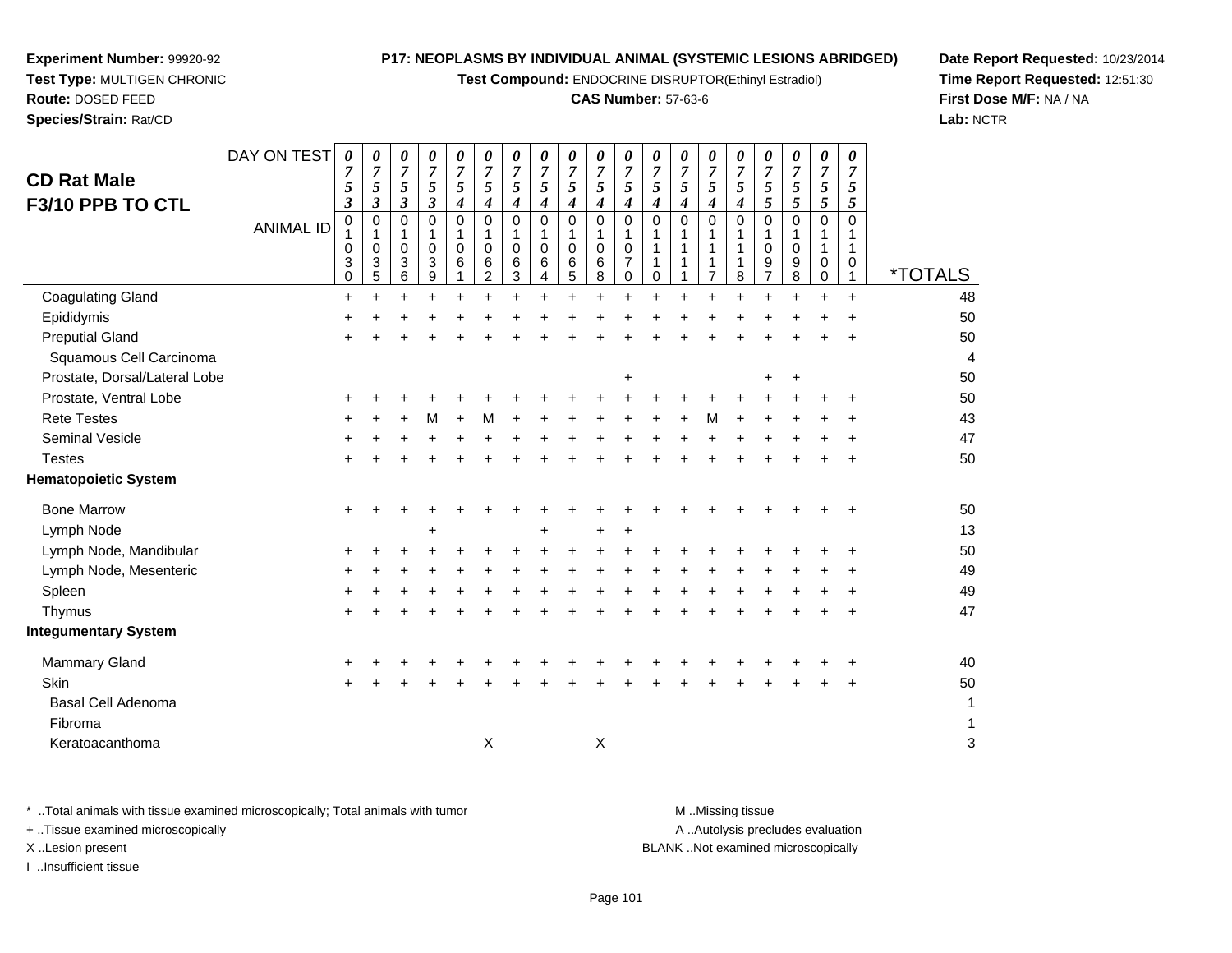**Experiment Number:** 99920-92
**Test Type:** MULTIGEN CHRONIC
**Route:** DOSED FEED
**Species/Strain:** Rat/CD

**P17: NEOPLASMS BY INDIVIDUAL ANIMAL (SYSTEMIC LESIONS ABRIDGED)**
**Test Compound:** ENDOCRINE DISRUPTOR(Ethinyl Estradiol)
**CAS Number:** 57-63-6

**Date Report Requested:** 10/23/2014
**Time Report Requested:** 12:51:30
**First Dose M/F:** NA / NA
**Lab:** NCTR

# CD Rat Male
## F3/10 PPB TO CTL

| DAY ON TEST | 0753 | 0753 | 0753 | 0753 | 0754 | 0754 | 0754 | 0754 | 0754 | 0754 | 0754 | 0754 | 0754 | 0754 | 0754 | 0755 | 0755 | 0755 | 0755 | |
|---|---|---|---|---|---|---|---|---|---|---|---|---|---|---|---|---|---|---|---|---|
| **ANIMAL ID** | 01030 | 01035 | 01036 | 01039 | 01061 | 01062 | 01063 | 01064 | 01065 | 01068 | 01070 | 01110 | 01111 | 01117 | 01118 | 01097 | 01098 | 01100 | 01101 | ***TOTALS** |
| Coagulating Gland | + | + | + | + | + | + | + | + | + | + | + | + | + | + | + | + | + | + | + | 48 |
| Epididymis | + | + | + | + | + | + | + | + | + | + | + | + | + | + | + | + | + | + | + | 50 |
| Preputial Gland | + | + | + | + | + | + | + | + | + | + | + | + | + | + | + | + | + | + | + | 50 |
| Squamous Cell Carcinoma | | | | | | | | | | | | | | | | | | | | 4 |
| Prostate, Dorsal/Lateral Lobe | | | | | | | | | | | + | | | | | + | + | | | 50 |
| Prostate, Ventral Lobe | + | + | + | + | + | + | + | + | + | + | + | + | + | + | + | + | + | + | + | 50 |
| Rete Testes | + | + | + | M | + | M | + | + | + | + | + | + | + | M | + | + | + | + | + | 43 |
| Seminal Vesicle | + | + | + | + | + | + | + | + | + | + | + | + | + | + | + | + | + | + | + | 47 |
| Testes | + | + | + | + | + | + | + | + | + | + | + | + | + | + | + | + | + | + | + | 50 |
| **Hematopoietic System** | | | | | | | | | | | | | | | | | | | | |
| Bone Marrow | + | + | + | + | + | + | + | + | + | + | + | + | + | + | + | + | + | + | + | 50 |
| Lymph Node | | | | + | | | | + | | + | + | | | | | | | | | 13 |
| Lymph Node, Mandibular | + | + | + | + | + | + | + | + | + | + | + | + | + | + | + | + | + | + | + | 50 |
| Lymph Node, Mesenteric | + | + | + | + | + | + | + | + | + | + | + | + | + | + | + | + | + | + | + | 49 |
| Spleen | + | + | + | + | + | + | + | + | + | + | + | + | + | + | + | + | + | + | + | 49 |
| Thymus | + | + | + | + | + | + | + | + | + | + | + | + | + | + | + | + | + | + | + | 47 |
| **Integumentary System** | | | | | | | | | | | | | | | | | | | | |
| Mammary Gland | + | + | + | + | + | + | + | + | + | + | + | + | + | + | + | + | + | + | + | 40 |
| Skin | + | + | + | + | + | + | + | + | + | + | + | + | + | + | + | + | + | + | + | 50 |
| Basal Cell Adenoma | | | | | | | | | | | | | | | | | | | | 1 |
| Fibroma | | | | | | | | | | | | | | | | | | | | 1 |
| Keratoacanthoma | | | | | | X | | | | X | | | | | | | | | | 3 |

\* ..Total animals with tissue examined microscopically; Total animals with tumor
+ ..Tissue examined microscopically
X ..Lesion present
I ..Insufficient tissue

M ..Missing tissue
A ..Autolysis precludes evaluation
BLANK ..Not examined microscopically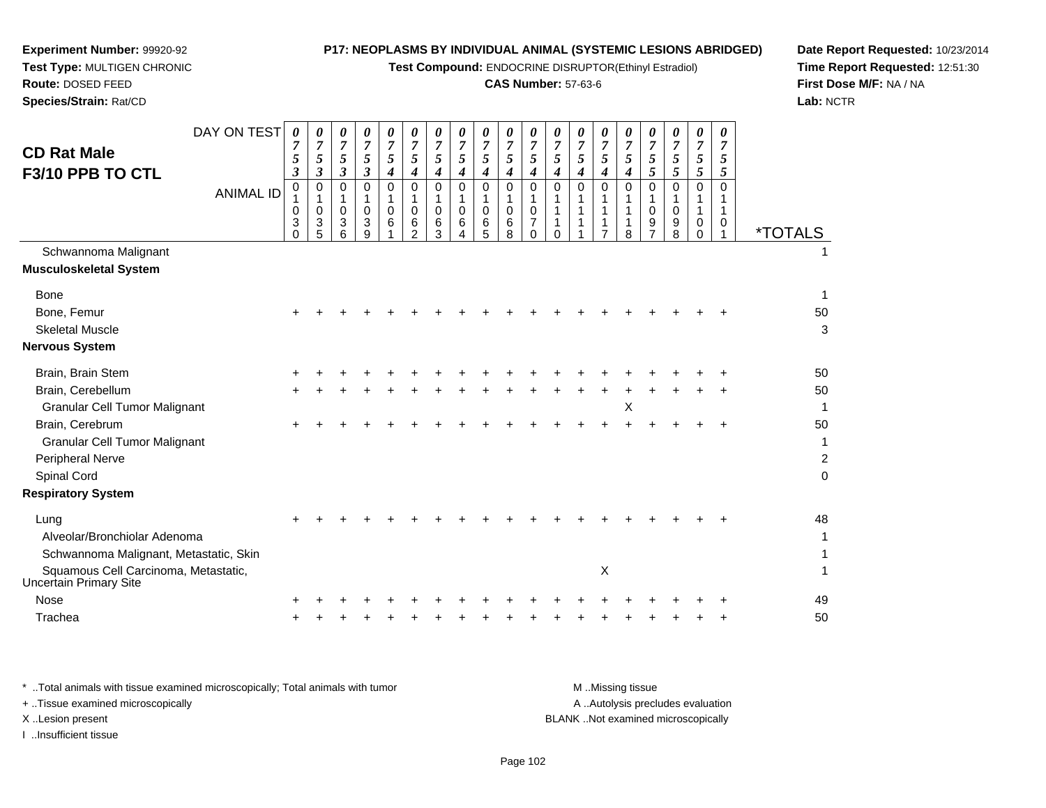**Experiment Number:** 99920-92
**Test Type:** MULTIGEN CHRONIC
**Route:** DOSED FEED
**Species/Strain:** Rat/CD

**P17: NEOPLASMS BY INDIVIDUAL ANIMAL (SYSTEMIC LESIONS ABRIDGED)**
**Test Compound:** ENDOCRINE DISRUPTOR(Ethinyl Estradiol)
**CAS Number:** 57-63-6

**Date Report Requested:** 10/23/2014
**Time Report Requested:** 12:51:30
**First Dose M/F:** NA / NA
**Lab:** NCTR

## CD Rat Male F3/10 PPB TO CTL

| DAY ON TEST | 0753 | 0753 | 0753 | 0753 | 0754 | 0754 | 0754 | 0754 | 0754 | 0754 | 0754 | 0754 | 0754 | 0754 | 0754 | 0755 | 0755 | 0755 | 0755 | |
|---|---|---|---|---|---|---|---|---|---|---|---|---|---|---|---|---|---|---|---|---|
| **ANIMAL ID** | 01030 | 01035 | 01036 | 01039 | 01061 | 01062 | 01063 | 01064 | 01065 | 01068 | 01070 | 01110 | 01111 | 01117 | 01118 | 01097 | 01098 | 01100 | 01101 | ***TOTALS** |
| Schwannoma Malignant | | | | | | | | | | | | | | | | | | | | 1 |
| **Musculoskeletal System** | | | | | | | | | | | | | | | | | | | | |
| Bone | | | | | | | | | | | | | | | | | | | | 1 |
| Bone, Femur | + | + | + | + | + | + | + | + | + | + | + | + | + | + | + | + | + | + | + | 50 |
| Skeletal Muscle | | | | | | | | | | | | | | | | | | | | 3 |
| **Nervous System** | | | | | | | | | | | | | | | | | | | | |
| Brain, Brain Stem | + | + | + | + | + | + | + | + | + | + | + | + | + | + | + | + | + | + | + | 50 |
| Brain, Cerebellum | + | + | + | + | + | + | + | + | + | + | + | + | + | + | + | + | + | + | + | 50 |
| Granular Cell Tumor Malignant | | | | | | | | | | | | | | | X | | | | | 1 |
| Brain, Cerebrum | + | + | + | + | + | + | + | + | + | + | + | + | + | + | + | + | + | + | + | 50 |
| Granular Cell Tumor Malignant | | | | | | | | | | | | | | | | | | | | 1 |
| Peripheral Nerve | | | | | | | | | | | | | | | | | | | | 2 |
| Spinal Cord | | | | | | | | | | | | | | | | | | | | 0 |
| **Respiratory System** | | | | | | | | | | | | | | | | | | | | |
| Lung | + | + | + | + | + | + | + | + | + | + | + | + | + | + | + | + | + | + | + | 48 |
| Alveolar/Bronchiolar Adenoma | | | | | | | | | | | | | | | | | | | | 1 |
| Schwannoma Malignant, Metastatic, Skin | | | | | | | | | | | | | | | | | | | | 1 |
| Squamous Cell Carcinoma, Metastatic, Uncertain Primary Site | | | | | | | | | | | | | | X | | | | | | 1 |
| Nose | + | + | + | + | + | + | + | + | + | + | + | + | + | + | + | + | + | + | + | 49 |
| Trachea | + | + | + | + | + | + | + | + | + | + | + | + | + | + | + | + | + | + | + | 50 |

\* ..Total animals with tissue examined microscopically; Total animals with tumor
\+ ..Tissue examined microscopically
X ..Lesion present
I ..Insufficient tissue

M ..Missing tissue
A ..Autolysis precludes evaluation
BLANK ..Not examined microscopically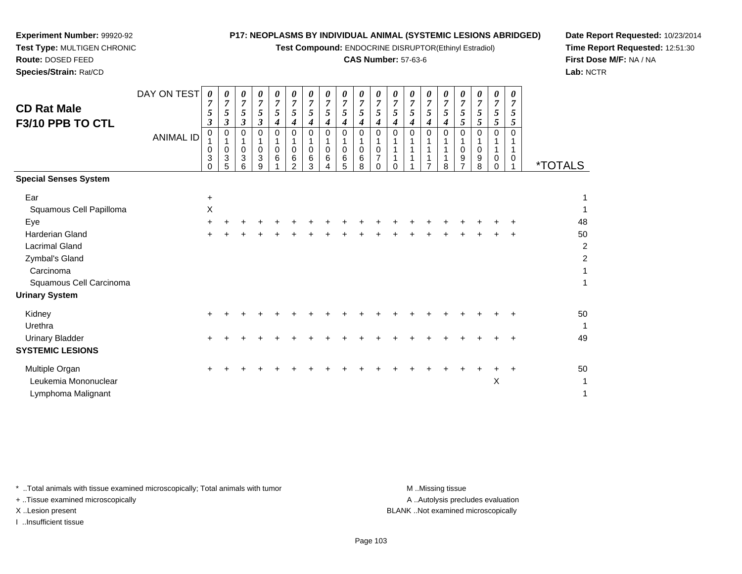**Experiment Number:** 99920-92
**Test Type:** MULTIGEN CHRONIC
**Route:** DOSED FEED
**Species/Strain:** Rat/CD

**P17: NEOPLASMS BY INDIVIDUAL ANIMAL (SYSTEMIC LESIONS ABRIDGED)**
**Test Compound:** ENDOCRINE DISRUPTOR(Ethinyl Estradiol)
**CAS Number:** 57-63-6

**Date Report Requested:** 10/23/2014
**Time Report Requested:** 12:51:30
**First Dose M/F:** NA / NA
**Lab:** NCTR

## CD Rat Male
## F3/10 PPB TO CTL

| DAY ON TEST | 0753 | 0753 | 0753 | 0753 | 0754 | 0754 | 0754 | 0754 | 0754 | 0754 | 0754 | 0754 | 0754 | 0754 | 0754 | 0755 | 0755 | 0755 | 0755 | |
|---|---|---|---|---|---|---|---|---|---|---|---|---|---|---|---|---|---|---|---|---|
| **ANIMAL ID** | 01030 | 01035 | 01036 | 01039 | 01061 | 01062 | 01063 | 01064 | 01065 | 01068 | 01070 | 01110 | 01111 | 01117 | 01118 | 01097 | 01098 | 01100 | 01101 | ***TOTALS** |
| **Special Senses System** | | | | | | | | | | | | | | | | | | | | |
| Ear | + | | | | | | | | | | | | | | | | | | | 1 |
| Squamous Cell Papilloma | X | | | | | | | | | | | | | | | | | | | 1 |
| Eye | + | + | + | + | + | + | + | + | + | + | + | + | + | + | + | + | + | + | + | 48 |
| Harderian Gland | + | + | + | + | + | + | + | + | + | + | + | + | + | + | + | + | + | + | + | 50 |
| Lacrimal Gland | | | | | | | | | | | | | | | | | | | | 2 |
| Zymbal's Gland | | | | | | | | | | | | | | | | | | | | 2 |
| Carcinoma | | | | | | | | | | | | | | | | | | | | 1 |
| Squamous Cell Carcinoma | | | | | | | | | | | | | | | | | | | | 1 |
| **Urinary System** | | | | | | | | | | | | | | | | | | | | |
| Kidney | + | + | + | + | + | + | + | + | + | + | + | + | + | + | + | + | + | + | + | 50 |
| Urethra | | | | | | | | | | | | | | | | | | | | 1 |
| Urinary Bladder | + | + | + | + | + | + | + | + | + | + | + | + | + | + | + | + | + | + | + | 49 |
| **SYSTEMIC LESIONS** | | | | | | | | | | | | | | | | | | | | |
| Multiple Organ | + | + | + | + | + | + | + | + | + | + | + | + | + | + | + | + | + | + | + | 50 |
| Leukemia Mononuclear | | | | | | | | | | | | | | | | | | X | | 1 |
| Lymphoma Malignant | | | | | | | | | | | | | | | | | | | | 1 |

\* ..Total animals with tissue examined microscopically; Total animals with tumor
\+ ..Tissue examined microscopically
X ..Lesion present
I ..Insufficient tissue

M ..Missing tissue
A ..Autolysis precludes evaluation
BLANK ..Not examined microscopically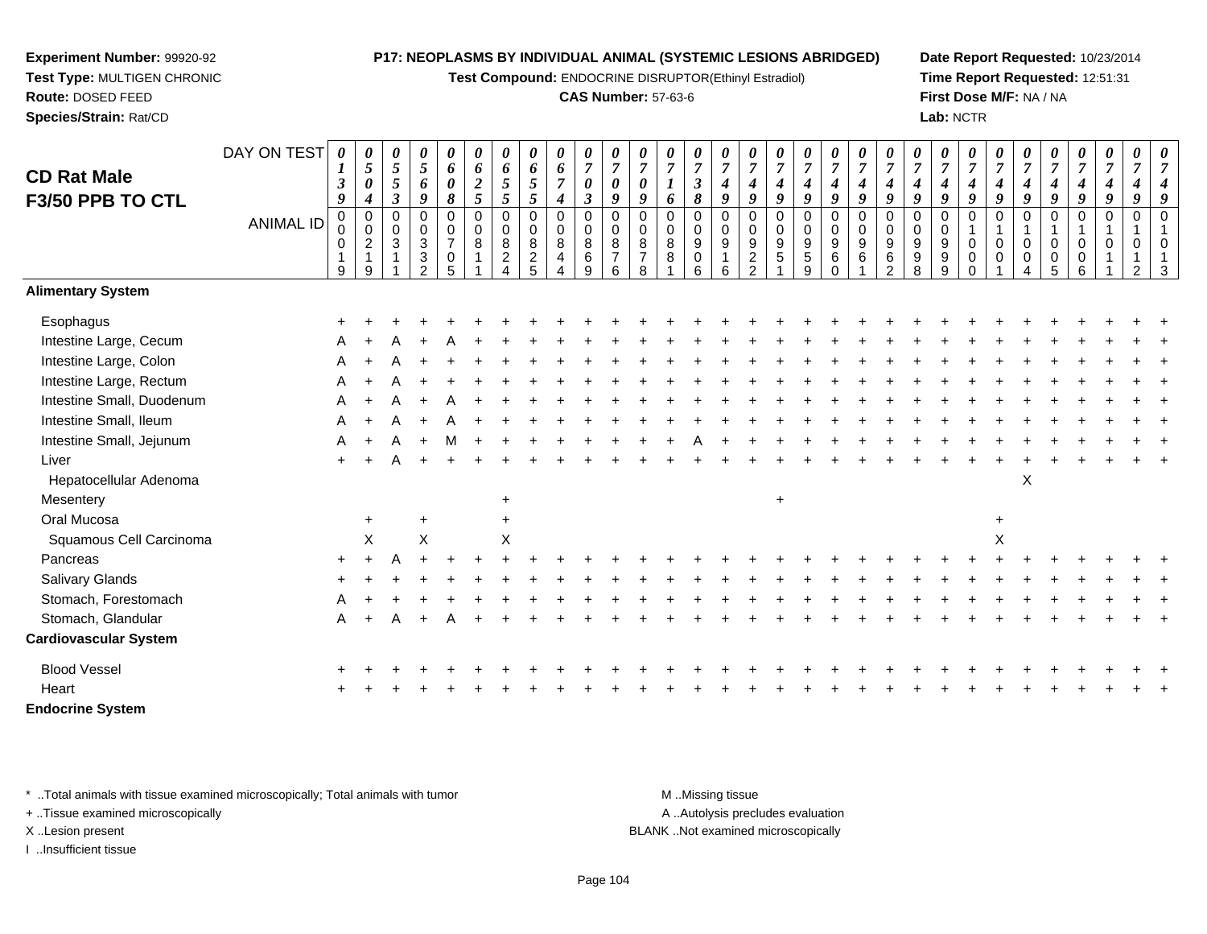**Experiment Number:** 99920-92
**Test Type:** MULTIGEN CHRONIC
**Route:** DOSED FEED
**Species/Strain:** Rat/CD

**P17: NEOPLASMS BY INDIVIDUAL ANIMAL (SYSTEMIC LESIONS ABRIDGED)**
**Test Compound:** ENDOCRINE DISRUPTOR(Ethinyl Estradiol)
**CAS Number:** 57-63-6

**Date Report Requested:** 10/23/2014
**Time Report Requested:** 12:51:31
**First Dose M/F:** NA / NA
**Lab:** NCTR

## CD Rat Male F3/50 PPB TO CTL

| DAY ON TEST | 0139 | 0504 | 0553 | 0569 | 0608 | 0625 | 0655 | 0655 | 0674 | 0703 | 0709 | 0709 | 0716 | 0738 | 0749 | 0749 | 0749 | 0749 | 0749 | 0749 | 0749 | 0749 | 0749 | 0749 | 0749 | 0749 | 0749 | 0749 | 0749 | 0749 | 0749 |
|---|---|---|---|---|---|---|---|---|---|---|---|---|---|---|---|---|---|---|---|---|---|---|---|---|---|---|---|---|---|---|---|
| ANIMAL ID | 00019 | 00219 | 00311 | 00332 | 00705 | 00811 | 00824 | 00825 | 00844 | 00869 | 00876 | 00878 | 00881 | 00906 | 00916 | 00922 | 00951 | 00959 | 00960 | 00961 | 00962 | 00998 | 00999 | 01000 | 01001 | 01004 | 01005 | 01006 | 01011 | 01012 | 01013 |
| **Alimentary System** | | | | | | | | | | | | | | | | | | | | | | | | | | | | | | | |
| Esophagus | + | + | + | + | + | + | + | + | + | + | + | + | + | + | + | + | + | + | + | + | + | + | + | + | + | + | + | + | + | + | + |
| Intestine Large, Cecum | A | + | A | + | A | + | + | + | + | + | + | + | + | + | + | + | + | + | + | + | + | + | + | + | + | + | + | + | + | + | + |
| Intestine Large, Colon | A | + | A | + | + | + | + | + | + | + | + | + | + | + | + | + | + | + | + | + | + | + | + | + | + | + | + | + | + | + | + |
| Intestine Large, Rectum | A | + | A | + | + | + | + | + | + | + | + | + | + | + | + | + | + | + | + | + | + | + | + | + | + | + | + | + | + | + | + |
| Intestine Small, Duodenum | A | + | A | + | A | + | + | + | + | + | + | + | + | + | + | + | + | + | + | + | + | + | + | + | + | + | + | + | + | + | + |
| Intestine Small, Ileum | A | + | A | + | A | + | + | + | + | + | + | + | + | + | + | + | + | + | + | + | + | + | + | + | + | + | + | + | + | + | + |
| Intestine Small, Jejunum | A | + | A | + | M | + | + | + | + | + | + | + | + | A | + | + | + | + | + | + | + | + | + | + | + | + | + | + | + | + | + |
| Liver | + | + | A | + | + | + | + | + | + | + | + | + | + | + | + | + | + | + | + | + | + | + | + | + | + | + | + | + | + | + | + |
| Hepatocellular Adenoma | | | | | | | | | | | | | | | | | | | | | | | | | | X | | | | | |
| Mesentery | | | | | | | + | | | | | | | | | | + | | | | | | | | | | | | | | |
| Oral Mucosa | | + | | + | | | + | | | | | | | | | | | | | | | | | | + | | | | | | |
| Squamous Cell Carcinoma | | X | | X | | | X | | | | | | | | | | | | | | | | | | X | | | | | | |
| Pancreas | + | + | A | + | + | + | + | + | + | + | + | + | + | + | + | + | + | + | + | + | + | + | + | + | + | + | + | + | + | + | + |
| Salivary Glands | + | + | + | + | + | + | + | + | + | + | + | + | + | + | + | + | + | + | + | + | + | + | + | + | + | + | + | + | + | + | + |
| Stomach, Forestomach | A | + | + | + | + | + | + | + | + | + | + | + | + | + | + | + | + | + | + | + | + | + | + | + | + | + | + | + | + | + | + |
| Stomach, Glandular | A | + | A | + | A | + | + | + | + | + | + | + | + | + | + | + | + | + | + | + | + | + | + | + | + | + | + | + | + | + | + |
| **Cardiovascular System** | | | | | | | | | | | | | | | | | | | | | | | | | | | | | | | |
| Blood Vessel | + | + | + | + | + | + | + | + | + | + | + | + | + | + | + | + | + | + | + | + | + | + | + | + | + | + | + | + | + | + | + |
| Heart | + | + | + | + | + | + | + | + | + | + | + | + | + | + | + | + | + | + | + | + | + | + | + | + | + | + | + | + | + | + | + |
| **Endocrine System** | | | | | | | | | | | | | | | | | | | | | | | | | | | | | | | |

\* ..Total animals with tissue examined microscopically; Total animals with tumor
+ ..Tissue examined microscopically
X ..Lesion present
I ..Insufficient tissue

M ..Missing tissue
A ..Autolysis precludes evaluation
BLANK ..Not examined microscopically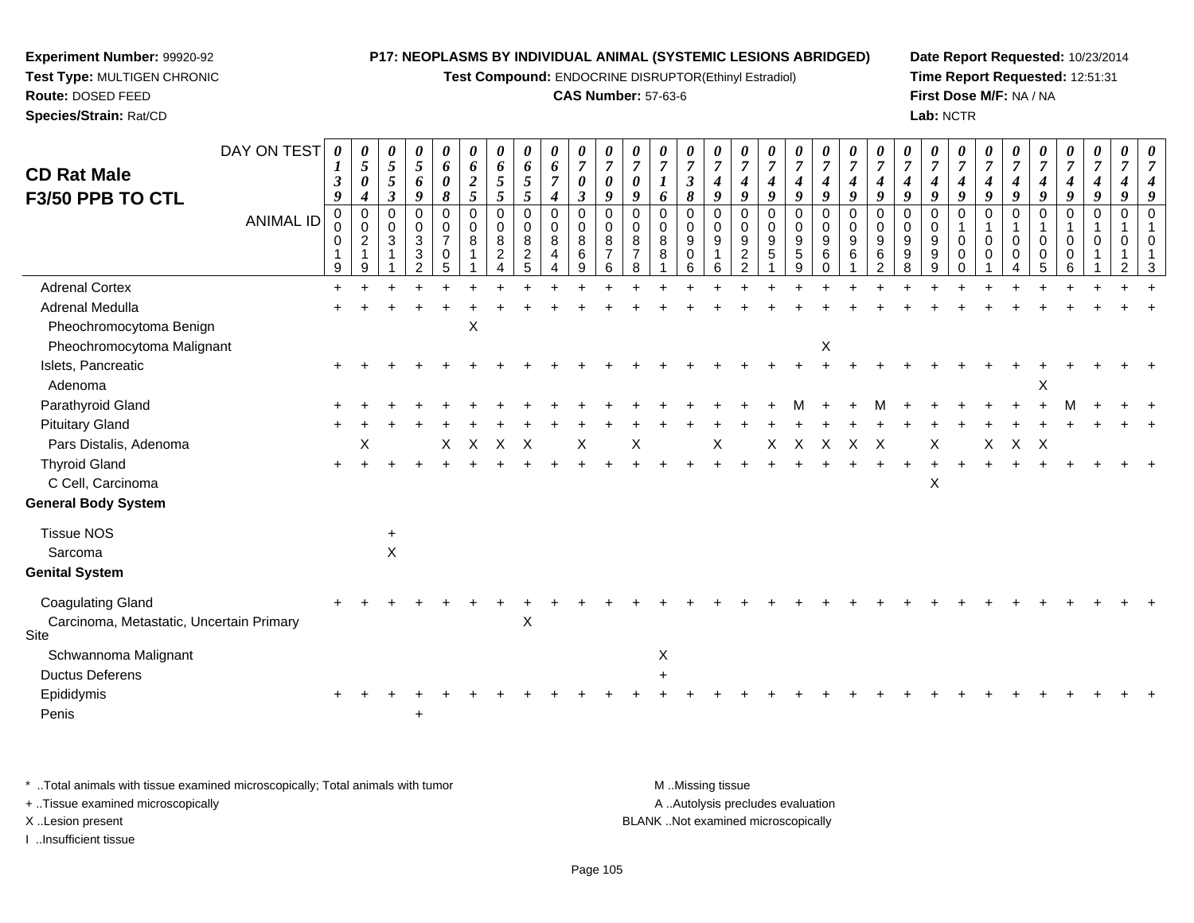**Experiment Number:** 99920-92
**Test Type:** MULTIGEN CHRONIC
**Route:** DOSED FEED
**Species/Strain:** Rat/CD

**P17: NEOPLASMS BY INDIVIDUAL ANIMAL (SYSTEMIC LESIONS ABRIDGED)**
**Test Compound:** ENDOCRINE DISRUPTOR(Ethinyl Estradiol)
**CAS Number:** 57-63-6

**Date Report Requested:** 10/23/2014
**Time Report Requested:** 12:51:31
**First Dose M/F:** NA / NA
**Lab:** NCTR

# CD Rat Male
## F3/50 PPB TO CTL

| DAY ON TEST | 0139 | 0504 | 0553 | 0569 | 0608 | 0625 | 0655 | 0655 | 0674 | 0703 | 0709 | 0709 | 0716 | 0738 | 0749 | 0749 | 0749 | 0749 | 0749 | 0749 | 0749 | 0749 | 0749 | 0749 | 0749 | 0749 | 0749 | 0749 | 0749 | 0749 | 0749 |
|---|---|---|---|---|---|---|---|---|---|---|---|---|---|---|---|---|---|---|---|---|---|---|---|---|---|---|---|---|---|---|---|
| **ANIMAL ID** | 00019 | 00219 | 00311 | 00332 | 00705 | 00811 | 00824 | 00825 | 00844 | 00869 | 00876 | 00878 | 00881 | 00906 | 00916 | 00922 | 00951 | 00959 | 00960 | 00961 | 00962 | 00998 | 00999 | 01000 | 01001 | 01004 | 01005 | 01006 | 01011 | 01012 | 01013 |
| Adrenal Cortex | + | + | + | + | + | + | + | + | + | + | + | + | + | + | + | + | + | + | + | + | + | + | + | + | + | + | + | + | + | + | + |
| Adrenal Medulla | + | + | + | + | + | + | + | + | + | + | + | + | + | + | + | + | + | + | + | + | + | + | + | + | + | + | + | + | + | + | + |
| Pheochromocytoma Benign | | | | | | X | | | | | | | | | | | | | | | | | | | | | | | | | |
| Pheochromocytoma Malignant | | | | | | | | | | | | | | | | | | | X | | | | | | | | | | | | |
| Islets, Pancreatic | + | + | + | + | + | + | + | + | + | + | + | + | + | + | + | + | + | + | + | + | + | + | + | + | + | + | + | + | + | + | + |
| Adenoma | | | | | | | | | | | | | | | | | | | | | | | | | | | X | | | | |
| Parathyroid Gland | + | + | + | + | + | + | + | + | + | + | + | + | + | + | + | + | + | M | + | + | M | + | + | + | + | + | + | M | + | + | + |
| Pituitary Gland | + | + | + | + | + | + | + | + | + | + | + | + | + | + | + | + | + | + | + | + | + | + | + | + | + | + | + | + | + | + | + |
| Pars Distalis, Adenoma | | X | | | X | X | X | X | | X | | X | | | X | | X | X | X | X | X | | X | | X | X | X | | | | |
| Thyroid Gland | + | + | + | + | + | + | + | + | + | + | + | + | + | + | + | + | + | + | + | + | + | + | + | + | + | + | + | + | + | + | + |
| C Cell, Carcinoma | | | | | | | | | | | | | | | | | | | | | | | X | | | | | | | | |
| **General Body System** | | | | | | | | | | | | | | | | | | | | | | | | | | | | | | | |
| Tissue NOS | | | + | | | | | | | | | | | | | | | | | | | | | | | | | | | | |
| Sarcoma | | | X | | | | | | | | | | | | | | | | | | | | | | | | | | | | |
| **Genital System** | | | | | | | | | | | | | | | | | | | | | | | | | | | | | | | |
| Coagulating Gland | + | + | + | + | + | + | + | + | + | + | + | + | + | + | + | + | + | + | + | + | + | + | + | + | + | + | + | + | + | + | + |
| Carcinoma, Metastatic, Uncertain Primary Site | | | | | | | | X | | | | | | | | | | | | | | | | | | | | | | | |
| Schwannoma Malignant | | | | | | | | | | | | | X | | | | | | | | | | | | | | | | | | |
| Ductus Deferens | | | | | | | | | | | | | + | | | | | | | | | | | | | | | | | | |
| Epididymis | + | + | + | + | + | + | + | + | + | + | + | + | + | + | + | + | + | + | + | + | + | + | + | + | + | + | + | + | + | + | + |
| Penis | | | | + | | | | | | | | | | | | | | | | | | | | | | | | | | | |

\* ..Total animals with tissue examined microscopically; Total animals with tumor
+ ..Tissue examined microscopically
X ..Lesion present
I ..Insufficient tissue

M ..Missing tissue
A ..Autolysis precludes evaluation
BLANK ..Not examined microscopically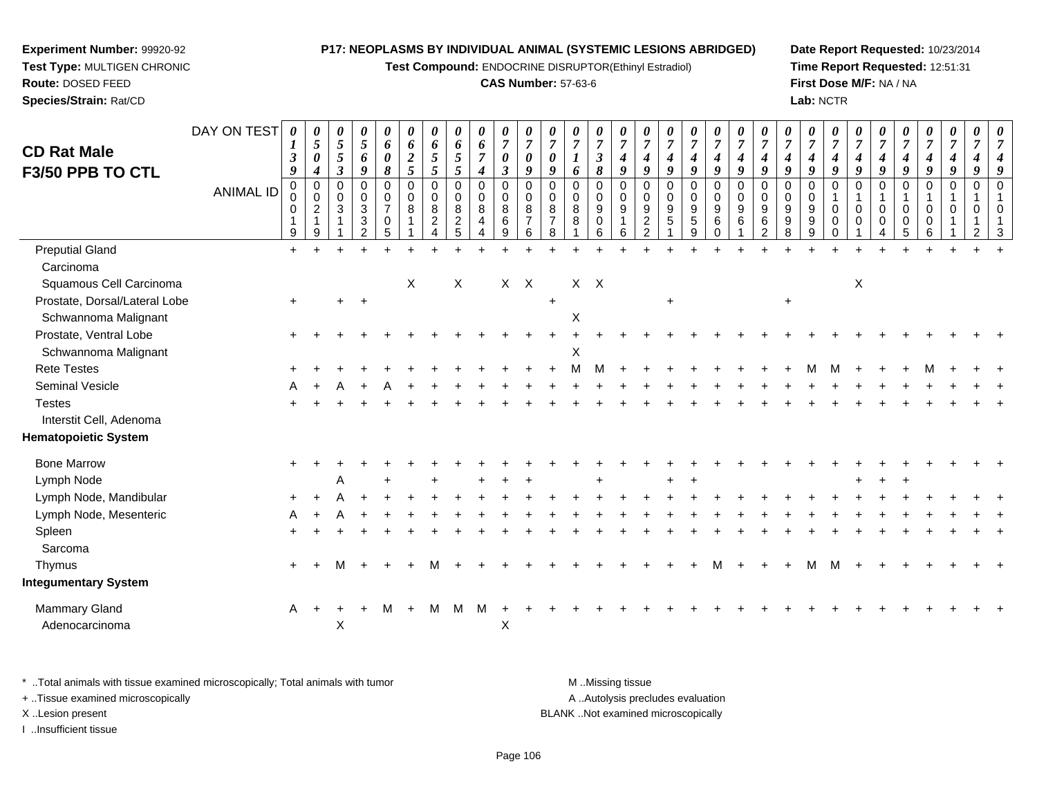**Experiment Number:** 99920-92
**Test Type:** MULTIGEN CHRONIC
**Route:** DOSED FEED
**Species/Strain:** Rat/CD

**P17: NEOPLASMS BY INDIVIDUAL ANIMAL (SYSTEMIC LESIONS ABRIDGED)**
**Test Compound:** ENDOCRINE DISRUPTOR(Ethinyl Estradiol)
**CAS Number:** 57-63-6

**Date Report Requested:** 10/23/2014
**Time Report Requested:** 12:51:31
**First Dose M/F:** NA / NA
**Lab:** NCTR

## CD Rat Male
## F3/50 PPB TO CTL

| DAY ON TEST | 0139 | 0504 | 0553 | 0569 | 0608 | 0625 | 0655 | 0655 | 0674 | 0703 | 0709 | 0709 | 0716 | 0738 | 0749 | 0749 | 0749 | 0749 | 0749 | 0749 | 0749 | 0749 | 0749 | 0749 | 0749 | 0749 | 0749 | 0749 | 0749 | 0749 | 0749 |
|---|---|---|---|---|---|---|---|---|---|---|---|---|---|---|---|---|---|---|---|---|---|---|---|---|---|---|---|---|---|---|---|
| **ANIMAL ID** | 00019 | 00219 | 00311 | 00332 | 00705 | 00811 | 00824 | 00825 | 00844 | 00869 | 00876 | 00878 | 00881 | 00906 | 00916 | 00922 | 00951 | 00959 | 00960 | 00961 | 00962 | 00998 | 00999 | 01000 | 01001 | 01004 | 01005 | 01006 | 01011 | 01012 | 01013 |
| Preputial Gland | + | + | + | + | + | + | + | + | + | + | + | + | + | + | + | + | + | + | + | + | + | + | + | + | + | + | + | + | + | + | + |
| Carcinoma | | | | | | | | | | | | | | | | | | | | | | | | | | | | | | | |
| Squamous Cell Carcinoma | | | | | | X | | X | | X | X | | X | X | | | | | | | | | | | X | | | | | | |
| Prostate, Dorsal/Lateral Lobe | + | | + | + | | | | | | | | + | | | | | + | | | | | + | | | | | | | | | |
| Schwannoma Malignant | | | | | | | | | | | | | X | | | | | | | | | | | | | | | | | | |
| Prostate, Ventral Lobe | + | + | + | + | + | + | + | + | + | + | + | + | + | + | + | + | + | + | + | + | + | + | + | + | + | + | + | + | + | + | + |
| Schwannoma Malignant | | | | | | | | | | | | | X | | | | | | | | | | | | | | | | | | |
| Rete Testes | + | + | + | + | + | + | + | + | + | + | + | + | M | M | + | + | + | + | + | + | + | + | M | M | + | + | + | M | + | + | + |
| Seminal Vesicle | A | + | A | + | A | + | + | + | + | + | + | + | + | + | + | + | + | + | + | + | + | + | + | + | + | + | + | + | + | + | + |
| Testes | + | + | + | + | + | + | + | + | + | + | + | + | + | + | + | + | + | + | + | + | + | + | + | + | + | + | + | + | + | + | + |
| Interstit Cell, Adenoma | | | | | | | | | | | | | | | | | | | | | | | | | | | | | | | |
| **Hematopoietic System** | | | | | | | | | | | | | | | | | | | | | | | | | | | | | | | |
| Bone Marrow | + | + | + | + | + | + | + | + | + | + | + | + | + | + | + | + | + | + | + | + | + | + | + | + | + | + | + | + | + | + | + |
| Lymph Node | | | A | | + | | + | | + | + | + | | | + | | | + | + | | | | | | | + | + | + | | | | |
| Lymph Node, Mandibular | + | + | A | + | + | + | + | + | + | + | + | + | + | + | + | + | + | + | + | + | + | + | + | + | + | + | + | + | + | + | + |
| Lymph Node, Mesenteric | A | + | A | + | + | + | + | + | + | + | + | + | + | + | + | + | + | + | + | + | + | + | + | + | + | + | + | + | + | + | + |
| Spleen | + | + | + | + | + | + | + | + | + | + | + | + | + | + | + | + | + | + | + | + | + | + | + | + | + | + | + | + | + | + | + |
| Sarcoma | | | | | | | | | | | | | | | | | | | | | | | | | | | | | | | |
| Thymus | + | + | M | + | + | + | M | + | + | + | + | + | + | + | + | + | + | + | M | + | + | + | M | M | + | + | + | + | + | + | + |
| **Integumentary System** | | | | | | | | | | | | | | | | | | | | | | | | | | | | | | | |
| Mammary Gland | A | + | + | + | M | + | M | M | M | + | + | + | + | + | + | + | + | + | + | + | + | + | + | + | + | + | + | + | + | + | + |
| Adenocarcinoma | | | X | | | | | | | X | | | | | | | | | | | | | | | | | | | | | |

\* ..Total animals with tissue examined microscopically; Total animals with tumor
\+ ..Tissue examined microscopically
X ..Lesion present
I ..Insufficient tissue

M ..Missing tissue
A ..Autolysis precludes evaluation
BLANK ..Not examined microscopically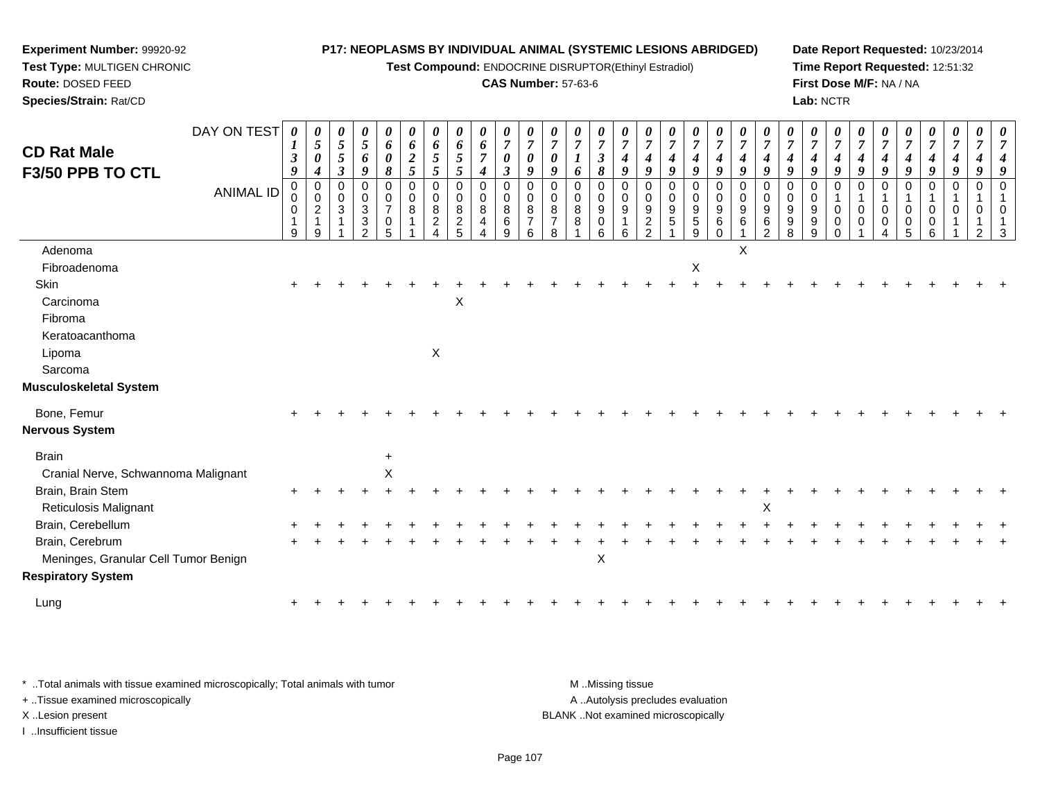**Experiment Number:** 99920-92
**Test Type:** MULTIGEN CHRONIC
**Route:** DOSED FEED
**Species/Strain:** Rat/CD

**P17: NEOPLASMS BY INDIVIDUAL ANIMAL (SYSTEMIC LESIONS ABRIDGED)**
**Test Compound:** ENDOCRINE DISRUPTOR(Ethinyl Estradiol)
**CAS Number:** 57-63-6

**Date Report Requested:** 10/23/2014
**Time Report Requested:** 12:51:32
**First Dose M/F:** NA / NA
**Lab:** NCTR

# CD Rat Male
## F3/50 PPB TO CTL

| DAY ON TEST | 0139 | 0504 | 0553 | 0569 | 0608 | 0625 | 0655 | 0655 | 0674 | 0703 | 0709 | 0709 | 0716 | 0738 | 0749 | 0749 | 0749 | 0749 | 0749 | 0749 | 0749 | 0749 | 0749 | 0749 | 0749 | 0749 | 0749 | 0749 | 0749 | 0749 | 0749 |
|---|---|---|---|---|---|---|---|---|---|---|---|---|---|---|---|---|---|---|---|---|---|---|---|---|---|---|---|---|---|---|---|
| **ANIMAL ID** | 00019 | 00219 | 00311 | 00332 | 00705 | 00811 | 00824 | 00825 | 00844 | 00869 | 00876 | 00878 | 00881 | 00906 | 00916 | 00922 | 00951 | 00959 | 00960 | 00961 | 00962 | 00998 | 00999 | 01000 | 01001 | 01004 | 01005 | 01006 | 01011 | 01012 | 01013 |
| Adenoma | | | | | | | | | | | | | | | | | | | | X | | | | | | | | | | | |
| Fibroadenoma | | | | | | | | | | | | | | | | | | X | | | | | | | | | | | | | |
| Skin | + | + | + | + | + | + | + | + | + | + | + | + | + | + | + | + | + | + | + | + | + | + | + | + | + | + | + | + | + | + | + |
| Carcinoma | | | | | | | | X | | | | | | | | | | | | | | | | | | | | | | | |
| Fibroma | | | | | | | | | | | | | | | | | | | | | | | | | | | | | | | |
| Keratoacanthoma | | | | | | | | | | | | | | | | | | | | | | | | | | | | | | | |
| Lipoma | | | | | | | X | | | | | | | | | | | | | | | | | | | | | | | | |
| Sarcoma | | | | | | | | | | | | | | | | | | | | | | | | | | | | | | | |
| **Musculoskeletal System** | | | | | | | | | | | | | | | | | | | | | | | | | | | | | | | |
| Bone, Femur | + | + | + | + | + | + | + | + | + | + | + | + | + | + | + | + | + | + | + | + | + | + | + | + | + | + | + | + | + | + | + |
| **Nervous System** | | | | | | | | | | | | | | | | | | | | | | | | | | | | | | | |
| Brain | | | | | + | | | | | | | | | | | | | | | | | | | | | | | | | | |
| Cranial Nerve, Schwannoma Malignant | | | | | X | | | | | | | | | | | | | | | | | | | | | | | | | | |
| Brain, Brain Stem | + | + | + | + | + | + | + | + | + | + | + | + | + | + | + | + | + | + | + | + | + | + | + | + | + | + | + | + | + | + | + |
| Reticulosis Malignant | | | | | | | | | | | | | | | | | | | | | X | | | | | | | | | | |
| Brain, Cerebellum | + | + | + | + | + | + | + | + | + | + | + | + | + | + | + | + | + | + | + | + | + | + | + | + | + | + | + | + | + | + | + |
| Brain, Cerebrum | + | + | + | + | + | + | + | + | + | + | + | + | + | + | + | + | + | + | + | + | + | + | + | + | + | + | + | + | + | + | + |
| Meninges, Granular Cell Tumor Benign | | | | | | | | | | | | | | X | | | | | | | | | | | | | | | | | |
| **Respiratory System** | | | | | | | | | | | | | | | | | | | | | | | | | | | | | | | |
| Lung | + | + | + | + | + | + | + | + | + | + | + | + | + | + | + | + | + | + | + | + | + | + | + | + | + | + | + | + | + | + | + |

\* ..Total animals with tissue examined microscopically; Total animals with tumor
+ ..Tissue examined microscopically
X ..Lesion present
I ..Insufficient tissue

M ..Missing tissue
A ..Autolysis precludes evaluation
BLANK ..Not examined microscopically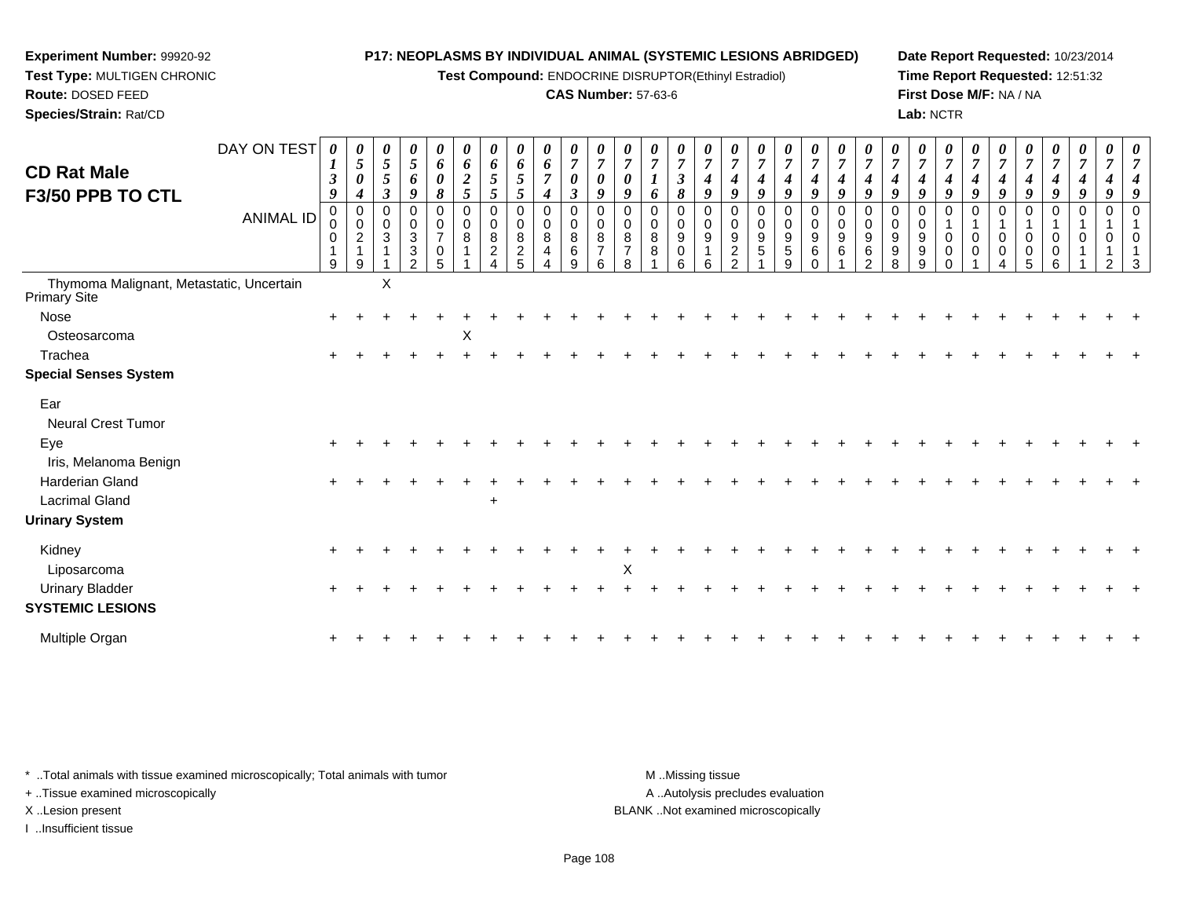**Experiment Number:** 99920-92
**Test Type:** MULTIGEN CHRONIC
**Route:** DOSED FEED
**Species/Strain:** Rat/CD

**P17: NEOPLASMS BY INDIVIDUAL ANIMAL (SYSTEMIC LESIONS ABRIDGED)**
**Test Compound:** ENDOCRINE DISRUPTOR(Ethinyl Estradiol)
**CAS Number:** 57-63-6

**Date Report Requested:** 10/23/2014
**Time Report Requested:** 12:51:32
**First Dose M/F:** NA / NA
**Lab:** NCTR

# CD Rat Male
## F3/50 PPB TO CTL

| DAY ON TEST | 0139 | 0504 | 0553 | 0569 | 0608 | 0625 | 0655 | 0655 | 0674 | 0703 | 0709 | 0709 | 0716 | 0738 | 0749 | 0749 | 0749 | 0749 | 0749 | 0749 | 0749 | 0749 | 0749 | 0749 | 0749 | 0749 | 0749 | 0749 | 0749 | 0749 | 0749 |
|---|---|---|---|---|---|---|---|---|---|---|---|---|---|---|---|---|---|---|---|---|---|---|---|---|---|---|---|---|---|---|---|
| **ANIMAL ID** | 00019 | 00219 | 00311 | 00332 | 00705 | 00811 | 00824 | 00825 | 00844 | 00869 | 00876 | 00878 | 00881 | 00906 | 00916 | 00922 | 00951 | 00959 | 00960 | 00961 | 00962 | 00998 | 00999 | 01000 | 01001 | 01004 | 01005 | 01006 | 01011 | 01012 | 01013 |
| Thymoma Malignant, Metastatic, Uncertain Primary Site | | | X | | | | | | | | | | | | | | | | | | | | | | | | | | | | |
| Nose | + | + | + | + | + | + | + | + | + | + | + | + | + | + | + | + | + | + | + | + | + | + | + | + | + | + | + | + | + | + | + |
| Osteosarcoma | | | | | | X | | | | | | | | | | | | | | | | | | | | | | | | | |
| Trachea | + | + | + | + | + | + | + | + | + | + | + | + | + | + | + | + | + | + | + | + | + | + | + | + | + | + | + | + | + | + | + |
| **Special Senses System** | | | | | | | | | | | | | | | | | | | | | | | | | | | | | | | |
| Ear | | | | | | | | | | | | | | | | | | | | | | | | | | | | | | | |
| Neural Crest Tumor | | | | | | | | | | | | | | | | | | | | | | | | | | | | | | | |
| Eye | + | + | + | + | + | + | + | + | + | + | + | + | + | + | + | + | + | + | + | + | + | + | + | + | + | + | + | + | + | + | + |
| Iris, Melanoma Benign | | | | | | | | | | | | | | | | | | | | | | | | | | | | | | | |
| Harderian Gland | + | + | + | + | + | + | + | + | + | + | + | + | + | + | + | + | + | + | + | + | + | + | + | + | + | + | + | + | + | + | + |
| Lacrimal Gland | | | | | | | + | | | | | | | | | | | | | | | | | | | | | | | | |
| **Urinary System** | | | | | | | | | | | | | | | | | | | | | | | | | | | | | | | |
| Kidney | + | + | + | + | + | + | + | + | + | + | + | + | + | + | + | + | + | + | + | + | + | + | + | + | + | + | + | + | + | + | + |
| Liposarcoma | | | | | | | | | | | | X | | | | | | | | | | | | | | | | | | | |
| Urinary Bladder | + | + | + | + | + | + | + | + | + | + | + | + | + | + | + | + | + | + | + | + | + | + | + | + | + | + | + | + | + | + | + |
| **SYSTEMIC LESIONS** | | | | | | | | | | | | | | | | | | | | | | | | | | | | | | | |
| Multiple Organ | + | + | + | + | + | + | + | + | + | + | + | + | + | + | + | + | + | + | + | + | + | + | + | + | + | + | + | + | + | + | + |

\* ..Total animals with tissue examined microscopically; Total animals with tumor
+ ..Tissue examined microscopically
X ..Lesion present
I ..Insufficient tissue

M ..Missing tissue
A ..Autolysis precludes evaluation
BLANK ..Not examined microscopically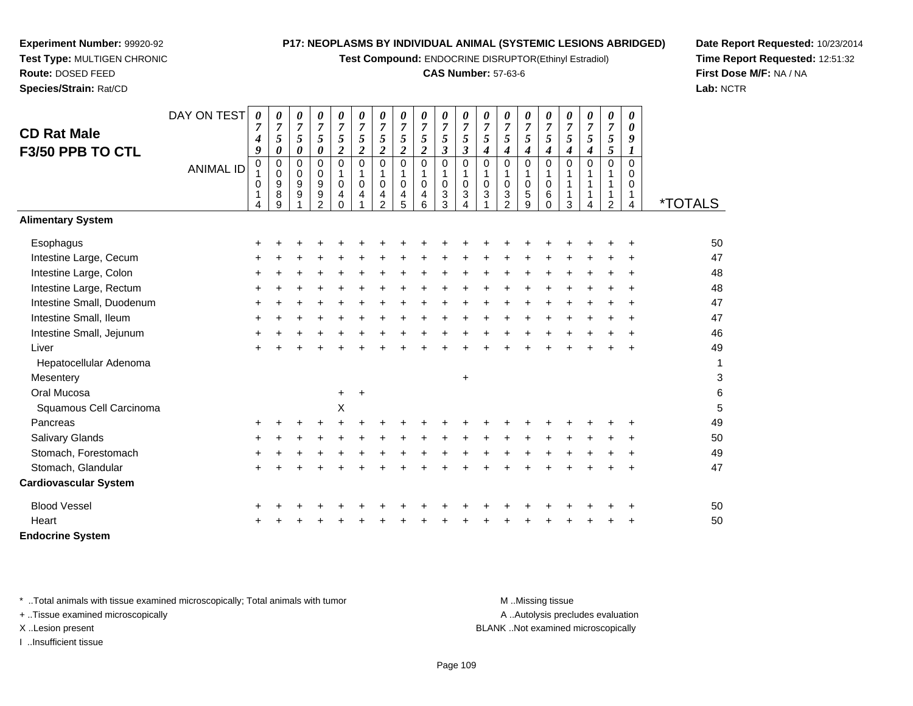**Experiment Number:** 99920-92
**Test Type:** MULTIGEN CHRONIC
**Route:** DOSED FEED
**Species/Strain:** Rat/CD

**P17: NEOPLASMS BY INDIVIDUAL ANIMAL (SYSTEMIC LESIONS ABRIDGED)**
**Test Compound:** ENDOCRINE DISRUPTOR(Ethinyl Estradiol)
**CAS Number:** 57-63-6

**Date Report Requested:** 10/23/2014
**Time Report Requested:** 12:51:32
**First Dose M/F:** NA / NA
**Lab:** NCTR

## CD Rat Male
## F3/50 PPB TO CTL

| DAY ON TEST | 0749 | 0750 | 0750 | 0750 | 0752 | 0752 | 0752 | 0752 | 0752 | 0753 | 0753 | 0754 | 0754 | 0754 | 0754 | 0754 | 0754 | 0755 | 0091 | |
|---|---|---|---|---|---|---|---|---|---|---|---|---|---|---|---|---|---|---|---|---|
| **ANIMAL ID** | 01014 | 00989 | 00991 | 00992 | 01040 | 01041 | 01042 | 01045 | 01046 | 01033 | 01034 | 01031 | 01032 | 01059 | 01060 | 01113 | 01114 | 01112 | 00014 | ***TOTALS** |
| **Alimentary System** | | | | | | | | | | | | | | | | | | | | |
| Esophagus | + | + | + | + | + | + | + | + | + | + | + | + | + | + | + | + | + | + | + | 50 |
| Intestine Large, Cecum | + | + | + | + | + | + | + | + | + | + | + | + | + | + | + | + | + | + | + | 47 |
| Intestine Large, Colon | + | + | + | + | + | + | + | + | + | + | + | + | + | + | + | + | + | + | + | 48 |
| Intestine Large, Rectum | + | + | + | + | + | + | + | + | + | + | + | + | + | + | + | + | + | + | + | 48 |
| Intestine Small, Duodenum | + | + | + | + | + | + | + | + | + | + | + | + | + | + | + | + | + | + | + | 47 |
| Intestine Small, Ileum | + | + | + | + | + | + | + | + | + | + | + | + | + | + | + | + | + | + | + | 47 |
| Intestine Small, Jejunum | + | + | + | + | + | + | + | + | + | + | + | + | + | + | + | + | + | + | + | 46 |
| Liver | + | + | + | + | + | + | + | + | + | + | + | + | + | + | + | + | + | + | + | 49 |
| Hepatocellular Adenoma | | | | | | | | | | | | | | | | | | | | 1 |
| Mesentery | | | | | | | | | | | + | | | | | | | | | 3 |
| Oral Mucosa | | | | | + | + | | | | | | | | | | | | | | 6 |
| Squamous Cell Carcinoma | | | | | X | | | | | | | | | | | | | | | 5 |
| Pancreas | + | + | + | + | + | + | + | + | + | + | + | + | + | + | + | + | + | + | + | 49 |
| Salivary Glands | + | + | + | + | + | + | + | + | + | + | + | + | + | + | + | + | + | + | + | 50 |
| Stomach, Forestomach | + | + | + | + | + | + | + | + | + | + | + | + | + | + | + | + | + | + | + | 49 |
| Stomach, Glandular | + | + | + | + | + | + | + | + | + | + | + | + | + | + | + | + | + | + | + | 47 |
| **Cardiovascular System** | | | | | | | | | | | | | | | | | | | | |
| Blood Vessel | + | + | + | + | + | + | + | + | + | + | + | + | + | + | + | + | + | + | + | 50 |
| Heart | + | + | + | + | + | + | + | + | + | + | + | + | + | + | + | + | + | + | + | 50 |
| **Endocrine System** | | | | | | | | | | | | | | | | | | | | |

\* ..Total animals with tissue examined microscopically; Total animals with tumor
+ ..Tissue examined microscopically
X ..Lesion present
I ..Insufficient tissue

M ..Missing tissue
A ..Autolysis precludes evaluation
BLANK ..Not examined microscopically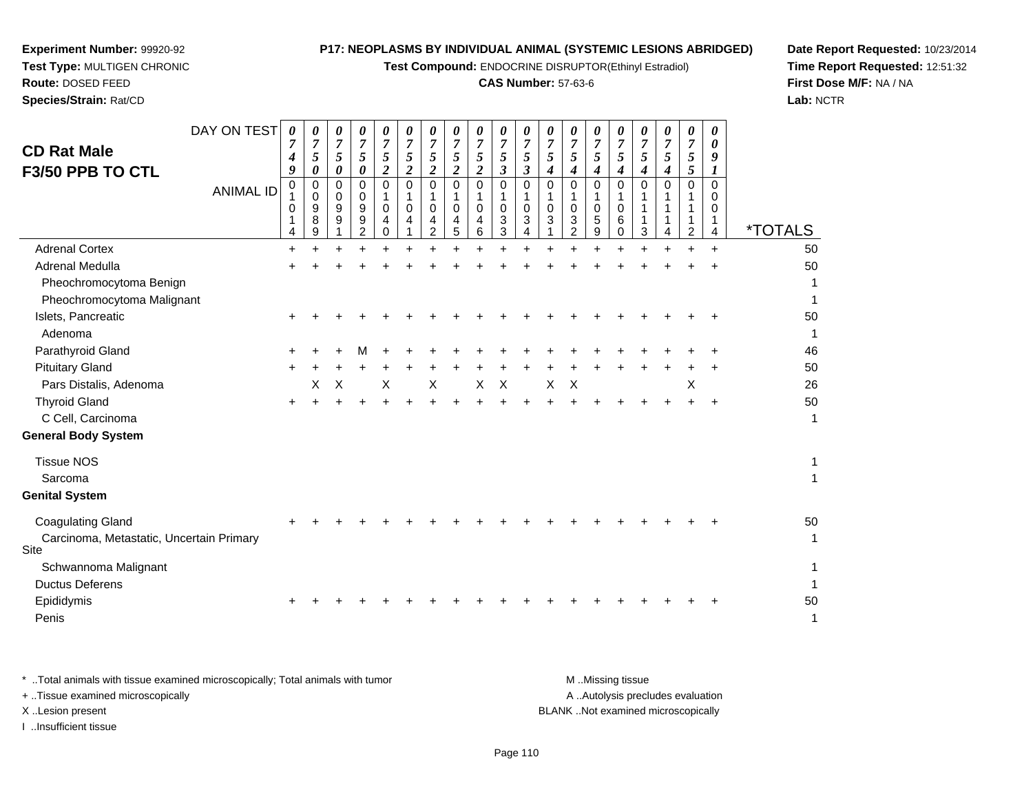**Experiment Number:** 99920-92
**Test Type:** MULTIGEN CHRONIC
**Route:** DOSED FEED
**Species/Strain:** Rat/CD

**P17: NEOPLASMS BY INDIVIDUAL ANIMAL (SYSTEMIC LESIONS ABRIDGED)**
**Test Compound:** ENDOCRINE DISRUPTOR(Ethinyl Estradiol)
**CAS Number:** 57-63-6

**Date Report Requested:** 10/23/2014
**Time Report Requested:** 12:51:32
**First Dose M/F:** NA / NA
**Lab:** NCTR

## CD Rat Male
## F3/50 PPB TO CTL

| DAY ON TEST | 0749 | 0750 | 0750 | 0750 | 0752 | 0752 | 0752 | 0752 | 0752 | 0753 | 0753 | 0754 | 0754 | 0754 | 0754 | 0754 | 0754 | 0755 | 0091 | |
|---|---|---|---|---|---|---|---|---|---|---|---|---|---|---|---|---|---|---|---|---|
| **ANIMAL ID** | 01014 | 00989 | 00991 | 00992 | 01040 | 01041 | 01042 | 01045 | 01046 | 01033 | 01034 | 01031 | 01032 | 01059 | 01060 | 01113 | 01114 | 01112 | 00014 | ***TOTALS** |
| Adrenal Cortex | + | + | + | + | + | + | + | + | + | + | + | + | + | + | + | + | + | + | + | 50 |
| Adrenal Medulla | + | + | + | + | + | + | + | + | + | + | + | + | + | + | + | + | + | + | + | 50 |
| Pheochromocytoma Benign | | | | | | | | | | | | | | | | | | | | 1 |
| Pheochromocytoma Malignant | | | | | | | | | | | | | | | | | | | | 1 |
| Islets, Pancreatic | + | + | + | + | + | + | + | + | + | + | + | + | + | + | + | + | + | + | + | 50 |
| Adenoma | | | | | | | | | | | | | | | | | | | | 1 |
| Parathyroid Gland | + | + | + | M | + | + | + | + | + | + | + | + | + | + | + | + | + | + | + | 46 |
| Pituitary Gland | + | + | + | + | + | + | + | + | + | + | + | + | + | + | + | + | + | + | + | 50 |
| Pars Distalis, Adenoma | | X | X | | X | | X | | X | X | | X | X | | | | | X | | 26 |
| Thyroid Gland | + | + | + | + | + | + | + | + | + | + | + | + | + | + | + | + | + | + | + | 50 |
| C Cell, Carcinoma | | | | | | | | | | | | | | | | | | | | 1 |
| **General Body System** | | | | | | | | | | | | | | | | | | | | |
| Tissue NOS | | | | | | | | | | | | | | | | | | | | 1 |
| Sarcoma | | | | | | | | | | | | | | | | | | | | 1 |
| **Genital System** | | | | | | | | | | | | | | | | | | | | |
| Coagulating Gland | + | + | + | + | + | + | + | + | + | + | + | + | + | + | + | + | + | + | + | 50 |
| Carcinoma, Metastatic, Uncertain Primary Site | | | | | | | | | | | | | | | | | | | | 1 |
| Schwannoma Malignant | | | | | | | | | | | | | | | | | | | | 1 |
| Ductus Deferens | | | | | | | | | | | | | | | | | | | | 1 |
| Epididymis | + | + | + | + | + | + | + | + | + | + | + | + | + | + | + | + | + | + | + | 50 |
| Penis | | | | | | | | | | | | | | | | | | | | 1 |

\* ..Total animals with tissue examined microscopically; Total animals with tumor
+ ..Tissue examined microscopically
X ..Lesion present
I ..Insufficient tissue

M ..Missing tissue
A ..Autolysis precludes evaluation
BLANK ..Not examined microscopically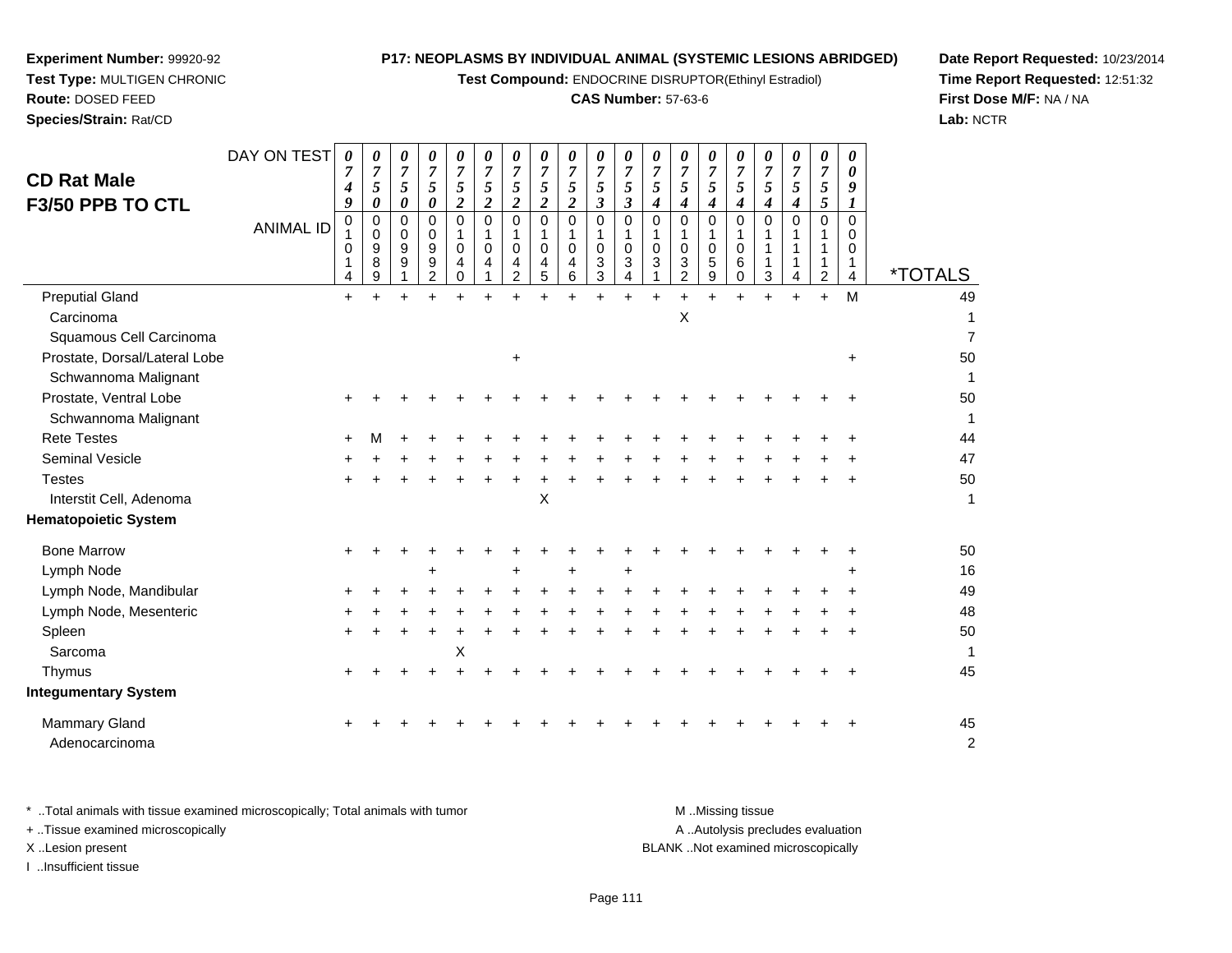**Experiment Number:** 99920-92
**Test Type:** MULTIGEN CHRONIC
**Route:** DOSED FEED
**Species/Strain:** Rat/CD

**P17: NEOPLASMS BY INDIVIDUAL ANIMAL (SYSTEMIC LESIONS ABRIDGED)**
**Test Compound:** ENDOCRINE DISRUPTOR(Ethinyl Estradiol)
**CAS Number:** 57-63-6

**Date Report Requested:** 10/23/2014
**Time Report Requested:** 12:51:32
**First Dose M/F:** NA / NA
**Lab:** NCTR

## CD Rat Male
## F3/50 PPB TO CTL

| DAY ON TEST | 0749 | 0750 | 0750 | 0750 | 0752 | 0752 | 0752 | 0752 | 0752 | 0753 | 0753 | 0754 | 0754 | 0754 | 0754 | 0754 | 0754 | 0755 | 0091 | |
|---|---|---|---|---|---|---|---|---|---|---|---|---|---|---|---|---|---|---|---|---|
| **ANIMAL ID** | 01014 | 00989 | 00991 | 00992 | 01040 | 01041 | 01042 | 01045 | 01046 | 01033 | 01034 | 01031 | 01032 | 01059 | 01060 | 01113 | 01114 | 01112 | 00014 | ***TOTALS** |
| Preputial Gland | + | + | + | + | + | + | + | + | + | + | + | + | + | + | + | + | + | + | M | 49 |
| Carcinoma | | | | | | | | | | | | | X | | | | | | | 1 |
| Squamous Cell Carcinoma | | | | | | | | | | | | | | | | | | | | 7 |
| Prostate, Dorsal/Lateral Lobe | | | | | | | + | | | | | | | | | | | | + | 50 |
| Schwannoma Malignant | | | | | | | | | | | | | | | | | | | | 1 |
| Prostate, Ventral Lobe | + | + | + | + | + | + | + | + | + | + | + | + | + | + | + | + | + | + | + | 50 |
| Schwannoma Malignant | | | | | | | | | | | | | | | | | | | | 1 |
| Rete Testes | + | M | + | + | + | + | + | + | + | + | + | + | + | + | + | + | + | + | + | 44 |
| Seminal Vesicle | + | + | + | + | + | + | + | + | + | + | + | + | + | + | + | + | + | + | + | 47 |
| Testes | + | + | + | + | + | + | + | + | + | + | + | + | + | + | + | + | + | + | + | 50 |
| Interstit Cell, Adenoma | | | | | | | | X | | | | | | | | | | | | 1 |
| **Hematopoietic System** | | | | | | | | | | | | | | | | | | | | |
| Bone Marrow | + | + | + | + | + | + | + | + | + | + | + | + | + | + | + | + | + | + | + | 50 |
| Lymph Node | | | | + | | | + | | + | | + | | | | | | | | + | 16 |
| Lymph Node, Mandibular | + | + | + | + | + | + | + | + | + | + | + | + | + | + | + | + | + | + | + | 49 |
| Lymph Node, Mesenteric | + | + | + | + | + | + | + | + | + | + | + | + | + | + | + | + | + | + | + | 48 |
| Spleen | + | + | + | + | + | + | + | + | + | + | + | + | + | + | + | + | + | + | + | 50 |
| Sarcoma | | | | | X | | | | | | | | | | | | | | | 1 |
| Thymus | + | + | + | + | + | + | + | + | + | + | + | + | + | + | + | + | + | + | + | 45 |
| **Integumentary System** | | | | | | | | | | | | | | | | | | | | |
| Mammary Gland | + | + | + | + | + | + | + | + | + | + | + | + | + | + | + | + | + | + | + | 45 |
| Adenocarcinoma | | | | | | | | | | | | | | | | | | | | 2 |

\* ..Total animals with tissue examined microscopically; Total animals with tumor
\+ ..Tissue examined microscopically
X ..Lesion present
I ..Insufficient tissue

M ..Missing tissue
A ..Autolysis precludes evaluation
BLANK ..Not examined microscopically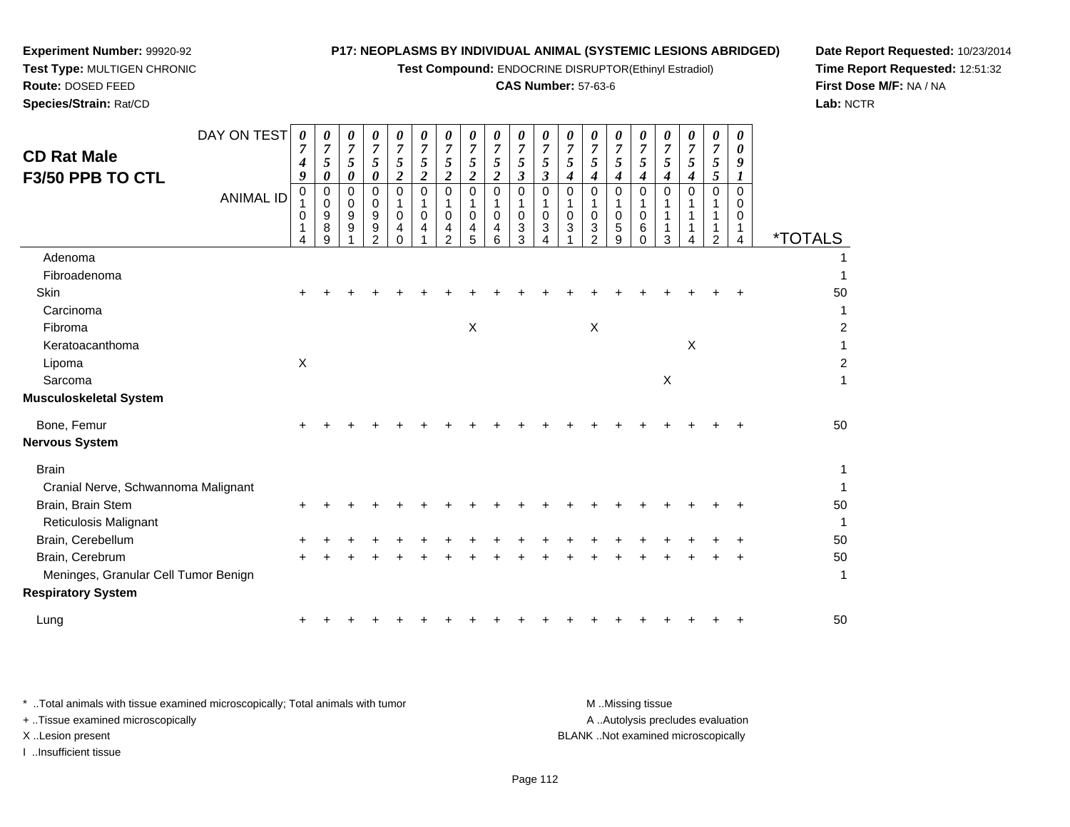**Experiment Number:** 99920-92
**Test Type:** MULTIGEN CHRONIC
**Route:** DOSED FEED
**Species/Strain:** Rat/CD

**P17: NEOPLASMS BY INDIVIDUAL ANIMAL (SYSTEMIC LESIONS ABRIDGED)**
**Test Compound:** ENDOCRINE DISRUPTOR(Ethinyl Estradiol)
**CAS Number:** 57-63-6

**Date Report Requested:** 10/23/2014
**Time Report Requested:** 12:51:32
**First Dose M/F:** NA / NA
**Lab:** NCTR

## CD Rat Male
## F3/50 PPB TO CTL

| DAY ON TEST | 0749 | 0750 | 0750 | 0750 | 0752 | 0752 | 0752 | 0752 | 0752 | 0753 | 0753 | 0754 | 0754 | 0754 | 0754 | 0754 | 0754 | 0755 | 0091 | |
|---|---|---|---|---|---|---|---|---|---|---|---|---|---|---|---|---|---|---|---|---|
| **ANIMAL ID** | 01014 | 00989 | 00991 | 00992 | 01040 | 01041 | 01042 | 01045 | 01046 | 01033 | 01034 | 01031 | 01032 | 01059 | 01060 | 01113 | 01114 | 01112 | 00014 | ***TOTALS** |
| Adenoma | | | | | | | | | | | | | | | | | | | | 1 |
| Fibroadenoma | | | | | | | | | | | | | | | | | | | | 1 |
| Skin | + | + | + | + | + | + | + | + | + | + | + | + | + | + | + | + | + | + | + | 50 |
| Carcinoma | | | | | | | | | | | | | | | | | | | | 1 |
| Fibroma | | | | | | | | X | | | | | X | | | | | | | 2 |
| Keratoacanthoma | | | | | | | | | | | | | | | | | X | | | 1 |
| Lipoma | X | | | | | | | | | | | | | | | | | | | 2 |
| Sarcoma | | | | | | | | | | | | | | | | X | | | | 1 |
| **Musculoskeletal System** | | | | | | | | | | | | | | | | | | | | |
| Bone, Femur | + | + | + | + | + | + | + | + | + | + | + | + | + | + | + | + | + | + | + | 50 |
| **Nervous System** | | | | | | | | | | | | | | | | | | | | |
| Brain | | | | | | | | | | | | | | | | | | | | 1 |
| Cranial Nerve, Schwannoma Malignant | | | | | | | | | | | | | | | | | | | | 1 |
| Brain, Brain Stem | + | + | + | + | + | + | + | + | + | + | + | + | + | + | + | + | + | + | + | 50 |
| Reticulosis Malignant | | | | | | | | | | | | | | | | | | | | 1 |
| Brain, Cerebellum | + | + | + | + | + | + | + | + | + | + | + | + | + | + | + | + | + | + | + | 50 |
| Brain, Cerebrum | + | + | + | + | + | + | + | + | + | + | + | + | + | + | + | + | + | + | + | 50 |
| Meninges, Granular Cell Tumor Benign | | | | | | | | | | | | | | | | | | | | 1 |
| **Respiratory System** | | | | | | | | | | | | | | | | | | | | |
| Lung | + | + | + | + | + | + | + | + | + | + | + | + | + | + | + | + | + | + | + | 50 |

\* ..Total animals with tissue examined microscopically; Total animals with tumor
\+ ..Tissue examined microscopically
X ..Lesion present
I ..Insufficient tissue

M ..Missing tissue
A ..Autolysis precludes evaluation
BLANK ..Not examined microscopically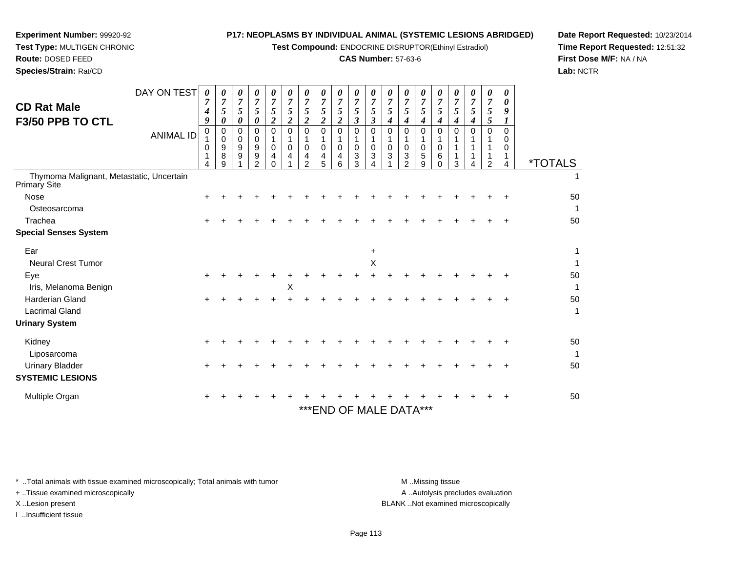**Experiment Number:** 99920-92
**Test Type:** MULTIGEN CHRONIC
**Route:** DOSED FEED
**Species/Strain:** Rat/CD

**P17: NEOPLASMS BY INDIVIDUAL ANIMAL (SYSTEMIC LESIONS ABRIDGED)**
**Test Compound:** ENDOCRINE DISRUPTOR(Ethinyl Estradiol)
**CAS Number:** 57-63-6

**Date Report Requested:** 10/23/2014
**Time Report Requested:** 12:51:32
**First Dose M/F:** NA / NA
**Lab:** NCTR

# CD Rat Male
# F3/50 PPB TO CTL

| DAY ON TEST | 0749 | 0750 | 0750 | 0750 | 0752 | 0752 | 0752 | 0752 | 0752 | 0753 | 0753 | 0754 | 0754 | 0754 | 0754 | 0754 | 0754 | 0755 | 0091 | |
|---|---|---|---|---|---|---|---|---|---|---|---|---|---|---|---|---|---|---|---|---|
| **ANIMAL ID** | 01014 | 00989 | 00991 | 00992 | 01040 | 01041 | 01042 | 01045 | 01046 | 01033 | 01034 | 01031 | 01032 | 01059 | 01060 | 01113 | 01114 | 01112 | 00014 | ***TOTALS** |
| Thymoma Malignant, Metastatic, Uncertain Primary Site | | | | | | | | | | | | | | | | | | | | 1 |
| Nose | + | + | + | + | + | + | + | + | + | + | + | + | + | + | + | + | + | + | + | 50 |
| Osteosarcoma | | | | | | | | | | | | | | | | | | | | 1 |
| Trachea | + | + | + | + | + | + | + | + | + | + | + | + | + | + | + | + | + | + | + | 50 |
| **Special Senses System** | | | | | | | | | | | | | | | | | | | | |
| Ear | | | | | | | | | | | + | | | | | | | | | 1 |
| Neural Crest Tumor | | | | | | | | | | | X | | | | | | | | | 1 |
| Eye | + | + | + | + | + | + | + | + | + | + | + | + | + | + | + | + | + | + | + | 50 |
| Iris, Melanoma Benign | | | | | | X | | | | | | | | | | | | | | 1 |
| Harderian Gland | + | + | + | + | + | + | + | + | + | + | + | + | + | + | + | + | + | + | + | 50 |
| Lacrimal Gland | | | | | | | | | | | | | | | | | | | | 1 |
| **Urinary System** | | | | | | | | | | | | | | | | | | | | |
| Kidney | + | + | + | + | + | + | + | + | + | + | + | + | + | + | + | + | + | + | + | 50 |
| Liposarcoma | | | | | | | | | | | | | | | | | | | | 1 |
| Urinary Bladder | + | + | + | + | + | + | + | + | + | + | + | + | + | + | + | + | + | + | + | 50 |
| **SYSTEMIC LESIONS** | | | | | | | | | | | | | | | | | | | | |
| Multiple Organ | + | + | + | + | + | + | + | + | + | + | + | + | + | + | + | + | + | + | + | 50 |

***END OF MALE DATA***

\* ..Total animals with tissue examined microscopically; Total animals with tumor
+ ..Tissue examined microscopically
X ..Lesion present
I ..Insufficient tissue

M ..Missing tissue
A ..Autolysis precludes evaluation
BLANK ..Not examined microscopically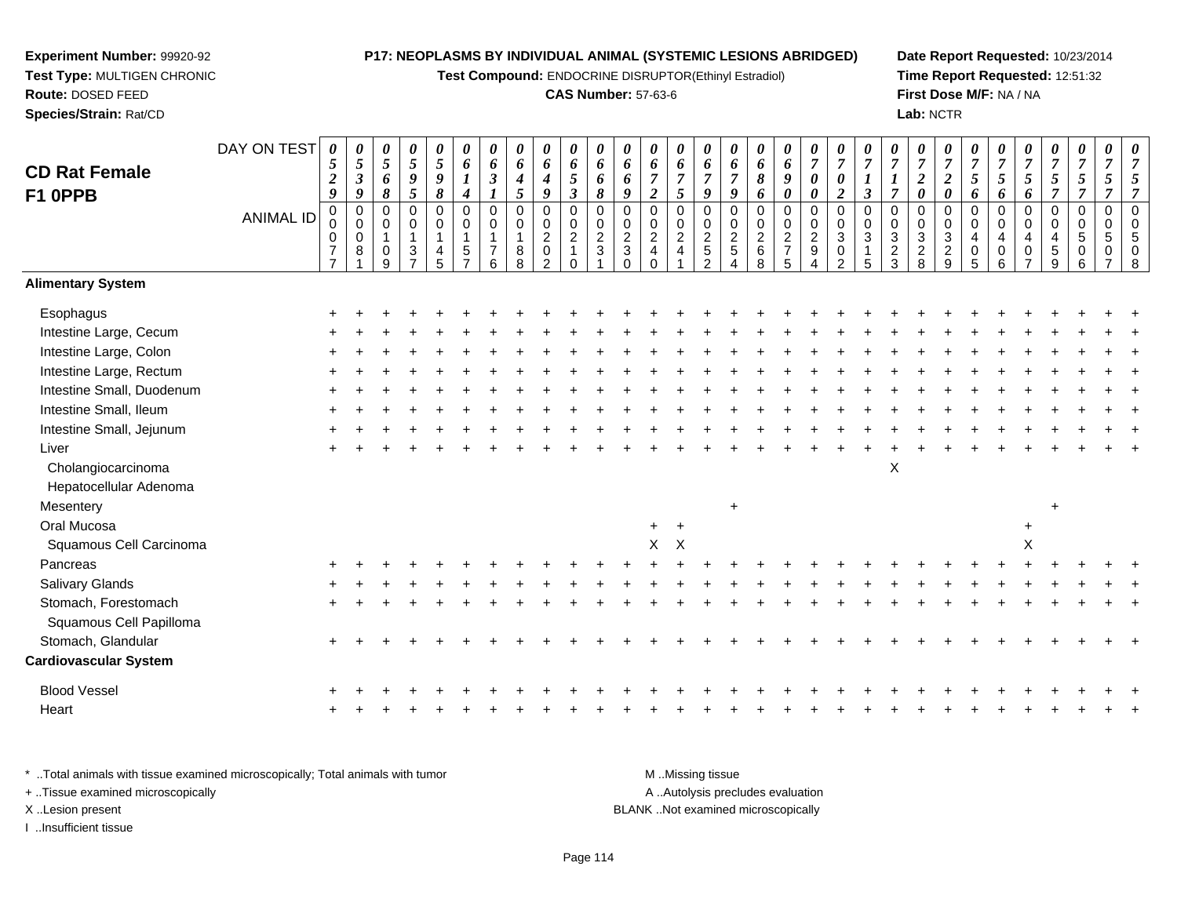**Experiment Number:** 99920-92
**Test Type:** MULTIGEN CHRONIC
**Route:** DOSED FEED
**Species/Strain:** Rat/CD

**P17: NEOPLASMS BY INDIVIDUAL ANIMAL (SYSTEMIC LESIONS ABRIDGED)**
**Test Compound:** ENDOCRINE DISRUPTOR(Ethinyl Estradiol)
**CAS Number:** 57-63-6

**Date Report Requested:** 10/23/2014
**Time Report Requested:** 12:51:32
**First Dose M/F:** NA / NA
**Lab:** NCTR

## CD Rat Female F1 0PPB

| DAY ON TEST | 0529 | 0539 | 0568 | 0595 | 0598 | 0614 | 0631 | 0645 | 0649 | 0653 | 0668 | 0669 | 0672 | 0675 | 0679 | 0679 | 0686 | 0690 | 0700 | 0702 | 0713 | 0717 | 0720 | 0720 | 0756 | 0756 | 0756 | 0757 | 0757 | 0757 | 0757 |
|---|---|---|---|---|---|---|---|---|---|---|---|---|---|---|---|---|---|---|---|---|---|---|---|---|---|---|---|---|---|---|---|
| **ANIMAL ID** | 0077 | 0081 | 0109 | 0137 | 0145 | 0157 | 0176 | 0188 | 0202 | 0210 | 0231 | 0230 | 0240 | 0241 | 0252 | 0254 | 0268 | 0275 | 0294 | 0302 | 0315 | 0323 | 0328 | 0329 | 0405 | 0406 | 0407 | 0459 | 0506 | 0507 | 0508 |
| **Alimentary System** | | | | | | | | | | | | | | | | | | | | | | | | | | | | | | | |
| Esophagus | + | + | + | + | + | + | + | + | + | + | + | + | + | + | + | + | + | + | + | + | + | + | + | + | + | + | + | + | + | + | + |
| Intestine Large, Cecum | + | + | + | + | + | + | + | + | + | + | + | + | + | + | + | + | + | + | + | + | + | + | + | + | + | + | + | + | + | + | + |
| Intestine Large, Colon | + | + | + | + | + | + | + | + | + | + | + | + | + | + | + | + | + | + | + | + | + | + | + | + | + | + | + | + | + | + | + |
| Intestine Large, Rectum | + | + | + | + | + | + | + | + | + | + | + | + | + | + | + | + | + | + | + | + | + | + | + | + | + | + | + | + | + | + | + |
| Intestine Small, Duodenum | + | + | + | + | + | + | + | + | + | + | + | + | + | + | + | + | + | + | + | + | + | + | + | + | + | + | + | + | + | + | + |
| Intestine Small, Ileum | + | + | + | + | + | + | + | + | + | + | + | + | + | + | + | + | + | + | + | + | + | + | + | + | + | + | + | + | + | + | + |
| Intestine Small, Jejunum | + | + | + | + | + | + | + | + | + | + | + | + | + | + | + | + | + | + | + | + | + | + | + | + | + | + | + | + | + | + | + |
| Liver | + | + | + | + | + | + | + | + | + | + | + | + | + | + | + | + | + | + | + | + | + | + | + | + | + | + | + | + | + | + | + |
| Cholangiocarcinoma | | | | | | | | | | | | | | | | | | | | | | X | | | | | | | | | |
| Hepatocellular Adenoma | | | | | | | | | | | | | | | | | | | | | | | | | | | | | | | |
| Mesentery | | | | | | | | | | | | | | | | + | | | | | | | | | | | | + | | | |
| Oral Mucosa | | | | | | | | | | | | | + | + | | | | | | | | | | | | | + | | | | |
| Squamous Cell Carcinoma | | | | | | | | | | | | | X | X | | | | | | | | | | | | | X | | | | |
| Pancreas | + | + | + | + | + | + | + | + | + | + | + | + | + | + | + | + | + | + | + | + | + | + | + | + | + | + | + | + | + | + | + |
| Salivary Glands | + | + | + | + | + | + | + | + | + | + | + | + | + | + | + | + | + | + | + | + | + | + | + | + | + | + | + | + | + | + | + |
| Stomach, Forestomach | + | + | + | + | + | + | + | + | + | + | + | + | + | + | + | + | + | + | + | + | + | + | + | + | + | + | + | + | + | + | + |
| Squamous Cell Papilloma | | | | | | | | | | | | | | | | | | | | | | | | | | | | | | | |
| Stomach, Glandular | + | + | + | + | + | + | + | + | + | + | + | + | + | + | + | + | + | + | + | + | + | + | + | + | + | + | + | + | + | + | + |
| **Cardiovascular System** | | | | | | | | | | | | | | | | | | | | | | | | | | | | | | | |
| Blood Vessel | + | + | + | + | + | + | + | + | + | + | + | + | + | + | + | + | + | + | + | + | + | + | + | + | + | + | + | + | + | + | + |
| Heart | + | + | + | + | + | + | + | + | + | + | + | + | + | + | + | + | + | + | + | + | + | + | + | + | + | + | + | + | + | + | + |

* ..Total animals with tissue examined microscopically; Total animals with tumor
+ ..Tissue examined microscopically
X ..Lesion present
I ..Insufficient tissue

M ..Missing tissue
A ..Autolysis precludes evaluation
BLANK ..Not examined microscopically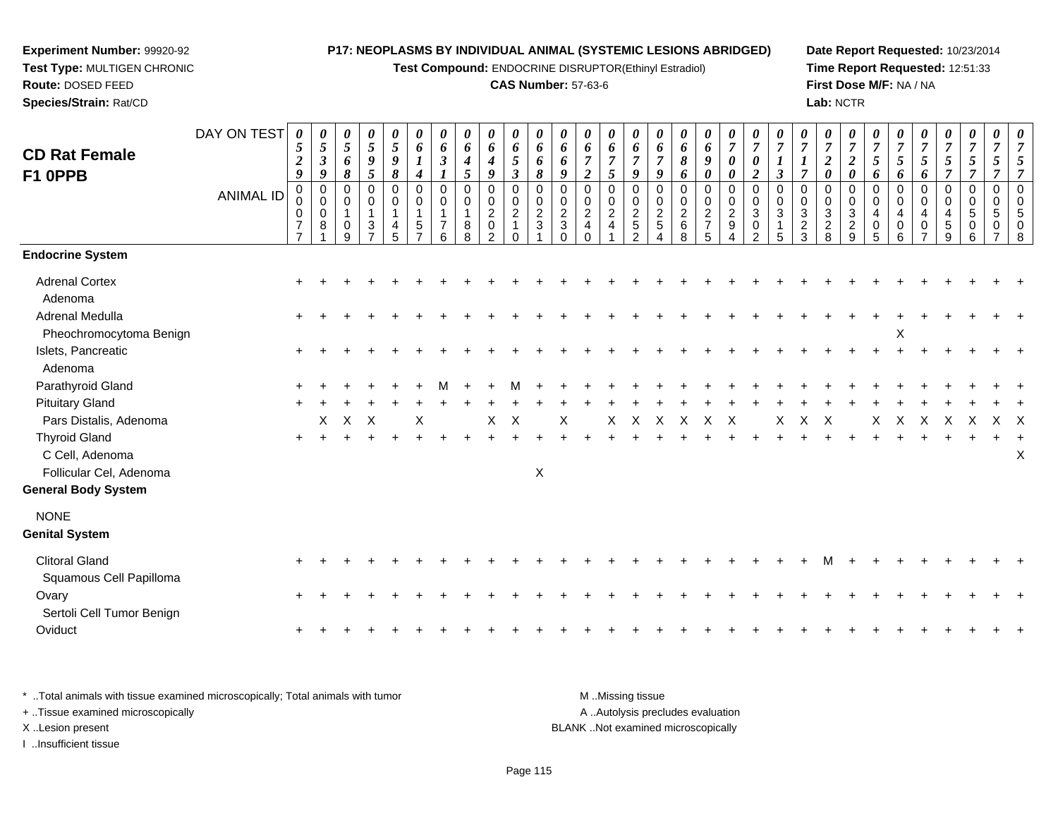**Experiment Number:** 99920-92
**Test Type:** MULTIGEN CHRONIC
**Route:** DOSED FEED
**Species/Strain:** Rat/CD

**P17: NEOPLASMS BY INDIVIDUAL ANIMAL (SYSTEMIC LESIONS ABRIDGED)**
**Test Compound:** ENDOCRINE DISRUPTOR(Ethinyl Estradiol)
**CAS Number:** 57-63-6

**Date Report Requested:** 10/23/2014
**Time Report Requested:** 12:51:33
**First Dose M/F:** NA / NA
**Lab:** NCTR

## CD Rat Female F1 0PPB

| DAY ON TEST | 0529 | 0539 | 0568 | 0595 | 0598 | 0614 | 0631 | 0645 | 0649 | 0653 | 0668 | 0669 | 0672 | 0675 | 0679 | 0679 | 0686 | 0690 | 0700 | 0702 | 0713 | 0717 | 0720 | 0720 | 0756 | 0756 | 0756 | 0757 | 0757 | 0757 | 0757 |
|---|---|---|---|---|---|---|---|---|---|---|---|---|---|---|---|---|---|---|---|---|---|---|---|---|---|---|---|---|---|---|---|
| **ANIMAL ID** | 00077 | 00081 | 00109 | 00137 | 00145 | 00157 | 00176 | 00188 | 00202 | 00210 | 00231 | 00230 | 00240 | 00241 | 00252 | 00254 | 00268 | 00275 | 00294 | 00302 | 00315 | 00323 | 00328 | 00329 | 00405 | 00406 | 00407 | 00459 | 00506 | 00507 | 00508 |
| **Endocrine System** | | | | | | | | | | | | | | | | | | | | | | | | | | | | | | | |
| Adrenal Cortex | + | + | + | + | + | + | + | + | + | + | + | + | + | + | + | + | + | + | + | + | + | + | + | + | + | + | + | + | + | + | + |
| Adenoma | | | | | | | | | | | | | | | | | | | | | | | | | | | | | | | |
| Adrenal Medulla | + | + | + | + | + | + | + | + | + | + | + | + | + | + | + | + | + | + | + | + | + | + | + | + | + | + | + | + | + | + | + |
| Pheochromocytoma Benign | | | | | | | | | | | | | | | | | | | | | | | | | | X | | | | | |
| Islets, Pancreatic | + | + | + | + | + | + | + | + | + | + | + | + | + | + | + | + | + | + | + | + | + | + | + | + | + | + | + | + | + | + | + |
| Adenoma | | | | | | | | | | | | | | | | | | | | | | | | | | | | | | | |
| Parathyroid Gland | + | + | + | + | + | + | M | + | + | M | + | + | + | + | + | + | + | + | + | + | + | + | + | + | + | + | + | + | + | + | + |
| Pituitary Gland | + | + | + | + | + | + | + | + | + | + | + | + | + | + | + | + | + | + | + | + | + | + | + | + | + | + | + | + | + | + | + |
| Pars Distalis, Adenoma | | X | X | X | | X | | | X | X | | X | | X | X | X | X | X | X | | X | X | X | | X | X | X | X | X | X | X |
| Thyroid Gland | + | + | + | + | + | + | + | + | + | + | + | + | + | + | + | + | + | + | + | + | + | + | + | + | + | + | + | + | + | + | + |
| C Cell, Adenoma | | | | | | | | | | | | | | | | | | | | | | | | | | | | | | | X |
| Follicular Cel, Adenoma | | | | | | | | | | | X | | | | | | | | | | | | | | | | | | | | |
| **General Body System** | | | | | | | | | | | | | | | | | | | | | | | | | | | | | | | |
| NONE | | | | | | | | | | | | | | | | | | | | | | | | | | | | | | | |
| **Genital System** | | | | | | | | | | | | | | | | | | | | | | | | | | | | | | | |
| Clitoral Gland | + | + | + | + | + | + | + | + | + | + | + | + | + | + | + | + | + | + | + | + | + | + | M | + | + | + | + | + | + | + | + |
| Squamous Cell Papilloma | | | | | | | | | | | | | | | | | | | | | | | | | | | | | | | |
| Ovary | + | + | + | + | + | + | + | + | + | + | + | + | + | + | + | + | + | + | + | + | + | + | + | + | + | + | + | + | + | + | + |
| Sertoli Cell Tumor Benign | | | | | | | | | | | | | | | | | | | | | | | | | | | | | | | |
| Oviduct | + | + | + | + | + | + | + | + | + | + | + | + | + | + | + | + | + | + | + | + | + | + | + | + | + | + | + | + | + | + | + |

\* ..Total animals with tissue examined microscopically; Total animals with tumor
+ ..Tissue examined microscopically
X ..Lesion present
I ..Insufficient tissue

M ..Missing tissue
A ..Autolysis precludes evaluation
BLANK ..Not examined microscopically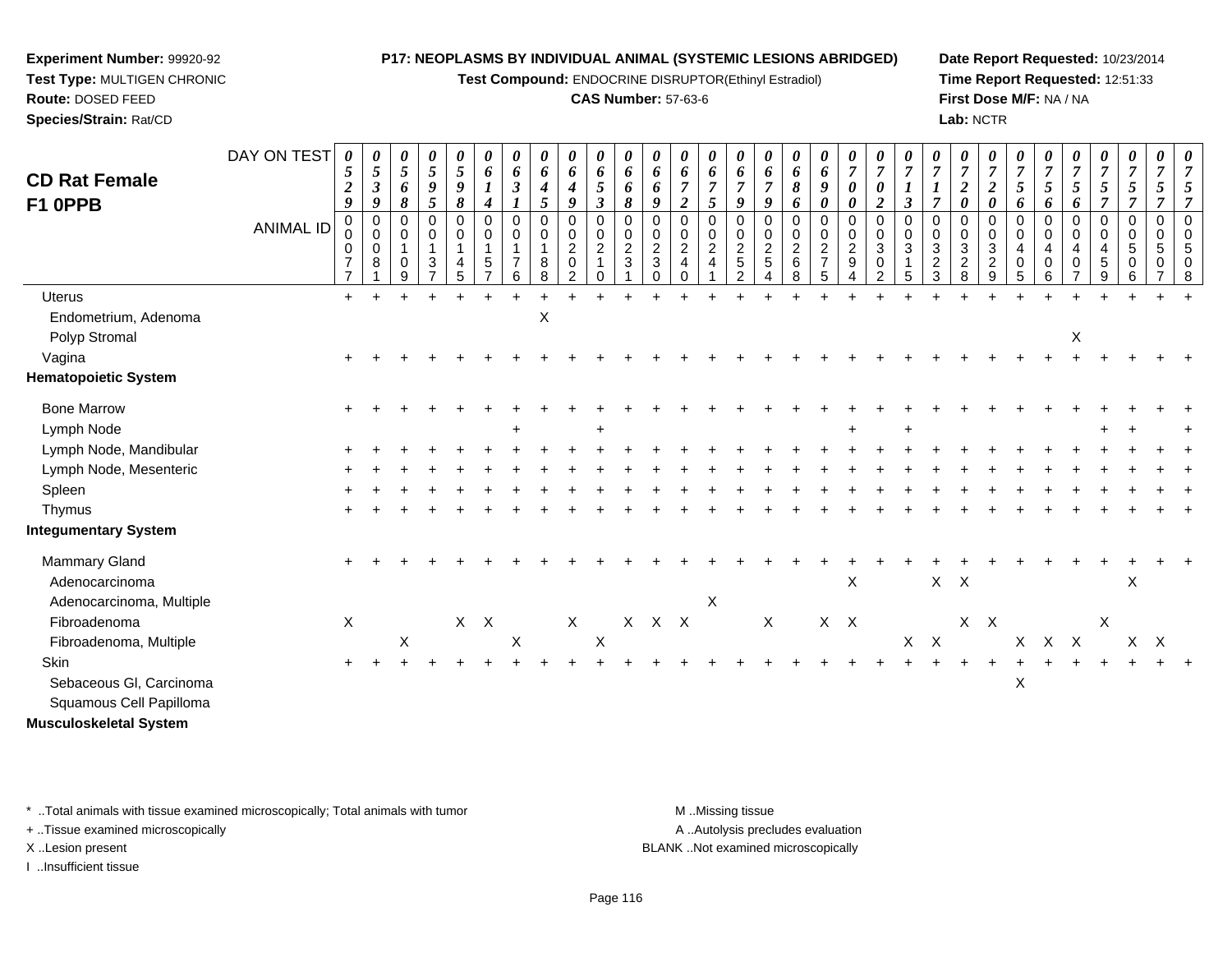**Experiment Number:** 99920-92
**Test Type:** MULTIGEN CHRONIC
**Route:** DOSED FEED
**Species/Strain:** Rat/CD

**P17: NEOPLASMS BY INDIVIDUAL ANIMAL (SYSTEMIC LESIONS ABRIDGED)**
**Test Compound:** ENDOCRINE DISRUPTOR(Ethinyl Estradiol)
**CAS Number:** 57-63-6

**Date Report Requested:** 10/23/2014
**Time Report Requested:** 12:51:33
**First Dose M/F:** NA / NA
**Lab:** NCTR

# CD Rat Female F1 0PPB

| DAY ON TEST | 0529 | 0539 | 0568 | 0595 | 0598 | 0614 | 0631 | 0645 | 0649 | 0653 | 0668 | 0669 | 0672 | 0675 | 0679 | 0679 | 0686 | 0690 | 0700 | 0702 | 0713 | 0717 | 0720 | 0720 | 0756 | 0756 | 0756 | 0757 | 0757 | 0757 | 0757 |
|---|---|---|---|---|---|---|---|---|---|---|---|---|---|---|---|---|---|---|---|---|---|---|---|---|---|---|---|---|---|---|---|
| **ANIMAL ID** | 00077 | 00081 | 00109 | 00137 | 00145 | 00157 | 00176 | 00188 | 00202 | 00210 | 00231 | 00230 | 00240 | 00241 | 00252 | 00254 | 00268 | 00275 | 00294 | 00302 | 00315 | 00323 | 00328 | 00329 | 00405 | 00406 | 00407 | 00459 | 00506 | 00507 | 00508 |
| Uterus | + | + | + | + | + | + | + | + | + | + | + | + | + | + | + | + | + | + | + | + | + | + | + | + | + | + | + | + | + | + | + |
| Endometrium, Adenoma | | | | | | | | X | | | | | | | | | | | | | | | | | | | | | | | |
| Polyp Stromal | | | | | | | | | | | | | | | | | | | | | | | | | | | X | | | | |
| Vagina | + | + | + | + | + | + | + | + | + | + | + | + | + | + | + | + | + | + | + | + | + | + | + | + | + | + | + | + | + | + | + |
| **Hematopoietic System** | | | | | | | | | | | | | | | | | | | | | | | | | | | | | | | |
| Bone Marrow | + | + | + | + | + | + | + | + | + | + | + | + | + | + | + | + | + | + | + | + | + | + | + | + | + | + | + | + | + | + | + |
| Lymph Node | | | | | | | + | | | + | | | | | | | | | + | | + | | | | | | | + | + | | + |
| Lymph Node, Mandibular | + | + | + | + | + | + | + | + | + | + | + | + | + | + | + | + | + | + | + | + | + | + | + | + | + | + | + | + | + | + | + |
| Lymph Node, Mesenteric | + | + | + | + | + | + | + | + | + | + | + | + | + | + | + | + | + | + | + | + | + | + | + | + | + | + | + | + | + | + | + |
| Spleen | + | + | + | + | + | + | + | + | + | + | + | + | + | + | + | + | + | + | + | + | + | + | + | + | + | + | + | + | + | + | + |
| Thymus | + | + | + | + | + | + | + | + | + | + | + | + | + | + | + | + | + | + | + | + | + | + | + | + | + | + | + | + | + | + | + |
| **Integumentary System** | | | | | | | | | | | | | | | | | | | | | | | | | | | | | | | |
| Mammary Gland | + | + | + | + | + | + | + | + | + | + | + | + | + | + | + | + | + | + | + | + | + | + | + | + | + | + | + | + | + | + | + |
| Adenocarcinoma | | | | | | | | | | | | | | | | | | | X | | | X | X | | | | | | X | | |
| Adenocarcinoma, Multiple | | | | | | | | | | | | | | X | | | | | | | | | | | | | | | | | |
| Fibroadenoma | X | | | | X | X | | | X | | X | X | X | | | X | | X | X | | | | X | X | | | | X | | | |
| Fibroadenoma, Multiple | | | X | | | | X | | | X | | | | | | | | | | | X | X | | | X | X | X | | X | X | |
| Skin | + | + | + | + | + | + | + | + | + | + | + | + | + | + | + | + | + | + | + | + | + | + | + | + | + | + | + | + | + | + | + |
| Sebaceous Gl, Carcinoma | | | | | | | | | | | | | | | | | | | | | | | | | X | | | | | | |
| Squamous Cell Papilloma | | | | | | | | | | | | | | | | | | | | | | | | | | | | | | | |
| **Musculoskeletal System** | | | | | | | | | | | | | | | | | | | | | | | | | | | | | | | |

\* ..Total animals with tissue examined microscopically; Total animals with tumor
\+ ..Tissue examined microscopically
X ..Lesion present
I ..Insufficient tissue

M ..Missing tissue
A ..Autolysis precludes evaluation
BLANK ..Not examined microscopically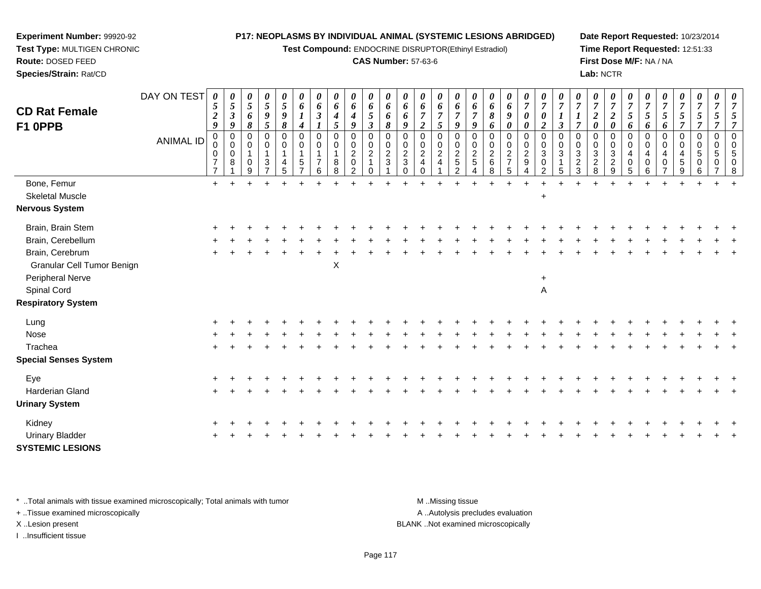**Experiment Number:** 99920-92
**Test Type:** MULTIGEN CHRONIC
**Route:** DOSED FEED
**Species/Strain:** Rat/CD

**P17: NEOPLASMS BY INDIVIDUAL ANIMAL (SYSTEMIC LESIONS ABRIDGED)**
**Test Compound:** ENDOCRINE DISRUPTOR(Ethinyl Estradiol)
**CAS Number:** 57-63-6

**Date Report Requested:** 10/23/2014
**Time Report Requested:** 12:51:33
**First Dose M/F:** NA / NA
**Lab:** NCTR

## CD Rat Female F1 0PPB

| DAY ON TEST | 0529 | 0539 | 0568 | 0595 | 0598 | 0614 | 0631 | 0645 | 0649 | 0653 | 0668 | 0669 | 0672 | 0675 | 0679 | 0679 | 0686 | 0690 | 0700 | 0702 | 0713 | 0717 | 0720 | 0720 | 0756 | 0756 | 0756 | 0757 | 0757 | 0757 |
|---|---|---|---|---|---|---|---|---|---|---|---|---|---|---|---|---|---|---|---|---|---|---|---|---|---|---|---|---|---|---|
| **ANIMAL ID** | 00077 | 00081 | 00109 | 00137 | 00145 | 00157 | 00176 | 00188 | 00202 | 00210 | 00231 | 00230 | 00240 | 00241 | 00252 | 00254 | 00268 | 00275 | 00294 | 00302 | 00315 | 00323 | 00328 | 00329 | 00405 | 00406 | 00407 | 00459 | 00506 | 00507 | 00508 |
| Bone, Femur | + | + | + | + | + | + | + | + | + | + | + | + | + | + | + | + | + | + | + | + | + | + | + | + | + | + | + | + | + | + |
| Skeletal Muscle | | | | | | | | | | | | | | | | | | | | + | | | | | | | | | | |
| **Nervous System** | | | | | | | | | | | | | | | | | | | | | | | | | | | | | | |
| Brain, Brain Stem | + | + | + | + | + | + | + | + | + | + | + | + | + | + | + | + | + | + | + | + | + | + | + | + | + | + | + | + | + | + |
| Brain, Cerebellum | + | + | + | + | + | + | + | + | + | + | + | + | + | + | + | + | + | + | + | + | + | + | + | + | + | + | + | + | + | + |
| Brain, Cerebrum | + | + | + | + | + | + | + | + | + | + | + | + | + | + | + | + | + | + | + | + | + | + | + | + | + | + | + | + | + | + |
| Granular Cell Tumor Benign | | | | | | | | X | | | | | | | | | | | | | | | | | | | | | | |
| Peripheral Nerve | | | | | | | | | | | | | | | | | | | | + | | | | | | | | | | |
| Spinal Cord | | | | | | | | | | | | | | | | | | | | A | | | | | | | | | | |
| **Respiratory System** | | | | | | | | | | | | | | | | | | | | | | | | | | | | | | |
| Lung | + | + | + | + | + | + | + | + | + | + | + | + | + | + | + | + | + | + | + | + | + | + | + | + | + | + | + | + | + | + |
| Nose | + | + | + | + | + | + | + | + | + | + | + | + | + | + | + | + | + | + | + | + | + | + | + | + | + | + | + | + | + | + |
| Trachea | + | + | + | + | + | + | + | + | + | + | + | + | + | + | + | + | + | + | + | + | + | + | + | + | + | + | + | + | + | + |
| **Special Senses System** | | | | | | | | | | | | | | | | | | | | | | | | | | | | | | |
| Eye | + | + | + | + | + | + | + | + | + | + | + | + | + | + | + | + | + | + | + | + | + | + | + | + | + | + | + | + | + | + |
| Harderian Gland | + | + | + | + | + | + | + | + | + | + | + | + | + | + | + | + | + | + | + | + | + | + | + | + | + | + | + | + | + | + |
| **Urinary System** | | | | | | | | | | | | | | | | | | | | | | | | | | | | | | |
| Kidney | + | + | + | + | + | + | + | + | + | + | + | + | + | + | + | + | + | + | + | + | + | + | + | + | + | + | + | + | + | + |
| Urinary Bladder | + | + | + | + | + | + | + | + | + | + | + | + | + | + | + | + | + | + | + | + | + | + | + | + | + | + | + | + | + | + |
| **SYSTEMIC LESIONS** | | | | | | | | | | | | | | | | | | | | | | | | | | | | | | |

\* ..Total animals with tissue examined microscopically; Total animals with tumor
+ ..Tissue examined microscopically
X ..Lesion present
I ..Insufficient tissue

M ..Missing tissue
A ..Autolysis precludes evaluation
BLANK ..Not examined microscopically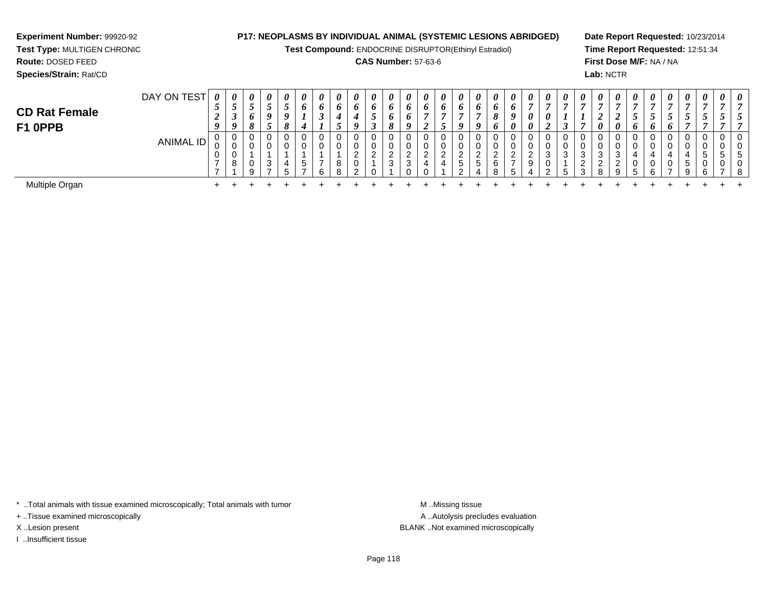**Experiment Number:** 99920-92
**Test Type:** MULTIGEN CHRONIC
**Route:** DOSED FEED
**Species/Strain:** Rat/CD

**P17: NEOPLASMS BY INDIVIDUAL ANIMAL (SYSTEMIC LESIONS ABRIDGED)**
**Test Compound:** ENDOCRINE DISRUPTOR(Ethinyl Estradiol)
**CAS Number:** 57-63-6

**Date Report Requested:** 10/23/2014
**Time Report Requested:** 12:51:34
**First Dose M/F:** NA / NA
**Lab:** NCTR

## CD Rat Female F1 0PPB

| DAY ON TEST | 0529 | 0539 | 0568 | 0595 | 0598 | 0614 | 0631 | 0645 | 0649 | 0653 | 0668 | 0669 | 0672 | 0675 | 0679 | 0679 | 0686 | 0690 | 0700 | 0702 | 0713 | 0717 | 0720 | 0720 | 0756 | 0756 | 0756 | 0757 | 0757 | 0757 | 0757 |
|---|---|---|---|---|---|---|---|---|---|---|---|---|---|---|---|---|---|---|---|---|---|---|---|---|---|---|---|---|---|---|---|
| ANIMAL ID | 00077 | 00081 | 00109 | 00137 | 00145 | 00157 | 00176 | 00188 | 00202 | 00210 | 00231 | 00230 | 00240 | 00241 | 00252 | 00254 | 00268 | 00275 | 00294 | 00302 | 00315 | 00323 | 00328 | 00329 | 00405 | 00406 | 00407 | 00459 | 00506 | 00507 | 00508 |
| Multiple Organ | + | + | + | + | + | + | + | + | + | + | + | + | + | + | + | + | + | + | + | + | + | + | + | + | + | + | + | + | + | + | + |

\* ..Total animals with tissue examined microscopically; Total animals with tumor
+ ..Tissue examined microscopically
X ..Lesion present
I ..Insufficient tissue

M ..Missing tissue
A ..Autolysis precludes evaluation
BLANK ..Not examined microscopically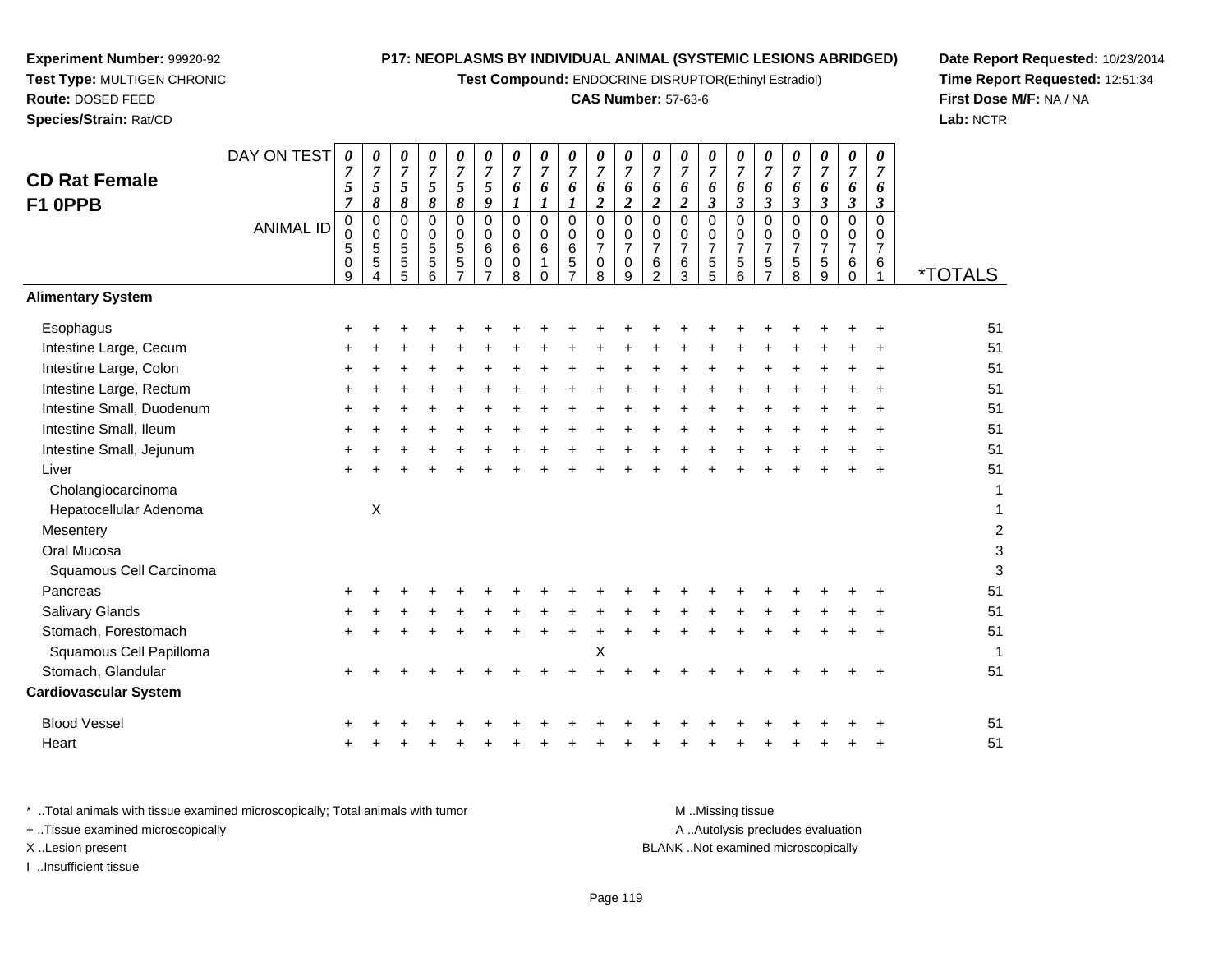**Experiment Number:** 99920-92
**Test Type:** MULTIGEN CHRONIC
**Route:** DOSED FEED
**Species/Strain:** Rat/CD

**P17: NEOPLASMS BY INDIVIDUAL ANIMAL (SYSTEMIC LESIONS ABRIDGED)**
**Test Compound:** ENDOCRINE DISRUPTOR(Ethinyl Estradiol)
**CAS Number:** 57-63-6

**Date Report Requested:** 10/23/2014
**Time Report Requested:** 12:51:34
**First Dose M/F:** NA / NA
**Lab:** NCTR

## CD Rat Female F1 0PPB

| DAY ON TEST | 0757 | 0758 | 0758 | 0758 | 0758 | 0759 | 0761 | 0761 | 0761 | 0762 | 0762 | 0762 | 0762 | 0763 | 0763 | 0763 | 0763 | 0763 | 0763 | 0763 | |
|---|---|---|---|---|---|---|---|---|---|---|---|---|---|---|---|---|---|---|---|---|---|
| **ANIMAL ID** | 00509 | 00554 | 00555 | 00556 | 00557 | 00607 | 00608 | 00610 | 00657 | 00708 | 00709 | 00762 | 00763 | 00755 | 00756 | 00757 | 00758 | 00759 | 00760 | 00761 | ***TOTALS** |
| **Alimentary System** | | | | | | | | | | | | | | | | | | | | | |
| Esophagus | + | + | + | + | + | + | + | + | + | + | + | + | + | + | + | + | + | + | + | + | 51 |
| Intestine Large, Cecum | + | + | + | + | + | + | + | + | + | + | + | + | + | + | + | + | + | + | + | + | 51 |
| Intestine Large, Colon | + | + | + | + | + | + | + | + | + | + | + | + | + | + | + | + | + | + | + | + | 51 |
| Intestine Large, Rectum | + | + | + | + | + | + | + | + | + | + | + | + | + | + | + | + | + | + | + | + | 51 |
| Intestine Small, Duodenum | + | + | + | + | + | + | + | + | + | + | + | + | + | + | + | + | + | + | + | + | 51 |
| Intestine Small, Ileum | + | + | + | + | + | + | + | + | + | + | + | + | + | + | + | + | + | + | + | + | 51 |
| Intestine Small, Jejunum | + | + | + | + | + | + | + | + | + | + | + | + | + | + | + | + | + | + | + | + | 51 |
| Liver | + | + | + | + | + | + | + | + | + | + | + | + | + | + | + | + | + | + | + | + | 51 |
| Cholangiocarcinoma | | | | | | | | | | | | | | | | | | | | | 1 |
| Hepatocellular Adenoma | | X | | | | | | | | | | | | | | | | | | | 1 |
| Mesentery | | | | | | | | | | | | | | | | | | | | | 2 |
| Oral Mucosa | | | | | | | | | | | | | | | | | | | | | 3 |
| Squamous Cell Carcinoma | | | | | | | | | | | | | | | | | | | | | 3 |
| Pancreas | + | + | + | + | + | + | + | + | + | + | + | + | + | + | + | + | + | + | + | + | 51 |
| Salivary Glands | + | + | + | + | + | + | + | + | + | + | + | + | + | + | + | + | + | + | + | + | 51 |
| Stomach, Forestomach | + | + | + | + | + | + | + | + | + | + | + | + | + | + | + | + | + | + | + | + | 51 |
| Squamous Cell Papilloma | | | | | | | | | | X | | | | | | | | | | | 1 |
| Stomach, Glandular | + | + | + | + | + | + | + | + | + | + | + | + | + | + | + | + | + | + | + | + | 51 |
| **Cardiovascular System** | | | | | | | | | | | | | | | | | | | | | |
| Blood Vessel | + | + | + | + | + | + | + | + | + | + | + | + | + | + | + | + | + | + | + | + | 51 |
| Heart | + | + | + | + | + | + | + | + | + | + | + | + | + | + | + | + | + | + | + | + | 51 |

\* ..Total animals with tissue examined microscopically; Total animals with tumor
\+ ..Tissue examined microscopically
X ..Lesion present
I ..Insufficient tissue

M ..Missing tissue
A ..Autolysis precludes evaluation
BLANK ..Not examined microscopically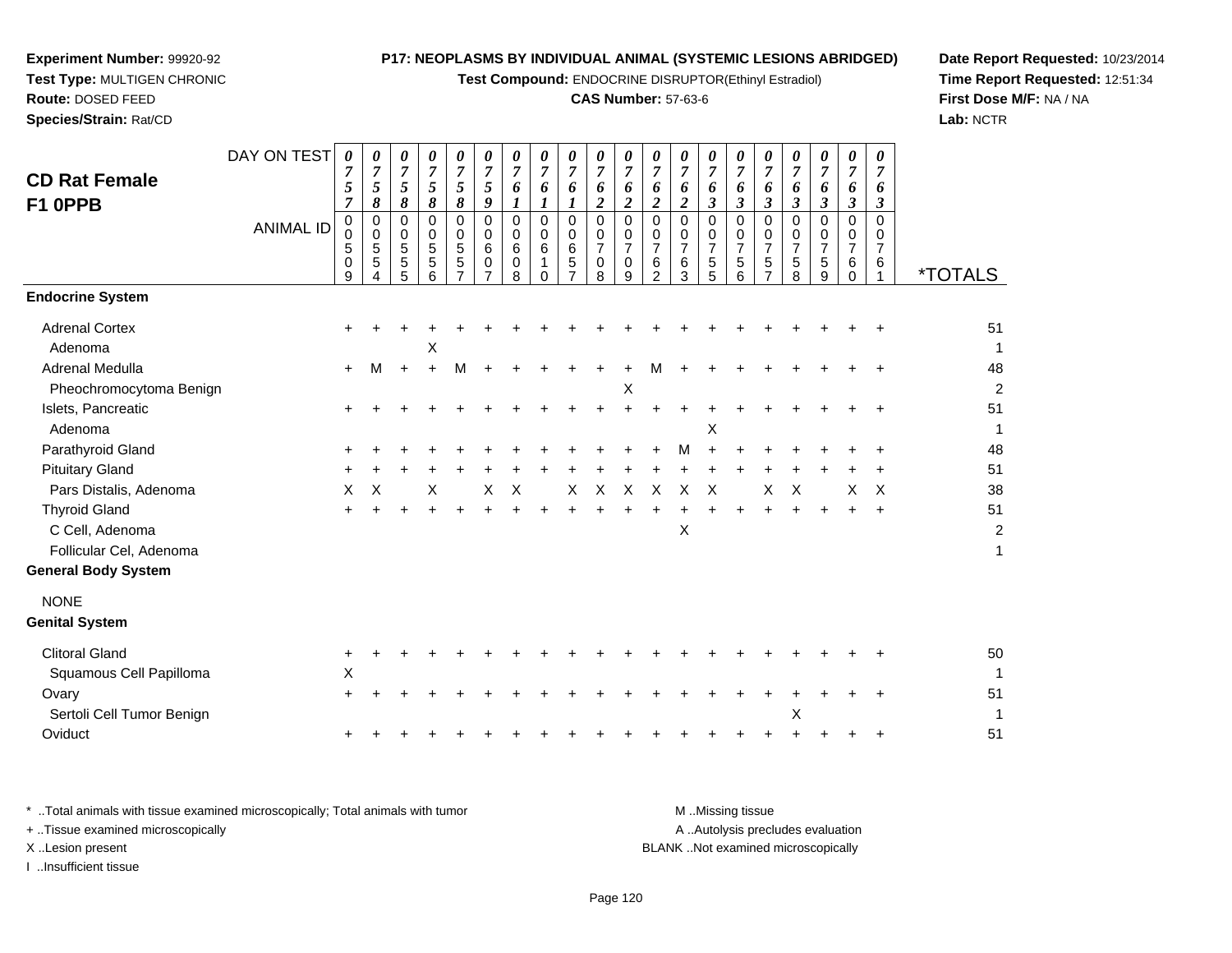**Experiment Number:** 99920-92
**Test Type:** MULTIGEN CHRONIC
**Route:** DOSED FEED
**Species/Strain:** Rat/CD

**P17: NEOPLASMS BY INDIVIDUAL ANIMAL (SYSTEMIC LESIONS ABRIDGED)**
**Test Compound:** ENDOCRINE DISRUPTOR(Ethinyl Estradiol)
**CAS Number:** 57-63-6

**Date Report Requested:** 10/23/2014
**Time Report Requested:** 12:51:34
**First Dose M/F:** NA / NA
**Lab:** NCTR

## CD Rat Female F1 0PPB

| DAY ON TEST | 0757 | 0758 | 0758 | 0758 | 0758 | 0759 | 0761 | 0761 | 0761 | 0762 | 0762 | 0762 | 0762 | 0763 | 0763 | 0763 | 0763 | 0763 | 0763 | 0763 | |
|---|---|---|---|---|---|---|---|---|---|---|---|---|---|---|---|---|---|---|---|---|---|
| **ANIMAL ID** | 00509 | 00554 | 00555 | 00556 | 00557 | 00607 | 00608 | 00610 | 00657 | 00708 | 00709 | 00762 | 00763 | 00755 | 00756 | 00757 | 00758 | 00759 | 00760 | 00761 | ***TOTALS** |
| **Endocrine System** | | | | | | | | | | | | | | | | | | | | | |
| Adrenal Cortex | + | + | + | + | + | + | + | + | + | + | + | + | + | + | + | + | + | + | + | + | 51 |
| Adenoma | | | | X | | | | | | | | | | | | | | | | | 1 |
| Adrenal Medulla | + | M | + | + | M | + | + | + | + | + | + | M | + | + | + | + | + | + | + | + | 48 |
| Pheochromocytoma Benign | | | | | | | | | | | X | | | | | | | | | | 2 |
| Islets, Pancreatic | + | + | + | + | + | + | + | + | + | + | + | + | + | + | + | + | + | + | + | + | 51 |
| Adenoma | | | | | | | | | | | | | | X | | | | | | | 1 |
| Parathyroid Gland | + | + | + | + | + | + | + | + | + | + | + | + | M | + | + | + | + | + | + | + | 48 |
| Pituitary Gland | + | + | + | + | + | + | + | + | + | + | + | + | + | + | + | + | + | + | + | + | 51 |
| Pars Distalis, Adenoma | X | X | | X | | X | X | | X | X | X | X | X | X | | X | X | | X | X | 38 |
| Thyroid Gland | + | + | + | + | + | + | + | + | + | + | + | + | + | + | + | + | + | + | + | + | 51 |
| C Cell, Adenoma | | | | | | | | | | | | | X | | | | | | | | 2 |
| Follicular Cel, Adenoma | | | | | | | | | | | | | | | | | | | | | 1 |
| **General Body System** | | | | | | | | | | | | | | | | | | | | | |
| NONE | | | | | | | | | | | | | | | | | | | | | |
| **Genital System** | | | | | | | | | | | | | | | | | | | | | |
| Clitoral Gland | + | + | + | + | + | + | + | + | + | + | + | + | + | + | + | + | + | + | + | + | 50 |
| Squamous Cell Papilloma | X | | | | | | | | | | | | | | | | | | | | 1 |
| Ovary | + | + | + | + | + | + | + | + | + | + | + | + | + | + | + | + | + | + | + | + | 51 |
| Sertoli Cell Tumor Benign | | | | | | | | | | | | | | | | | X | | | | 1 |
| Oviduct | + | + | + | + | + | + | + | + | + | + | + | + | + | + | + | + | + | + | + | + | 51 |

\* ..Total animals with tissue examined microscopically; Total animals with tumor
+ ..Tissue examined microscopically
X ..Lesion present
I ..Insufficient tissue

M ..Missing tissue
A ..Autolysis precludes evaluation
BLANK ..Not examined microscopically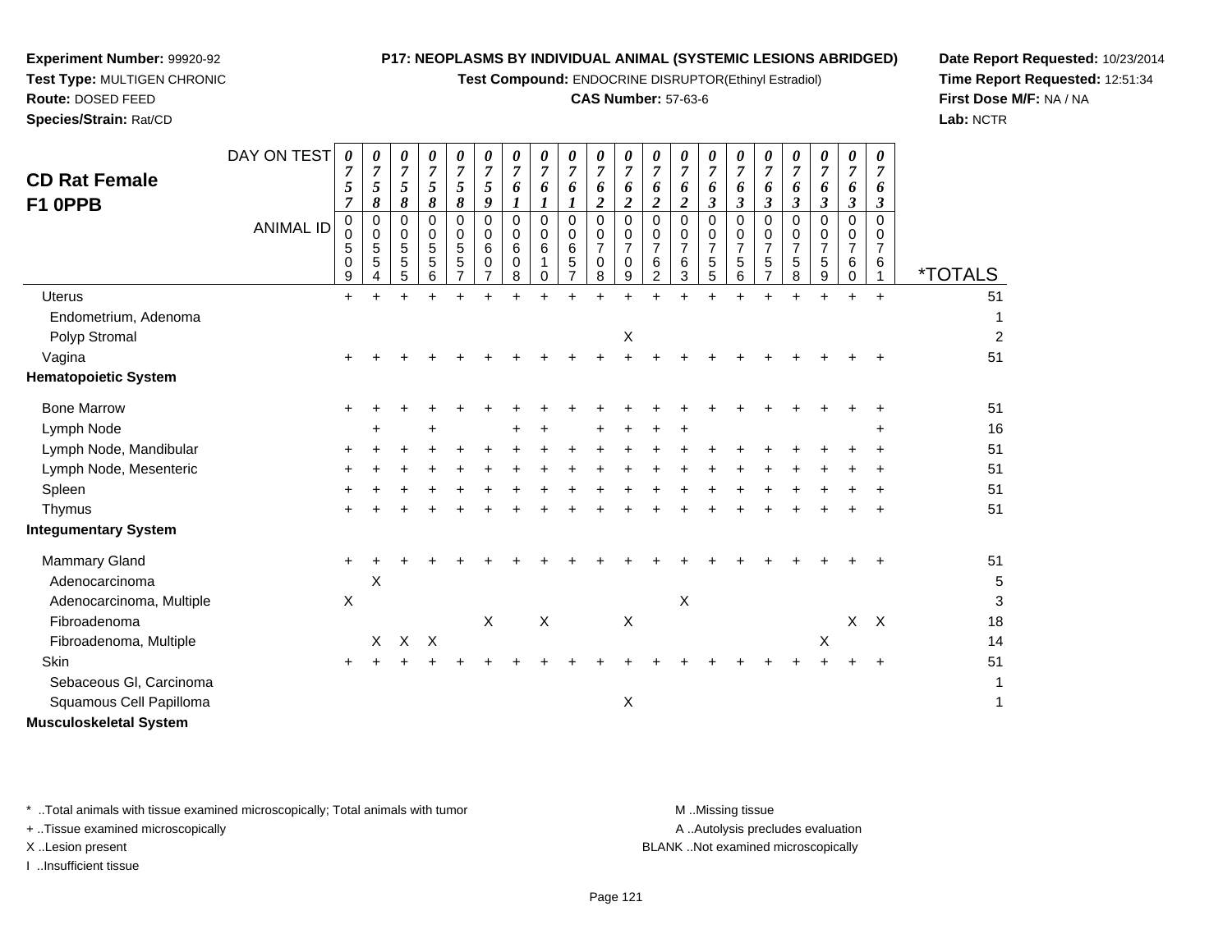**Experiment Number:** 99920-92
**Test Type:** MULTIGEN CHRONIC
**Route:** DOSED FEED
**Species/Strain:** Rat/CD

**P17: NEOPLASMS BY INDIVIDUAL ANIMAL (SYSTEMIC LESIONS ABRIDGED)**
**Test Compound:** ENDOCRINE DISRUPTOR(Ethinyl Estradiol)
**CAS Number:** 57-63-6

**Date Report Requested:** 10/23/2014
**Time Report Requested:** 12:51:34
**First Dose M/F:** NA / NA
**Lab:** NCTR

## CD Rat Female F1 0PPB

| DAY ON TEST | 0757 | 0758 | 0758 | 0758 | 0758 | 0759 | 0761 | 0761 | 0761 | 0762 | 0762 | 0762 | 0762 | 0763 | 0763 | 0763 | 0763 | 0763 | 0763 | 0763 | |
|---|---|---|---|---|---|---|---|---|---|---|---|---|---|---|---|---|---|---|---|---|---|
| ANIMAL ID | 0050 9 | 0055 4 | 0055 5 | 0055 6 | 0055 7 | 0060 7 | 0060 8 | 0061 0 | 0065 7 | 0070 8 | 0070 9 | 0076 2 | 0076 3 | 0075 5 | 0075 6 | 0075 7 | 0075 8 | 0075 9 | 0076 0 | 0076 1 | *TOTALS |
| Uterus | + | + | + | + | + | + | + | + | + | + | + | + | + | + | + | + | + | + | + | + | 51 |
| Endometrium, Adenoma | | | | | | | | | | | | | | | | | | | | | 1 |
| Polyp Stromal | | | | | | | | | | | X | | | | | | | | | | 2 |
| Vagina | + | + | + | + | + | + | + | + | + | + | + | + | + | + | + | + | + | + | + | + | 51 |
| **Hematopoietic System** | | | | | | | | | | | | | | | | | | | | | |
| Bone Marrow | + | + | + | + | + | + | + | + | + | + | + | + | + | + | + | + | + | + | + | + | 51 |
| Lymph Node | | + | | + | | | + | + | | + | + | + | + | | | | | | | + | 16 |
| Lymph Node, Mandibular | + | + | + | + | + | + | + | + | + | + | + | + | + | + | + | + | + | + | + | + | 51 |
| Lymph Node, Mesenteric | + | + | + | + | + | + | + | + | + | + | + | + | + | + | + | + | + | + | + | + | 51 |
| Spleen | + | + | + | + | + | + | + | + | + | + | + | + | + | + | + | + | + | + | + | + | 51 |
| Thymus | + | + | + | + | + | + | + | + | + | + | + | + | + | + | + | + | + | + | + | + | 51 |
| **Integumentary System** | | | | | | | | | | | | | | | | | | | | | |
| Mammary Gland | + | + | + | + | + | + | + | + | + | + | + | + | + | + | + | + | + | + | + | + | 51 |
| Adenocarcinoma | | X | | | | | | | | | | | | | | | | | | | 5 |
| Adenocarcinoma, Multiple | X | | | | | | | | | | | | X | | | | | | | | 3 |
| Fibroadenoma | | | | | | X | | X | | | X | | | | | | | | X | X | 18 |
| Fibroadenoma, Multiple | | X | X | X | | | | | | | | | | | | | | X | | | 14 |
| Skin | + | + | + | + | + | + | + | + | + | + | + | + | + | + | + | + | + | + | + | + | 51 |
| Sebaceous Gl, Carcinoma | | | | | | | | | | | | | | | | | | | | | 1 |
| Squamous Cell Papilloma | | | | | | | | | | | X | | | | | | | | | | 1 |
| **Musculoskeletal System** | | | | | | | | | | | | | | | | | | | | | |

\* ..Total animals with tissue examined microscopically; Total animals with tumor
\+ ..Tissue examined microscopically
X ..Lesion present
I ..Insufficient tissue

M ..Missing tissue
A ..Autolysis precludes evaluation
BLANK ..Not examined microscopically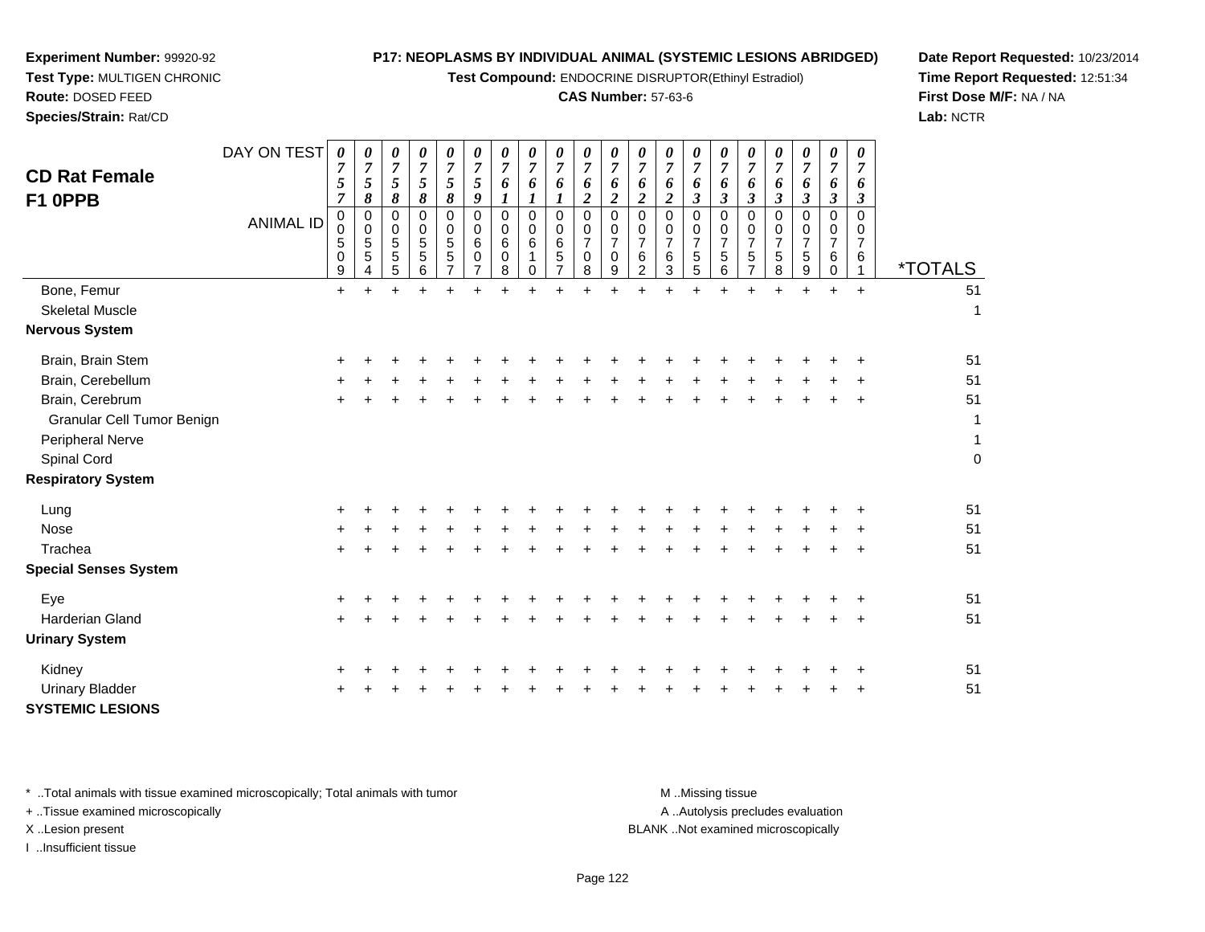**Experiment Number:** 99920-92
**Test Type:** MULTIGEN CHRONIC
**Route:** DOSED FEED
**Species/Strain:** Rat/CD

**P17: NEOPLASMS BY INDIVIDUAL ANIMAL (SYSTEMIC LESIONS ABRIDGED)**
**Test Compound:** ENDOCRINE DISRUPTOR(Ethinyl Estradiol)
**CAS Number:** 57-63-6

**Date Report Requested:** 10/23/2014
**Time Report Requested:** 12:51:34
**First Dose M/F:** NA / NA
**Lab:** NCTR

## CD Rat Female F1 0PPB

| DAY ON TEST | 0757 | 0758 | 0758 | 0758 | 0758 | 0759 | 0761 | 0761 | 0761 | 0762 | 0762 | 0762 | 0762 | 0763 | 0763 | 0763 | 0763 | 0763 | 0763 | 0763 | |
|---|---|---|---|---|---|---|---|---|---|---|---|---|---|---|---|---|---|---|---|---|---|
| **ANIMAL ID** | 00509 | 00554 | 00555 | 00556 | 00557 | 00607 | 00608 | 00610 | 00657 | 00708 | 00709 | 00762 | 00763 | 00755 | 00756 | 00757 | 00758 | 00759 | 00760 | 00761 | ***TOTALS** |
| Bone, Femur | + | + | + | + | + | + | + | + | + | + | + | + | + | + | + | + | + | + | + | + | 51 |
| Skeletal Muscle | | | | | | | | | | | | | | | | | | | | | 1 |
| **Nervous System** | | | | | | | | | | | | | | | | | | | | | |
| Brain, Brain Stem | + | + | + | + | + | + | + | + | + | + | + | + | + | + | + | + | + | + | + | + | 51 |
| Brain, Cerebellum | + | + | + | + | + | + | + | + | + | + | + | + | + | + | + | + | + | + | + | + | 51 |
| Brain, Cerebrum | + | + | + | + | + | + | + | + | + | + | + | + | + | + | + | + | + | + | + | + | 51 |
| Granular Cell Tumor Benign | | | | | | | | | | | | | | | | | | | | | 1 |
| Peripheral Nerve | | | | | | | | | | | | | | | | | | | | | 1 |
| Spinal Cord | | | | | | | | | | | | | | | | | | | | | 0 |
| **Respiratory System** | | | | | | | | | | | | | | | | | | | | | |
| Lung | + | + | + | + | + | + | + | + | + | + | + | + | + | + | + | + | + | + | + | + | 51 |
| Nose | + | + | + | + | + | + | + | + | + | + | + | + | + | + | + | + | + | + | + | + | 51 |
| Trachea | + | + | + | + | + | + | + | + | + | + | + | + | + | + | + | + | + | + | + | + | 51 |
| **Special Senses System** | | | | | | | | | | | | | | | | | | | | | |
| Eye | + | + | + | + | + | + | + | + | + | + | + | + | + | + | + | + | + | + | + | + | 51 |
| Harderian Gland | + | + | + | + | + | + | + | + | + | + | + | + | + | + | + | + | + | + | + | + | 51 |
| **Urinary System** | | | | | | | | | | | | | | | | | | | | | |
| Kidney | + | + | + | + | + | + | + | + | + | + | + | + | + | + | + | + | + | + | + | + | 51 |
| Urinary Bladder | + | + | + | + | + | + | + | + | + | + | + | + | + | + | + | + | + | + | + | + | 51 |
| **SYSTEMIC LESIONS** | | | | | | | | | | | | | | | | | | | | | |

* ..Total animals with tissue examined microscopically; Total animals with tumor
+ ..Tissue examined microscopically
X ..Lesion present
I ..Insufficient tissue

M ..Missing tissue
A ..Autolysis precludes evaluation
BLANK ..Not examined microscopically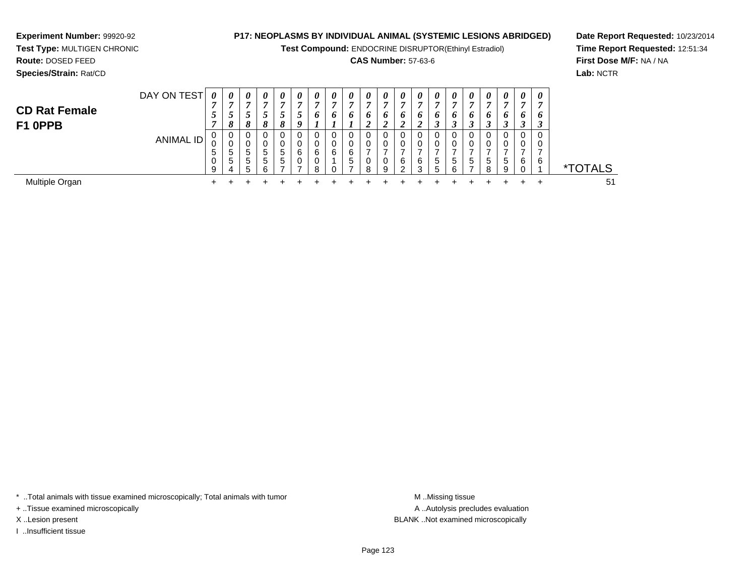**Experiment Number:** 99920-92
**Test Type:** MULTIGEN CHRONIC
**Route:** DOSED FEED
**Species/Strain:** Rat/CD

**P17: NEOPLASMS BY INDIVIDUAL ANIMAL (SYSTEMIC LESIONS ABRIDGED)**
**Test Compound:** ENDOCRINE DISRUPTOR(Ethinyl Estradiol)
**CAS Number:** 57-63-6

**Date Report Requested:** 10/23/2014
**Time Report Requested:** 12:51:34
**First Dose M/F:** NA / NA
**Lab:** NCTR

## CD Rat Female F1 0PPB

| DAY ON TEST | 0757 | 0758 | 0758 | 0758 | 0758 | 0759 | 0761 | 0761 | 0761 | 0762 | 0762 | 0762 | 0762 | 0763 | 0763 | 0763 | 0763 | 0763 | 0763 | 0763 | |
|---|---|---|---|---|---|---|---|---|---|---|---|---|---|---|---|---|---|---|---|---|---|
| ANIMAL ID | 00509 | 00554 | 00555 | 00556 | 00557 | 00607 | 00608 | 00610 | 00657 | 00708 | 00709 | 00762 | 00763 | 00755 | 00756 | 00757 | 00758 | 00759 | 00760 | 00761 | *TOTALS |
| Multiple Organ | + | + | + | + | + | + | + | + | + | + | + | + | + | + | + | + | + | + | + | + | 51 |

* ..Total animals with tissue examined microscopically; Total animals with tumor
+ ..Tissue examined microscopically
X ..Lesion present
I ..Insufficient tissue

M ..Missing tissue
A ..Autolysis precludes evaluation
BLANK ..Not examined microscopically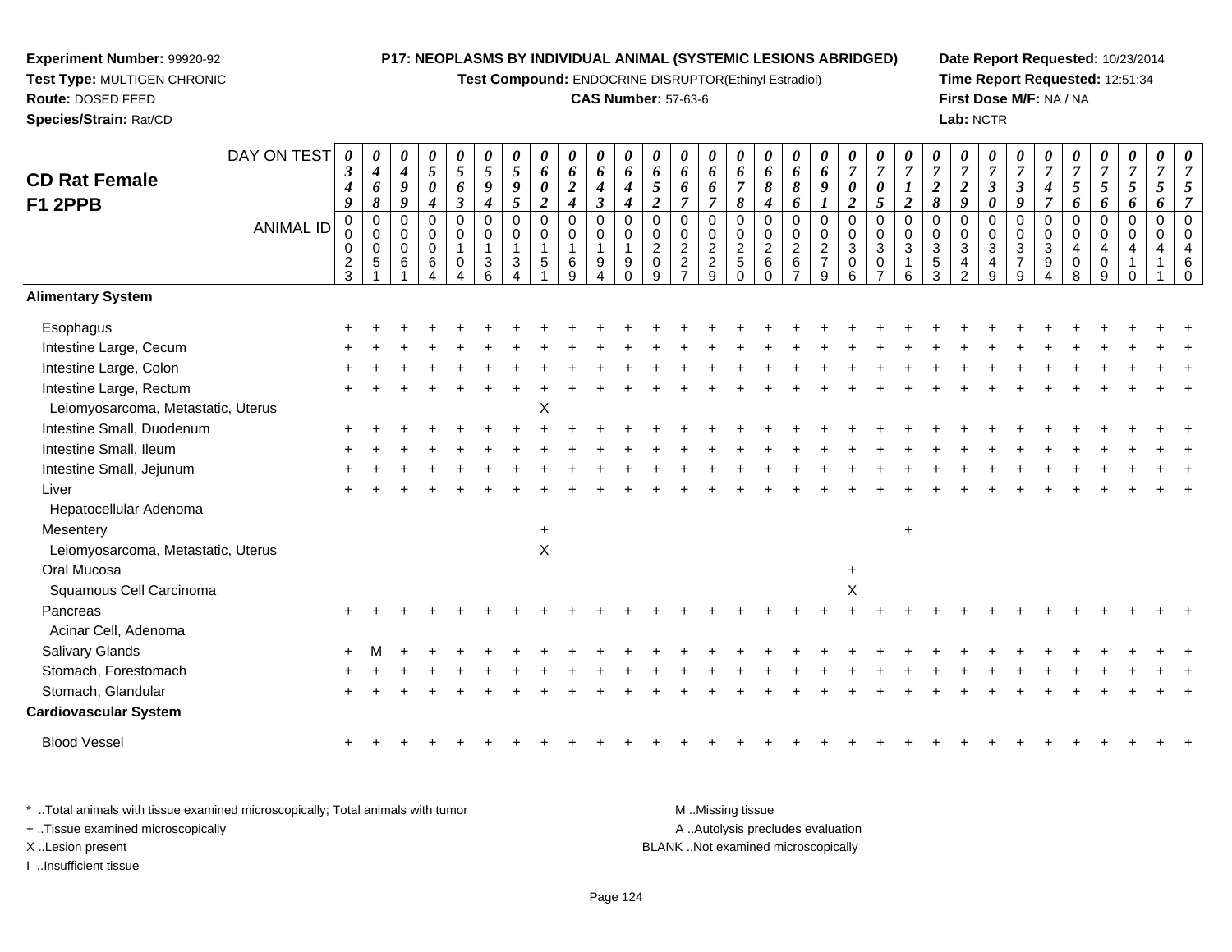**Experiment Number:** 99920-92
**Test Type:** MULTIGEN CHRONIC
**Route:** DOSED FEED
**Species/Strain:** Rat/CD

**P17: NEOPLASMS BY INDIVIDUAL ANIMAL (SYSTEMIC LESIONS ABRIDGED)**
**Test Compound:** ENDOCRINE DISRUPTOR(Ethinyl Estradiol)
**CAS Number:** 57-63-6

**Date Report Requested:** 10/23/2014
**Time Report Requested:** 12:51:34
**First Dose M/F:** NA / NA
**Lab:** NCTR

## CD Rat Female F1 2PPB

| DAY ON TEST | 0349 | 0468 | 0499 | 0504 | 0563 | 0594 | 0595 | 0602 | 0624 | 0643 | 0644 | 0652 | 0667 | 0667 | 0678 | 0684 | 0686 | 0691 | 0702 | 0705 | 0712 | 0728 | 0729 | 0730 | 0739 | 0747 | 0756 | 0756 | 0756 | 0756 | 0757 |
|---|---|---|---|---|---|---|---|---|---|---|---|---|---|---|---|---|---|---|---|---|---|---|---|---|---|---|---|---|---|---|---|
| **ANIMAL ID** | 00023 | 00051 | 00061 | 00064 | 00104 | 00136 | 00134 | 00151 | 00169 | 00194 | 00190 | 00209 | 00227 | 00229 | 00250 | 00260 | 00267 | 00279 | 00306 | 00307 | 00316 | 00353 | 00342 | 00349 | 00379 | 00394 | 00408 | 00409 | 00410 | 00411 | 00460 |
| **Alimentary System** | | | | | | | | | | | | | | | | | | | | | | | | | | | | | | | |
| Esophagus | + | + | + | + | + | + | + | + | + | + | + | + | + | + | + | + | + | + | + | + | + | + | + | + | + | + | + | + | + | + | + |
| Intestine Large, Cecum | + | + | + | + | + | + | + | + | + | + | + | + | + | + | + | + | + | + | + | + | + | + | + | + | + | + | + | + | + | + | + |
| Intestine Large, Colon | + | + | + | + | + | + | + | + | + | + | + | + | + | + | + | + | + | + | + | + | + | + | + | + | + | + | + | + | + | + | + |
| Intestine Large, Rectum | + | + | + | + | + | + | + | + | + | + | + | + | + | + | + | + | + | + | + | + | + | + | + | + | + | + | + | + | + | + | + |
| Leiomyosarcoma, Metastatic, Uterus | | | | | | | | X | | | | | | | | | | | | | | | | | | | | | | | |
| Intestine Small, Duodenum | + | + | + | + | + | + | + | + | + | + | + | + | + | + | + | + | + | + | + | + | + | + | + | + | + | + | + | + | + | + | + |
| Intestine Small, Ileum | + | + | + | + | + | + | + | + | + | + | + | + | + | + | + | + | + | + | + | + | + | + | + | + | + | + | + | + | + | + | + |
| Intestine Small, Jejunum | + | + | + | + | + | + | + | + | + | + | + | + | + | + | + | + | + | + | + | + | + | + | + | + | + | + | + | + | + | + | + |
| Liver | + | + | + | + | + | + | + | + | + | + | + | + | + | + | + | + | + | + | + | + | + | + | + | + | + | + | + | + | + | + | + |
| Hepatocellular Adenoma | | | | | | | | | | | | | | | | | | | | | | | | | | | | | | | |
| Mesentery | | | | | | | | + | | | | | | | | | | | | | + | | | | | | | | | | |
| Leiomyosarcoma, Metastatic, Uterus | | | | | | | | X | | | | | | | | | | | | | | | | | | | | | | | |
| Oral Mucosa | | | | | | | | | | | | | | | | | | | + | | | | | | | | | | | | |
| Squamous Cell Carcinoma | | | | | | | | | | | | | | | | | | | X | | | | | | | | | | | | |
| Pancreas | + | + | + | + | + | + | + | + | + | + | + | + | + | + | + | + | + | + | + | + | + | + | + | + | + | + | + | + | + | + | + |
| Acinar Cell, Adenoma | | | | | | | | | | | | | | | | | | | | | | | | | | | | | | | |
| Salivary Glands | + | M | + | + | + | + | + | + | + | + | + | + | + | + | + | + | + | + | + | + | + | + | + | + | + | + | + | + | + | + | + |
| Stomach, Forestomach | + | + | + | + | + | + | + | + | + | + | + | + | + | + | + | + | + | + | + | + | + | + | + | + | + | + | + | + | + | + | + |
| Stomach, Glandular | + | + | + | + | + | + | + | + | + | + | + | + | + | + | + | + | + | + | + | + | + | + | + | + | + | + | + | + | + | + | + |
| **Cardiovascular System** | | | | | | | | | | | | | | | | | | | | | | | | | | | | | | | |
| Blood Vessel | + | + | + | + | + | + | + | + | + | + | + | + | + | + | + | + | + | + | + | + | + | + | + | + | + | + | + | + | + | + | + |

\* ..Total animals with tissue examined microscopically; Total animals with tumor
+ ..Tissue examined microscopically
X ..Lesion present
I ..Insufficient tissue

M ..Missing tissue
A ..Autolysis precludes evaluation
BLANK ..Not examined microscopically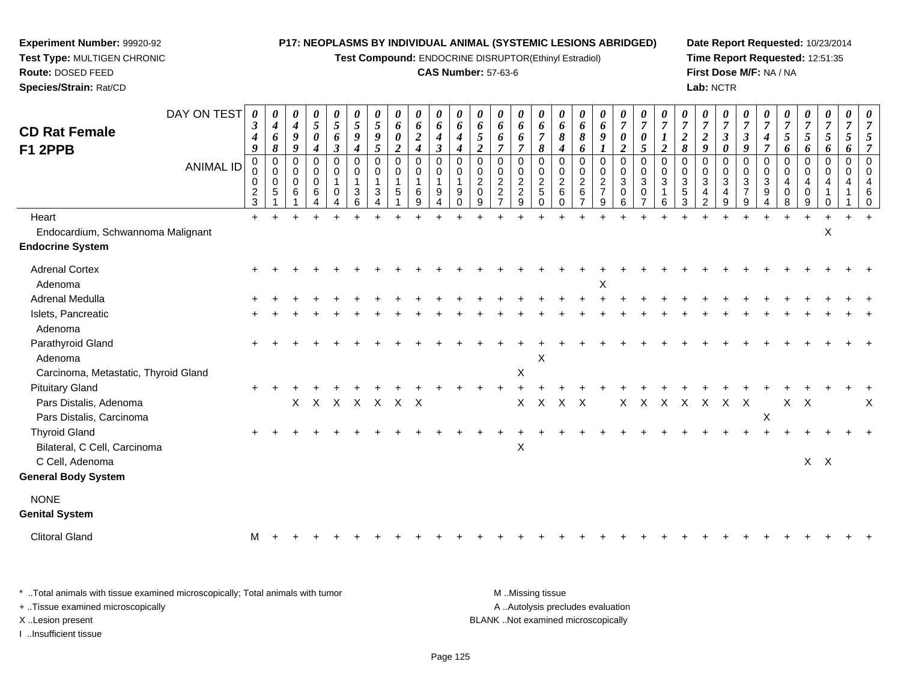**Experiment Number:** 99920-92
**Test Type:** MULTIGEN CHRONIC
**Route:** DOSED FEED
**Species/Strain:** Rat/CD

**P17: NEOPLASMS BY INDIVIDUAL ANIMAL (SYSTEMIC LESIONS ABRIDGED)**
**Test Compound:** ENDOCRINE DISRUPTOR(Ethinyl Estradiol)
**CAS Number:** 57-63-6

**Date Report Requested:** 10/23/2014
**Time Report Requested:** 12:51:35
**First Dose M/F:** NA / NA
**Lab:** NCTR

## CD Rat Female F1 2PPB

| DAY ON TEST | 0349 | 0468 | 0499 | 0504 | 0563 | 0594 | 0595 | 0602 | 0624 | 0643 | 0644 | 0652 | 0667 | 0667 | 0678 | 0684 | 0686 | 0691 | 0702 | 0705 | 0712 | 0728 | 0729 | 0730 | 0739 | 0747 | 0756 | 0756 | 0756 | 0756 | 0757 |
|---|---|---|---|---|---|---|---|---|---|---|---|---|---|---|---|---|---|---|---|---|---|---|---|---|---|---|---|---|---|---|---|
| **ANIMAL ID** | 00023 | 00051 | 00061 | 00064 | 00104 | 00136 | 00134 | 00151 | 00169 | 00194 | 00190 | 00209 | 00227 | 00229 | 00250 | 00260 | 00267 | 00279 | 00306 | 00307 | 00316 | 00353 | 00342 | 00349 | 00379 | 00394 | 00408 | 00409 | 00410 | 00411 | 00460 |
| Heart | + | + | + | + | + | + | + | + | + | + | + | + | + | + | + | + | + | + | + | + | + | + | + | + | + | + | + | + | + | + | + |
| Endocardium, Schwannoma Malignant | | | | | | | | | | | | | | | | | | | | | | | | | | | | | X | | |
| **Endocrine System** | | | | | | | | | | | | | | | | | | | | | | | | | | | | | | | |
| Adrenal Cortex | + | + | + | + | + | + | + | + | + | + | + | + | + | + | + | + | + | + | + | + | + | + | + | + | + | + | + | + | + | + | + |
| Adenoma | | | | | | | | | | | | | | | | | | X | | | | | | | | | | | | | |
| Adrenal Medulla | + | + | + | + | + | + | + | + | + | + | + | + | + | + | + | + | + | + | + | + | + | + | + | + | + | + | + | + | + | + | + |
| Islets, Pancreatic | + | + | + | + | + | + | + | + | + | + | + | + | + | + | + | + | + | + | + | + | + | + | + | + | + | + | + | + | + | + | + |
| Adenoma | | | | | | | | | | | | | | | | | | | | | | | | | | | | | | | |
| Parathyroid Gland | + | + | + | + | + | + | + | + | + | + | + | + | + | + | + | + | + | + | + | + | + | + | + | + | + | + | + | + | + | + | + |
| Adenoma | | | | | | | | | | | | | | | X | | | | | | | | | | | | | | | | |
| Carcinoma, Metastatic, Thyroid Gland | | | | | | | | | | | | | | X | | | | | | | | | | | | | | | | | |
| Pituitary Gland | + | + | + | + | + | + | + | + | + | + | + | + | + | + | + | + | + | + | + | + | + | + | + | + | + | + | + | + | + | + | + |
| Pars Distalis, Adenoma | | | X | X | X | X | X | X | X | | | | | X | X | X | X | | X | X | X | X | X | X | X | | X | X | | | X |
| Pars Distalis, Carcinoma | | | | | | | | | | | | | | | | | | | | | | | | | | X | | | | | |
| Thyroid Gland | + | + | + | + | + | + | + | + | + | + | + | + | + | + | + | + | + | + | + | + | + | + | + | + | + | + | + | + | + | + | + |
| Bilateral, C Cell, Carcinoma | | | | | | | | | | | | | | X | | | | | | | | | | | | | | | | | |
| C Cell, Adenoma | | | | | | | | | | | | | | | | | | | | | | | | | | | | X | X | | |
| **General Body System** | | | | | | | | | | | | | | | | | | | | | | | | | | | | | | | |
| NONE | | | | | | | | | | | | | | | | | | | | | | | | | | | | | | | |
| **Genital System** | | | | | | | | | | | | | | | | | | | | | | | | | | | | | | | |
| Clitoral Gland | M | + | + | + | + | + | + | + | + | + | + | + | + | + | + | + | + | + | + | + | + | + | + | + | + | + | + | + | + | + | + |

* ..Total animals with tissue examined microscopically; Total animals with tumor
+ ..Tissue examined microscopically
X ..Lesion present
I ..Insufficient tissue

M ..Missing tissue
A ..Autolysis precludes evaluation
BLANK ..Not examined microscopically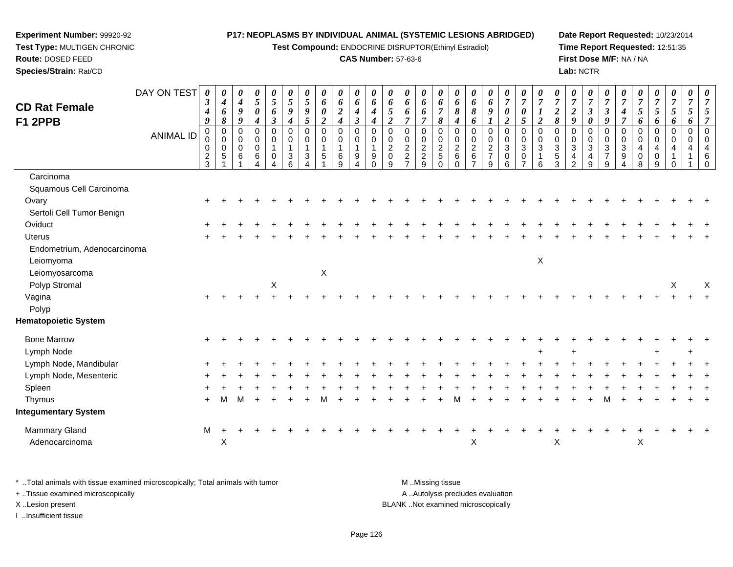**Experiment Number:** 99920-92
**Test Type:** MULTIGEN CHRONIC
**Route:** DOSED FEED
**Species/Strain:** Rat/CD

**P17: NEOPLASMS BY INDIVIDUAL ANIMAL (SYSTEMIC LESIONS ABRIDGED)**
**Test Compound:** ENDOCRINE DISRUPTOR(Ethinyl Estradiol)
**CAS Number:** 57-63-6

**Date Report Requested:** 10/23/2014
**Time Report Requested:** 12:51:35
**First Dose M/F:** NA / NA
**Lab:** NCTR

## CD Rat Female F1 2PPB

| DAY ON TEST | 0349 | 0468 | 0499 | 0504 | 0563 | 0594 | 0595 | 0602 | 0624 | 0643 | 0644 | 0652 | 0667 | 0667 | 0678 | 0684 | 0686 | 0691 | 0702 | 0705 | 0712 | 0728 | 0729 | 0730 | 0739 | 0747 | 0756 | 0756 | 0756 | 0756 | 0757 |
|---|---|---|---|---|---|---|---|---|---|---|---|---|---|---|---|---|---|---|---|---|---|---|---|---|---|---|---|---|---|---|---|
| **ANIMAL ID** | 00023 | 00051 | 00061 | 00064 | 00104 | 00136 | 00134 | 00151 | 00169 | 00194 | 00190 | 00209 | 00227 | 00229 | 00250 | 00260 | 00267 | 00279 | 00306 | 00307 | 00316 | 00353 | 00342 | 00349 | 00379 | 00394 | 00408 | 00409 | 00410 | 00411 | 00460 |
| Carcinoma | | | | | | | | | | | | | | | | | | | | | | | | | | | | | | | |
| Squamous Cell Carcinoma | | | | | | | | | | | | | | | | | | | | | | | | | | | | | | | |
| Ovary | + | + | + | + | + | + | + | + | + | + | + | + | + | + | + | + | + | + | + | + | + | + | + | + | + | + | + | + | + | + | + |
| Sertoli Cell Tumor Benign | | | | | | | | | | | | | | | | | | | | | | | | | | | | | | | |
| Oviduct | + | + | + | + | + | + | + | + | + | + | + | + | + | + | + | + | + | + | + | + | + | + | + | + | + | + | + | + | + | + | + |
| Uterus | + | + | + | + | + | + | + | + | + | + | + | + | + | + | + | + | + | + | + | + | + | + | + | + | + | + | + | + | + | + | + |
| Endometrium, Adenocarcinoma | | | | | | | | | | | | | | | | | | | | | | | | | | | | | | | |
| Leiomyoma | | | | | | | | | | | | | | | | | | | | | X | | | | | | | | | | |
| Leiomyosarcoma | | | | | | | | X | | | | | | | | | | | | | | | | | | | | | | | |
| Polyp Stromal | | | | | X | | | | | | | | | | | | | | | | | | | | | | | | X | | X |
| Vagina | + | + | + | + | + | + | + | + | + | + | + | + | + | + | + | + | + | + | + | + | + | + | + | + | + | + | + | + | + | + | + |
| Polyp | | | | | | | | | | | | | | | | | | | | | | | | | | | | | | | |
| **Hematopoietic System** | | | | | | | | | | | | | | | | | | | | | | | | | | | | | | | |
| Bone Marrow | + | + | + | + | + | + | + | + | + | + | + | + | + | + | + | + | + | + | + | + | + | + | + | + | + | + | + | + | + | + | + |
| Lymph Node | | | | | | | | | | | | | | | | | | | | | + | | + | | | | | + | | + | |
| Lymph Node, Mandibular | + | + | + | + | + | + | + | + | + | + | + | + | + | + | + | + | + | + | + | + | + | + | + | + | + | + | + | + | + | + | + |
| Lymph Node, Mesenteric | + | + | + | + | + | + | + | + | + | + | + | + | + | + | + | + | + | + | + | + | + | + | + | + | + | + | + | + | + | + | + |
| Spleen | + | + | + | + | + | + | + | + | + | + | + | + | + | + | + | + | + | + | + | + | + | + | + | + | + | + | + | + | + | + | + |
| Thymus | + | M | M | + | + | + | + | M | + | + | + | + | + | + | + | M | + | + | + | + | + | + | + | + | M | + | + | + | + | + | + |
| **Integumentary System** | | | | | | | | | | | | | | | | | | | | | | | | | | | | | | | |
| Mammary Gland | M | + | + | + | + | + | + | + | + | + | + | + | + | + | + | + | + | + | + | + | + | + | + | + | + | + | + | + | + | + | + |
| Adenocarcinoma | | X | | | | | | | | | | | | | | | X | | | | | X | | | | | X | | | | |

\* ..Total animals with tissue examined microscopically; Total animals with tumor
\+ ..Tissue examined microscopically
X ..Lesion present
I ..Insufficient tissue

M ..Missing tissue
A ..Autolysis precludes evaluation
BLANK ..Not examined microscopically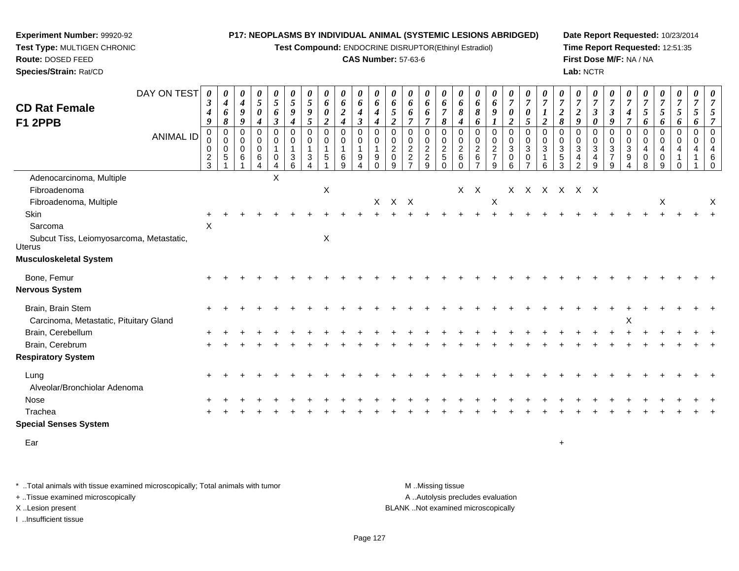**Experiment Number:** 99920-92
**Test Type:** MULTIGEN CHRONIC
**Route:** DOSED FEED
**Species/Strain:** Rat/CD

**P17: NEOPLASMS BY INDIVIDUAL ANIMAL (SYSTEMIC LESIONS ABRIDGED)**
**Test Compound:** ENDOCRINE DISRUPTOR(Ethinyl Estradiol)
**CAS Number:** 57-63-6

**Date Report Requested:** 10/23/2014
**Time Report Requested:** 12:51:35
**First Dose M/F:** NA / NA
**Lab:** NCTR

# CD Rat Female F1 2PPB

| DAY ON TEST | 0349 | 0468 | 0499 | 0504 | 0563 | 0594 | 0595 | 0602 | 0624 | 0643 | 0644 | 0652 | 0667 | 0667 | 0678 | 0684 | 0686 | 0691 | 0702 | 0705 | 0712 | 0728 | 0729 | 0730 | 0739 | 0747 | 0756 | 0756 | 0756 | 0756 | 0757 |
|---|---|---|---|---|---|---|---|---|---|---|---|---|---|---|---|---|---|---|---|---|---|---|---|---|---|---|---|---|---|---|---|
| **ANIMAL ID** | 00023 | 00051 | 00061 | 00064 | 00104 | 00136 | 00134 | 00151 | 00169 | 00194 | 00190 | 00209 | 00227 | 00229 | 00250 | 00260 | 00267 | 00279 | 00306 | 00307 | 00316 | 00353 | 00342 | 00349 | 00379 | 00394 | 00408 | 00409 | 00410 | 00411 | 00460 |
| Adenocarcinoma, Multiple | | | | | X | | | | | | | | | | | | | | | | | | | | | | | | | | |
| Fibroadenoma | | | | | | | | X | | | | | | | | X | X | | X | X | X | X | X | X | | | | | | | |
| Fibroadenoma, Multiple | | | | | | | | | | | X | X | X | | | | | X | | | | | | | | | | X | | | X |
| Skin | + | + | + | + | + | + | + | + | + | + | + | + | + | + | + | + | + | + | + | + | + | + | + | + | + | + | + | + | + | + | + |
| Sarcoma | X | | | | | | | | | | | | | | | | | | | | | | | | | | | | | | |
| Subcut Tiss, Leiomyosarcoma, Metastatic, Uterus | | | | | | | | X | | | | | | | | | | | | | | | | | | | | | | | |
| **Musculoskeletal System** | | | | | | | | | | | | | | | | | | | | | | | | | | | | | | | |
| Bone, Femur | + | + | + | + | + | + | + | + | + | + | + | + | + | + | + | + | + | + | + | + | + | + | + | + | + | + | + | + | + | + | + |
| **Nervous System** | | | | | | | | | | | | | | | | | | | | | | | | | | | | | | | |
| Brain, Brain Stem | + | + | + | + | + | + | + | + | + | + | + | + | + | + | + | + | + | + | + | + | + | + | + | + | + | + | + | + | + | + | + |
| Carcinoma, Metastatic, Pituitary Gland | | | | | | | | | | | | | | | | | | | | | | | | | | X | | | | | |
| Brain, Cerebellum | + | + | + | + | + | + | + | + | + | + | + | + | + | + | + | + | + | + | + | + | + | + | + | + | + | + | + | + | + | + | + |
| Brain, Cerebrum | + | + | + | + | + | + | + | + | + | + | + | + | + | + | + | + | + | + | + | + | + | + | + | + | + | + | + | + | + | + | + |
| **Respiratory System** | | | | | | | | | | | | | | | | | | | | | | | | | | | | | | | |
| Lung | + | + | + | + | + | + | + | + | + | + | + | + | + | + | + | + | + | + | + | + | + | + | + | + | + | + | + | + | + | + | + |
| Alveolar/Bronchiolar Adenoma | | | | | | | | | | | | | | | | | | | | | | | | | | | | | | | |
| Nose | + | + | + | + | + | + | + | + | + | + | + | + | + | + | + | + | + | + | + | + | + | + | + | + | + | + | + | + | + | + | + |
| Trachea | + | + | + | + | + | + | + | + | + | + | + | + | + | + | + | + | + | + | + | + | + | + | + | + | + | + | + | + | + | + | + |
| **Special Senses System** | | | | | | | | | | | | | | | | | | | | | | | | | | | | | | | |
| Ear | | | | | | | | | | | | | | | | | | | | | | + | | | | | | | | | |

\* ..Total animals with tissue examined microscopically; Total animals with tumor
+ ..Tissue examined microscopically
X ..Lesion present
I ..Insufficient tissue

M ..Missing tissue
A ..Autolysis precludes evaluation
BLANK ..Not examined microscopically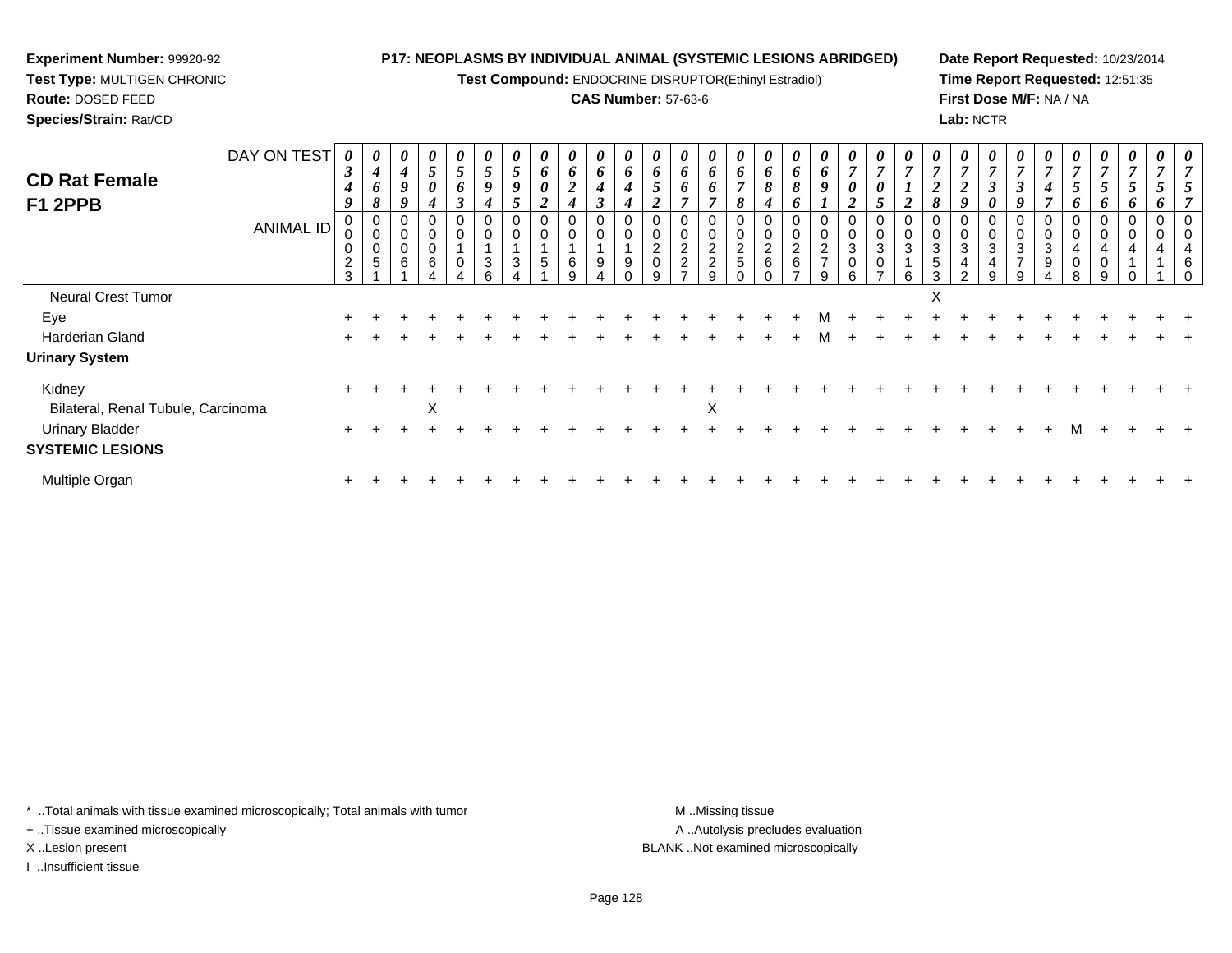**Experiment Number:** 99920-92
**Test Type:** MULTIGEN CHRONIC
**Route:** DOSED FEED
**Species/Strain:** Rat/CD

**P17: NEOPLASMS BY INDIVIDUAL ANIMAL (SYSTEMIC LESIONS ABRIDGED)**
**Test Compound:** ENDOCRINE DISRUPTOR(Ethinyl Estradiol)
**CAS Number:** 57-63-6

**Date Report Requested:** 10/23/2014
**Time Report Requested:** 12:51:35
**First Dose M/F:** NA / NA
**Lab:** NCTR

## CD Rat Female F1 2PPB

| DAY ON TEST | 0349 | 0468 | 0499 | 0504 | 0563 | 0594 | 0595 | 0602 | 0624 | 0643 | 0644 | 0652 | 0667 | 0667 | 0678 | 0684 | 0686 | 0691 | 0702 | 0705 | 0712 | 0728 | 0729 | 0730 | 0739 | 0747 | 0756 | 0756 | 0756 | 0756 | 0757 |
|---|---|---|---|---|---|---|---|---|---|---|---|---|---|---|---|---|---|---|---|---|---|---|---|---|---|---|---|---|---|---|---|
| **ANIMAL ID** | 00023 | 00051 | 00061 | 00064 | 00104 | 00136 | 00134 | 00151 | 00169 | 00194 | 00190 | 00209 | 00227 | 00229 | 00250 | 00260 | 00267 | 00279 | 00306 | 00307 | 00316 | 00353 | 00342 | 00349 | 00379 | 00394 | 00408 | 00409 | 00410 | 00411 | 00460 |
| Neural Crest Tumor | | | | | | | | | | | | | | | | | | | | | | X | | | | | | | | | |
| Eye | + | + | + | + | + | + | + | + | + | + | + | + | + | + | + | + | + | M | + | + | + | + | + | + | + | + | + | + | + | + | + |
| Harderian Gland | + | + | + | + | + | + | + | + | + | + | + | + | + | + | + | + | + | M | + | + | + | + | + | + | + | + | + | + | + | + | + |
| **Urinary System** | | | | | | | | | | | | | | | | | | | | | | | | | | | | | | | |
| Kidney | + | + | + | + | + | + | + | + | + | + | + | + | + | + | + | + | + | + | + | + | + | + | + | + | + | + | + | + | + | + | + |
| Bilateral, Renal Tubule, Carcinoma | | | | X | | | | | | | | | | X | | | | | | | | | | | | | | | | | |
| Urinary Bladder | + | + | + | + | + | + | + | + | + | + | + | + | + | + | + | + | + | + | + | + | + | + | + | + | + | + | M | + | + | + | + |
| **SYSTEMIC LESIONS** | | | | | | | | | | | | | | | | | | | | | | | | | | | | | | | |
| Multiple Organ | + | + | + | + | + | + | + | + | + | + | + | + | + | + | + | + | + | + | + | + | + | + | + | + | + | + | + | + | + | + | + |

\* ..Total animals with tissue examined microscopically; Total animals with tumor
\+ ..Tissue examined microscopically
X ..Lesion present
I ..Insufficient tissue

M ..Missing tissue
A ..Autolysis precludes evaluation
BLANK ..Not examined microscopically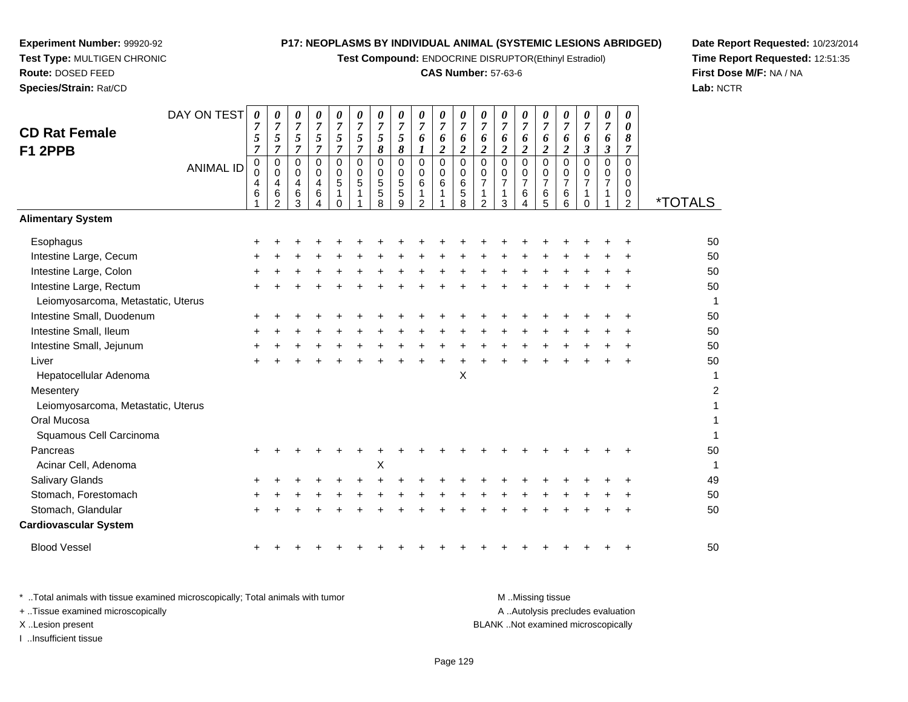**Experiment Number:** 99920-92
**Test Type:** MULTIGEN CHRONIC
**Route:** DOSED FEED
**Species/Strain:** Rat/CD

**P17: NEOPLASMS BY INDIVIDUAL ANIMAL (SYSTEMIC LESIONS ABRIDGED)**
**Test Compound:** ENDOCRINE DISRUPTOR(Ethinyl Estradiol)
**CAS Number:** 57-63-6

**Date Report Requested:** 10/23/2014
**Time Report Requested:** 12:51:35
**First Dose M/F:** NA / NA
**Lab:** NCTR

## CD Rat Female F1 2PPB

| DAY ON TEST | 0757 | 0757 | 0757 | 0757 | 0757 | 0757 | 0758 | 0758 | 0761 | 0762 | 0762 | 0762 | 0762 | 0762 | 0762 | 0762 | 0763 | 0763 | 0087 | |
|---|---|---|---|---|---|---|---|---|---|---|---|---|---|---|---|---|---|---|---|---|
| **ANIMAL ID** | 00461 | 00462 | 00463 | 00464 | 00510 | 00511 | 00558 | 00559 | 00612 | 00611 | 00658 | 00712 | 00713 | 00764 | 00765 | 00766 | 00710 | 00711 | 00002 | ***TOTALS** |
| **Alimentary System** | | | | | | | | | | | | | | | | | | | | |
| Esophagus | + | + | + | + | + | + | + | + | + | + | + | + | + | + | + | + | + | + | + | 50 |
| Intestine Large, Cecum | + | + | + | + | + | + | + | + | + | + | + | + | + | + | + | + | + | + | + | 50 |
| Intestine Large, Colon | + | + | + | + | + | + | + | + | + | + | + | + | + | + | + | + | + | + | + | 50 |
| Intestine Large, Rectum | + | + | + | + | + | + | + | + | + | + | + | + | + | + | + | + | + | + | + | 50 |
| Leiomyosarcoma, Metastatic, Uterus | | | | | | | | | | | | | | | | | | | | 1 |
| Intestine Small, Duodenum | + | + | + | + | + | + | + | + | + | + | + | + | + | + | + | + | + | + | + | 50 |
| Intestine Small, Ileum | + | + | + | + | + | + | + | + | + | + | + | + | + | + | + | + | + | + | + | 50 |
| Intestine Small, Jejunum | + | + | + | + | + | + | + | + | + | + | + | + | + | + | + | + | + | + | + | 50 |
| Liver | + | + | + | + | + | + | + | + | + | + | + | + | + | + | + | + | + | + | + | 50 |
| Hepatocellular Adenoma | | | | | | | | | | | X | | | | | | | | | 1 |
| Mesentery | | | | | | | | | | | | | | | | | | | | 2 |
| Leiomyosarcoma, Metastatic, Uterus | | | | | | | | | | | | | | | | | | | | 1 |
| Oral Mucosa | | | | | | | | | | | | | | | | | | | | 1 |
| Squamous Cell Carcinoma | | | | | | | | | | | | | | | | | | | | 1 |
| Pancreas | + | + | + | + | + | + | + | + | + | + | + | + | + | + | + | + | + | + | + | 50 |
| Acinar Cell, Adenoma | | | | | | | X | | | | | | | | | | | | | 1 |
| Salivary Glands | + | + | + | + | + | + | + | + | + | + | + | + | + | + | + | + | + | + | + | 49 |
| Stomach, Forestomach | + | + | + | + | + | + | + | + | + | + | + | + | + | + | + | + | + | + | + | 50 |
| Stomach, Glandular | + | + | + | + | + | + | + | + | + | + | + | + | + | + | + | + | + | + | + | 50 |
| **Cardiovascular System** | | | | | | | | | | | | | | | | | | | | |
| Blood Vessel | + | + | + | + | + | + | + | + | + | + | + | + | + | + | + | + | + | + | + | 50 |

* ..Total animals with tissue examined microscopically; Total animals with tumor
+ ..Tissue examined microscopically
X ..Lesion present
I ..Insufficient tissue

M ..Missing tissue
A ..Autolysis precludes evaluation
BLANK ..Not examined microscopically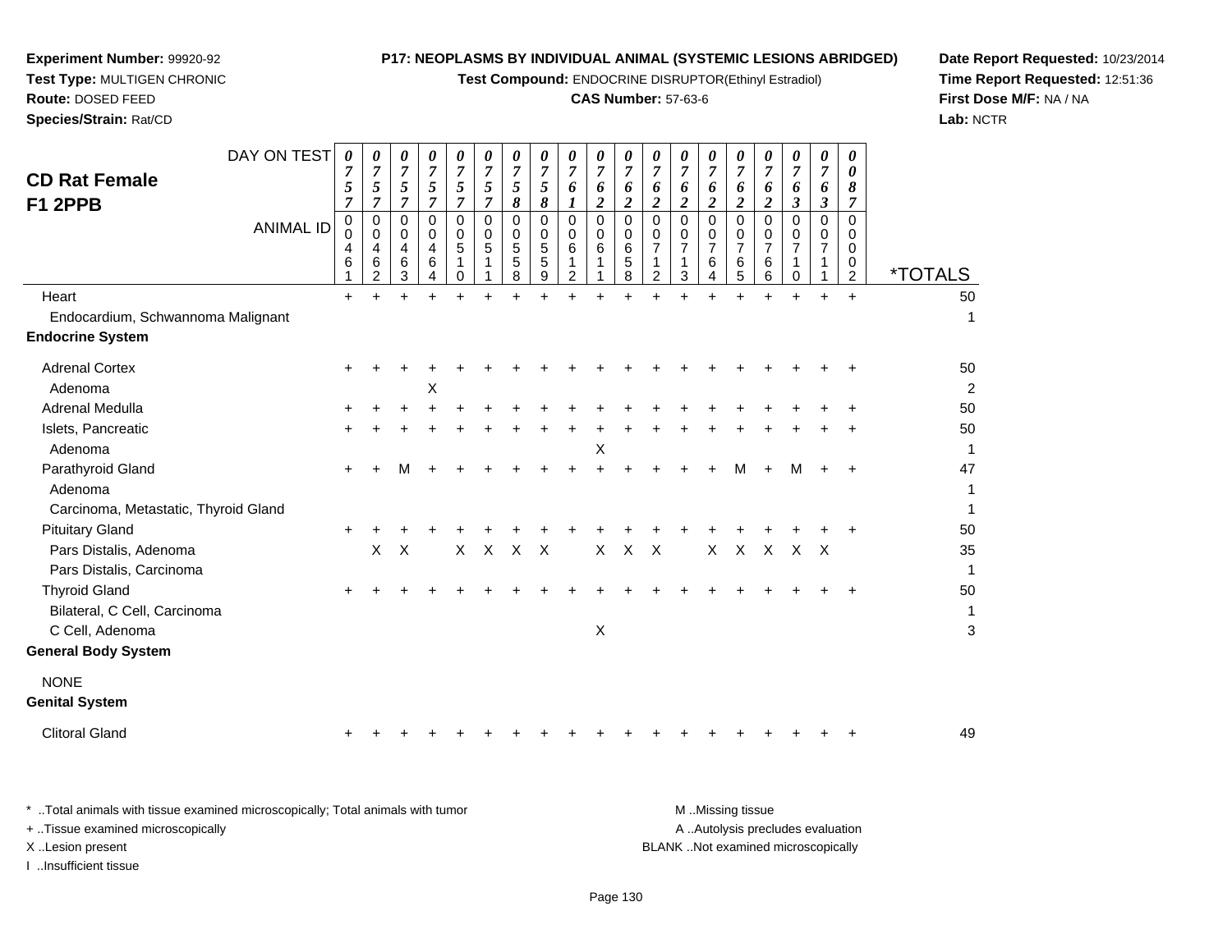**Experiment Number:** 99920-92
**Test Type:** MULTIGEN CHRONIC
**Route:** DOSED FEED
**Species/Strain:** Rat/CD

**P17: NEOPLASMS BY INDIVIDUAL ANIMAL (SYSTEMIC LESIONS ABRIDGED)**
**Test Compound:** ENDOCRINE DISRUPTOR(Ethinyl Estradiol)
**CAS Number:** 57-63-6

**Date Report Requested:** 10/23/2014
**Time Report Requested:** 12:51:36
**First Dose M/F:** NA / NA
**Lab:** NCTR

## CD Rat Female F1 2PPB

| DAY ON TEST | 0757 | 0757 | 0757 | 0757 | 0757 | 0757 | 0758 | 0758 | 0761 | 0762 | 0762 | 0762 | 0762 | 0762 | 0762 | 0762 | 0763 | 0763 | 0087 | |
|---|---|---|---|---|---|---|---|---|---|---|---|---|---|---|---|---|---|---|---|---|
| **ANIMAL ID** | 00461 | 00462 | 00463 | 00464 | 00510 | 00511 | 00558 | 00559 | 00612 | 00611 | 00658 | 00712 | 00713 | 00764 | 00765 | 00766 | 00710 | 00711 | 00002 | ***TOTALS** |
| Heart | + | + | + | + | + | + | + | + | + | + | + | + | + | + | + | + | + | + | + | 50 |
| Endocardium, Schwannoma Malignant | | | | | | | | | | | | | | | | | | | | 1 |
| **Endocrine System** | | | | | | | | | | | | | | | | | | | | |
| Adrenal Cortex | + | + | + | + | + | + | + | + | + | + | + | + | + | + | + | + | + | + | + | 50 |
| Adenoma | | | | X | | | | | | | | | | | | | | | | 2 |
| Adrenal Medulla | + | + | + | + | + | + | + | + | + | + | + | + | + | + | + | + | + | + | + | 50 |
| Islets, Pancreatic | + | + | + | + | + | + | + | + | + | + | + | + | + | + | + | + | + | + | + | 50 |
| Adenoma | | | | | | | | | | X | | | | | | | | | | 1 |
| Parathyroid Gland | + | + | M | + | + | + | + | + | + | + | + | + | + | + | M | + | M | + | + | 47 |
| Adenoma | | | | | | | | | | | | | | | | | | | | 1 |
| Carcinoma, Metastatic, Thyroid Gland | | | | | | | | | | | | | | | | | | | | 1 |
| Pituitary Gland | + | + | + | + | + | + | + | + | + | + | + | + | + | + | + | + | + | + | + | 50 |
| Pars Distalis, Adenoma | | X | X | | X | X | X | X | | X | X | X | | X | X | X | X | X | | 35 |
| Pars Distalis, Carcinoma | | | | | | | | | | | | | | | | | | | | 1 |
| Thyroid Gland | + | + | + | + | + | + | + | + | + | + | + | + | + | + | + | + | + | + | + | 50 |
| Bilateral, C Cell, Carcinoma | | | | | | | | | | | | | | | | | | | | 1 |
| C Cell, Adenoma | | | | | | | | | | X | | | | | | | | | | 3 |
| **General Body System** | | | | | | | | | | | | | | | | | | | | |
| NONE | | | | | | | | | | | | | | | | | | | | |
| **Genital System** | | | | | | | | | | | | | | | | | | | | |
| Clitoral Gland | + | + | + | + | + | + | + | + | + | + | + | + | + | + | + | + | + | + | + | 49 |

* ..Total animals with tissue examined microscopically; Total animals with tumor
+ ..Tissue examined microscopically
X ..Lesion present
I ..Insufficient tissue

M ..Missing tissue
A ..Autolysis precludes evaluation
BLANK ..Not examined microscopically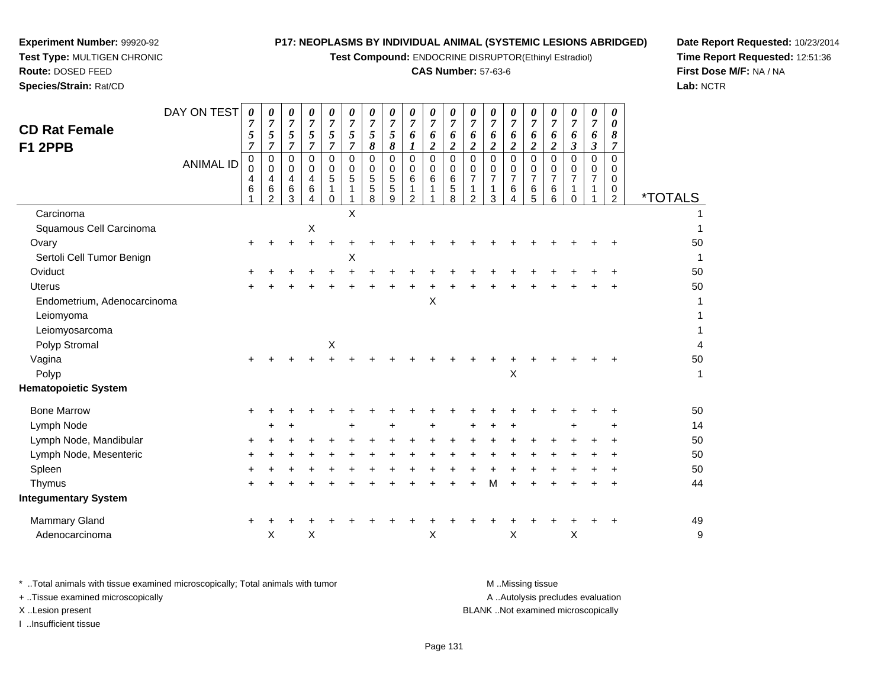**Experiment Number:** 99920-92
**Test Type:** MULTIGEN CHRONIC
**Route:** DOSED FEED
**Species/Strain:** Rat/CD

**P17: NEOPLASMS BY INDIVIDUAL ANIMAL (SYSTEMIC LESIONS ABRIDGED)**
**Test Compound:** ENDOCRINE DISRUPTOR(Ethinyl Estradiol)
**CAS Number:** 57-63-6

**Date Report Requested:** 10/23/2014
**Time Report Requested:** 12:51:36
**First Dose M/F:** NA / NA
**Lab:** NCTR

## CD Rat Female F1 2PPB

| DAY ON TEST | 0757 | 0757 | 0757 | 0757 | 0757 | 0757 | 0758 | 0758 | 0761 | 0762 | 0762 | 0762 | 0762 | 0762 | 0762 | 0762 | 0763 | 0763 | 0087 | |
|---|---|---|---|---|---|---|---|---|---|---|---|---|---|---|---|---|---|---|---|---|
| **ANIMAL ID** | 00461 | 00462 | 00463 | 00464 | 00510 | 00511 | 00558 | 00559 | 00612 | 00611 | 00658 | 00712 | 00713 | 00764 | 00765 | 00766 | 00710 | 00711 | 00002 | ***TOTALS** |
| Carcinoma | | | | | | X | | | | | | | | | | | | | | 1 |
| Squamous Cell Carcinoma | | | | X | | | | | | | | | | | | | | | | 1 |
| Ovary | + | + | + | + | + | + | + | + | + | + | + | + | + | + | + | + | + | + | + | 50 |
| Sertoli Cell Tumor Benign | | | | | | X | | | | | | | | | | | | | | 1 |
| Oviduct | + | + | + | + | + | + | + | + | + | + | + | + | + | + | + | + | + | + | + | 50 |
| Uterus | + | + | + | + | + | + | + | + | + | + | + | + | + | + | + | + | + | + | + | 50 |
| Endometrium, Adenocarcinoma | | | | | | | | | | X | | | | | | | | | | 1 |
| Leiomyoma | | | | | | | | | | | | | | | | | | | | 1 |
| Leiomyosarcoma | | | | | | | | | | | | | | | | | | | | 1 |
| Polyp Stromal | | | | | X | | | | | | | | | | | | | | | 4 |
| Vagina | + | + | + | + | + | + | + | + | + | + | + | + | + | + | + | + | + | + | + | 50 |
| Polyp | | | | | | | | | | | | | | X | | | | | | 1 |
| **Hematopoietic System** | | | | | | | | | | | | | | | | | | | | |
| Bone Marrow | + | + | + | + | + | + | + | + | + | + | + | + | + | + | + | + | + | + | + | 50 |
| Lymph Node | | + | + | | | + | | + | | + | | + | + | + | | | + | | + | 14 |
| Lymph Node, Mandibular | + | + | + | + | + | + | + | + | + | + | + | + | + | + | + | + | + | + | + | 50 |
| Lymph Node, Mesenteric | + | + | + | + | + | + | + | + | + | + | + | + | + | + | + | + | + | + | + | 50 |
| Spleen | + | + | + | + | + | + | + | + | + | + | + | + | + | + | + | + | + | + | + | 50 |
| Thymus | + | + | + | + | + | + | + | + | + | + | + | + | M | + | + | + | + | + | + | 44 |
| **Integumentary System** | | | | | | | | | | | | | | | | | | | | |
| Mammary Gland | + | + | + | + | + | + | + | + | + | + | + | + | + | + | + | + | + | + | + | 49 |
| Adenocarcinoma | | X | | X | | | | | | X | | | | X | | | X | | | 9 |

\* ..Total animals with tissue examined microscopically; Total animals with tumor
\+ ..Tissue examined microscopically
X ..Lesion present
I ..Insufficient tissue

M ..Missing tissue
A ..Autolysis precludes evaluation
BLANK ..Not examined microscopically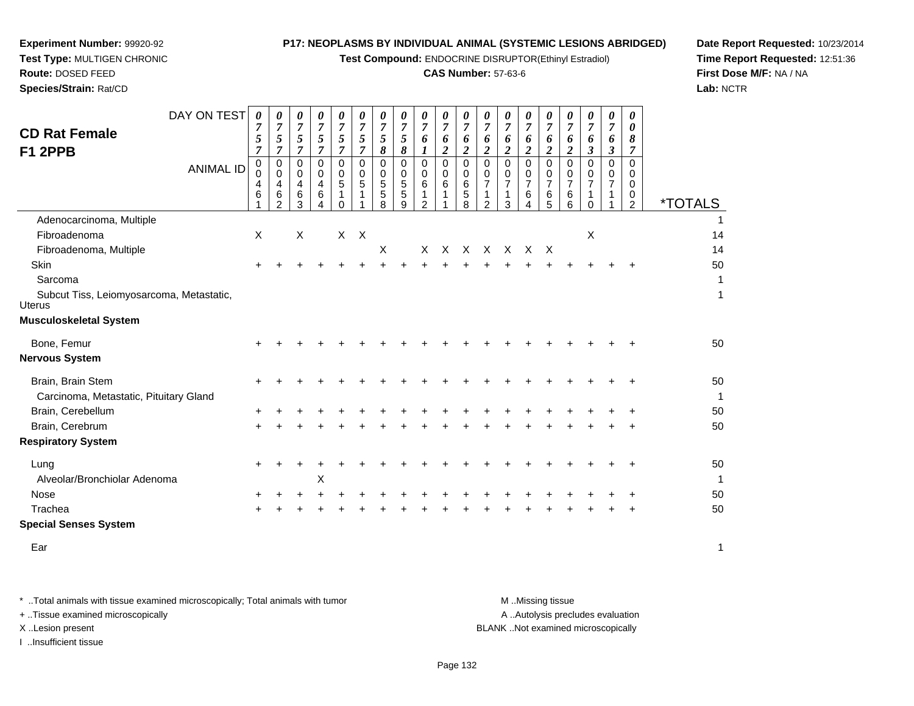**Experiment Number:** 99920-92
**Test Type:** MULTIGEN CHRONIC
**Route:** DOSED FEED
**Species/Strain:** Rat/CD

**P17: NEOPLASMS BY INDIVIDUAL ANIMAL (SYSTEMIC LESIONS ABRIDGED)**
**Test Compound:** ENDOCRINE DISRUPTOR(Ethinyl Estradiol)
**CAS Number:** 57-63-6

**Date Report Requested:** 10/23/2014
**Time Report Requested:** 12:51:36
**First Dose M/F:** NA / NA
**Lab:** NCTR

## CD Rat Female F1 2PPB

| DAY ON TEST | 0757 | 0757 | 0757 | 0757 | 0757 | 0757 | 0758 | 0758 | 0761 | 0762 | 0762 | 0762 | 0762 | 0762 | 0762 | 0762 | 0763 | 0763 | 0087 | |
|---|---|---|---|---|---|---|---|---|---|---|---|---|---|---|---|---|---|---|---|---|
| **ANIMAL ID** | 00461 | 00462 | 00463 | 00464 | 00510 | 00511 | 00558 | 00559 | 00612 | 00611 | 00658 | 00712 | 00713 | 00764 | 00765 | 00766 | 00710 | 00711 | 00002 | ***TOTALS** |
| Adenocarcinoma, Multiple | | | | | | | | | | | | | | | | | | | | 1 |
| Fibroadenoma | X | | X | | X | X | | | | | | | | | | | X | | | 14 |
| Fibroadenoma, Multiple | | | | | | | X | | X | X | X | X | X | X | X | | | | | 14 |
| Skin | + | + | + | + | + | + | + | + | + | + | + | + | + | + | + | + | + | + | + | 50 |
| Sarcoma | | | | | | | | | | | | | | | | | | | | 1 |
| Subcut Tiss, Leiomyosarcoma, Metastatic, Uterus | | | | | | | | | | | | | | | | | | | | 1 |
| **Musculoskeletal System** | | | | | | | | | | | | | | | | | | | | |
| Bone, Femur | + | + | + | + | + | + | + | + | + | + | + | + | + | + | + | + | + | + | + | 50 |
| **Nervous System** | | | | | | | | | | | | | | | | | | | | |
| Brain, Brain Stem | + | + | + | + | + | + | + | + | + | + | + | + | + | + | + | + | + | + | + | 50 |
| Carcinoma, Metastatic, Pituitary Gland | | | | | | | | | | | | | | | | | | | | 1 |
| Brain, Cerebellum | + | + | + | + | + | + | + | + | + | + | + | + | + | + | + | + | + | + | + | 50 |
| Brain, Cerebrum | + | + | + | + | + | + | + | + | + | + | + | + | + | + | + | + | + | + | + | 50 |
| **Respiratory System** | | | | | | | | | | | | | | | | | | | | |
| Lung | + | + | + | + | + | + | + | + | + | + | + | + | + | + | + | + | + | + | + | 50 |
| Alveolar/Bronchiolar Adenoma | | | | X | | | | | | | | | | | | | | | | 1 |
| Nose | + | + | + | + | + | + | + | + | + | + | + | + | + | + | + | + | + | + | + | 50 |
| Trachea | + | + | + | + | + | + | + | + | + | + | + | + | + | + | + | + | + | + | + | 50 |
| **Special Senses System** | | | | | | | | | | | | | | | | | | | | |
| Ear | | | | | | | | | | | | | | | | | | | | 1 |

\* ..Total animals with tissue examined microscopically; Total animals with tumor
\+ ..Tissue examined microscopically
X ..Lesion present
I ..Insufficient tissue

M ..Missing tissue
A ..Autolysis precludes evaluation
BLANK ..Not examined microscopically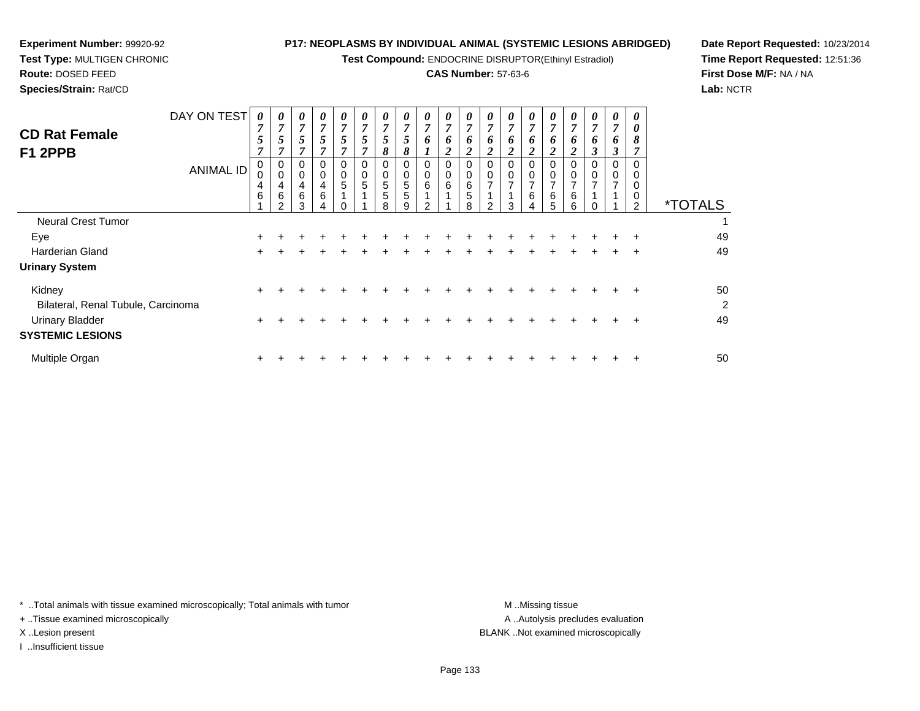**Experiment Number:** 99920-92
**Test Type:** MULTIGEN CHRONIC
**Route:** DOSED FEED
**Species/Strain:** Rat/CD

**P17: NEOPLASMS BY INDIVIDUAL ANIMAL (SYSTEMIC LESIONS ABRIDGED)**
**Test Compound:** ENDOCRINE DISRUPTOR(Ethinyl Estradiol)
**CAS Number:** 57-63-6

**Date Report Requested:** 10/23/2014
**Time Report Requested:** 12:51:36
**First Dose M/F:** NA / NA
**Lab:** NCTR

## CD Rat Female F1 2PPB

| DAY ON TEST | 0757 | 0757 | 0757 | 0757 | 0757 | 0757 | 0758 | 0758 | 0761 | 0762 | 0762 | 0762 | 0762 | 0762 | 0762 | 0762 | 0763 | 0763 | 0087 | |
|---|---|---|---|---|---|---|---|---|---|---|---|---|---|---|---|---|---|---|---|---|
| **ANIMAL ID** | 00461 | 00462 | 00463 | 00464 | 00510 | 00511 | 00558 | 00559 | 00612 | 00611 | 00658 | 00712 | 00713 | 00764 | 00765 | 00766 | 00710 | 00711 | 00002 | ***TOTALS** |
| Neural Crest Tumor | | | | | | | | | | | | | | | | | | | | 1 |
| Eye | + | + | + | + | + | + | + | + | + | + | + | + | + | + | + | + | + | + | + | 49 |
| Harderian Gland | + | + | + | + | + | + | + | + | + | + | + | + | + | + | + | + | + | + | + | 49 |
| **Urinary System** | | | | | | | | | | | | | | | | | | | | |
| Kidney | + | + | + | + | + | + | + | + | + | + | + | + | + | + | + | + | + | + | + | 50 |
| Bilateral, Renal Tubule, Carcinoma | | | | | | | | | | | | | | | | | | | | 2 |
| Urinary Bladder | + | + | + | + | + | + | + | + | + | + | + | + | + | + | + | + | + | + | + | 49 |
| **SYSTEMIC LESIONS** | | | | | | | | | | | | | | | | | | | | |
| Multiple Organ | + | + | + | + | + | + | + | + | + | + | + | + | + | + | + | + | + | + | + | 50 |

* ..Total animals with tissue examined microscopically; Total animals with tumor
+ ..Tissue examined microscopically
X ..Lesion present
I ..Insufficient tissue

M ..Missing tissue
A ..Autolysis precludes evaluation
BLANK ..Not examined microscopically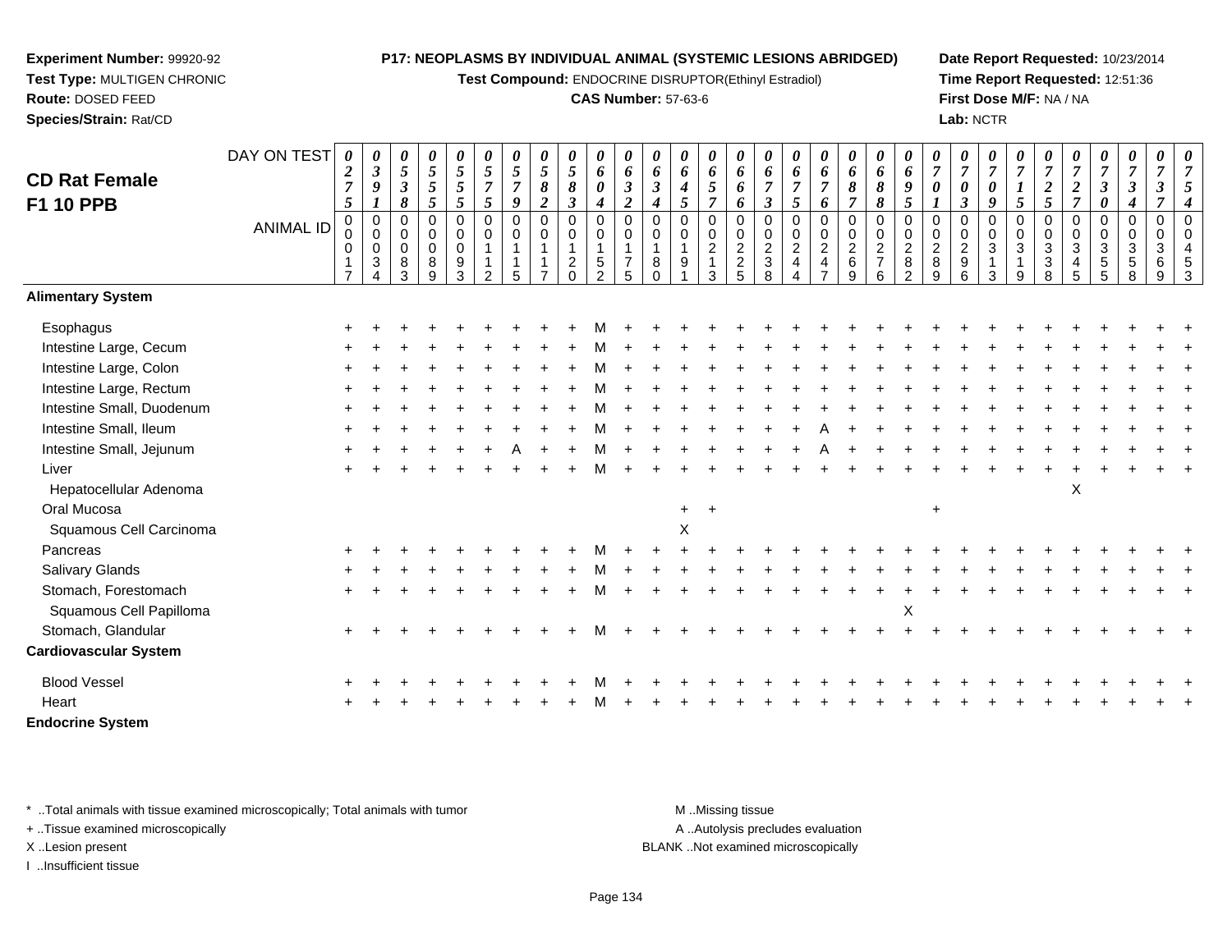**Experiment Number:** 99920-92
**Test Type:** MULTIGEN CHRONIC
**Route:** DOSED FEED
**Species/Strain:** Rat/CD

**P17: NEOPLASMS BY INDIVIDUAL ANIMAL (SYSTEMIC LESIONS ABRIDGED)**
**Test Compound:** ENDOCRINE DISRUPTOR(Ethinyl Estradiol)
**CAS Number:** 57-63-6

**Date Report Requested:** 10/23/2014
**Time Report Requested:** 12:51:36
**First Dose M/F:** NA / NA
**Lab:** NCTR

## CD Rat Female F1 10 PPB

| DAY ON TEST | 0275 | 0391 | 0538 | 0555 | 0555 | 0575 | 0579 | 0582 | 0583 | 0604 | 0632 | 0634 | 0645 | 0657 | 0666 | 0673 | 0675 | 0676 | 0687 | 0688 | 0695 | 0701 | 0703 | 0709 | 0715 | 0725 | 0727 | 0730 | 0734 | 0737 | 0754 |
|---|---|---|---|---|---|---|---|---|---|---|---|---|---|---|---|---|---|---|---|---|---|---|---|---|---|---|---|---|---|---|---|
| **ANIMAL ID** | 0017 | 0034 | 0083 | 0089 | 0093 | 0112 | 0115 | 0117 | 0120 | 0152 | 0175 | 0180 | 0191 | 0213 | 0225 | 0238 | 0244 | 0247 | 0269 | 0276 | 0282 | 0289 | 0296 | 0313 | 0319 | 0338 | 0345 | 0355 | 0358 | 0369 | 0453 |
| **Alimentary System** | | | | | | | | | | | | | | | | | | | | | | | | | | | | | | | |
| Esophagus | + | + | + | + | + | + | + | + | + | M | + | + | + | + | + | + | + | + | + | + | + | + | + | + | + | + | + | + | + | + | + |
| Intestine Large, Cecum | + | + | + | + | + | + | + | + | + | M | + | + | + | + | + | + | + | + | + | + | + | + | + | + | + | + | + | + | + | + | + |
| Intestine Large, Colon | + | + | + | + | + | + | + | + | + | M | + | + | + | + | + | + | + | + | + | + | + | + | + | + | + | + | + | + | + | + | + |
| Intestine Large, Rectum | + | + | + | + | + | + | + | + | + | M | + | + | + | + | + | + | + | + | + | + | + | + | + | + | + | + | + | + | + | + | + |
| Intestine Small, Duodenum | + | + | + | + | + | + | + | + | + | M | + | + | + | + | + | + | + | + | + | + | + | + | + | + | + | + | + | + | + | + | + |
| Intestine Small, Ileum | + | + | + | + | + | + | + | + | + | M | + | + | + | + | + | + | + | A | + | + | + | + | + | + | + | + | + | + | + | + | + |
| Intestine Small, Jejunum | + | + | + | + | + | + | A | + | + | M | + | + | + | + | + | + | + | A | + | + | + | + | + | + | + | + | + | + | + | + | + |
| Liver | + | + | + | + | + | + | + | + | + | M | + | + | + | + | + | + | + | + | + | + | + | + | + | + | + | + | + | + | + | + | + |
| Hepatocellular Adenoma | | | | | | | | | | | | | | | | | | | | | | | | | | | X | | | | |
| Oral Mucosa | | | | | | | | | | | | | + | + | | | | | | | | + | | | | | | | | | |
| Squamous Cell Carcinoma | | | | | | | | | | | | | X | | | | | | | | | | | | | | | | | | |
| Pancreas | + | + | + | + | + | + | + | + | + | M | + | + | + | + | + | + | + | + | + | + | + | + | + | + | + | + | + | + | + | + | + |
| Salivary Glands | + | + | + | + | + | + | + | + | + | M | + | + | + | + | + | + | + | + | + | + | + | + | + | + | + | + | + | + | + | + | + |
| Stomach, Forestomach | + | + | + | + | + | + | + | + | + | M | + | + | + | + | + | + | + | + | + | + | + | + | + | + | + | + | + | + | + | + | + |
| Squamous Cell Papilloma | | | | | | | | | | | | | | | | | | | | | X | | | | | | | | | | |
| Stomach, Glandular | + | + | + | + | + | + | + | + | + | M | + | + | + | + | + | + | + | + | + | + | + | + | + | + | + | + | + | + | + | + | + |
| **Cardiovascular System** | | | | | | | | | | | | | | | | | | | | | | | | | | | | | | | |
| Blood Vessel | + | + | + | + | + | + | + | + | + | M | + | + | + | + | + | + | + | + | + | + | + | + | + | + | + | + | + | + | + | + | + |
| Heart | + | + | + | + | + | + | + | + | + | M | + | + | + | + | + | + | + | + | + | + | + | + | + | + | + | + | + | + | + | + | + |
| **Endocrine System** | | | | | | | | | | | | | | | | | | | | | | | | | | | | | | | |

\* ..Total animals with tissue examined microscopically; Total animals with tumor
\+ ..Tissue examined microscopically
X ..Lesion present
I ..Insufficient tissue

M ..Missing tissue
A ..Autolysis precludes evaluation
BLANK ..Not examined microscopically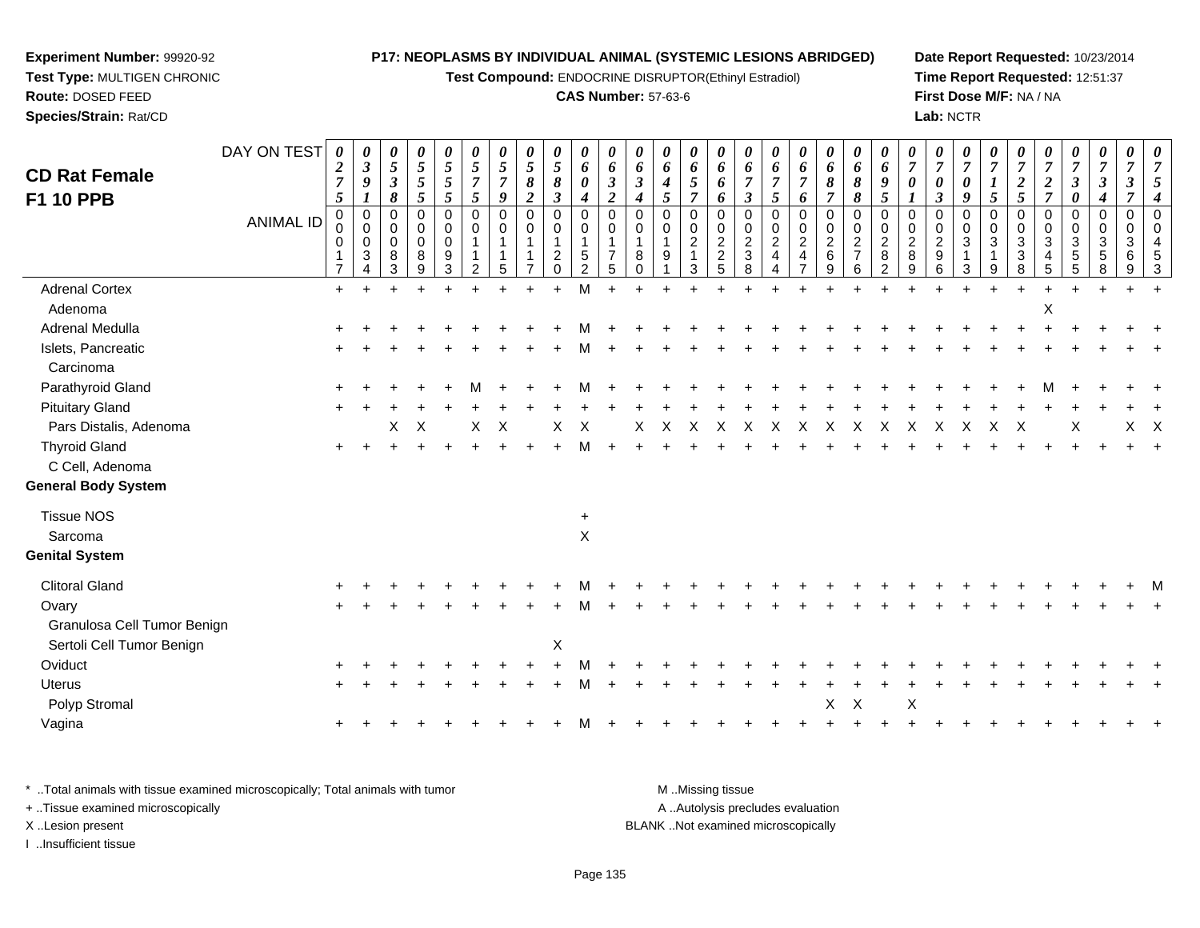**Experiment Number:** 99920-92
**Test Type:** MULTIGEN CHRONIC
**Route:** DOSED FEED
**Species/Strain:** Rat/CD

**P17: NEOPLASMS BY INDIVIDUAL ANIMAL (SYSTEMIC LESIONS ABRIDGED)**
**Test Compound:** ENDOCRINE DISRUPTOR(Ethinyl Estradiol)
**CAS Number:** 57-63-6

**Date Report Requested:** 10/23/2014
**Time Report Requested:** 12:51:37
**First Dose M/F:** NA / NA
**Lab:** NCTR

# CD Rat Female F1 10 PPB

| DAY ON TEST | 0275 | 0391 | 0538 | 0555 | 0555 | 0575 | 0579 | 0582 | 0583 | 0604 | 0632 | 0634 | 0645 | 0657 | 0666 | 0673 | 0675 | 0676 | 0687 | 0688 | 0695 | 0701 | 0703 | 0709 | 0715 | 0725 | 0727 | 0730 | 0734 | 0737 | 0754 |
|---|---|---|---|---|---|---|---|---|---|---|---|---|---|---|---|---|---|---|---|---|---|---|---|---|---|---|---|---|---|---|---|
| **ANIMAL ID** | 00017 | 00034 | 00083 | 00089 | 00093 | 00112 | 00115 | 00117 | 00120 | 00152 | 00175 | 00180 | 00191 | 00213 | 00225 | 00238 | 00244 | 00247 | 00269 | 00276 | 00282 | 00289 | 00296 | 00313 | 00319 | 00338 | 00345 | 00355 | 00358 | 00369 | 00453 |
| Adrenal Cortex | + | + | + | + | + | + | + | + | + | M | + | + | + | + | + | + | + | + | + | + | + | + | + | + | + | + | + | + | + | + | + |
| Adenoma | | | | | | | | | | | | | | | | | | | | | | | | | | | X | | | | |
| Adrenal Medulla | + | + | + | + | + | + | + | + | + | M | + | + | + | + | + | + | + | + | + | + | + | + | + | + | + | + | + | + | + | + | + |
| Islets, Pancreatic | + | + | + | + | + | + | + | + | + | M | + | + | + | + | + | + | + | + | + | + | + | + | + | + | + | + | + | + | + | + | + |
| Carcinoma | | | | | | | | | | | | | | | | | | | | | | | | | | | | | | | |
| Parathyroid Gland | + | + | + | + | + | M | + | + | + | M | + | + | + | + | + | + | + | + | + | + | + | + | + | + | + | + | M | + | + | + | + |
| Pituitary Gland | + | + | + | + | + | + | + | + | + | + | + | + | + | + | + | + | + | + | + | + | + | + | + | + | + | + | + | + | + | + | + |
| Pars Distalis, Adenoma | | | X | X | | X | X | | X | X | | X | X | X | X | X | X | X | X | X | X | X | X | X | X | X | | X | | X | X |
| Thyroid Gland | + | + | + | + | + | + | + | + | + | M | + | + | + | + | + | + | + | + | + | + | + | + | + | + | + | + | + | + | + | + | + |
| C Cell, Adenoma | | | | | | | | | | | | | | | | | | | | | | | | | | | | | | | |
| **General Body System** | | | | | | | | | | | | | | | | | | | | | | | | | | | | | | | |
| Tissue NOS | | | | | | | | | | + | | | | | | | | | | | | | | | | | | | | | |
| Sarcoma | | | | | | | | | | X | | | | | | | | | | | | | | | | | | | | | |
| **Genital System** | | | | | | | | | | | | | | | | | | | | | | | | | | | | | | | |
| Clitoral Gland | + | + | + | + | + | + | + | + | + | M | + | + | + | + | + | + | + | + | + | + | + | + | + | + | + | + | + | + | + | + | M |
| Ovary | + | + | + | + | + | + | + | + | + | M | + | + | + | + | + | + | + | + | + | + | + | + | + | + | + | + | + | + | + | + | + |
| Granulosa Cell Tumor Benign | | | | | | | | | | | | | | | | | | | | | | | | | | | | | | | |
| Sertoli Cell Tumor Benign | | | | | | | | | X | | | | | | | | | | | | | | | | | | | | | | |
| Oviduct | + | + | + | + | + | + | + | + | + | M | + | + | + | + | + | + | + | + | + | + | + | + | + | + | + | + | + | + | + | + | + |
| Uterus | + | + | + | + | + | + | + | + | + | M | + | + | + | + | + | + | + | + | + | + | + | + | + | + | + | + | + | + | + | + | + |
| Polyp Stromal | | | | | | | | | | | | | | | | | | | X | X | | X | | | | | | | | | |
| Vagina | + | + | + | + | + | + | + | + | + | M | + | + | + | + | + | + | + | + | + | + | + | + | + | + | + | + | + | + | + | + | + |

\* ..Total animals with tissue examined microscopically; Total animals with tumor
+ ..Tissue examined microscopically
X ..Lesion present
I ..Insufficient tissue

M ..Missing tissue
A ..Autolysis precludes evaluation
BLANK ..Not examined microscopically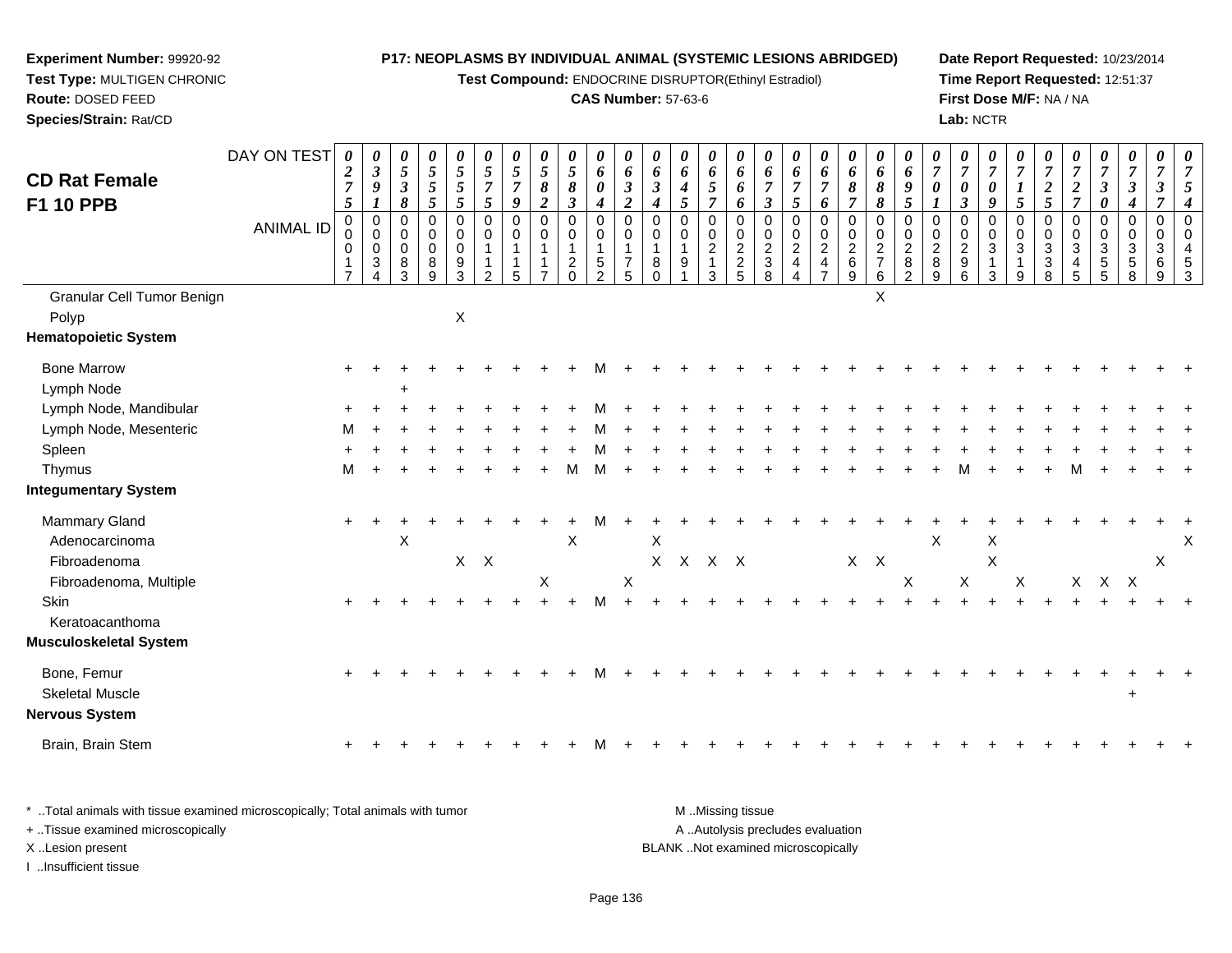**Experiment Number:** 99920-92
**Test Type:** MULTIGEN CHRONIC
**Route:** DOSED FEED
**Species/Strain:** Rat/CD

**P17: NEOPLASMS BY INDIVIDUAL ANIMAL (SYSTEMIC LESIONS ABRIDGED)**
**Test Compound:** ENDOCRINE DISRUPTOR(Ethinyl Estradiol)
**CAS Number:** 57-63-6

**Date Report Requested:** 10/23/2014
**Time Report Requested:** 12:51:37
**First Dose M/F:** NA / NA
**Lab:** NCTR

## CD Rat Female F1 10 PPB

| DAY ON TEST | 0275 | 0391 | 0538 | 0555 | 0555 | 0575 | 0579 | 0582 | 0583 | 0604 | 0632 | 0634 | 0645 | 0657 | 0666 | 0673 | 0675 | 0676 | 0687 | 0688 | 0695 | 0701 | 0703 | 0709 | 0715 | 0725 | 0727 | 0730 | 0734 | 0737 | 0754 |
|---|---|---|---|---|---|---|---|---|---|---|---|---|---|---|---|---|---|---|---|---|---|---|---|---|---|---|---|---|---|---|---|
| ANIMAL ID | 00017 | 00034 | 00083 | 00089 | 00093 | 00112 | 00115 | 00117 | 00120 | 00152 | 00175 | 00180 | 00191 | 00213 | 00225 | 00238 | 00244 | 00247 | 00269 | 00276 | 00282 | 00289 | 00296 | 00313 | 00319 | 00338 | 00345 | 00355 | 00358 | 00369 | 00453 |
| Granular Cell Tumor Benign | | | | | | | | | | | | | | | | | | | | X | | | | | | | | | | | |
| Polyp | | | | | X | | | | | | | | | | | | | | | | | | | | | | | | | | |
| **Hematopoietic System** | | | | | | | | | | | | | | | | | | | | | | | | | | | | | | | |
| Bone Marrow | + | + | + | + | + | + | + | + | + | M | + | + | + | + | + | + | + | + | + | + | + | + | + | + | + | + | + | + | + | + | + |
| Lymph Node | | | + | | | | | | | | | | | | | | | | | | | | | | | | | | | | |
| Lymph Node, Mandibular | + | + | + | + | + | + | + | + | + | M | + | + | + | + | + | + | + | + | + | + | + | + | + | + | + | + | + | + | + | + | + |
| Lymph Node, Mesenteric | M | + | + | + | + | + | + | + | + | M | + | + | + | + | + | + | + | + | + | + | + | + | + | + | + | + | + | + | + | + | + |
| Spleen | + | + | + | + | + | + | + | + | + | M | + | + | + | + | + | + | + | + | + | + | + | + | + | + | + | + | + | + | + | + | + |
| Thymus | M | + | + | + | + | + | + | + | M | M | + | + | + | + | + | + | + | + | + | + | + | + | M | + | + | + | M | + | + | + | + |
| **Integumentary System** | | | | | | | | | | | | | | | | | | | | | | | | | | | | | | | |
| Mammary Gland | + | + | + | + | + | + | + | + | + | M | + | + | + | + | + | + | + | + | + | + | + | + | + | + | + | + | + | + | + | + | + |
| Adenocarcinoma | | | X | | | | | | X | | | X | | | | | | | | | | X | | X | | | | | | | X |
| Fibroadenoma | | | | | X | X | | | | | | X | X | X | X | | | | X | X | | | | X | | | | | | X | |
| Fibroadenoma, Multiple | | | | | | | | X | | | X | | | | | | | | | | X | | X | | X | | X | X | X | | |
| Skin | + | + | + | + | + | + | + | + | + | M | + | + | + | + | + | + | + | + | + | + | + | + | + | + | + | + | + | + | + | + | + |
| Keratoacanthoma | | | | | | | | | | | | | | | | | | | | | | | | | | | | | | | |
| **Musculoskeletal System** | | | | | | | | | | | | | | | | | | | | | | | | | | | | | | | |
| Bone, Femur | + | + | + | + | + | + | + | + | + | M | + | + | + | + | + | + | + | + | + | + | + | + | + | + | + | + | + | + | + | + | + |
| Skeletal Muscle | | | | | | | | | | | | | | | | | | | | | | | | | | | | | + | | |
| **Nervous System** | | | | | | | | | | | | | | | | | | | | | | | | | | | | | | | |
| Brain, Brain Stem | + | + | + | + | + | + | + | + | + | M | + | + | + | + | + | + | + | + | + | + | + | + | + | + | + | + | + | + | + | + | + |

\* ..Total animals with tissue examined microscopically; Total animals with tumor
+ ..Tissue examined microscopically
X ..Lesion present
I ..Insufficient tissue

M ..Missing tissue
A ..Autolysis precludes evaluation
BLANK ..Not examined microscopically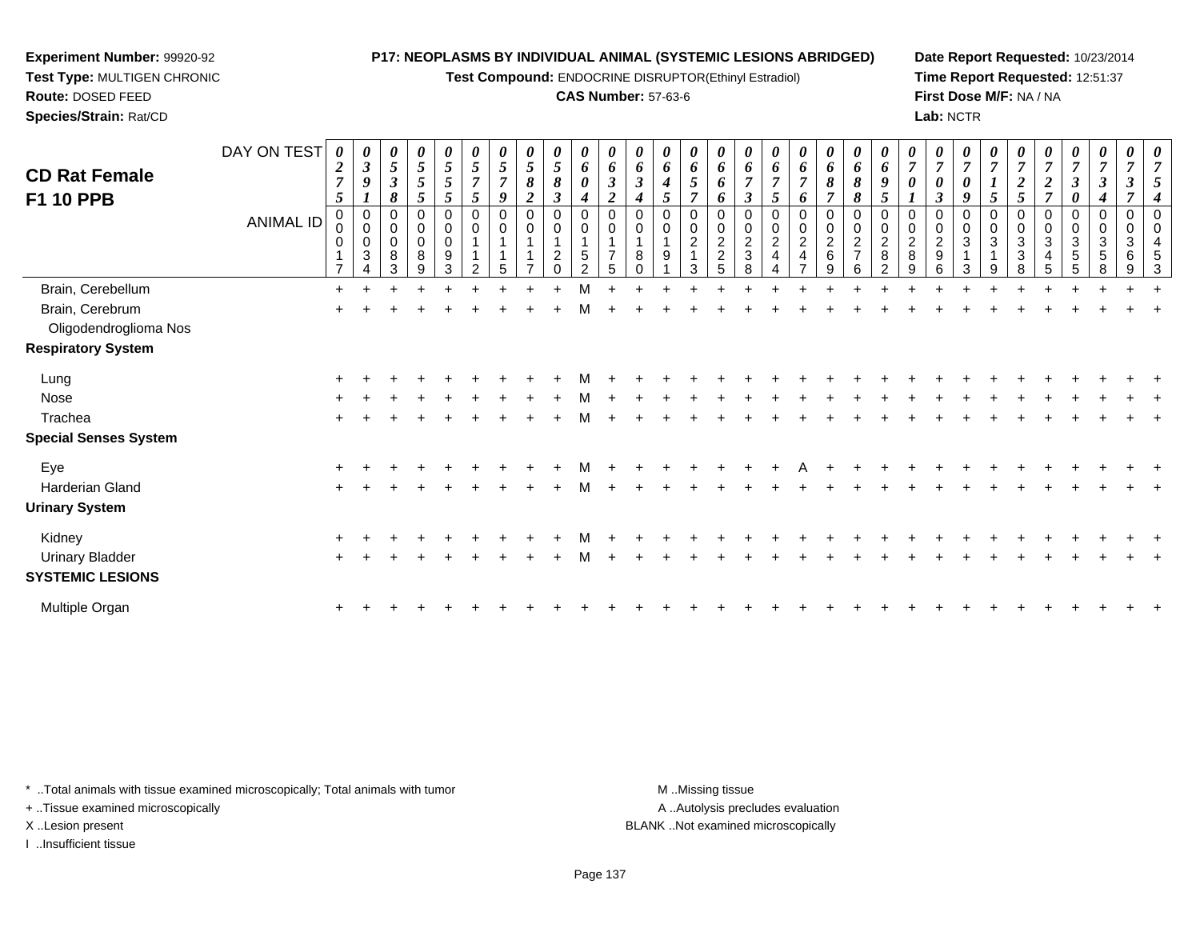**Experiment Number:** 99920-92
**Test Type:** MULTIGEN CHRONIC
**Route:** DOSED FEED
**Species/Strain:** Rat/CD

**P17: NEOPLASMS BY INDIVIDUAL ANIMAL (SYSTEMIC LESIONS ABRIDGED)**
**Test Compound:** ENDOCRINE DISRUPTOR(Ethinyl Estradiol)
**CAS Number:** 57-63-6

**Date Report Requested:** 10/23/2014
**Time Report Requested:** 12:51:37
**First Dose M/F:** NA / NA
**Lab:** NCTR

## CD Rat Female F1 10 PPB

| DAY ON TEST | 0275 | 0391 | 0538 | 0555 | 0555 | 0575 | 0579 | 0582 | 0583 | 0604 | 0632 | 0634 | 0645 | 0657 | 0666 | 0673 | 0675 | 0676 | 0687 | 0688 | 0695 | 0701 | 0703 | 0709 | 0715 | 0725 | 0727 | 0730 | 0734 | 0737 | 0754 |
|---|---|---|---|---|---|---|---|---|---|---|---|---|---|---|---|---|---|---|---|---|---|---|---|---|---|---|---|---|---|---|---|
| **ANIMAL ID** | 00017 | 00034 | 00083 | 00089 | 00093 | 00112 | 00115 | 00117 | 00120 | 00152 | 00175 | 00180 | 00191 | 00213 | 00225 | 00238 | 00244 | 00247 | 00269 | 00276 | 00282 | 00289 | 00296 | 00313 | 00319 | 00338 | 00345 | 00355 | 00358 | 00369 | 00453 |
| Brain, Cerebellum | + | + | + | + | + | + | + | + | + | M | + | + | + | + | + | + | + | + | + | + | + | + | + | + | + | + | + | + | + | + | + |
| Brain, Cerebrum | + | + | + | + | + | + | + | + | + | M | + | + | + | + | + | + | + | + | + | + | + | + | + | + | + | + | + | + | + | + | + |
| Oligodendroglioma Nos | | | | | | | | | | | | | | | | | | | | | | | | | | | | | | | |
| **Respiratory System** | | | | | | | | | | | | | | | | | | | | | | | | | | | | | | | |
| Lung | + | + | + | + | + | + | + | + | + | M | + | + | + | + | + | + | + | + | + | + | + | + | + | + | + | + | + | + | + | + | + |
| Nose | + | + | + | + | + | + | + | + | + | M | + | + | + | + | + | + | + | + | + | + | + | + | + | + | + | + | + | + | + | + | + |
| Trachea | + | + | + | + | + | + | + | + | + | M | + | + | + | + | + | + | + | + | + | + | + | + | + | + | + | + | + | + | + | + | + |
| **Special Senses System** | | | | | | | | | | | | | | | | | | | | | | | | | | | | | | | |
| Eye | + | + | + | + | + | + | + | + | + | M | + | + | + | + | + | + | + | A | + | + | + | + | + | + | + | + | + | + | + | + | + |
| Harderian Gland | + | + | + | + | + | + | + | + | + | M | + | + | + | + | + | + | + | + | + | + | + | + | + | + | + | + | + | + | + | + | + |
| **Urinary System** | | | | | | | | | | | | | | | | | | | | | | | | | | | | | | | |
| Kidney | + | + | + | + | + | + | + | + | + | M | + | + | + | + | + | + | + | + | + | + | + | + | + | + | + | + | + | + | + | + | + |
| Urinary Bladder | + | + | + | + | + | + | + | + | + | M | + | + | + | + | + | + | + | + | + | + | + | + | + | + | + | + | + | + | + | + | + |
| **SYSTEMIC LESIONS** | | | | | | | | | | | | | | | | | | | | | | | | | | | | | | | |
| Multiple Organ | + | + | + | + | + | + | + | + | + | + | + | + | + | + | + | + | + | + | + | + | + | + | + | + | + | + | + | + | + | + | + |

\* ..Total animals with tissue examined microscopically; Total animals with tumor
+ ..Tissue examined microscopically
X ..Lesion present
I ..Insufficient tissue

M ..Missing tissue
A ..Autolysis precludes evaluation
BLANK ..Not examined microscopically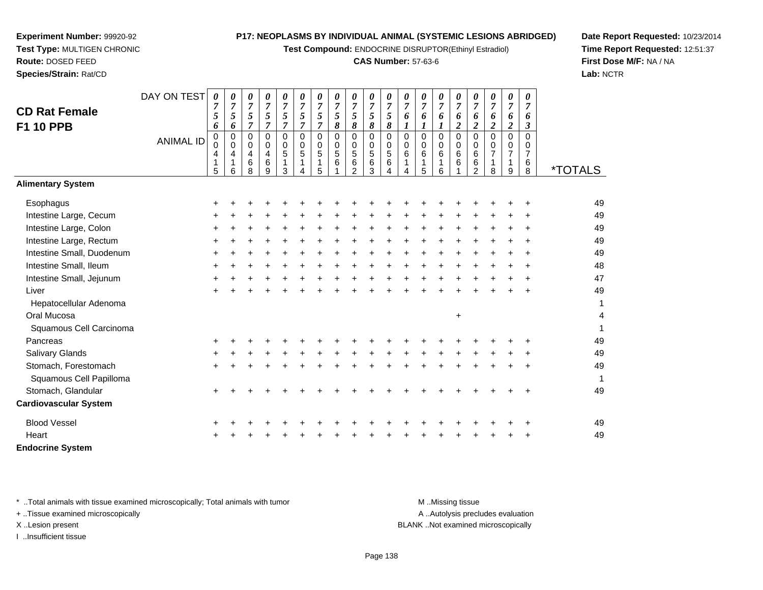**Experiment Number:** 99920-92
**Test Type:** MULTIGEN CHRONIC
**Route:** DOSED FEED
**Species/Strain:** Rat/CD

**P17: NEOPLASMS BY INDIVIDUAL ANIMAL (SYSTEMIC LESIONS ABRIDGED)**
**Test Compound:** ENDOCRINE DISRUPTOR(Ethinyl Estradiol)
**CAS Number:** 57-63-6

**Date Report Requested:** 10/23/2014
**Time Report Requested:** 12:51:37
**First Dose M/F:** NA / NA
**Lab:** NCTR

## CD Rat Female F1 10 PPB

| DAY ON TEST | 0756 | 0756 | 0757 | 0757 | 0757 | 0757 | 0757 | 0758 | 0758 | 0758 | 0758 | 0761 | 0761 | 0761 | 0762 | 0762 | 0762 | 0762 | 0763 | |
|---|---|---|---|---|---|---|---|---|---|---|---|---|---|---|---|---|---|---|---|---|
| **ANIMAL ID** | 00415 | 00416 | 00468 | 00469 | 00513 | 00514 | 00515 | 00561 | 00562 | 00563 | 00564 | 00614 | 00615 | 00616 | 00661 | 00662 | 00718 | 00719 | 00768 | ***TOTALS** |
| **Alimentary System** | | | | | | | | | | | | | | | | | | | | |
| Esophagus | + | + | + | + | + | + | + | + | + | + | + | + | + | + | + | + | + | + | + | 49 |
| Intestine Large, Cecum | + | + | + | + | + | + | + | + | + | + | + | + | + | + | + | + | + | + | + | 49 |
| Intestine Large, Colon | + | + | + | + | + | + | + | + | + | + | + | + | + | + | + | + | + | + | + | 49 |
| Intestine Large, Rectum | + | + | + | + | + | + | + | + | + | + | + | + | + | + | + | + | + | + | + | 49 |
| Intestine Small, Duodenum | + | + | + | + | + | + | + | + | + | + | + | + | + | + | + | + | + | + | + | 49 |
| Intestine Small, Ileum | + | + | + | + | + | + | + | + | + | + | + | + | + | + | + | + | + | + | + | 48 |
| Intestine Small, Jejunum | + | + | + | + | + | + | + | + | + | + | + | + | + | + | + | + | + | + | + | 47 |
| Liver | + | + | + | + | + | + | + | + | + | + | + | + | + | + | + | + | + | + | + | 49 |
| Hepatocellular Adenoma | | | | | | | | | | | | | | | | | | | | 1 |
| Oral Mucosa | | | | | | | | | | | | | | | + | | | | | 4 |
| Squamous Cell Carcinoma | | | | | | | | | | | | | | | | | | | | 1 |
| Pancreas | + | + | + | + | + | + | + | + | + | + | + | + | + | + | + | + | + | + | + | 49 |
| Salivary Glands | + | + | + | + | + | + | + | + | + | + | + | + | + | + | + | + | + | + | + | 49 |
| Stomach, Forestomach | + | + | + | + | + | + | + | + | + | + | + | + | + | + | + | + | + | + | + | 49 |
| Squamous Cell Papilloma | | | | | | | | | | | | | | | | | | | | 1 |
| Stomach, Glandular | + | + | + | + | + | + | + | + | + | + | + | + | + | + | + | + | + | + | + | 49 |
| **Cardiovascular System** | | | | | | | | | | | | | | | | | | | | |
| Blood Vessel | + | + | + | + | + | + | + | + | + | + | + | + | + | + | + | + | + | + | + | 49 |
| Heart | + | + | + | + | + | + | + | + | + | + | + | + | + | + | + | + | + | + | + | 49 |
| **Endocrine System** | | | | | | | | | | | | | | | | | | | | |

\* ..Total animals with tissue examined microscopically; Total animals with tumor
\+ ..Tissue examined microscopically
X ..Lesion present
I ..Insufficient tissue

M ..Missing tissue
A ..Autolysis precludes evaluation
BLANK ..Not examined microscopically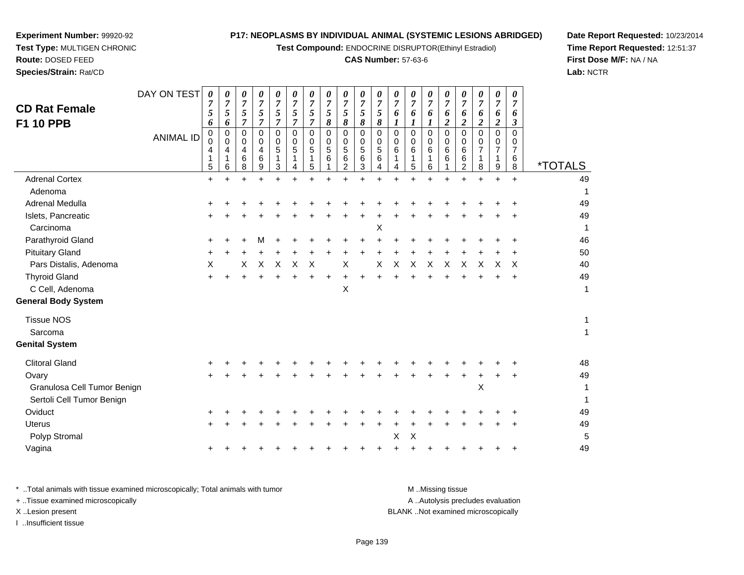**Experiment Number:** 99920-92
**Test Type:** MULTIGEN CHRONIC
**Route:** DOSED FEED
**Species/Strain:** Rat/CD

**P17: NEOPLASMS BY INDIVIDUAL ANIMAL (SYSTEMIC LESIONS ABRIDGED)**
**Test Compound:** ENDOCRINE DISRUPTOR(Ethinyl Estradiol)
**CAS Number:** 57-63-6

**Date Report Requested:** 10/23/2014
**Time Report Requested:** 12:51:37
**First Dose M/F:** NA / NA
**Lab:** NCTR

## CD Rat Female F1 10 PPB

| DAY ON TEST | 0756 | 0756 | 0757 | 0757 | 0757 | 0757 | 0757 | 0758 | 0758 | 0758 | 0758 | 0761 | 0761 | 0761 | 0762 | 0762 | 0762 | 0762 | 0763 | |
|---|---|---|---|---|---|---|---|---|---|---|---|---|---|---|---|---|---|---|---|---|
| **ANIMAL ID** | 00415 | 00416 | 00468 | 00469 | 00513 | 00514 | 00515 | 00561 | 00562 | 00563 | 00564 | 00614 | 00615 | 00616 | 00661 | 00662 | 00718 | 00719 | 00768 | ***TOTALS** |
| Adrenal Cortex | + | + | + | + | + | + | + | + | + | + | + | + | + | + | + | + | + | + | + | 49 |
| Adenoma | | | | | | | | | | | | | | | | | | | | 1 |
| Adrenal Medulla | + | + | + | + | + | + | + | + | + | + | + | + | + | + | + | + | + | + | + | 49 |
| Islets, Pancreatic | + | + | + | + | + | + | + | + | + | + | + | + | + | + | + | + | + | + | + | 49 |
| Carcinoma | | | | | | | | | | | X | | | | | | | | | 1 |
| Parathyroid Gland | + | + | + | M | + | + | + | + | + | + | + | + | + | + | + | + | + | + | + | 46 |
| Pituitary Gland | + | + | + | + | + | + | + | + | + | + | + | + | + | + | + | + | + | + | + | 50 |
| Pars Distalis, Adenoma | X | | X | X | X | X | X | | X | | X | X | X | X | X | X | X | X | X | 40 |
| Thyroid Gland | + | + | + | + | + | + | + | + | + | + | + | + | + | + | + | + | + | + | + | 49 |
| C Cell, Adenoma | | | | | | | | | X | | | | | | | | | | | 1 |
| **General Body System** | | | | | | | | | | | | | | | | | | | | |
| Tissue NOS | | | | | | | | | | | | | | | | | | | | 1 |
| Sarcoma | | | | | | | | | | | | | | | | | | | | 1 |
| **Genital System** | | | | | | | | | | | | | | | | | | | | |
| Clitoral Gland | + | + | + | + | + | + | + | + | + | + | + | + | + | + | + | + | + | + | + | 48 |
| Ovary | + | + | + | + | + | + | + | + | + | + | + | + | + | + | + | + | + | + | + | 49 |
| Granulosa Cell Tumor Benign | | | | | | | | | | | | | | | | | X | | | 1 |
| Sertoli Cell Tumor Benign | | | | | | | | | | | | | | | | | | | | 1 |
| Oviduct | + | + | + | + | + | + | + | + | + | + | + | + | + | + | + | + | + | + | + | 49 |
| Uterus | + | + | + | + | + | + | + | + | + | + | + | + | + | + | + | + | + | + | + | 49 |
| Polyp Stromal | | | | | | | | | | | | X | X | | | | | | | 5 |
| Vagina | + | + | + | + | + | + | + | + | + | + | + | + | + | + | + | + | + | + | + | 49 |

\* ..Total animals with tissue examined microscopically; Total animals with tumor
+ ..Tissue examined microscopically
X ..Lesion present
I ..Insufficient tissue

M ..Missing tissue
A ..Autolysis precludes evaluation
BLANK ..Not examined microscopically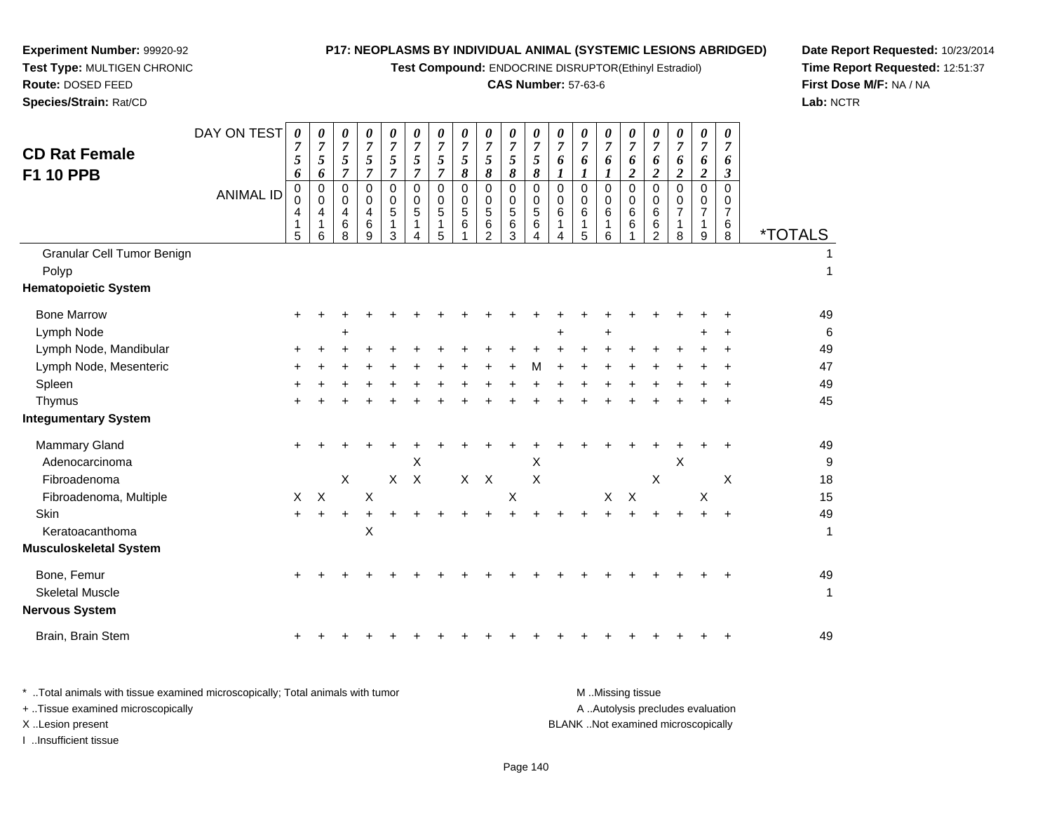**Experiment Number:** 99920-92
**Test Type:** MULTIGEN CHRONIC
**Route:** DOSED FEED
**Species/Strain:** Rat/CD

**P17: NEOPLASMS BY INDIVIDUAL ANIMAL (SYSTEMIC LESIONS ABRIDGED)**
**Test Compound:** ENDOCRINE DISRUPTOR(Ethinyl Estradiol)
**CAS Number:** 57-63-6

**Date Report Requested:** 10/23/2014
**Time Report Requested:** 12:51:37
**First Dose M/F:** NA / NA
**Lab:** NCTR

## CD Rat Female F1 10 PPB

| DAY ON TEST | 0756 | 0756 | 0757 | 0757 | 0757 | 0757 | 0757 | 0758 | 0758 | 0758 | 0758 | 0761 | 0761 | 0761 | 0762 | 0762 | 0762 | 0762 | 0763 | |
|---|---|---|---|---|---|---|---|---|---|---|---|---|---|---|---|---|---|---|---|---|
| **ANIMAL ID** | 0415 | 0416 | 0468 | 0469 | 0513 | 0514 | 0515 | 0561 | 0562 | 0563 | 0564 | 0614 | 0615 | 0616 | 0661 | 0662 | 0718 | 0719 | 0768 | ***TOTALS** |
| Granular Cell Tumor Benign | | | | | | | | | | | | | | | | | | | | 1 |
| Polyp | | | | | | | | | | | | | | | | | | | | 1 |
| **Hematopoietic System** | | | | | | | | | | | | | | | | | | | | |
| Bone Marrow | + | + | + | + | + | + | + | + | + | + | + | + | + | + | + | + | + | + | + | 49 |
| Lymph Node | | | + | | | | | | | | | + | | + | | | | + | + | 6 |
| Lymph Node, Mandibular | + | + | + | + | + | + | + | + | + | + | + | + | + | + | + | + | + | + | + | 49 |
| Lymph Node, Mesenteric | + | + | + | + | + | + | + | + | + | + | M | + | + | + | + | + | + | + | + | 47 |
| Spleen | + | + | + | + | + | + | + | + | + | + | + | + | + | + | + | + | + | + | + | 49 |
| Thymus | + | + | + | + | + | + | + | + | + | + | + | + | + | + | + | + | + | + | + | 45 |
| **Integumentary System** | | | | | | | | | | | | | | | | | | | | |
| Mammary Gland | + | + | + | + | + | + | + | + | + | + | + | + | + | + | + | + | + | + | + | 49 |
| Adenocarcinoma | | | | | | X | | | | | X | | | | | | X | | | 9 |
| Fibroadenoma | | | X | | X | X | | X | X | | X | | | | | X | | | X | 18 |
| Fibroadenoma, Multiple | X | X | | X | | | | | | X | | | | X | X | | | X | | 15 |
| Skin | + | + | + | + | + | + | + | + | + | + | + | + | + | + | + | + | + | + | + | 49 |
| Keratoacanthoma | | | | X | | | | | | | | | | | | | | | | 1 |
| **Musculoskeletal System** | | | | | | | | | | | | | | | | | | | | |
| Bone, Femur | + | + | + | + | + | + | + | + | + | + | + | + | + | + | + | + | + | + | + | 49 |
| Skeletal Muscle | | | | | | | | | | | | | | | | | | | | 1 |
| **Nervous System** | | | | | | | | | | | | | | | | | | | | |
| Brain, Brain Stem | + | + | + | + | + | + | + | + | + | + | + | + | + | + | + | + | + | + | + | 49 |

* ..Total animals with tissue examined microscopically; Total animals with tumor
+ ..Tissue examined microscopically
X ..Lesion present
I ..Insufficient tissue

M ..Missing tissue
A ..Autolysis precludes evaluation
BLANK ..Not examined microscopically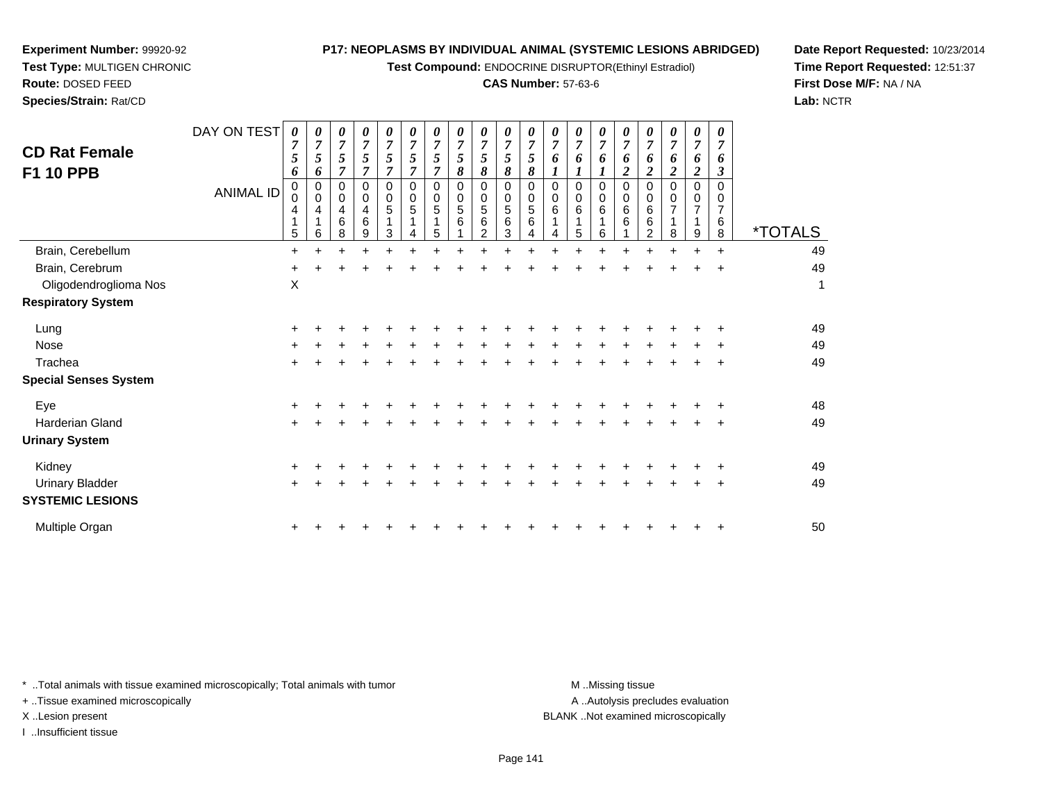**Experiment Number:** 99920-92
**Test Type:** MULTIGEN CHRONIC
**Route:** DOSED FEED
**Species/Strain:** Rat/CD

**P17: NEOPLASMS BY INDIVIDUAL ANIMAL (SYSTEMIC LESIONS ABRIDGED)**
**Test Compound:** ENDOCRINE DISRUPTOR(Ethinyl Estradiol)
**CAS Number:** 57-63-6

**Date Report Requested:** 10/23/2014
**Time Report Requested:** 12:51:37
**First Dose M/F:** NA / NA
**Lab:** NCTR

## CD Rat Female F1 10 PPB

| DAY ON TEST | 0756 | 0756 | 0757 | 0757 | 0757 | 0757 | 0757 | 0758 | 0758 | 0758 | 0758 | 0761 | 0761 | 0761 | 0762 | 0762 | 0762 | 0762 | 0763 | |
|---|---|---|---|---|---|---|---|---|---|---|---|---|---|---|---|---|---|---|---|---|
| **ANIMAL ID** | 00415 | 00416 | 00468 | 00469 | 00513 | 00514 | 00515 | 00561 | 00562 | 00563 | 00564 | 00614 | 00615 | 00616 | 00661 | 00662 | 00718 | 00719 | 00768 | ***TOTALS** |
| Brain, Cerebellum | + | + | + | + | + | + | + | + | + | + | + | + | + | + | + | + | + | + | + | 49 |
| Brain, Cerebrum | + | + | + | + | + | + | + | + | + | + | + | + | + | + | + | + | + | + | + | 49 |
| Oligodendroglioma Nos | X | | | | | | | | | | | | | | | | | | | 1 |
| **Respiratory System** | | | | | | | | | | | | | | | | | | | | |
| Lung | + | + | + | + | + | + | + | + | + | + | + | + | + | + | + | + | + | + | + | 49 |
| Nose | + | + | + | + | + | + | + | + | + | + | + | + | + | + | + | + | + | + | + | 49 |
| Trachea | + | + | + | + | + | + | + | + | + | + | + | + | + | + | + | + | + | + | + | 49 |
| **Special Senses System** | | | | | | | | | | | | | | | | | | | | |
| Eye | + | + | + | + | + | + | + | + | + | + | + | + | + | + | + | + | + | + | + | 48 |
| Harderian Gland | + | + | + | + | + | + | + | + | + | + | + | + | + | + | + | + | + | + | + | 49 |
| **Urinary System** | | | | | | | | | | | | | | | | | | | | |
| Kidney | + | + | + | + | + | + | + | + | + | + | + | + | + | + | + | + | + | + | + | 49 |
| Urinary Bladder | + | + | + | + | + | + | + | + | + | + | + | + | + | + | + | + | + | + | + | 49 |
| **SYSTEMIC LESIONS** | | | | | | | | | | | | | | | | | | | | |
| Multiple Organ | + | + | + | + | + | + | + | + | + | + | + | + | + | + | + | + | + | + | + | 50 |

\* ..Total animals with tissue examined microscopically; Total animals with tumor
\+ ..Tissue examined microscopically
X ..Lesion present
I ..Insufficient tissue

M ..Missing tissue
A ..Autolysis precludes evaluation
BLANK ..Not examined microscopically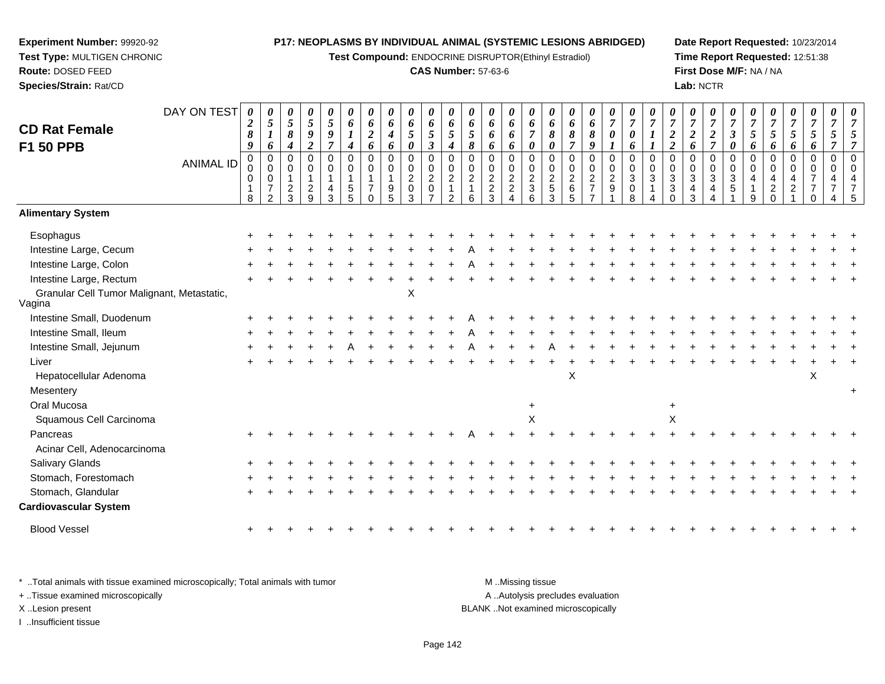**Experiment Number:** 99920-92
**Test Type:** MULTIGEN CHRONIC
**Route:** DOSED FEED
**Species/Strain:** Rat/CD

**P17: NEOPLASMS BY INDIVIDUAL ANIMAL (SYSTEMIC LESIONS ABRIDGED)**
**Test Compound:** ENDOCRINE DISRUPTOR(Ethinyl Estradiol)
**CAS Number:** 57-63-6

**Date Report Requested:** 10/23/2014
**Time Report Requested:** 12:51:38
**First Dose M/F:** NA / NA
**Lab:** NCTR

## CD Rat Female F1 50 PPB

| DAY ON TEST | 0289 | 0516 | 0584 | 0592 | 0597 | 0614 | 0626 | 0646 | 0650 | 0653 | 0654 | 0658 | 0666 | 0666 | 0670 | 0680 | 0687 | 0689 | 0701 | 0706 | 0711 | 0722 | 0726 | 0727 | 0730 | 0756 | 0756 | 0756 | 0756 | 0757 | 0757 |
|---|---|---|---|---|---|---|---|---|---|---|---|---|---|---|---|---|---|---|---|---|---|---|---|---|---|---|---|---|---|---|---|
| ANIMAL ID | 00018 | 00072 | 00123 | 00129 | 00143 | 00155 | 00170 | 00195 | 00203 | 00207 | 00212 | 00216 | 00223 | 00224 | 00236 | 00253 | 00265 | 00277 | 00291 | 00308 | 00314 | 00330 | 00343 | 00344 | 00351 | 00419 | 00420 | 00421 | 00770 | 00474 | 00475 |
| **Alimentary System** | | | | | | | | | | | | | | | | | | | | | | | | | | | | | | | |
| Esophagus | + | + | + | + | + | + | + | + | + | + | + | + | + | + | + | + | + | + | + | + | + | + | + | + | + | + | + | + | + | + | + |
| Intestine Large, Cecum | + | + | + | + | + | + | + | + | + | + | + | A | + | + | + | + | + | + | + | + | + | + | + | + | + | + | + | + | + | + | + |
| Intestine Large, Colon | + | + | + | + | + | + | + | + | + | + | + | A | + | + | + | + | + | + | + | + | + | + | + | + | + | + | + | + | + | + | + |
| Intestine Large, Rectum | + | + | + | + | + | + | + | + | + | + | + | + | + | + | + | + | + | + | + | + | + | + | + | + | + | + | + | + | + | + | + |
| Granular Cell Tumor Malignant, Metastatic, Vagina | | | | | | | | | X | | | | | | | | | | | | | | | | | | | | | | |
| Intestine Small, Duodenum | + | + | + | + | + | + | + | + | + | + | + | A | + | + | + | + | + | + | + | + | + | + | + | + | + | + | + | + | + | + | + |
| Intestine Small, Ileum | + | + | + | + | + | + | + | + | + | + | + | A | + | + | + | + | + | + | + | + | + | + | + | + | + | + | + | + | + | + | + |
| Intestine Small, Jejunum | + | + | + | + | + | A | + | + | + | + | + | A | + | + | + | A | + | + | + | + | + | + | + | + | + | + | + | + | + | + | + |
| Liver | + | + | + | + | + | + | + | + | + | + | + | + | + | + | + | + | + | + | + | + | + | + | + | + | + | + | + | + | + | + | + |
| Hepatocellular Adenoma | | | | | | | | | | | | | | | | | X | | | | | | | | | | | | X | | |
| Mesentery | | | | | | | | | | | | | | | | | | | | | | | | | | | | | | | + |
| Oral Mucosa | | | | | | | | | | | | | | | + | | | | | | | + | | | | | | | | | |
| Squamous Cell Carcinoma | | | | | | | | | | | | | | | X | | | | | | | X | | | | | | | | | |
| Pancreas | + | + | + | + | + | + | + | + | + | + | + | A | + | + | + | + | + | + | + | + | + | + | + | + | + | + | + | + | + | + | + |
| Acinar Cell, Adenocarcinoma | | | | | | | | | | | | | | | | | | | | | | | | | | | | | | | |
| Salivary Glands | + | + | + | + | + | + | + | + | + | + | + | + | + | + | + | + | + | + | + | + | + | + | + | + | + | + | + | + | + | + | + |
| Stomach, Forestomach | + | + | + | + | + | + | + | + | + | + | + | + | + | + | + | + | + | + | + | + | + | + | + | + | + | + | + | + | + | + | + |
| Stomach, Glandular | + | + | + | + | + | + | + | + | + | + | + | + | + | + | + | + | + | + | + | + | + | + | + | + | + | + | + | + | + | + | + |
| **Cardiovascular System** | | | | | | | | | | | | | | | | | | | | | | | | | | | | | | | |
| Blood Vessel | + | + | + | + | + | + | + | + | + | + | + | + | + | + | + | + | + | + | + | + | + | + | + | + | + | + | + | + | + | + | + |

\* ..Total animals with tissue examined microscopically; Total animals with tumor
+ ..Tissue examined microscopically
X ..Lesion present
I ..Insufficient tissue

M ..Missing tissue
A ..Autolysis precludes evaluation
BLANK ..Not examined microscopically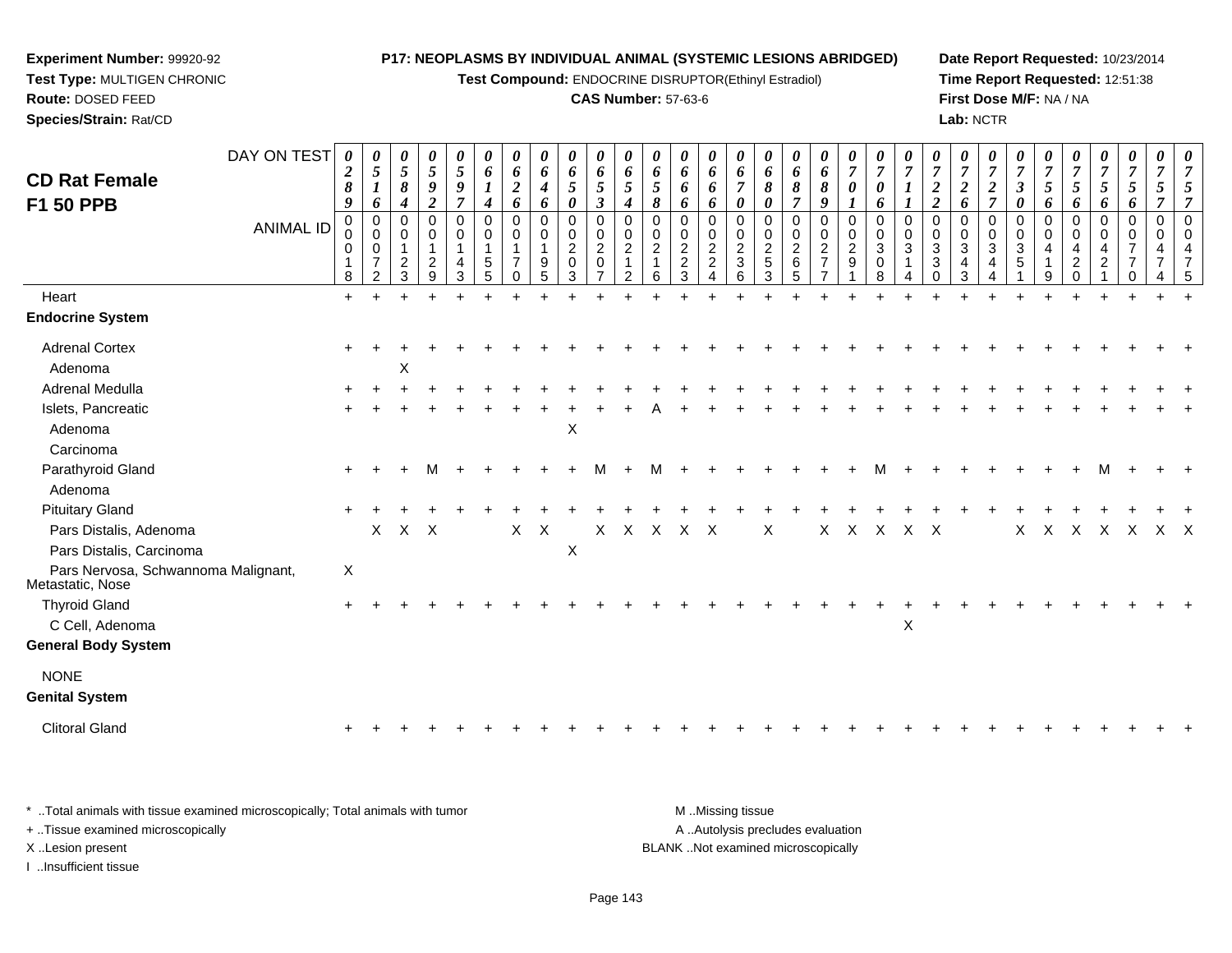**Experiment Number:** 99920-92
**Test Type:** MULTIGEN CHRONIC
**Route:** DOSED FEED
**Species/Strain:** Rat/CD

**P17: NEOPLASMS BY INDIVIDUAL ANIMAL (SYSTEMIC LESIONS ABRIDGED)**
**Test Compound:** ENDOCRINE DISRUPTOR(Ethinyl Estradiol)
**CAS Number:** 57-63-6

**Date Report Requested:** 10/23/2014
**Time Report Requested:** 12:51:38
**First Dose M/F:** NA / NA
**Lab:** NCTR

## CD Rat Female F1 50 PPB

| DAY ON TEST | 0289 | 0516 | 0584 | 0592 | 0597 | 0614 | 0626 | 0646 | 0650 | 0653 | 0654 | 0658 | 0666 | 0666 | 0670 | 0680 | 0687 | 0689 | 0701 | 0706 | 0711 | 0722 | 0726 | 0727 | 0730 | 0756 | 0756 | 0756 | 0756 | 0757 | 0757 |
|---|---|---|---|---|---|---|---|---|---|---|---|---|---|---|---|---|---|---|---|---|---|---|---|---|---|---|---|---|---|---|---|
| **ANIMAL ID** | 0018 | 0072 | 0123 | 0129 | 0143 | 0155 | 0170 | 0195 | 0203 | 0207 | 0212 | 0216 | 0223 | 0224 | 0236 | 0253 | 0265 | 0277 | 0291 | 0308 | 0314 | 0330 | 0343 | 0344 | 0351 | 0419 | 0420 | 0421 | 0770 | 0474 | 0475 |
| Heart | + | + | + | + | + | + | + | + | + | + | + | + | + | + | + | + | + | + | + | + | + | + | + | + | + | + | + | + | + | + | + |
| **Endocrine System** | | | | | | | | | | | | | | | | | | | | | | | | | | | | | | | |
| Adrenal Cortex | + | + | + | + | + | + | + | + | + | + | + | + | + | + | + | + | + | + | + | + | + | + | + | + | + | + | + | + | + | + | + |
| Adenoma | | | X | | | | | | | | | | | | | | | | | | | | | | | | | | | | |
| Adrenal Medulla | + | + | + | + | + | + | + | + | + | + | + | + | + | + | + | + | + | + | + | + | + | + | + | + | + | + | + | + | + | + | + |
| Islets, Pancreatic | + | + | + | + | + | + | + | + | + | + | + | A | + | + | + | + | + | + | + | + | + | + | + | + | + | + | + | + | + | + | + |
| Adenoma | | | | | | | | | X | | | | | | | | | | | | | | | | | | | | | | |
| Carcinoma | | | | | | | | | | | | | | | | | | | | | | | | | | | | | | | |
| Parathyroid Gland | + | + | + | M | + | + | + | + | + | M | + | M | + | + | + | + | + | + | + | M | + | + | + | + | + | + | + | M | + | + | + |
| Adenoma | | | | | | | | | | | | | | | | | | | | | | | | | | | | | | | |
| Pituitary Gland | + | + | + | + | + | + | + | + | + | + | + | + | + | + | + | + | + | + | + | + | + | + | + | + | + | + | + | + | + | + | + |
| Pars Distalis, Adenoma | | X | X | X | | | X | X | | X | X | X | X | X | | X | | X | X | X | X | X | | | X | X | X | X | X | X | X |
| Pars Distalis, Carcinoma | | | | | | | | | X | | | | | | | | | | | | | | | | | | | | | | |
| Pars Nervosa, Schwannoma Malignant, Metastatic, Nose | X | | | | | | | | | | | | | | | | | | | | | | | | | | | | | | |
| Thyroid Gland | + | + | + | + | + | + | + | + | + | + | + | + | + | + | + | + | + | + | + | + | + | + | + | + | + | + | + | + | + | + | + |
| C Cell, Adenoma | | | | | | | | | | | | | | | | | | | | | X | | | | | | | | | | |
| **General Body System** | | | | | | | | | | | | | | | | | | | | | | | | | | | | | | | |
| NONE | | | | | | | | | | | | | | | | | | | | | | | | | | | | | | | |
| **Genital System** | | | | | | | | | | | | | | | | | | | | | | | | | | | | | | | |
| Clitoral Gland | + | + | + | + | + | + | + | + | + | + | + | + | + | + | + | + | + | + | + | + | + | + | + | + | + | + | + | + | + | + | + |

\* ..Total animals with tissue examined microscopically; Total animals with tumor
+ ..Tissue examined microscopically
X ..Lesion present
I ..Insufficient tissue

M ..Missing tissue
A ..Autolysis precludes evaluation
BLANK ..Not examined microscopically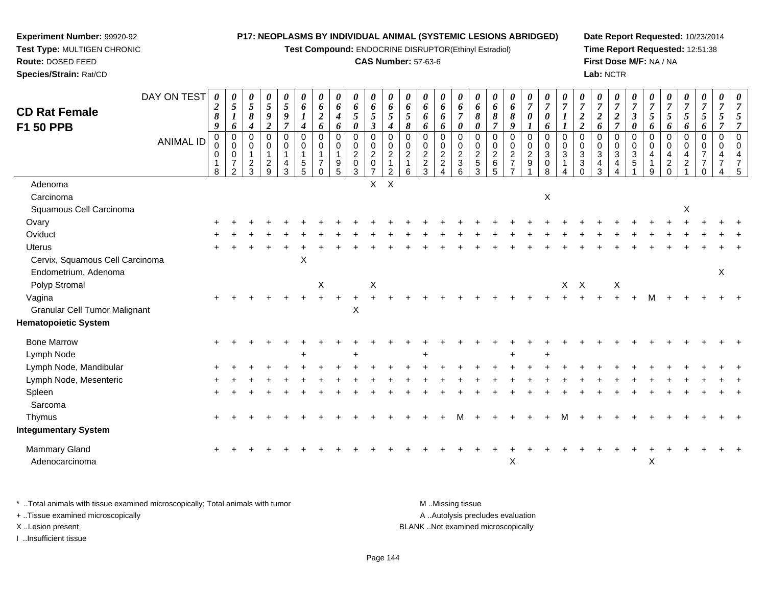**Experiment Number:** 99920-92
**Test Type:** MULTIGEN CHRONIC
**Route:** DOSED FEED
**Species/Strain:** Rat/CD

**P17: NEOPLASMS BY INDIVIDUAL ANIMAL (SYSTEMIC LESIONS ABRIDGED)**
**Test Compound:** ENDOCRINE DISRUPTOR(Ethinyl Estradiol)
**CAS Number:** 57-63-6

**Date Report Requested:** 10/23/2014
**Time Report Requested:** 12:51:38
**First Dose M/F:** NA / NA
**Lab:** NCTR

## CD Rat Female F1 50 PPB

| DAY ON TEST | 0289 | 0516 | 0584 | 0592 | 0597 | 0614 | 0626 | 0646 | 0650 | 0653 | 0654 | 0658 | 0666 | 0666 | 0670 | 0680 | 0687 | 0689 | 0701 | 0706 | 0711 | 0722 | 0726 | 0727 | 0730 | 0756 | 0756 | 0756 | 0756 | 0757 | 0757 |
|---|---|---|---|---|---|---|---|---|---|---|---|---|---|---|---|---|---|---|---|---|---|---|---|---|---|---|---|---|---|---|---|
| ANIMAL ID | 00018 | 00072 | 00123 | 00129 | 00143 | 00155 | 00170 | 00195 | 00203 | 00207 | 00212 | 00216 | 00223 | 00224 | 00236 | 00253 | 00265 | 00277 | 00291 | 00308 | 00314 | 00330 | 00343 | 00344 | 00351 | 00419 | 00420 | 00421 | 00770 | 00474 | 00475 |
| Adenoma | | | | | | | | | | X | X | | | | | | | | | | | | | | | | | | | | |
| Carcinoma | | | | | | | | | | | | | | | | | | | | X | | | | | | | | | | | |
| Squamous Cell Carcinoma | | | | | | | | | | | | | | | | | | | | | | | | | | | | X | | | |
| Ovary | + | + | + | + | + | + | + | + | + | + | + | + | + | + | + | + | + | + | + | + | + | + | + | + | + | + | + | + | + | + | + |
| Oviduct | + | + | + | + | + | + | + | + | + | + | + | + | + | + | + | + | + | + | + | + | + | + | + | + | + | + | + | + | + | + | + |
| Uterus | + | + | + | + | + | + | + | + | + | + | + | + | + | + | + | + | + | + | + | + | + | + | + | + | + | + | + | + | + | + | + |
| Cervix, Squamous Cell Carcinoma | | | | | | X | | | | | | | | | | | | | | | | | | | | | | | | | |
| Endometrium, Adenoma | | | | | | | | | | | | | | | | | | | | | | | | | | | | | | X | |
| Polyp Stromal | | | | | | | X | | | X | | | | | | | | | | | X | X | | X | | | | | | | |
| Vagina | + | + | + | + | + | + | + | + | + | + | + | + | + | + | + | + | + | + | + | + | + | + | + | + | + | M | + | + | + | + | + |
| Granular Cell Tumor Malignant | | | | | | | | | X | | | | | | | | | | | | | | | | | | | | | | |
| **Hematopoietic System** | | | | | | | | | | | | | | | | | | | | | | | | | | | | | | | |
| Bone Marrow | + | + | + | + | + | + | + | + | + | + | + | + | + | + | + | + | + | + | + | + | + | + | + | + | + | + | + | + | + | + | + |
| Lymph Node | | | | | | + | | | + | | | | + | | | | | + | | + | | | | | | | | | | | |
| Lymph Node, Mandibular | + | + | + | + | + | + | + | + | + | + | + | + | + | + | + | + | + | + | + | + | + | + | + | + | + | + | + | + | + | + | + |
| Lymph Node, Mesenteric | + | + | + | + | + | + | + | + | + | + | + | + | + | + | + | + | + | + | + | + | + | + | + | + | + | + | + | + | + | + | + |
| Spleen | + | + | + | + | + | + | + | + | + | + | + | + | + | + | + | + | + | + | + | + | + | + | + | + | + | + | + | + | + | + | + |
| Sarcoma | | | | | | | | | | | | | | | | | | | | | | | | | | | | | | | |
| Thymus | + | + | + | + | + | + | + | + | + | + | + | + | + | + | M | + | + | + | + | + | M | + | + | + | + | + | + | + | + | + | + |
| **Integumentary System** | | | | | | | | | | | | | | | | | | | | | | | | | | | | | | | |
| Mammary Gland | + | + | + | + | + | + | + | + | + | + | + | + | + | + | + | + | + | + | + | + | + | + | + | + | + | + | + | + | + | + | + |
| Adenocarcinoma | | | | | | | | | | | | | | | | | | X | | | | | | | | X | | | | | |

\* ..Total animals with tissue examined microscopically; Total animals with tumor
+ ..Tissue examined microscopically
X ..Lesion present
I ..Insufficient tissue

M ..Missing tissue
A ..Autolysis precludes evaluation
BLANK ..Not examined microscopically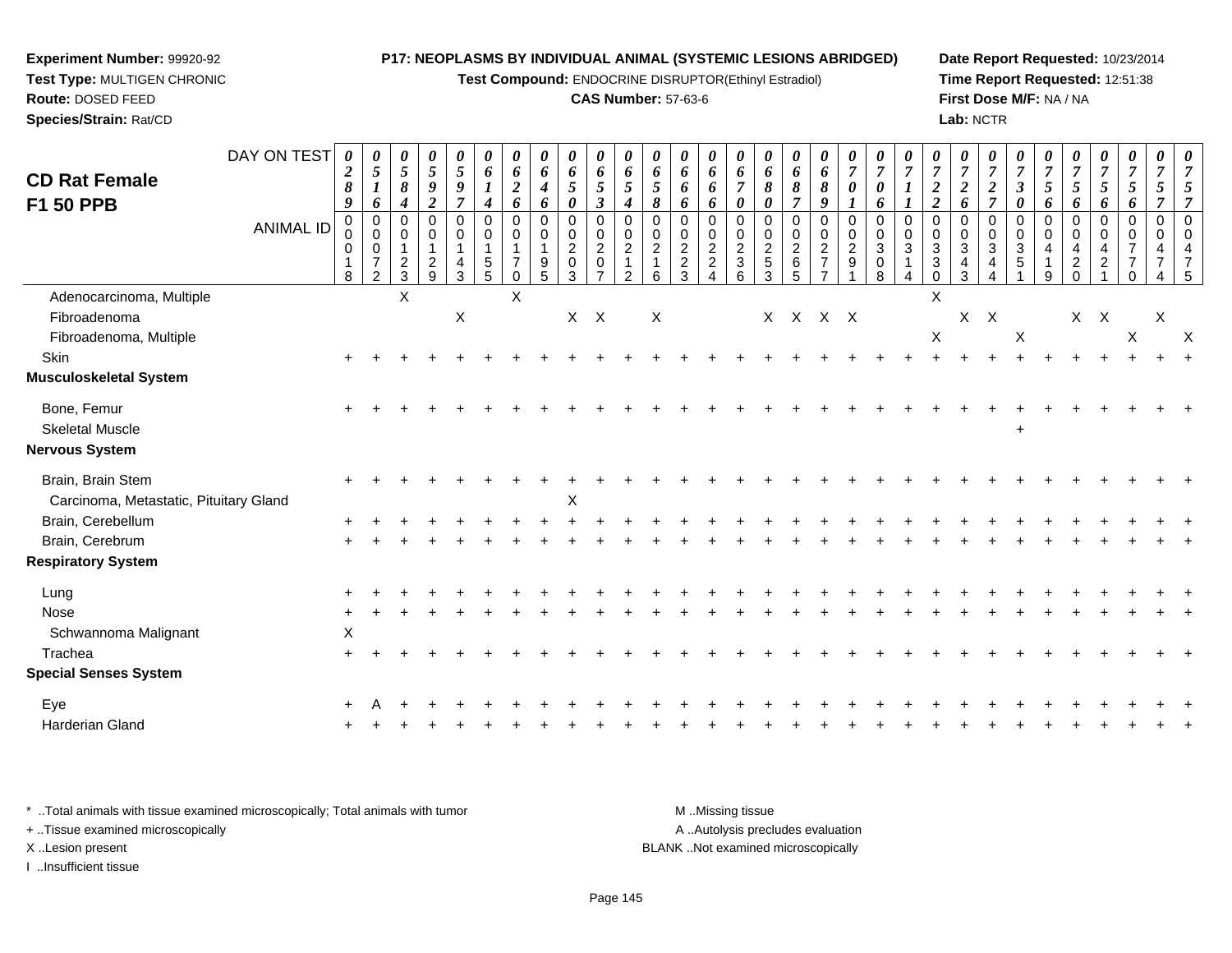**Experiment Number:** 99920-92
**Test Type:** MULTIGEN CHRONIC
**Route:** DOSED FEED
**Species/Strain:** Rat/CD

**P17: NEOPLASMS BY INDIVIDUAL ANIMAL (SYSTEMIC LESIONS ABRIDGED)**
**Test Compound:** ENDOCRINE DISRUPTOR(Ethinyl Estradiol)
**CAS Number:** 57-63-6

**Date Report Requested:** 10/23/2014
**Time Report Requested:** 12:51:38
**First Dose M/F:** NA / NA
**Lab:** NCTR

## CD Rat Female F1 50 PPB

| DAY ON TEST | 0289 | 0516 | 0584 | 0592 | 0597 | 0614 | 0626 | 0646 | 0650 | 0653 | 0654 | 0658 | 0666 | 0666 | 0670 | 0680 | 0687 | 0689 | 0701 | 0706 | 0711 | 0722 | 0726 | 0727 | 0730 | 0756 | 0756 | 0756 | 0756 | 0757 | 0757 |
|---|---|---|---|---|---|---|---|---|---|---|---|---|---|---|---|---|---|---|---|---|---|---|---|---|---|---|---|---|---|---|---|
| **ANIMAL ID** | 0018 | 0072 | 0123 | 0129 | 0143 | 0155 | 0170 | 0195 | 0203 | 0207 | 0212 | 0216 | 0223 | 0224 | 0236 | 0253 | 0265 | 0277 | 0291 | 0308 | 0314 | 0330 | 0343 | 0344 | 0351 | 0419 | 0420 | 0421 | 0770 | 0474 | 0475 |
| Adenocarcinoma, Multiple | | | X | | | | X | | | | | | | | | | | | | | | X | | | | | | | | | |
| Fibroadenoma | | | | | X | | | | X | X | | X | | | | X | X | X | X | | | | X | X | | | X | X | | X | |
| Fibroadenoma, Multiple | | | | | | | | | | | | | | | | | | | | | | X | | | X | | | | X | | X |
| Skin | + | + | + | + | + | + | + | + | + | + | + | + | + | + | + | + | + | + | + | + | + | + | + | + | + | + | + | + | + | + | + |
| **Musculoskeletal System** | | | | | | | | | | | | | | | | | | | | | | | | | | | | | | | |
| Bone, Femur | + | + | + | + | + | + | + | + | + | + | + | + | + | + | + | + | + | + | + | + | + | + | + | + | + | + | + | + | + | + | + |
| Skeletal Muscle | | | | | | | | | | | | | | | | | | | | | | | | | + | | | | | | |
| **Nervous System** | | | | | | | | | | | | | | | | | | | | | | | | | | | | | | | |
| Brain, Brain Stem | + | + | + | + | + | + | + | + | + | + | + | + | + | + | + | + | + | + | + | + | + | + | + | + | + | + | + | + | + | + | + |
| Carcinoma, Metastatic, Pituitary Gland | | | | | | | | | X | | | | | | | | | | | | | | | | | | | | | | |
| Brain, Cerebellum | + | + | + | + | + | + | + | + | + | + | + | + | + | + | + | + | + | + | + | + | + | + | + | + | + | + | + | + | + | + | + |
| Brain, Cerebrum | + | + | + | + | + | + | + | + | + | + | + | + | + | + | + | + | + | + | + | + | + | + | + | + | + | + | + | + | + | + | + |
| **Respiratory System** | | | | | | | | | | | | | | | | | | | | | | | | | | | | | | | |
| Lung | + | + | + | + | + | + | + | + | + | + | + | + | + | + | + | + | + | + | + | + | + | + | + | + | + | + | + | + | + | + | + |
| Nose | + | + | + | + | + | + | + | + | + | + | + | + | + | + | + | + | + | + | + | + | + | + | + | + | + | + | + | + | + | + | + |
| Schwannoma Malignant | X | | | | | | | | | | | | | | | | | | | | | | | | | | | | | | |
| Trachea | + | + | + | + | + | + | + | + | + | + | + | + | + | + | + | + | + | + | + | + | + | + | + | + | + | + | + | + | + | + | + |
| **Special Senses System** | | | | | | | | | | | | | | | | | | | | | | | | | | | | | | | |
| Eye | + | A | + | + | + | + | + | + | + | + | + | + | + | + | + | + | + | + | + | + | + | + | + | + | + | + | + | + | + | + | + |
| Harderian Gland | + | + | + | + | + | + | + | + | + | + | + | + | + | + | + | + | + | + | + | + | + | + | + | + | + | + | + | + | + | + | + |

* ..Total animals with tissue examined microscopically; Total animals with tumor
+ ..Tissue examined microscopically
X ..Lesion present
I ..Insufficient tissue

M ..Missing tissue
A ..Autolysis precludes evaluation
BLANK ..Not examined microscopically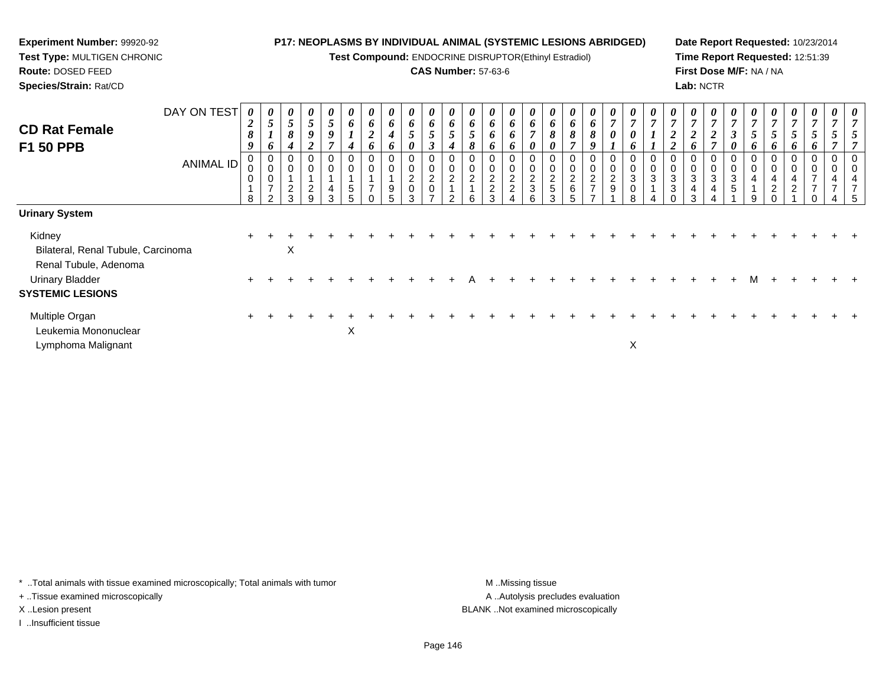**Experiment Number:** 99920-92
**Test Type:** MULTIGEN CHRONIC
**Route:** DOSED FEED
**Species/Strain:** Rat/CD

**P17: NEOPLASMS BY INDIVIDUAL ANIMAL (SYSTEMIC LESIONS ABRIDGED)**
**Test Compound:** ENDOCRINE DISRUPTOR(Ethinyl Estradiol)
**CAS Number:** 57-63-6

**Date Report Requested:** 10/23/2014
**Time Report Requested:** 12:51:39
**First Dose M/F:** NA / NA
**Lab:** NCTR

## CD Rat Female F1 50 PPB

| DAY ON TEST | 0289 | 0516 | 0584 | 0592 | 0597 | 0614 | 0626 | 0646 | 0650 | 0653 | 0654 | 0658 | 0666 | 0666 | 0670 | 0680 | 0687 | 0689 | 0701 | 0706 | 0711 | 0722 | 0726 | 0727 | 0730 | 0756 | 0756 | 0756 | 0756 | 0757 | 0757 |
|---|---|---|---|---|---|---|---|---|---|---|---|---|---|---|---|---|---|---|---|---|---|---|---|---|---|---|---|---|---|---|---|
| ANIMAL ID | 00018 | 00072 | 00123 | 00129 | 00143 | 00155 | 00170 | 00195 | 00203 | 00207 | 00212 | 00216 | 00223 | 00224 | 00236 | 00253 | 00265 | 00277 | 00291 | 00308 | 00314 | 00330 | 00343 | 00344 | 00351 | 00419 | 00420 | 00421 | 00770 | 00474 | 00475 |
| **Urinary System** | | | | | | | | | | | | | | | | | | | | | | | | | | | | | | | |
| Kidney | + | + | + | + | + | + | + | + | + | + | + | + | + | + | + | + | + | + | + | + | + | + | + | + | + | + | + | + | + | + | + |
| Bilateral, Renal Tubule, Carcinoma | | | X | | | | | | | | | | | | | | | | | | | | | | | | | | | | |
| Renal Tubule, Adenoma | | | | | | | | | | | | | | | | | | | | | | | | | | | | | | | |
| Urinary Bladder | + | + | + | + | + | + | + | + | + | + | + | A | + | + | + | + | + | + | + | + | + | + | + | + | + | M | + | + | + | + | + |
| **SYSTEMIC LESIONS** | | | | | | | | | | | | | | | | | | | | | | | | | | | | | | | |
| Multiple Organ | + | + | + | + | + | + | + | + | + | + | + | + | + | + | + | + | + | + | + | + | + | + | + | + | + | + | + | + | + | + | + |
| Leukemia Mononuclear | | | | | | X | | | | | | | | | | | | | | | | | | | | | | | | | |
| Lymphoma Malignant | | | | | | | | | | | | | | | | | | | | X | | | | | | | | | | | |

* ..Total animals with tissue examined microscopically; Total animals with tumor
+ ..Tissue examined microscopically
X ..Lesion present
I ..Insufficient tissue

M ..Missing tissue
A ..Autolysis precludes evaluation
BLANK ..Not examined microscopically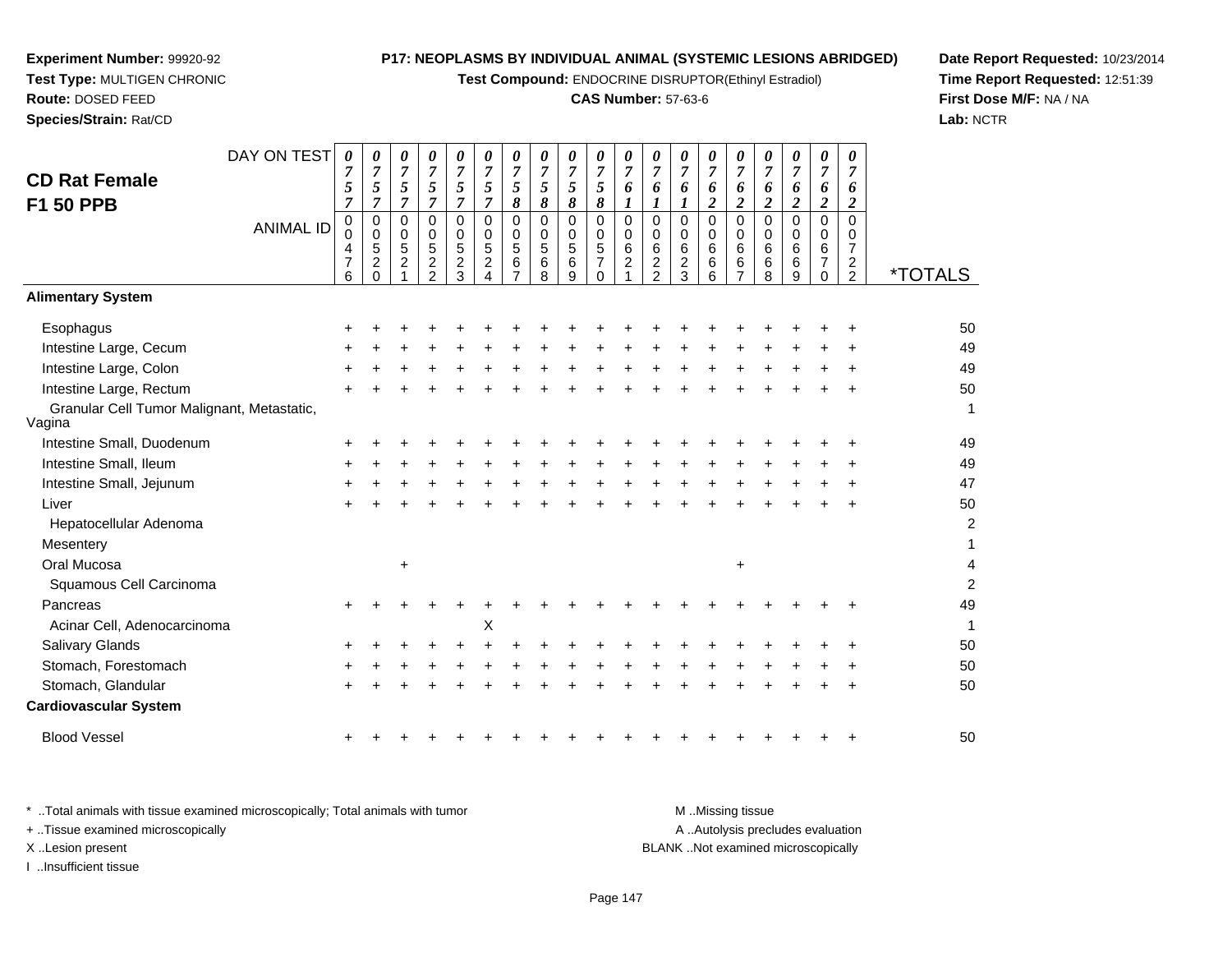**Experiment Number:** 99920-92
**Test Type:** MULTIGEN CHRONIC
**Route:** DOSED FEED
**Species/Strain:** Rat/CD

**P17: NEOPLASMS BY INDIVIDUAL ANIMAL (SYSTEMIC LESIONS ABRIDGED)**
**Test Compound:** ENDOCRINE DISRUPTOR(Ethinyl Estradiol)
**CAS Number:** 57-63-6

**Date Report Requested:** 10/23/2014
**Time Report Requested:** 12:51:39
**First Dose M/F:** NA / NA
**Lab:** NCTR

## CD Rat Female F1 50 PPB

| DAY ON TEST | 0757 | 0757 | 0757 | 0757 | 0757 | 0757 | 0758 | 0758 | 0758 | 0758 | 0761 | 0761 | 0761 | 0762 | 0762 | 0762 | 0762 | 0762 | 0762 | |
|---|---|---|---|---|---|---|---|---|---|---|---|---|---|---|---|---|---|---|---|---|
| **ANIMAL ID** | 00476 | 00520 | 00521 | 00522 | 00523 | 00524 | 00567 | 00568 | 00569 | 00570 | 00621 | 00622 | 00623 | 00666 | 00667 | 00668 | 00669 | 00670 | 00722 | ***TOTALS** |
| **Alimentary System** | | | | | | | | | | | | | | | | | | | | |
| Esophagus | + | + | + | + | + | + | + | + | + | + | + | + | + | + | + | + | + | + | + | 50 |
| Intestine Large, Cecum | + | + | + | + | + | + | + | + | + | + | + | + | + | + | + | + | + | + | + | 49 |
| Intestine Large, Colon | + | + | + | + | + | + | + | + | + | + | + | + | + | + | + | + | + | + | + | 49 |
| Intestine Large, Rectum | + | + | + | + | + | + | + | + | + | + | + | + | + | + | + | + | + | + | + | 50 |
| Granular Cell Tumor Malignant, Metastatic, Vagina | | | | | | | | | | | | | | | | | | | | 1 |
| Intestine Small, Duodenum | + | + | + | + | + | + | + | + | + | + | + | + | + | + | + | + | + | + | + | 49 |
| Intestine Small, Ileum | + | + | + | + | + | + | + | + | + | + | + | + | + | + | + | + | + | + | + | 49 |
| Intestine Small, Jejunum | + | + | + | + | + | + | + | + | + | + | + | + | + | + | + | + | + | + | + | 47 |
| Liver | + | + | + | + | + | + | + | + | + | + | + | + | + | + | + | + | + | + | + | 50 |
| Hepatocellular Adenoma | | | | | | | | | | | | | | | | | | | | 2 |
| Mesentery | | | | | | | | | | | | | | | | | | | | 1 |
| Oral Mucosa | | | + | | | | | | | | | | | | + | | | | | 4 |
| Squamous Cell Carcinoma | | | | | | | | | | | | | | | | | | | | 2 |
| Pancreas | + | + | + | + | + | + | + | + | + | + | + | + | + | + | + | + | + | + | + | 49 |
| Acinar Cell, Adenocarcinoma | | | | | | X | | | | | | | | | | | | | | 1 |
| Salivary Glands | + | + | + | + | + | + | + | + | + | + | + | + | + | + | + | + | + | + | + | 50 |
| Stomach, Forestomach | + | + | + | + | + | + | + | + | + | + | + | + | + | + | + | + | + | + | + | 50 |
| Stomach, Glandular | + | + | + | + | + | + | + | + | + | + | + | + | + | + | + | + | + | + | + | 50 |
| **Cardiovascular System** | | | | | | | | | | | | | | | | | | | | |
| Blood Vessel | + | + | + | + | + | + | + | + | + | + | + | + | + | + | + | + | + | + | + | 50 |

\* ..Total animals with tissue examined microscopically; Total animals with tumor
\+ ..Tissue examined microscopically
X ..Lesion present
I ..Insufficient tissue

M ..Missing tissue
A ..Autolysis precludes evaluation
BLANK ..Not examined microscopically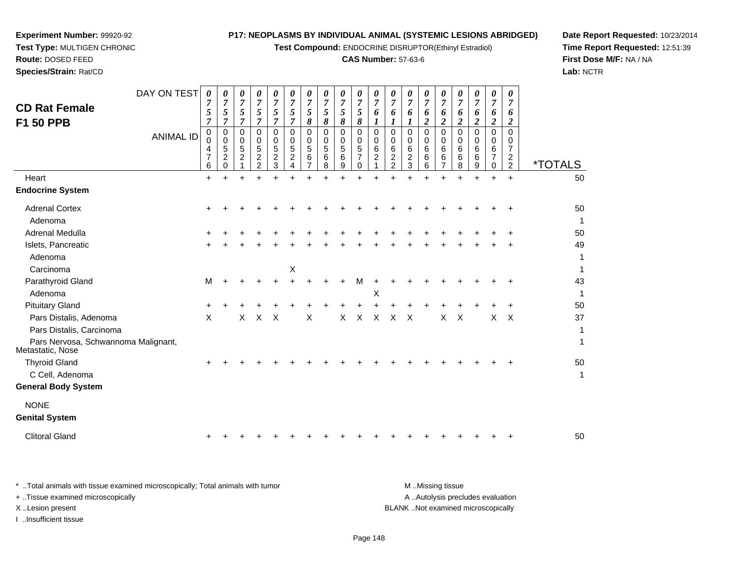**Experiment Number:** 99920-92
**Test Type:** MULTIGEN CHRONIC
**Route:** DOSED FEED
**Species/Strain:** Rat/CD

**P17: NEOPLASMS BY INDIVIDUAL ANIMAL (SYSTEMIC LESIONS ABRIDGED)**
**Test Compound:** ENDOCRINE DISRUPTOR(Ethinyl Estradiol)
**CAS Number:** 57-63-6

**Date Report Requested:** 10/23/2014
**Time Report Requested:** 12:51:39
**First Dose M/F:** NA / NA
**Lab:** NCTR

## CD Rat Female F1 50 PPB

| DAY ON TEST | 0757 | 0757 | 0757 | 0757 | 0757 | 0757 | 0758 | 0758 | 0758 | 0758 | 0761 | 0761 | 0761 | 0762 | 0762 | 0762 | 0762 | 0762 | 0762 | |
|---|---|---|---|---|---|---|---|---|---|---|---|---|---|---|---|---|---|---|---|---|
| **ANIMAL ID** | 00476 | 00520 | 00521 | 00522 | 00523 | 00524 | 00567 | 00568 | 00569 | 00570 | 00621 | 00622 | 00623 | 00666 | 00667 | 00668 | 00669 | 00670 | 00722 | ***TOTALS** |
| Heart | + | + | + | + | + | + | + | + | + | + | + | + | + | + | + | + | + | + | + | 50 |
| **Endocrine System** | | | | | | | | | | | | | | | | | | | | |
| Adrenal Cortex | + | + | + | + | + | + | + | + | + | + | + | + | + | + | + | + | + | + | + | 50 |
| Adenoma | | | | | | | | | | | | | | | | | | | | 1 |
| Adrenal Medulla | + | + | + | + | + | + | + | + | + | + | + | + | + | + | + | + | + | + | + | 50 |
| Islets, Pancreatic | + | + | + | + | + | + | + | + | + | + | + | + | + | + | + | + | + | + | + | 49 |
| Adenoma | | | | | | | | | | | | | | | | | | | | 1 |
| Carcinoma | | | | | | X | | | | | | | | | | | | | | 1 |
| Parathyroid Gland | M | + | + | + | + | + | + | + | + | M | + | + | + | + | + | + | + | + | + | 43 |
| Adenoma | | | | | | | | | | | X | | | | | | | | | 1 |
| Pituitary Gland | + | + | + | + | + | + | + | + | + | + | + | + | + | + | + | + | + | + | + | 50 |
| Pars Distalis, Adenoma | X | | X | X | X | | X | | X | X | X | X | X | | X | X | | X | X | 37 |
| Pars Distalis, Carcinoma | | | | | | | | | | | | | | | | | | | | 1 |
| Pars Nervosa, Schwannoma Malignant, Metastatic, Nose | | | | | | | | | | | | | | | | | | | | 1 |
| Thyroid Gland | + | + | + | + | + | + | + | + | + | + | + | + | + | + | + | + | + | + | + | 50 |
| C Cell, Adenoma | | | | | | | | | | | | | | | | | | | | 1 |
| **General Body System** | | | | | | | | | | | | | | | | | | | | |
| NONE | | | | | | | | | | | | | | | | | | | | |
| **Genital System** | | | | | | | | | | | | | | | | | | | | |
| Clitoral Gland | + | + | + | + | + | + | + | + | + | + | + | + | + | + | + | + | + | + | + | 50 |

* ..Total animals with tissue examined microscopically; Total animals with tumor
+ ..Tissue examined microscopically
X ..Lesion present
I ..Insufficient tissue

M ..Missing tissue
A ..Autolysis precludes evaluation
BLANK ..Not examined microscopically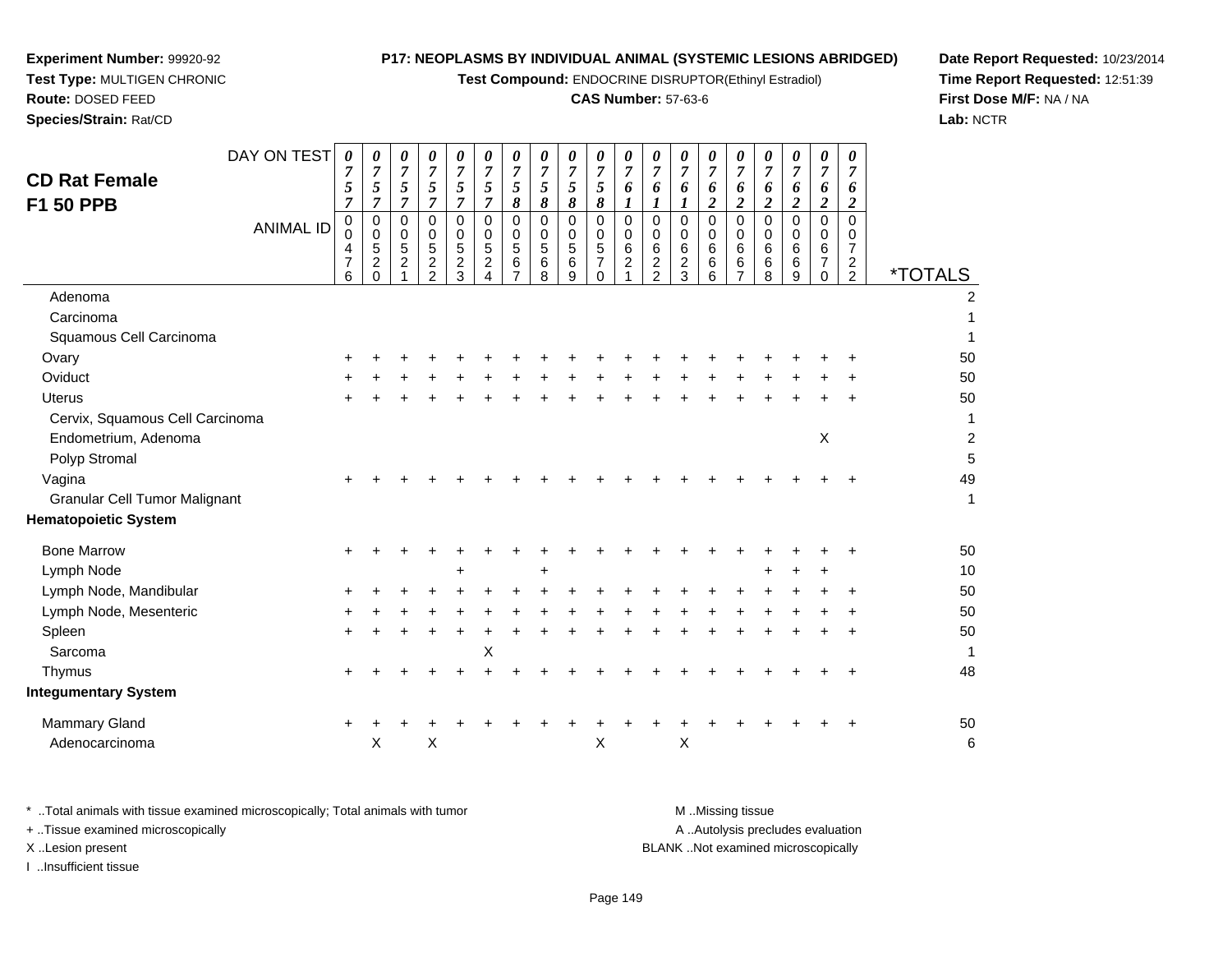**Experiment Number:** 99920-92
**Test Type:** MULTIGEN CHRONIC
**Route:** DOSED FEED
**Species/Strain:** Rat/CD

**P17: NEOPLASMS BY INDIVIDUAL ANIMAL (SYSTEMIC LESIONS ABRIDGED)**
**Test Compound:** ENDOCRINE DISRUPTOR(Ethinyl Estradiol)
**CAS Number:** 57-63-6

**Date Report Requested:** 10/23/2014
**Time Report Requested:** 12:51:39
**First Dose M/F:** NA / NA
**Lab:** NCTR

## CD Rat Female F1 50 PPB

| DAY ON TEST | 0757 | 0757 | 0757 | 0757 | 0757 | 0757 | 0758 | 0758 | 0758 | 0758 | 0761 | 0761 | 0761 | 0762 | 0762 | 0762 | 0762 | 0762 | 0762 | |
|---|---|---|---|---|---|---|---|---|---|---|---|---|---|---|---|---|---|---|---|---|
| **ANIMAL ID** | 00476 | 00520 | 00521 | 00522 | 00523 | 00524 | 00567 | 00568 | 00569 | 00570 | 00621 | 00622 | 00623 | 00666 | 00667 | 00668 | 00669 | 00670 | 00722 | ***TOTALS** |
| Adenoma | | | | | | | | | | | | | | | | | | | | 2 |
| Carcinoma | | | | | | | | | | | | | | | | | | | | 1 |
| Squamous Cell Carcinoma | | | | | | | | | | | | | | | | | | | | 1 |
| Ovary | + | + | + | + | + | + | + | + | + | + | + | + | + | + | + | + | + | + | + | 50 |
| Oviduct | + | + | + | + | + | + | + | + | + | + | + | + | + | + | + | + | + | + | + | 50 |
| Uterus | + | + | + | + | + | + | + | + | + | + | + | + | + | + | + | + | + | + | + | 50 |
| Cervix, Squamous Cell Carcinoma | | | | | | | | | | | | | | | | | | | | 1 |
| Endometrium, Adenoma | | | | | | | | | | | | | | | | | | X | | 2 |
| Polyp Stromal | | | | | | | | | | | | | | | | | | | | 5 |
| Vagina | + | + | + | + | + | + | + | + | + | + | + | + | + | + | + | + | + | + | + | 49 |
| Granular Cell Tumor Malignant | | | | | | | | | | | | | | | | | | | | 1 |
| **Hematopoietic System** | | | | | | | | | | | | | | | | | | | | |
| Bone Marrow | + | + | + | + | + | + | + | + | + | + | + | + | + | + | + | + | + | + | + | 50 |
| Lymph Node | | | | | + | | | + | | | | | | | | + | + | + | | 10 |
| Lymph Node, Mandibular | + | + | + | + | + | + | + | + | + | + | + | + | + | + | + | + | + | + | + | 50 |
| Lymph Node, Mesenteric | + | + | + | + | + | + | + | + | + | + | + | + | + | + | + | + | + | + | + | 50 |
| Spleen | + | + | + | + | + | + | + | + | + | + | + | + | + | + | + | + | + | + | + | 50 |
| Sarcoma | | | | | | X | | | | | | | | | | | | | | 1 |
| Thymus | + | + | + | + | + | + | + | + | + | + | + | + | + | + | + | + | + | + | + | 48 |
| **Integumentary System** | | | | | | | | | | | | | | | | | | | | |
| Mammary Gland | + | + | + | + | + | + | + | + | + | + | + | + | + | + | + | + | + | + | + | 50 |
| Adenocarcinoma | | X | | X | | | | | | X | | | X | | | | | | | 6 |

\* ..Total animals with tissue examined microscopically; Total animals with tumor
\+ ..Tissue examined microscopically
X ..Lesion present
I ..Insufficient tissue

M ..Missing tissue
A ..Autolysis precludes evaluation
BLANK ..Not examined microscopically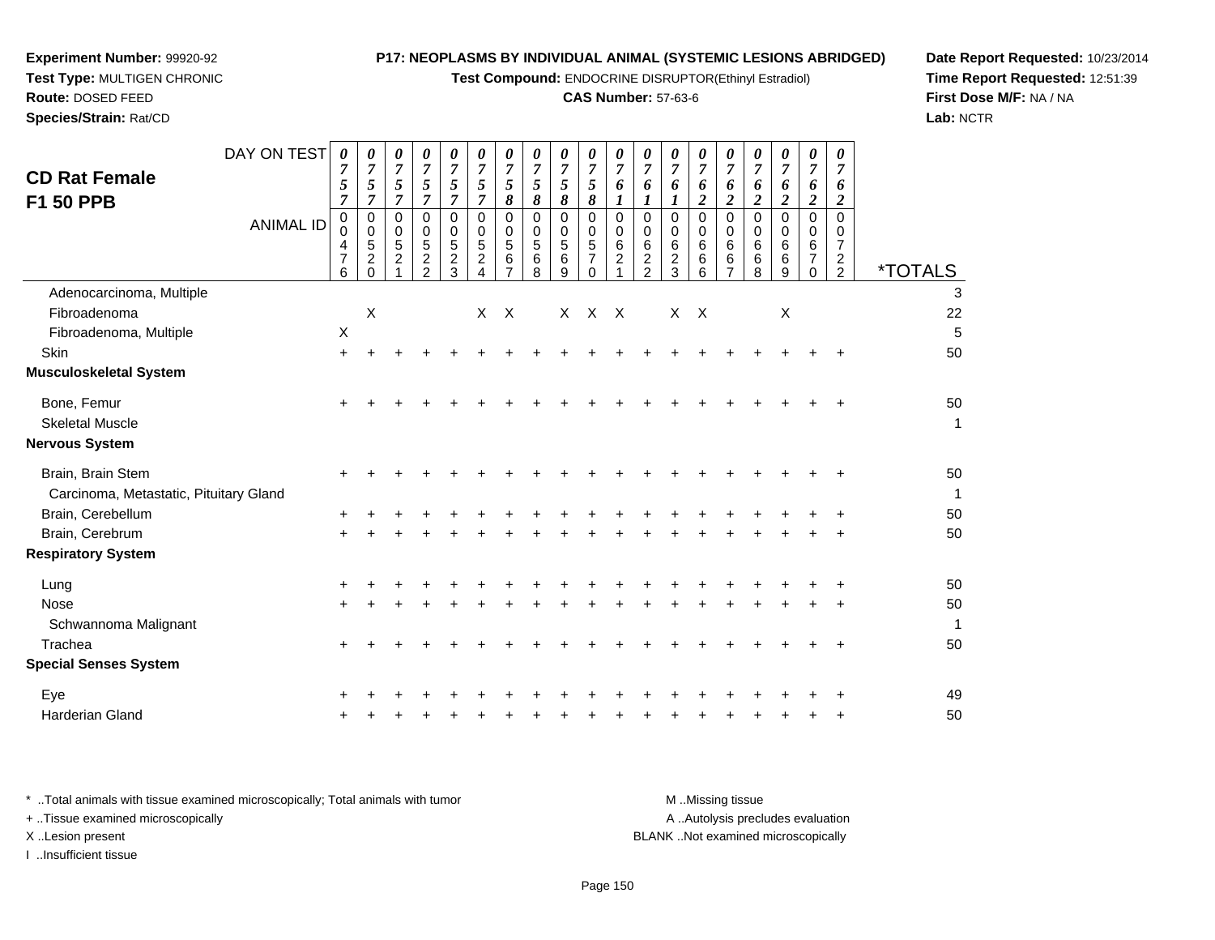**Experiment Number:** 99920-92
**Test Type:** MULTIGEN CHRONIC
**Route:** DOSED FEED
**Species/Strain:** Rat/CD

**P17: NEOPLASMS BY INDIVIDUAL ANIMAL (SYSTEMIC LESIONS ABRIDGED)**
**Test Compound:** ENDOCRINE DISRUPTOR(Ethinyl Estradiol)
**CAS Number:** 57-63-6

**Date Report Requested:** 10/23/2014
**Time Report Requested:** 12:51:39
**First Dose M/F:** NA / NA
**Lab:** NCTR

## CD Rat Female F1 50 PPB

| DAY ON TEST | 0757 | 0757 | 0757 | 0757 | 0757 | 0757 | 0758 | 0758 | 0758 | 0758 | 0761 | 0761 | 0761 | 0762 | 0762 | 0762 | 0762 | 0762 | 0762 | |
|---|---|---|---|---|---|---|---|---|---|---|---|---|---|---|---|---|---|---|---|---|
| **ANIMAL ID** | 00476 | 00520 | 00521 | 00522 | 00523 | 00524 | 00567 | 00568 | 00569 | 00570 | 00621 | 00622 | 00623 | 00666 | 00667 | 00668 | 00669 | 00670 | 00722 | ***TOTALS** |
| Adenocarcinoma, Multiple | | | | | | | | | | | | | | | | | | | | 3 |
| Fibroadenoma | | X | | | | X | X | | X | X | X | | X | X | | | X | | | 22 |
| Fibroadenoma, Multiple | X | | | | | | | | | | | | | | | | | | | 5 |
| Skin | + | + | + | + | + | + | + | + | + | + | + | + | + | + | + | + | + | + | + | 50 |
| **Musculoskeletal System** | | | | | | | | | | | | | | | | | | | | |
| Bone, Femur | + | + | + | + | + | + | + | + | + | + | + | + | + | + | + | + | + | + | + | 50 |
| Skeletal Muscle | | | | | | | | | | | | | | | | | | | | 1 |
| **Nervous System** | | | | | | | | | | | | | | | | | | | | |
| Brain, Brain Stem | + | + | + | + | + | + | + | + | + | + | + | + | + | + | + | + | + | + | + | 50 |
| Carcinoma, Metastatic, Pituitary Gland | | | | | | | | | | | | | | | | | | | | 1 |
| Brain, Cerebellum | + | + | + | + | + | + | + | + | + | + | + | + | + | + | + | + | + | + | + | 50 |
| Brain, Cerebrum | + | + | + | + | + | + | + | + | + | + | + | + | + | + | + | + | + | + | + | 50 |
| **Respiratory System** | | | | | | | | | | | | | | | | | | | | |
| Lung | + | + | + | + | + | + | + | + | + | + | + | + | + | + | + | + | + | + | + | 50 |
| Nose | + | + | + | + | + | + | + | + | + | + | + | + | + | + | + | + | + | + | + | 50 |
| Schwannoma Malignant | | | | | | | | | | | | | | | | | | | | 1 |
| Trachea | + | + | + | + | + | + | + | + | + | + | + | + | + | + | + | + | + | + | + | 50 |
| **Special Senses System** | | | | | | | | | | | | | | | | | | | | |
| Eye | + | + | + | + | + | + | + | + | + | + | + | + | + | + | + | + | + | + | + | 49 |
| Harderian Gland | + | + | + | + | + | + | + | + | + | + | + | + | + | + | + | + | + | + | + | 50 |

\* ..Total animals with tissue examined microscopically; Total animals with tumor
\+ ..Tissue examined microscopically
X ..Lesion present
I ..Insufficient tissue

M ..Missing tissue
A ..Autolysis precludes evaluation
BLANK ..Not examined microscopically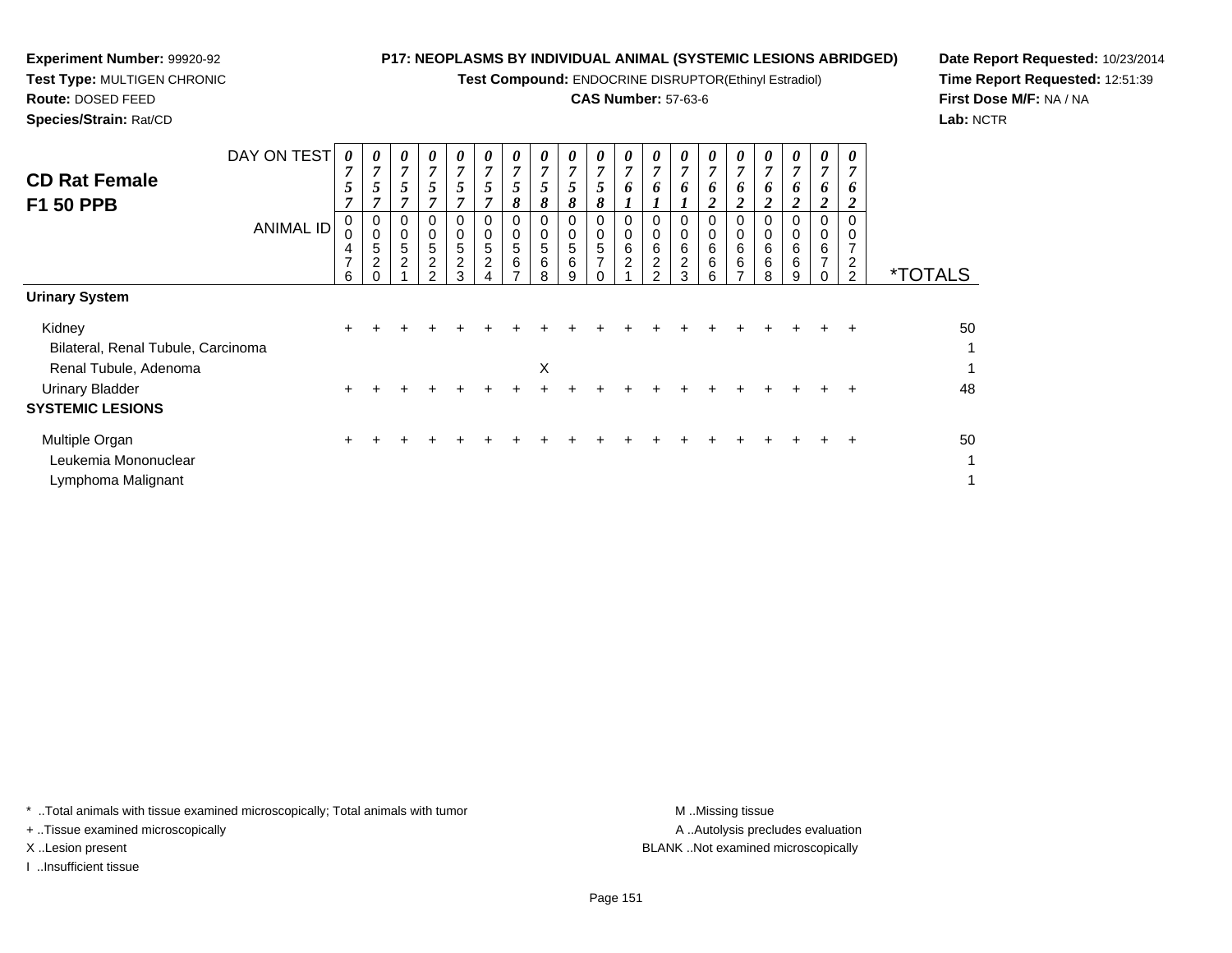**Experiment Number:** 99920-92
**Test Type:** MULTIGEN CHRONIC
**Route:** DOSED FEED
**Species/Strain:** Rat/CD

**P17: NEOPLASMS BY INDIVIDUAL ANIMAL (SYSTEMIC LESIONS ABRIDGED)**
**Test Compound:** ENDOCRINE DISRUPTOR(Ethinyl Estradiol)
**CAS Number:** 57-63-6

**Date Report Requested:** 10/23/2014
**Time Report Requested:** 12:51:39
**First Dose M/F:** NA / NA
**Lab:** NCTR

## CD Rat Female F1 50 PPB

| DAY ON TEST | 0757 | 0757 | 0757 | 0757 | 0757 | 0757 | 0758 | 0758 | 0758 | 0758 | 0761 | 0761 | 0761 | 0762 | 0762 | 0762 | 0762 | 0762 | 0762 | |
|---|---|---|---|---|---|---|---|---|---|---|---|---|---|---|---|---|---|---|---|---|
| **ANIMAL ID** | 00476 | 00520 | 00521 | 00522 | 00523 | 00524 | 00567 | 00568 | 00569 | 00570 | 00621 | 00622 | 00623 | 00666 | 00667 | 00668 | 00669 | 00670 | 00722 | ***TOTALS** |
| **Urinary System** | | | | | | | | | | | | | | | | | | | | |
| Kidney | + | + | + | + | + | + | + | + | + | + | + | + | + | + | + | + | + | + | + | 50 |
| Bilateral, Renal Tubule, Carcinoma | | | | | | | | | | | | | | | | | | | | 1 |
| Renal Tubule, Adenoma | | | | | | | | X | | | | | | | | | | | | 1 |
| Urinary Bladder | + | + | + | + | + | + | + | + | + | + | + | + | + | + | + | + | + | + | + | 48 |
| **SYSTEMIC LESIONS** | | | | | | | | | | | | | | | | | | | | |
| Multiple Organ | + | + | + | + | + | + | + | + | + | + | + | + | + | + | + | + | + | + | + | 50 |
| Leukemia Mononuclear | | | | | | | | | | | | | | | | | | | | 1 |
| Lymphoma Malignant | | | | | | | | | | | | | | | | | | | | 1 |

\* ..Total animals with tissue examined microscopically; Total animals with tumor
\+ ..Tissue examined microscopically
X ..Lesion present
I ..Insufficient tissue

M ..Missing tissue
A ..Autolysis precludes evaluation
BLANK ..Not examined microscopically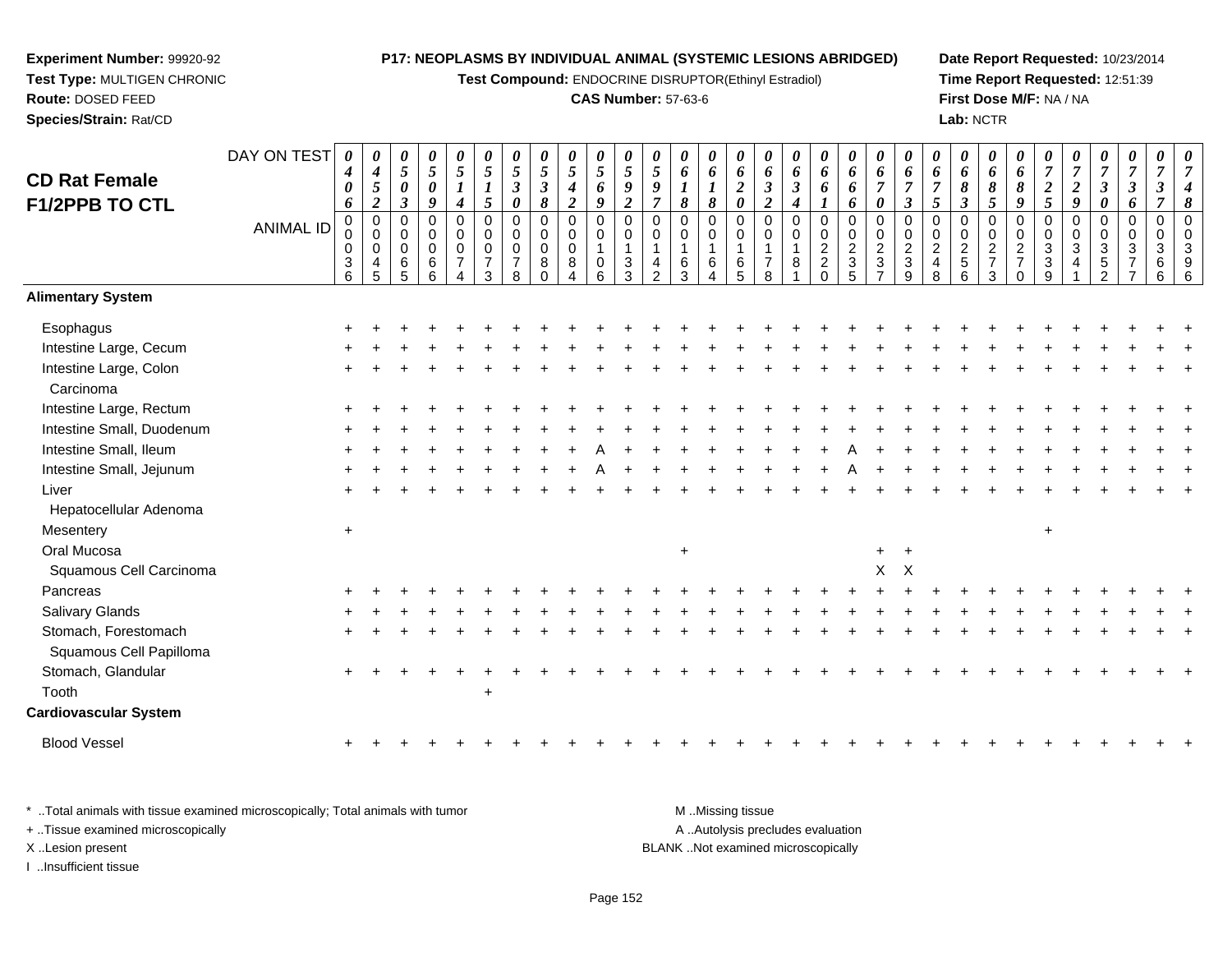**Experiment Number:** 99920-92
**Test Type:** MULTIGEN CHRONIC
**Route:** DOSED FEED
**Species/Strain:** Rat/CD

**P17: NEOPLASMS BY INDIVIDUAL ANIMAL (SYSTEMIC LESIONS ABRIDGED)**
**Test Compound:** ENDOCRINE DISRUPTOR(Ethinyl Estradiol)
**CAS Number:** 57-63-6

**Date Report Requested:** 10/23/2014
**Time Report Requested:** 12:51:39
**First Dose M/F:** NA / NA
**Lab:** NCTR

## CD Rat Female F1/2PPB TO CTL

| DAY ON TEST | 0406 | 0452 | 0503 | 0509 | 0514 | 0515 | 0530 | 0538 | 0542 | 0569 | 0592 | 0597 | 0618 | 0618 | 0620 | 0632 | 0634 | 0661 | 0666 | 0670 | 0673 | 0675 | 0683 | 0685 | 0689 | 0725 | 0729 | 0730 | 0736 | 0737 | 0748 |
|---|---|---|---|---|---|---|---|---|---|---|---|---|---|---|---|---|---|---|---|---|---|---|---|---|---|---|---|---|---|---|---|
| **ANIMAL ID** | 00036 | 00045 | 00065 | 00066 | 00074 | 00073 | 00078 | 00080 | 00084 | 00106 | 00133 | 00142 | 00163 | 00164 | 00165 | 00178 | 00181 | 00220 | 00235 | 00237 | 00239 | 00248 | 00256 | 00273 | 00270 | 00339 | 00341 | 00352 | 00377 | 00366 | 00396 |
| **Alimentary System** | | | | | | | | | | | | | | | | | | | | | | | | | | | | | | | |
| Esophagus | + | + | + | + | + | + | + | + | + | + | + | + | + | + | + | + | + | + | + | + | + | + | + | + | + | + | + | + | + | + | + |
| Intestine Large, Cecum | + | + | + | + | + | + | + | + | + | + | + | + | + | + | + | + | + | + | + | + | + | + | + | + | + | + | + | + | + | + | + |
| Intestine Large, Colon | + | + | + | + | + | + | + | + | + | + | + | + | + | + | + | + | + | + | + | + | + | + | + | + | + | + | + | + | + | + | + |
| Carcinoma | | | | | | | | | | | | | | | | | | | | | | | | | | | | | | | |
| Intestine Large, Rectum | + | + | + | + | + | + | + | + | + | + | + | + | + | + | + | + | + | + | + | + | + | + | + | + | + | + | + | + | + | + | + |
| Intestine Small, Duodenum | + | + | + | + | + | + | + | + | + | + | + | + | + | + | + | + | + | + | + | + | + | + | + | + | + | + | + | + | + | + | + |
| Intestine Small, Ileum | + | + | + | + | + | + | + | + | + | A | + | + | + | + | + | + | + | + | A | + | + | + | + | + | + | + | + | + | + | + | + |
| Intestine Small, Jejunum | + | + | + | + | + | + | + | + | + | A | + | + | + | + | + | + | + | + | A | + | + | + | + | + | + | + | + | + | + | + | + |
| Liver | + | + | + | + | + | + | + | + | + | + | + | + | + | + | + | + | + | + | + | + | + | + | + | + | + | + | + | + | + | + | + |
| Hepatocellular Adenoma | | | | | | | | | | | | | | | | | | | | | | | | | | | | | | | |
| Mesentery | + | | | | | | | | | | | | | | | | | | | | | | | | | + | | | | | |
| Oral Mucosa | | | | | | | | | | | | | + | | | | | | | + | + | | | | | | | | | | |
| Squamous Cell Carcinoma | | | | | | | | | | | | | | | | | | | | X | X | | | | | | | | | | |
| Pancreas | + | + | + | + | + | + | + | + | + | + | + | + | + | + | + | + | + | + | + | + | + | + | + | + | + | + | + | + | + | + | + |
| Salivary Glands | + | + | + | + | + | + | + | + | + | + | + | + | + | + | + | + | + | + | + | + | + | + | + | + | + | + | + | + | + | + | + |
| Stomach, Forestomach | + | + | + | + | + | + | + | + | + | + | + | + | + | + | + | + | + | + | + | + | + | + | + | + | + | + | + | + | + | + | + |
| Squamous Cell Papilloma | | | | | | | | | | | | | | | | | | | | | | | | | | | | | | | |
| Stomach, Glandular | + | + | + | + | + | + | + | + | + | + | + | + | + | + | + | + | + | + | + | + | + | + | + | + | + | + | + | + | + | + | + |
| Tooth | | | | | | + | | | | | | | | | | | | | | | | | | | | | | | | | |
| **Cardiovascular System** | | | | | | | | | | | | | | | | | | | | | | | | | | | | | | | |
| Blood Vessel | + | + | + | + | + | + | + | + | + | + | + | + | + | + | + | + | + | + | + | + | + | + | + | + | + | + | + | + | + | + | + |

\* ..Total animals with tissue examined microscopically; Total animals with tumor
+ ..Tissue examined microscopically
X ..Lesion present
I ..Insufficient tissue

M ..Missing tissue
A ..Autolysis precludes evaluation
BLANK ..Not examined microscopically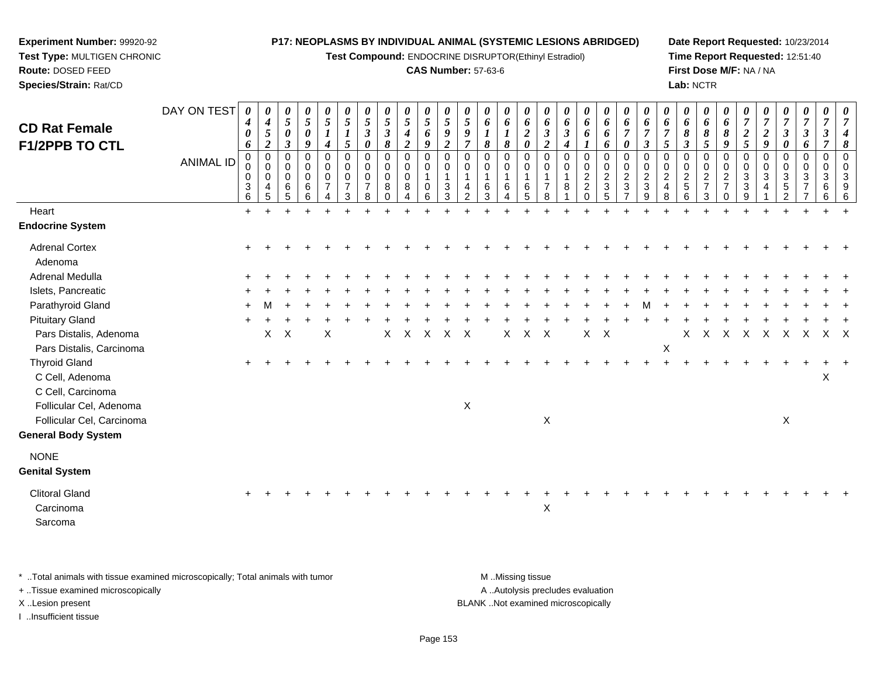**Experiment Number:** 99920-92
**Test Type:** MULTIGEN CHRONIC
**Route:** DOSED FEED
**Species/Strain:** Rat/CD

**P17: NEOPLASMS BY INDIVIDUAL ANIMAL (SYSTEMIC LESIONS ABRIDGED)**
**Test Compound:** ENDOCRINE DISRUPTOR(Ethinyl Estradiol)
**CAS Number:** 57-63-6

**Date Report Requested:** 10/23/2014
**Time Report Requested:** 12:51:40
**First Dose M/F:** NA / NA
**Lab:** NCTR

## CD Rat Female F1/2PPB TO CTL

| DAY ON TEST | 0406 | 0452 | 0503 | 0509 | 0514 | 0515 | 0530 | 0538 | 0542 | 0569 | 0592 | 0597 | 0618 | 0618 | 0620 | 0632 | 0634 | 0661 | 0666 | 0670 | 0673 | 0675 | 0683 | 0685 | 0689 | 0725 | 0729 | 0730 | 0736 | 0737 | 0748 |
|---|---|---|---|---|---|---|---|---|---|---|---|---|---|---|---|---|---|---|---|---|---|---|---|---|---|---|---|---|---|---|---|
| **ANIMAL ID** | 0036 | 0045 | 0065 | 0066 | 0074 | 0073 | 0078 | 0080 | 0084 | 0106 | 0133 | 0142 | 0163 | 0164 | 0165 | 0178 | 0181 | 0220 | 0235 | 0237 | 0239 | 0248 | 0256 | 0273 | 0270 | 0339 | 0341 | 0352 | 0377 | 0366 | 0396 |
| Heart | + | + | + | + | + | + | + | + | + | + | + | + | + | + | + | + | + | + | + | + | + | + | + | + | + | + | + | + | + | + | + |
| **Endocrine System** | | | | | | | | | | | | | | | | | | | | | | | | | | | | | | | |
| Adrenal Cortex | + | + | + | + | + | + | + | + | + | + | + | + | + | + | + | + | + | + | + | + | + | + | + | + | + | + | + | + | + | + | + |
| Adenoma | | | | | | | | | | | | | | | | | | | | | | | | | | | | | | | |
| Adrenal Medulla | + | + | + | + | + | + | + | + | + | + | + | + | + | + | + | + | + | + | + | + | + | + | + | + | + | + | + | + | + | + | + |
| Islets, Pancreatic | + | + | + | + | + | + | + | + | + | + | + | + | + | + | + | + | + | + | + | + | + | + | + | + | + | + | + | + | + | + | + |
| Parathyroid Gland | + | M | + | + | + | + | + | + | + | + | + | + | + | + | + | + | + | + | + | + | M | + | + | + | + | + | + | + | + | + | + |
| Pituitary Gland | + | + | + | + | + | + | + | + | + | + | + | + | + | + | + | + | + | + | + | + | + | + | + | + | + | + | + | + | + | + | + |
| Pars Distalis, Adenoma | | X | X | | X | | | X | X | X | X | X | | X | X | X | | X | X | | | | X | X | X | X | X | X | X | X | X |
| Pars Distalis, Carcinoma | | | | | | | | | | | | | | | | | | | | | | X | | | | | | | | | |
| Thyroid Gland | + | + | + | + | + | + | + | + | + | + | + | + | + | + | + | + | + | + | + | + | + | + | + | + | + | + | + | + | + | + | + |
| C Cell, Adenoma | | | | | | | | | | | | | | | | | | | | | | | | | | | | | | X | |
| C Cell, Carcinoma | | | | | | | | | | | | | | | | | | | | | | | | | | | | | | | |
| Follicular Cel, Adenoma | | | | | | | | | | | | X | | | | | | | | | | | | | | | | | | | |
| Follicular Cel, Carcinoma | | | | | | | | | | | | | | | | X | | | | | | | | | | | | X | | | |
| **General Body System** | | | | | | | | | | | | | | | | | | | | | | | | | | | | | | | |
| NONE | | | | | | | | | | | | | | | | | | | | | | | | | | | | | | | |
| **Genital System** | | | | | | | | | | | | | | | | | | | | | | | | | | | | | | | |
| Clitoral Gland | + | + | + | + | + | + | + | + | + | + | + | + | + | + | + | + | + | + | + | + | + | + | + | + | + | + | + | + | + | + | + |
| Carcinoma | | | | | | | | | | | | | | | | X | | | | | | | | | | | | | | | |
| Sarcoma | | | | | | | | | | | | | | | | | | | | | | | | | | | | | | | |

* ..Total animals with tissue examined microscopically; Total animals with tumor
+ ..Tissue examined microscopically
X ..Lesion present
I ..Insufficient tissue

M ..Missing tissue
A ..Autolysis precludes evaluation
BLANK ..Not examined microscopically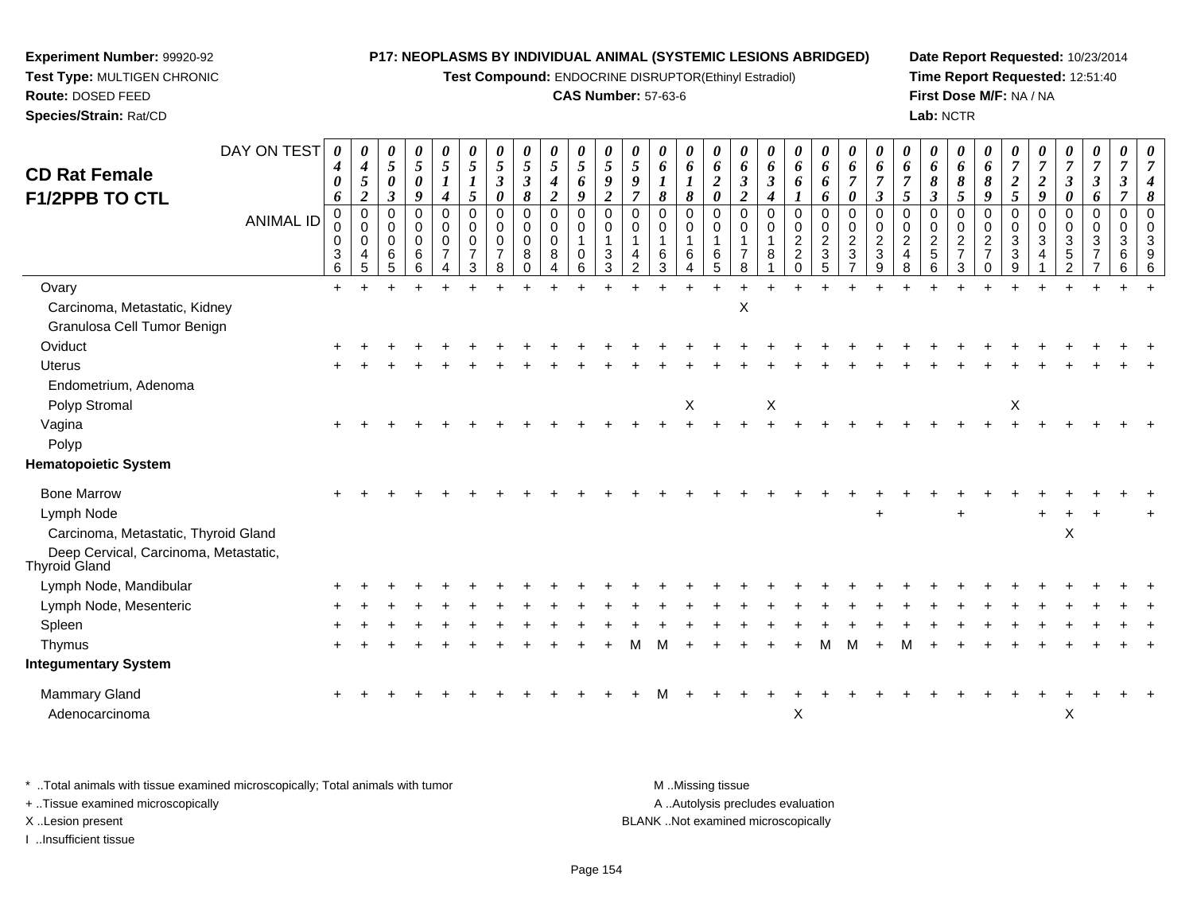**Experiment Number:** 99920-92
**Test Type:** MULTIGEN CHRONIC
**Route:** DOSED FEED
**Species/Strain:** Rat/CD

**P17: NEOPLASMS BY INDIVIDUAL ANIMAL (SYSTEMIC LESIONS ABRIDGED)**
**Test Compound:** ENDOCRINE DISRUPTOR(Ethinyl Estradiol)
**CAS Number:** 57-63-6

**Date Report Requested:** 10/23/2014
**Time Report Requested:** 12:51:40
**First Dose M/F:** NA / NA
**Lab:** NCTR

## CD Rat Female F1/2PPB TO CTL

| DAY ON TEST | 0406 | 0452 | 0503 | 0509 | 0514 | 0515 | 0530 | 0538 | 0542 | 0569 | 0592 | 0597 | 0618 | 0618 | 0620 | 0632 | 0634 | 0661 | 0666 | 0670 | 0673 | 0675 | 0683 | 0685 | 0689 | 0725 | 0729 | 0730 | 0736 | 0737 | 0748 |
|---|---|---|---|---|---|---|---|---|---|---|---|---|---|---|---|---|---|---|---|---|---|---|---|---|---|---|---|---|---|---|---|
| **ANIMAL ID** | 00036 | 00045 | 00065 | 00066 | 00074 | 00073 | 00078 | 00080 | 00084 | 00106 | 00133 | 00142 | 00163 | 00164 | 00165 | 00178 | 00181 | 00220 | 00235 | 00237 | 00239 | 00248 | 00256 | 00273 | 00270 | 00339 | 00341 | 00352 | 00377 | 00366 | 00396 |
| Ovary | + | + | + | + | + | + | + | + | + | + | + | + | + | + | + | + | + | + | + | + | + | + | + | + | + | + | + | + | + | + | + |
| Carcinoma, Metastatic, Kidney | | | | | | | | | | | | | | | | X | | | | | | | | | | | | | | | |
| Granulosa Cell Tumor Benign | | | | | | | | | | | | | | | | | | | | | | | | | | | | | | | |
| Oviduct | + | + | + | + | + | + | + | + | + | + | + | + | + | + | + | + | + | + | + | + | + | + | + | + | + | + | + | + | + | + | + |
| Uterus | + | + | + | + | + | + | + | + | + | + | + | + | + | + | + | + | + | + | + | + | + | + | + | + | + | + | + | + | + | + | + |
| Endometrium, Adenoma | | | | | | | | | | | | | | | | | | | | | | | | | | | | | | | |
| Polyp Stromal | | | | | | | | | | | | | | X | | | X | | | | | | | | | X | | | | | |
| Vagina | + | + | + | + | + | + | + | + | + | + | + | + | + | + | + | + | + | + | + | + | + | + | + | + | + | + | + | + | + | + | + |
| Polyp | | | | | | | | | | | | | | | | | | | | | | | | | | | | | | | |
| **Hematopoietic System** | | | | | | | | | | | | | | | | | | | | | | | | | | | | | | | |
| Bone Marrow | + | + | + | + | + | + | + | + | + | + | + | + | + | + | + | + | + | + | + | + | + | + | + | + | + | + | + | + | + | + | + |
| Lymph Node | | | | | | | | | | | | | | | | | | | | | + | | | + | | | + | + | + | | + |
| Carcinoma, Metastatic, Thyroid Gland | | | | | | | | | | | | | | | | | | | | | | | | | | | | X | | | |
| Deep Cervical, Carcinoma, Metastatic, Thyroid Gland | | | | | | | | | | | | | | | | | | | | | | | | | | | | | | | |
| Lymph Node, Mandibular | + | + | + | + | + | + | + | + | + | + | + | + | + | + | + | + | + | + | + | + | + | + | + | + | + | + | + | + | + | + | + |
| Lymph Node, Mesenteric | + | + | + | + | + | + | + | + | + | + | + | + | + | + | + | + | + | + | + | + | + | + | + | + | + | + | + | + | + | + | + |
| Spleen | + | + | + | + | + | + | + | + | + | + | + | + | + | + | + | + | + | + | + | + | + | + | + | + | + | + | + | + | + | + | + |
| Thymus | + | + | + | + | + | + | + | + | + | + | + | M | M | + | + | + | + | + | M | M | + | M | + | + | + | + | + | + | + | + | + |
| **Integumentary System** | | | | | | | | | | | | | | | | | | | | | | | | | | | | | | | |
| Mammary Gland | + | + | + | + | + | + | + | + | + | + | + | + | M | + | + | + | + | + | + | + | + | + | + | + | + | + | + | + | + | + | + |
| Adenocarcinoma | | | | | | | | | | | | | | | | | | X | | | | | | | | | | X | | | |

\* ..Total animals with tissue examined microscopically; Total animals with tumor
\+ ..Tissue examined microscopically
X ..Lesion present
I ..Insufficient tissue

M ..Missing tissue
A ..Autolysis precludes evaluation
BLANK ..Not examined microscopically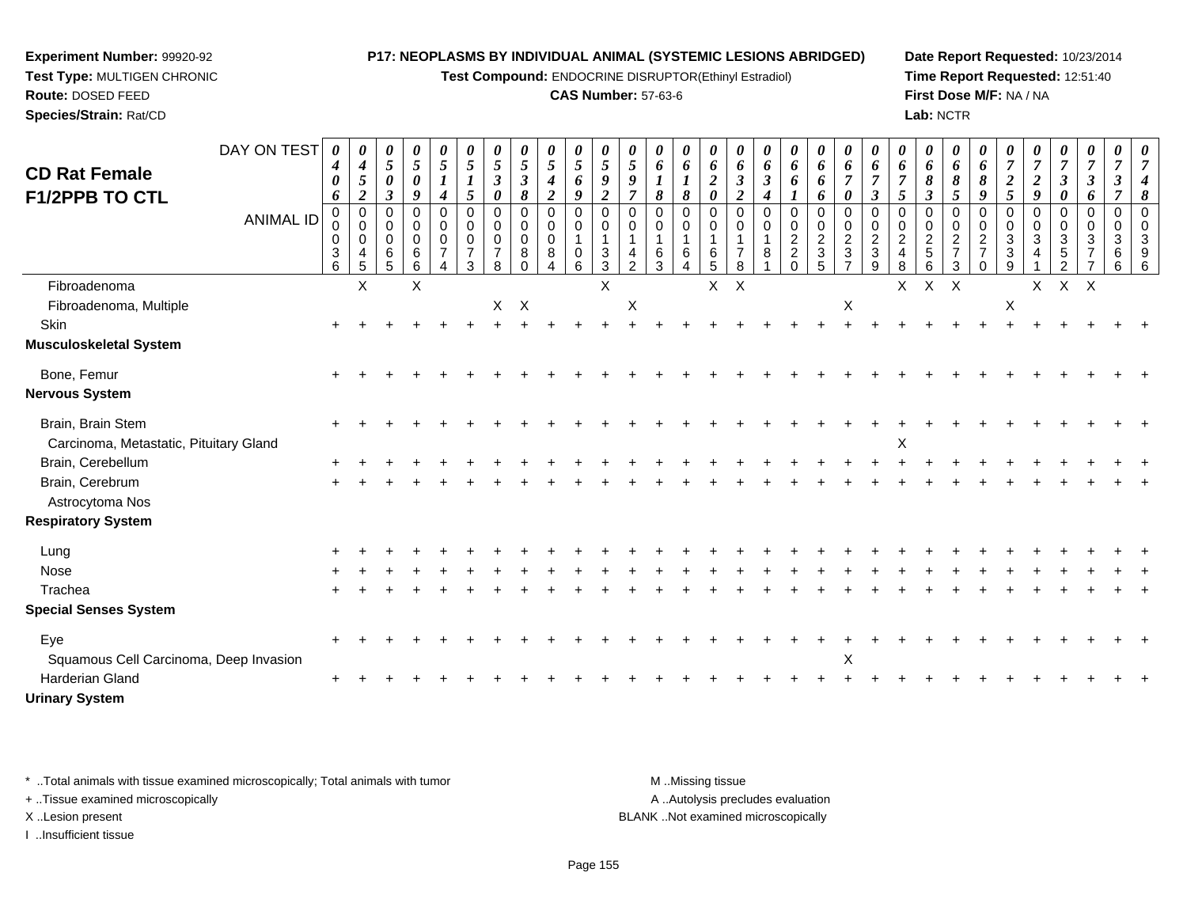**Experiment Number:** 99920-92
**Test Type:** MULTIGEN CHRONIC
**Route:** DOSED FEED
**Species/Strain:** Rat/CD

**P17: NEOPLASMS BY INDIVIDUAL ANIMAL (SYSTEMIC LESIONS ABRIDGED)**
**Test Compound:** ENDOCRINE DISRUPTOR(Ethinyl Estradiol)
**CAS Number:** 57-63-6

**Date Report Requested:** 10/23/2014
**Time Report Requested:** 12:51:40
**First Dose M/F:** NA / NA
**Lab:** NCTR

## CD Rat Female F1/2PPB TO CTL

| DAY ON TEST | 0406 | 0452 | 0503 | 0509 | 0514 | 0515 | 0530 | 0538 | 0542 | 0569 | 0592 | 0597 | 0618 | 0618 | 0620 | 0632 | 0634 | 0661 | 0666 | 0670 | 0673 | 0675 | 0683 | 0685 | 0689 | 0725 | 0729 | 0730 | 0736 | 0737 | 0748 |
|---|---|---|---|---|---|---|---|---|---|---|---|---|---|---|---|---|---|---|---|---|---|---|---|---|---|---|---|---|---|---|---|
| **ANIMAL ID** | 00036 | 00045 | 00065 | 00066 | 00074 | 00073 | 00078 | 00080 | 00084 | 00106 | 00133 | 00142 | 00163 | 00164 | 00165 | 00178 | 00181 | 00220 | 00235 | 00237 | 00239 | 00248 | 00256 | 00273 | 00270 | 00339 | 00341 | 00352 | 00377 | 00366 | 00396 |
| Fibroadenoma | | X | | X | | | | | | | X | | | | X | X | | | | | | X | X | X | | | X | X | X | | |
| Fibroadenoma, Multiple | | | | | | | X | X | | | | X | | | | | | | | X | | | | | | X | | | | | |
| Skin | + | + | + | + | + | + | + | + | + | + | + | + | + | + | + | + | + | + | + | + | + | + | + | + | + | + | + | + | + | + | + |
| **Musculoskeletal System** | | | | | | | | | | | | | | | | | | | | | | | | | | | | | | | |
| Bone, Femur | + | + | + | + | + | + | + | + | + | + | + | + | + | + | + | + | + | + | + | + | + | + | + | + | + | + | + | + | + | + | + |
| **Nervous System** | | | | | | | | | | | | | | | | | | | | | | | | | | | | | | | |
| Brain, Brain Stem | + | + | + | + | + | + | + | + | + | + | + | + | + | + | + | + | + | + | + | + | + | + | + | + | + | + | + | + | + | + | + |
| Carcinoma, Metastatic, Pituitary Gland | | | | | | | | | | | | | | | | | | | | | | X | | | | | | | | | |
| Brain, Cerebellum | + | + | + | + | + | + | + | + | + | + | + | + | + | + | + | + | + | + | + | + | + | + | + | + | + | + | + | + | + | + | + |
| Brain, Cerebrum | + | + | + | + | + | + | + | + | + | + | + | + | + | + | + | + | + | + | + | + | + | + | + | + | + | + | + | + | + | + | + |
| Astrocytoma Nos | | | | | | | | | | | | | | | | | | | | | | | | | | | | | | | |
| **Respiratory System** | | | | | | | | | | | | | | | | | | | | | | | | | | | | | | | |
| Lung | + | + | + | + | + | + | + | + | + | + | + | + | + | + | + | + | + | + | + | + | + | + | + | + | + | + | + | + | + | + | + |
| Nose | + | + | + | + | + | + | + | + | + | + | + | + | + | + | + | + | + | + | + | + | + | + | + | + | + | + | + | + | + | + | + |
| Trachea | + | + | + | + | + | + | + | + | + | + | + | + | + | + | + | + | + | + | + | + | + | + | + | + | + | + | + | + | + | + | + |
| **Special Senses System** | | | | | | | | | | | | | | | | | | | | | | | | | | | | | | | |
| Eye | + | + | + | + | + | + | + | + | + | + | + | + | + | + | + | + | + | + | + | + | + | + | + | + | + | + | + | + | + | + | + |
| Squamous Cell Carcinoma, Deep Invasion | | | | | | | | | | | | | | | | | | | | X | | | | | | | | | | | |
| Harderian Gland | + | + | + | + | + | + | + | + | + | + | + | + | + | + | + | + | + | + | + | + | + | + | + | + | + | + | + | + | + | + | + |
| **Urinary System** | | | | | | | | | | | | | | | | | | | | | | | | | | | | | | | |

\* ..Total animals with tissue examined microscopically; Total animals with tumor
\+ ..Tissue examined microscopically
X ..Lesion present
I ..Insufficient tissue

M ..Missing tissue
A ..Autolysis precludes evaluation
BLANK ..Not examined microscopically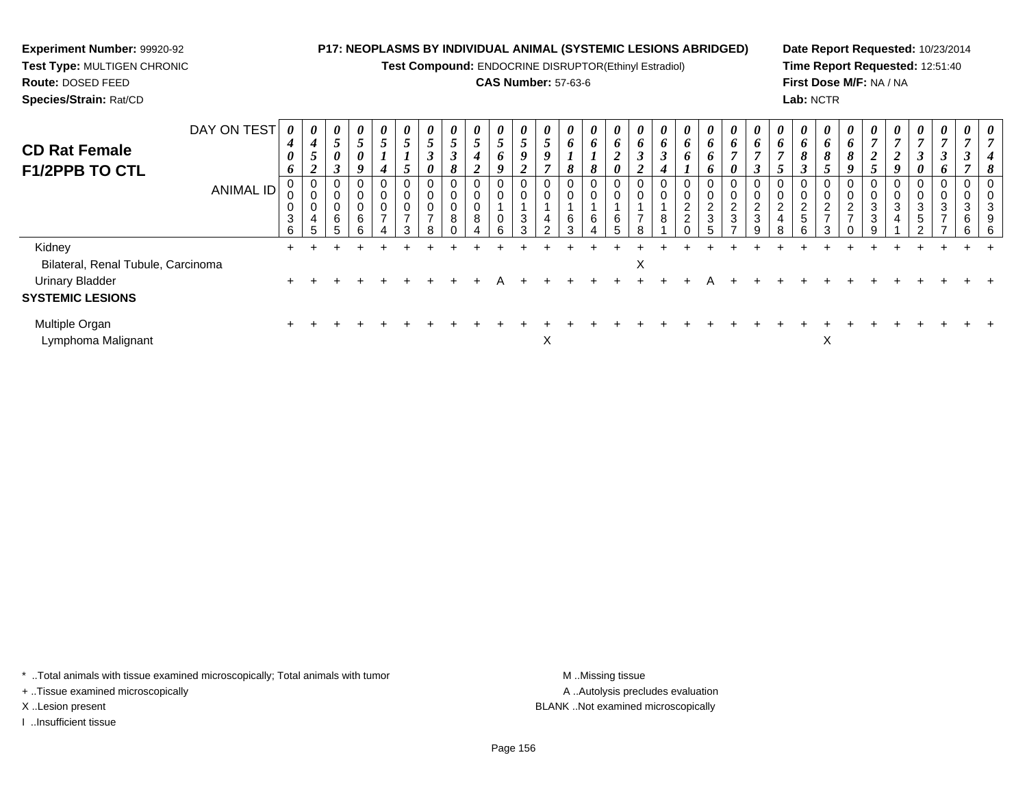**Experiment Number:** 99920-92
**Test Type:** MULTIGEN CHRONIC
**Route:** DOSED FEED
**Species/Strain:** Rat/CD

**P17: NEOPLASMS BY INDIVIDUAL ANIMAL (SYSTEMIC LESIONS ABRIDGED)**
**Test Compound:** ENDOCRINE DISRUPTOR(Ethinyl Estradiol)
**CAS Number:** 57-63-6

**Date Report Requested:** 10/23/2014
**Time Report Requested:** 12:51:40
**First Dose M/F:** NA / NA
**Lab:** NCTR

## CD Rat Female F1/2PPB TO CTL

| DAY ON TEST | 0406 | 0452 | 0503 | 0509 | 0514 | 0515 | 0530 | 0538 | 0542 | 0569 | 0592 | 0597 | 0618 | 0618 | 0620 | 0632 | 0634 | 0661 | 0666 | 0670 | 0673 | 0675 | 0683 | 0685 | 0689 | 0725 | 0729 | 0730 | 0736 | 0737 | 0748 |
|---|---|---|---|---|---|---|---|---|---|---|---|---|---|---|---|---|---|---|---|---|---|---|---|---|---|---|---|---|---|---|---|
| ANIMAL ID | 00036 | 00045 | 00065 | 00066 | 00074 | 00073 | 00078 | 00080 | 00084 | 00106 | 00133 | 00142 | 00163 | 00164 | 00165 | 00178 | 00181 | 00220 | 00235 | 00237 | 00239 | 00248 | 00256 | 00273 | 00270 | 00339 | 00341 | 00352 | 00377 | 00366 | 00396 |
| Kidney | + | + | + | + | + | + | + | + | + | + | + | + | + | + | + | + | + | + | + | + | + | + | + | + | + | + | + | + | + | + | + |
| Bilateral, Renal Tubule, Carcinoma | | | | | | | | | | | | | | | | X | | | | | | | | | | | | | | | |
| Urinary Bladder | + | + | + | + | + | + | + | + | + | A | + | + | + | + | + | + | + | + | A | + | + | + | + | + | + | + | + | + | + | + | + |
| **SYSTEMIC LESIONS** | | | | | | | | | | | | | | | | | | | | | | | | | | | | | | | |
| Multiple Organ | + | + | + | + | + | + | + | + | + | + | + | + | + | + | + | + | + | + | + | + | + | + | + | + | + | + | + | + | + | + | + |
| Lymphoma Malignant | | | | | | | | | | | | X | | | | | | | | | | | | X | | | | | | | |

\* ..Total animals with tissue examined microscopically; Total animals with tumor
+ ..Tissue examined microscopically
X ..Lesion present
I ..Insufficient tissue

M ..Missing tissue
A ..Autolysis precludes evaluation
BLANK ..Not examined microscopically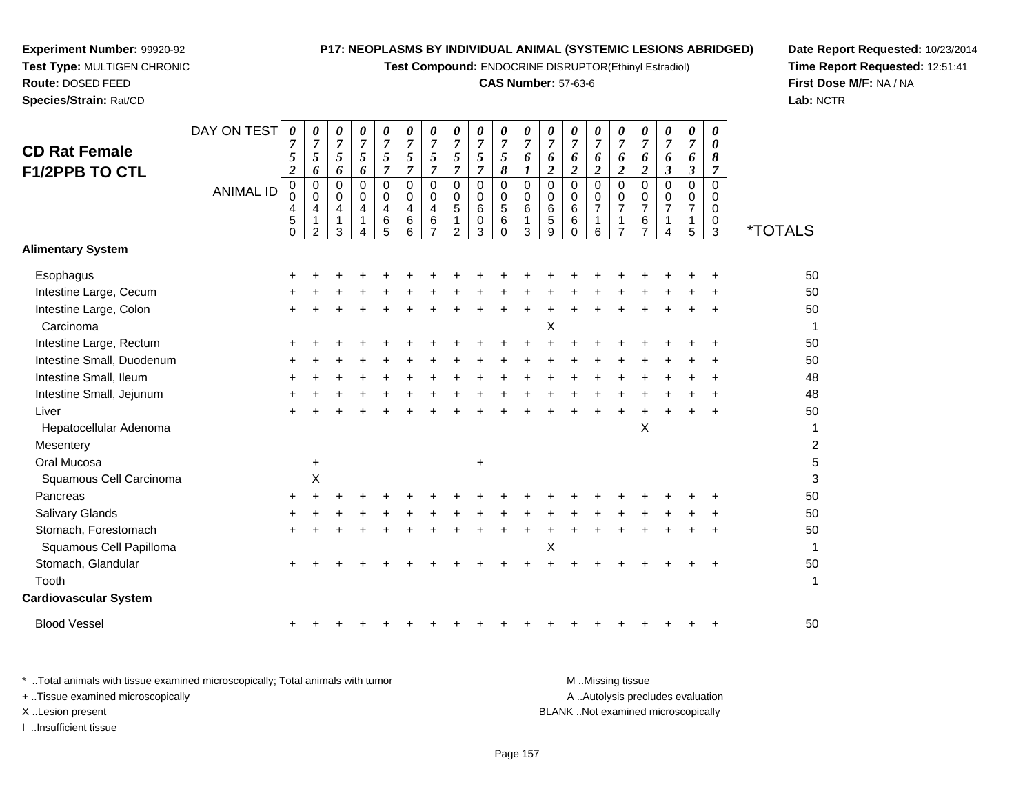**Experiment Number:** 99920-92
**Test Type:** MULTIGEN CHRONIC
**Route:** DOSED FEED
**Species/Strain:** Rat/CD

**P17: NEOPLASMS BY INDIVIDUAL ANIMAL (SYSTEMIC LESIONS ABRIDGED)**
**Test Compound:** ENDOCRINE DISRUPTOR(Ethinyl Estradiol)
**CAS Number:** 57-63-6

**Date Report Requested:** 10/23/2014
**Time Report Requested:** 12:51:41
**First Dose M/F:** NA / NA
**Lab:** NCTR

## CD Rat Female F1/2PPB TO CTL

| DAY ON TEST | 0752 | 0756 | 0756 | 0756 | 0757 | 0757 | 0757 | 0757 | 0757 | 0758 | 0761 | 0762 | 0762 | 0762 | 0762 | 0762 | 0763 | 0763 | 0087 | |
|---|---|---|---|---|---|---|---|---|---|---|---|---|---|---|---|---|---|---|---|---|
| **ANIMAL ID** | 00450 | 00412 | 00413 | 00414 | 00465 | 00466 | 00467 | 00512 | 00603 | 00560 | 00613 | 00659 | 00660 | 00716 | 00717 | 00767 | 00714 | 00715 | 00003 | ***TOTALS** |
| **Alimentary System** | | | | | | | | | | | | | | | | | | | | |
| Esophagus | + | + | + | + | + | + | + | + | + | + | + | + | + | + | + | + | + | + | + | 50 |
| Intestine Large, Cecum | + | + | + | + | + | + | + | + | + | + | + | + | + | + | + | + | + | + | + | 50 |
| Intestine Large, Colon | + | + | + | + | + | + | + | + | + | + | + | + | + | + | + | + | + | + | + | 50 |
| Carcinoma | | | | | | | | | | | | X | | | | | | | | 1 |
| Intestine Large, Rectum | + | + | + | + | + | + | + | + | + | + | + | + | + | + | + | + | + | + | + | 50 |
| Intestine Small, Duodenum | + | + | + | + | + | + | + | + | + | + | + | + | + | + | + | + | + | + | + | 50 |
| Intestine Small, Ileum | + | + | + | + | + | + | + | + | + | + | + | + | + | + | + | + | + | + | + | 48 |
| Intestine Small, Jejunum | + | + | + | + | + | + | + | + | + | + | + | + | + | + | + | + | + | + | + | 48 |
| Liver | + | + | + | + | + | + | + | + | + | + | + | + | + | + | + | + | + | + | + | 50 |
| Hepatocellular Adenoma | | | | | | | | | | | | | | | | X | | | | 1 |
| Mesentery | | | | | | | | | | | | | | | | | | | | 2 |
| Oral Mucosa | | + | | | | | | | + | | | | | | | | | | | 5 |
| Squamous Cell Carcinoma | | X | | | | | | | | | | | | | | | | | | 3 |
| Pancreas | + | + | + | + | + | + | + | + | + | + | + | + | + | + | + | + | + | + | + | 50 |
| Salivary Glands | + | + | + | + | + | + | + | + | + | + | + | + | + | + | + | + | + | + | + | 50 |
| Stomach, Forestomach | + | + | + | + | + | + | + | + | + | + | + | + | + | + | + | + | + | + | + | 50 |
| Squamous Cell Papilloma | | | | | | | | | | | | X | | | | | | | | 1 |
| Stomach, Glandular | + | + | + | + | + | + | + | + | + | + | + | + | + | + | + | + | + | + | + | 50 |
| Tooth | | | | | | | | | | | | | | | | | | | | 1 |
| **Cardiovascular System** | | | | | | | | | | | | | | | | | | | | |
| Blood Vessel | + | + | + | + | + | + | + | + | + | + | + | + | + | + | + | + | + | + | + | 50 |

\* ..Total animals with tissue examined microscopically; Total animals with tumor
+ ..Tissue examined microscopically
X ..Lesion present
I ..Insufficient tissue

M ..Missing tissue
A ..Autolysis precludes evaluation
BLANK ..Not examined microscopically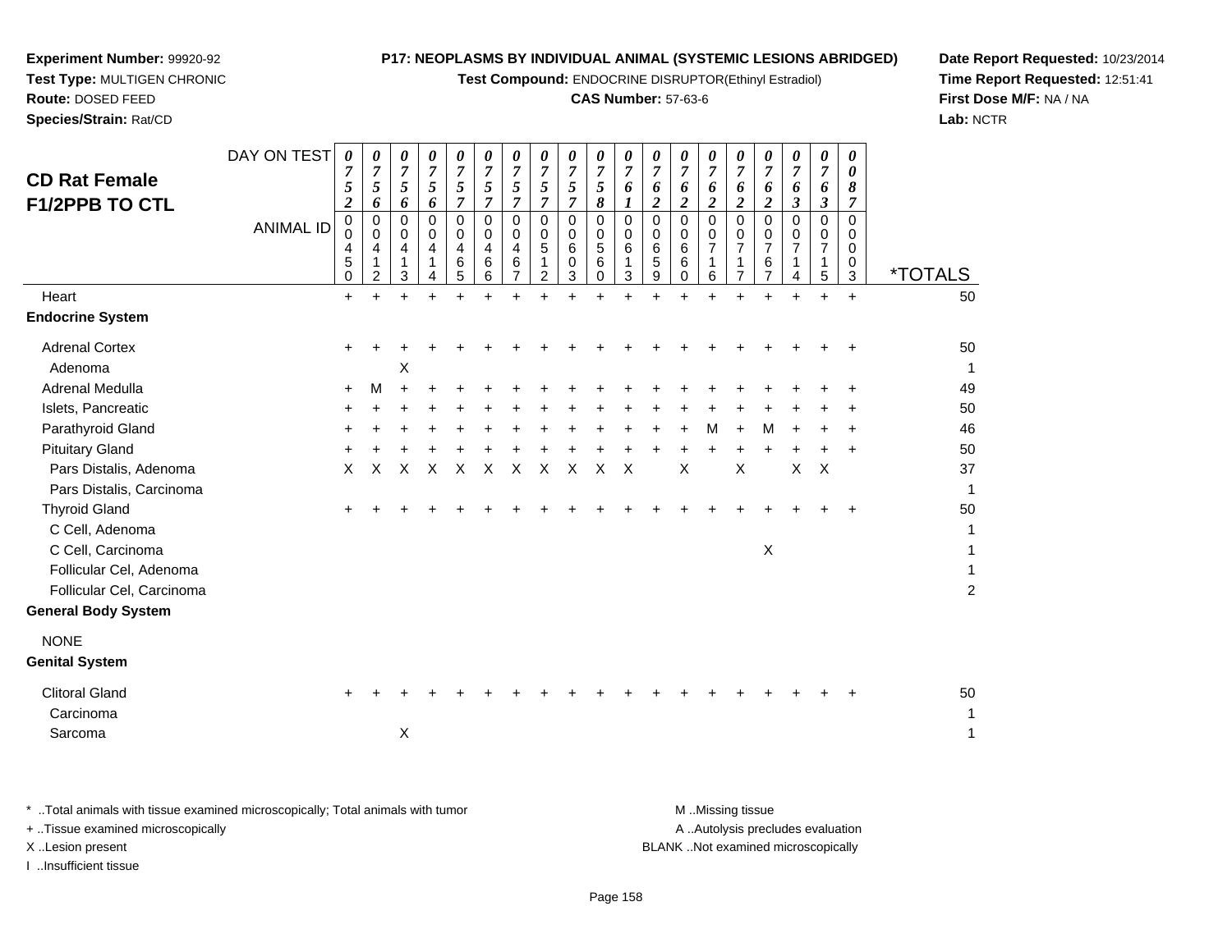**Experiment Number:** 99920-92
**Test Type:** MULTIGEN CHRONIC
**Route:** DOSED FEED
**Species/Strain:** Rat/CD

**P17: NEOPLASMS BY INDIVIDUAL ANIMAL (SYSTEMIC LESIONS ABRIDGED)**
**Test Compound:** ENDOCRINE DISRUPTOR(Ethinyl Estradiol)
**CAS Number:** 57-63-6

**Date Report Requested:** 10/23/2014
**Time Report Requested:** 12:51:41
**First Dose M/F:** NA / NA
**Lab:** NCTR

## CD Rat Female F1/2PPB TO CTL

| DAY ON TEST | 0752 | 0756 | 0756 | 0756 | 0757 | 0757 | 0757 | 0757 | 0757 | 0758 | 0761 | 0762 | 0762 | 0762 | 0762 | 0762 | 0763 | 0763 | 0087 | |
|---|---|---|---|---|---|---|---|---|---|---|---|---|---|---|---|---|---|---|---|---|
| **ANIMAL ID** | 00450 | 00412 | 00413 | 00414 | 00465 | 00466 | 00467 | 00512 | 00603 | 00560 | 00613 | 00659 | 00660 | 00716 | 00717 | 00767 | 00714 | 00715 | 00003 | ***TOTALS** |
| Heart | + | + | + | + | + | + | + | + | + | + | + | + | + | + | + | + | + | + | + | 50 |
| **Endocrine System** | | | | | | | | | | | | | | | | | | | | |
| Adrenal Cortex | + | + | + | + | + | + | + | + | + | + | + | + | + | + | + | + | + | + | + | 50 |
| Adenoma | | | X | | | | | | | | | | | | | | | | | 1 |
| Adrenal Medulla | + | M | + | + | + | + | + | + | + | + | + | + | + | + | + | + | + | + | + | 49 |
| Islets, Pancreatic | + | + | + | + | + | + | + | + | + | + | + | + | + | + | + | + | + | + | + | 50 |
| Parathyroid Gland | + | + | + | + | + | + | + | + | + | + | + | + | + | M | + | M | + | + | + | 46 |
| Pituitary Gland | + | + | + | + | + | + | + | + | + | + | + | + | + | + | + | + | + | + | + | 50 |
| Pars Distalis, Adenoma | X | X | X | X | X | X | X | X | X | X | X | | X | | X | | X | X | | 37 |
| Pars Distalis, Carcinoma | | | | | | | | | | | | | | | | | | | | 1 |
| Thyroid Gland | + | + | + | + | + | + | + | + | + | + | + | + | + | + | + | + | + | + | + | 50 |
| C Cell, Adenoma | | | | | | | | | | | | | | | | | | | | 1 |
| C Cell, Carcinoma | | | | | | | | | | | | | | | | X | | | | 1 |
| Follicular Cel, Adenoma | | | | | | | | | | | | | | | | | | | | 1 |
| Follicular Cel, Carcinoma | | | | | | | | | | | | | | | | | | | | 2 |
| **General Body System** | | | | | | | | | | | | | | | | | | | | |
| NONE | | | | | | | | | | | | | | | | | | | | |
| **Genital System** | | | | | | | | | | | | | | | | | | | | |
| Clitoral Gland | + | + | + | + | + | + | + | + | + | + | + | + | + | + | + | + | + | + | + | 50 |
| Carcinoma | | | | | | | | | | | | | | | | | | | | 1 |
| Sarcoma | | | X | | | | | | | | | | | | | | | | | 1 |

* ..Total animals with tissue examined microscopically; Total animals with tumor
+ ..Tissue examined microscopically
X ..Lesion present
I ..Insufficient tissue

M ..Missing tissue
A ..Autolysis precludes evaluation
BLANK ..Not examined microscopically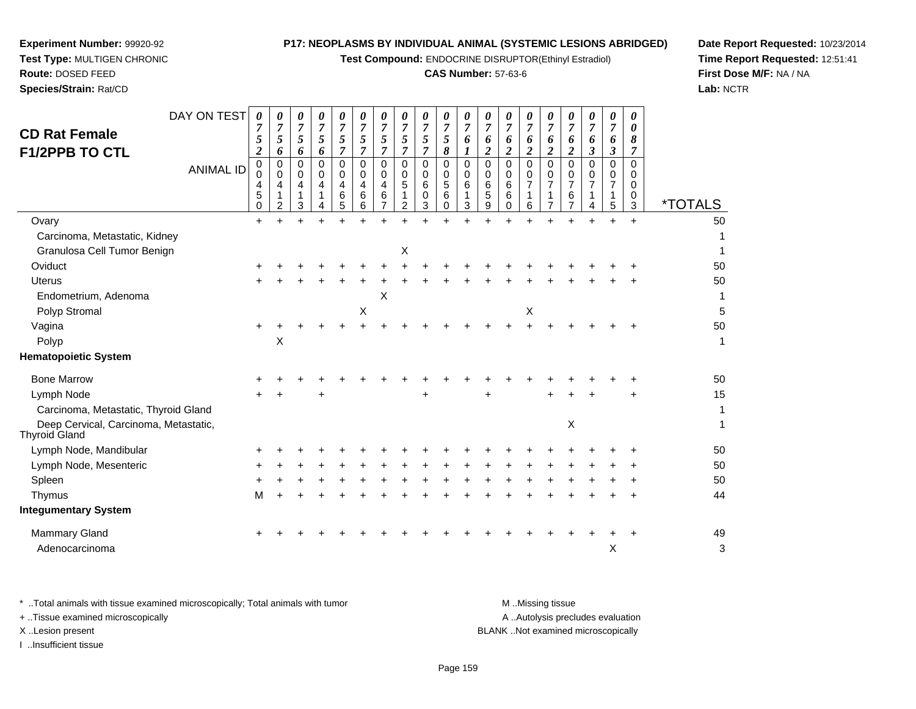**Experiment Number:** 99920-92
**Test Type:** MULTIGEN CHRONIC
**Route:** DOSED FEED
**Species/Strain:** Rat/CD

**P17: NEOPLASMS BY INDIVIDUAL ANIMAL (SYSTEMIC LESIONS ABRIDGED)**
**Test Compound:** ENDOCRINE DISRUPTOR(Ethinyl Estradiol)
**CAS Number:** 57-63-6

**Date Report Requested:** 10/23/2014
**Time Report Requested:** 12:51:41
**First Dose M/F:** NA / NA
**Lab:** NCTR

## CD Rat Female F1/2PPB TO CTL

| DAY ON TEST | 0752 | 0756 | 0756 | 0756 | 0757 | 0757 | 0757 | 0757 | 0757 | 0758 | 0761 | 0762 | 0762 | 0762 | 0762 | 0762 | 0763 | 0763 | 0087 | |
|---|---|---|---|---|---|---|---|---|---|---|---|---|---|---|---|---|---|---|---|---|
| **ANIMAL ID** | 00450 | 00412 | 00413 | 00414 | 00465 | 00466 | 00467 | 00512 | 00603 | 00560 | 00613 | 00659 | 00660 | 00716 | 00717 | 00767 | 00714 | 00715 | 00003 | ***TOTALS** |
| Ovary | + | + | + | + | + | + | + | + | + | + | + | + | + | + | + | + | + | + | + | 50 |
| Carcinoma, Metastatic, Kidney | | | | | | | | | | | | | | | | | | | | 1 |
| Granulosa Cell Tumor Benign | | | | | | | | X | | | | | | | | | | | | 1 |
| Oviduct | + | + | + | + | + | + | + | + | + | + | + | + | + | + | + | + | + | + | + | 50 |
| Uterus | + | + | + | + | + | + | + | + | + | + | + | + | + | + | + | + | + | + | + | 50 |
| Endometrium, Adenoma | | | | | | | X | | | | | | | | | | | | | 1 |
| Polyp Stromal | | | | | | X | | | | | | | | X | | | | | | 5 |
| Vagina | + | + | + | + | + | + | + | + | + | + | + | + | + | + | + | + | + | + | + | 50 |
| Polyp | | X | | | | | | | | | | | | | | | | | | 1 |
| **Hematopoietic System** | | | | | | | | | | | | | | | | | | | | |
| Bone Marrow | + | + | + | + | + | + | + | + | + | + | + | + | + | + | + | + | + | + | + | 50 |
| Lymph Node | + | + | | + | | | | | + | | | + | | | + | + | + | | + | 15 |
| Carcinoma, Metastatic, Thyroid Gland | | | | | | | | | | | | | | | | | | | | 1 |
| Deep Cervical, Carcinoma, Metastatic, Thyroid Gland | | | | | | | | | | | | | | | | X | | | | 1 |
| Lymph Node, Mandibular | + | + | + | + | + | + | + | + | + | + | + | + | + | + | + | + | + | + | + | 50 |
| Lymph Node, Mesenteric | + | + | + | + | + | + | + | + | + | + | + | + | + | + | + | + | + | + | + | 50 |
| Spleen | + | + | + | + | + | + | + | + | + | + | + | + | + | + | + | + | + | + | + | 50 |
| Thymus | M | + | + | + | + | + | + | + | + | + | + | + | + | + | + | + | + | + | + | 44 |
| **Integumentary System** | | | | | | | | | | | | | | | | | | | | |
| Mammary Gland | + | + | + | + | + | + | + | + | + | + | + | + | + | + | + | + | + | + | + | 49 |
| Adenocarcinoma | | | | | | | | | | | | | | | | | | X | | 3 |

\* ..Total animals with tissue examined microscopically; Total animals with tumor
\+ ..Tissue examined microscopically
X ..Lesion present
I ..Insufficient tissue

M ..Missing tissue
A ..Autolysis precludes evaluation
BLANK ..Not examined microscopically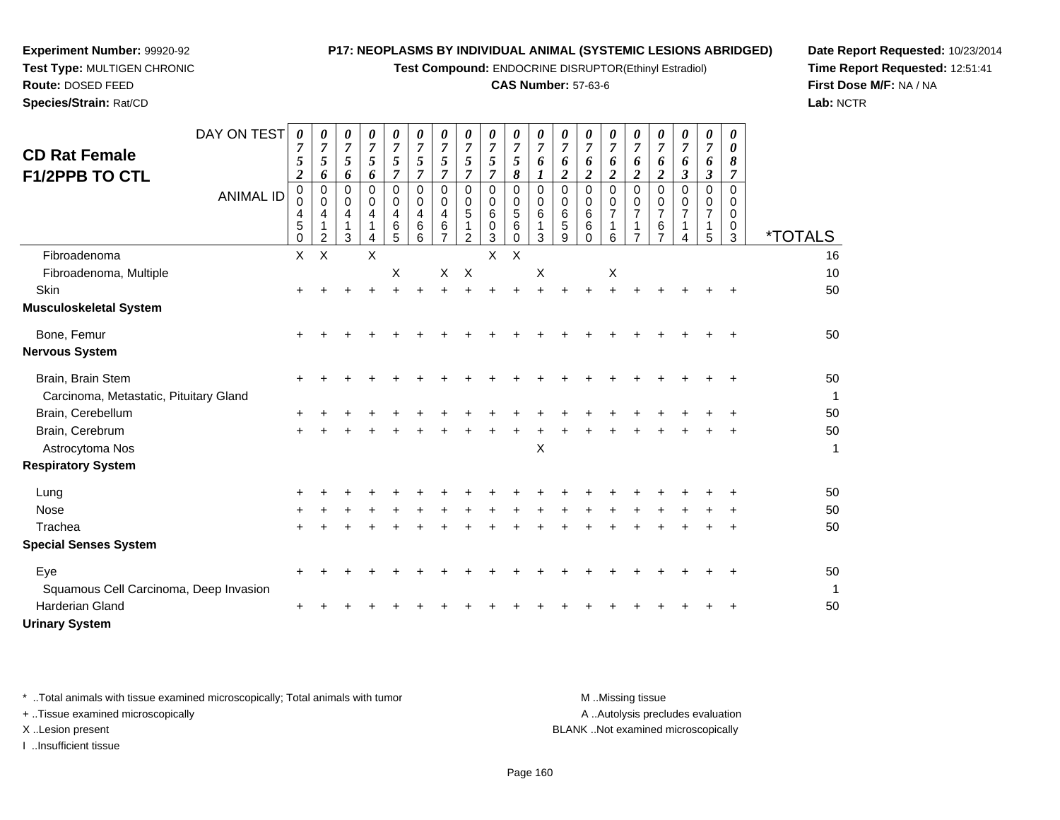**Experiment Number:** 99920-92
**Test Type:** MULTIGEN CHRONIC
**Route:** DOSED FEED
**Species/Strain:** Rat/CD

**P17: NEOPLASMS BY INDIVIDUAL ANIMAL (SYSTEMIC LESIONS ABRIDGED)**
**Test Compound:** ENDOCRINE DISRUPTOR(Ethinyl Estradiol)
**CAS Number:** 57-63-6

**Date Report Requested:** 10/23/2014
**Time Report Requested:** 12:51:41
**First Dose M/F:** NA / NA
**Lab:** NCTR

## CD Rat Female F1/2PPB TO CTL

| DAY ON TEST | 0752 | 0756 | 0756 | 0756 | 0757 | 0757 | 0757 | 0757 | 0757 | 0758 | 0761 | 0762 | 0762 | 0762 | 0762 | 0762 | 0763 | 0763 | 0087 | |
|---|---|---|---|---|---|---|---|---|---|---|---|---|---|---|---|---|---|---|---|---|
| **ANIMAL ID** | 00450 | 00412 | 00413 | 00414 | 00465 | 00466 | 00467 | 00512 | 00603 | 00560 | 00613 | 00659 | 00660 | 00716 | 00717 | 00767 | 00714 | 00715 | 00003 | ***TOTALS** |
| Fibroadenoma | X | X | | X | | | | | X | X | | | | | | | | | | 16 |
| Fibroadenoma, Multiple | | | | | X | | X | X | | | X | | | X | | | | | | 10 |
| Skin | + | + | + | + | + | + | + | + | + | + | + | + | + | + | + | + | + | + | + | 50 |
| **Musculoskeletal System** | | | | | | | | | | | | | | | | | | | | |
| Bone, Femur | + | + | + | + | + | + | + | + | + | + | + | + | + | + | + | + | + | + | + | 50 |
| **Nervous System** | | | | | | | | | | | | | | | | | | | | |
| Brain, Brain Stem | + | + | + | + | + | + | + | + | + | + | + | + | + | + | + | + | + | + | + | 50 |
| Carcinoma, Metastatic, Pituitary Gland | | | | | | | | | | | | | | | | | | | | 1 |
| Brain, Cerebellum | + | + | + | + | + | + | + | + | + | + | + | + | + | + | + | + | + | + | + | 50 |
| Brain, Cerebrum | + | + | + | + | + | + | + | + | + | + | + | + | + | + | + | + | + | + | + | 50 |
| Astrocytoma Nos | | | | | | | | | | | X | | | | | | | | | 1 |
| **Respiratory System** | | | | | | | | | | | | | | | | | | | | |
| Lung | + | + | + | + | + | + | + | + | + | + | + | + | + | + | + | + | + | + | + | 50 |
| Nose | + | + | + | + | + | + | + | + | + | + | + | + | + | + | + | + | + | + | + | 50 |
| Trachea | + | + | + | + | + | + | + | + | + | + | + | + | + | + | + | + | + | + | + | 50 |
| **Special Senses System** | | | | | | | | | | | | | | | | | | | | |
| Eye | + | + | + | + | + | + | + | + | + | + | + | + | + | + | + | + | + | + | + | 50 |
| Squamous Cell Carcinoma, Deep Invasion | | | | | | | | | | | | | | | | | | | | 1 |
| Harderian Gland | + | + | + | + | + | + | + | + | + | + | + | + | + | + | + | + | + | + | + | 50 |
| **Urinary System** | | | | | | | | | | | | | | | | | | | | |

* ..Total animals with tissue examined microscopically; Total animals with tumor
+ ..Tissue examined microscopically
X ..Lesion present
I ..Insufficient tissue

M ..Missing tissue
A ..Autolysis precludes evaluation
BLANK ..Not examined microscopically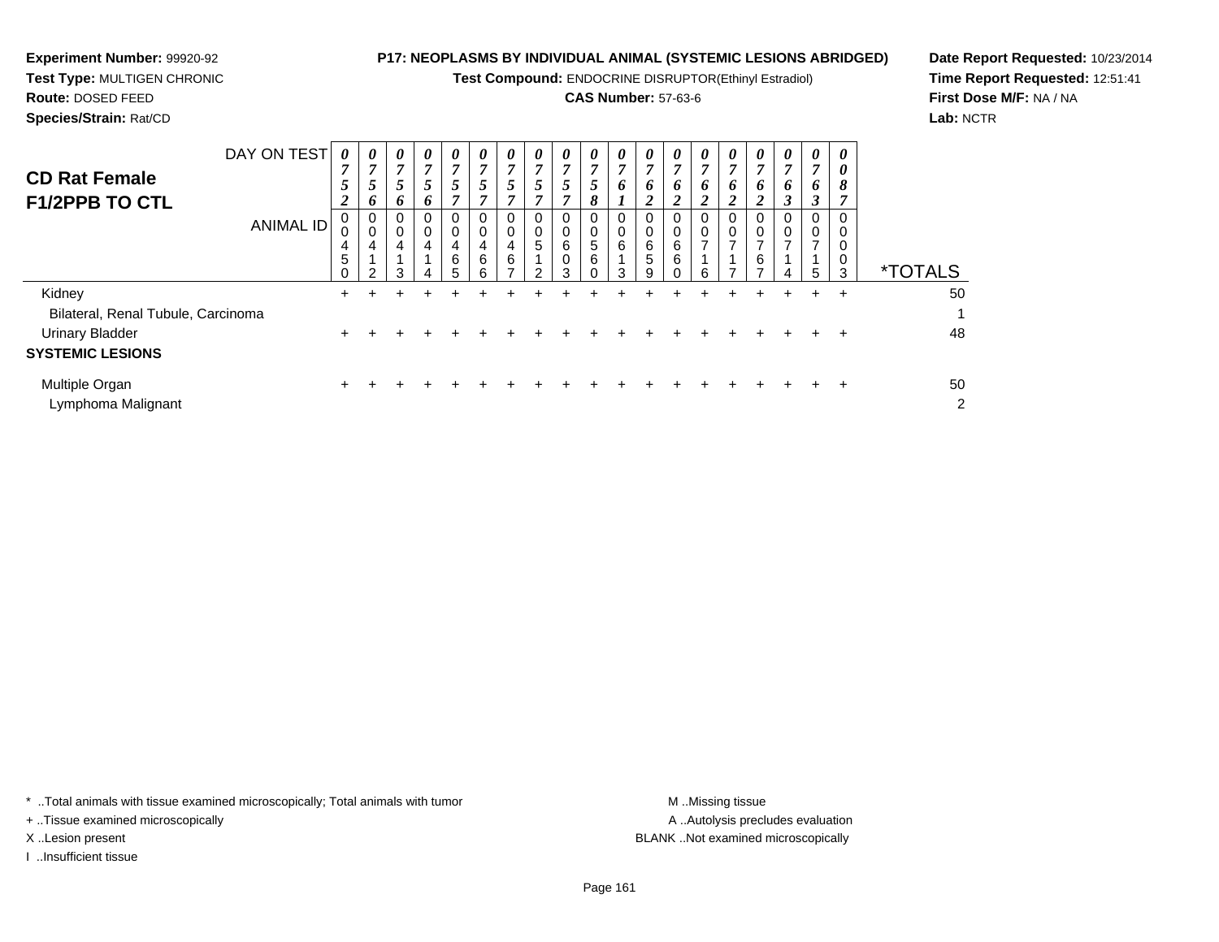**Experiment Number:** 99920-92
**Test Type:** MULTIGEN CHRONIC
**Route:** DOSED FEED
**Species/Strain:** Rat/CD

**P17: NEOPLASMS BY INDIVIDUAL ANIMAL (SYSTEMIC LESIONS ABRIDGED)**
**Test Compound:** ENDOCRINE DISRUPTOR(Ethinyl Estradiol)
**CAS Number:** 57-63-6

**Date Report Requested:** 10/23/2014
**Time Report Requested:** 12:51:41
**First Dose M/F:** NA / NA
**Lab:** NCTR

## CD Rat Female F1/2PPB TO CTL

| DAY ON TEST | 0752 | 0756 | 0756 | 0756 | 0757 | 0757 | 0757 | 0757 | 0757 | 0758 | 0761 | 0762 | 0762 | 0762 | 0762 | 0762 | 0763 | 0763 | 0087 | |
|---|---|---|---|---|---|---|---|---|---|---|---|---|---|---|---|---|---|---|---|---|
| **ANIMAL ID** | 00450 | 00412 | 00413 | 00414 | 00465 | 00466 | 00467 | 00512 | 00603 | 00560 | 00613 | 00659 | 00660 | 00716 | 00717 | 00767 | 00714 | 00715 | 00003 | ***TOTALS** |
| Kidney | + | + | + | + | + | + | + | + | + | + | + | + | + | + | + | + | + | + | + | 50 |
| Bilateral, Renal Tubule, Carcinoma | | | | | | | | | | | | | | | | | | | | 1 |
| Urinary Bladder | + | + | + | + | + | + | + | + | + | + | + | + | + | + | + | + | + | + | + | 48 |
| **SYSTEMIC LESIONS** | | | | | | | | | | | | | | | | | | | | |
| Multiple Organ | + | + | + | + | + | + | + | + | + | + | + | + | + | + | + | + | + | + | + | 50 |
| Lymphoma Malignant | | | | | | | | | | | | | | | | | | | | 2 |

* ..Total animals with tissue examined microscopically; Total animals with tumor
+ ..Tissue examined microscopically
X ..Lesion present
I ..Insufficient tissue

M ..Missing tissue
A ..Autolysis precludes evaluation
BLANK ..Not examined microscopically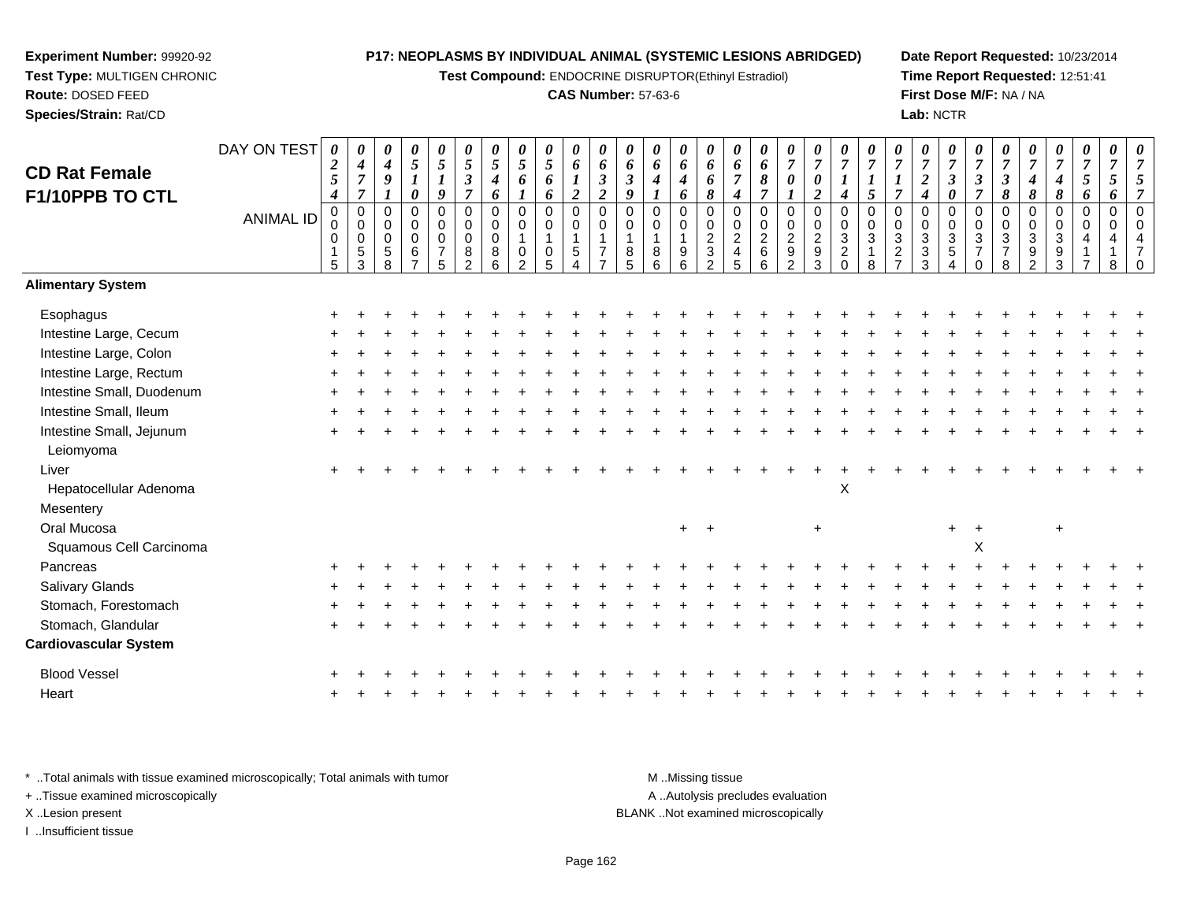**Experiment Number:** 99920-92
**Test Type:** MULTIGEN CHRONIC
**Route:** DOSED FEED
**Species/Strain:** Rat/CD

**P17: NEOPLASMS BY INDIVIDUAL ANIMAL (SYSTEMIC LESIONS ABRIDGED)**
**Test Compound:** ENDOCRINE DISRUPTOR(Ethinyl Estradiol)
**CAS Number:** 57-63-6

**Date Report Requested:** 10/23/2014
**Time Report Requested:** 12:51:41
**First Dose M/F:** NA / NA
**Lab:** NCTR

## CD Rat Female F1/10PPB TO CTL

| DAY ON TEST | 0254 | 0477 | 0491 | 0510 | 0519 | 0537 | 0546 | 0561 | 0566 | 0612 | 0632 | 0639 | 0641 | 0646 | 0668 | 0674 | 0687 | 0701 | 0702 | 0714 | 0715 | 0717 | 0724 | 0730 | 0737 | 0738 | 0748 | 0748 | 0756 | 0756 | 0757 |
|---|---|---|---|---|---|---|---|---|---|---|---|---|---|---|---|---|---|---|---|---|---|---|---|---|---|---|---|---|---|---|---|
| **ANIMAL ID** | 00015 | 00053 | 00058 | 00067 | 00075 | 00082 | 00086 | 00102 | 00105 | 00154 | 00177 | 00185 | 00186 | 00196 | 00232 | 00245 | 00266 | 00292 | 00293 | 00320 | 00318 | 00327 | 00333 | 00354 | 00370 | 00378 | 00392 | 00393 | 00417 | 00418 | 00470 |
| **Alimentary System** | | | | | | | | | | | | | | | | | | | | | | | | | | | | | | | |
| Esophagus | + | + | + | + | + | + | + | + | + | + | + | + | + | + | + | + | + | + | + | + | + | + | + | + | + | + | + | + | + | + | + |
| Intestine Large, Cecum | + | + | + | + | + | + | + | + | + | + | + | + | + | + | + | + | + | + | + | + | + | + | + | + | + | + | + | + | + | + | + |
| Intestine Large, Colon | + | + | + | + | + | + | + | + | + | + | + | + | + | + | + | + | + | + | + | + | + | + | + | + | + | + | + | + | + | + | + |
| Intestine Large, Rectum | + | + | + | + | + | + | + | + | + | + | + | + | + | + | + | + | + | + | + | + | + | + | + | + | + | + | + | + | + | + | + |
| Intestine Small, Duodenum | + | + | + | + | + | + | + | + | + | + | + | + | + | + | + | + | + | + | + | + | + | + | + | + | + | + | + | + | + | + | + |
| Intestine Small, Ileum | + | + | + | + | + | + | + | + | + | + | + | + | + | + | + | + | + | + | + | + | + | + | + | + | + | + | + | + | + | + | + |
| Intestine Small, Jejunum | + | + | + | + | + | + | + | + | + | + | + | + | + | + | + | + | + | + | + | + | + | + | + | + | + | + | + | + | + | + | + |
| Leiomyoma | | | | | | | | | | | | | | | | | | | | | | | | | | | | | | | |
| Liver | + | + | + | + | + | + | + | + | + | + | + | + | + | + | + | + | + | + | + | + | + | + | + | + | + | + | + | + | + | + | + |
| Hepatocellular Adenoma | | | | | | | | | | | | | | | | | | | | X | | | | | | | | | | | |
| Mesentery | | | | | | | | | | | | | | | | | | | | | | | | | | | | | | | |
| Oral Mucosa | | | | | | | | | | | | | | + | + | | | | + | | | | | + | + | | | + | | | |
| Squamous Cell Carcinoma | | | | | | | | | | | | | | | | | | | | | | | | | X | | | | | | |
| Pancreas | + | + | + | + | + | + | + | + | + | + | + | + | + | + | + | + | + | + | + | + | + | + | + | + | + | + | + | + | + | + | + |
| Salivary Glands | + | + | + | + | + | + | + | + | + | + | + | + | + | + | + | + | + | + | + | + | + | + | + | + | + | + | + | + | + | + | + |
| Stomach, Forestomach | + | + | + | + | + | + | + | + | + | + | + | + | + | + | + | + | + | + | + | + | + | + | + | + | + | + | + | + | + | + | + |
| Stomach, Glandular | + | + | + | + | + | + | + | + | + | + | + | + | + | + | + | + | + | + | + | + | + | + | + | + | + | + | + | + | + | + | + |
| **Cardiovascular System** | | | | | | | | | | | | | | | | | | | | | | | | | | | | | | | |
| Blood Vessel | + | + | + | + | + | + | + | + | + | + | + | + | + | + | + | + | + | + | + | + | + | + | + | + | + | + | + | + | + | + | + |
| Heart | + | + | + | + | + | + | + | + | + | + | + | + | + | + | + | + | + | + | + | + | + | + | + | + | + | + | + | + | + | + | + |

\* ..Total animals with tissue examined microscopically; Total animals with tumor
\+ ..Tissue examined microscopically
X ..Lesion present
I ..Insufficient tissue

M ..Missing tissue
A ..Autolysis precludes evaluation
BLANK ..Not examined microscopically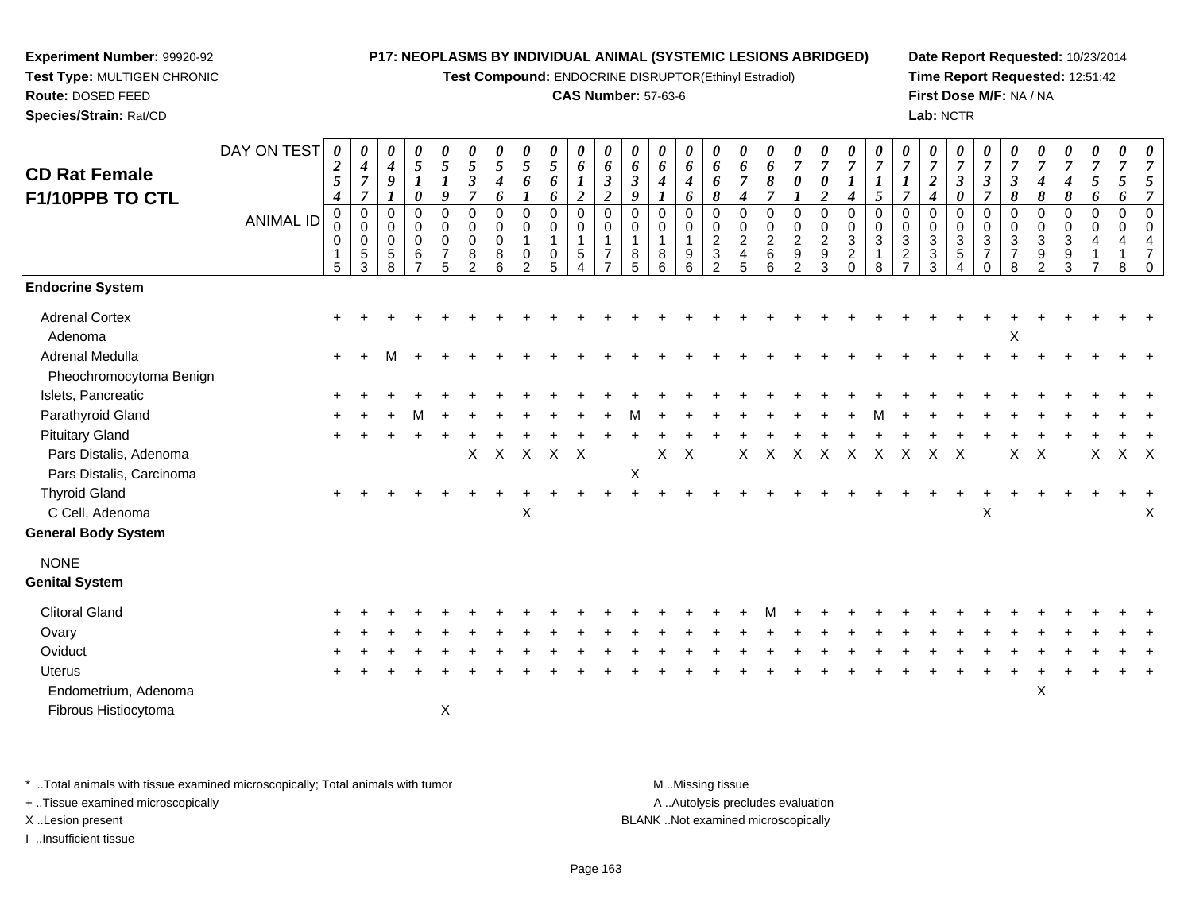**Experiment Number:** 99920-92
**Test Type:** MULTIGEN CHRONIC
**Route:** DOSED FEED
**Species/Strain:** Rat/CD

**P17: NEOPLASMS BY INDIVIDUAL ANIMAL (SYSTEMIC LESIONS ABRIDGED)**
**Test Compound:** ENDOCRINE DISRUPTOR(Ethinyl Estradiol)
**CAS Number:** 57-63-6

**Date Report Requested:** 10/23/2014
**Time Report Requested:** 12:51:42
**First Dose M/F:** NA / NA
**Lab:** NCTR

## CD Rat Female F1/10PPB TO CTL

| DAY ON TEST | 0254 | 0477 | 0491 | 0510 | 0519 | 0537 | 0546 | 0561 | 0566 | 0612 | 0632 | 0639 | 0641 | 0646 | 0668 | 0674 | 0687 | 0701 | 0702 | 0714 | 0715 | 0717 | 0724 | 0730 | 0737 | 0738 | 0748 | 0748 | 0756 | 0756 | 0757 |
|---|---|---|---|---|---|---|---|---|---|---|---|---|---|---|---|---|---|---|---|---|---|---|---|---|---|---|---|---|---|---|---|
| **ANIMAL ID** | 00015 | 00053 | 00058 | 00067 | 00075 | 00082 | 00086 | 00102 | 00105 | 00154 | 00177 | 00185 | 00186 | 00196 | 00232 | 00245 | 00266 | 00292 | 00293 | 00320 | 00318 | 00327 | 00333 | 00354 | 00370 | 00378 | 00392 | 00393 | 00417 | 00418 | 00470 |
| **Endocrine System** | | | | | | | | | | | | | | | | | | | | | | | | | | | | | | | |
| Adrenal Cortex | + | + | + | + | + | + | + | + | + | + | + | + | + | + | + | + | + | + | + | + | + | + | + | + | + | + | + | + | + | + | + |
| Adenoma | | | | | | | | | | | | | | | | | | | | | | | | | | X | | | | | |
| Adrenal Medulla | + | + | M | + | + | + | + | + | + | + | + | + | + | + | + | + | + | + | + | + | + | + | + | + | + | + | + | + | + | + | + |
| Pheochromocytoma Benign | | | | | | | | | | | | | | | | | | | | | | | | | | | | | | | |
| Islets, Pancreatic | + | + | + | + | + | + | + | + | + | + | + | + | + | + | + | + | + | + | + | + | + | + | + | + | + | + | + | + | + | + | + |
| Parathyroid Gland | + | + | + | M | + | + | + | + | + | + | + | M | + | + | + | + | + | + | + | + | M | + | + | + | + | + | + | + | + | + | + |
| Pituitary Gland | + | + | + | + | + | + | + | + | + | + | + | + | + | + | + | + | + | + | + | + | + | + | + | + | + | + | + | + | + | + | + |
| Pars Distalis, Adenoma | | | | | | X | X | X | X | X | | | X | X | | X | X | X | X | X | X | X | X | X | | X | X | | X | X | X |
| Pars Distalis, Carcinoma | | | | | | | | | | | | X | | | | | | | | | | | | | | | | | | | |
| Thyroid Gland | + | + | + | + | + | + | + | + | + | + | + | + | + | + | + | + | + | + | + | + | + | + | + | + | + | + | + | + | + | + | + |
| C Cell, Adenoma | | | | | | | | X | | | | | | | | | | | | | | | | | X | | | | | | X |
| **General Body System** | | | | | | | | | | | | | | | | | | | | | | | | | | | | | | | |
| NONE | | | | | | | | | | | | | | | | | | | | | | | | | | | | | | | |
| **Genital System** | | | | | | | | | | | | | | | | | | | | | | | | | | | | | | | |
| Clitoral Gland | + | + | + | + | + | + | + | + | + | + | + | + | + | + | + | + | M | + | + | + | + | + | + | + | + | + | + | + | + | + | + |
| Ovary | + | + | + | + | + | + | + | + | + | + | + | + | + | + | + | + | + | + | + | + | + | + | + | + | + | + | + | + | + | + | + |
| Oviduct | + | + | + | + | + | + | + | + | + | + | + | + | + | + | + | + | + | + | + | + | + | + | + | + | + | + | + | + | + | + | + |
| Uterus | + | + | + | + | + | + | + | + | + | + | + | + | + | + | + | + | + | + | + | + | + | + | + | + | + | + | + | + | + | + | + |
| Endometrium, Adenoma | | | | | | | | | | | | | | | | | | | | | | | | | | | X | | | | |
| Fibrous Histiocytoma | | | | | X | | | | | | | | | | | | | | | | | | | | | | | | | | |

\* ..Total animals with tissue examined microscopically; Total animals with tumor
+ ..Tissue examined microscopically
X ..Lesion present
I ..Insufficient tissue

M ..Missing tissue
A ..Autolysis precludes evaluation
BLANK ..Not examined microscopically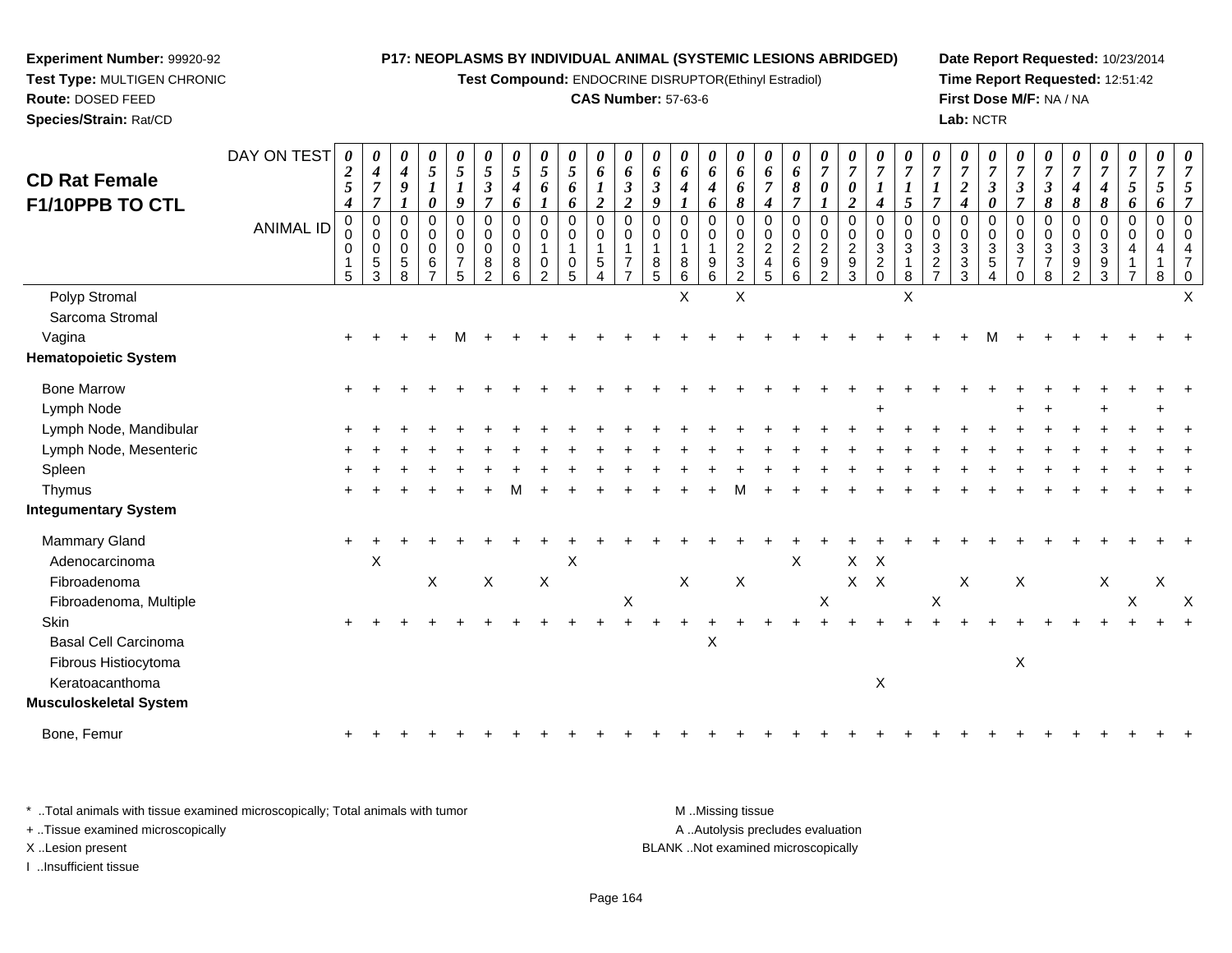**Experiment Number:** 99920-92
**Test Type:** MULTIGEN CHRONIC
**Route:** DOSED FEED
**Species/Strain:** Rat/CD

**P17: NEOPLASMS BY INDIVIDUAL ANIMAL (SYSTEMIC LESIONS ABRIDGED)**
**Test Compound:** ENDOCRINE DISRUPTOR(Ethinyl Estradiol)
**CAS Number:** 57-63-6

**Date Report Requested:** 10/23/2014
**Time Report Requested:** 12:51:42
**First Dose M/F:** NA / NA
**Lab:** NCTR

## CD Rat Female F1/10PPB TO CTL

| DAY ON TEST | 0254 | 0477 | 0491 | 0510 | 0519 | 0537 | 0546 | 0561 | 0566 | 0612 | 0632 | 0639 | 0641 | 0646 | 0668 | 0674 | 0687 | 0701 | 0702 | 0714 | 0715 | 0717 | 0724 | 0730 | 0737 | 0738 | 0748 | 0748 | 0756 | 0756 | 0757 |
|---|---|---|---|---|---|---|---|---|---|---|---|---|---|---|---|---|---|---|---|---|---|---|---|---|---|---|---|---|---|---|---|
| ANIMAL ID | 00015 | 00053 | 00058 | 00067 | 00075 | 00082 | 00086 | 00102 | 00105 | 00154 | 00177 | 00185 | 00186 | 00196 | 00232 | 00245 | 00266 | 00292 | 00293 | 00320 | 00318 | 00327 | 00333 | 00354 | 00370 | 00378 | 00392 | 00393 | 00417 | 00418 | 00470 |
| Polyp Stromal | | | | | | | | | | | | | X | | X | | | | | | X | | | | | | | | | | X |
| Sarcoma Stromal | | | | | | | | | | | | | | | | | | | | | | | | | | | | | | | |
| Vagina | + | + | + | + | M | + | + | + | + | + | + | + | + | + | + | + | + | + | + | + | + | + | + | M | + | + | + | + | + | + | + |
| **Hematopoietic System** | | | | | | | | | | | | | | | | | | | | | | | | | | | | | | | |
| Bone Marrow | + | + | + | + | + | + | + | + | + | + | + | + | + | + | + | + | + | + | + | + | + | + | + | + | + | + | + | + | + | + | + |
| Lymph Node | | | | | | | | | | | | | | | | | | | | + | | | | | + | + | | + | | + | |
| Lymph Node, Mandibular | + | + | + | + | + | + | + | + | + | + | + | + | + | + | + | + | + | + | + | + | + | + | + | + | + | + | + | + | + | + | + |
| Lymph Node, Mesenteric | + | + | + | + | + | + | + | + | + | + | + | + | + | + | + | + | + | + | + | + | + | + | + | + | + | + | + | + | + | + | + |
| Spleen | + | + | + | + | + | + | + | + | + | + | + | + | + | + | + | + | + | + | + | + | + | + | + | + | + | + | + | + | + | + | + |
| Thymus | + | + | + | + | + | + | M | + | + | + | + | + | + | + | M | + | + | + | + | + | + | + | + | + | + | + | + | + | + | + | + |
| **Integumentary System** | | | | | | | | | | | | | | | | | | | | | | | | | | | | | | | |
| Mammary Gland | + | + | + | + | + | + | + | + | + | + | + | + | + | + | + | + | + | + | + | + | + | + | + | + | + | + | + | + | + | + | + |
| Adenocarcinoma | | X | | | | | | | X | | | | | | | | X | | X | X | | | | | | | | | | | |
| Fibroadenoma | | | | X | | X | | X | | | | | X | | X | | | | X | X | | | X | | X | | | X | | X | |
| Fibroadenoma, Multiple | | | | | | | | | | | X | | | | | | | X | | | | X | | | | | | | X | | X |
| Skin | + | + | + | + | + | + | + | + | + | + | + | + | + | + | + | + | + | + | + | + | + | + | + | + | + | + | + | + | + | + | + |
| Basal Cell Carcinoma | | | | | | | | | | | | | | X | | | | | | | | | | | | | | | | | |
| Fibrous Histiocytoma | | | | | | | | | | | | | | | | | | | | | | | | | X | | | | | | |
| Keratoacanthoma | | | | | | | | | | | | | | | | | | | | X | | | | | | | | | | | |
| **Musculoskeletal System** | | | | | | | | | | | | | | | | | | | | | | | | | | | | | | | |
| Bone, Femur | + | + | + | + | + | + | + | + | + | + | + | + | + | + | + | + | + | + | + | + | + | + | + | + | + | + | + | + | + | + | + |

\* ..Total animals with tissue examined microscopically; Total animals with tumor
+ ..Tissue examined microscopically
X ..Lesion present
I ..Insufficient tissue

M ..Missing tissue
A ..Autolysis precludes evaluation
BLANK ..Not examined microscopically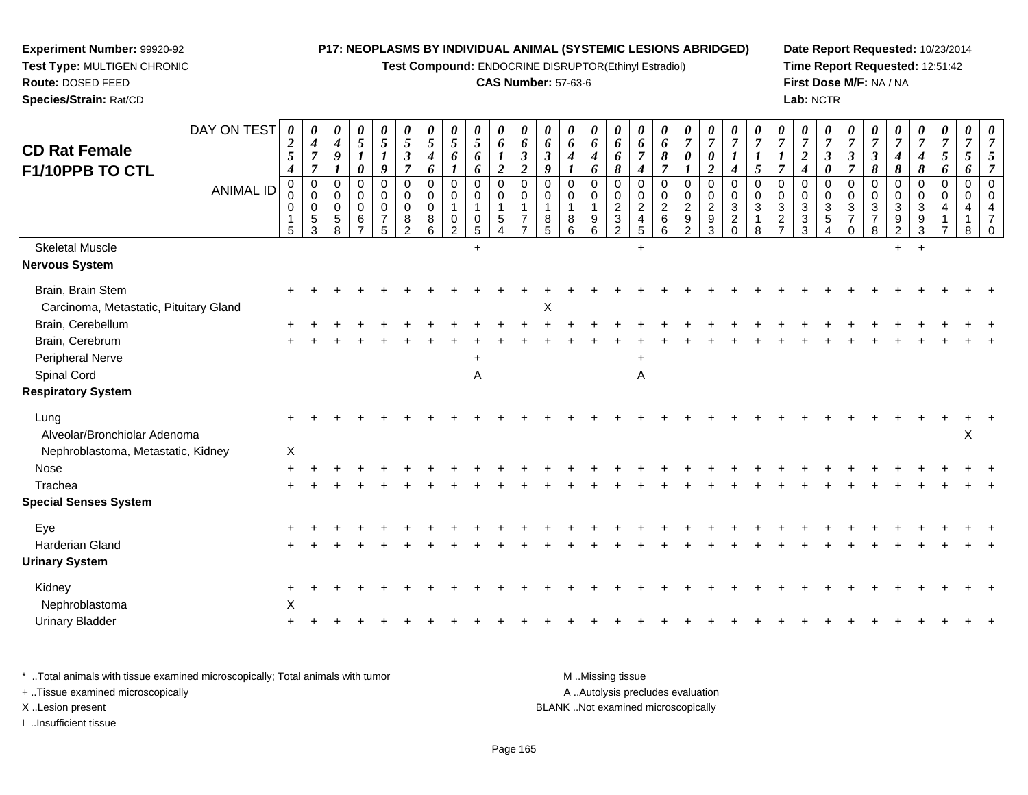**Experiment Number:** 99920-92
**Test Type:** MULTIGEN CHRONIC
**Route:** DOSED FEED
**Species/Strain:** Rat/CD

**P17: NEOPLASMS BY INDIVIDUAL ANIMAL (SYSTEMIC LESIONS ABRIDGED)**
**Test Compound:** ENDOCRINE DISRUPTOR(Ethinyl Estradiol)
**CAS Number:** 57-63-6

**Date Report Requested:** 10/23/2014
**Time Report Requested:** 12:51:42
**First Dose M/F:** NA / NA
**Lab:** NCTR

## CD Rat Female F1/10PPB TO CTL

| DAY ON TEST | 0254 | 0477 | 0491 | 0510 | 0519 | 0537 | 0546 | 0561 | 0566 | 0612 | 0632 | 0639 | 0641 | 0646 | 0668 | 0674 | 0687 | 0701 | 0702 | 0714 | 0715 | 0717 | 0724 | 0730 | 0737 | 0738 | 0748 | 0748 | 0756 | 0756 | 0757 |
|---|---|---|---|---|---|---|---|---|---|---|---|---|---|---|---|---|---|---|---|---|---|---|---|---|---|---|---|---|---|---|---|
| **ANIMAL ID** | 00015 | 00053 | 00058 | 00067 | 00075 | 00082 | 00086 | 00102 | 00105 | 00154 | 00177 | 00185 | 00186 | 00196 | 00232 | 00245 | 00266 | 00292 | 00293 | 00320 | 00318 | 00327 | 00333 | 00354 | 00370 | 00378 | 00392 | 00393 | 00417 | 00418 | 00470 |
| Skeletal Muscle | | | | | | | | | + | | | | | | | + | | | | | | | | | | | + | + | | | |
| **Nervous System** | | | | | | | | | | | | | | | | | | | | | | | | | | | | | | | |
| Brain, Brain Stem | + | + | + | + | + | + | + | + | + | + | + | + | + | + | + | + | + | + | + | + | + | + | + | + | + | + | + | + | + | + | + |
| Carcinoma, Metastatic, Pituitary Gland | | | | | | | | | | | | X | | | | | | | | | | | | | | | | | | | |
| Brain, Cerebellum | + | + | + | + | + | + | + | + | + | + | + | + | + | + | + | + | + | + | + | + | + | + | + | + | + | + | + | + | + | + | + |
| Brain, Cerebrum | + | + | + | + | + | + | + | + | + | + | + | + | + | + | + | + | + | + | + | + | + | + | + | + | + | + | + | + | + | + | + |
| Peripheral Nerve | | | | | | | | | + | | | | | | | + | | | | | | | | | | | | | | | |
| Spinal Cord | | | | | | | | | A | | | | | | | A | | | | | | | | | | | | | | | |
| **Respiratory System** | | | | | | | | | | | | | | | | | | | | | | | | | | | | | | | |
| Lung | + | + | + | + | + | + | + | + | + | + | + | + | + | + | + | + | + | + | + | + | + | + | + | + | + | + | + | + | + | + | + |
| Alveolar/Bronchiolar Adenoma | | | | | | | | | | | | | | | | | | | | | | | | | | | | | | X | |
| Nephroblastoma, Metastatic, Kidney | X | | | | | | | | | | | | | | | | | | | | | | | | | | | | | | |
| Nose | + | + | + | + | + | + | + | + | + | + | + | + | + | + | + | + | + | + | + | + | + | + | + | + | + | + | + | + | + | + | + |
| Trachea | + | + | + | + | + | + | + | + | + | + | + | + | + | + | + | + | + | + | + | + | + | + | + | + | + | + | + | + | + | + | + |
| **Special Senses System** | | | | | | | | | | | | | | | | | | | | | | | | | | | | | | | |
| Eye | + | + | + | + | + | + | + | + | + | + | + | + | + | + | + | + | + | + | + | + | + | + | + | + | + | + | + | + | + | + | + |
| Harderian Gland | + | + | + | + | + | + | + | + | + | + | + | + | + | + | + | + | + | + | + | + | + | + | + | + | + | + | + | + | + | + | + |
| **Urinary System** | | | | | | | | | | | | | | | | | | | | | | | | | | | | | | | |
| Kidney | + | + | + | + | + | + | + | + | + | + | + | + | + | + | + | + | + | + | + | + | + | + | + | + | + | + | + | + | + | + | + |
| Nephroblastoma | X | | | | | | | | | | | | | | | | | | | | | | | | | | | | | | |
| Urinary Bladder | + | + | + | + | + | + | + | + | + | + | + | + | + | + | + | + | + | + | + | + | + | + | + | + | + | + | + | + | + | + | + |

* ..Total animals with tissue examined microscopically; Total animals with tumor
+ ..Tissue examined microscopically
X ..Lesion present
I ..Insufficient tissue

M ..Missing tissue
A ..Autolysis precludes evaluation
BLANK ..Not examined microscopically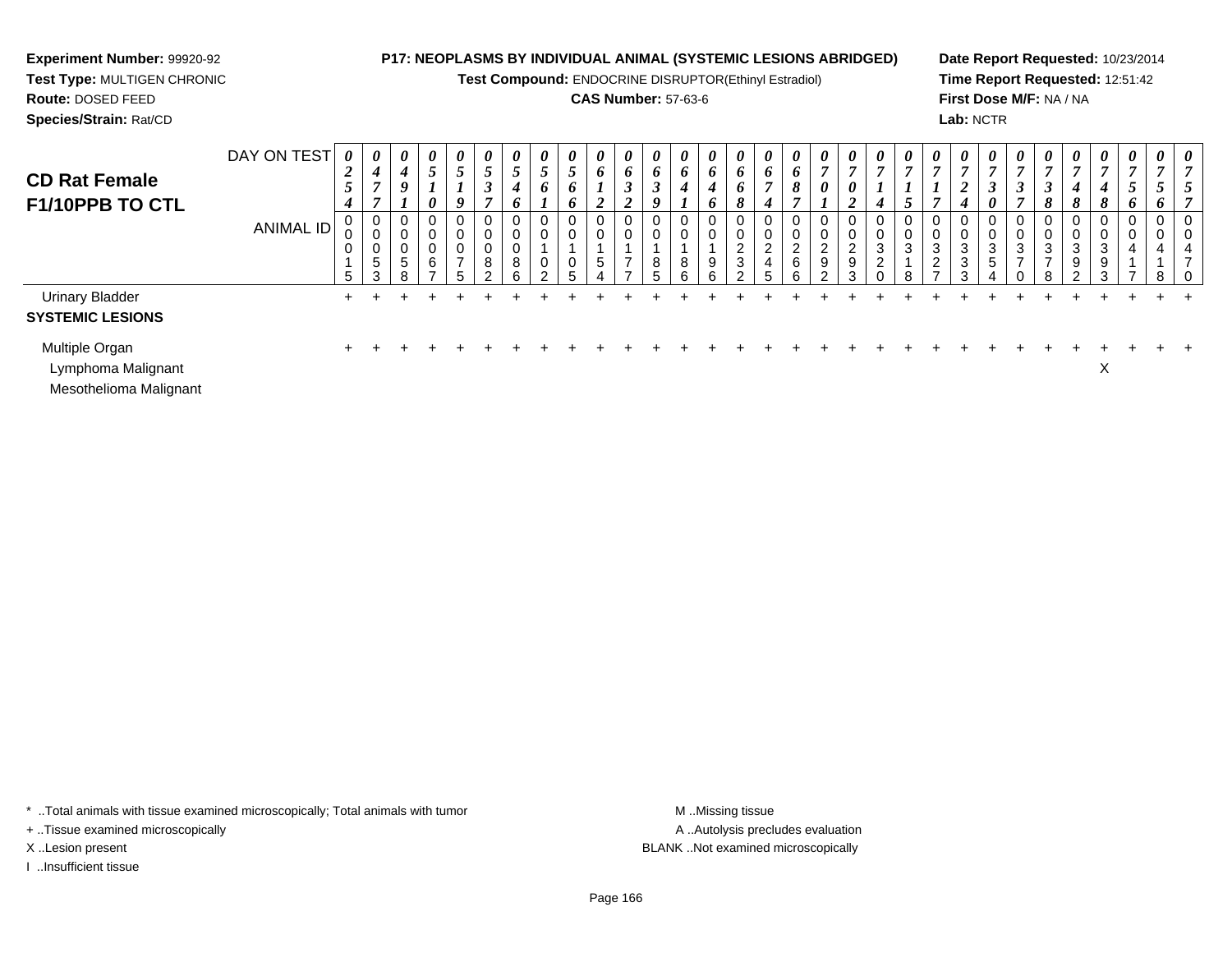**Experiment Number:** 99920-92
**Test Type:** MULTIGEN CHRONIC
**Route:** DOSED FEED
**Species/Strain:** Rat/CD

**P17: NEOPLASMS BY INDIVIDUAL ANIMAL (SYSTEMIC LESIONS ABRIDGED)**
**Test Compound:** ENDOCRINE DISRUPTOR(Ethinyl Estradiol)
**CAS Number:** 57-63-6

**Date Report Requested:** 10/23/2014
**Time Report Requested:** 12:51:42
**First Dose M/F:** NA / NA
**Lab:** NCTR

## CD Rat Female F1/10PPB TO CTL

| DAY ON TEST | 0254 | 0477 | 0491 | 0510 | 0519 | 0537 | 0546 | 0561 | 0566 | 0612 | 0632 | 0639 | 0641 | 0646 | 0668 | 0674 | 0687 | 0701 | 0702 | 0714 | 0715 | 0717 | 0724 | 0730 | 0737 | 0738 | 0748 | 0748 | 0756 | 0756 | 0757 |
|---|---|---|---|---|---|---|---|---|---|---|---|---|---|---|---|---|---|---|---|---|---|---|---|---|---|---|---|---|---|---|---|
| ANIMAL ID | 00015 | 00053 | 00058 | 00067 | 00075 | 00082 | 00086 | 00102 | 00105 | 00154 | 00177 | 00185 | 00186 | 00196 | 00232 | 00245 | 00266 | 00292 | 00293 | 00320 | 00318 | 00327 | 00333 | 00354 | 00370 | 00378 | 00392 | 00393 | 00417 | 00418 | 00470 |
| Urinary Bladder | + | + | + | + | + | + | + | + | + | + | + | + | + | + | + | + | + | + | + | + | + | + | + | + | + | + | + | + | + | + | + |
| **SYSTEMIC LESIONS** | | | | | | | | | | | | | | | | | | | | | | | | | | | | | | | |
| Multiple Organ | + | + | + | + | + | + | + | + | + | + | + | + | + | + | + | + | + | + | + | + | + | + | + | + | + | + | + | + | + | + | + |
| Lymphoma Malignant | | | | | | | | | | | | | | | | | | | | | | | | | | | | X | | | |
| Mesothelioma Malignant | | | | | | | | | | | | | | | | | | | | | | | | | | | | | | | |

\* ..Total animals with tissue examined microscopically; Total animals with tumor
+ ..Tissue examined microscopically
X ..Lesion present
I ..Insufficient tissue

M ..Missing tissue
A ..Autolysis precludes evaluation
BLANK ..Not examined microscopically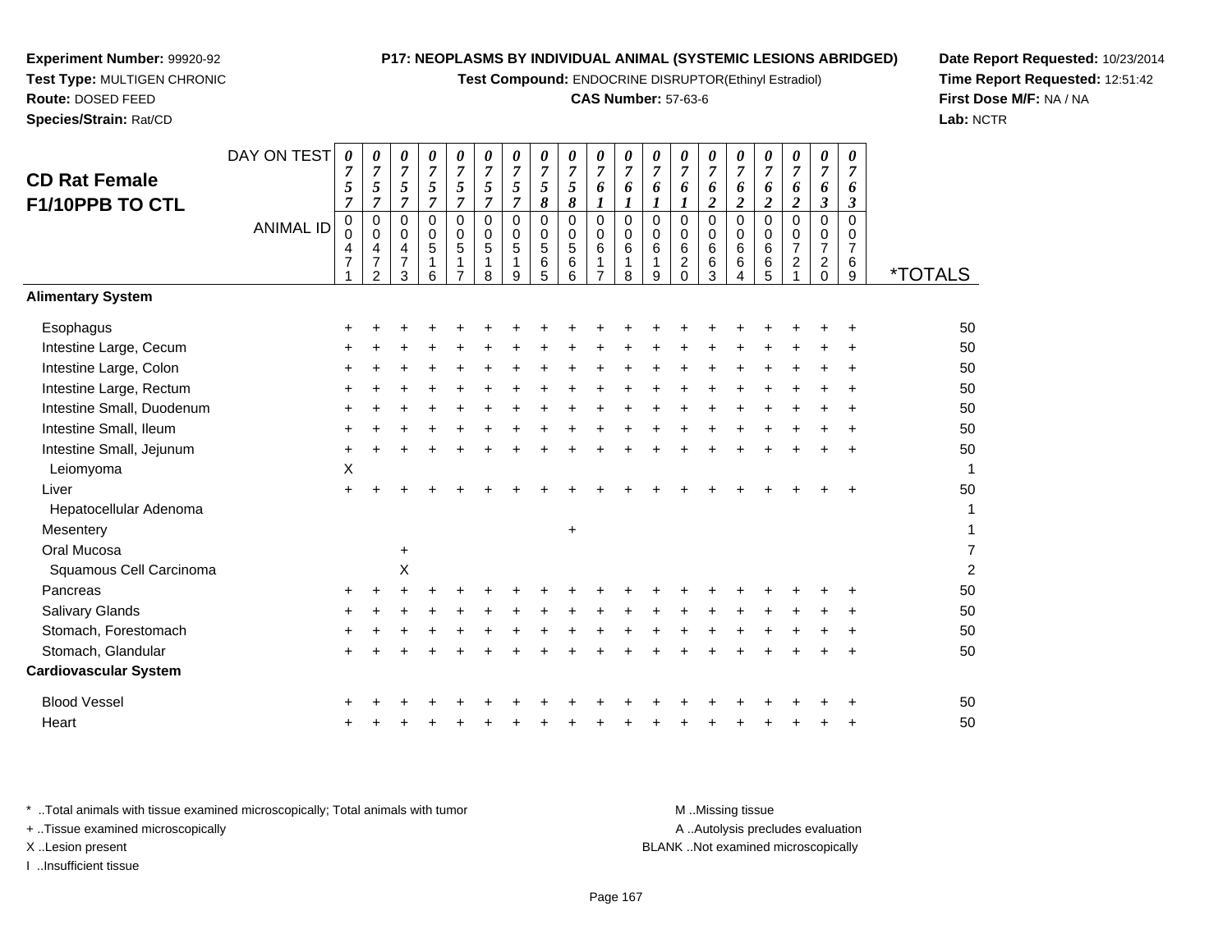**Experiment Number:** 99920-92
**Test Type:** MULTIGEN CHRONIC
**Route:** DOSED FEED
**Species/Strain:** Rat/CD

**P17: NEOPLASMS BY INDIVIDUAL ANIMAL (SYSTEMIC LESIONS ABRIDGED)**
**Test Compound:** ENDOCRINE DISRUPTOR(Ethinyl Estradiol)
**CAS Number:** 57-63-6

**Date Report Requested:** 10/23/2014
**Time Report Requested:** 12:51:42
**First Dose M/F:** NA / NA
**Lab:** NCTR

## CD Rat Female F1/10PPB TO CTL

| DAY ON TEST | 0757 | 0757 | 0757 | 0757 | 0757 | 0757 | 0757 | 0758 | 0758 | 0761 | 0761 | 0761 | 0761 | 0762 | 0762 | 0762 | 0762 | 0763 | 0763 | |
|---|---|---|---|---|---|---|---|---|---|---|---|---|---|---|---|---|---|---|---|---|
| **ANIMAL ID** | 000471 | 000472 | 000473 | 000516 | 000517 | 000518 | 000519 | 000565 | 000566 | 000617 | 000618 | 000619 | 000620 | 000663 | 000664 | 000665 | 000721 | 000720 | 000769 | ***TOTALS** |
| **Alimentary System** | | | | | | | | | | | | | | | | | | | | |
| Esophagus | + | + | + | + | + | + | + | + | + | + | + | + | + | + | + | + | + | + | + | 50 |
| Intestine Large, Cecum | + | + | + | + | + | + | + | + | + | + | + | + | + | + | + | + | + | + | + | 50 |
| Intestine Large, Colon | + | + | + | + | + | + | + | + | + | + | + | + | + | + | + | + | + | + | + | 50 |
| Intestine Large, Rectum | + | + | + | + | + | + | + | + | + | + | + | + | + | + | + | + | + | + | + | 50 |
| Intestine Small, Duodenum | + | + | + | + | + | + | + | + | + | + | + | + | + | + | + | + | + | + | + | 50 |
| Intestine Small, Ileum | + | + | + | + | + | + | + | + | + | + | + | + | + | + | + | + | + | + | + | 50 |
| Intestine Small, Jejunum | + | + | + | + | + | + | + | + | + | + | + | + | + | + | + | + | + | + | + | 50 |
| Leiomyoma | X | | | | | | | | | | | | | | | | | | | 1 |
| Liver | + | + | + | + | + | + | + | + | + | + | + | + | + | + | + | + | + | + | + | 50 |
| Hepatocellular Adenoma | | | | | | | | | | | | | | | | | | | | 1 |
| Mesentery | | | | | | | | | + | | | | | | | | | | | 1 |
| Oral Mucosa | | | + | | | | | | | | | | | | | | | | | 7 |
| Squamous Cell Carcinoma | | | X | | | | | | | | | | | | | | | | | 2 |
| Pancreas | + | + | + | + | + | + | + | + | + | + | + | + | + | + | + | + | + | + | + | 50 |
| Salivary Glands | + | + | + | + | + | + | + | + | + | + | + | + | + | + | + | + | + | + | + | 50 |
| Stomach, Forestomach | + | + | + | + | + | + | + | + | + | + | + | + | + | + | + | + | + | + | + | 50 |
| Stomach, Glandular | + | + | + | + | + | + | + | + | + | + | + | + | + | + | + | + | + | + | + | 50 |
| **Cardiovascular System** | | | | | | | | | | | | | | | | | | | | |
| Blood Vessel | + | + | + | + | + | + | + | + | + | + | + | + | + | + | + | + | + | + | + | 50 |
| Heart | + | + | + | + | + | + | + | + | + | + | + | + | + | + | + | + | + | + | + | 50 |

\* ..Total animals with tissue examined microscopically; Total animals with tumor
\+ ..Tissue examined microscopically
X ..Lesion present
I ..Insufficient tissue

M ..Missing tissue
A ..Autolysis precludes evaluation
BLANK ..Not examined microscopically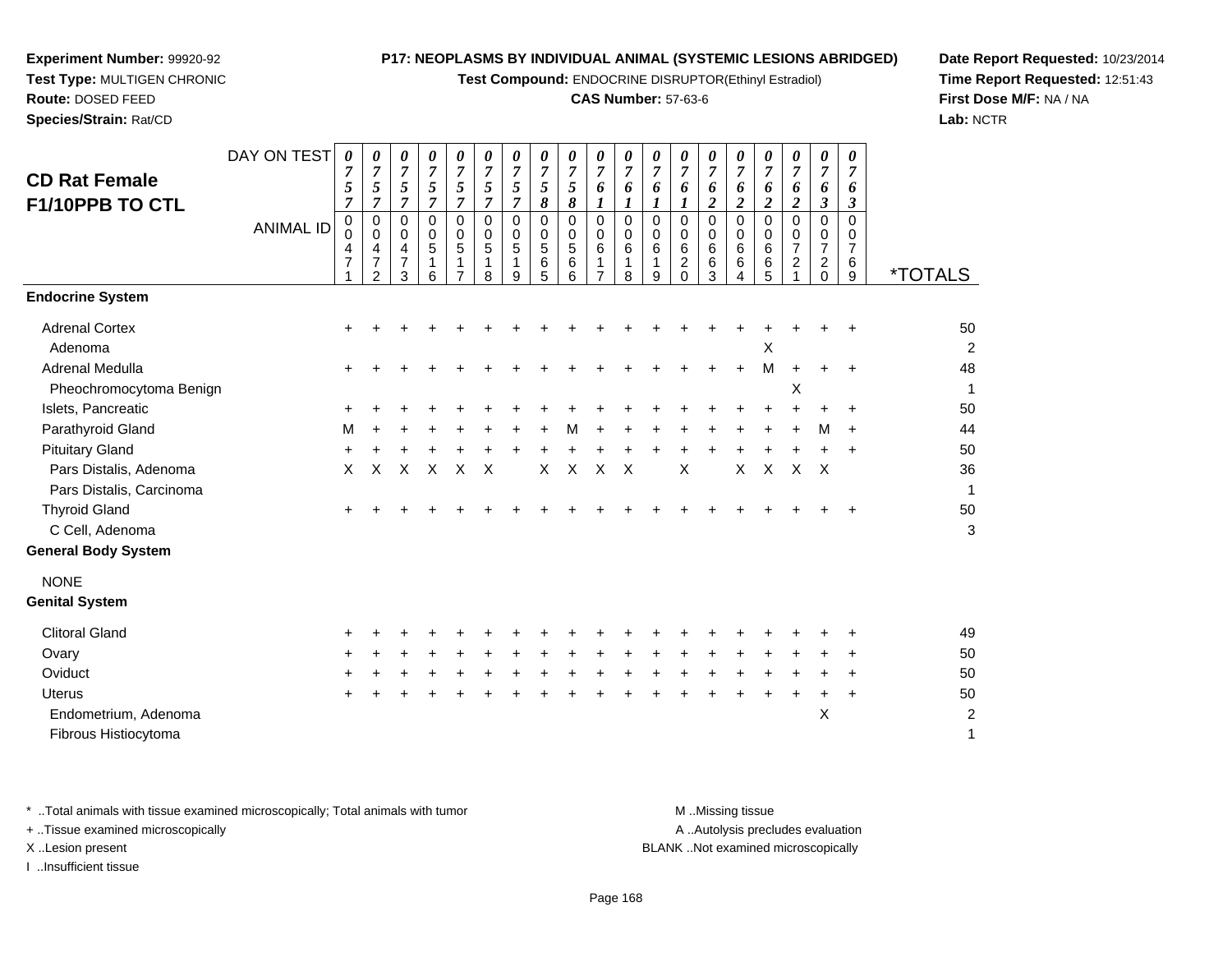**Experiment Number:** 99920-92
**Test Type:** MULTIGEN CHRONIC
**Route:** DOSED FEED
**Species/Strain:** Rat/CD

**P17: NEOPLASMS BY INDIVIDUAL ANIMAL (SYSTEMIC LESIONS ABRIDGED)**
**Test Compound:** ENDOCRINE DISRUPTOR(Ethinyl Estradiol)
**CAS Number:** 57-63-6

**Date Report Requested:** 10/23/2014
**Time Report Requested:** 12:51:43
**First Dose M/F:** NA / NA
**Lab:** NCTR

## CD Rat Female F1/10PPB TO CTL

| DAY ON TEST | 0757 | 0757 | 0757 | 0757 | 0757 | 0757 | 0757 | 0758 | 0758 | 0761 | 0761 | 0761 | 0761 | 0762 | 0762 | 0762 | 0762 | 0763 | 0763 | |
|---|---|---|---|---|---|---|---|---|---|---|---|---|---|---|---|---|---|---|---|---|
| **ANIMAL ID** | 00471 | 00472 | 00473 | 00516 | 00517 | 00518 | 00519 | 00565 | 00566 | 00617 | 00618 | 00619 | 00620 | 00663 | 00664 | 00665 | 00721 | 00720 | 00769 | ***TOTALS** |
| **Endocrine System** | | | | | | | | | | | | | | | | | | | | |
| Adrenal Cortex | + | + | + | + | + | + | + | + | + | + | + | + | + | + | + | + | + | + | + | 50 |
| Adenoma | | | | | | | | | | | | | | | | X | | | | 2 |
| Adrenal Medulla | + | + | + | + | + | + | + | + | + | + | + | + | + | + | + | M | + | + | + | 48 |
| Pheochromocytoma Benign | | | | | | | | | | | | | | | | | X | | | 1 |
| Islets, Pancreatic | + | + | + | + | + | + | + | + | + | + | + | + | + | + | + | + | + | + | + | 50 |
| Parathyroid Gland | M | + | + | + | + | + | + | + | M | + | + | + | + | + | + | + | + | M | + | 44 |
| Pituitary Gland | + | + | + | + | + | + | + | + | + | + | + | + | + | + | + | + | + | + | + | 50 |
| Pars Distalis, Adenoma | X | X | X | X | X | X | | X | X | X | X | | X | | X | X | X | X | | 36 |
| Pars Distalis, Carcinoma | | | | | | | | | | | | | | | | | | | | 1 |
| Thyroid Gland | + | + | + | + | + | + | + | + | + | + | + | + | + | + | + | + | + | + | + | 50 |
| C Cell, Adenoma | | | | | | | | | | | | | | | | | | | | 3 |
| **General Body System** | | | | | | | | | | | | | | | | | | | | |
| NONE | | | | | | | | | | | | | | | | | | | | |
| **Genital System** | | | | | | | | | | | | | | | | | | | | |
| Clitoral Gland | + | + | + | + | + | + | + | + | + | + | + | + | + | + | + | + | + | + | + | 49 |
| Ovary | + | + | + | + | + | + | + | + | + | + | + | + | + | + | + | + | + | + | + | 50 |
| Oviduct | + | + | + | + | + | + | + | + | + | + | + | + | + | + | + | + | + | + | + | 50 |
| Uterus | + | + | + | + | + | + | + | + | + | + | + | + | + | + | + | + | + | + | + | 50 |
| Endometrium, Adenoma | | | | | | | | | | | | | | | | | | X | | 2 |
| Fibrous Histiocytoma | | | | | | | | | | | | | | | | | | | | 1 |

\* ..Total animals with tissue examined microscopically; Total animals with tumor
\+ ..Tissue examined microscopically
X ..Lesion present
I ..Insufficient tissue

M ..Missing tissue
A ..Autolysis precludes evaluation
BLANK ..Not examined microscopically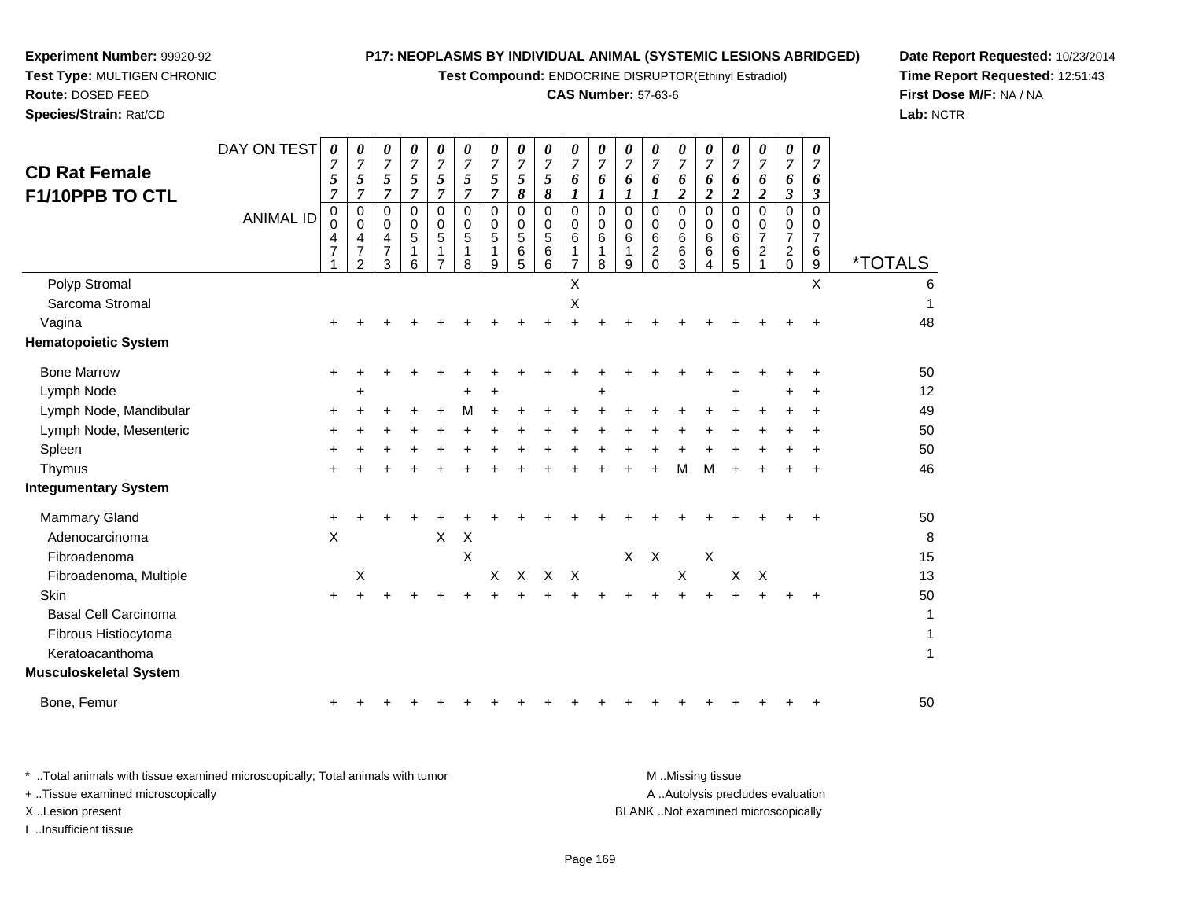**Experiment Number:** 99920-92
**Test Type:** MULTIGEN CHRONIC
**Route:** DOSED FEED
**Species/Strain:** Rat/CD

**P17: NEOPLASMS BY INDIVIDUAL ANIMAL (SYSTEMIC LESIONS ABRIDGED)**
**Test Compound:** ENDOCRINE DISRUPTOR(Ethinyl Estradiol)
**CAS Number:** 57-63-6

**Date Report Requested:** 10/23/2014
**Time Report Requested:** 12:51:43
**First Dose M/F:** NA / NA
**Lab:** NCTR

## CD Rat Female F1/10PPB TO CTL

| DAY ON TEST | 0757 | 0757 | 0757 | 0757 | 0757 | 0757 | 0757 | 0758 | 0758 | 0761 | 0761 | 0761 | 0761 | 0762 | 0762 | 0762 | 0762 | 0763 | 0763 | |
|---|---|---|---|---|---|---|---|---|---|---|---|---|---|---|---|---|---|---|---|---|
| **ANIMAL ID** | 00471 | 00472 | 00473 | 00516 | 00517 | 00518 | 00519 | 00565 | 00566 | 00617 | 00618 | 00619 | 00620 | 00663 | 00664 | 00665 | 00721 | 00720 | 00769 | ***TOTALS** |
| Polyp Stromal | | | | | | | | | | X | | | | | | | | | X | 6 |
| Sarcoma Stromal | | | | | | | | | | X | | | | | | | | | | 1 |
| Vagina | + | + | + | + | + | + | + | + | + | + | + | + | + | + | + | + | + | + | + | 48 |
| **Hematopoietic System** | | | | | | | | | | | | | | | | | | | | |
| Bone Marrow | + | + | + | + | + | + | + | + | + | + | + | + | + | + | + | + | + | + | + | 50 |
| Lymph Node | | + | | | | + | + | | | | + | | | | | + | | + | + | 12 |
| Lymph Node, Mandibular | + | + | + | + | + | M | + | + | + | + | + | + | + | + | + | + | + | + | + | 49 |
| Lymph Node, Mesenteric | + | + | + | + | + | + | + | + | + | + | + | + | + | + | + | + | + | + | + | 50 |
| Spleen | + | + | + | + | + | + | + | + | + | + | + | + | + | + | + | + | + | + | + | 50 |
| Thymus | + | + | + | + | + | + | + | + | + | + | + | + | + | M | M | + | + | + | + | 46 |
| **Integumentary System** | | | | | | | | | | | | | | | | | | | | |
| Mammary Gland | + | + | + | + | + | + | + | + | + | + | + | + | + | + | + | + | + | + | + | 50 |
| Adenocarcinoma | X | | | | X | X | | | | | | | | | | | | | | 8 |
| Fibroadenoma | | | | | | X | | | | | | X | X | | X | | | | | 15 |
| Fibroadenoma, Multiple | | X | | | | | X | X | X | X | | | | X | | X | X | | | 13 |
| Skin | + | + | + | + | + | + | + | + | + | + | + | + | + | + | + | + | + | + | + | 50 |
| Basal Cell Carcinoma | | | | | | | | | | | | | | | | | | | | 1 |
| Fibrous Histiocytoma | | | | | | | | | | | | | | | | | | | | 1 |
| Keratoacanthoma | | | | | | | | | | | | | | | | | | | | 1 |
| **Musculoskeletal System** | | | | | | | | | | | | | | | | | | | | |
| Bone, Femur | + | + | + | + | + | + | + | + | + | + | + | + | + | + | + | + | + | + | + | 50 |

\* ..Total animals with tissue examined microscopically; Total animals with tumor
\+ ..Tissue examined microscopically
X ..Lesion present
I ..Insufficient tissue

M ..Missing tissue
A ..Autolysis precludes evaluation
BLANK ..Not examined microscopically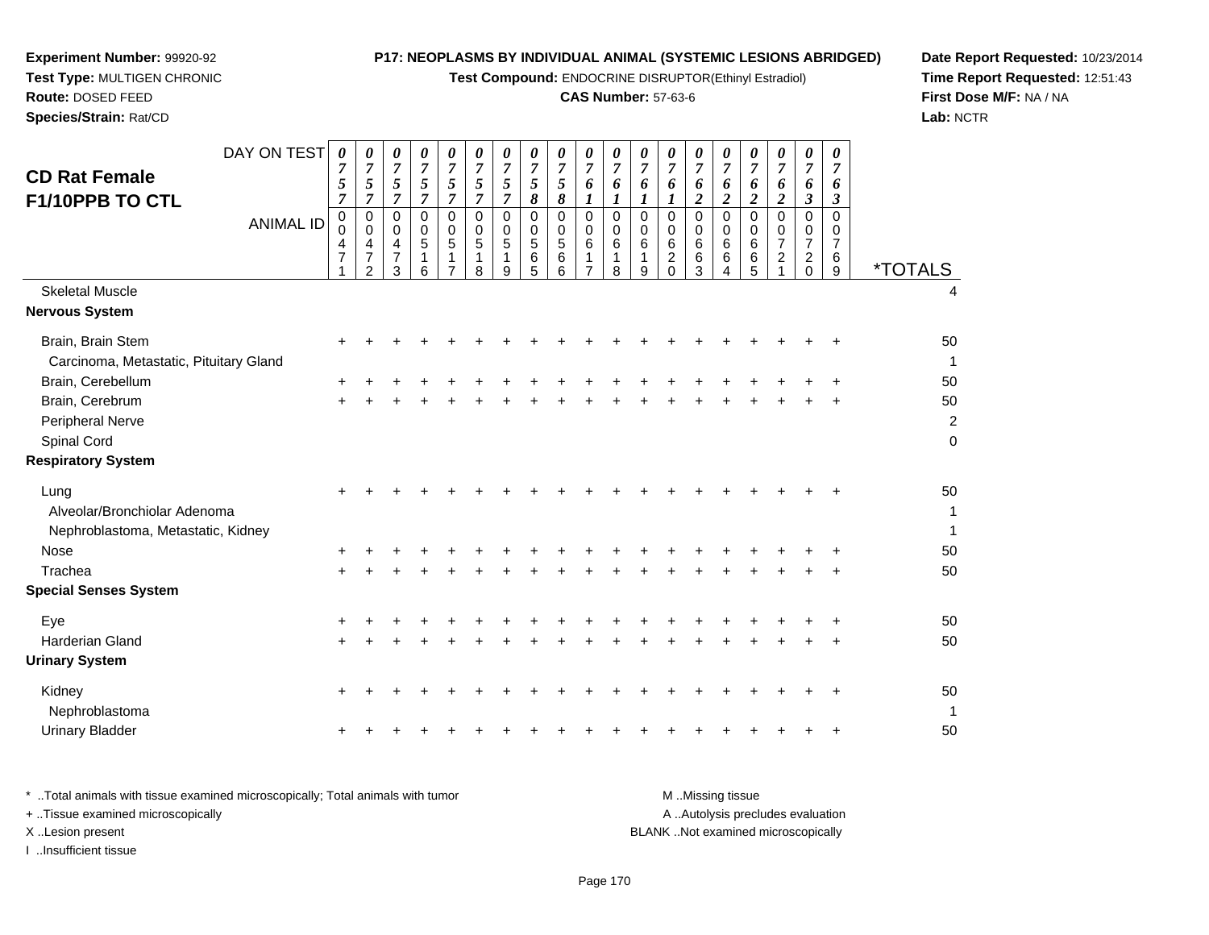**Experiment Number:** 99920-92
**Test Type:** MULTIGEN CHRONIC
**Route:** DOSED FEED
**Species/Strain:** Rat/CD

**P17: NEOPLASMS BY INDIVIDUAL ANIMAL (SYSTEMIC LESIONS ABRIDGED)**
**Test Compound:** ENDOCRINE DISRUPTOR(Ethinyl Estradiol)
**CAS Number:** 57-63-6

**Date Report Requested:** 10/23/2014
**Time Report Requested:** 12:51:43
**First Dose M/F:** NA / NA
**Lab:** NCTR

## CD Rat Female F1/10PPB TO CTL

| DAY ON TEST | 0757 | 0757 | 0757 | 0757 | 0757 | 0757 | 0757 | 0758 | 0758 | 0761 | 0761 | 0761 | 0761 | 0762 | 0762 | 0762 | 0762 | 0763 | 0763 | |
|---|---|---|---|---|---|---|---|---|---|---|---|---|---|---|---|---|---|---|---|---|
| **ANIMAL ID** | 00471 | 00472 | 00473 | 00516 | 00517 | 00518 | 00519 | 00565 | 00566 | 00617 | 00618 | 00619 | 00620 | 00663 | 00664 | 00665 | 00721 | 00720 | 00769 | ***TOTALS** |
| Skeletal Muscle | | | | | | | | | | | | | | | | | | | | 4 |
| **Nervous System** | | | | | | | | | | | | | | | | | | | | |
| Brain, Brain Stem | + | + | + | + | + | + | + | + | + | + | + | + | + | + | + | + | + | + | + | 50 |
| Carcinoma, Metastatic, Pituitary Gland | | | | | | | | | | | | | | | | | | | | 1 |
| Brain, Cerebellum | + | + | + | + | + | + | + | + | + | + | + | + | + | + | + | + | + | + | + | 50 |
| Brain, Cerebrum | + | + | + | + | + | + | + | + | + | + | + | + | + | + | + | + | + | + | + | 50 |
| Peripheral Nerve | | | | | | | | | | | | | | | | | | | | 2 |
| Spinal Cord | | | | | | | | | | | | | | | | | | | | 0 |
| **Respiratory System** | | | | | | | | | | | | | | | | | | | | |
| Lung | + | + | + | + | + | + | + | + | + | + | + | + | + | + | + | + | + | + | + | 50 |
| Alveolar/Bronchiolar Adenoma | | | | | | | | | | | | | | | | | | | | 1 |
| Nephroblastoma, Metastatic, Kidney | | | | | | | | | | | | | | | | | | | | 1 |
| Nose | + | + | + | + | + | + | + | + | + | + | + | + | + | + | + | + | + | + | + | 50 |
| Trachea | + | + | + | + | + | + | + | + | + | + | + | + | + | + | + | + | + | + | + | 50 |
| **Special Senses System** | | | | | | | | | | | | | | | | | | | | |
| Eye | + | + | + | + | + | + | + | + | + | + | + | + | + | + | + | + | + | + | + | 50 |
| Harderian Gland | + | + | + | + | + | + | + | + | + | + | + | + | + | + | + | + | + | + | + | 50 |
| **Urinary System** | | | | | | | | | | | | | | | | | | | | |
| Kidney | + | + | + | + | + | + | + | + | + | + | + | + | + | + | + | + | + | + | + | 50 |
| Nephroblastoma | | | | | | | | | | | | | | | | | | | | 1 |
| Urinary Bladder | + | + | + | + | + | + | + | + | + | + | + | + | + | + | + | + | + | + | + | 50 |

\* ..Total animals with tissue examined microscopically; Total animals with tumor
\+ ..Tissue examined microscopically
X ..Lesion present
I ..Insufficient tissue

M ..Missing tissue
A ..Autolysis precludes evaluation
BLANK ..Not examined microscopically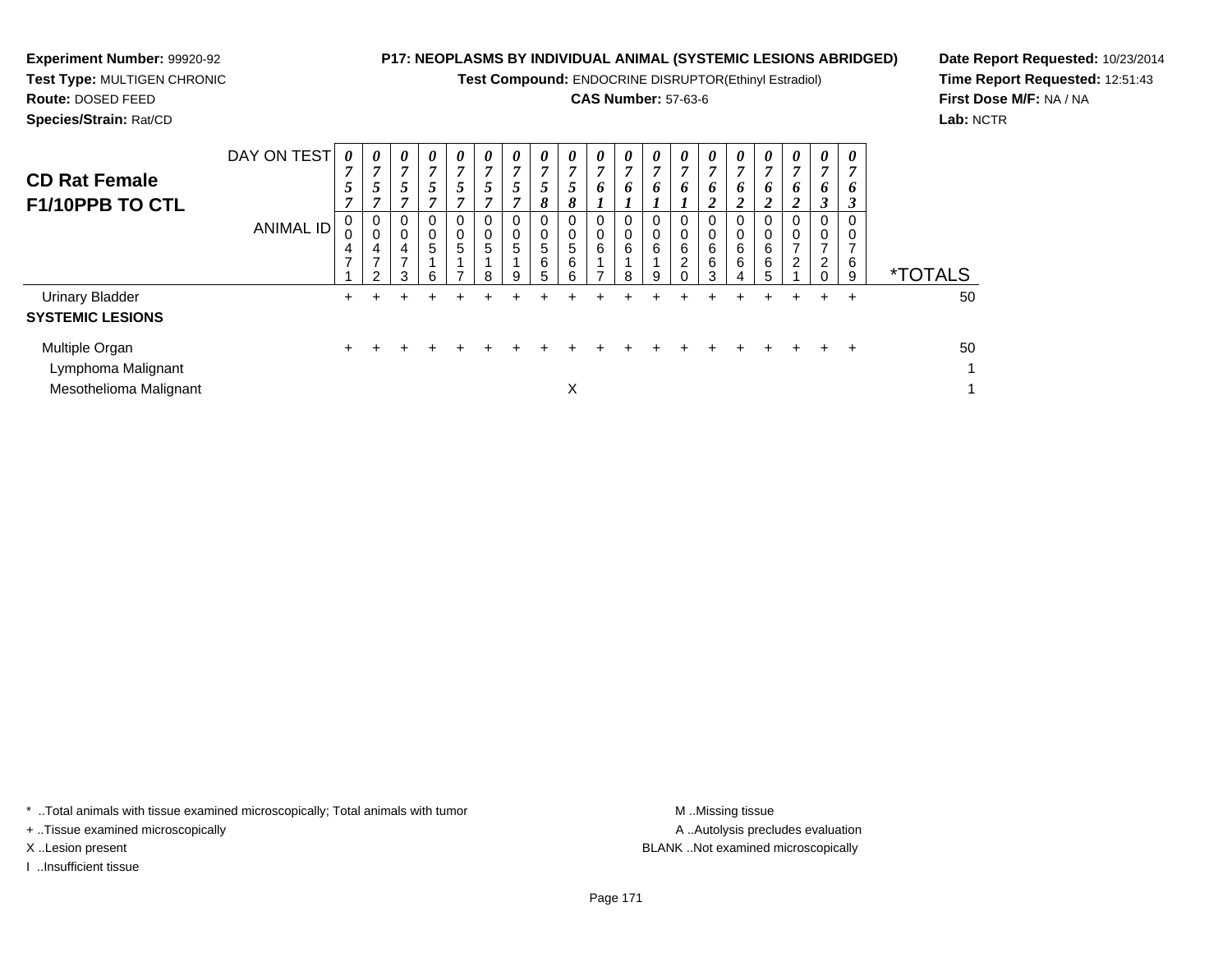**Experiment Number:** 99920-92
**Test Type:** MULTIGEN CHRONIC
**Route:** DOSED FEED
**Species/Strain:** Rat/CD

**P17: NEOPLASMS BY INDIVIDUAL ANIMAL (SYSTEMIC LESIONS ABRIDGED)**
**Test Compound:** ENDOCRINE DISRUPTOR(Ethinyl Estradiol)
**CAS Number:** 57-63-6

**Date Report Requested:** 10/23/2014
**Time Report Requested:** 12:51:43
**First Dose M/F:** NA / NA
**Lab:** NCTR

## CD Rat Female F1/10PPB TO CTL

| DAY ON TEST | 0757 | 0757 | 0757 | 0757 | 0757 | 0757 | 0757 | 0758 | 0758 | 0761 | 0761 | 0761 | 0761 | 0762 | 0762 | 0762 | 0762 | 0763 | 0763 | |
|---|---|---|---|---|---|---|---|---|---|---|---|---|---|---|---|---|---|---|---|---|
| **ANIMAL ID** | 00471 | 00472 | 00473 | 00516 | 00517 | 00518 | 00519 | 00565 | 00566 | 00617 | 00618 | 00619 | 00620 | 00663 | 00664 | 00665 | 00721 | 00720 | 00769 | ***TOTALS** |
| Urinary Bladder | + | + | + | + | + | + | + | + | + | + | + | + | + | + | + | + | + | + | + | 50 |
| **SYSTEMIC LESIONS** | | | | | | | | | | | | | | | | | | | | |
| Multiple Organ | + | + | + | + | + | + | + | + | + | + | + | + | + | + | + | + | + | + | + | 50 |
| Lymphoma Malignant | | | | | | | | | | | | | | | | | | | | 1 |
| Mesothelioma Malignant | | | | | | | | | X | | | | | | | | | | | 1 |

\* ..Total animals with tissue examined microscopically; Total animals with tumor
+ ..Tissue examined microscopically
X ..Lesion present
I ..Insufficient tissue

M ..Missing tissue
A ..Autolysis precludes evaluation
BLANK ..Not examined microscopically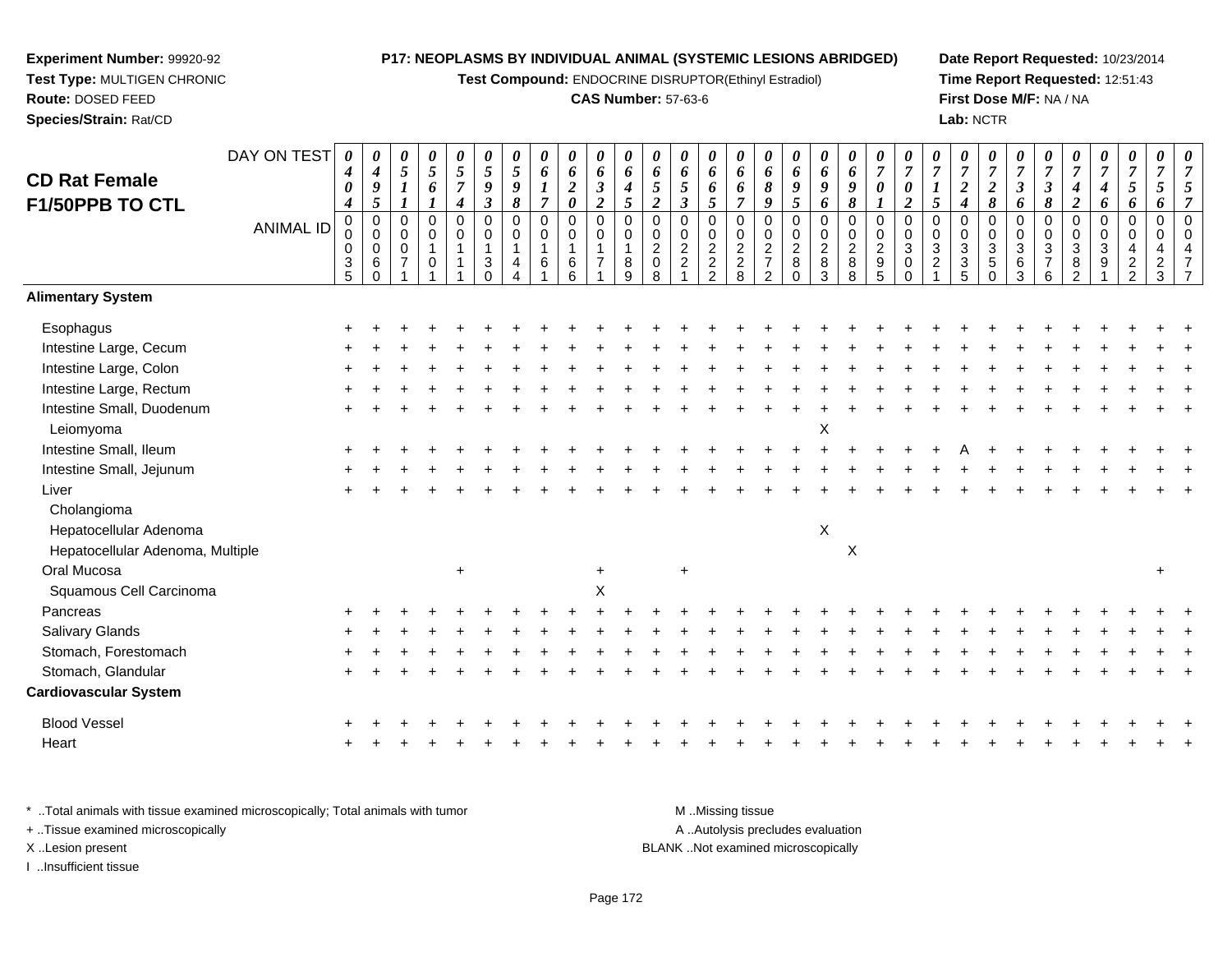**Experiment Number:** 99920-92
**Test Type:** MULTIGEN CHRONIC
**Route:** DOSED FEED
**Species/Strain:** Rat/CD

**P17: NEOPLASMS BY INDIVIDUAL ANIMAL (SYSTEMIC LESIONS ABRIDGED)**
**Test Compound:** ENDOCRINE DISRUPTOR(Ethinyl Estradiol)
**CAS Number:** 57-63-6

**Date Report Requested:** 10/23/2014
**Time Report Requested:** 12:51:43
**First Dose M/F:** NA / NA
**Lab:** NCTR

## CD Rat Female F1/50PPB TO CTL

| DAY ON TEST | 0404 | 0495 | 0511 | 0561 | 0574 | 0593 | 0598 | 0617 | 0620 | 0632 | 0645 | 0652 | 0653 | 0665 | 0667 | 0689 | 0695 | 0696 | 0698 | 0701 | 0702 | 0715 | 0724 | 0728 | 0736 | 0738 | 0742 | 0746 | 0756 | 0756 | 0757 |
|---|---|---|---|---|---|---|---|---|---|---|---|---|---|---|---|---|---|---|---|---|---|---|---|---|---|---|---|---|---|---|---|
| ANIMAL ID | 00035 | 00060 | 00071 | 00101 | 00111 | 00130 | 00144 | 00161 | 00166 | 00171 | 00189 | 00208 | 00221 | 00222 | 00228 | 00272 | 00280 | 00283 | 00288 | 00295 | 00300 | 00321 | 00335 | 00350 | 00363 | 00376 | 00382 | 00391 | 00422 | 00423 | 00477 |
| **Alimentary System** | | | | | | | | | | | | | | | | | | | | | | | | | | | | | | | |
| Esophagus | + | + | + | + | + | + | + | + | + | + | + | + | + | + | + | + | + | + | + | + | + | + | + | + | + | + | + | + | + | + | + |
| Intestine Large, Cecum | + | + | + | + | + | + | + | + | + | + | + | + | + | + | + | + | + | + | + | + | + | + | + | + | + | + | + | + | + | + | + |
| Intestine Large, Colon | + | + | + | + | + | + | + | + | + | + | + | + | + | + | + | + | + | + | + | + | + | + | + | + | + | + | + | + | + | + | + |
| Intestine Large, Rectum | + | + | + | + | + | + | + | + | + | + | + | + | + | + | + | + | + | + | + | + | + | + | + | + | + | + | + | + | + | + | + |
| Intestine Small, Duodenum | + | + | + | + | + | + | + | + | + | + | + | + | + | + | + | + | + | + | + | + | + | + | + | + | + | + | + | + | + | + | + |
| Leiomyoma | | | | | | | | | | | | | | | | | | X | | | | | | | | | | | | | |
| Intestine Small, Ileum | + | + | + | + | + | + | + | + | + | + | + | + | + | + | + | + | + | + | + | + | + | + | A | + | + | + | + | + | + | + | + |
| Intestine Small, Jejunum | + | + | + | + | + | + | + | + | + | + | + | + | + | + | + | + | + | + | + | + | + | + | + | + | + | + | + | + | + | + | + |
| Liver | + | + | + | + | + | + | + | + | + | + | + | + | + | + | + | + | + | + | + | + | + | + | + | + | + | + | + | + | + | + | + |
| Cholangioma | | | | | | | | | | | | | | | | | | | | | | | | | | | | | | | |
| Hepatocellular Adenoma | | | | | | | | | | | | | | | | | | X | | | | | | | | | | | | | |
| Hepatocellular Adenoma, Multiple | | | | | | | | | | | | | | | | | | | X | | | | | | | | | | | | |
| Oral Mucosa | | | | | + | | | | | + | | | + | | | | | | | | | | | | | | | | | + | |
| Squamous Cell Carcinoma | | | | | | | | | | X | | | | | | | | | | | | | | | | | | | | | |
| Pancreas | + | + | + | + | + | + | + | + | + | + | + | + | + | + | + | + | + | + | + | + | + | + | + | + | + | + | + | + | + | + | + |
| Salivary Glands | + | + | + | + | + | + | + | + | + | + | + | + | + | + | + | + | + | + | + | + | + | + | + | + | + | + | + | + | + | + | + |
| Stomach, Forestomach | + | + | + | + | + | + | + | + | + | + | + | + | + | + | + | + | + | + | + | + | + | + | + | + | + | + | + | + | + | + | + |
| Stomach, Glandular | + | + | + | + | + | + | + | + | + | + | + | + | + | + | + | + | + | + | + | + | + | + | + | + | + | + | + | + | + | + | + |
| **Cardiovascular System** | | | | | | | | | | | | | | | | | | | | | | | | | | | | | | | |
| Blood Vessel | + | + | + | + | + | + | + | + | + | + | + | + | + | + | + | + | + | + | + | + | + | + | + | + | + | + | + | + | + | + | + |
| Heart | + | + | + | + | + | + | + | + | + | + | + | + | + | + | + | + | + | + | + | + | + | + | + | + | + | + | + | + | + | + | + |

\* ..Total animals with tissue examined microscopically; Total animals with tumor
\+ ..Tissue examined microscopically
X ..Lesion present
I ..Insufficient tissue

M ..Missing tissue
A ..Autolysis precludes evaluation
BLANK ..Not examined microscopically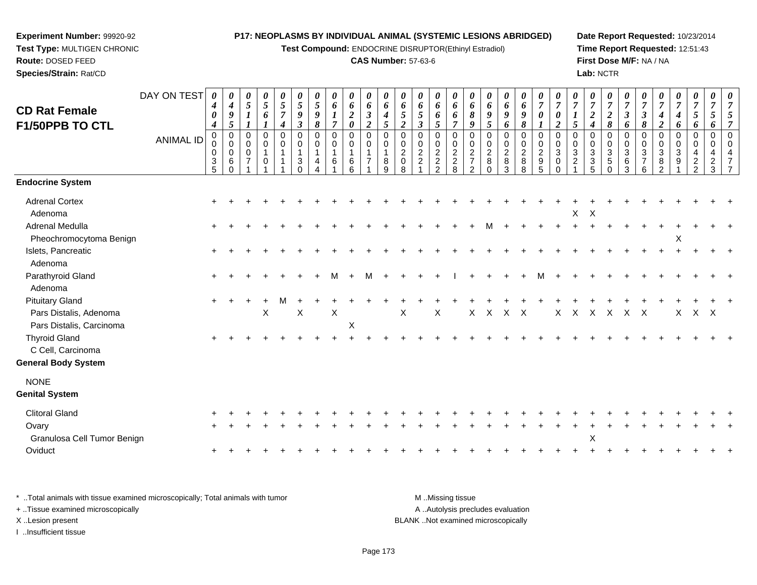**Experiment Number:** 99920-92
**Test Type:** MULTIGEN CHRONIC
**Route:** DOSED FEED
**Species/Strain:** Rat/CD

**P17: NEOPLASMS BY INDIVIDUAL ANIMAL (SYSTEMIC LESIONS ABRIDGED)**
**Test Compound:** ENDOCRINE DISRUPTOR(Ethinyl Estradiol)
**CAS Number:** 57-63-6

**Date Report Requested:** 10/23/2014
**Time Report Requested:** 12:51:43
**First Dose M/F:** NA / NA
**Lab:** NCTR

## CD Rat Female F1/50PPB TO CTL

| DAY ON TEST | 0404 | 0495 | 0511 | 0561 | 0574 | 0593 | 0598 | 0617 | 0620 | 0632 | 0645 | 0652 | 0653 | 0665 | 0667 | 0689 | 0695 | 0696 | 0698 | 0701 | 0702 | 0715 | 0724 | 0728 | 0736 | 0738 | 0742 | 0746 | 0756 | 0756 | 0757 |
|---|---|---|---|---|---|---|---|---|---|---|---|---|---|---|---|---|---|---|---|---|---|---|---|---|---|---|---|---|---|---|---|
| **ANIMAL ID** | 00035 | 00060 | 00071 | 00101 | 00111 | 00130 | 00144 | 00161 | 00166 | 00171 | 00189 | 00208 | 00221 | 00222 | 00228 | 00272 | 00280 | 00283 | 00288 | 00295 | 00300 | 00321 | 00335 | 00350 | 00363 | 00376 | 00382 | 00391 | 00422 | 00423 | 00477 |
| **Endocrine System** | | | | | | | | | | | | | | | | | | | | | | | | | | | | | | | |
| Adrenal Cortex | + | + | + | + | + | + | + | + | + | + | + | + | + | + | + | + | + | + | + | + | + | + | + | + | + | + | + | + | + | + | + |
| Adenoma | | | | | | | | | | | | | | | | | | | | | | X | X | | | | | | | | |
| Adrenal Medulla | + | + | + | + | + | + | + | + | + | + | + | + | + | + | + | + | M | + | + | + | + | + | + | + | + | + | + | + | + | + | + |
| Pheochromocytoma Benign | | | | | | | | | | | | | | | | | | | | | | | | | | | | X | | | |
| Islets, Pancreatic | + | + | + | + | + | + | + | + | + | + | + | + | + | + | + | + | + | + | + | + | + | + | + | + | + | + | + | + | + | + | + |
| Adenoma | | | | | | | | | | | | | | | | | | | | | | | | | | | | | | | |
| Parathyroid Gland | + | + | + | + | + | + | + | M | + | M | + | + | + | + | I | + | + | + | + | M | + | + | + | + | + | + | + | + | + | + | + |
| Adenoma | | | | | | | | | | | | | | | | | | | | | | | | | | | | | | | |
| Pituitary Gland | + | + | + | + | M | + | + | + | + | + | + | + | + | + | + | + | + | + | + | + | + | + | + | + | + | + | + | + | + | + | + |
| Pars Distalis, Adenoma | | | | X | | X | | X | | | | X | | X | | X | X | X | X | | X | X | X | X | X | X | | X | X | X | |
| Pars Distalis, Carcinoma | | | | | | | | | X | | | | | | | | | | | | | | | | | | | | | | |
| Thyroid Gland | + | + | + | + | + | + | + | + | + | + | + | + | + | + | + | + | + | + | + | + | + | + | + | + | + | + | + | + | + | + | + |
| C Cell, Carcinoma | | | | | | | | | | | | | | | | | | | | | | | | | | | | | | | |
| **General Body System** | | | | | | | | | | | | | | | | | | | | | | | | | | | | | | | |
| NONE | | | | | | | | | | | | | | | | | | | | | | | | | | | | | | | |
| **Genital System** | | | | | | | | | | | | | | | | | | | | | | | | | | | | | | | |
| Clitoral Gland | + | + | + | + | + | + | + | + | + | + | + | + | + | + | + | + | + | + | + | + | + | + | + | + | + | + | + | + | + | + | + |
| Ovary | + | + | + | + | + | + | + | + | + | + | + | + | + | + | + | + | + | + | + | + | + | + | + | + | + | + | + | + | + | + | + |
| Granulosa Cell Tumor Benign | | | | | | | | | | | | | | | | | | | | | | | X | | | | | | | | |
| Oviduct | + | + | + | + | + | + | + | + | + | + | + | + | + | + | + | + | + | + | + | + | + | + | + | + | + | + | + | + | + | + | + |

\* ..Total animals with tissue examined microscopically; Total animals with tumor
+ ..Tissue examined microscopically
X ..Lesion present
I ..Insufficient tissue

M ..Missing tissue
A ..Autolysis precludes evaluation
BLANK ..Not examined microscopically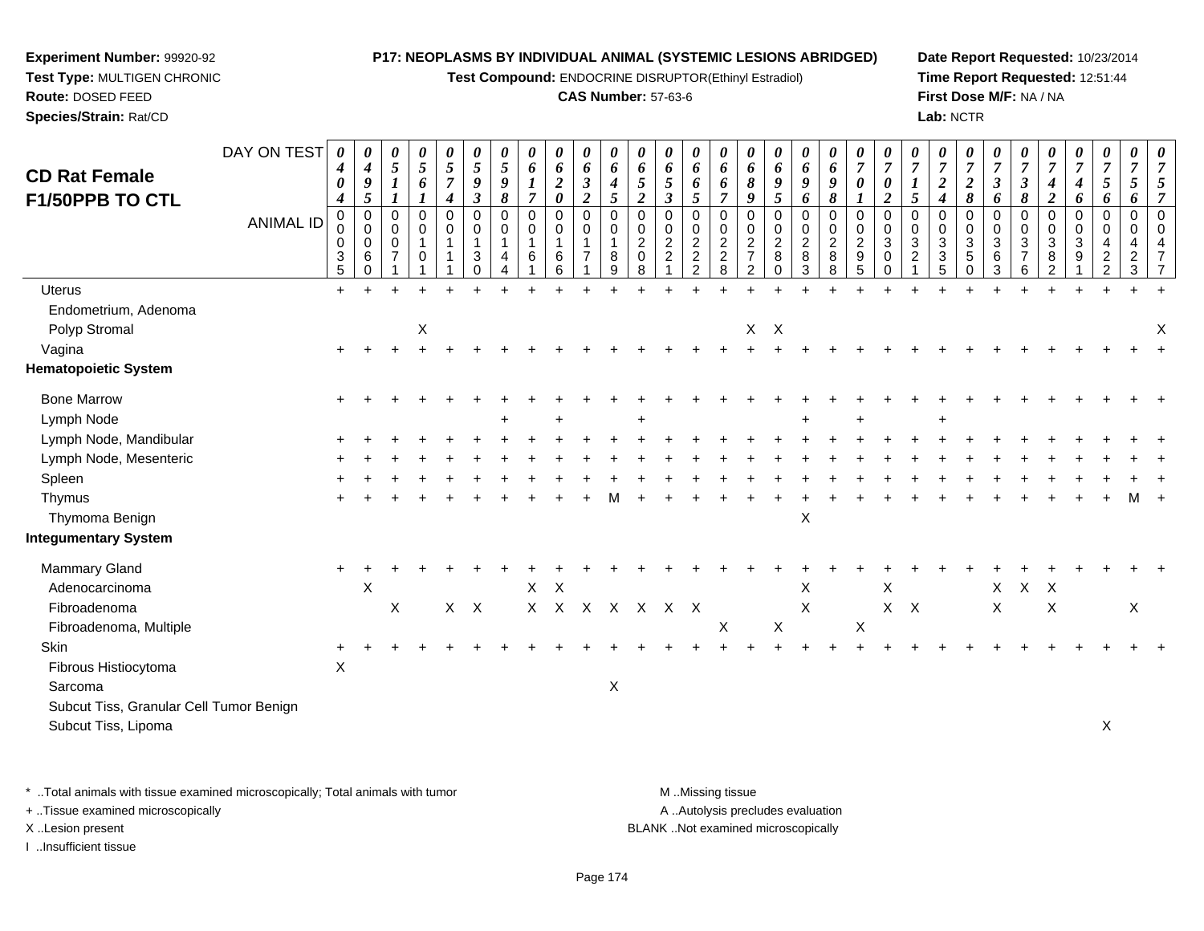**Experiment Number:** 99920-92
**Test Type:** MULTIGEN CHRONIC
**Route:** DOSED FEED
**Species/Strain:** Rat/CD

**P17: NEOPLASMS BY INDIVIDUAL ANIMAL (SYSTEMIC LESIONS ABRIDGED)**
**Test Compound:** ENDOCRINE DISRUPTOR(Ethinyl Estradiol)
**CAS Number:** 57-63-6

**Date Report Requested:** 10/23/2014
**Time Report Requested:** 12:51:44
**First Dose M/F:** NA / NA
**Lab:** NCTR

## CD Rat Female F1/50PPB TO CTL

| DAY ON TEST | 0404 | 0495 | 0511 | 0561 | 0574 | 0593 | 0598 | 0617 | 0620 | 0632 | 0645 | 0652 | 0653 | 0665 | 0667 | 0689 | 0695 | 0696 | 0698 | 0701 | 0702 | 0715 | 0724 | 0728 | 0736 | 0738 | 0742 | 0746 | 0756 | 0756 | 0757 |
|---|---|---|---|---|---|---|---|---|---|---|---|---|---|---|---|---|---|---|---|---|---|---|---|---|---|---|---|---|---|---|---|
| **ANIMAL ID** | 0035 | 0060 | 0071 | 0101 | 0111 | 0130 | 0144 | 0161 | 0166 | 0171 | 0189 | 0208 | 0221 | 0222 | 0228 | 0272 | 0280 | 0283 | 0288 | 0295 | 0300 | 0321 | 0335 | 0350 | 0363 | 0376 | 0382 | 0391 | 0422 | 0423 | 0477 |
| Uterus | + | + | + | + | + | + | + | + | + | + | + | + | + | + | + | + | + | + | + | + | + | + | + | + | + | + | + | + | + | + | + |
| Endometrium, Adenoma | | | | | | | | | | | | | | | | | | | | | | | | | | | | | | | |
| Polyp Stromal | | | | X | | | | | | | | | | | | X | X | | | | | | | | | | | | | | X |
| Vagina | + | + | + | + | + | + | + | + | + | + | + | + | + | + | + | + | + | + | + | + | + | + | + | + | + | + | + | + | + | + | + |
| **Hematopoietic System** | | | | | | | | | | | | | | | | | | | | | | | | | | | | | | | |
| Bone Marrow | + | + | + | + | + | + | + | + | + | + | + | + | + | + | + | + | + | + | + | + | + | + | + | + | + | + | + | + | + | + | + |
| Lymph Node | | | | | | | + | | + | | | + | | | | | | + | | + | | | + | | | | | | | | |
| Lymph Node, Mandibular | + | + | + | + | + | + | + | + | + | + | + | + | + | + | + | + | + | + | + | + | + | + | + | + | + | + | + | + | + | + | + |
| Lymph Node, Mesenteric | + | + | + | + | + | + | + | + | + | + | + | + | + | + | + | + | + | + | + | + | + | + | + | + | + | + | + | + | + | + | + |
| Spleen | + | + | + | + | + | + | + | + | + | + | + | + | + | + | + | + | + | + | + | + | + | + | + | + | + | + | + | + | + | + | + |
| Thymus | + | + | + | + | + | + | + | + | + | + | M | + | + | + | + | + | + | + | + | + | + | + | + | + | + | + | + | + | + | M | + |
| Thymoma Benign | | | | | | | | | | | | | | | | | | X | | | | | | | | | | | | | |
| **Integumentary System** | | | | | | | | | | | | | | | | | | | | | | | | | | | | | | | |
| Mammary Gland | + | + | + | + | + | + | + | + | + | + | + | + | + | + | + | + | + | + | + | + | + | + | + | + | + | + | + | + | + | + | + |
| Adenocarcinoma | | X | | | | | | X | X | | | | | | | | | X | | | X | | | | X | X | X | | | | |
| Fibroadenoma | | | X | | X | X | | X | X | X | X | X | X | X | | | | X | | | X | X | | | X | | X | | | X | |
| Fibroadenoma, Multiple | | | | | | | | | | | | | | | X | | X | | | X | | | | | | | | | | | |
| Skin | + | + | + | + | + | + | + | + | + | + | + | + | + | + | + | + | + | + | + | + | + | + | + | + | + | + | + | + | + | + | + |
| Fibrous Histiocytoma | X | | | | | | | | | | | | | | | | | | | | | | | | | | | | | | |
| Sarcoma | | | | | | | | | | | X | | | | | | | | | | | | | | | | | | | | |
| Subcut Tiss, Granular Cell Tumor Benign | | | | | | | | | | | | | | | | | | | | | | | | | | | | | | | |
| Subcut Tiss, Lipoma | | | | | | | | | | | | | | | | | | | | | | | | | | | | | X | | |

\* ..Total animals with tissue examined microscopically; Total animals with tumor
+ ..Tissue examined microscopically
X ..Lesion present
I ..Insufficient tissue

M ..Missing tissue
A ..Autolysis precludes evaluation
BLANK ..Not examined microscopically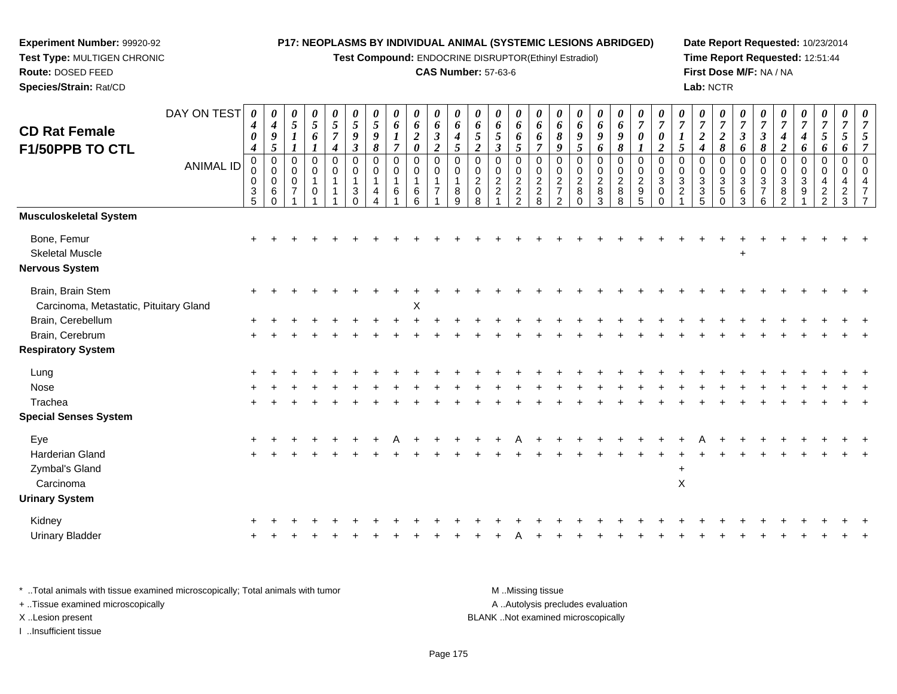**Experiment Number:** 99920-92
**Test Type:** MULTIGEN CHRONIC
**Route:** DOSED FEED
**Species/Strain:** Rat/CD

**P17: NEOPLASMS BY INDIVIDUAL ANIMAL (SYSTEMIC LESIONS ABRIDGED)**
**Test Compound:** ENDOCRINE DISRUPTOR(Ethinyl Estradiol)
**CAS Number:** 57-63-6

**Date Report Requested:** 10/23/2014
**Time Report Requested:** 12:51:44
**First Dose M/F:** NA / NA
**Lab:** NCTR

## CD Rat Female F1/50PPB TO CTL

| DAY ON TEST | 0404 | 0495 | 0511 | 0561 | 0574 | 0593 | 0598 | 0617 | 0620 | 0632 | 0645 | 0652 | 0653 | 0665 | 0667 | 0689 | 0695 | 0696 | 0698 | 0701 | 0702 | 0715 | 0724 | 0728 | 0736 | 0738 | 0742 | 0746 | 0756 | 0756 | 0757 |
|---|---|---|---|---|---|---|---|---|---|---|---|---|---|---|---|---|---|---|---|---|---|---|---|---|---|---|---|---|---|---|---|
| ANIMAL ID | 00035 | 00060 | 00071 | 00101 | 00111 | 00130 | 00144 | 00161 | 00166 | 00171 | 00189 | 00208 | 00221 | 00222 | 00228 | 00272 | 00280 | 00283 | 00288 | 00295 | 00300 | 00321 | 00335 | 00350 | 00363 | 00376 | 00382 | 00391 | 00422 | 00423 | 00477 |
| **Musculoskeletal System** | | | | | | | | | | | | | | | | | | | | | | | | | | | | | | | |
| Bone, Femur | + | + | + | + | + | + | + | + | + | + | + | + | + | + | + | + | + | + | + | + | + | + | + | + | + | + | + | + | + | + | + |
| Skeletal Muscle | | | | | | | | | | | | | | | | | | | | | | | | | + | | | | | | |
| **Nervous System** | | | | | | | | | | | | | | | | | | | | | | | | | | | | | | | |
| Brain, Brain Stem | + | + | + | + | + | + | + | + | + | + | + | + | + | + | + | + | + | + | + | + | + | + | + | + | + | + | + | + | + | + | + |
| Carcinoma, Metastatic, Pituitary Gland | | | | | | | | | X | | | | | | | | | | | | | | | | | | | | | | |
| Brain, Cerebellum | + | + | + | + | + | + | + | + | + | + | + | + | + | + | + | + | + | + | + | + | + | + | + | + | + | + | + | + | + | + | + |
| Brain, Cerebrum | + | + | + | + | + | + | + | + | + | + | + | + | + | + | + | + | + | + | + | + | + | + | + | + | + | + | + | + | + | + | + |
| **Respiratory System** | | | | | | | | | | | | | | | | | | | | | | | | | | | | | | | |
| Lung | + | + | + | + | + | + | + | + | + | + | + | + | + | + | + | + | + | + | + | + | + | + | + | + | + | + | + | + | + | + | + |
| Nose | + | + | + | + | + | + | + | + | + | + | + | + | + | + | + | + | + | + | + | + | + | + | + | + | + | + | + | + | + | + | + |
| Trachea | + | + | + | + | + | + | + | + | + | + | + | + | + | + | + | + | + | + | + | + | + | + | + | + | + | + | + | + | + | + | + |
| **Special Senses System** | | | | | | | | | | | | | | | | | | | | | | | | | | | | | | | |
| Eye | + | + | + | + | + | + | + | A | + | + | + | + | + | A | + | + | + | + | + | + | + | + | A | + | + | + | + | + | + | + | + |
| Harderian Gland | + | + | + | + | + | + | + | + | + | + | + | + | + | + | + | + | + | + | + | + | + | + | + | + | + | + | + | + | + | + | + |
| Zymbal's Gland | | | | | | | | | | | | | | | | | | | | | | + | | | | | | | | | |
| Carcinoma | | | | | | | | | | | | | | | | | | | | | | X | | | | | | | | | |
| **Urinary System** | | | | | | | | | | | | | | | | | | | | | | | | | | | | | | | |
| Kidney | + | + | + | + | + | + | + | + | + | + | + | + | + | + | + | + | + | + | + | + | + | + | + | + | + | + | + | + | + | + | + |
| Urinary Bladder | + | + | + | + | + | + | + | + | + | + | + | + | + | A | + | + | + | + | + | + | + | + | + | + | + | + | + | + | + | + | + |

\* ..Total animals with tissue examined microscopically; Total animals with tumor
\+ ..Tissue examined microscopically
X ..Lesion present
I ..Insufficient tissue

M ..Missing tissue
A ..Autolysis precludes evaluation
BLANK ..Not examined microscopically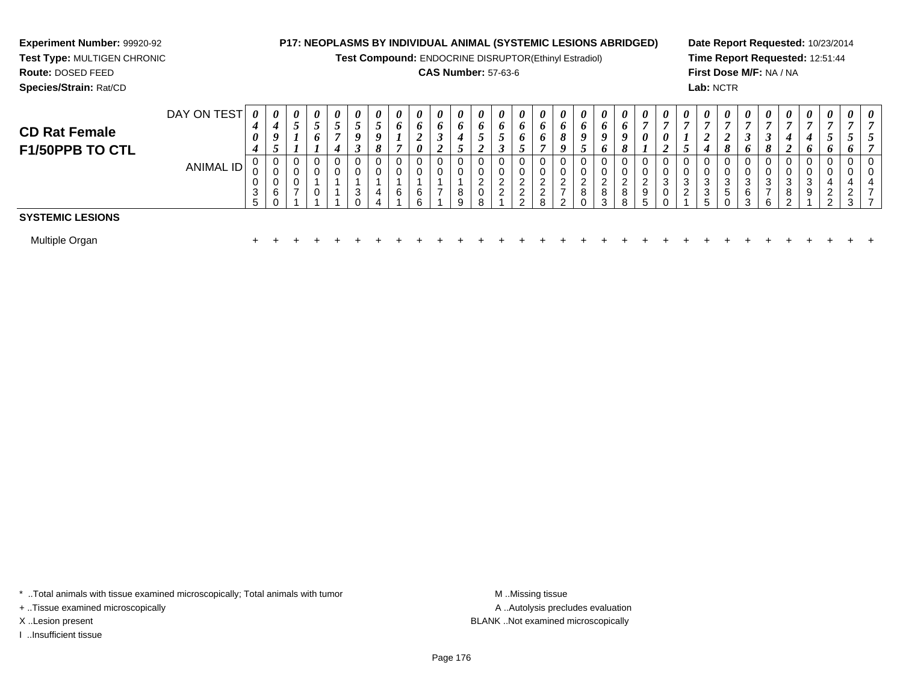**Experiment Number:** 99920-92
**Test Type:** MULTIGEN CHRONIC
**Route:** DOSED FEED
**Species/Strain:** Rat/CD

**P17: NEOPLASMS BY INDIVIDUAL ANIMAL (SYSTEMIC LESIONS ABRIDGED)**
**Test Compound:** ENDOCRINE DISRUPTOR(Ethinyl Estradiol)
**CAS Number:** 57-63-6

**Date Report Requested:** 10/23/2014
**Time Report Requested:** 12:51:44
**First Dose M/F:** NA / NA
**Lab:** NCTR

## CD Rat Female F1/50PPB TO CTL

| DAY ON TEST | 0404 | 0495 | 0511 | 0561 | 0574 | 0593 | 0598 | 0617 | 0620 | 0632 | 0645 | 0652 | 0653 | 0665 | 0667 | 0689 | 0695 | 0696 | 0698 | 0701 | 0702 | 0715 | 0724 | 0728 | 0736 | 0738 | 0742 | 0746 | 0756 | 0756 | 0757 |
|---|---|---|---|---|---|---|---|---|---|---|---|---|---|---|---|---|---|---|---|---|---|---|---|---|---|---|---|---|---|---|---|
| ANIMAL ID | 00035 | 00060 | 00071 | 00101 | 00111 | 00130 | 00144 | 00161 | 00166 | 00171 | 00189 | 00208 | 00221 | 00222 | 00228 | 00272 | 00280 | 00283 | 00288 | 00295 | 00300 | 00321 | 00335 | 00350 | 00363 | 00376 | 00382 | 00391 | 00422 | 00423 | 00477 |
| **SYSTEMIC LESIONS** | | | | | | | | | | | | | | | | | | | | | | | | | | | | | | | |
| Multiple Organ | + | + | + | + | + | + | + | + | + | + | + | + | + | + | + | + | + | + | + | + | + | + | + | + | + | + | + | + | + | + | + |

* ..Total animals with tissue examined microscopically; Total animals with tumor
+ ..Tissue examined microscopically
X ..Lesion present
I ..Insufficient tissue

M ..Missing tissue
A ..Autolysis precludes evaluation
BLANK ..Not examined microscopically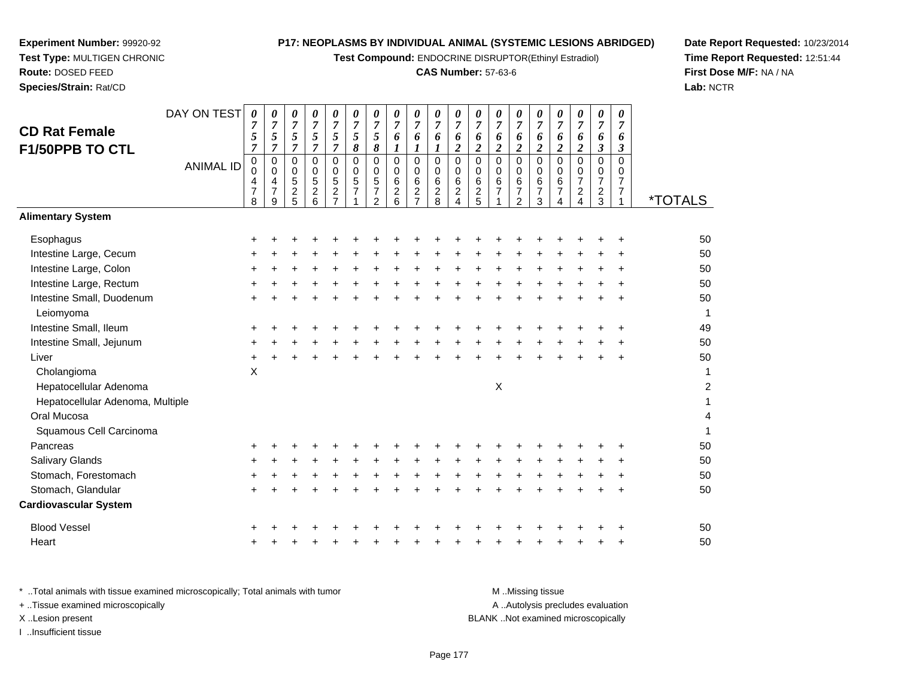**Experiment Number:** 99920-92
**Test Type:** MULTIGEN CHRONIC
**Route:** DOSED FEED
**Species/Strain:** Rat/CD

**P17: NEOPLASMS BY INDIVIDUAL ANIMAL (SYSTEMIC LESIONS ABRIDGED)**
**Test Compound:** ENDOCRINE DISRUPTOR(Ethinyl Estradiol)
**CAS Number:** 57-63-6

**Date Report Requested:** 10/23/2014
**Time Report Requested:** 12:51:44
**First Dose M/F:** NA / NA
**Lab:** NCTR

## CD Rat Female F1/50PPB TO CTL

| DAY ON TEST | 0757 | 0757 | 0757 | 0757 | 0757 | 0758 | 0758 | 0761 | 0761 | 0761 | 0762 | 0762 | 0762 | 0762 | 0762 | 0762 | 0762 | 0763 | 0763 | |
|---|---|---|---|---|---|---|---|---|---|---|---|---|---|---|---|---|---|---|---|---|
| **ANIMAL ID** | 00478 | 00479 | 00525 | 00526 | 00527 | 00571 | 00572 | 00626 | 00627 | 00628 | 00624 | 00625 | 00671 | 00672 | 00673 | 00674 | 00724 | 00723 | 00771 | ***TOTALS** |
| **Alimentary System** | | | | | | | | | | | | | | | | | | | | |
| Esophagus | + | + | + | + | + | + | + | + | + | + | + | + | + | + | + | + | + | + | + | 50 |
| Intestine Large, Cecum | + | + | + | + | + | + | + | + | + | + | + | + | + | + | + | + | + | + | + | 50 |
| Intestine Large, Colon | + | + | + | + | + | + | + | + | + | + | + | + | + | + | + | + | + | + | + | 50 |
| Intestine Large, Rectum | + | + | + | + | + | + | + | + | + | + | + | + | + | + | + | + | + | + | + | 50 |
| Intestine Small, Duodenum | + | + | + | + | + | + | + | + | + | + | + | + | + | + | + | + | + | + | + | 50 |
| Leiomyoma | | | | | | | | | | | | | | | | | | | | 1 |
| Intestine Small, Ileum | + | + | + | + | + | + | + | + | + | + | + | + | + | + | + | + | + | + | + | 49 |
| Intestine Small, Jejunum | + | + | + | + | + | + | + | + | + | + | + | + | + | + | + | + | + | + | + | 50 |
| Liver | + | + | + | + | + | + | + | + | + | + | + | + | + | + | + | + | + | + | + | 50 |
| Cholangioma | X | | | | | | | | | | | | | | | | | | | 1 |
| Hepatocellular Adenoma | | | | | | | | | | | | | X | | | | | | | 2 |
| Hepatocellular Adenoma, Multiple | | | | | | | | | | | | | | | | | | | | 1 |
| Oral Mucosa | | | | | | | | | | | | | | | | | | | | 4 |
| Squamous Cell Carcinoma | | | | | | | | | | | | | | | | | | | | 1 |
| Pancreas | + | + | + | + | + | + | + | + | + | + | + | + | + | + | + | + | + | + | + | 50 |
| Salivary Glands | + | + | + | + | + | + | + | + | + | + | + | + | + | + | + | + | + | + | + | 50 |
| Stomach, Forestomach | + | + | + | + | + | + | + | + | + | + | + | + | + | + | + | + | + | + | + | 50 |
| Stomach, Glandular | + | + | + | + | + | + | + | + | + | + | + | + | + | + | + | + | + | + | + | 50 |
| **Cardiovascular System** | | | | | | | | | | | | | | | | | | | | |
| Blood Vessel | + | + | + | + | + | + | + | + | + | + | + | + | + | + | + | + | + | + | + | 50 |
| Heart | + | + | + | + | + | + | + | + | + | + | + | + | + | + | + | + | + | + | + | 50 |

\* ..Total animals with tissue examined microscopically; Total animals with tumor
\+ ..Tissue examined microscopically
X ..Lesion present
I ..Insufficient tissue

M ..Missing tissue
A ..Autolysis precludes evaluation
BLANK ..Not examined microscopically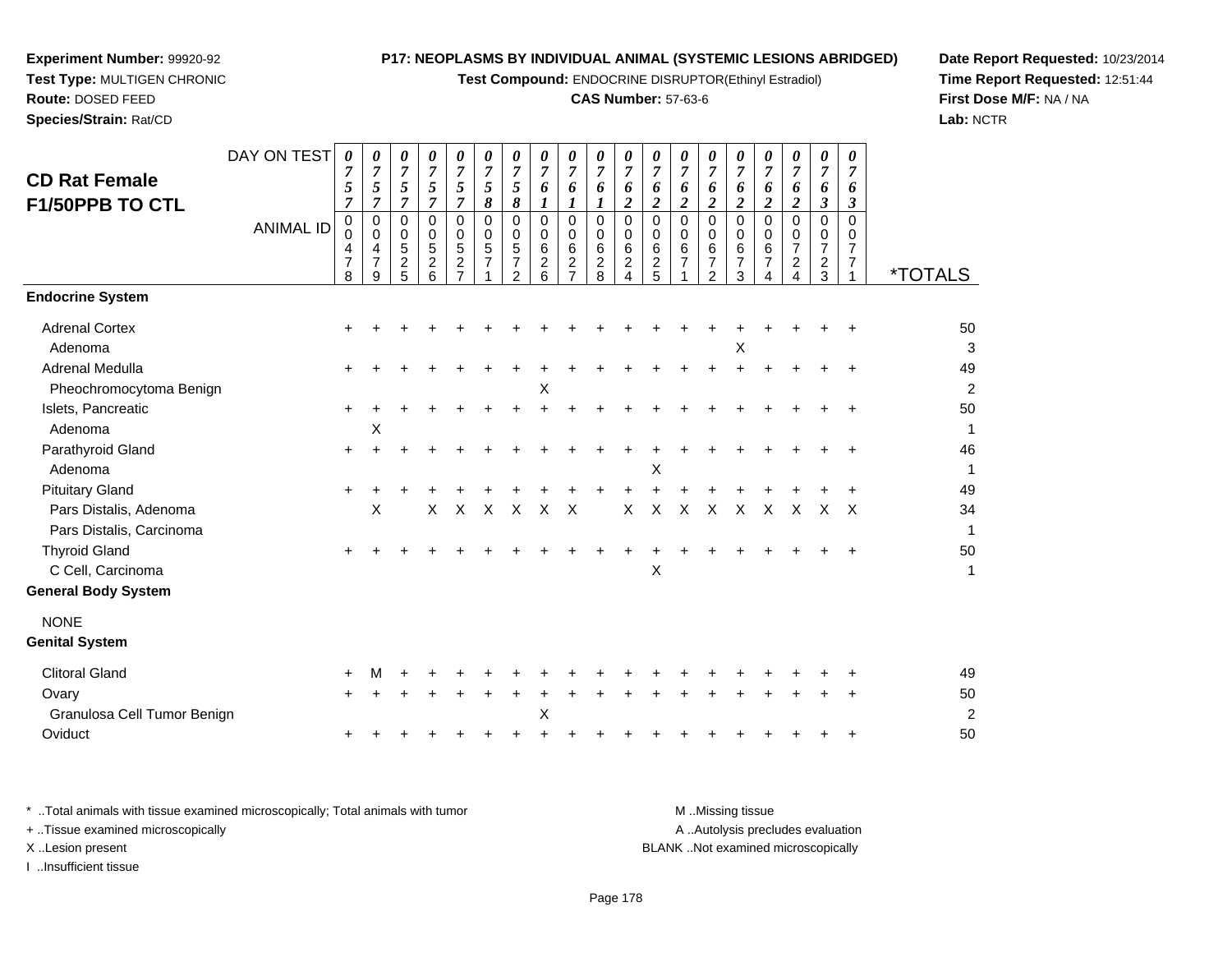**Experiment Number:** 99920-92
**Test Type:** MULTIGEN CHRONIC
**Route:** DOSED FEED
**Species/Strain:** Rat/CD

**P17: NEOPLASMS BY INDIVIDUAL ANIMAL (SYSTEMIC LESIONS ABRIDGED)**
**Test Compound:** ENDOCRINE DISRUPTOR(Ethinyl Estradiol)
**CAS Number:** 57-63-6

**Date Report Requested:** 10/23/2014
**Time Report Requested:** 12:51:44
**First Dose M/F:** NA / NA
**Lab:** NCTR

## CD Rat Female F1/50PPB TO CTL

| DAY ON TEST | 0757 | 0757 | 0757 | 0757 | 0757 | 0758 | 0758 | 0761 | 0761 | 0761 | 0762 | 0762 | 0762 | 0762 | 0762 | 0762 | 0762 | 0763 | 0763 | |
|---|---|---|---|---|---|---|---|---|---|---|---|---|---|---|---|---|---|---|---|---|
| **ANIMAL ID** | 00478 | 00479 | 00525 | 00526 | 00527 | 00571 | 00572 | 00626 | 00627 | 00628 | 00624 | 00625 | 00671 | 00672 | 00673 | 00674 | 00724 | 00723 | 00771 | ***TOTALS** |
| **Endocrine System** | | | | | | | | | | | | | | | | | | | | |
| Adrenal Cortex | + | + | + | + | + | + | + | + | + | + | + | + | + | + | + | + | + | + | + | 50 |
| Adenoma | | | | | | | | | | | | | | | X | | | | | 3 |
| Adrenal Medulla | + | + | + | + | + | + | + | + | + | + | + | + | + | + | + | + | + | + | + | 49 |
| Pheochromocytoma Benign | | | | | | | | X | | | | | | | | | | | | 2 |
| Islets, Pancreatic | + | + | + | + | + | + | + | + | + | + | + | + | + | + | + | + | + | + | + | 50 |
| Adenoma | | X | | | | | | | | | | | | | | | | | | 1 |
| Parathyroid Gland | + | + | + | + | + | + | + | + | + | + | + | + | + | + | + | + | + | + | + | 46 |
| Adenoma | | | | | | | | | | | | X | | | | | | | | 1 |
| Pituitary Gland | + | + | + | + | + | + | + | + | + | + | + | + | + | + | + | + | + | + | + | 49 |
| Pars Distalis, Adenoma | | X | | X | X | X | X | X | X | | X | X | X | X | X | X | X | X | X | 34 |
| Pars Distalis, Carcinoma | | | | | | | | | | | | | | | | | | | | 1 |
| Thyroid Gland | + | + | + | + | + | + | + | + | + | + | + | + | + | + | + | + | + | + | + | 50 |
| C Cell, Carcinoma | | | | | | | | | | | | X | | | | | | | | 1 |
| **General Body System** | | | | | | | | | | | | | | | | | | | | |
| NONE | | | | | | | | | | | | | | | | | | | | |
| **Genital System** | | | | | | | | | | | | | | | | | | | | |
| Clitoral Gland | + | M | + | + | + | + | + | + | + | + | + | + | + | + | + | + | + | + | + | 49 |
| Ovary | + | + | + | + | + | + | + | + | + | + | + | + | + | + | + | + | + | + | + | 50 |
| Granulosa Cell Tumor Benign | | | | | | | | X | | | | | | | | | | | | 2 |
| Oviduct | + | + | + | + | + | + | + | + | + | + | + | + | + | + | + | + | + | + | + | 50 |

\* ..Total animals with tissue examined microscopically; Total animals with tumor
\+ ..Tissue examined microscopically
X ..Lesion present
I ..Insufficient tissue

M ..Missing tissue
A ..Autolysis precludes evaluation
BLANK ..Not examined microscopically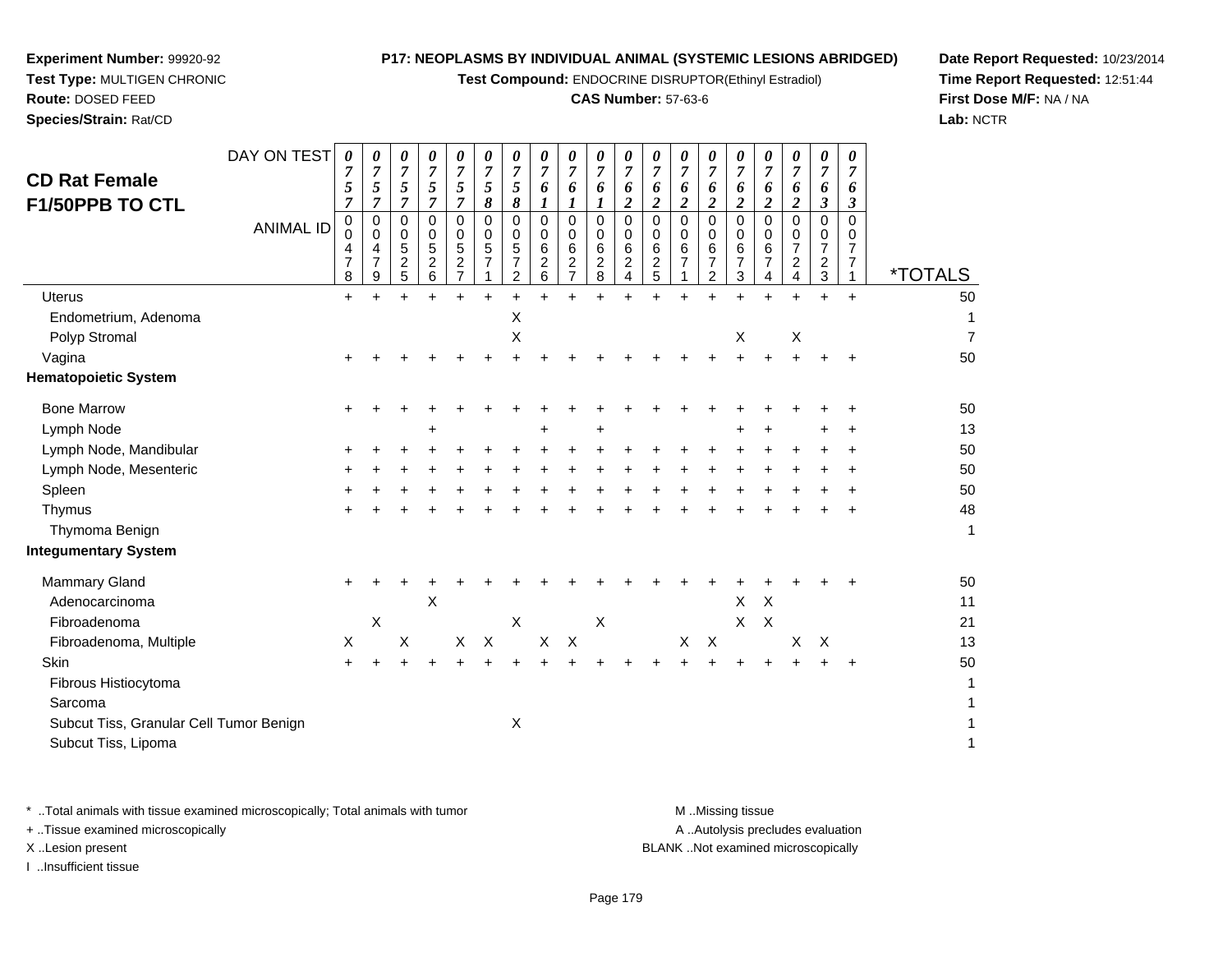**Experiment Number:** 99920-92
**Test Type:** MULTIGEN CHRONIC
**Route:** DOSED FEED
**Species/Strain:** Rat/CD

**P17: NEOPLASMS BY INDIVIDUAL ANIMAL (SYSTEMIC LESIONS ABRIDGED)**
**Test Compound:** ENDOCRINE DISRUPTOR(Ethinyl Estradiol)
**CAS Number:** 57-63-6

**Date Report Requested:** 10/23/2014
**Time Report Requested:** 12:51:44
**First Dose M/F:** NA / NA
**Lab:** NCTR

## CD Rat Female F1/50PPB TO CTL

| DAY ON TEST | 0757 | 0757 | 0757 | 0757 | 0757 | 0758 | 0758 | 0761 | 0761 | 0761 | 0762 | 0762 | 0762 | 0762 | 0762 | 0762 | 0762 | 0763 | 0763 | |
|---|---|---|---|---|---|---|---|---|---|---|---|---|---|---|---|---|---|---|---|---|
| **ANIMAL ID** | 00478 | 00479 | 00525 | 00526 | 00527 | 00571 | 00572 | 00626 | 00627 | 00628 | 00624 | 00625 | 00671 | 00672 | 00673 | 00674 | 00724 | 00723 | 00771 | ***TOTALS** |
| Uterus | + | + | + | + | + | + | + | + | + | + | + | + | + | + | + | + | + | + | + | 50 |
| Endometrium, Adenoma | | | | | | | X | | | | | | | | | | | | | 1 |
| Polyp Stromal | | | | | | | X | | | | | | | | X | | X | | | 7 |
| Vagina | + | + | + | + | + | + | + | + | + | + | + | + | + | + | + | + | + | + | + | 50 |
| **Hematopoietic System** | | | | | | | | | | | | | | | | | | | | |
| Bone Marrow | + | + | + | + | + | + | + | + | + | + | + | + | + | + | + | + | + | + | + | 50 |
| Lymph Node | | | | + | | | | + | | + | | | | | + | + | | + | + | 13 |
| Lymph Node, Mandibular | + | + | + | + | + | + | + | + | + | + | + | + | + | + | + | + | + | + | + | 50 |
| Lymph Node, Mesenteric | + | + | + | + | + | + | + | + | + | + | + | + | + | + | + | + | + | + | + | 50 |
| Spleen | + | + | + | + | + | + | + | + | + | + | + | + | + | + | + | + | + | + | + | 50 |
| Thymus | + | + | + | + | + | + | + | + | + | + | + | + | + | + | + | + | + | + | + | 48 |
| Thymoma Benign | | | | | | | | | | | | | | | | | | | | 1 |
| **Integumentary System** | | | | | | | | | | | | | | | | | | | | |
| Mammary Gland | + | + | + | + | + | + | + | + | + | + | + | + | + | + | + | + | + | + | + | 50 |
| Adenocarcinoma | | | | X | | | | | | | | | | | X | X | | | | 11 |
| Fibroadenoma | | X | | | | | X | | | X | | | | | X | X | | | | 21 |
| Fibroadenoma, Multiple | X | | X | | X | X | | X | X | | | | X | X | | | X | X | | 13 |
| Skin | + | + | + | + | + | + | + | + | + | + | + | + | + | + | + | + | + | + | + | 50 |
| Fibrous Histiocytoma | | | | | | | | | | | | | | | | | | | | 1 |
| Sarcoma | | | | | | | | | | | | | | | | | | | | 1 |
| Subcut Tiss, Granular Cell Tumor Benign | | | | | | | X | | | | | | | | | | | | | 1 |
| Subcut Tiss, Lipoma | | | | | | | | | | | | | | | | | | | | 1 |

\* ..Total animals with tissue examined microscopically; Total animals with tumor
\+ ..Tissue examined microscopically
X ..Lesion present
I ..Insufficient tissue
M ..Missing tissue
A ..Autolysis precludes evaluation
BLANK ..Not examined microscopically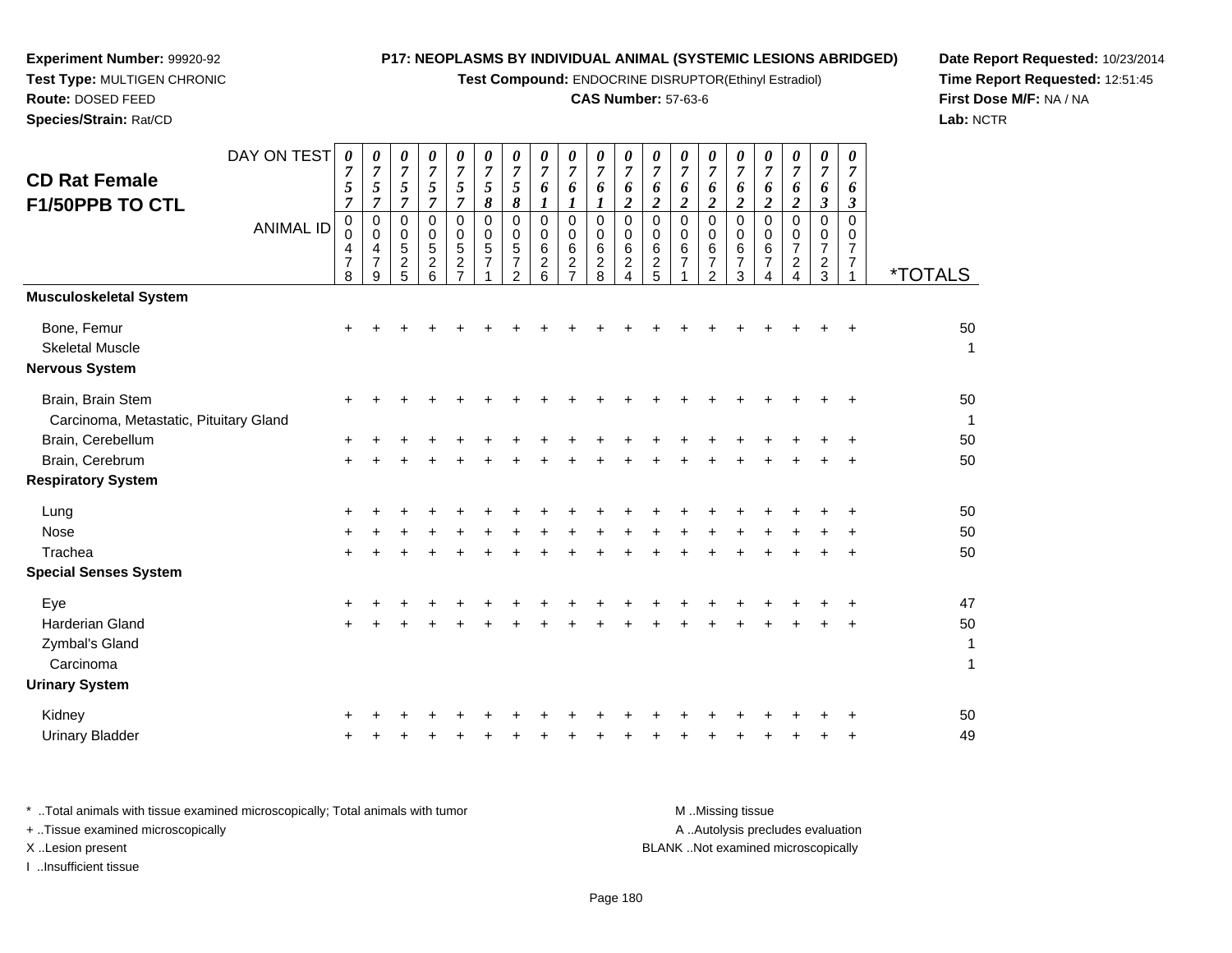**Experiment Number:** 99920-92
**Test Type:** MULTIGEN CHRONIC
**Route:** DOSED FEED
**Species/Strain:** Rat/CD

**P17: NEOPLASMS BY INDIVIDUAL ANIMAL (SYSTEMIC LESIONS ABRIDGED)**
**Test Compound:** ENDOCRINE DISRUPTOR(Ethinyl Estradiol)
**CAS Number:** 57-63-6

**Date Report Requested:** 10/23/2014
**Time Report Requested:** 12:51:45
**First Dose M/F:** NA / NA
**Lab:** NCTR

## CD Rat Female F1/50PPB TO CTL

| DAY ON TEST | 0757 | 0757 | 0757 | 0757 | 0757 | 0758 | 0758 | 0761 | 0761 | 0761 | 0762 | 0762 | 0762 | 0762 | 0762 | 0762 | 0762 | 0763 | 0763 | |
|---|---|---|---|---|---|---|---|---|---|---|---|---|---|---|---|---|---|---|---|---|
| **ANIMAL ID** | 00478 | 00479 | 00525 | 00526 | 00527 | 00571 | 00572 | 00626 | 00627 | 00628 | 00624 | 00625 | 00671 | 00672 | 00673 | 00674 | 00724 | 00723 | 00771 | ***TOTALS** |
| **Musculoskeletal System** | | | | | | | | | | | | | | | | | | | | |
| Bone, Femur | + | + | + | + | + | + | + | + | + | + | + | + | + | + | + | + | + | + | + | 50 |
| Skeletal Muscle | | | | | | | | | | | | | | | | | | | | 1 |
| **Nervous System** | | | | | | | | | | | | | | | | | | | | |
| Brain, Brain Stem | + | + | + | + | + | + | + | + | + | + | + | + | + | + | + | + | + | + | + | 50 |
| Carcinoma, Metastatic, Pituitary Gland | | | | | | | | | | | | | | | | | | | | 1 |
| Brain, Cerebellum | + | + | + | + | + | + | + | + | + | + | + | + | + | + | + | + | + | + | + | 50 |
| Brain, Cerebrum | + | + | + | + | + | + | + | + | + | + | + | + | + | + | + | + | + | + | + | 50 |
| **Respiratory System** | | | | | | | | | | | | | | | | | | | | |
| Lung | + | + | + | + | + | + | + | + | + | + | + | + | + | + | + | + | + | + | + | 50 |
| Nose | + | + | + | + | + | + | + | + | + | + | + | + | + | + | + | + | + | + | + | 50 |
| Trachea | + | + | + | + | + | + | + | + | + | + | + | + | + | + | + | + | + | + | + | 50 |
| **Special Senses System** | | | | | | | | | | | | | | | | | | | | |
| Eye | + | + | + | + | + | + | + | + | + | + | + | + | + | + | + | + | + | + | + | 47 |
| Harderian Gland | + | + | + | + | + | + | + | + | + | + | + | + | + | + | + | + | + | + | + | 50 |
| Zymbal's Gland | | | | | | | | | | | | | | | | | | | | 1 |
| Carcinoma | | | | | | | | | | | | | | | | | | | | 1 |
| **Urinary System** | | | | | | | | | | | | | | | | | | | | |
| Kidney | + | + | + | + | + | + | + | + | + | + | + | + | + | + | + | + | + | + | + | 50 |
| Urinary Bladder | + | + | + | + | + | + | + | + | + | + | + | + | + | + | + | + | + | + | + | 49 |

\* ..Total animals with tissue examined microscopically; Total animals with tumor
\+ ..Tissue examined microscopically
X ..Lesion present
I ..Insufficient tissue

M ..Missing tissue
A ..Autolysis precludes evaluation
BLANK ..Not examined microscopically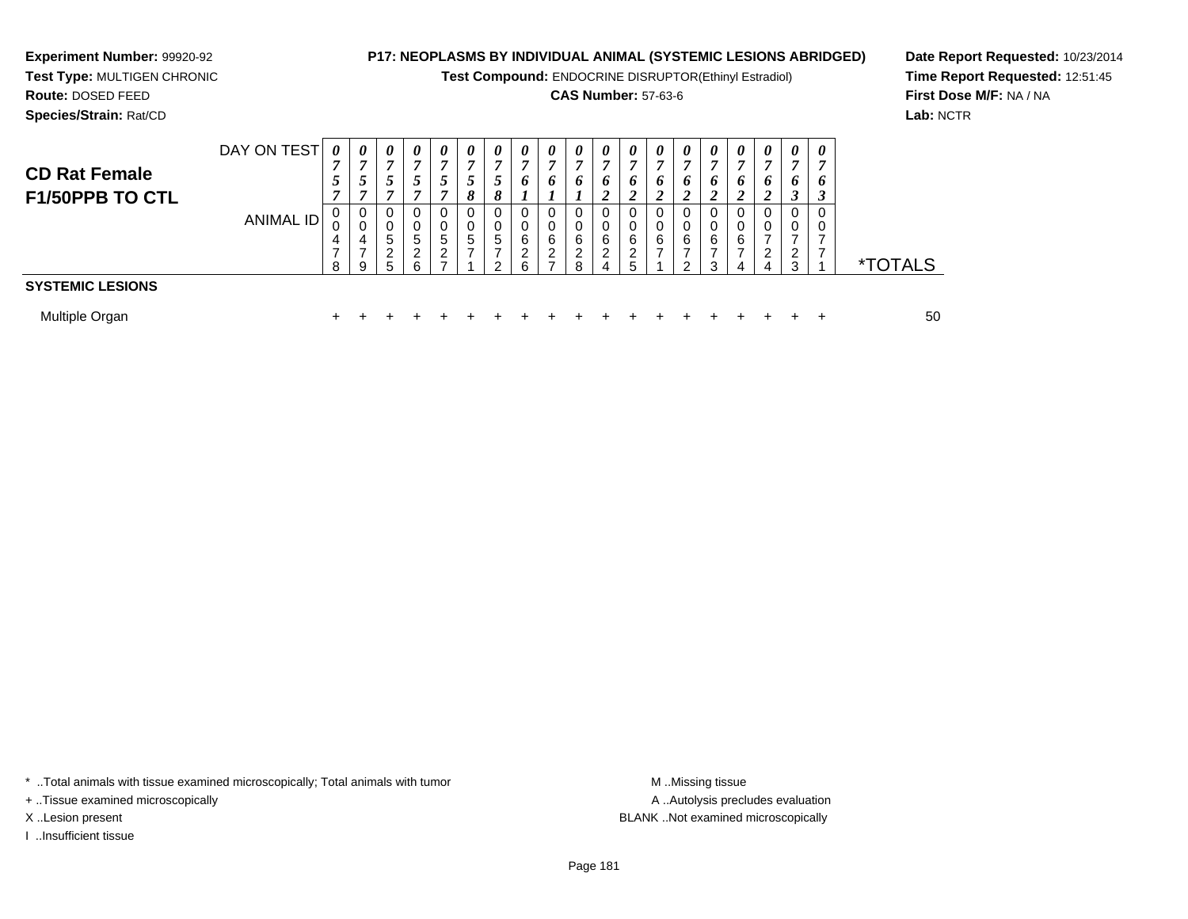**Experiment Number:** 99920-92
**Test Type:** MULTIGEN CHRONIC
**Route:** DOSED FEED
**Species/Strain:** Rat/CD

**P17: NEOPLASMS BY INDIVIDUAL ANIMAL (SYSTEMIC LESIONS ABRIDGED)**
**Test Compound:** ENDOCRINE DISRUPTOR(Ethinyl Estradiol)
**CAS Number:** 57-63-6

**Date Report Requested:** 10/23/2014
**Time Report Requested:** 12:51:45
**First Dose M/F:** NA / NA
**Lab:** NCTR

## CD Rat Female F1/50PPB TO CTL

| DAY ON TEST | 0757 | 0757 | 0757 | 0757 | 0757 | 0758 | 0758 | 0761 | 0761 | 0761 | 0762 | 0762 | 0762 | 0762 | 0762 | 0762 | 0762 | 0763 | 0763 | |
|---|---|---|---|---|---|---|---|---|---|---|---|---|---|---|---|---|---|---|---|---|
| **ANIMAL ID** | 00478 | 00479 | 00525 | 00526 | 00527 | 00571 | 00572 | 00626 | 00627 | 00628 | 00624 | 00625 | 00671 | 00672 | 00673 | 00674 | 00724 | 00723 | 00771 | ***TOTALS** |
| **SYSTEMIC LESIONS** | | | | | | | | | | | | | | | | | | | | |
| Multiple Organ | + | + | + | + | + | + | + | + | + | + | + | + | + | + | + | + | + | + | + | 50 |

\* ..Total animals with tissue examined microscopically; Total animals with tumor
+ ..Tissue examined microscopically
X ..Lesion present
I ..Insufficient tissue

M ..Missing tissue
A ..Autolysis precludes evaluation
BLANK ..Not examined microscopically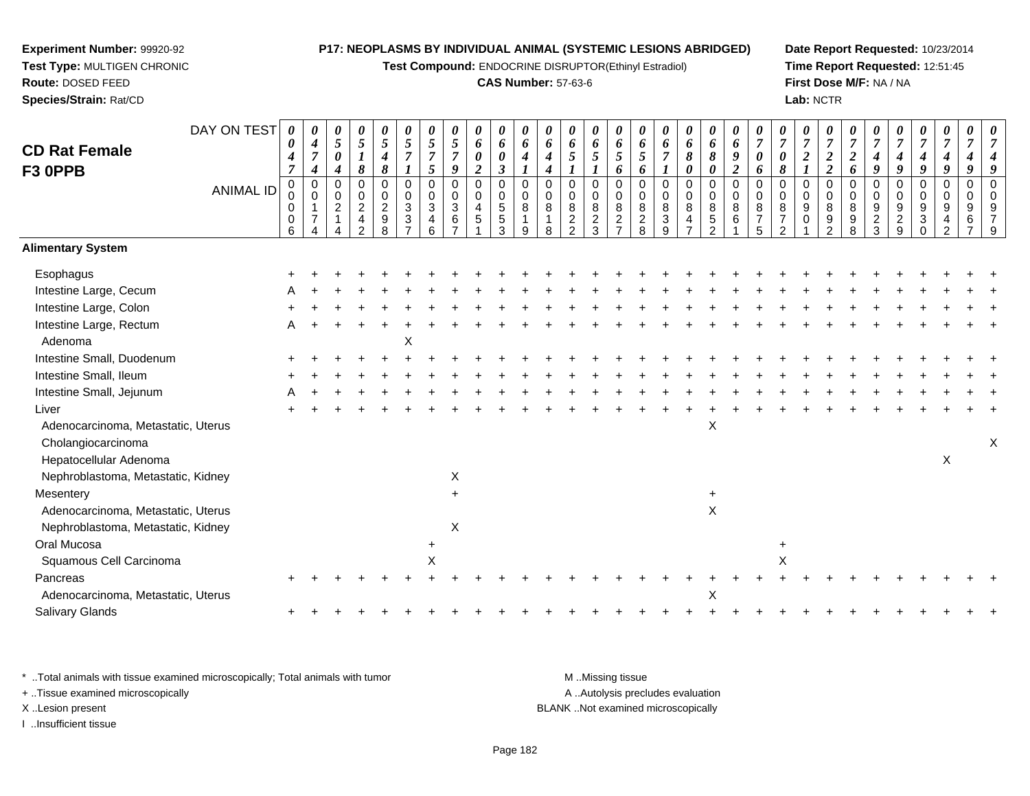**Experiment Number:** 99920-92
**Test Type:** MULTIGEN CHRONIC
**Route:** DOSED FEED
**Species/Strain:** Rat/CD

**P17: NEOPLASMS BY INDIVIDUAL ANIMAL (SYSTEMIC LESIONS ABRIDGED)**
**Test Compound:** ENDOCRINE DISRUPTOR(Ethinyl Estradiol)
**CAS Number:** 57-63-6

**Date Report Requested:** 10/23/2014
**Time Report Requested:** 12:51:45
**First Dose M/F:** NA / NA
**Lab:** NCTR

## CD Rat Female F3 0PPB

| DAY ON TEST | 0047 | 0474 | 0504 | 0518 | 0548 | 0571 | 0575 | 0579 | 0602 | 0603 | 0641 | 0644 | 0651 | 0651 | 0656 | 0656 | 0671 | 0680 | 0680 | 0692 | 0706 | 0708 | 0721 | 0722 | 0726 | 0749 | 0749 | 0749 | 0749 | 0749 | 0749 |
|---|---|---|---|---|---|---|---|---|---|---|---|---|---|---|---|---|---|---|---|---|---|---|---|---|---|---|---|---|---|---|---|
| **ANIMAL ID** | 00006 | 00174 | 00214 | 00242 | 00298 | 00337 | 00346 | 00367 | 00451 | 00553 | 00819 | 00818 | 00822 | 00823 | 00827 | 00828 | 00839 | 00847 | 00852 | 00861 | 00875 | 00872 | 00901 | 00892 | 00898 | 00923 | 00929 | 00930 | 00942 | 00967 | 00979 |
| **Alimentary System** | | | | | | | | | | | | | | | | | | | | | | | | | | | | | | | |
| Esophagus | + | + | + | + | + | + | + | + | + | + | + | + | + | + | + | + | + | + | + | + | + | + | + | + | + | + | + | + | + | + | + |
| Intestine Large, Cecum | A | + | + | + | + | + | + | + | + | + | + | + | + | + | + | + | + | + | + | + | + | + | + | + | + | + | + | + | + | + | + |
| Intestine Large, Colon | + | + | + | + | + | + | + | + | + | + | + | + | + | + | + | + | + | + | + | + | + | + | + | + | + | + | + | + | + | + | + |
| Intestine Large, Rectum | A | + | + | + | + | + | + | + | + | + | + | + | + | + | + | + | + | + | + | + | + | + | + | + | + | + | + | + | + | + | + |
| Adenoma | | | | | | X | | | | | | | | | | | | | | | | | | | | | | | | | |
| Intestine Small, Duodenum | + | + | + | + | + | + | + | + | + | + | + | + | + | + | + | + | + | + | + | + | + | + | + | + | + | + | + | + | + | + | + |
| Intestine Small, Ileum | + | + | + | + | + | + | + | + | + | + | + | + | + | + | + | + | + | + | + | + | + | + | + | + | + | + | + | + | + | + | + |
| Intestine Small, Jejunum | A | + | + | + | + | + | + | + | + | + | + | + | + | + | + | + | + | + | + | + | + | + | + | + | + | + | + | + | + | + | + |
| Liver | + | + | + | + | + | + | + | + | + | + | + | + | + | + | + | + | + | + | + | + | + | + | + | + | + | + | + | + | + | + | + |
| Adenocarcinoma, Metastatic, Uterus | | | | | | | | | | | | | | | | | | | X | | | | | | | | | | | | |
| Cholangiocarcinoma | | | | | | | | | | | | | | | | | | | | | | | | | | | | | | | X |
| Hepatocellular Adenoma | | | | | | | | | | | | | | | | | | | | | | | | | | | | | X | | |
| Nephroblastoma, Metastatic, Kidney | | | | | | | | X | | | | | | | | | | | | | | | | | | | | | | | |
| Mesentery | | | | | | | | + | | | | | | | | | | | + | | | | | | | | | | | | |
| Adenocarcinoma, Metastatic, Uterus | | | | | | | | | | | | | | | | | | | X | | | | | | | | | | | | |
| Nephroblastoma, Metastatic, Kidney | | | | | | | | X | | | | | | | | | | | | | | | | | | | | | | | |
| Oral Mucosa | | | | | | | + | | | | | | | | | | | | | | | + | | | | | | | | | |
| Squamous Cell Carcinoma | | | | | | | X | | | | | | | | | | | | | | | X | | | | | | | | | |
| Pancreas | + | + | + | + | + | + | + | + | + | + | + | + | + | + | + | + | + | + | + | + | + | + | + | + | + | + | + | + | + | + | + |
| Adenocarcinoma, Metastatic, Uterus | | | | | | | | | | | | | | | | | | | X | | | | | | | | | | | | |
| Salivary Glands | + | + | + | + | + | + | + | + | + | + | + | + | + | + | + | + | + | + | + | + | + | + | + | + | + | + | + | + | + | + | + |

\* ..Total animals with tissue examined microscopically; Total animals with tumor
+ ..Tissue examined microscopically
X ..Lesion present
I ..Insufficient tissue

M ..Missing tissue
A ..Autolysis precludes evaluation
BLANK ..Not examined microscopically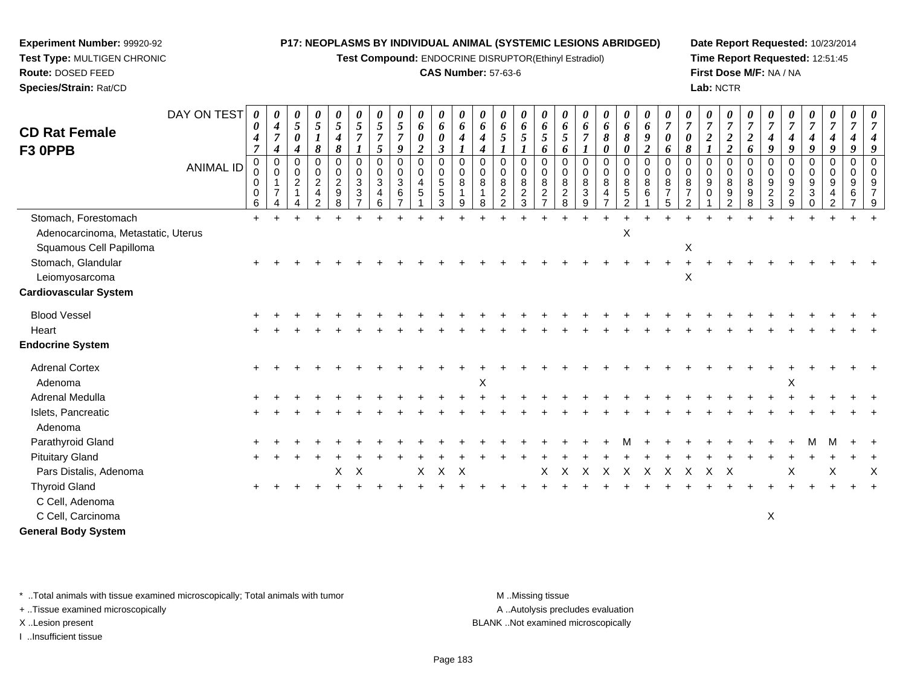**Experiment Number:** 99920-92
**Test Type:** MULTIGEN CHRONIC
**Route:** DOSED FEED
**Species/Strain:** Rat/CD

**P17: NEOPLASMS BY INDIVIDUAL ANIMAL (SYSTEMIC LESIONS ABRIDGED)**
**Test Compound:** ENDOCRINE DISRUPTOR(Ethinyl Estradiol)
**CAS Number:** 57-63-6

**Date Report Requested:** 10/23/2014
**Time Report Requested:** 12:51:45
**First Dose M/F:** NA / NA
**Lab:** NCTR

# CD Rat Female F3 0PPB

| DAY ON TEST | 0047 | 0474 | 0504 | 0518 | 0548 | 0571 | 0575 | 0579 | 0602 | 0603 | 0641 | 0644 | 0651 | 0651 | 0656 | 0656 | 0671 | 0680 | 0680 | 0692 | 0706 | 0708 | 0721 | 0722 | 0726 | 0749 | 0749 | 0749 | 0749 | 0749 | 0749 |
|---|---|---|---|---|---|---|---|---|---|---|---|---|---|---|---|---|---|---|---|---|---|---|---|---|---|---|---|---|---|---|---|
| **ANIMAL ID** | 00006 | 00174 | 00214 | 00242 | 00298 | 00337 | 00346 | 00367 | 00451 | 00553 | 00819 | 00818 | 00822 | 00823 | 00827 | 00828 | 00839 | 00847 | 00852 | 00861 | 00875 | 00872 | 00901 | 00892 | 00898 | 00923 | 00929 | 00930 | 00942 | 00967 | 00979 |
| Stomach, Forestomach | + | + | + | + | + | + | + | + | + | + | + | + | + | + | + | + | + | + | + | + | + | + | + | + | + | + | + | + | + | + | + |
| Adenocarcinoma, Metastatic, Uterus | | | | | | | | | | | | | | | | | | | X | | | | | | | | | | | | |
| Squamous Cell Papilloma | | | | | | | | | | | | | | | | | | | | | | X | | | | | | | | | |
| Stomach, Glandular | + | + | + | + | + | + | + | + | + | + | + | + | + | + | + | + | + | + | + | + | + | + | + | + | + | + | + | + | + | + | + |
| Leiomyosarcoma | | | | | | | | | | | | | | | | | | | | | | X | | | | | | | | | |
| **Cardiovascular System** | | | | | | | | | | | | | | | | | | | | | | | | | | | | | | | |
| Blood Vessel | + | + | + | + | + | + | + | + | + | + | + | + | + | + | + | + | + | + | + | + | + | + | + | + | + | + | + | + | + | + | + |
| Heart | + | + | + | + | + | + | + | + | + | + | + | + | + | + | + | + | + | + | + | + | + | + | + | + | + | + | + | + | + | + | + |
| **Endocrine System** | | | | | | | | | | | | | | | | | | | | | | | | | | | | | | | |
| Adrenal Cortex | + | + | + | + | + | + | + | + | + | + | + | + | + | + | + | + | + | + | + | + | + | + | + | + | + | + | + | + | + | + | + |
| Adenoma | | | | | | | | | | | | X | | | | | | | | | | | | | | | X | | | | |
| Adrenal Medulla | + | + | + | + | + | + | + | + | + | + | + | + | + | + | + | + | + | + | + | + | + | + | + | + | + | + | + | + | + | + | + |
| Islets, Pancreatic | + | + | + | + | + | + | + | + | + | + | + | + | + | + | + | + | + | + | + | + | + | + | + | + | + | + | + | + | + | + | + |
| Adenoma | | | | | | | | | | | | | | | | | | | | | | | | | | | | | | | |
| Parathyroid Gland | + | + | + | + | + | + | + | + | + | + | + | + | + | + | + | + | + | + | M | + | + | + | + | + | + | + | + | M | M | + | + |
| Pituitary Gland | + | + | + | + | + | + | + | + | + | + | + | + | + | + | + | + | + | + | + | + | + | + | + | + | + | + | + | + | + | + | + |
| Pars Distalis, Adenoma | | | | | X | X | | | X | X | X | | | | X | X | X | X | X | X | X | X | X | X | | | X | | X | | X |
| Thyroid Gland | + | + | + | + | + | + | + | + | + | + | + | + | + | + | + | + | + | + | + | + | + | + | + | + | + | + | + | + | + | + | + |
| C Cell, Adenoma | | | | | | | | | | | | | | | | | | | | | | | | | | | | | | | |
| C Cell, Carcinoma | | | | | | | | | | | | | | | | | | | | | | | | | | X | | | | | |
| **General Body System** | | | | | | | | | | | | | | | | | | | | | | | | | | | | | | | |

\* ..Total animals with tissue examined microscopically; Total animals with tumor
\+ ..Tissue examined microscopically
X ..Lesion present
I ..Insufficient tissue

M ..Missing tissue
A ..Autolysis precludes evaluation
BLANK ..Not examined microscopically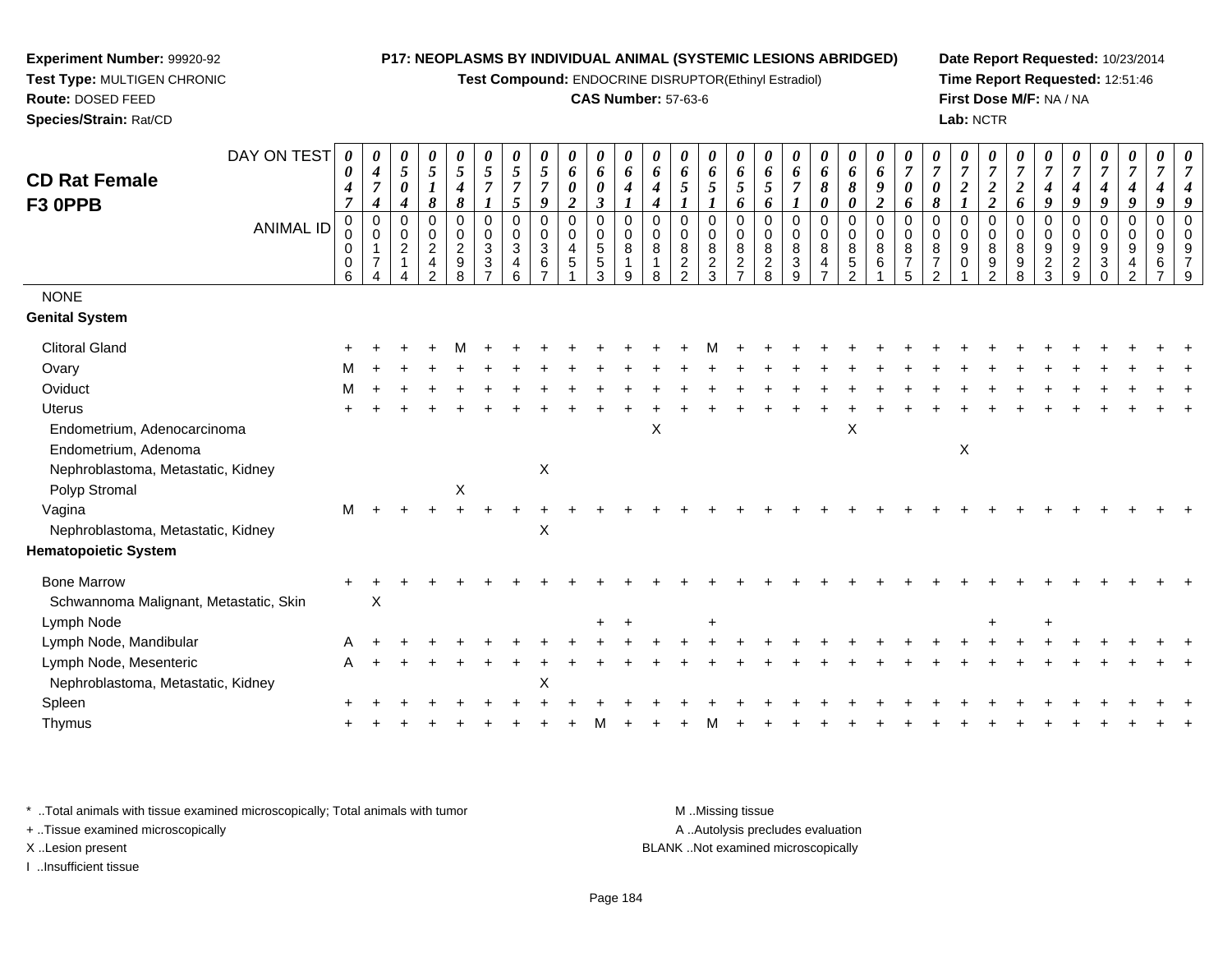**Experiment Number:** 99920-92
**Test Type:** MULTIGEN CHRONIC
**Route:** DOSED FEED
**Species/Strain:** Rat/CD

**P17: NEOPLASMS BY INDIVIDUAL ANIMAL (SYSTEMIC LESIONS ABRIDGED)**
**Test Compound:** ENDOCRINE DISRUPTOR(Ethinyl Estradiol)
**CAS Number:** 57-63-6

**Date Report Requested:** 10/23/2014
**Time Report Requested:** 12:51:46
**First Dose M/F:** NA / NA
**Lab:** NCTR

## CD Rat Female F3 0PPB

| DAY ON TEST | 0047 | 0474 | 0504 | 0518 | 0548 | 0571 | 0575 | 0579 | 0602 | 0603 | 0641 | 0644 | 0651 | 0651 | 0656 | 0656 | 0671 | 0680 | 0680 | 0692 | 0706 | 0708 | 0721 | 0722 | 0726 | 0749 | 0749 | 0749 | 0749 | 0749 | 0749 |
|---|---|---|---|---|---|---|---|---|---|---|---|---|---|---|---|---|---|---|---|---|---|---|---|---|---|---|---|---|---|---|---|
| **ANIMAL ID** | 00006 | 00174 | 00214 | 00242 | 00298 | 00337 | 00346 | 00367 | 00451 | 00553 | 00819 | 00818 | 00822 | 00823 | 00827 | 00828 | 00839 | 00847 | 00852 | 00861 | 00875 | 00872 | 00901 | 00892 | 00898 | 00923 | 00929 | 00930 | 00942 | 00967 | 00979 |
| NONE | | | | | | | | | | | | | | | | | | | | | | | | | | | | | | | |
| **Genital System** | | | | | | | | | | | | | | | | | | | | | | | | | | | | | | | |
| Clitoral Gland | + | + | + | + | M | + | + | + | + | + | + | + | + | M | + | + | + | + | + | + | + | + | + | + | + | + | + | + | + | + | + |
| Ovary | M | + | + | + | + | + | + | + | + | + | + | + | + | + | + | + | + | + | + | + | + | + | + | + | + | + | + | + | + | + | + |
| Oviduct | M | + | + | + | + | + | + | + | + | + | + | + | + | + | + | + | + | + | + | + | + | + | + | + | + | + | + | + | + | + | + |
| Uterus | + | + | + | + | + | + | + | + | + | + | + | + | + | + | + | + | + | + | + | + | + | + | + | + | + | + | + | + | + | + | + |
| Endometrium, Adenocarcinoma | | | | | | | | | | | | X | | | | | | | X | | | | | | | | | | | | |
| Endometrium, Adenoma | | | | | | | | | | | | | | | | | | | | | | | X | | | | | | | | |
| Nephroblastoma, Metastatic, Kidney | | | | | | | | X | | | | | | | | | | | | | | | | | | | | | | | |
| Polyp Stromal | | | | | X | | | | | | | | | | | | | | | | | | | | | | | | | | |
| Vagina | M | + | + | + | + | + | + | + | + | + | + | + | + | + | + | + | + | + | + | + | + | + | + | + | + | + | + | + | + | + | + |
| Nephroblastoma, Metastatic, Kidney | | | | | | | | X | | | | | | | | | | | | | | | | | | | | | | | |
| **Hematopoietic System** | | | | | | | | | | | | | | | | | | | | | | | | | | | | | | | |
| Bone Marrow | + | + | + | + | + | + | + | + | + | + | + | + | + | + | + | + | + | + | + | + | + | + | + | + | + | + | + | + | + | + | + |
| Schwannoma Malignant, Metastatic, Skin | | X | | | | | | | | | | | | | | | | | | | | | | | | | | | | | |
| Lymph Node | | | | | | | | | | + | + | | | + | | | | | | | | | | + | | + | | | | | |
| Lymph Node, Mandibular | A | + | + | + | + | + | + | + | + | + | + | + | + | + | + | + | + | + | + | + | + | + | + | + | + | + | + | + | + | + | + |
| Lymph Node, Mesenteric | A | + | + | + | + | + | + | + | + | + | + | + | + | + | + | + | + | + | + | + | + | + | + | + | + | + | + | + | + | + | + |
| Nephroblastoma, Metastatic, Kidney | | | | | | | | X | | | | | | | | | | | | | | | | | | | | | | | |
| Spleen | + | + | + | + | + | + | + | + | + | + | + | + | + | + | + | + | + | + | + | + | + | + | + | + | + | + | + | + | + | + | + |
| Thymus | + | + | + | + | + | + | + | + | + | M | + | + | + | M | + | + | + | + | + | + | + | + | + | + | + | + | + | + | + | + | + |

* ..Total animals with tissue examined microscopically; Total animals with tumor
+ ..Tissue examined microscopically
X ..Lesion present
I ..Insufficient tissue

M ..Missing tissue
A ..Autolysis precludes evaluation
BLANK ..Not examined microscopically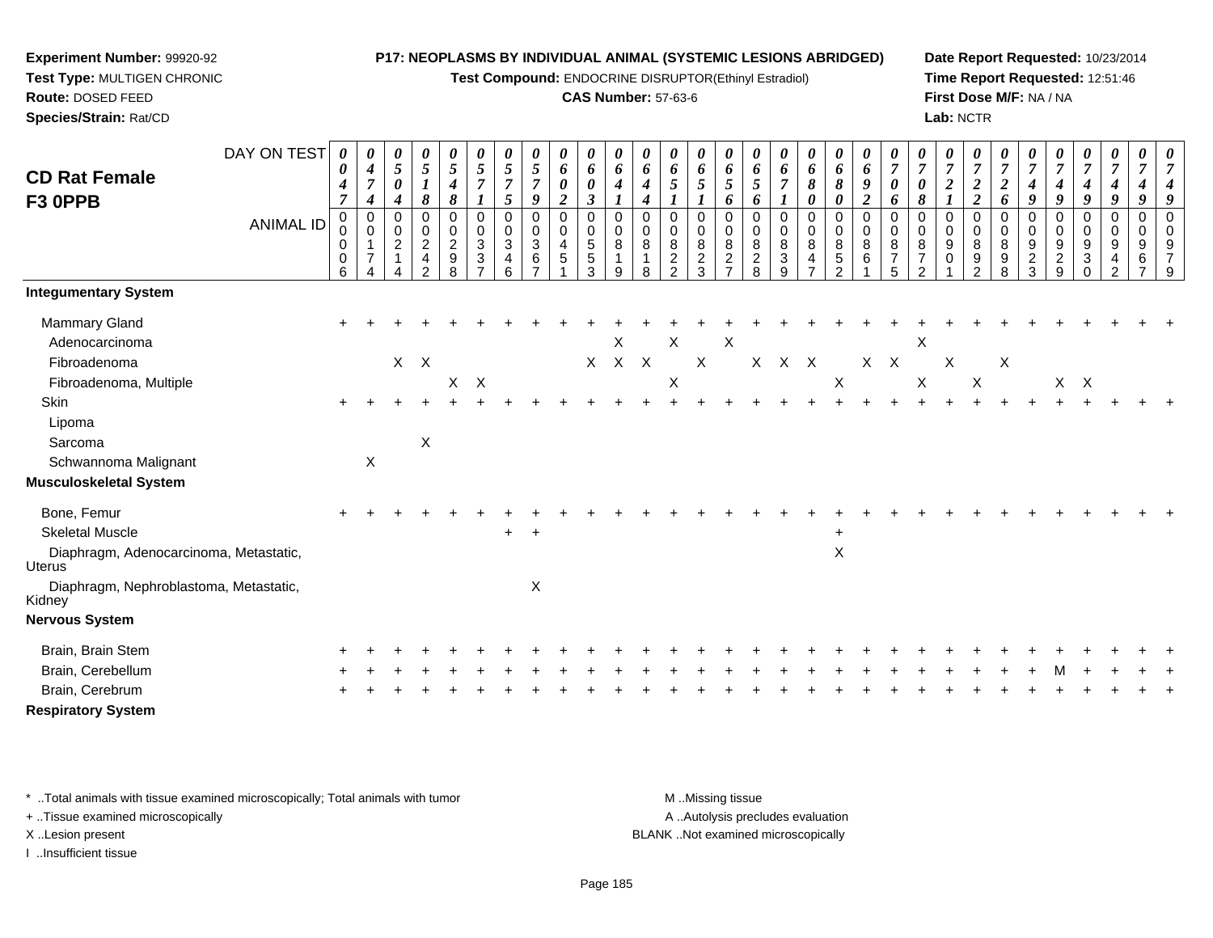**Experiment Number:** 99920-92
**Test Type:** MULTIGEN CHRONIC
**Route:** DOSED FEED
**Species/Strain:** Rat/CD

**P17: NEOPLASMS BY INDIVIDUAL ANIMAL (SYSTEMIC LESIONS ABRIDGED)**
**Test Compound:** ENDOCRINE DISRUPTOR(Ethinyl Estradiol)
**CAS Number:** 57-63-6

**Date Report Requested:** 10/23/2014
**Time Report Requested:** 12:51:46
**First Dose M/F:** NA / NA
**Lab:** NCTR

# CD Rat Female F3 0PPB

| DAY ON TEST | 0047 | 0474 | 0504 | 0518 | 0548 | 0571 | 0575 | 0579 | 0602 | 0603 | 0641 | 0644 | 0651 | 0651 | 0656 | 0656 | 0671 | 0680 | 0680 | 0692 | 0706 | 0708 | 0721 | 0722 | 0726 | 0749 | 0749 | 0749 | 0749 | 0749 | 0749 |
|---|---|---|---|---|---|---|---|---|---|---|---|---|---|---|---|---|---|---|---|---|---|---|---|---|---|---|---|---|---|---|---|
| **ANIMAL ID** | 00006 | 00174 | 00214 | 00242 | 00298 | 00337 | 00346 | 00367 | 00451 | 00553 | 00819 | 00818 | 00822 | 00823 | 00827 | 00828 | 00839 | 00847 | 00852 | 00861 | 00875 | 00872 | 00901 | 00892 | 00898 | 00923 | 00929 | 00930 | 00942 | 00967 | 00979 |
| **Integumentary System** | | | | | | | | | | | | | | | | | | | | | | | | | | | | | | | |
| Mammary Gland | + | + | + | + | + | + | + | + | + | + | + | + | + | + | + | + | + | + | + | + | + | + | + | + | + | + | + | + | + | + | + |
| Adenocarcinoma | | | | | | | | | | | X | | X | | X | | | | | | | X | | | | | | | | | |
| Fibroadenoma | | | X | X | | | | | | X | X | X | | X | | X | X | X | | X | X | | X | | X | | | | | | |
| Fibroadenoma, Multiple | | | | | X | X | | | | | | | X | | | | | | X | | | X | | X | | | | X | X | | |
| Skin | + | + | + | + | + | + | + | + | + | + | + | + | + | + | + | + | + | + | + | + | + | + | + | + | + | + | + | + | + | + | + |
| Lipoma | | | | | | | | | | | | | | | | | | | | | | | | | | | | | | | |
| Sarcoma | | | | X | | | | | | | | | | | | | | | | | | | | | | | | | | | |
| Schwannoma Malignant | | X | | | | | | | | | | | | | | | | | | | | | | | | | | | | | |
| **Musculoskeletal System** | | | | | | | | | | | | | | | | | | | | | | | | | | | | | | | |
| Bone, Femur | + | + | + | + | + | + | + | + | + | + | + | + | + | + | + | + | + | + | + | + | + | + | + | + | + | + | + | + | + | + | + |
| Skeletal Muscle | | | | | | | + | + | | | | | | | | | | | + | | | | | | | | | | | | |
| Diaphragm, Adenocarcinoma, Metastatic, Uterus | | | | | | | | | | | | | | | | | | | X | | | | | | | | | | | | |
| Diaphragm, Nephroblastoma, Metastatic, Kidney | | | | | | | | X | | | | | | | | | | | | | | | | | | | | | | | |
| **Nervous System** | | | | | | | | | | | | | | | | | | | | | | | | | | | | | | | |
| Brain, Brain Stem | + | + | + | + | + | + | + | + | + | + | + | + | + | + | + | + | + | + | + | + | + | + | + | + | + | + | + | + | + | + | + |
| Brain, Cerebellum | + | + | + | + | + | + | + | + | + | + | + | + | + | + | + | + | + | + | + | + | + | + | + | + | + | + | + | M | + | + | + |
| Brain, Cerebrum | + | + | + | + | + | + | + | + | + | + | + | + | + | + | + | + | + | + | + | + | + | + | + | + | + | + | + | + | + | + | + |
| **Respiratory System** | | | | | | | | | | | | | | | | | | | | | | | | | | | | | | | |

\* ..Total animals with tissue examined microscopically; Total animals with tumor
+ ..Tissue examined microscopically
X ..Lesion present
I ..Insufficient tissue

M ..Missing tissue
A ..Autolysis precludes evaluation
BLANK ..Not examined microscopically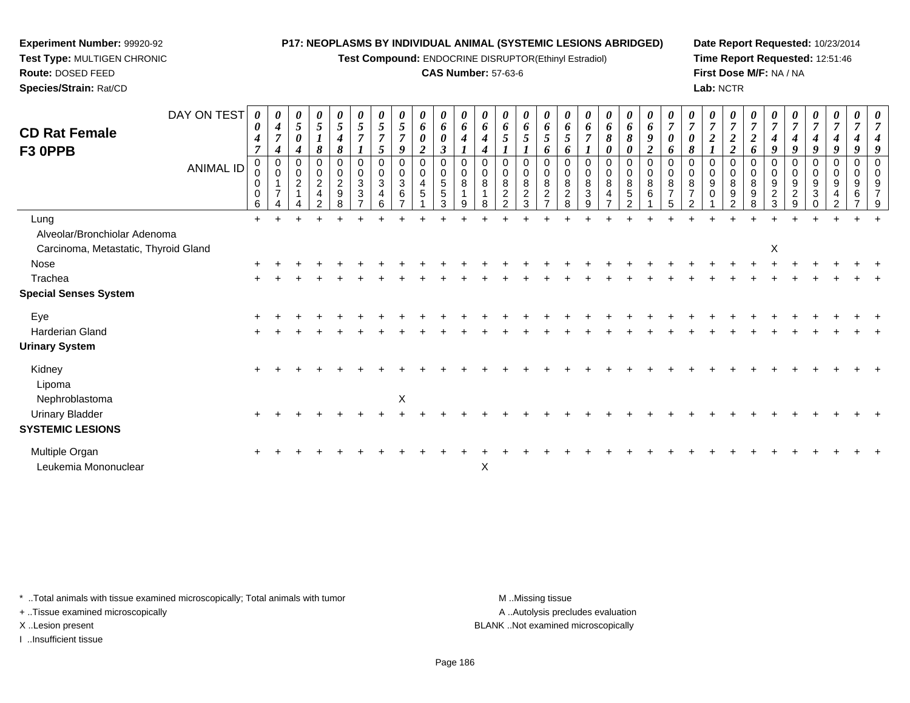**Experiment Number:** 99920-92
**Test Type:** MULTIGEN CHRONIC
**Route:** DOSED FEED
**Species/Strain:** Rat/CD

**P17: NEOPLASMS BY INDIVIDUAL ANIMAL (SYSTEMIC LESIONS ABRIDGED)**
**Test Compound:** ENDOCRINE DISRUPTOR(Ethinyl Estradiol)
**CAS Number:** 57-63-6

**Date Report Requested:** 10/23/2014
**Time Report Requested:** 12:51:46
**First Dose M/F:** NA / NA
**Lab:** NCTR

## CD Rat Female F3 0PPB

| DAY ON TEST | 0047 | 0474 | 0504 | 0518 | 0548 | 0571 | 0575 | 0579 | 0602 | 0603 | 0641 | 0644 | 0651 | 0651 | 0656 | 0656 | 0671 | 0680 | 0680 | 0692 | 0706 | 0708 | 0721 | 0722 | 0726 | 0749 | 0749 | 0749 | 0749 | 0749 | 0749 |
|---|---|---|---|---|---|---|---|---|---|---|---|---|---|---|---|---|---|---|---|---|---|---|---|---|---|---|---|---|---|---|---|
| ANIMAL ID | 00006 | 00174 | 00214 | 00242 | 00298 | 00337 | 00346 | 00367 | 00451 | 00553 | 00819 | 00818 | 00822 | 00823 | 00827 | 00828 | 00839 | 00847 | 00852 | 00861 | 00875 | 00872 | 00901 | 00892 | 00898 | 00923 | 00929 | 00930 | 00942 | 00967 | 00979 |
| Lung | + | + | + | + | + | + | + | + | + | + | + | + | + | + | + | + | + | + | + | + | + | + | + | + | + | + | + | + | + | + | + |
| Alveolar/Bronchiolar Adenoma | | | | | | | | | | | | | | | | | | | | | | | | | | | | | | | |
| Carcinoma, Metastatic, Thyroid Gland | | | | | | | | | | | | | | | | | | | | | | | | | | X | | | | | |
| Nose | + | + | + | + | + | + | + | + | + | + | + | + | + | + | + | + | + | + | + | + | + | + | + | + | + | + | + | + | + | + | + |
| Trachea | + | + | + | + | + | + | + | + | + | + | + | + | + | + | + | + | + | + | + | + | + | + | + | + | + | + | + | + | + | + | + |
| **Special Senses System** | | | | | | | | | | | | | | | | | | | | | | | | | | | | | | | |
| Eye | + | + | + | + | + | + | + | + | + | + | + | + | + | + | + | + | + | + | + | + | + | + | + | + | + | + | + | + | + | + | + |
| Harderian Gland | + | + | + | + | + | + | + | + | + | + | + | + | + | + | + | + | + | + | + | + | + | + | + | + | + | + | + | + | + | + | + |
| **Urinary System** | | | | | | | | | | | | | | | | | | | | | | | | | | | | | | | |
| Kidney | + | + | + | + | + | + | + | + | + | + | + | + | + | + | + | + | + | + | + | + | + | + | + | + | + | + | + | + | + | + | + |
| Lipoma | | | | | | | | | | | | | | | | | | | | | | | | | | | | | | | |
| Nephroblastoma | | | | | | | | X | | | | | | | | | | | | | | | | | | | | | | | |
| Urinary Bladder | + | + | + | + | + | + | + | + | + | + | + | + | + | + | + | + | + | + | + | + | + | + | + | + | + | + | + | + | + | + | + |
| **SYSTEMIC LESIONS** | | | | | | | | | | | | | | | | | | | | | | | | | | | | | | | |
| Multiple Organ | + | + | + | + | + | + | + | + | + | + | + | + | + | + | + | + | + | + | + | + | + | + | + | + | + | + | + | + | + | + | + |
| Leukemia Mononuclear | | | | | | | | | | | | X | | | | | | | | | | | | | | | | | | | |

\* ..Total animals with tissue examined microscopically; Total animals with tumor
+ ..Tissue examined microscopically
X ..Lesion present
I ..Insufficient tissue

M ..Missing tissue
A ..Autolysis precludes evaluation
BLANK ..Not examined microscopically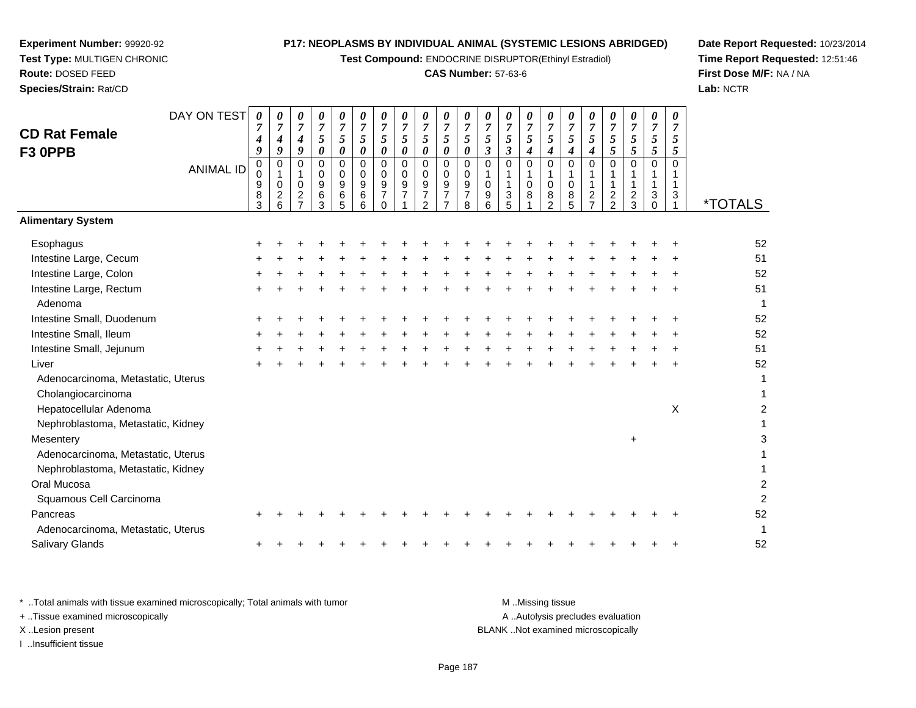**Experiment Number:** 99920-92
**Test Type:** MULTIGEN CHRONIC
**Route:** DOSED FEED
**Species/Strain:** Rat/CD

**P17: NEOPLASMS BY INDIVIDUAL ANIMAL (SYSTEMIC LESIONS ABRIDGED)**
**Test Compound:** ENDOCRINE DISRUPTOR(Ethinyl Estradiol)
**CAS Number:** 57-63-6

**Date Report Requested:** 10/23/2014
**Time Report Requested:** 12:51:46
**First Dose M/F:** NA / NA
**Lab:** NCTR

## CD Rat Female F3 0PPB

| DAY ON TEST | 0749 | 0749 | 0749 | 0750 | 0750 | 0750 | 0750 | 0750 | 0750 | 0750 | 0750 | 0753 | 0753 | 0754 | 0754 | 0754 | 0754 | 0755 | 0755 | 0755 | 0755 | |
|---|---|---|---|---|---|---|---|---|---|---|---|---|---|---|---|---|---|---|---|---|---|---|
| **ANIMAL ID** | 00983 | 01026 | 01027 | 00963 | 00965 | 00966 | 00970 | 00971 | 00972 | 00977 | 00978 | 01096 | 01135 | 01081 | 01082 | 01085 | 01127 | 01122 | 01123 | 01130 | 01131 | ***TOTALS** |
| **Alimentary System** | | | | | | | | | | | | | | | | | | | | | | |
| Esophagus | + | + | + | + | + | + | + | + | + | + | + | + | + | + | + | + | + | + | + | + | + | 52 |
| Intestine Large, Cecum | + | + | + | + | + | + | + | + | + | + | + | + | + | + | + | + | + | + | + | + | + | 51 |
| Intestine Large, Colon | + | + | + | + | + | + | + | + | + | + | + | + | + | + | + | + | + | + | + | + | + | 52 |
| Intestine Large, Rectum | + | + | + | + | + | + | + | + | + | + | + | + | + | + | + | + | + | + | + | + | + | 51 |
| Adenoma | | | | | | | | | | | | | | | | | | | | | | 1 |
| Intestine Small, Duodenum | + | + | + | + | + | + | + | + | + | + | + | + | + | + | + | + | + | + | + | + | + | 52 |
| Intestine Small, Ileum | + | + | + | + | + | + | + | + | + | + | + | + | + | + | + | + | + | + | + | + | + | 52 |
| Intestine Small, Jejunum | + | + | + | + | + | + | + | + | + | + | + | + | + | + | + | + | + | + | + | + | + | 51 |
| Liver | + | + | + | + | + | + | + | + | + | + | + | + | + | + | + | + | + | + | + | + | + | 52 |
| Adenocarcinoma, Metastatic, Uterus | | | | | | | | | | | | | | | | | | | | | | 1 |
| Cholangiocarcinoma | | | | | | | | | | | | | | | | | | | | | | 1 |
| Hepatocellular Adenoma | | | | | | | | | | | | | | | | | | | | | X | 2 |
| Nephroblastoma, Metastatic, Kidney | | | | | | | | | | | | | | | | | | | | | | 1 |
| Mesentery | | | | | | | | | | | | | | | | | | | + | | | 3 |
| Adenocarcinoma, Metastatic, Uterus | | | | | | | | | | | | | | | | | | | | | | 1 |
| Nephroblastoma, Metastatic, Kidney | | | | | | | | | | | | | | | | | | | | | | 1 |
| Oral Mucosa | | | | | | | | | | | | | | | | | | | | | | 2 |
| Squamous Cell Carcinoma | | | | | | | | | | | | | | | | | | | | | | 2 |
| Pancreas | + | + | + | + | + | + | + | + | + | + | + | + | + | + | + | + | + | + | + | + | + | 52 |
| Adenocarcinoma, Metastatic, Uterus | | | | | | | | | | | | | | | | | | | | | | 1 |
| Salivary Glands | + | + | + | + | + | + | + | + | + | + | + | + | + | + | + | + | + | + | + | + | + | 52 |

\* ..Total animals with tissue examined microscopically; Total animals with tumor
\+ ..Tissue examined microscopically
X ..Lesion present
I ..Insufficient tissue

M ..Missing tissue
A ..Autolysis precludes evaluation
BLANK ..Not examined microscopically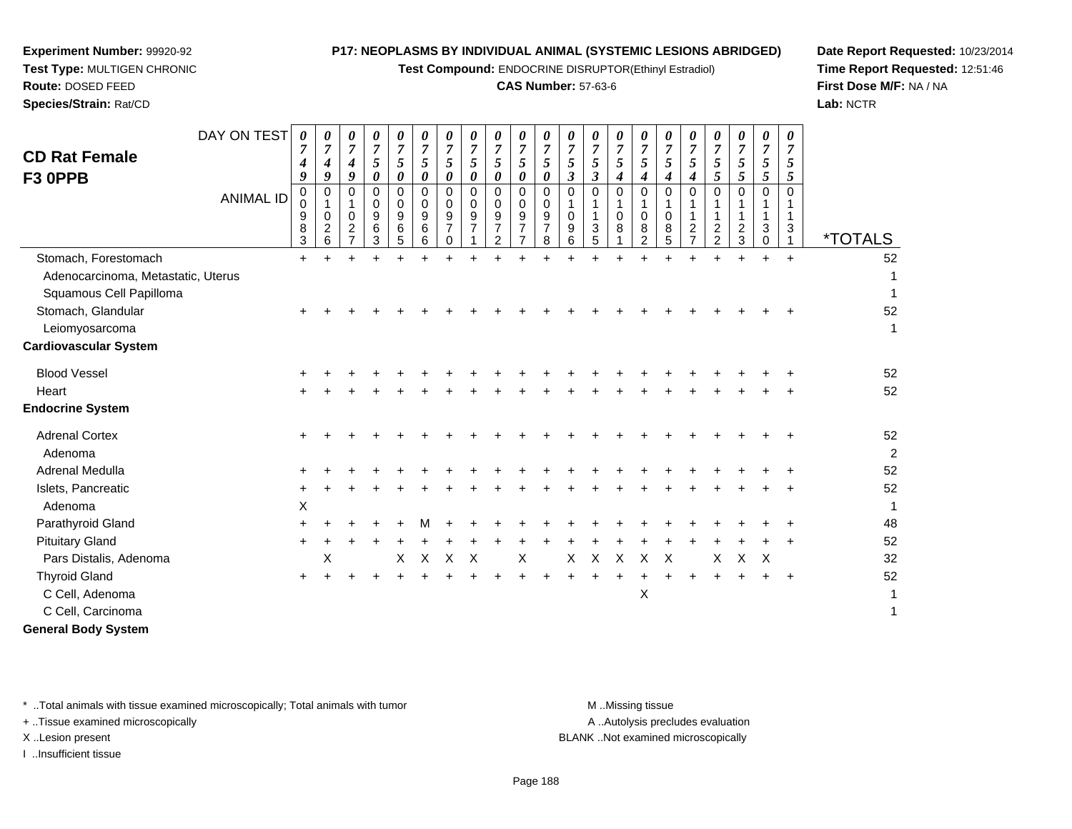**Experiment Number:** 99920-92
**Test Type:** MULTIGEN CHRONIC
**Route:** DOSED FEED
**Species/Strain:** Rat/CD

**P17: NEOPLASMS BY INDIVIDUAL ANIMAL (SYSTEMIC LESIONS ABRIDGED)**
**Test Compound:** ENDOCRINE DISRUPTOR(Ethinyl Estradiol)
**CAS Number:** 57-63-6

**Date Report Requested:** 10/23/2014
**Time Report Requested:** 12:51:46
**First Dose M/F:** NA / NA
**Lab:** NCTR

## CD Rat Female F3 0PPB

| DAY ON TEST | 0749 | 0749 | 0749 | 0750 | 0750 | 0750 | 0750 | 0750 | 0750 | 0750 | 0750 | 0753 | 0753 | 0754 | 0754 | 0754 | 0754 | 0755 | 0755 | 0755 | 0755 | |
|---|---|---|---|---|---|---|---|---|---|---|---|---|---|---|---|---|---|---|---|---|---|---|
| **ANIMAL ID** | 00983 | 01026 | 01027 | 00963 | 00965 | 00966 | 00970 | 00971 | 00972 | 00977 | 00978 | 01096 | 01135 | 01081 | 01082 | 01085 | 01127 | 01122 | 01123 | 01130 | 01131 | ***TOTALS** |
| Stomach, Forestomach | + | + | + | + | + | + | + | + | + | + | + | + | + | + | + | + | + | + | + | + | + | 52 |
| Adenocarcinoma, Metastatic, Uterus | | | | | | | | | | | | | | | | | | | | | | 1 |
| Squamous Cell Papilloma | | | | | | | | | | | | | | | | | | | | | | 1 |
| Stomach, Glandular | + | + | + | + | + | + | + | + | + | + | + | + | + | + | + | + | + | + | + | + | + | 52 |
| Leiomyosarcoma | | | | | | | | | | | | | | | | | | | | | | 1 |
| **Cardiovascular System** | | | | | | | | | | | | | | | | | | | | | | |
| Blood Vessel | + | + | + | + | + | + | + | + | + | + | + | + | + | + | + | + | + | + | + | + | + | 52 |
| Heart | + | + | + | + | + | + | + | + | + | + | + | + | + | + | + | + | + | + | + | + | + | 52 |
| **Endocrine System** | | | | | | | | | | | | | | | | | | | | | | |
| Adrenal Cortex | + | + | + | + | + | + | + | + | + | + | + | + | + | + | + | + | + | + | + | + | + | 52 |
| Adenoma | | | | | | | | | | | | | | | | | | | | | | 2 |
| Adrenal Medulla | + | + | + | + | + | + | + | + | + | + | + | + | + | + | + | + | + | + | + | + | + | 52 |
| Islets, Pancreatic | + | + | + | + | + | + | + | + | + | + | + | + | + | + | + | + | + | + | + | + | + | 52 |
| Adenoma | X | | | | | | | | | | | | | | | | | | | | | 1 |
| Parathyroid Gland | + | + | + | + | + | M | + | + | + | + | + | + | + | + | + | + | + | + | + | + | + | 48 |
| Pituitary Gland | + | + | + | + | + | + | + | + | + | + | + | + | + | + | + | + | + | + | + | + | + | 52 |
| Pars Distalis, Adenoma | | X | | | X | X | X | X | | X | | X | X | X | X | X | | X | X | X | | 32 |
| Thyroid Gland | + | + | + | + | + | + | + | + | + | + | + | + | + | + | + | + | + | + | + | + | + | 52 |
| C Cell, Adenoma | | | | | | | | | | | | | | | X | | | | | | | 1 |
| C Cell, Carcinoma | | | | | | | | | | | | | | | | | | | | | | 1 |
| **General Body System** | | | | | | | | | | | | | | | | | | | | | | |

\* ..Total animals with tissue examined microscopically; Total animals with tumor
+ ..Tissue examined microscopically
X ..Lesion present
I ..Insufficient tissue

M ..Missing tissue
A ..Autolysis precludes evaluation
BLANK ..Not examined microscopically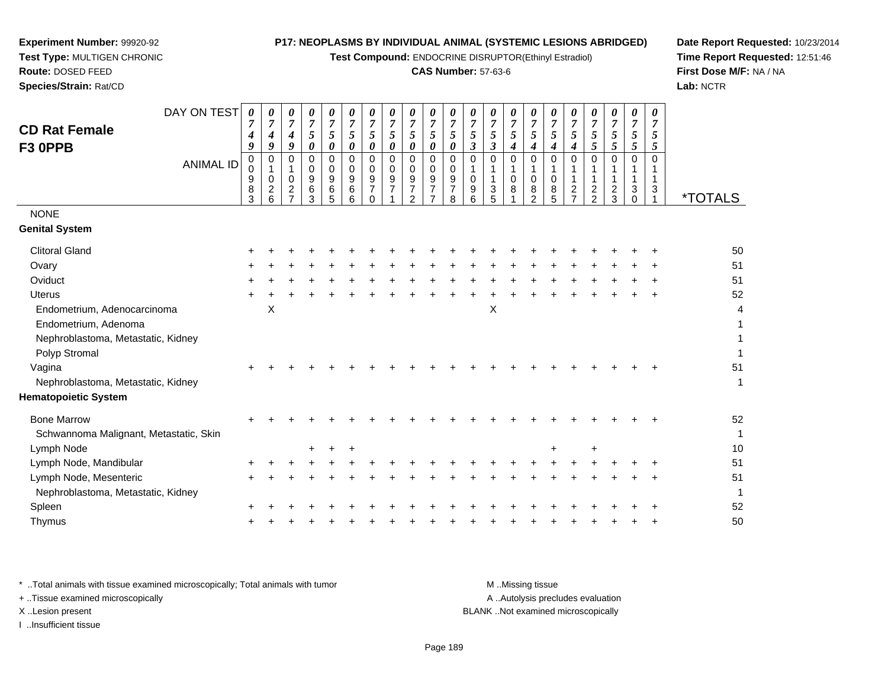**Experiment Number:** 99920-92
**Test Type:** MULTIGEN CHRONIC
**Route:** DOSED FEED
**Species/Strain:** Rat/CD

**P17: NEOPLASMS BY INDIVIDUAL ANIMAL (SYSTEMIC LESIONS ABRIDGED)**
**Test Compound:** ENDOCRINE DISRUPTOR(Ethinyl Estradiol)
**CAS Number:** 57-63-6

**Date Report Requested:** 10/23/2014
**Time Report Requested:** 12:51:46
**First Dose M/F:** NA / NA
**Lab:** NCTR

## CD Rat Female F3 0PPB

| DAY ON TEST | 0749 | 0749 | 0749 | 0750 | 0750 | 0750 | 0750 | 0750 | 0750 | 0750 | 0750 | 0753 | 0753 | 0754 | 0754 | 0754 | 0754 | 0755 | 0755 | 0755 | 0755 | |
|---|---|---|---|---|---|---|---|---|---|---|---|---|---|---|---|---|---|---|---|---|---|---|
| **ANIMAL ID** | 00983 | 01026 | 01027 | 00963 | 00965 | 00966 | 00970 | 00971 | 00972 | 00977 | 00978 | 01096 | 01135 | 01081 | 01082 | 01085 | 01127 | 01122 | 01123 | 01130 | 01131 | ***TOTALS** |
| NONE | | | | | | | | | | | | | | | | | | | | | | |
| **Genital System** | | | | | | | | | | | | | | | | | | | | | | |
| Clitoral Gland | + | + | + | + | + | + | + | + | + | + | + | + | + | + | + | + | + | + | + | + | + | 50 |
| Ovary | + | + | + | + | + | + | + | + | + | + | + | + | + | + | + | + | + | + | + | + | + | 51 |
| Oviduct | + | + | + | + | + | + | + | + | + | + | + | + | + | + | + | + | + | + | + | + | + | 51 |
| Uterus | + | + | + | + | + | + | + | + | + | + | + | + | + | + | + | + | + | + | + | + | + | 52 |
| Endometrium, Adenocarcinoma | | X | | | | | | | | | | | X | | | | | | | | | 4 |
| Endometrium, Adenoma | | | | | | | | | | | | | | | | | | | | | | 1 |
| Nephroblastoma, Metastatic, Kidney | | | | | | | | | | | | | | | | | | | | | | 1 |
| Polyp Stromal | | | | | | | | | | | | | | | | | | | | | | 1 |
| Vagina | + | + | + | + | + | + | + | + | + | + | + | + | + | + | + | + | + | + | + | + | + | 51 |
| Nephroblastoma, Metastatic, Kidney | | | | | | | | | | | | | | | | | | | | | | 1 |
| **Hematopoietic System** | | | | | | | | | | | | | | | | | | | | | | |
| Bone Marrow | + | + | + | + | + | + | + | + | + | + | + | + | + | + | + | + | + | + | + | + | + | 52 |
| Schwannoma Malignant, Metastatic, Skin | | | | | | | | | | | | | | | | | | | | | | 1 |
| Lymph Node | | | | + | + | + | | | | | | | | | | + | | + | | | | 10 |
| Lymph Node, Mandibular | + | + | + | + | + | + | + | + | + | + | + | + | + | + | + | + | + | + | + | + | + | 51 |
| Lymph Node, Mesenteric | + | + | + | + | + | + | + | + | + | + | + | + | + | + | + | + | + | + | + | + | + | 51 |
| Nephroblastoma, Metastatic, Kidney | | | | | | | | | | | | | | | | | | | | | | 1 |
| Spleen | + | + | + | + | + | + | + | + | + | + | + | + | + | + | + | + | + | + | + | + | + | 52 |
| Thymus | + | + | + | + | + | + | + | + | + | + | + | + | + | + | + | + | + | + | + | + | + | 50 |

\* ..Total animals with tissue examined microscopically; Total animals with tumor
+ ..Tissue examined microscopically
X ..Lesion present
I ..Insufficient tissue

M ..Missing tissue
A ..Autolysis precludes evaluation
BLANK ..Not examined microscopically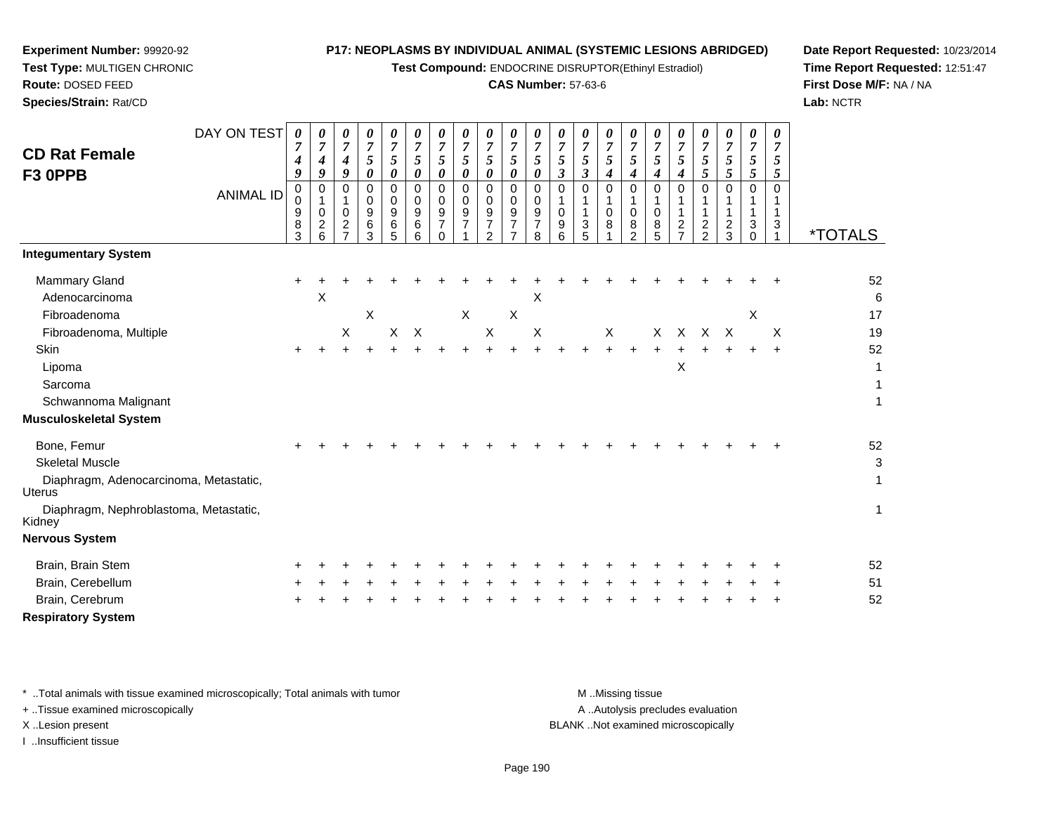**Experiment Number:** 99920-92
**Test Type:** MULTIGEN CHRONIC
**Route:** DOSED FEED
**Species/Strain:** Rat/CD

**P17: NEOPLASMS BY INDIVIDUAL ANIMAL (SYSTEMIC LESIONS ABRIDGED)**
**Test Compound:** ENDOCRINE DISRUPTOR(Ethinyl Estradiol)
**CAS Number:** 57-63-6

**Date Report Requested:** 10/23/2014
**Time Report Requested:** 12:51:47
**First Dose M/F:** NA / NA
**Lab:** NCTR

## CD Rat Female F3 0PPB

| DAY ON TEST | 0749 | 0749 | 0749 | 0750 | 0750 | 0750 | 0750 | 0750 | 0750 | 0750 | 0750 | 0753 | 0753 | 0754 | 0754 | 0754 | 0754 | 0755 | 0755 | 0755 | 0755 | |
|---|---|---|---|---|---|---|---|---|---|---|---|---|---|---|---|---|---|---|---|---|---|---|
| **ANIMAL ID** | 00983 | 01026 | 01027 | 00963 | 00965 | 00966 | 00970 | 00971 | 00972 | 00977 | 00978 | 01096 | 01135 | 01081 | 01082 | 01085 | 01127 | 01122 | 01123 | 01130 | 01131 | ***TOTALS** |
| **Integumentary System** | | | | | | | | | | | | | | | | | | | | | | |
| Mammary Gland | + | + | + | + | + | + | + | + | + | + | + | + | + | + | + | + | + | + | + | + | + | 52 |
| Adenocarcinoma | | X | | | | | | | | | X | | | | | | | | | | | 6 |
| Fibroadenoma | | | | X | | | | X | | X | | | | | | | | | | X | | 17 |
| Fibroadenoma, Multiple | | | X | | X | X | | | X | | X | | | X | | X | X | X | X | | X | 19 |
| Skin | + | + | + | + | + | + | + | + | + | + | + | + | + | + | + | + | + | + | + | + | + | 52 |
| Lipoma | | | | | | | | | | | | | | | | | X | | | | | 1 |
| Sarcoma | | | | | | | | | | | | | | | | | | | | | | 1 |
| Schwannoma Malignant | | | | | | | | | | | | | | | | | | | | | | 1 |
| **Musculoskeletal System** | | | | | | | | | | | | | | | | | | | | | | |
| Bone, Femur | + | + | + | + | + | + | + | + | + | + | + | + | + | + | + | + | + | + | + | + | + | 52 |
| Skeletal Muscle | | | | | | | | | | | | | | | | | | | | | | 3 |
| Diaphragm, Adenocarcinoma, Metastatic, Uterus | | | | | | | | | | | | | | | | | | | | | | 1 |
| Diaphragm, Nephroblastoma, Metastatic, Kidney | | | | | | | | | | | | | | | | | | | | | | 1 |
| **Nervous System** | | | | | | | | | | | | | | | | | | | | | | |
| Brain, Brain Stem | + | + | + | + | + | + | + | + | + | + | + | + | + | + | + | + | + | + | + | + | + | 52 |
| Brain, Cerebellum | + | + | + | + | + | + | + | + | + | + | + | + | + | + | + | + | + | + | + | + | + | 51 |
| Brain, Cerebrum | + | + | + | + | + | + | + | + | + | + | + | + | + | + | + | + | + | + | + | + | + | 52 |
| **Respiratory System** | | | | | | | | | | | | | | | | | | | | | | |

\* ..Total animals with tissue examined microscopically; Total animals with tumor
+ ..Tissue examined microscopically
X ..Lesion present
I ..Insufficient tissue

M ..Missing tissue
A ..Autolysis precludes evaluation
BLANK ..Not examined microscopically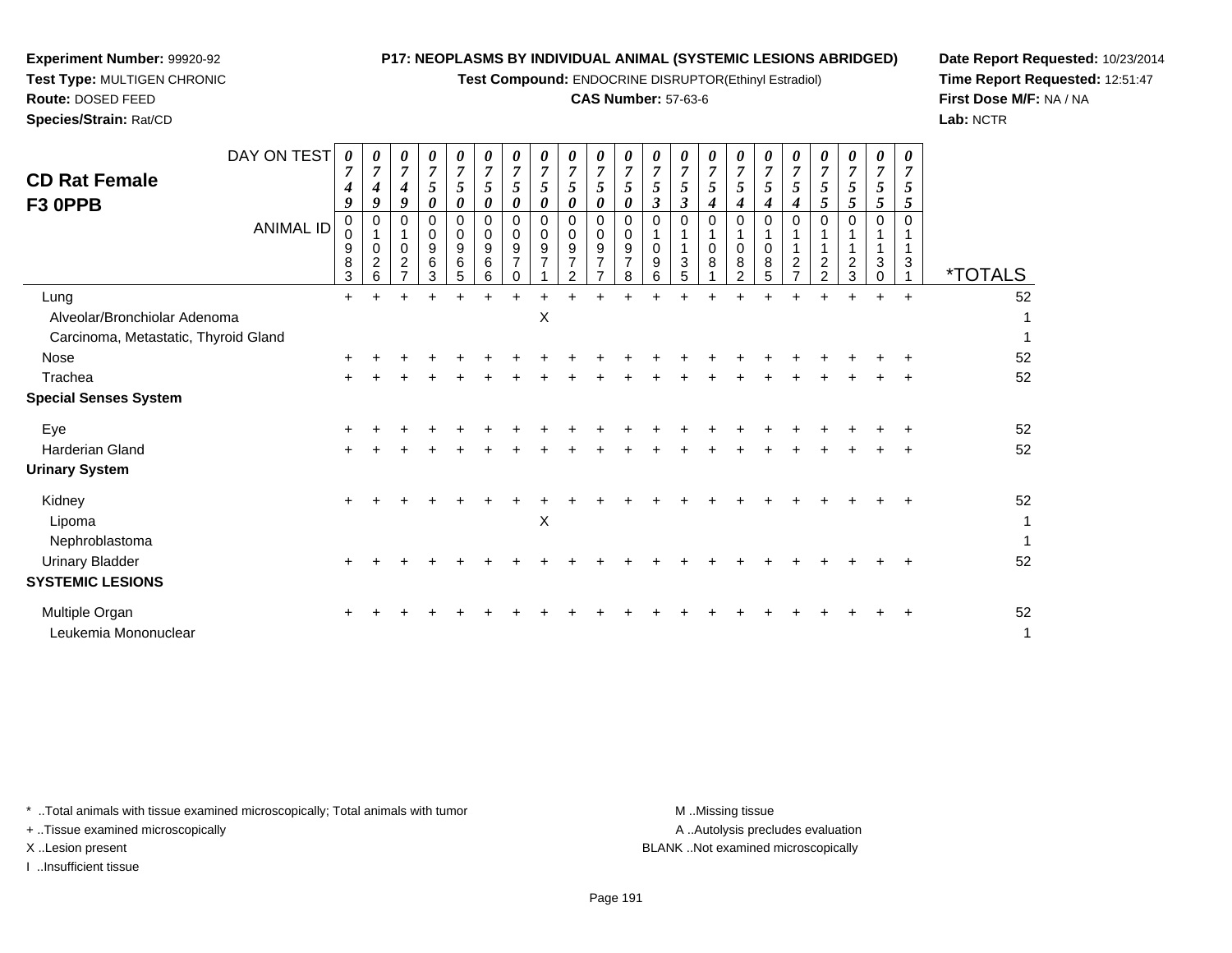**Experiment Number:** 99920-92
**Test Type:** MULTIGEN CHRONIC
**Route:** DOSED FEED
**Species/Strain:** Rat/CD

**P17: NEOPLASMS BY INDIVIDUAL ANIMAL (SYSTEMIC LESIONS ABRIDGED)**
**Test Compound:** ENDOCRINE DISRUPTOR(Ethinyl Estradiol)
**CAS Number:** 57-63-6

**Date Report Requested:** 10/23/2014
**Time Report Requested:** 12:51:47
**First Dose M/F:** NA / NA
**Lab:** NCTR

## CD Rat Female F3 0PPB

| DAY ON TEST | 0749 | 0749 | 0749 | 0750 | 0750 | 0750 | 0750 | 0750 | 0750 | 0750 | 0750 | 0753 | 0753 | 0754 | 0754 | 0754 | 0754 | 0755 | 0755 | 0755 | 0755 | |
|---|---|---|---|---|---|---|---|---|---|---|---|---|---|---|---|---|---|---|---|---|---|---|
| **ANIMAL ID** | 00983 | 01026 | 01027 | 00963 | 00965 | 00966 | 00970 | 00971 | 00972 | 00977 | 00978 | 01096 | 01135 | 01081 | 01082 | 01085 | 01127 | 01122 | 01123 | 01130 | 01131 | ***TOTALS** |
| Lung | + | + | + | + | + | + | + | + | + | + | + | + | + | + | + | + | + | + | + | + | + | 52 |
| Alveolar/Bronchiolar Adenoma | | | | | | | | X | | | | | | | | | | | | | | 1 |
| Carcinoma, Metastatic, Thyroid Gland | | | | | | | | | | | | | | | | | | | | | | 1 |
| Nose | + | + | + | + | + | + | + | + | + | + | + | + | + | + | + | + | + | + | + | + | + | 52 |
| Trachea | + | + | + | + | + | + | + | + | + | + | + | + | + | + | + | + | + | + | + | + | + | 52 |
| **Special Senses System** | | | | | | | | | | | | | | | | | | | | | | |
| Eye | + | + | + | + | + | + | + | + | + | + | + | + | + | + | + | + | + | + | + | + | + | 52 |
| Harderian Gland | + | + | + | + | + | + | + | + | + | + | + | + | + | + | + | + | + | + | + | + | + | 52 |
| **Urinary System** | | | | | | | | | | | | | | | | | | | | | | |
| Kidney | + | + | + | + | + | + | + | + | + | + | + | + | + | + | + | + | + | + | + | + | + | 52 |
| Lipoma | | | | | | | | X | | | | | | | | | | | | | | 1 |
| Nephroblastoma | | | | | | | | | | | | | | | | | | | | | | 1 |
| Urinary Bladder | + | + | + | + | + | + | + | + | + | + | + | + | + | + | + | + | + | + | + | + | + | 52 |
| **SYSTEMIC LESIONS** | | | | | | | | | | | | | | | | | | | | | | |
| Multiple Organ | + | + | + | + | + | + | + | + | + | + | + | + | + | + | + | + | + | + | + | + | + | 52 |
| Leukemia Mononuclear | | | | | | | | | | | | | | | | | | | | | | 1 |

\* ..Total animals with tissue examined microscopically; Total animals with tumor
\+ ..Tissue examined microscopically
X ..Lesion present
I ..Insufficient tissue

M ..Missing tissue
A ..Autolysis precludes evaluation
BLANK ..Not examined microscopically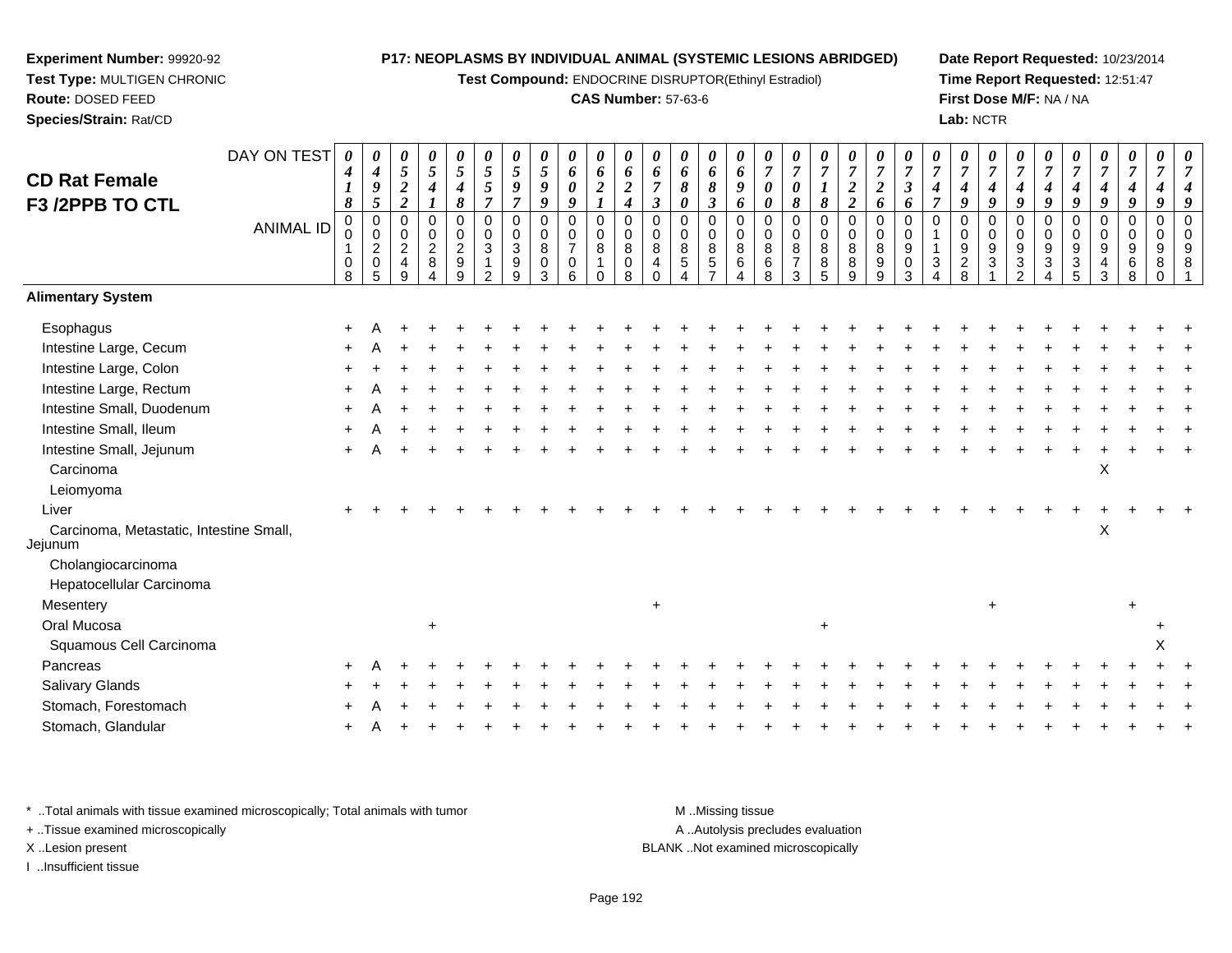**Experiment Number:** 99920-92
**Test Type:** MULTIGEN CHRONIC
**Route:** DOSED FEED
**Species/Strain:** Rat/CD

**P17: NEOPLASMS BY INDIVIDUAL ANIMAL (SYSTEMIC LESIONS ABRIDGED)**
**Test Compound:** ENDOCRINE DISRUPTOR(Ethinyl Estradiol)
**CAS Number:** 57-63-6

**Date Report Requested:** 10/23/2014
**Time Report Requested:** 12:51:47
**First Dose M/F:** NA / NA
**Lab:** NCTR

## CD Rat Female F3 /2PPB TO CTL

| DAY ON TEST | 0418 | 0495 | 0522 | 0541 | 0548 | 0557 | 0597 | 0599 | 0609 | 0621 | 0624 | 0673 | 0680 | 0683 | 0696 | 0700 | 0708 | 0718 | 0722 | 0726 | 0736 | 0747 | 0749 | 0749 | 0749 | 0749 | 0749 | 0749 | 0749 | 0749 | 0749 |
|---|---|---|---|---|---|---|---|---|---|---|---|---|---|---|---|---|---|---|---|---|---|---|---|---|---|---|---|---|---|---|---|
| ANIMAL ID | 00108 | 00205 | 00249 | 00284 | 00299 | 00312 | 00399 | 00803 | 00706 | 00810 | 00808 | 00840 | 00854 | 00857 | 00864 | 00868 | 00873 | 00885 | 00889 | 00899 | 00903 | 01134 | 00928 | 00931 | 00932 | 00934 | 00935 | 00943 | 00968 | 00980 | 00981 |
| **Alimentary System** | | | | | | | | | | | | | | | | | | | | | | | | | | | | | | | |
| Esophagus | + | A | + | + | + | + | + | + | + | + | + | + | + | + | + | + | + | + | + | + | + | + | + | + | + | + | + | + | + | + | + |
| Intestine Large, Cecum | + | A | + | + | + | + | + | + | + | + | + | + | + | + | + | + | + | + | + | + | + | + | + | + | + | + | + | + | + | + | + |
| Intestine Large, Colon | + | + | + | + | + | + | + | + | + | + | + | + | + | + | + | + | + | + | + | + | + | + | + | + | + | + | + | + | + | + | + |
| Intestine Large, Rectum | + | A | + | + | + | + | + | + | + | + | + | + | + | + | + | + | + | + | + | + | + | + | + | + | + | + | + | + | + | + | + |
| Intestine Small, Duodenum | + | A | + | + | + | + | + | + | + | + | + | + | + | + | + | + | + | + | + | + | + | + | + | + | + | + | + | + | + | + | + |
| Intestine Small, Ileum | + | A | + | + | + | + | + | + | + | + | + | + | + | + | + | + | + | + | + | + | + | + | + | + | + | + | + | + | + | + | + |
| Intestine Small, Jejunum | + | A | + | + | + | + | + | + | + | + | + | + | + | + | + | + | + | + | + | + | + | + | + | + | + | + | + | + | + | + | + |
| Carcinoma | | | | | | | | | | | | | | | | | | | | | | | | | | | | X | | | |
| Leiomyoma | | | | | | | | | | | | | | | | | | | | | | | | | | | | | | | |
| Liver | + | + | + | + | + | + | + | + | + | + | + | + | + | + | + | + | + | + | + | + | + | + | + | + | + | + | + | + | + | + | + |
| Carcinoma, Metastatic, Intestine Small, Jejunum | | | | | | | | | | | | | | | | | | | | | | | | | | | | X | | | |
| Cholangiocarcinoma | | | | | | | | | | | | | | | | | | | | | | | | | | | | | | | |
| Hepatocellular Carcinoma | | | | | | | | | | | | | | | | | | | | | | | | | | | | | | | |
| Mesentery | | | | | | | | | | | | + | | | | | | | | | | | | + | | | | | + | | |
| Oral Mucosa | | | | + | | | | | | | | | | | | | | + | | | | | | | | | | | | + | |
| Squamous Cell Carcinoma | | | | | | | | | | | | | | | | | | | | | | | | | | | | | | X | |
| Pancreas | + | A | + | + | + | + | + | + | + | + | + | + | + | + | + | + | + | + | + | + | + | + | + | + | + | + | + | + | + | + | + |
| Salivary Glands | + | + | + | + | + | + | + | + | + | + | + | + | + | + | + | + | + | + | + | + | + | + | + | + | + | + | + | + | + | + | + |
| Stomach, Forestomach | + | A | + | + | + | + | + | + | + | + | + | + | + | + | + | + | + | + | + | + | + | + | + | + | + | + | + | + | + | + | + |
| Stomach, Glandular | + | A | + | + | + | + | + | + | + | + | + | + | + | + | + | + | + | + | + | + | + | + | + | + | + | + | + | + | + | + | + |

\* ..Total animals with tissue examined microscopically; Total animals with tumor
+ ..Tissue examined microscopically
X ..Lesion present
I ..Insufficient tissue

M ..Missing tissue
A ..Autolysis precludes evaluation
BLANK ..Not examined microscopically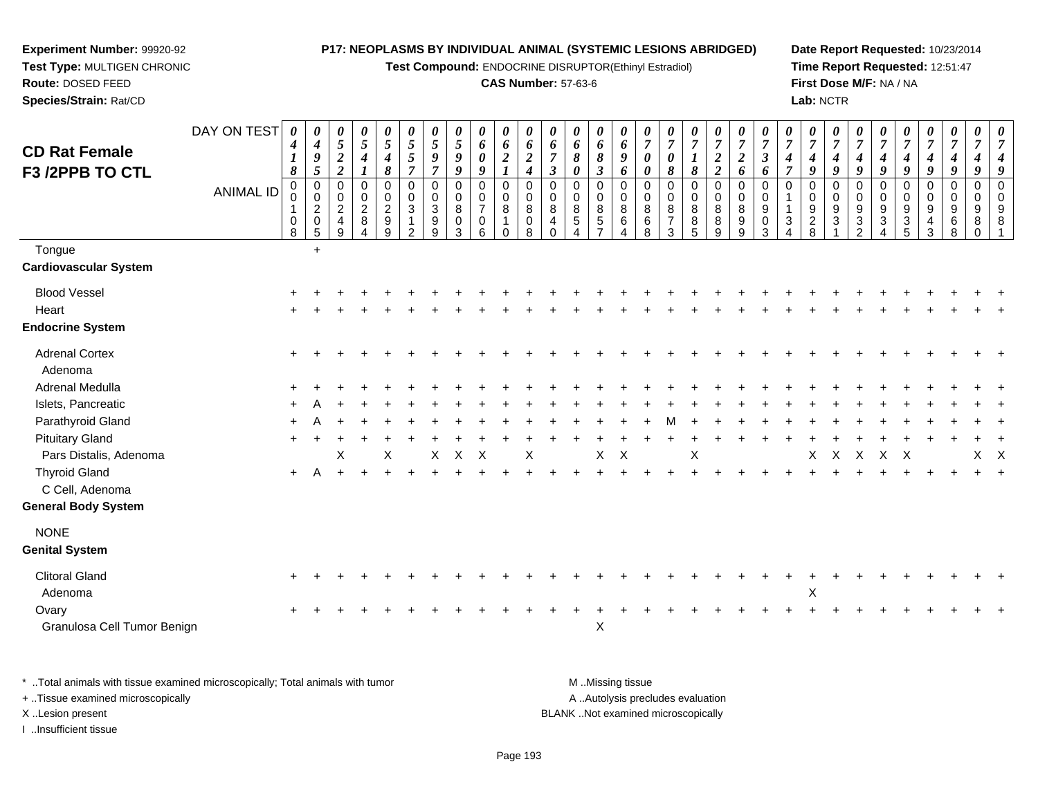**Experiment Number:** 99920-92
**Test Type:** MULTIGEN CHRONIC
**Route:** DOSED FEED
**Species/Strain:** Rat/CD

**P17: NEOPLASMS BY INDIVIDUAL ANIMAL (SYSTEMIC LESIONS ABRIDGED)**
**Test Compound:** ENDOCRINE DISRUPTOR(Ethinyl Estradiol)
**CAS Number:** 57-63-6

**Date Report Requested:** 10/23/2014
**Time Report Requested:** 12:51:47
**First Dose M/F:** NA / NA
**Lab:** NCTR

## CD Rat Female F3 /2PPB TO CTL

| DAY ON TEST | 0418 | 0495 | 0522 | 0541 | 0548 | 0557 | 0597 | 0599 | 0609 | 0621 | 0624 | 0673 | 0680 | 0683 | 0696 | 0700 | 0708 | 0718 | 0722 | 0726 | 0736 | 0747 | 0749 | 0749 | 0749 | 0749 | 0749 | 0749 | 0749 | 0749 | 0749 |
|---|---|---|---|---|---|---|---|---|---|---|---|---|---|---|---|---|---|---|---|---|---|---|---|---|---|---|---|---|---|---|---|
| ANIMAL ID | 00108 | 00205 | 00249 | 00284 | 00299 | 00312 | 00399 | 00803 | 00706 | 00810 | 00808 | 00840 | 00854 | 00857 | 00864 | 00868 | 00873 | 00885 | 00889 | 00899 | 00903 | 01134 | 00928 | 00931 | 00932 | 00934 | 00935 | 00943 | 00968 | 00980 | 00981 |
| Tongue | | + | | | | | | | | | | | | | | | | | | | | | | | | | | | | | |
| **Cardiovascular System** | | | | | | | | | | | | | | | | | | | | | | | | | | | | | | | |
| Blood Vessel | + | + | + | + | + | + | + | + | + | + | + | + | + | + | + | + | + | + | + | + | + | + | + | + | + | + | + | + | + | + | + |
| Heart | + | + | + | + | + | + | + | + | + | + | + | + | + | + | + | + | + | + | + | + | + | + | + | + | + | + | + | + | + | + | + |
| **Endocrine System** | | | | | | | | | | | | | | | | | | | | | | | | | | | | | | | |
| Adrenal Cortex | + | + | + | + | + | + | + | + | + | + | + | + | + | + | + | + | + | + | + | + | + | + | + | + | + | + | + | + | + | + | + |
| Adenoma | | | | | | | | | | | | | | | | | | | | | | | | | | | | | | | |
| Adrenal Medulla | + | + | + | + | + | + | + | + | + | + | + | + | + | + | + | + | + | + | + | + | + | + | + | + | + | + | + | + | + | + | + |
| Islets, Pancreatic | + | A | + | + | + | + | + | + | + | + | + | + | + | + | + | + | + | + | + | + | + | + | + | + | + | + | + | + | + | + | + |
| Parathyroid Gland | + | A | + | + | + | + | + | + | + | + | + | + | + | + | + | + | M | + | + | + | + | + | + | + | + | + | + | + | + | + | + |
| Pituitary Gland | + | + | + | + | + | + | + | + | + | + | + | + | + | + | + | + | + | + | + | + | + | + | + | + | + | + | + | + | + | + | + |
| Pars Distalis, Adenoma | | | X | | X | | X | X | X | | X | | | X | X | | | X | | | | | X | X | X | X | X | | | X | X |
| Thyroid Gland | + | A | + | + | + | + | + | + | + | + | + | + | + | + | + | + | + | + | + | + | + | + | + | + | + | + | + | + | + | + | + |
| C Cell, Adenoma | | | | | | | | | | | | | | | | | | | | | | | | | | | | | | | |
| **General Body System** | | | | | | | | | | | | | | | | | | | | | | | | | | | | | | | |
| NONE | | | | | | | | | | | | | | | | | | | | | | | | | | | | | | | |
| **Genital System** | | | | | | | | | | | | | | | | | | | | | | | | | | | | | | | |
| Clitoral Gland | + | + | + | + | + | + | + | + | + | + | + | + | + | + | + | + | + | + | + | + | + | + | + | + | + | + | + | + | + | + | + |
| Adenoma | | | | | | | | | | | | | | | | | | | | | | | X | | | | | | | | |
| Ovary | + | + | + | + | + | + | + | + | + | + | + | + | + | + | + | + | + | + | + | + | + | + | + | + | + | + | + | + | + | + | + |
| Granulosa Cell Tumor Benign | | | | | | | | | | | | | | X | | | | | | | | | | | | | | | | | |

\* ..Total animals with tissue examined microscopically; Total animals with tumor
+ ..Tissue examined microscopically
X ..Lesion present
I ..Insufficient tissue

M ..Missing tissue
A ..Autolysis precludes evaluation
BLANK ..Not examined microscopically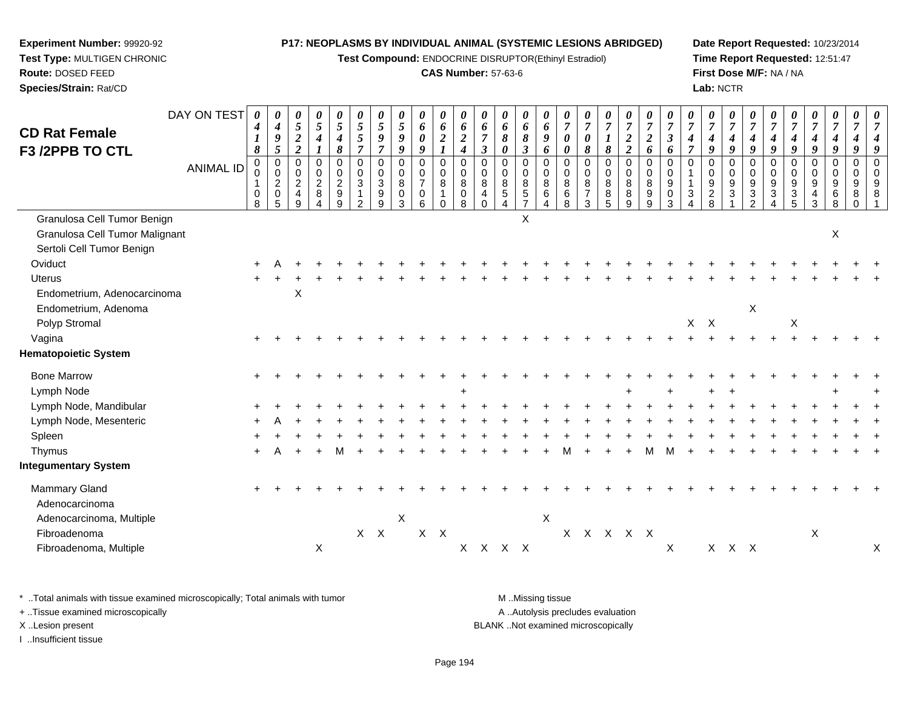**Experiment Number:** 99920-92
**Test Type:** MULTIGEN CHRONIC
**Route:** DOSED FEED
**Species/Strain:** Rat/CD

**P17: NEOPLASMS BY INDIVIDUAL ANIMAL (SYSTEMIC LESIONS ABRIDGED)**
**Test Compound:** ENDOCRINE DISRUPTOR(Ethinyl Estradiol)
**CAS Number:** 57-63-6

**Date Report Requested:** 10/23/2014
**Time Report Requested:** 12:51:47
**First Dose M/F:** NA / NA
**Lab:** NCTR

## CD Rat Female
## F3 /2PPB TO CTL

| DAY ON TEST | 0418 | 0495 | 0522 | 0541 | 0548 | 0557 | 0597 | 0599 | 0609 | 0621 | 0624 | 0673 | 0680 | 0683 | 0696 | 0700 | 0708 | 0718 | 0722 | 0726 | 0736 | 0747 | 0749 | 0749 | 0749 | 0749 | 0749 | 0749 | 0749 | 0749 | 0749 |
|---|---|---|---|---|---|---|---|---|---|---|---|---|---|---|---|---|---|---|---|---|---|---|---|---|---|---|---|---|---|---|---|
| **ANIMAL ID** | 00108 | 00205 | 00249 | 00284 | 00299 | 00312 | 00399 | 00803 | 00706 | 00810 | 00808 | 00840 | 00854 | 00857 | 00864 | 00868 | 00873 | 00885 | 00889 | 00899 | 00903 | 01134 | 00928 | 00931 | 00932 | 00934 | 00935 | 00943 | 00968 | 00980 | 00981 |
| Granulosa Cell Tumor Benign | | | | | | | | | | | | | | X | | | | | | | | | | | | | | | | | |
| Granulosa Cell Tumor Malignant | | | | | | | | | | | | | | | | | | | | | | | | | | | | | X | | |
| Sertoli Cell Tumor Benign | | | | | | | | | | | | | | | | | | | | | | | | | | | | | | | |
| Oviduct | + | A | + | + | + | + | + | + | + | + | + | + | + | + | + | + | + | + | + | + | + | + | + | + | + | + | + | + | + | + | + |
| Uterus | + | + | + | + | + | + | + | + | + | + | + | + | + | + | + | + | + | + | + | + | + | + | + | + | + | + | + | + | + | + | + |
| Endometrium, Adenocarcinoma | | | X | | | | | | | | | | | | | | | | | | | | | | | | | | | | |
| Endometrium, Adenoma | | | | | | | | | | | | | | | | | | | | | | | | | X | | | | | | |
| Polyp Stromal | | | | | | | | | | | | | | | | | | | | | | X | X | | | | X | | | | |
| Vagina | + | + | + | + | + | + | + | + | + | + | + | + | + | + | + | + | + | + | + | + | + | + | + | + | + | + | + | + | + | + | + |
| **Hematopoietic System** | | | | | | | | | | | | | | | | | | | | | | | | | | | | | | | |
| Bone Marrow | + | + | + | + | + | + | + | + | + | + | + | + | + | + | + | + | + | + | + | + | + | + | + | + | + | + | + | + | + | + | + |
| Lymph Node | | | | | | | | | | | + | | | | | | | | + | | + | | + | + | | | | | + | | + |
| Lymph Node, Mandibular | + | + | + | + | + | + | + | + | + | + | + | + | + | + | + | + | + | + | + | + | + | + | + | + | + | + | + | + | + | + | + |
| Lymph Node, Mesenteric | + | A | + | + | + | + | + | + | + | + | + | + | + | + | + | + | + | + | + | + | + | + | + | + | + | + | + | + | + | + | + |
| Spleen | + | + | + | + | + | + | + | + | + | + | + | + | + | + | + | + | + | + | + | + | + | + | + | + | + | + | + | + | + | + | + |
| Thymus | + | A | + | + | M | + | + | + | + | + | + | + | + | + | + | M | + | + | + | M | M | + | + | + | + | + | + | + | + | + | + |
| **Integumentary System** | | | | | | | | | | | | | | | | | | | | | | | | | | | | | | | |
| Mammary Gland | + | + | + | + | + | + | + | + | + | + | + | + | + | + | + | + | + | + | + | + | + | + | + | + | + | + | + | + | + | + | + |
| Adenocarcinoma | | | | | | | | | | | | | | | | | | | | | | | | | | | | | | | |
| Adenocarcinoma, Multiple | | | | | | | | X | | | | | | | X | | | | | | | | | | | | | | | | |
| Fibroadenoma | | | | | | X | X | | X | X | | | | | | X | X | X | X | X | | | | | | | | X | | | |
| Fibroadenoma, Multiple | | | | X | | | | | | | X | X | X | X | | | | | | | X | | X | X | X | | | | | | X |

\* ..Total animals with tissue examined microscopically; Total animals with tumor
\+ ..Tissue examined microscopically
X ..Lesion present
I ..Insufficient tissue

M ..Missing tissue
A ..Autolysis precludes evaluation
BLANK ..Not examined microscopically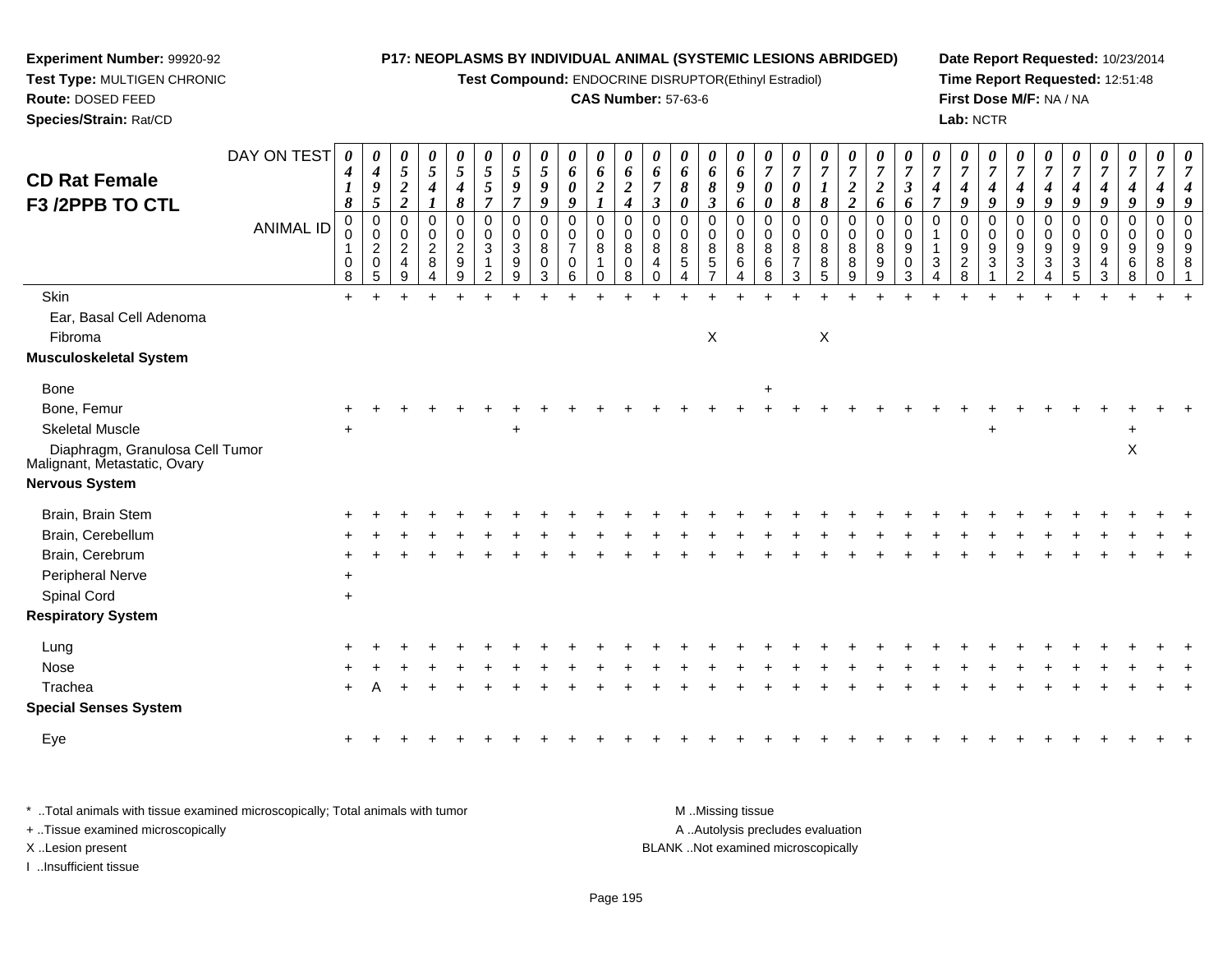**Experiment Number:** 99920-92
**Test Type:** MULTIGEN CHRONIC
**Route:** DOSED FEED
**Species/Strain:** Rat/CD

**P17: NEOPLASMS BY INDIVIDUAL ANIMAL (SYSTEMIC LESIONS ABRIDGED)**
**Test Compound:** ENDOCRINE DISRUPTOR(Ethinyl Estradiol)
**CAS Number:** 57-63-6

**Date Report Requested:** 10/23/2014
**Time Report Requested:** 12:51:48
**First Dose M/F:** NA / NA
**Lab:** NCTR

## CD Rat Female F3 /2PPB TO CTL

| DAY ON TEST | 0418 | 0495 | 0522 | 0541 | 0548 | 0557 | 0597 | 0599 | 0609 | 0621 | 0624 | 0673 | 0680 | 0683 | 0696 | 0700 | 0708 | 0718 | 0722 | 0726 | 0736 | 0747 | 0749 | 0749 | 0749 | 0749 | 0749 | 0749 | 0749 | 0749 | 0749 |
|---|---|---|---|---|---|---|---|---|---|---|---|---|---|---|---|---|---|---|---|---|---|---|---|---|---|---|---|---|---|---|---|
| **ANIMAL ID** | 00108 | 00205 | 00249 | 00284 | 00299 | 00312 | 00399 | 00803 | 00706 | 00810 | 00808 | 00840 | 00854 | 00857 | 00864 | 00868 | 00873 | 00885 | 00889 | 00899 | 00903 | 01134 | 00928 | 00931 | 00932 | 00934 | 00935 | 00943 | 00968 | 00980 | 00981 |
| Skin | + | + | + | + | + | + | + | + | + | + | + | + | + | + | + | + | + | + | + | + | + | + | + | + | + | + | + | + | + | + | + |
| Ear, Basal Cell Adenoma | | | | | | | | | | | | | | | | | | | | | | | | | | | | | | | |
| Fibroma | | | | | | | | | | | | | | X | | | | X | | | | | | | | | | | | | |
| **Musculoskeletal System** | | | | | | | | | | | | | | | | | | | | | | | | | | | | | | | |
| Bone | | | | | | | | | | | | | | | | + | | | | | | | | | | | | | | | |
| Bone, Femur | + | + | + | + | + | + | + | + | + | + | + | + | + | + | + | + | + | + | + | + | + | + | + | + | + | + | + | + | + | + | + |
| Skeletal Muscle | + | | | | | | + | | | | | | | | | | | | | | | | | + | | | | | + | | |
| Diaphragm, Granulosa Cell Tumor Malignant, Metastatic, Ovary | | | | | | | | | | | | | | | | | | | | | | | | | | | | | X | | |
| **Nervous System** | | | | | | | | | | | | | | | | | | | | | | | | | | | | | | | |
| Brain, Brain Stem | + | + | + | + | + | + | + | + | + | + | + | + | + | + | + | + | + | + | + | + | + | + | + | + | + | + | + | + | + | + | + |
| Brain, Cerebellum | + | + | + | + | + | + | + | + | + | + | + | + | + | + | + | + | + | + | + | + | + | + | + | + | + | + | + | + | + | + | + |
| Brain, Cerebrum | + | + | + | + | + | + | + | + | + | + | + | + | + | + | + | + | + | + | + | + | + | + | + | + | + | + | + | + | + | + | + |
| Peripheral Nerve | + | | | | | | | | | | | | | | | | | | | | | | | | | | | | | | |
| Spinal Cord | + | | | | | | | | | | | | | | | | | | | | | | | | | | | | | | |
| **Respiratory System** | | | | | | | | | | | | | | | | | | | | | | | | | | | | | | | |
| Lung | + | + | + | + | + | + | + | + | + | + | + | + | + | + | + | + | + | + | + | + | + | + | + | + | + | + | + | + | + | + | + |
| Nose | + | + | + | + | + | + | + | + | + | + | + | + | + | + | + | + | + | + | + | + | + | + | + | + | + | + | + | + | + | + | + |
| Trachea | + | A | + | + | + | + | + | + | + | + | + | + | + | + | + | + | + | + | + | + | + | + | + | + | + | + | + | + | + | + | + |
| **Special Senses System** | | | | | | | | | | | | | | | | | | | | | | | | | | | | | | | |
| Eye | + | + | + | + | + | + | + | + | + | + | + | + | + | + | + | + | + | + | + | + | + | + | + | + | + | + | + | + | + | + | + |

\* ..Total animals with tissue examined microscopically; Total animals with tumor
+ ..Tissue examined microscopically
X ..Lesion present
I ..Insufficient tissue

M ..Missing tissue
A ..Autolysis precludes evaluation
BLANK ..Not examined microscopically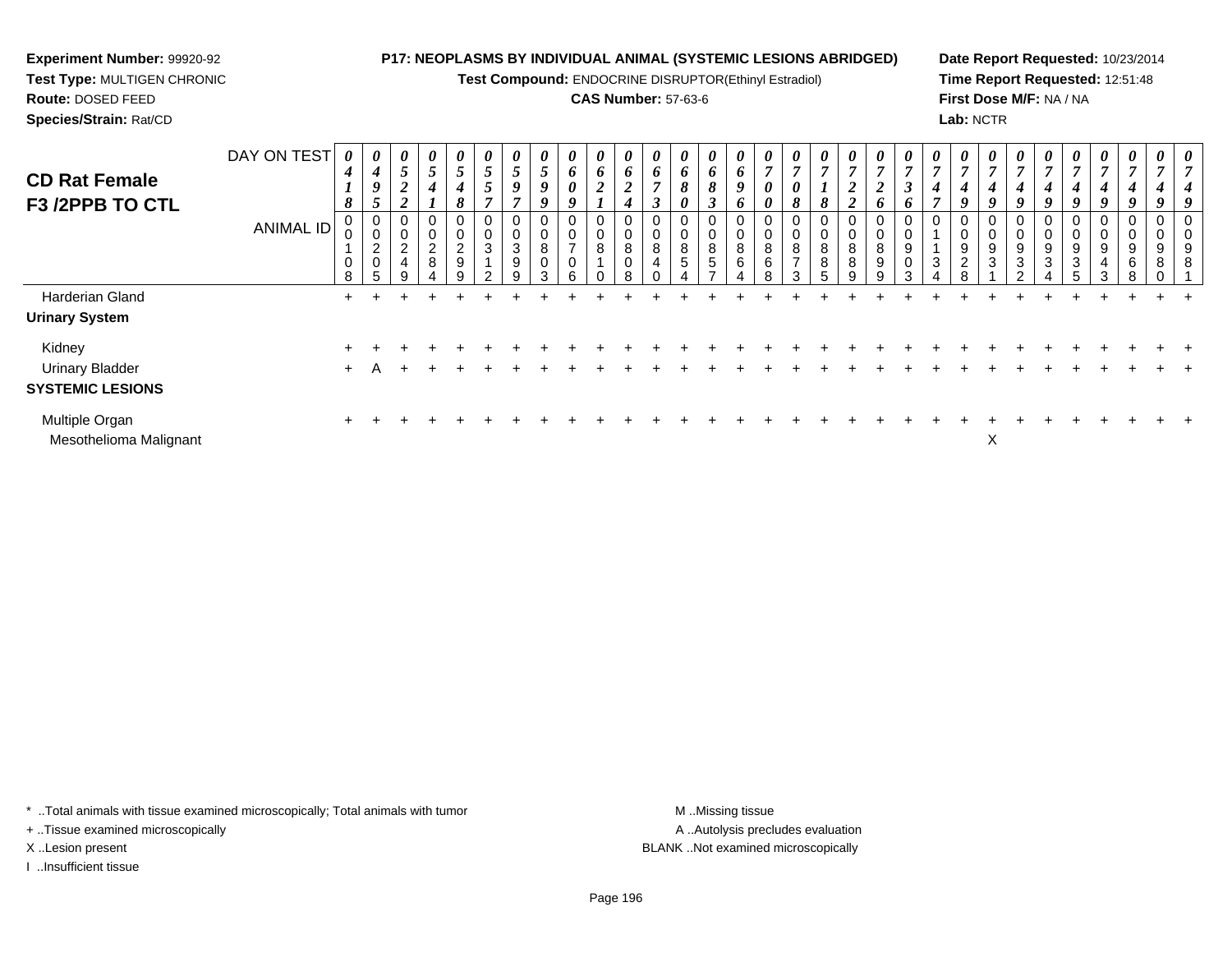**Experiment Number:** 99920-92
**Test Type:** MULTIGEN CHRONIC
**Route:** DOSED FEED
**Species/Strain:** Rat/CD

**P17: NEOPLASMS BY INDIVIDUAL ANIMAL (SYSTEMIC LESIONS ABRIDGED)**
**Test Compound:** ENDOCRINE DISRUPTOR(Ethinyl Estradiol)
**CAS Number:** 57-63-6

**Date Report Requested:** 10/23/2014
**Time Report Requested:** 12:51:48
**First Dose M/F:** NA / NA
**Lab:** NCTR

## CD Rat Female F3 /2PPB TO CTL

| DAY ON TEST | 0418 | 0495 | 0522 | 0541 | 0548 | 0557 | 0597 | 0599 | 0609 | 0621 | 0624 | 0673 | 0680 | 0683 | 0696 | 0700 | 0708 | 0718 | 0722 | 0726 | 0736 | 0747 | 0749 | 0749 | 0749 | 0749 | 0749 | 0749 | 0749 | 0749 |
|---|---|---|---|---|---|---|---|---|---|---|---|---|---|---|---|---|---|---|---|---|---|---|---|---|---|---|---|---|---|---|
| **ANIMAL ID** | 00108 | 00205 | 00249 | 00284 | 00299 | 00312 | 00399 | 00803 | 00706 | 00810 | 00808 | 00840 | 00854 | 00857 | 00864 | 00868 | 00873 | 00885 | 00889 | 00899 | 00903 | 01134 | 00928 | 00931 | 00932 | 00934 | 00935 | 00943 | 00968 | 00980 |
| Harderian Gland | + | + | + | + | + | + | + | + | + | + | + | + | + | + | + | + | + | + | + | + | + | + | + | + | + | + | + | + | + | + |
| **Urinary System** | | | | | | | | | | | | | | | | | | | | | | | | | | | | | | |
| Kidney | + | + | + | + | + | + | + | + | + | + | + | + | + | + | + | + | + | + | + | + | + | + | + | + | + | + | + | + | + | + |
| Urinary Bladder | + | A | + | + | + | + | + | + | + | + | + | + | + | + | + | + | + | + | + | + | + | + | + | + | + | + | + | + | + | + |
| **SYSTEMIC LESIONS** | | | | | | | | | | | | | | | | | | | | | | | | | | | | | | |
| Multiple Organ | + | + | + | + | + | + | + | + | + | + | + | + | + | + | + | + | + | + | + | + | + | + | + | + | + | + | + | + | + | + |
| Mesothelioma Malignant | | | | | | | | | | | | | | | | | | | | | | | | X | | | | | | |

Note: The last column (DAY ON TEST 0749, ANIMAL ID 00981) is also present with + for all tissues.

\* ..Total animals with tissue examined microscopically; Total animals with tumor
\+ ..Tissue examined microscopically
X ..Lesion present
I ..Insufficient tissue

M ..Missing tissue
A ..Autolysis precludes evaluation
BLANK ..Not examined microscopically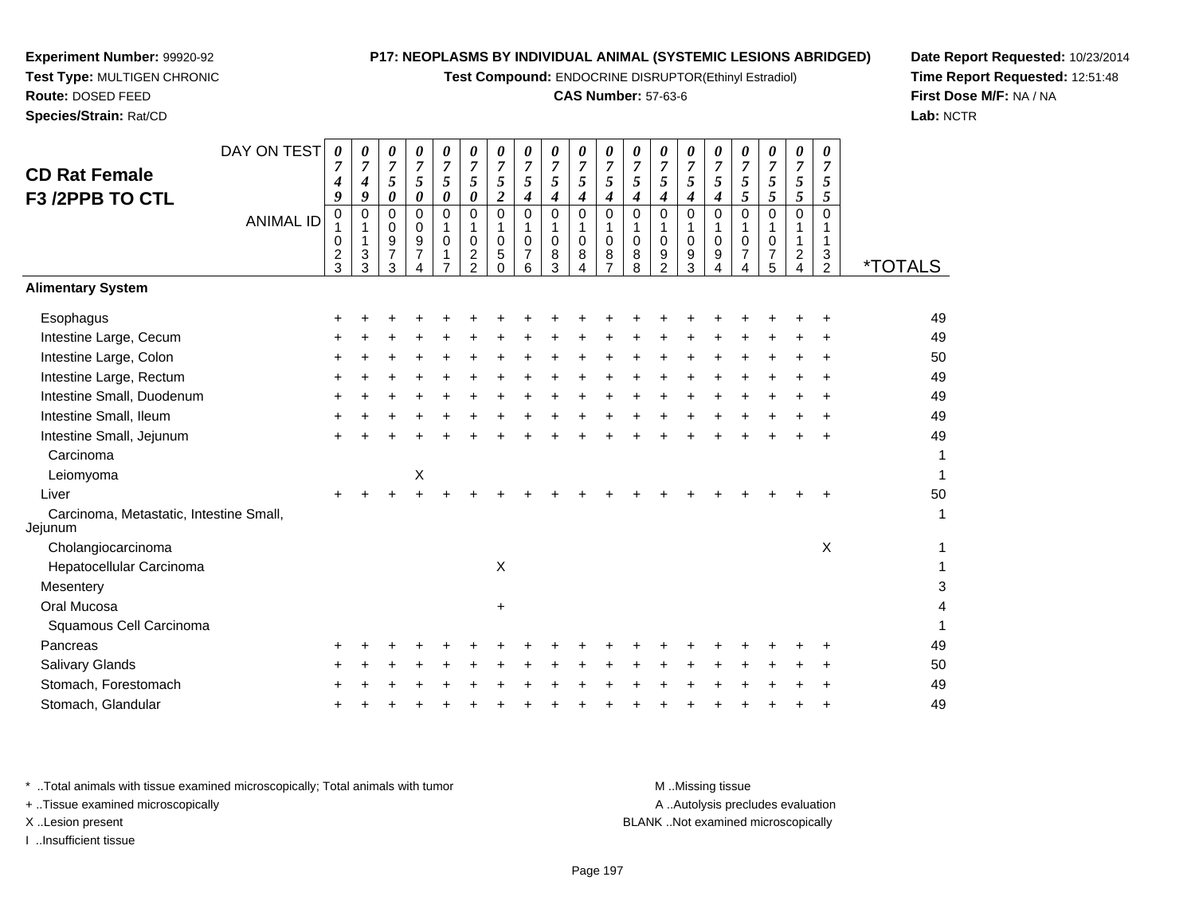**Experiment Number:** 99920-92
**Test Type:** MULTIGEN CHRONIC
**Route:** DOSED FEED
**Species/Strain:** Rat/CD

**P17: NEOPLASMS BY INDIVIDUAL ANIMAL (SYSTEMIC LESIONS ABRIDGED)**
**Test Compound:** ENDOCRINE DISRUPTOR(Ethinyl Estradiol)
**CAS Number:** 57-63-6

**Date Report Requested:** 10/23/2014
**Time Report Requested:** 12:51:48
**First Dose M/F:** NA / NA
**Lab:** NCTR

## CD Rat Female F3 /2PPB TO CTL

| DAY ON TEST | 0749 | 0749 | 0750 | 0750 | 0750 | 0750 | 0752 | 0754 | 0754 | 0754 | 0754 | 0754 | 0754 | 0754 | 0754 | 0755 | 0755 | 0755 | 0755 | |
|---|---|---|---|---|---|---|---|---|---|---|---|---|---|---|---|---|---|---|---|---|
| **ANIMAL ID** | 01023 | 01133 | 00973 | 00974 | 01017 | 01022 | 01050 | 01076 | 01083 | 01084 | 01087 | 01088 | 01092 | 01093 | 01094 | 01074 | 01075 | 01124 | 01132 | ***TOTALS** |
| **Alimentary System** | | | | | | | | | | | | | | | | | | | | |
| Esophagus | + | + | + | + | + | + | + | + | + | + | + | + | + | + | + | + | + | + | + | 49 |
| Intestine Large, Cecum | + | + | + | + | + | + | + | + | + | + | + | + | + | + | + | + | + | + | + | 49 |
| Intestine Large, Colon | + | + | + | + | + | + | + | + | + | + | + | + | + | + | + | + | + | + | + | 50 |
| Intestine Large, Rectum | + | + | + | + | + | + | + | + | + | + | + | + | + | + | + | + | + | + | + | 49 |
| Intestine Small, Duodenum | + | + | + | + | + | + | + | + | + | + | + | + | + | + | + | + | + | + | + | 49 |
| Intestine Small, Ileum | + | + | + | + | + | + | + | + | + | + | + | + | + | + | + | + | + | + | + | 49 |
| Intestine Small, Jejunum | + | + | + | + | + | + | + | + | + | + | + | + | + | + | + | + | + | + | + | 49 |
| Carcinoma | | | | | | | | | | | | | | | | | | | | 1 |
| Leiomyoma | | | | X | | | | | | | | | | | | | | | | 1 |
| Liver | + | + | + | + | + | + | + | + | + | + | + | + | + | + | + | + | + | + | + | 50 |
| Carcinoma, Metastatic, Intestine Small, Jejunum | | | | | | | | | | | | | | | | | | | | 1 |
| Cholangiocarcinoma | | | | | | | | | | | | | | | | | | | X | 1 |
| Hepatocellular Carcinoma | | | | | | | X | | | | | | | | | | | | | 1 |
| Mesentery | | | | | | | | | | | | | | | | | | | | 3 |
| Oral Mucosa | | | | | | | + | | | | | | | | | | | | | 4 |
| Squamous Cell Carcinoma | | | | | | | | | | | | | | | | | | | | 1 |
| Pancreas | + | + | + | + | + | + | + | + | + | + | + | + | + | + | + | + | + | + | + | 49 |
| Salivary Glands | + | + | + | + | + | + | + | + | + | + | + | + | + | + | + | + | + | + | + | 50 |
| Stomach, Forestomach | + | + | + | + | + | + | + | + | + | + | + | + | + | + | + | + | + | + | + | 49 |
| Stomach, Glandular | + | + | + | + | + | + | + | + | + | + | + | + | + | + | + | + | + | + | + | 49 |

* ..Total animals with tissue examined microscopically; Total animals with tumor
+ ..Tissue examined microscopically
X ..Lesion present
I ..Insufficient tissue

M ..Missing tissue
A ..Autolysis precludes evaluation
BLANK ..Not examined microscopically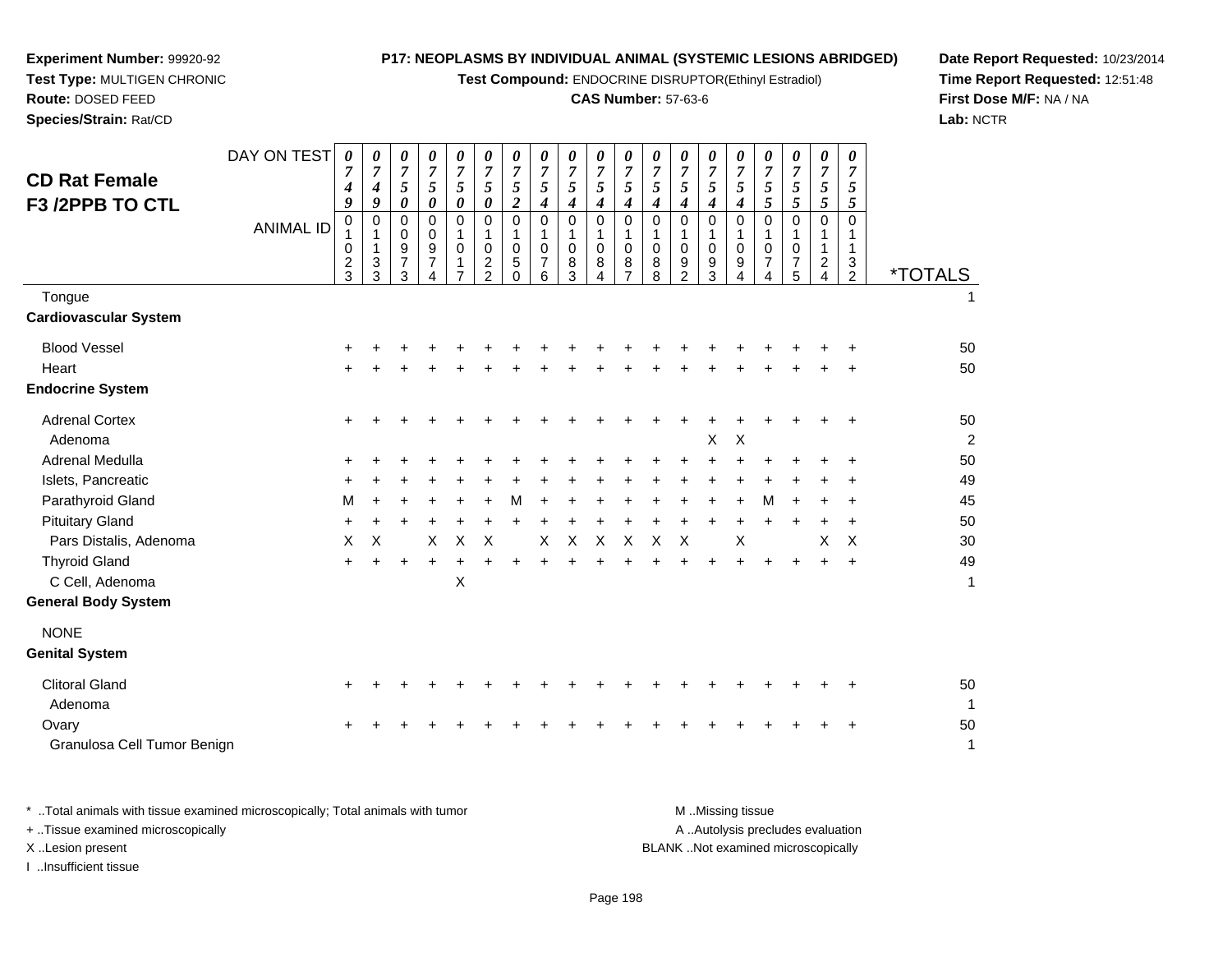**Experiment Number:** 99920-92
**Test Type:** MULTIGEN CHRONIC
**Route:** DOSED FEED
**Species/Strain:** Rat/CD

**P17: NEOPLASMS BY INDIVIDUAL ANIMAL (SYSTEMIC LESIONS ABRIDGED)**
**Test Compound:** ENDOCRINE DISRUPTOR(Ethinyl Estradiol)
**CAS Number:** 57-63-6

**Date Report Requested:** 10/23/2014
**Time Report Requested:** 12:51:48
**First Dose M/F:** NA / NA
**Lab:** NCTR

## CD Rat Female F3 /2PPB TO CTL

| DAY ON TEST | 0749 | 0749 | 0750 | 0750 | 0750 | 0750 | 0752 | 0754 | 0754 | 0754 | 0754 | 0754 | 0754 | 0754 | 0754 | 0755 | 0755 | 0755 | 0755 | |
|---|---|---|---|---|---|---|---|---|---|---|---|---|---|---|---|---|---|---|---|---|
| **ANIMAL ID** | 01023 | 01133 | 00973 | 00974 | 01017 | 01022 | 01050 | 01076 | 01083 | 01084 | 01087 | 01088 | 01092 | 01093 | 01094 | 01074 | 01075 | 01124 | 01132 | ***TOTALS** |
| Tongue | | | | | | | | | | | | | | | | | | | | 1 |
| **Cardiovascular System** | | | | | | | | | | | | | | | | | | | | |
| Blood Vessel | + | + | + | + | + | + | + | + | + | + | + | + | + | + | + | + | + | + | + | 50 |
| Heart | + | + | + | + | + | + | + | + | + | + | + | + | + | + | + | + | + | + | + | 50 |
| **Endocrine System** | | | | | | | | | | | | | | | | | | | | |
| Adrenal Cortex | + | + | + | + | + | + | + | + | + | + | + | + | + | + | + | + | + | + | + | 50 |
| Adenoma | | | | | | | | | | | | | | X | X | | | | | 2 |
| Adrenal Medulla | + | + | + | + | + | + | + | + | + | + | + | + | + | + | + | + | + | + | + | 50 |
| Islets, Pancreatic | + | + | + | + | + | + | + | + | + | + | + | + | + | + | + | + | + | + | + | 49 |
| Parathyroid Gland | M | + | + | + | + | + | M | + | + | + | + | + | + | + | + | M | + | + | + | 45 |
| Pituitary Gland | + | + | + | + | + | + | + | + | + | + | + | + | + | + | + | + | + | + | + | 50 |
| Pars Distalis, Adenoma | X | X | | X | X | X | | X | X | X | X | X | X | | X | | | X | X | 30 |
| Thyroid Gland | + | + | + | + | + | + | + | + | + | + | + | + | + | + | + | + | + | + | + | 49 |
| C Cell, Adenoma | | | | | X | | | | | | | | | | | | | | | 1 |
| **General Body System** | | | | | | | | | | | | | | | | | | | | |
| NONE | | | | | | | | | | | | | | | | | | | | |
| **Genital System** | | | | | | | | | | | | | | | | | | | | |
| Clitoral Gland | + | + | + | + | + | + | + | + | + | + | + | + | + | + | + | + | + | + | + | 50 |
| Adenoma | | | | | | | | | | | | | | | | | | | | 1 |
| Ovary | + | + | + | + | + | + | + | + | + | + | + | + | + | + | + | + | + | + | + | 50 |
| Granulosa Cell Tumor Benign | | | | | | | | | | | | | | | | | | | | 1 |

* ..Total animals with tissue examined microscopically; Total animals with tumor
+ ..Tissue examined microscopically
X ..Lesion present
I ..Insufficient tissue

M ..Missing tissue
A ..Autolysis precludes evaluation
BLANK ..Not examined microscopically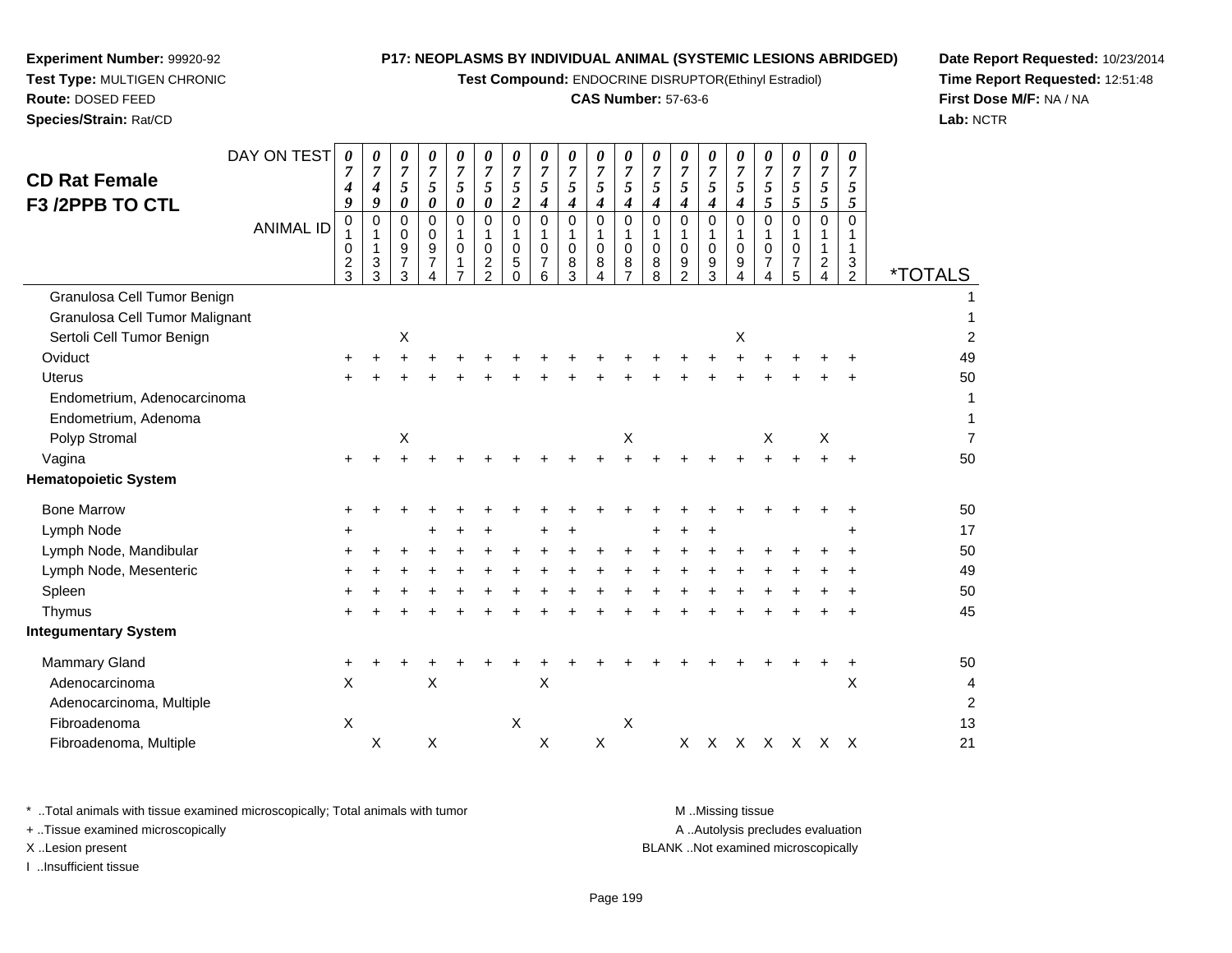**Experiment Number:** 99920-92
**Test Type:** MULTIGEN CHRONIC
**Route:** DOSED FEED
**Species/Strain:** Rat/CD

**P17: NEOPLASMS BY INDIVIDUAL ANIMAL (SYSTEMIC LESIONS ABRIDGED)**
**Test Compound:** ENDOCRINE DISRUPTOR(Ethinyl Estradiol)
**CAS Number:** 57-63-6

**Date Report Requested:** 10/23/2014
**Time Report Requested:** 12:51:48
**First Dose M/F:** NA / NA
**Lab:** NCTR

## CD Rat Female F3 /2PPB TO CTL

| DAY ON TEST | 0749 | 0749 | 0750 | 0750 | 0750 | 0750 | 0752 | 0754 | 0754 | 0754 | 0754 | 0754 | 0754 | 0754 | 0754 | 0755 | 0755 | 0755 | 0755 | |
|---|---|---|---|---|---|---|---|---|---|---|---|---|---|---|---|---|---|---|---|---|
| ANIMAL ID | 01023 | 01133 | 00973 | 00974 | 01017 | 01022 | 01050 | 01076 | 01083 | 01084 | 01087 | 01088 | 01092 | 01093 | 01094 | 01074 | 01075 | 01124 | 01132 | *TOTALS |
| Granulosa Cell Tumor Benign | | | | | | | | | | | | | | | | | | | | 1 |
| Granulosa Cell Tumor Malignant | | | | | | | | | | | | | | | | | | | | 1 |
| Sertoli Cell Tumor Benign | | | X | | | | | | | | | | | | X | | | | | 2 |
| Oviduct | + | + | + | + | + | + | + | + | + | + | + | + | + | + | + | + | + | + | + | 49 |
| Uterus | + | + | + | + | + | + | + | + | + | + | + | + | + | + | + | + | + | + | + | 50 |
| Endometrium, Adenocarcinoma | | | | | | | | | | | | | | | | | | | | 1 |
| Endometrium, Adenoma | | | | | | | | | | | | | | | | | | | | 1 |
| Polyp Stromal | | | X | | | | | | | | X | | | | | X | | X | | 7 |
| Vagina | + | + | + | + | + | + | + | + | + | + | + | + | + | + | + | + | + | + | + | 50 |
| **Hematopoietic System** | | | | | | | | | | | | | | | | | | | | |
| Bone Marrow | + | + | + | + | + | + | + | + | + | + | + | + | + | + | + | + | + | + | + | 50 |
| Lymph Node | + | | | + | + | + | | + | + | | | + | + | + | | | | | + | 17 |
| Lymph Node, Mandibular | + | + | + | + | + | + | + | + | + | + | + | + | + | + | + | + | + | + | + | 50 |
| Lymph Node, Mesenteric | + | + | + | + | + | + | + | + | + | + | + | + | + | + | + | + | + | + | + | 49 |
| Spleen | + | + | + | + | + | + | + | + | + | + | + | + | + | + | + | + | + | + | + | 50 |
| Thymus | + | + | + | + | + | + | + | + | + | + | + | + | + | + | + | + | + | + | + | 45 |
| **Integumentary System** | | | | | | | | | | | | | | | | | | | | |
| Mammary Gland | + | + | + | + | + | + | + | + | + | + | + | + | + | + | + | + | + | + | + | 50 |
| Adenocarcinoma | X | | | X | | | | X | | | | | | | | | | | X | 4 |
| Adenocarcinoma, Multiple | | | | | | | | | | | | | | | | | | | | 2 |
| Fibroadenoma | X | | | | | | X | | | | X | | | | | | | | | 13 |
| Fibroadenoma, Multiple | | X | | X | | | | X | | X | | | X | X | X | X | X | X | X | 21 |

\* ..Total animals with tissue examined microscopically; Total animals with tumor
\+ ..Tissue examined microscopically
X ..Lesion present
I ..Insufficient tissue

M ..Missing tissue
A ..Autolysis precludes evaluation
BLANK ..Not examined microscopically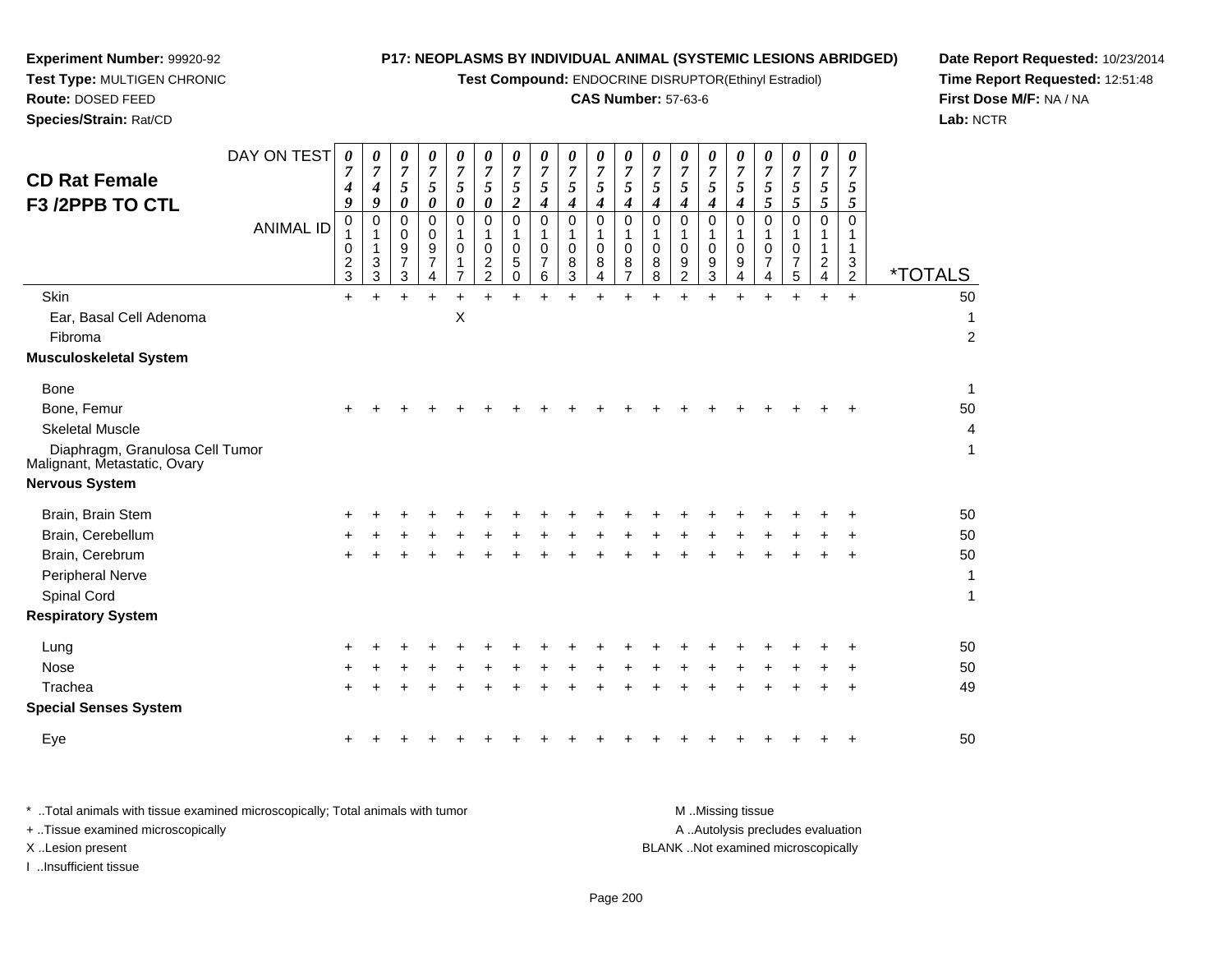**Experiment Number:** 99920-92
**Test Type:** MULTIGEN CHRONIC
**Route:** DOSED FEED
**Species/Strain:** Rat/CD

**P17: NEOPLASMS BY INDIVIDUAL ANIMAL (SYSTEMIC LESIONS ABRIDGED)**
**Test Compound:** ENDOCRINE DISRUPTOR(Ethinyl Estradiol)
**CAS Number:** 57-63-6

**Date Report Requested:** 10/23/2014
**Time Report Requested:** 12:51:48
**First Dose M/F:** NA / NA
**Lab:** NCTR

## CD Rat Female
## F3 /2PPB TO CTL

| DAY ON TEST | 0749 | 0749 | 0750 | 0750 | 0750 | 0750 | 0752 | 0754 | 0754 | 0754 | 0754 | 0754 | 0754 | 0754 | 0754 | 0755 | 0755 | 0755 | 0755 | |
|---|---|---|---|---|---|---|---|---|---|---|---|---|---|---|---|---|---|---|---|---|
| **ANIMAL ID** | 01023 | 01133 | 00973 | 00974 | 01017 | 01022 | 01050 | 01076 | 01083 | 01084 | 01087 | 01088 | 01092 | 01093 | 01094 | 01074 | 01075 | 01124 | 01132 | ***TOTALS** |
| Skin | + | + | + | + | + | + | + | + | + | + | + | + | + | + | + | + | + | + | + | 50 |
| Ear, Basal Cell Adenoma | | | | | X | | | | | | | | | | | | | | | 1 |
| Fibroma | | | | | | | | | | | | | | | | | | | | 2 |
| **Musculoskeletal System** | | | | | | | | | | | | | | | | | | | | |
| Bone | | | | | | | | | | | | | | | | | | | | 1 |
| Bone, Femur | + | + | + | + | + | + | + | + | + | + | + | + | + | + | + | + | + | + | + | 50 |
| Skeletal Muscle | | | | | | | | | | | | | | | | | | | | 4 |
| Diaphragm, Granulosa Cell Tumor Malignant, Metastatic, Ovary | | | | | | | | | | | | | | | | | | | | 1 |
| **Nervous System** | | | | | | | | | | | | | | | | | | | | |
| Brain, Brain Stem | + | + | + | + | + | + | + | + | + | + | + | + | + | + | + | + | + | + | + | 50 |
| Brain, Cerebellum | + | + | + | + | + | + | + | + | + | + | + | + | + | + | + | + | + | + | + | 50 |
| Brain, Cerebrum | + | + | + | + | + | + | + | + | + | + | + | + | + | + | + | + | + | + | + | 50 |
| Peripheral Nerve | | | | | | | | | | | | | | | | | | | | 1 |
| Spinal Cord | | | | | | | | | | | | | | | | | | | | 1 |
| **Respiratory System** | | | | | | | | | | | | | | | | | | | | |
| Lung | + | + | + | + | + | + | + | + | + | + | + | + | + | + | + | + | + | + | + | 50 |
| Nose | + | + | + | + | + | + | + | + | + | + | + | + | + | + | + | + | + | + | + | 50 |
| Trachea | + | + | + | + | + | + | + | + | + | + | + | + | + | + | + | + | + | + | + | 49 |
| **Special Senses System** | | | | | | | | | | | | | | | | | | | | |
| Eye | + | + | + | + | + | + | + | + | + | + | + | + | + | + | + | + | + | + | + | 50 |

\* ..Total animals with tissue examined microscopically; Total animals with tumor
+ ..Tissue examined microscopically
X ..Lesion present
I ..Insufficient tissue

M ..Missing tissue
A ..Autolysis precludes evaluation
BLANK ..Not examined microscopically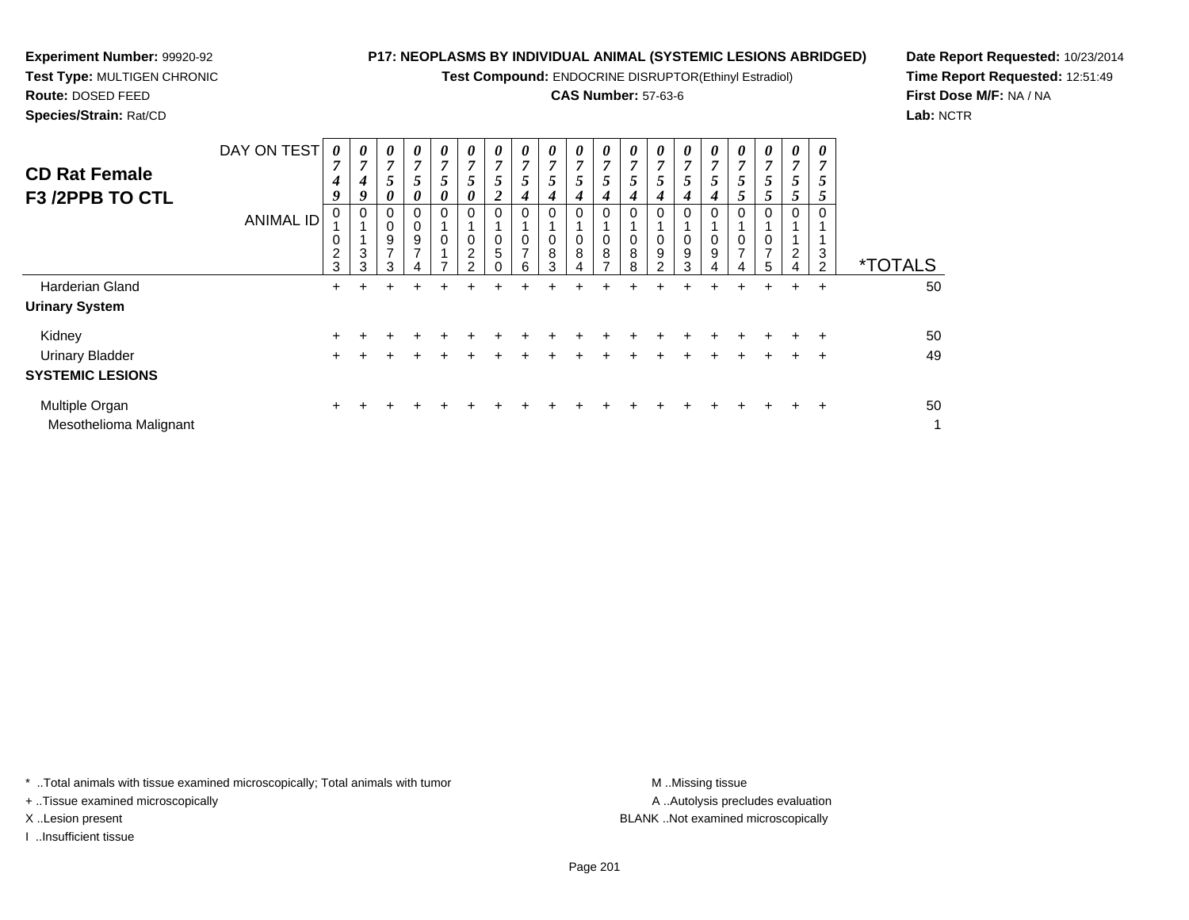**Experiment Number:** 99920-92
**Test Type:** MULTIGEN CHRONIC
**Route:** DOSED FEED
**Species/Strain:** Rat/CD

**P17: NEOPLASMS BY INDIVIDUAL ANIMAL (SYSTEMIC LESIONS ABRIDGED)**
**Test Compound:** ENDOCRINE DISRUPTOR(Ethinyl Estradiol)
**CAS Number:** 57-63-6

**Date Report Requested:** 10/23/2014
**Time Report Requested:** 12:51:49
**First Dose M/F:** NA / NA
**Lab:** NCTR

## CD Rat Female F3 /2PPB TO CTL

| DAY ON TEST | 0749 | 0749 | 0750 | 0750 | 0750 | 0750 | 0752 | 0754 | 0754 | 0754 | 0754 | 0754 | 0754 | 0754 | 0754 | 0755 | 0755 | 0755 | 0755 | |
|---|---|---|---|---|---|---|---|---|---|---|---|---|---|---|---|---|---|---|---|---|
| **ANIMAL ID** | 01023 | 01133 | 00973 | 00974 | 01017 | 01022 | 01050 | 01076 | 01083 | 01084 | 01087 | 01088 | 01092 | 01093 | 01094 | 01074 | 01075 | 01124 | 01132 | ***TOTALS** |
| Harderian Gland | + | + | + | + | + | + | + | + | + | + | + | + | + | + | + | + | + | + | + | 50 |
| **Urinary System** | | | | | | | | | | | | | | | | | | | | |
| Kidney | + | + | + | + | + | + | + | + | + | + | + | + | + | + | + | + | + | + | + | 50 |
| Urinary Bladder | + | + | + | + | + | + | + | + | + | + | + | + | + | + | + | + | + | + | + | 49 |
| **SYSTEMIC LESIONS** | | | | | | | | | | | | | | | | | | | | |
| Multiple Organ | + | + | + | + | + | + | + | + | + | + | + | + | + | + | + | + | + | + | + | 50 |
| Mesothelioma Malignant | | | | | | | | | | | | | | | | | | | | 1 |

* ..Total animals with tissue examined microscopically; Total animals with tumor
+ ..Tissue examined microscopically
X ..Lesion present
I ..Insufficient tissue

M ..Missing tissue
A ..Autolysis precludes evaluation
BLANK ..Not examined microscopically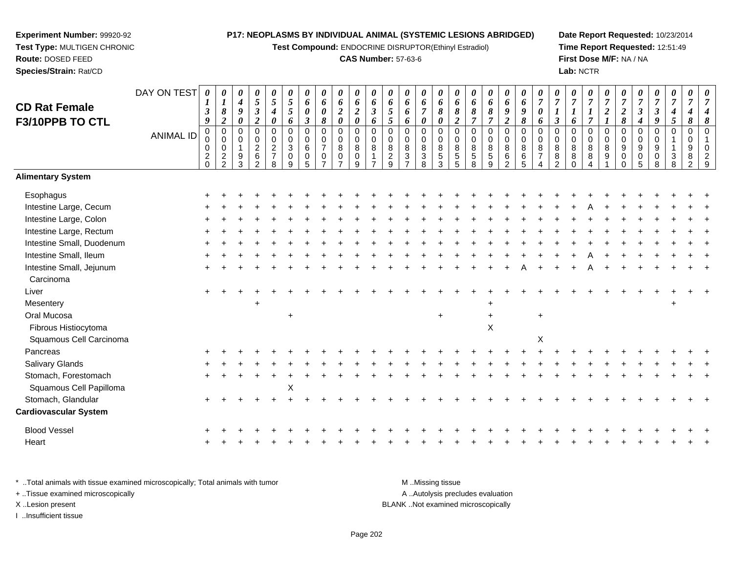**Experiment Number:** 99920-92
**Test Type:** MULTIGEN CHRONIC
**Route:** DOSED FEED
**Species/Strain:** Rat/CD

**P17: NEOPLASMS BY INDIVIDUAL ANIMAL (SYSTEMIC LESIONS ABRIDGED)**
**Test Compound:** ENDOCRINE DISRUPTOR(Ethinyl Estradiol)
**CAS Number:** 57-63-6

**Date Report Requested:** 10/23/2014
**Time Report Requested:** 12:51:49
**First Dose M/F:** NA / NA
**Lab:** NCTR

## CD Rat Female F3/10PPB TO CTL

| DAY ON TEST | 0139 | 0182 | 0490 | 0532 | 0540 | 0556 | 0603 | 0608 | 0620 | 0620 | 0636 | 0655 | 0666 | 0670 | 0680 | 0682 | 0687 | 0687 | 0692 | 0698 | 0706 | 0713 | 0716 | 0717 | 0721 | 0728 | 0734 | 0739 | 0745 | 0748 | 0748 |
|---|---|---|---|---|---|---|---|---|---|---|---|---|---|---|---|---|---|---|---|---|---|---|---|---|---|---|---|---|---|---|---|
| **ANIMAL ID** | 00020 | 00022 | 00193 | 00262 | 00278 | 00309 | 00605 | 00707 | 00807 | 00809 | 00817 | 00829 | 00837 | 00838 | 00853 | 00855 | 00858 | 00859 | 00862 | 00865 | 00874 | 00882 | 00880 | 00884 | 00891 | 00900 | 00905 | 00908 | 01138 | 00982 | 01029 |
| **Alimentary System** | | | | | | | | | | | | | | | | | | | | | | | | | | | | | | | |
| Esophagus | + | + | + | + | + | + | + | + | + | + | + | + | + | + | + | + | + | + | + | + | + | + | + | + | + | + | + | + | + | + | + |
| Intestine Large, Cecum | + | + | + | + | + | + | + | + | + | + | + | + | + | + | + | + | + | + | + | + | + | + | + | A | + | + | + | + | + | + | + |
| Intestine Large, Colon | + | + | + | + | + | + | + | + | + | + | + | + | + | + | + | + | + | + | + | + | + | + | + | + | + | + | + | + | + | + | + |
| Intestine Large, Rectum | + | + | + | + | + | + | + | + | + | + | + | + | + | + | + | + | + | + | + | + | + | + | + | + | + | + | + | + | + | + | + |
| Intestine Small, Duodenum | + | + | + | + | + | + | + | + | + | + | + | + | + | + | + | + | + | + | + | + | + | + | + | + | + | + | + | + | + | + | + |
| Intestine Small, Ileum | + | + | + | + | + | + | + | + | + | + | + | + | + | + | + | + | + | + | + | + | + | + | + | A | + | + | + | + | + | + | + |
| Intestine Small, Jejunum | + | + | + | + | + | + | + | + | + | + | + | + | + | + | + | + | + | + | + | A | + | + | + | A | + | + | + | + | + | + | + |
| Carcinoma | | | | | | | | | | | | | | | | | | | | | | | | | | | | | | | |
| Liver | + | + | + | + | + | + | + | + | + | + | + | + | + | + | + | + | + | + | + | + | + | + | + | + | + | + | + | + | + | + | + |
| Mesentery | | | | + | | | | | | | | | | | | | | + | | | | | | | | | | | + | | |
| Oral Mucosa | | | | | | + | | | | | | | | | + | | | + | | | + | | | | | | | | | | |
| Fibrous Histiocytoma | | | | | | | | | | | | | | | | | | X | | | | | | | | | | | | | |
| Squamous Cell Carcinoma | | | | | | | | | | | | | | | | | | | | | X | | | | | | | | | | |
| Pancreas | + | + | + | + | + | + | + | + | + | + | + | + | + | + | + | + | + | + | + | + | + | + | + | + | + | + | + | + | + | + | + |
| Salivary Glands | + | + | + | + | + | + | + | + | + | + | + | + | + | + | + | + | + | + | + | + | + | + | + | + | + | + | + | + | + | + | + |
| Stomach, Forestomach | + | + | + | + | + | + | + | + | + | + | + | + | + | + | + | + | + | + | + | + | + | + | + | + | + | + | + | + | + | + | + |
| Squamous Cell Papilloma | | | | | | X | | | | | | | | | | | | | | | | | | | | | | | | | |
| Stomach, Glandular | + | + | + | + | + | + | + | + | + | + | + | + | + | + | + | + | + | + | + | + | + | + | + | + | + | + | + | + | + | + | + |
| **Cardiovascular System** | | | | | | | | | | | | | | | | | | | | | | | | | | | | | | | |
| Blood Vessel | + | + | + | + | + | + | + | + | + | + | + | + | + | + | + | + | + | + | + | + | + | + | + | + | + | + | + | + | + | + | + |
| Heart | + | + | + | + | + | + | + | + | + | + | + | + | + | + | + | + | + | + | + | + | + | + | + | + | + | + | + | + | + | + | + |

* ..Total animals with tissue examined microscopically; Total animals with tumor
+ ..Tissue examined microscopically
X ..Lesion present
I ..Insufficient tissue

M ..Missing tissue
A ..Autolysis precludes evaluation
BLANK ..Not examined microscopically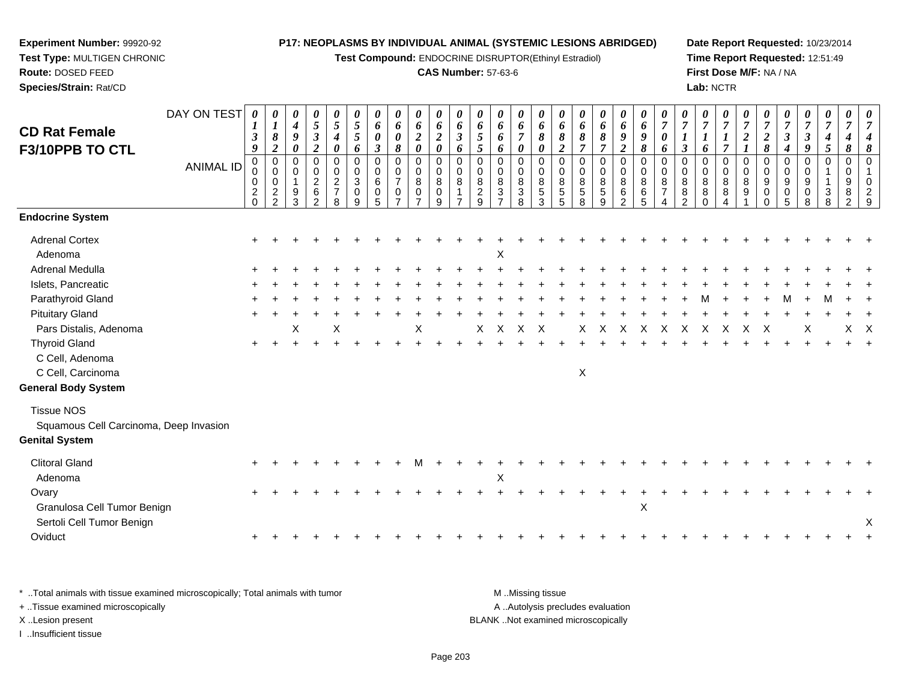**Experiment Number:** 99920-92
**Test Type:** MULTIGEN CHRONIC
**Route:** DOSED FEED
**Species/Strain:** Rat/CD

**P17: NEOPLASMS BY INDIVIDUAL ANIMAL (SYSTEMIC LESIONS ABRIDGED)**
**Test Compound:** ENDOCRINE DISRUPTOR(Ethinyl Estradiol)
**CAS Number:** 57-63-6

**Date Report Requested:** 10/23/2014
**Time Report Requested:** 12:51:49
**First Dose M/F:** NA / NA
**Lab:** NCTR

## CD Rat Female F3/10PPB TO CTL

| DAY ON TEST | 0139 | 0182 | 0490 | 0532 | 0540 | 0556 | 0603 | 0608 | 0620 | 0620 | 0636 | 0655 | 0666 | 0670 | 0680 | 0682 | 0687 | 0687 | 0692 | 0698 | 0706 | 0713 | 0716 | 0717 | 0721 | 0728 | 0734 | 0739 | 0745 | 0748 | 0748 |
|---|---|---|---|---|---|---|---|---|---|---|---|---|---|---|---|---|---|---|---|---|---|---|---|---|---|---|---|---|---|---|---|
| **ANIMAL ID** | 00020 | 00022 | 00193 | 00262 | 00278 | 00309 | 00605 | 00707 | 00807 | 00809 | 00817 | 00829 | 00837 | 00838 | 00853 | 00855 | 00858 | 00859 | 00862 | 00865 | 00874 | 00882 | 00880 | 00884 | 00891 | 00900 | 00905 | 00908 | 01138 | 00982 | 01029 |
| **Endocrine System** | | | | | | | | | | | | | | | | | | | | | | | | | | | | | | | |
| Adrenal Cortex | + | + | + | + | + | + | + | + | + | + | + | + | + | + | + | + | + | + | + | + | + | + | + | + | + | + | + | + | + | + | + |
| Adenoma | | | | | | | | | | | | | X | | | | | | | | | | | | | | | | | | |
| Adrenal Medulla | + | + | + | + | + | + | + | + | + | + | + | + | + | + | + | + | + | + | + | + | + | + | + | + | + | + | + | + | + | + | + |
| Islets, Pancreatic | + | + | + | + | + | + | + | + | + | + | + | + | + | + | + | + | + | + | + | + | + | + | + | + | + | + | + | + | + | + | + |
| Parathyroid Gland | + | + | + | + | + | + | + | + | + | + | + | + | + | + | + | + | + | + | + | + | + | + | M | + | + | + | M | + | M | + | + |
| Pituitary Gland | + | + | + | + | + | + | + | + | + | + | + | + | + | + | + | + | + | + | + | + | + | + | + | + | + | + | + | + | + | + | + |
| Pars Distalis, Adenoma | | | X | | X | | | | X | | | X | X | X | X | | X | X | X | X | X | X | X | X | X | X | | X | | X | X |
| Thyroid Gland | + | + | + | + | + | + | + | + | + | + | + | + | + | + | + | + | + | + | + | + | + | + | + | + | + | + | + | + | + | + | + |
| C Cell, Adenoma | | | | | | | | | | | | | | | | | | | | | | | | | | | | | | | |
| C Cell, Carcinoma | | | | | | | | | | | | | | | | | X | | | | | | | | | | | | | | |
| **General Body System** | | | | | | | | | | | | | | | | | | | | | | | | | | | | | | | |
| Tissue NOS | | | | | | | | | | | | | | | | | | | | | | | | | | | | | | | |
| Squamous Cell Carcinoma, Deep Invasion | | | | | | | | | | | | | | | | | | | | | | | | | | | | | | | |
| **Genital System** | | | | | | | | | | | | | | | | | | | | | | | | | | | | | | | |
| Clitoral Gland | + | + | + | + | + | + | + | + | M | + | + | + | + | + | + | + | + | + | + | + | + | + | + | + | + | + | + | + | + | + | + |
| Adenoma | | | | | | | | | | | | | X | | | | | | | | | | | | | | | | | | |
| Ovary | + | + | + | + | + | + | + | + | + | + | + | + | + | + | + | + | + | + | + | + | + | + | + | + | + | + | + | + | + | + | + |
| Granulosa Cell Tumor Benign | | | | | | | | | | | | | | | | | | | | X | | | | | | | | | | | |
| Sertoli Cell Tumor Benign | | | | | | | | | | | | | | | | | | | | | | | | | | | | | | | X |
| Oviduct | + | + | + | + | + | + | + | + | + | + | + | + | + | + | + | + | + | + | + | + | + | + | + | + | + | + | + | + | + | + | + |

* ..Total animals with tissue examined microscopically; Total animals with tumor
+ ..Tissue examined microscopically
X ..Lesion present
I ..Insufficient tissue

M ..Missing tissue
A ..Autolysis precludes evaluation
BLANK ..Not examined microscopically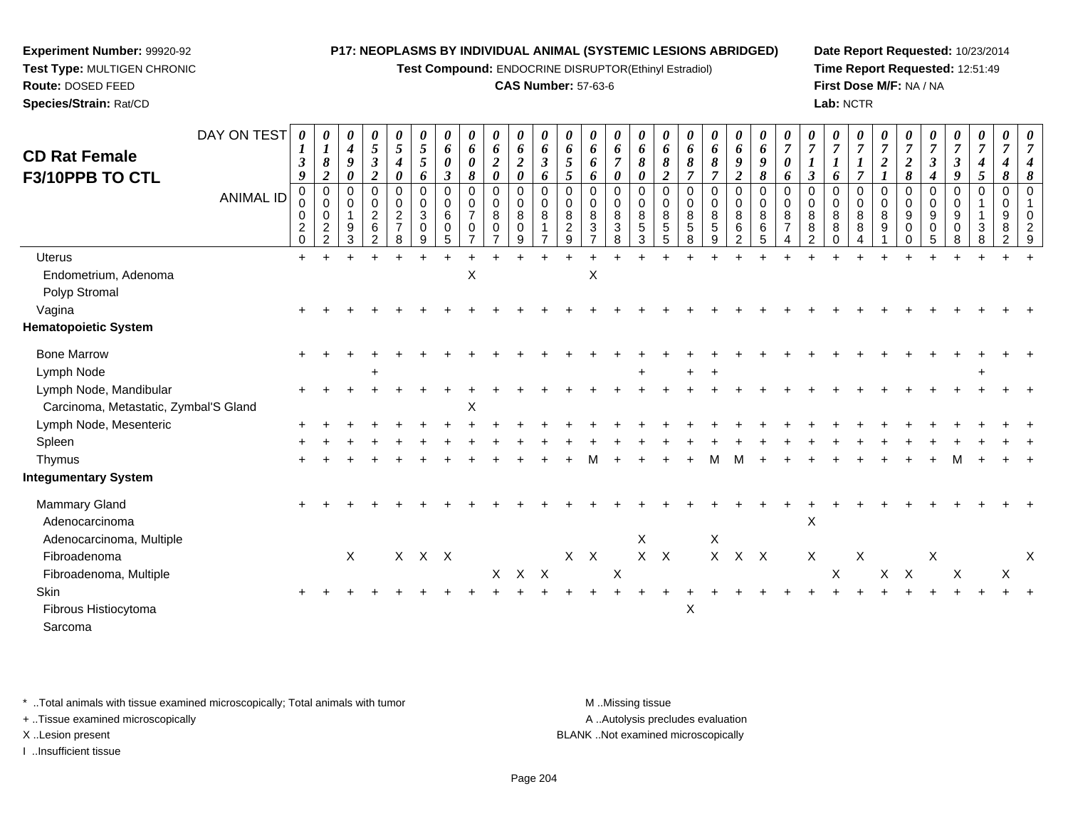**Experiment Number:** 99920-92
**Test Type:** MULTIGEN CHRONIC
**Route:** DOSED FEED
**Species/Strain:** Rat/CD

**P17: NEOPLASMS BY INDIVIDUAL ANIMAL (SYSTEMIC LESIONS ABRIDGED)**
**Test Compound:** ENDOCRINE DISRUPTOR(Ethinyl Estradiol)
**CAS Number:** 57-63-6

**Date Report Requested:** 10/23/2014
**Time Report Requested:** 12:51:49
**First Dose M/F:** NA / NA
**Lab:** NCTR

## CD Rat Female F3/10PPB TO CTL

| DAY ON TEST | 0139 | 0182 | 0490 | 0532 | 0540 | 0556 | 0603 | 0608 | 0620 | 0620 | 0636 | 0655 | 0666 | 0670 | 0680 | 0682 | 0687 | 0687 | 0692 | 0698 | 0706 | 0713 | 0716 | 0717 | 0721 | 0728 | 0734 | 0739 | 0745 | 0748 | 0748 |
|---|---|---|---|---|---|---|---|---|---|---|---|---|---|---|---|---|---|---|---|---|---|---|---|---|---|---|---|---|---|---|---|
| **ANIMAL ID** | 00020 | 00022 | 00193 | 00262 | 00278 | 00309 | 00605 | 00707 | 00807 | 00809 | 00817 | 00829 | 00837 | 00838 | 00853 | 00855 | 00858 | 00859 | 00862 | 00865 | 00874 | 00882 | 00880 | 00884 | 00891 | 00900 | 00905 | 00908 | 01138 | 00982 | 01029 |
| Uterus | + | + | + | + | + | + | + | + | + | + | + | + | + | + | + | + | + | + | + | + | + | + | + | + | + | + | + | + | + | + | + |
| Endometrium, Adenoma | | | | | | | | X | | | | | X | | | | | | | | | | | | | | | | | | |
| Polyp Stromal | | | | | | | | | | | | | | | | | | | | | | | | | | | | | | | |
| Vagina | + | + | + | + | + | + | + | + | + | + | + | + | + | + | + | + | + | + | + | + | + | + | + | + | + | + | + | + | + | + | + |
| **Hematopoietic System** | | | | | | | | | | | | | | | | | | | | | | | | | | | | | | | |
| Bone Marrow | + | + | + | + | + | + | + | + | + | + | + | + | + | + | + | + | + | + | + | + | + | + | + | + | + | + | + | + | + | + | + |
| Lymph Node | | | | + | | | | | | | | | | | + | | + | + | | | | | | | | | | | + | | |
| Lymph Node, Mandibular | + | + | + | + | + | + | + | + | + | + | + | + | + | + | + | + | + | + | + | + | + | + | + | + | + | + | + | + | + | + | + |
| Carcinoma, Metastatic, Zymbal'S Gland | | | | | | | | X | | | | | | | | | | | | | | | | | | | | | | | |
| Lymph Node, Mesenteric | + | + | + | + | + | + | + | + | + | + | + | + | + | + | + | + | + | + | + | + | + | + | + | + | + | + | + | + | + | + | + |
| Spleen | + | + | + | + | + | + | + | + | + | + | + | + | + | + | + | + | + | + | + | + | + | + | + | + | + | + | + | + | + | + | + |
| Thymus | + | + | + | + | + | + | + | + | + | + | + | + | M | + | + | + | + | M | M | + | + | + | + | + | + | + | + | M | + | + | + |
| **Integumentary System** | | | | | | | | | | | | | | | | | | | | | | | | | | | | | | | |
| Mammary Gland | + | + | + | + | + | + | + | + | + | + | + | + | + | + | + | + | + | + | + | + | + | + | + | + | + | + | + | + | + | + | + |
| Adenocarcinoma | | | | | | | | | | | | | | | | | | | | | | X | | | | | | | | | |
| Adenocarcinoma, Multiple | | | | | | | | | | | | | | | X | | | X | | | | | | | | | | | | | |
| Fibroadenoma | | | X | | X | X | X | | | | | X | X | | X | X | | X | X | X | | X | | X | | | X | | | | X |
| Fibroadenoma, Multiple | | | | | | | | | X | X | X | | | X | | | | | | | | | X | | X | X | | X | | X | |
| Skin | + | + | + | + | + | + | + | + | + | + | + | + | + | + | + | + | + | + | + | + | + | + | + | + | + | + | + | + | + | + | + |
| Fibrous Histiocytoma | | | | | | | | | | | | | | | | | X | | | | | | | | | | | | | | |
| Sarcoma | | | | | | | | | | | | | | | | | | | | | | | | | | | | | | | |

\* ..Total animals with tissue examined microscopically; Total animals with tumor
\+ ..Tissue examined microscopically
X ..Lesion present
I ..Insufficient tissue

M ..Missing tissue
A ..Autolysis precludes evaluation
BLANK ..Not examined microscopically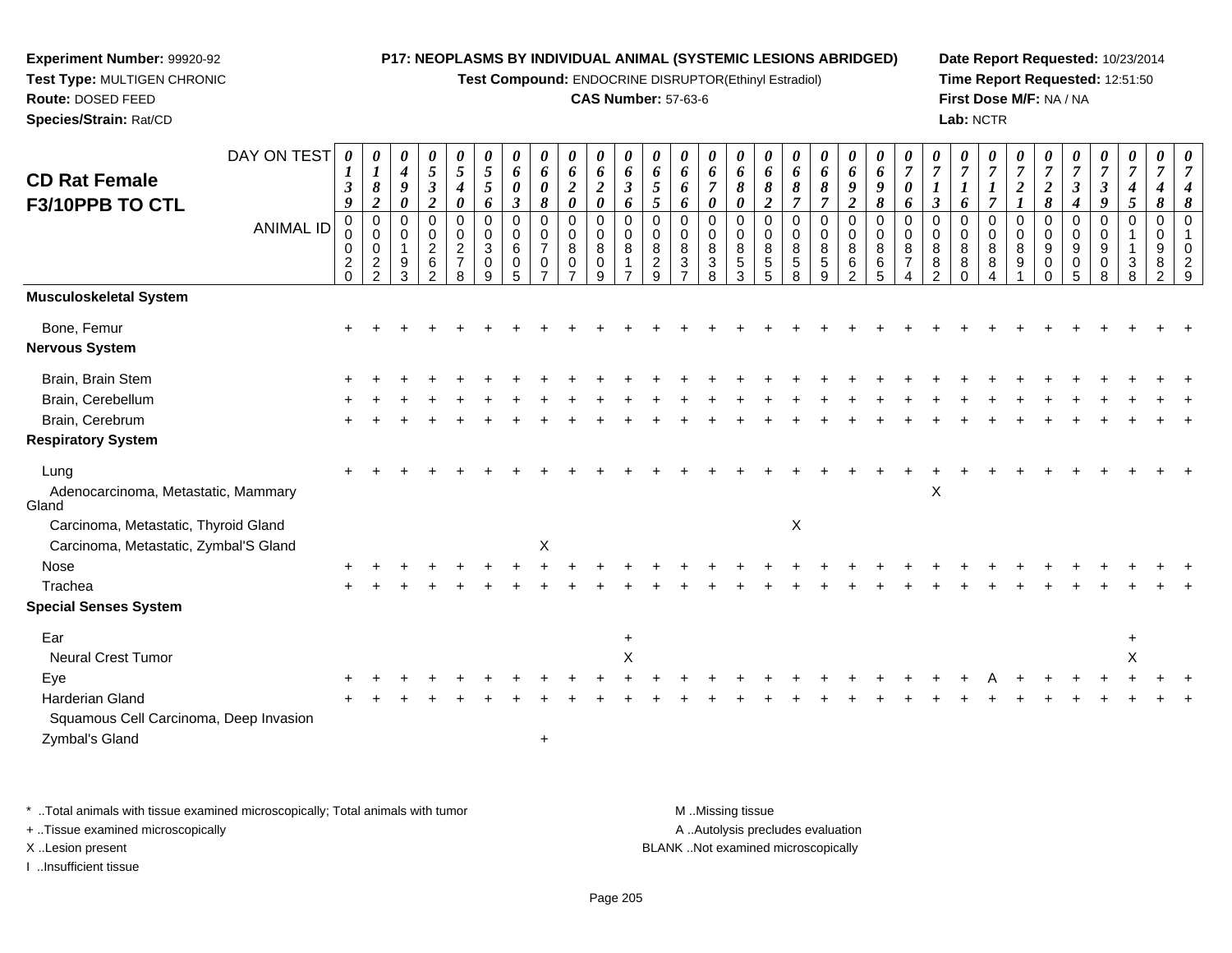**Experiment Number:** 99920-92
**Test Type:** MULTIGEN CHRONIC
**Route:** DOSED FEED
**Species/Strain:** Rat/CD

**P17: NEOPLASMS BY INDIVIDUAL ANIMAL (SYSTEMIC LESIONS ABRIDGED)**
**Test Compound:** ENDOCRINE DISRUPTOR(Ethinyl Estradiol)
**CAS Number:** 57-63-6

**Date Report Requested:** 10/23/2014
**Time Report Requested:** 12:51:50
**First Dose M/F:** NA / NA
**Lab:** NCTR

## CD Rat Female F3/10PPB TO CTL

| DAY ON TEST | 0139 | 0182 | 0490 | 0532 | 0540 | 0556 | 0603 | 0608 | 0620 | 0620 | 0636 | 0655 | 0666 | 0670 | 0680 | 0682 | 0687 | 0687 | 0692 | 0698 | 0706 | 0713 | 0716 | 0717 | 0721 | 0728 | 0734 | 0739 | 0745 | 0748 | 0748 |
|---|---|---|---|---|---|---|---|---|---|---|---|---|---|---|---|---|---|---|---|---|---|---|---|---|---|---|---|---|---|---|---|
| **ANIMAL ID** | 00020 | 00022 | 00193 | 00262 | 00278 | 00309 | 00605 | 00707 | 00807 | 00809 | 00817 | 00829 | 00837 | 00838 | 00853 | 00855 | 00858 | 00859 | 00862 | 00865 | 00874 | 00882 | 00880 | 00884 | 00891 | 00900 | 00905 | 00908 | 01138 | 00982 | 01029 |
| **Musculoskeletal System** | | | | | | | | | | | | | | | | | | | | | | | | | | | | | | | |
| Bone, Femur | + | + | + | + | + | + | + | + | + | + | + | + | + | + | + | + | + | + | + | + | + | + | + | + | + | + | + | + | + | + | + |
| **Nervous System** | | | | | | | | | | | | | | | | | | | | | | | | | | | | | | | |
| Brain, Brain Stem | + | + | + | + | + | + | + | + | + | + | + | + | + | + | + | + | + | + | + | + | + | + | + | + | + | + | + | + | + | + | + |
| Brain, Cerebellum | + | + | + | + | + | + | + | + | + | + | + | + | + | + | + | + | + | + | + | + | + | + | + | + | + | + | + | + | + | + | + |
| Brain, Cerebrum | + | + | + | + | + | + | + | + | + | + | + | + | + | + | + | + | + | + | + | + | + | + | + | + | + | + | + | + | + | + | + |
| **Respiratory System** | | | | | | | | | | | | | | | | | | | | | | | | | | | | | | | |
| Lung | + | + | + | + | + | + | + | + | + | + | + | + | + | + | + | + | + | + | + | + | + | + | + | + | + | + | + | + | + | + | + |
| Adenocarcinoma, Metastatic, Mammary Gland | | | | | | | | | | | | | | | | | | | | | | X | | | | | | | | | |
| Carcinoma, Metastatic, Thyroid Gland | | | | | | | | | | | | | | | | | X | | | | | | | | | | | | | | |
| Carcinoma, Metastatic, Zymbal'S Gland | | | | | | | | X | | | | | | | | | | | | | | | | | | | | | | | |
| Nose | + | + | + | + | + | + | + | + | + | + | + | + | + | + | + | + | + | + | + | + | + | + | + | + | + | + | + | + | + | + | + |
| Trachea | + | + | + | + | + | + | + | + | + | + | + | + | + | + | + | + | + | + | + | + | + | + | + | + | + | + | + | + | + | + | + |
| **Special Senses System** | | | | | | | | | | | | | | | | | | | | | | | | | | | | | | | |
| Ear | | | | | | | | | | | + | | | | | | | | | | | | | | | | | | + | | |
| Neural Crest Tumor | | | | | | | | | | | X | | | | | | | | | | | | | | | | | | X | | |
| Eye | + | + | + | + | + | + | + | + | + | + | + | + | + | + | + | + | + | + | + | + | + | + | + | A | + | + | + | + | + | + | + |
| Harderian Gland | + | + | + | + | + | + | + | + | + | + | + | + | + | + | + | + | + | + | + | + | + | + | + | + | + | + | + | + | + | + | + |
| Squamous Cell Carcinoma, Deep Invasion | | | | | | | | | | | | | | | | | | | | | | | | | | | | | | | |
| Zymbal's Gland | | | | | | | | + | | | | | | | | | | | | | | | | | | | | | | | |

\* ..Total animals with tissue examined microscopically; Total animals with tumor
+ ..Tissue examined microscopically
X ..Lesion present
I ..Insufficient tissue

M ..Missing tissue
A ..Autolysis precludes evaluation
BLANK ..Not examined microscopically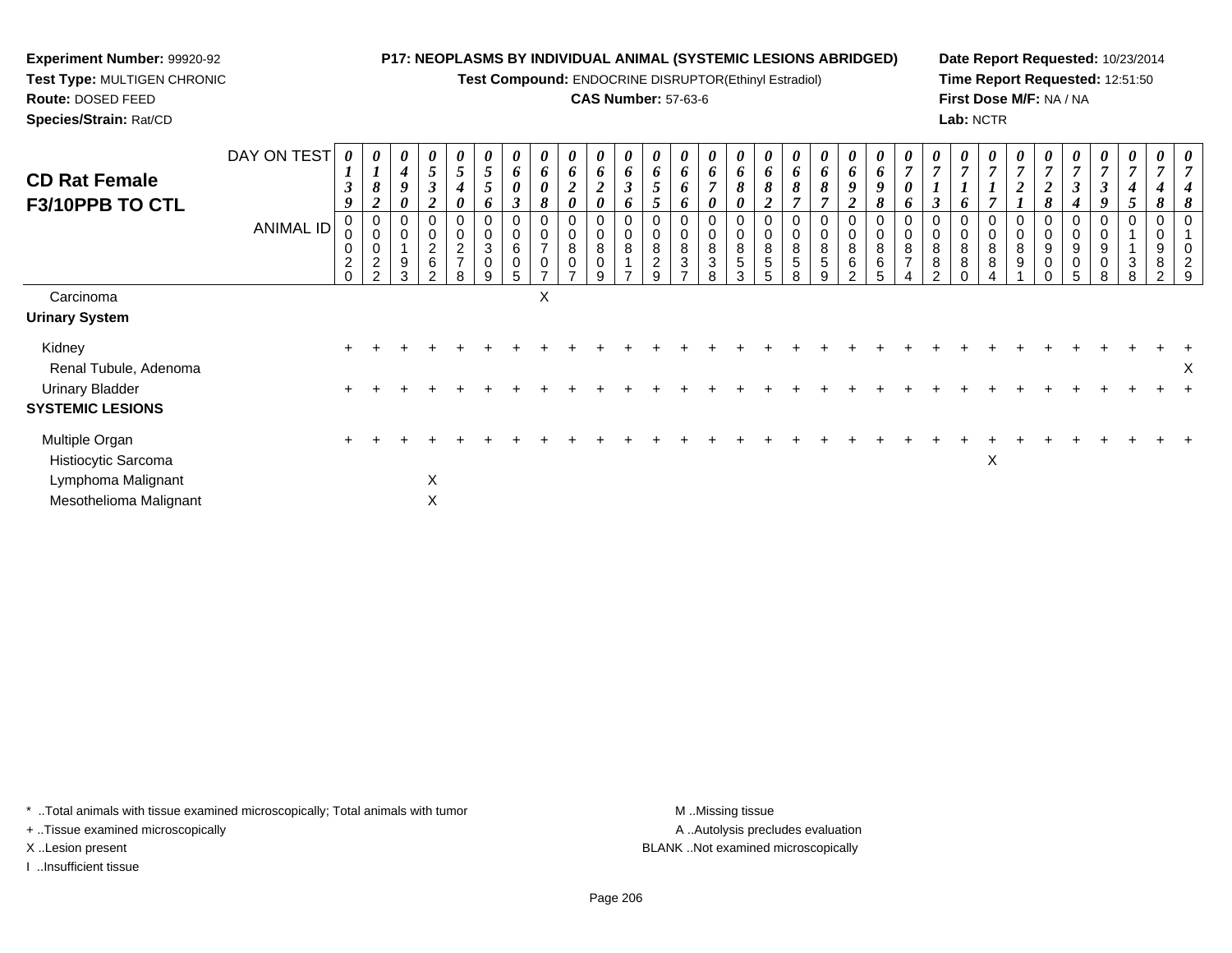**Experiment Number:** 99920-92
**Test Type:** MULTIGEN CHRONIC
**Route:** DOSED FEED
**Species/Strain:** Rat/CD

**P17: NEOPLASMS BY INDIVIDUAL ANIMAL (SYSTEMIC LESIONS ABRIDGED)**
**Test Compound:** ENDOCRINE DISRUPTOR(Ethinyl Estradiol)
**CAS Number:** 57-63-6

**Date Report Requested:** 10/23/2014
**Time Report Requested:** 12:51:50
**First Dose M/F:** NA / NA
**Lab:** NCTR

## CD Rat Female F3/10PPB TO CTL

| DAY ON TEST | 0139 | 0182 | 0490 | 0532 | 0540 | 0556 | 0603 | 0608 | 0620 | 0620 | 0636 | 0655 | 0666 | 0670 | 0680 | 0682 | 0687 | 0687 | 0692 | 0698 | 0706 | 0713 | 0716 | 0717 | 0721 | 0728 | 0734 | 0739 | 0745 | 0748 | 0748 |
|---|---|---|---|---|---|---|---|---|---|---|---|---|---|---|---|---|---|---|---|---|---|---|---|---|---|---|---|---|---|---|---|
| **ANIMAL ID** | 00020 | 00022 | 00193 | 00262 | 00278 | 00309 | 00605 | 00707 | 00807 | 00809 | 00817 | 00829 | 00837 | 00838 | 00853 | 00855 | 00858 | 00859 | 00862 | 00865 | 00874 | 00882 | 00880 | 00884 | 00891 | 00900 | 00905 | 00908 | 01138 | 00982 | 01029 |
| Carcinoma | | | | | | | | X | | | | | | | | | | | | | | | | | | | | | | | |
| **Urinary System** | | | | | | | | | | | | | | | | | | | | | | | | | | | | | | | |
| Kidney | + | + | + | + | + | + | + | + | + | + | + | + | + | + | + | + | + | + | + | + | + | + | + | + | + | + | + | + | + | + | + |
| Renal Tubule, Adenoma | | | | | | | | | | | | | | | | | | | | | | | | | | | | | | | X |
| Urinary Bladder | + | + | + | + | + | + | + | + | + | + | + | + | + | + | + | + | + | + | + | + | + | + | + | + | + | + | + | + | + | + | + |
| **SYSTEMIC LESIONS** | | | | | | | | | | | | | | | | | | | | | | | | | | | | | | | |
| Multiple Organ | + | + | + | + | + | + | + | + | + | + | + | + | + | + | + | + | + | + | + | + | + | + | + | + | + | + | + | + | + | + | + |
| Histiocytic Sarcoma | | | | | | | | | | | | | | | | | | | | | | | | X | | | | | | | |
| Lymphoma Malignant | | | | X | | | | | | | | | | | | | | | | | | | | | | | | | | | |
| Mesothelioma Malignant | | | | X | | | | | | | | | | | | | | | | | | | | | | | | | | | |

\* ..Total animals with tissue examined microscopically; Total animals with tumor
+ ..Tissue examined microscopically
X ..Lesion present
I ..Insufficient tissue

M ..Missing tissue
A ..Autolysis precludes evaluation
BLANK ..Not examined microscopically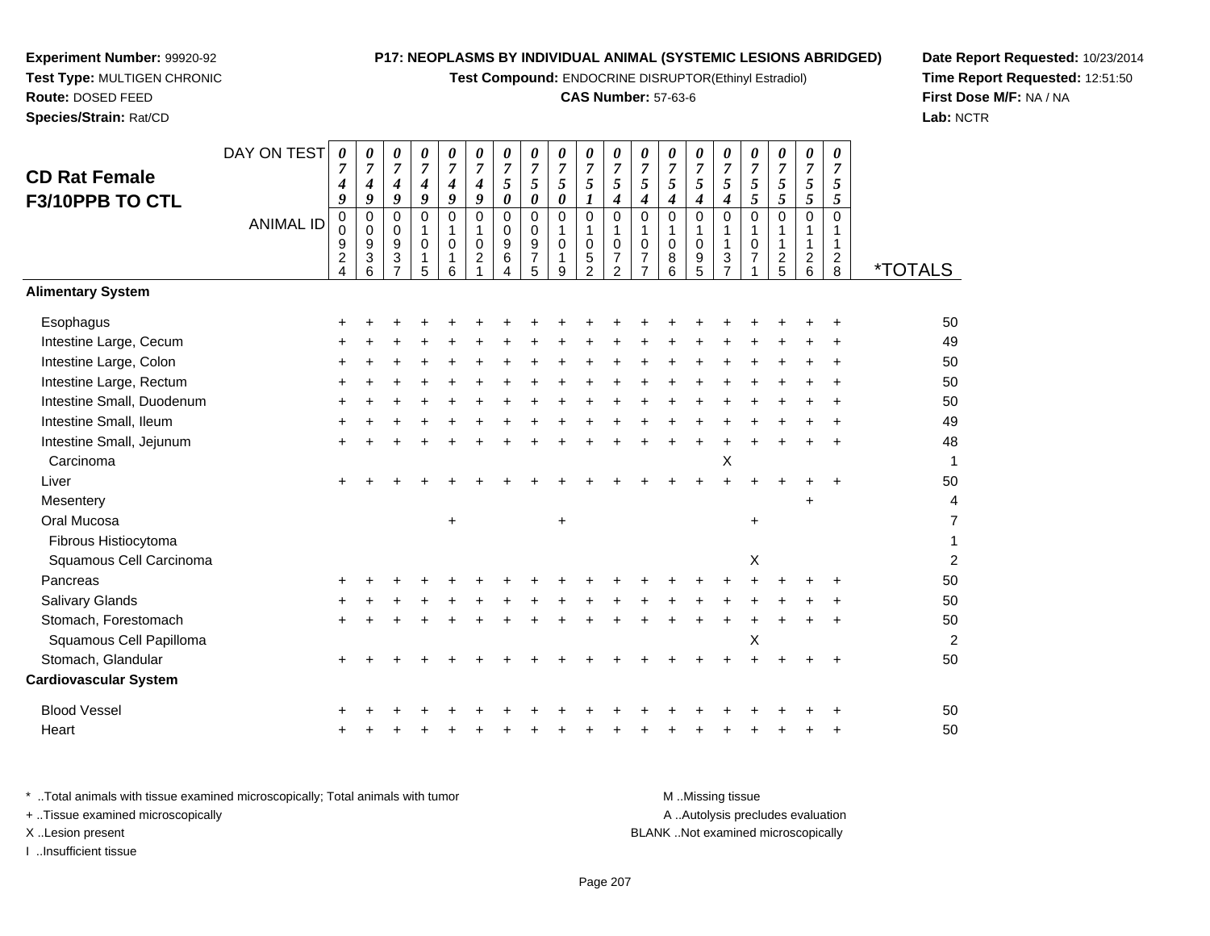**Experiment Number:** 99920-92
**Test Type:** MULTIGEN CHRONIC
**Route:** DOSED FEED
**Species/Strain:** Rat/CD

**P17: NEOPLASMS BY INDIVIDUAL ANIMAL (SYSTEMIC LESIONS ABRIDGED)**
**Test Compound:** ENDOCRINE DISRUPTOR(Ethinyl Estradiol)
**CAS Number:** 57-63-6

**Date Report Requested:** 10/23/2014
**Time Report Requested:** 12:51:50
**First Dose M/F:** NA / NA
**Lab:** NCTR

## CD Rat Female F3/10PPB TO CTL

| DAY ON TEST | 0749 | 0749 | 0749 | 0749 | 0749 | 0749 | 0750 | 0750 | 0750 | 0751 | 0754 | 0754 | 0754 | 0754 | 0754 | 0755 | 0755 | 0755 | 0755 | |
|---|---|---|---|---|---|---|---|---|---|---|---|---|---|---|---|---|---|---|---|---|
| **ANIMAL ID** | 00924 | 00936 | 00937 | 01015 | 01016 | 01021 | 00964 | 00975 | 01019 | 01052 | 01072 | 01077 | 01086 | 01095 | 01137 | 01071 | 01125 | 01126 | 01128 | ***TOTALS** |
| **Alimentary System** | | | | | | | | | | | | | | | | | | | | |
| Esophagus | + | + | + | + | + | + | + | + | + | + | + | + | + | + | + | + | + | + | + | 50 |
| Intestine Large, Cecum | + | + | + | + | + | + | + | + | + | + | + | + | + | + | + | + | + | + | + | 49 |
| Intestine Large, Colon | + | + | + | + | + | + | + | + | + | + | + | + | + | + | + | + | + | + | + | 50 |
| Intestine Large, Rectum | + | + | + | + | + | + | + | + | + | + | + | + | + | + | + | + | + | + | + | 50 |
| Intestine Small, Duodenum | + | + | + | + | + | + | + | + | + | + | + | + | + | + | + | + | + | + | + | 50 |
| Intestine Small, Ileum | + | + | + | + | + | + | + | + | + | + | + | + | + | + | + | + | + | + | + | 49 |
| Intestine Small, Jejunum | + | + | + | + | + | + | + | + | + | + | + | + | + | + | + | + | + | + | + | 48 |
| Carcinoma | | | | | | | | | | | | | | | X | | | | | 1 |
| Liver | + | + | + | + | + | + | + | + | + | + | + | + | + | + | + | + | + | + | + | 50 |
| Mesentery | | | | | | | | | | | | | | | | | | + | | 4 |
| Oral Mucosa | | | | | + | | | | + | | | | | | | + | | | | 7 |
| Fibrous Histiocytoma | | | | | | | | | | | | | | | | | | | | 1 |
| Squamous Cell Carcinoma | | | | | | | | | | | | | | | | X | | | | 2 |
| Pancreas | + | + | + | + | + | + | + | + | + | + | + | + | + | + | + | + | + | + | + | 50 |
| Salivary Glands | + | + | + | + | + | + | + | + | + | + | + | + | + | + | + | + | + | + | + | 50 |
| Stomach, Forestomach | + | + | + | + | + | + | + | + | + | + | + | + | + | + | + | + | + | + | + | 50 |
| Squamous Cell Papilloma | | | | | | | | | | | | | | | | X | | | | 2 |
| Stomach, Glandular | + | + | + | + | + | + | + | + | + | + | + | + | + | + | + | + | + | + | + | 50 |
| **Cardiovascular System** | | | | | | | | | | | | | | | | | | | | |
| Blood Vessel | + | + | + | + | + | + | + | + | + | + | + | + | + | + | + | + | + | + | + | 50 |
| Heart | + | + | + | + | + | + | + | + | + | + | + | + | + | + | + | + | + | + | + | 50 |

\* ..Total animals with tissue examined microscopically; Total animals with tumor
\+ ..Tissue examined microscopically
X ..Lesion present
I ..Insufficient tissue

M ..Missing tissue
A ..Autolysis precludes evaluation
BLANK ..Not examined microscopically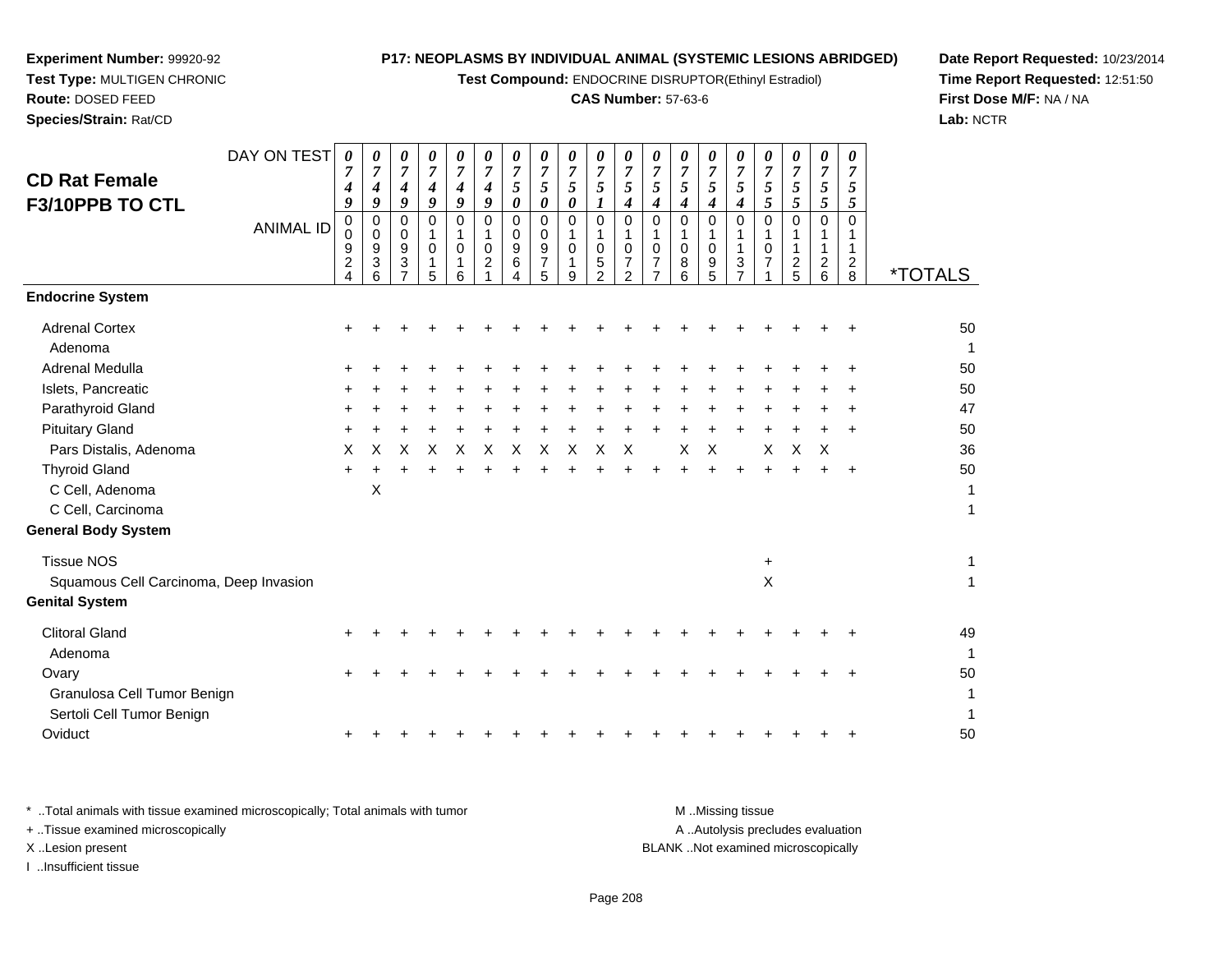**Experiment Number:** 99920-92
**Test Type:** MULTIGEN CHRONIC
**Route:** DOSED FEED
**Species/Strain:** Rat/CD

**P17: NEOPLASMS BY INDIVIDUAL ANIMAL (SYSTEMIC LESIONS ABRIDGED)**
**Test Compound:** ENDOCRINE DISRUPTOR(Ethinyl Estradiol)
**CAS Number:** 57-63-6

**Date Report Requested:** 10/23/2014
**Time Report Requested:** 12:51:50
**First Dose M/F:** NA / NA
**Lab:** NCTR

## CD Rat Female F3/10PPB TO CTL

| DAY ON TEST | 0749 | 0749 | 0749 | 0749 | 0749 | 0749 | 0750 | 0750 | 0750 | 0751 | 0754 | 0754 | 0754 | 0754 | 0754 | 0755 | 0755 | 0755 | 0755 | |
|---|---|---|---|---|---|---|---|---|---|---|---|---|---|---|---|---|---|---|---|---|
| **ANIMAL ID** | 00924 | 00936 | 00937 | 01015 | 01016 | 01021 | 00964 | 00975 | 01019 | 01052 | 01072 | 01077 | 01086 | 01095 | 01137 | 01071 | 01125 | 01126 | 01128 | ***TOTALS** |
| **Endocrine System** | | | | | | | | | | | | | | | | | | | | |
| Adrenal Cortex | + | + | + | + | + | + | + | + | + | + | + | + | + | + | + | + | + | + | + | 50 |
| Adenoma | | | | | | | | | | | | | | | | | | | | 1 |
| Adrenal Medulla | + | + | + | + | + | + | + | + | + | + | + | + | + | + | + | + | + | + | + | 50 |
| Islets, Pancreatic | + | + | + | + | + | + | + | + | + | + | + | + | + | + | + | + | + | + | + | 50 |
| Parathyroid Gland | + | + | + | + | + | + | + | + | + | + | + | + | + | + | + | + | + | + | + | 47 |
| Pituitary Gland | + | + | + | + | + | + | + | + | + | + | + | + | + | + | + | + | + | + | + | 50 |
| Pars Distalis, Adenoma | X | X | X | X | X | X | X | X | X | X | X | | X | X | | X | X | X | | 36 |
| Thyroid Gland | + | + | + | + | + | + | + | + | + | + | + | + | + | + | + | + | + | + | + | 50 |
| C Cell, Adenoma | | X | | | | | | | | | | | | | | | | | | 1 |
| C Cell, Carcinoma | | | | | | | | | | | | | | | | | | | | 1 |
| **General Body System** | | | | | | | | | | | | | | | | | | | | |
| Tissue NOS | | | | | | | | | | | | | | | | + | | | | 1 |
| Squamous Cell Carcinoma, Deep Invasion | | | | | | | | | | | | | | | | X | | | | 1 |
| **Genital System** | | | | | | | | | | | | | | | | | | | | |
| Clitoral Gland | + | + | + | + | + | + | + | + | + | + | + | + | + | + | + | + | + | + | + | 49 |
| Adenoma | | | | | | | | | | | | | | | | | | | | 1 |
| Ovary | + | + | + | + | + | + | + | + | + | + | + | + | + | + | + | + | + | + | + | 50 |
| Granulosa Cell Tumor Benign | | | | | | | | | | | | | | | | | | | | 1 |
| Sertoli Cell Tumor Benign | | | | | | | | | | | | | | | | | | | | 1 |
| Oviduct | + | + | + | + | + | + | + | + | + | + | + | + | + | + | + | + | + | + | + | 50 |

\* ..Total animals with tissue examined microscopically; Total animals with tumor
\+ ..Tissue examined microscopically
X ..Lesion present
I ..Insufficient tissue

M ..Missing tissue
A ..Autolysis precludes evaluation
BLANK ..Not examined microscopically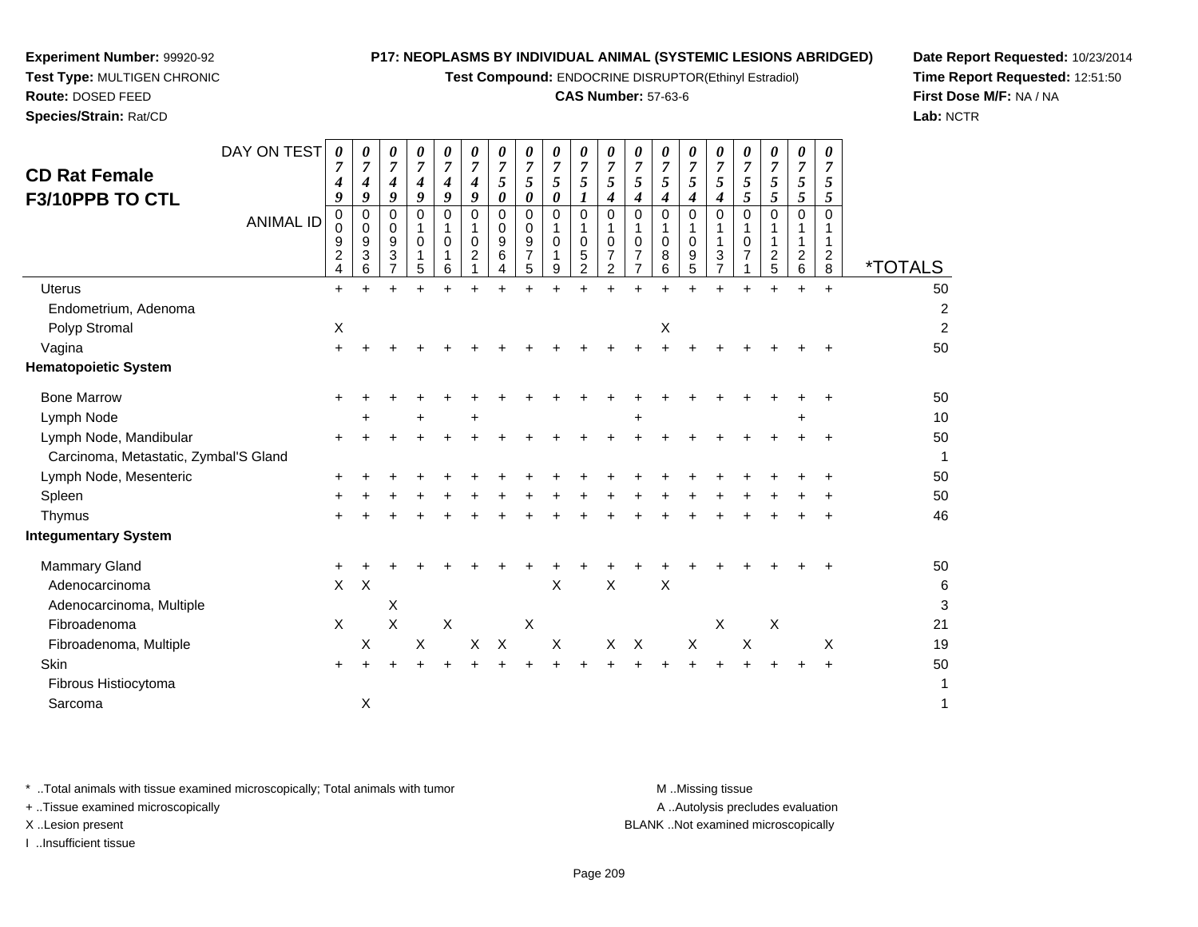**Experiment Number:** 99920-92
**Test Type:** MULTIGEN CHRONIC
**Route:** DOSED FEED
**Species/Strain:** Rat/CD

**P17: NEOPLASMS BY INDIVIDUAL ANIMAL (SYSTEMIC LESIONS ABRIDGED)**
**Test Compound:** ENDOCRINE DISRUPTOR(Ethinyl Estradiol)
**CAS Number:** 57-63-6

**Date Report Requested:** 10/23/2014
**Time Report Requested:** 12:51:50
**First Dose M/F:** NA / NA
**Lab:** NCTR

## CD Rat Female F3/10PPB TO CTL

| DAY ON TEST | 0749 | 0749 | 0749 | 0749 | 0749 | 0749 | 0750 | 0750 | 0750 | 0751 | 0754 | 0754 | 0754 | 0754 | 0754 | 0755 | 0755 | 0755 | 0755 | |
|---|---|---|---|---|---|---|---|---|---|---|---|---|---|---|---|---|---|---|---|---|
| **ANIMAL ID** | 00924 | 00936 | 00937 | 01015 | 01016 | 01021 | 00964 | 00975 | 01019 | 01052 | 01072 | 01077 | 01086 | 01095 | 01137 | 01071 | 01125 | 01126 | 01128 | ***TOTALS** |
| Uterus | + | + | + | + | + | + | + | + | + | + | + | + | + | + | + | + | + | + | + | 50 |
| Endometrium, Adenoma | | | | | | | | | | | | | | | | | | | | 2 |
| Polyp Stromal | X | | | | | | | | | | | | X | | | | | | | 2 |
| Vagina | + | + | + | + | + | + | + | + | + | + | + | + | + | + | + | + | + | + | + | 50 |
| **Hematopoietic System** | | | | | | | | | | | | | | | | | | | | |
| Bone Marrow | + | + | + | + | + | + | + | + | + | + | + | + | + | + | + | + | + | + | + | 50 |
| Lymph Node | | + | | + | | + | | | | | | + | | | | | | + | | 10 |
| Lymph Node, Mandibular | + | + | + | + | + | + | + | + | + | + | + | + | + | + | + | + | + | + | + | 50 |
| Carcinoma, Metastatic, Zymbal'S Gland | | | | | | | | | | | | | | | | | | | | 1 |
| Lymph Node, Mesenteric | + | + | + | + | + | + | + | + | + | + | + | + | + | + | + | + | + | + | + | 50 |
| Spleen | + | + | + | + | + | + | + | + | + | + | + | + | + | + | + | + | + | + | + | 50 |
| Thymus | + | + | + | + | + | + | + | + | + | + | + | + | + | + | + | + | + | + | + | 46 |
| **Integumentary System** | | | | | | | | | | | | | | | | | | | | |
| Mammary Gland | + | + | + | + | + | + | + | + | + | + | + | + | + | + | + | + | + | + | + | 50 |
| Adenocarcinoma | X | X | | | | | | | X | | X | | X | | | | | | | 6 |
| Adenocarcinoma, Multiple | | | X | | | | | | | | | | | | | | | | | 3 |
| Fibroadenoma | X | | X | | X | | | X | | | | | | | X | | X | | | 21 |
| Fibroadenoma, Multiple | | X | | X | | X | X | | X | | X | X | | X | | X | | | X | 19 |
| Skin | + | + | + | + | + | + | + | + | + | + | + | + | + | + | + | + | + | + | + | 50 |
| Fibrous Histiocytoma | | | | | | | | | | | | | | | | | | | | 1 |
| Sarcoma | | X | | | | | | | | | | | | | | | | | | 1 |

\* ..Total animals with tissue examined microscopically; Total animals with tumor
\+ ..Tissue examined microscopically
X ..Lesion present
I ..Insufficient tissue

M ..Missing tissue
A ..Autolysis precludes evaluation
BLANK ..Not examined microscopically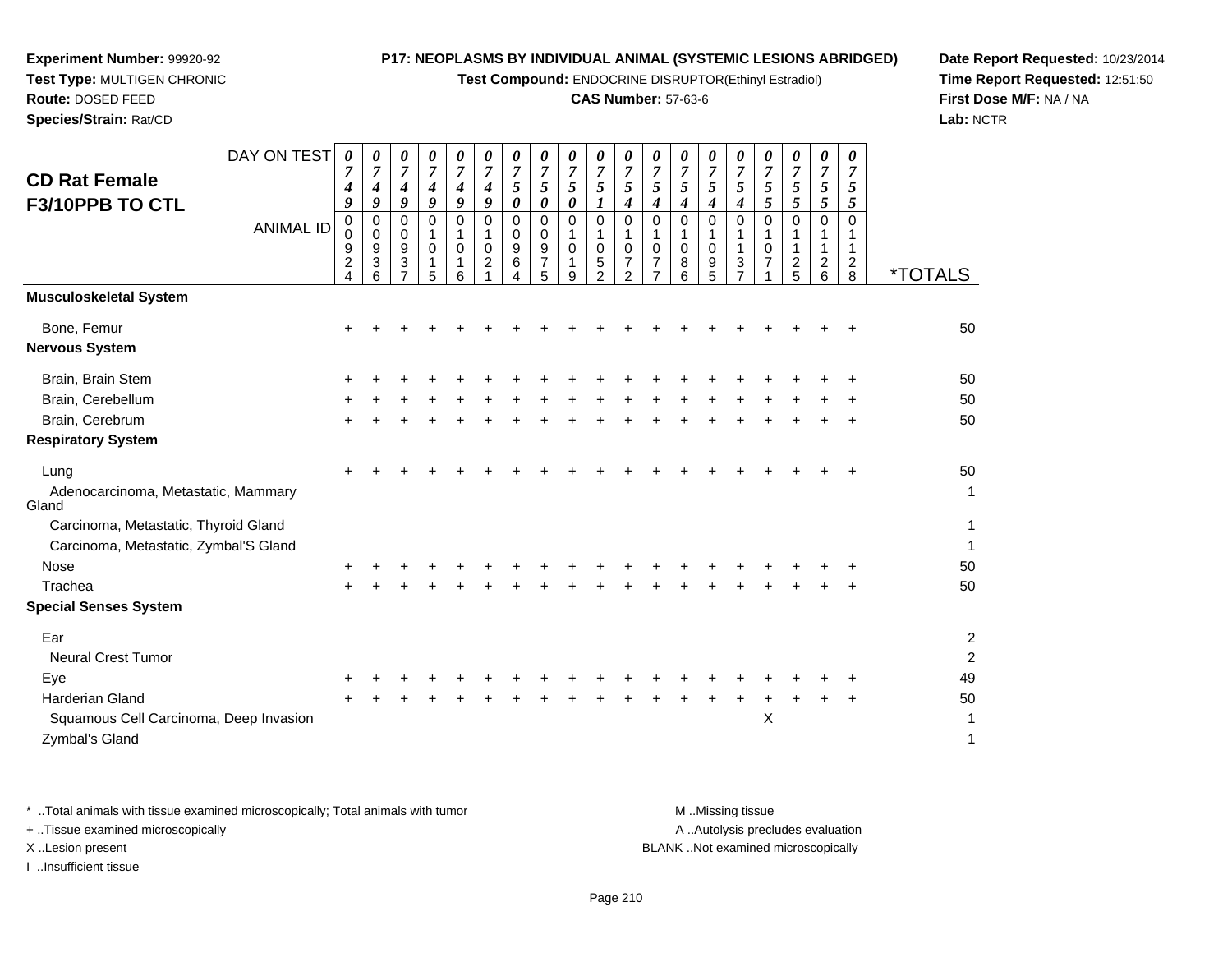**Experiment Number:** 99920-92
**Test Type:** MULTIGEN CHRONIC
**Route:** DOSED FEED
**Species/Strain:** Rat/CD

**P17: NEOPLASMS BY INDIVIDUAL ANIMAL (SYSTEMIC LESIONS ABRIDGED)**
**Test Compound:** ENDOCRINE DISRUPTOR(Ethinyl Estradiol)
**CAS Number:** 57-63-6

**Date Report Requested:** 10/23/2014
**Time Report Requested:** 12:51:50
**First Dose M/F:** NA / NA
**Lab:** NCTR

## CD Rat Female F3/10PPB TO CTL

| DAY ON TEST | 0749 | 0749 | 0749 | 0749 | 0749 | 0749 | 0750 | 0750 | 0750 | 0751 | 0754 | 0754 | 0754 | 0754 | 0754 | 0755 | 0755 | 0755 | 0755 | |
|---|---|---|---|---|---|---|---|---|---|---|---|---|---|---|---|---|---|---|---|---|
| **ANIMAL ID** | 00924 | 00936 | 00937 | 01015 | 01016 | 01021 | 00964 | 00975 | 01019 | 01052 | 01072 | 01077 | 01086 | 01095 | 01137 | 01071 | 01125 | 01126 | 01128 | ***TOTALS** |
| **Musculoskeletal System** | | | | | | | | | | | | | | | | | | | | |
| Bone, Femur | + | + | + | + | + | + | + | + | + | + | + | + | + | + | + | + | + | + | + | 50 |
| **Nervous System** | | | | | | | | | | | | | | | | | | | | |
| Brain, Brain Stem | + | + | + | + | + | + | + | + | + | + | + | + | + | + | + | + | + | + | + | 50 |
| Brain, Cerebellum | + | + | + | + | + | + | + | + | + | + | + | + | + | + | + | + | + | + | + | 50 |
| Brain, Cerebrum | + | + | + | + | + | + | + | + | + | + | + | + | + | + | + | + | + | + | + | 50 |
| **Respiratory System** | | | | | | | | | | | | | | | | | | | | |
| Lung | + | + | + | + | + | + | + | + | + | + | + | + | + | + | + | + | + | + | + | 50 |
| Adenocarcinoma, Metastatic, Mammary Gland | | | | | | | | | | | | | | | | | | | | 1 |
| Carcinoma, Metastatic, Thyroid Gland | | | | | | | | | | | | | | | | | | | | 1 |
| Carcinoma, Metastatic, Zymbal'S Gland | | | | | | | | | | | | | | | | | | | | 1 |
| Nose | + | + | + | + | + | + | + | + | + | + | + | + | + | + | + | + | + | + | + | 50 |
| Trachea | + | + | + | + | + | + | + | + | + | + | + | + | + | + | + | + | + | + | + | 50 |
| **Special Senses System** | | | | | | | | | | | | | | | | | | | | |
| Ear | | | | | | | | | | | | | | | | | | | | 2 |
| Neural Crest Tumor | | | | | | | | | | | | | | | | | | | | 2 |
| Eye | + | + | + | + | + | + | + | + | + | + | + | + | + | + | + | + | + | + | + | 49 |
| Harderian Gland | + | + | + | + | + | + | + | + | + | + | + | + | + | + | + | + | + | + | + | 50 |
| Squamous Cell Carcinoma, Deep Invasion | | | | | | | | | | | | | | | | X | | | | 1 |
| Zymbal's Gland | | | | | | | | | | | | | | | | | | | | 1 |

\* ..Total animals with tissue examined microscopically; Total animals with tumor
\+ ..Tissue examined microscopically
X ..Lesion present
I ..Insufficient tissue

M ..Missing tissue
A ..Autolysis precludes evaluation
BLANK ..Not examined microscopically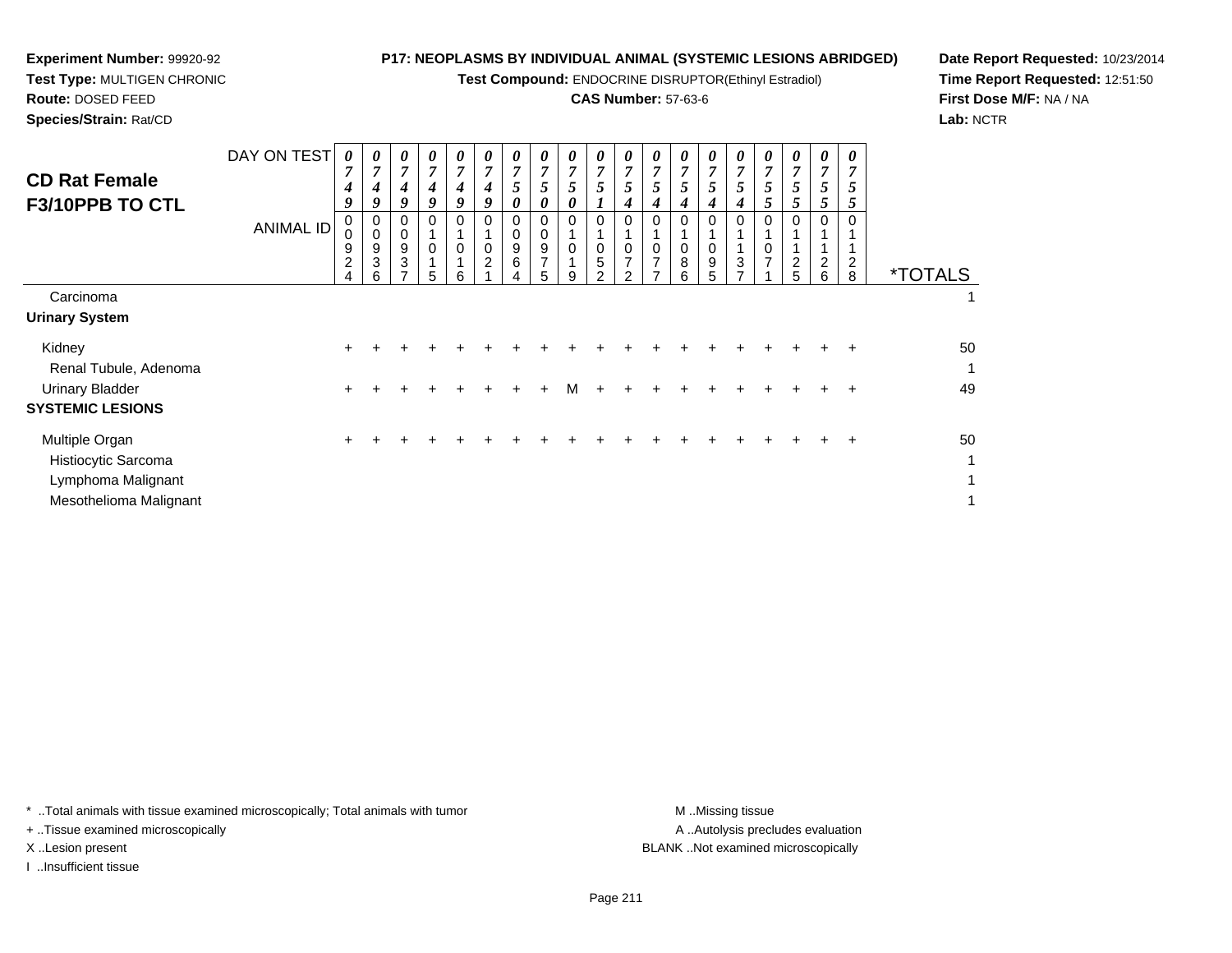**Experiment Number:** 99920-92
**Test Type:** MULTIGEN CHRONIC
**Route:** DOSED FEED
**Species/Strain:** Rat/CD

**P17: NEOPLASMS BY INDIVIDUAL ANIMAL (SYSTEMIC LESIONS ABRIDGED)**
**Test Compound:** ENDOCRINE DISRUPTOR(Ethinyl Estradiol)
**CAS Number:** 57-63-6

**Date Report Requested:** 10/23/2014
**Time Report Requested:** 12:51:50
**First Dose M/F:** NA / NA
**Lab:** NCTR

## CD Rat Female F3/10PPB TO CTL

| DAY ON TEST | 0749 | 0749 | 0749 | 0749 | 0749 | 0749 | 0750 | 0750 | 0750 | 0751 | 0754 | 0754 | 0754 | 0754 | 0754 | 0755 | 0755 | 0755 | 0755 | |
|---|---|---|---|---|---|---|---|---|---|---|---|---|---|---|---|---|---|---|---|---|
| **ANIMAL ID** | 00924 | 00936 | 00937 | 01015 | 01016 | 01021 | 00964 | 00975 | 01019 | 01052 | 01072 | 01077 | 01086 | 01095 | 01137 | 01071 | 01125 | 01126 | 01128 | ***TOTALS** |
| Carcinoma | | | | | | | | | | | | | | | | | | | | 1 |
| **Urinary System** | | | | | | | | | | | | | | | | | | | | |
| Kidney | + | + | + | + | + | + | + | + | + | + | + | + | + | + | + | + | + | + | + | 50 |
| Renal Tubule, Adenoma | | | | | | | | | | | | | | | | | | | | 1 |
| Urinary Bladder | + | + | + | + | + | + | + | + | M | + | + | + | + | + | + | + | + | + | + | 49 |
| **SYSTEMIC LESIONS** | | | | | | | | | | | | | | | | | | | | |
| Multiple Organ | + | + | + | + | + | + | + | + | + | + | + | + | + | + | + | + | + | + | + | 50 |
| Histiocytic Sarcoma | | | | | | | | | | | | | | | | | | | | 1 |
| Lymphoma Malignant | | | | | | | | | | | | | | | | | | | | 1 |
| Mesothelioma Malignant | | | | | | | | | | | | | | | | | | | | 1 |

* ..Total animals with tissue examined microscopically; Total animals with tumor
+ ..Tissue examined microscopically
X ..Lesion present
I ..Insufficient tissue

M ..Missing tissue
A ..Autolysis precludes evaluation
BLANK ..Not examined microscopically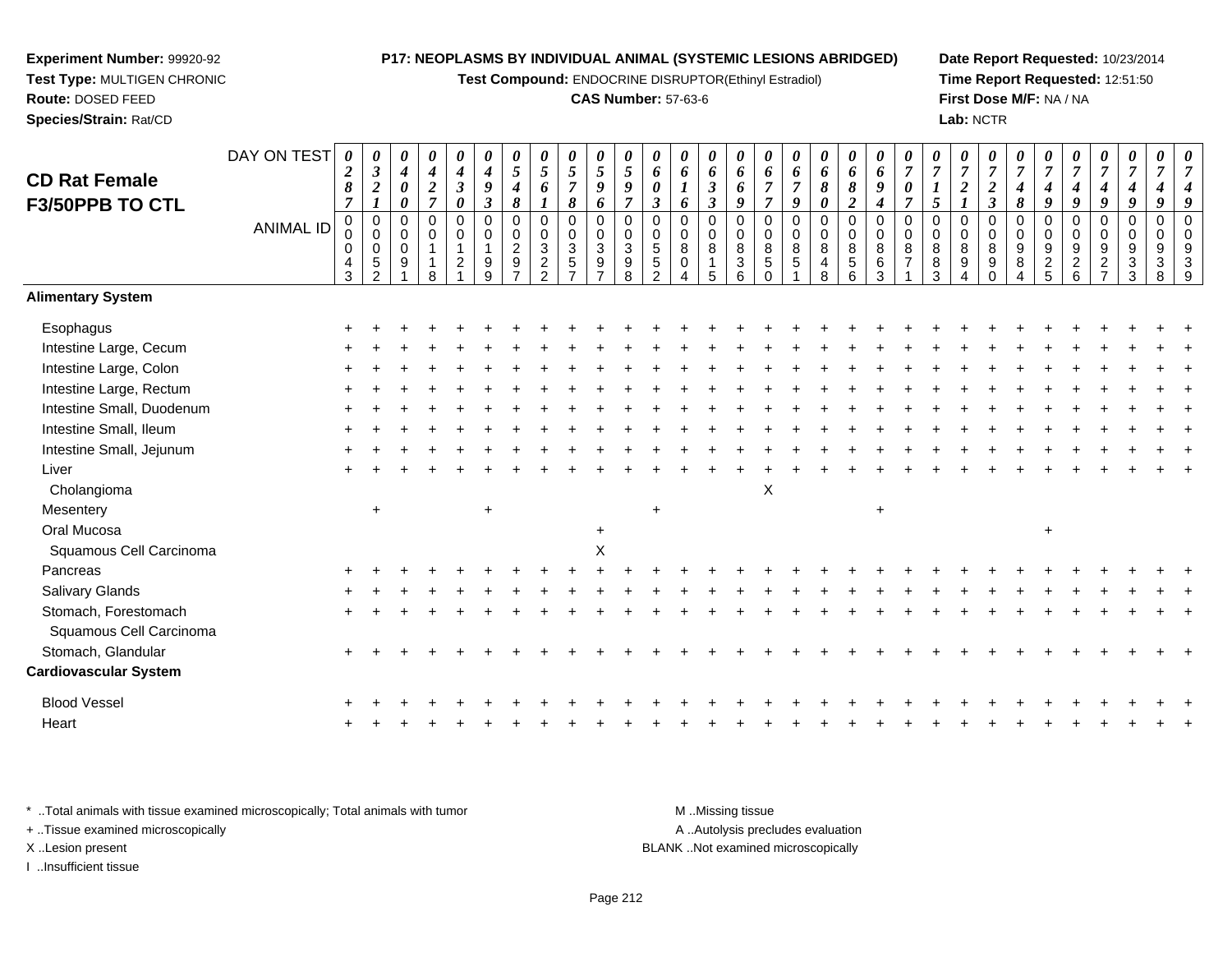**Experiment Number:** 99920-92
**Test Type:** MULTIGEN CHRONIC
**Route:** DOSED FEED
**Species/Strain:** Rat/CD

**P17: NEOPLASMS BY INDIVIDUAL ANIMAL (SYSTEMIC LESIONS ABRIDGED)**
**Test Compound:** ENDOCRINE DISRUPTOR(Ethinyl Estradiol)
**CAS Number:** 57-63-6

**Date Report Requested:** 10/23/2014
**Time Report Requested:** 12:51:50
**First Dose M/F:** NA / NA
**Lab:** NCTR

## CD Rat Female F3/50PPB TO CTL

| DAY ON TEST | 0287 | 0321 | 0400 | 0427 | 0430 | 0493 | 0548 | 0561 | 0578 | 0596 | 0597 | 0603 | 0616 | 0633 | 0669 | 0677 | 0679 | 0680 | 0682 | 0694 | 0707 | 0715 | 0721 | 0723 | 0748 | 0749 | 0749 | 0749 | 0749 | 0749 | 0749 |
|---|---|---|---|---|---|---|---|---|---|---|---|---|---|---|---|---|---|---|---|---|---|---|---|---|---|---|---|---|---|---|---|
| **ANIMAL ID** | 00043 | 00052 | 00091 | 00118 | 00121 | 00199 | 00297 | 00322 | 00357 | 00397 | 00398 | 00552 | 00804 | 00815 | 00836 | 00850 | 00851 | 00848 | 00856 | 00863 | 00871 | 00883 | 00894 | 00890 | 00984 | 00925 | 00926 | 00927 | 00933 | 00938 | 00939 |
| **Alimentary System** | | | | | | | | | | | | | | | | | | | | | | | | | | | | | | | |
| Esophagus | + | + | + | + | + | + | + | + | + | + | + | + | + | + | + | + | + | + | + | + | + | + | + | + | + | + | + | + | + | + | + |
| Intestine Large, Cecum | + | + | + | + | + | + | + | + | + | + | + | + | + | + | + | + | + | + | + | + | + | + | + | + | + | + | + | + | + | + | + |
| Intestine Large, Colon | + | + | + | + | + | + | + | + | + | + | + | + | + | + | + | + | + | + | + | + | + | + | + | + | + | + | + | + | + | + | + |
| Intestine Large, Rectum | + | + | + | + | + | + | + | + | + | + | + | + | + | + | + | + | + | + | + | + | + | + | + | + | + | + | + | + | + | + | + |
| Intestine Small, Duodenum | + | + | + | + | + | + | + | + | + | + | + | + | + | + | + | + | + | + | + | + | + | + | + | + | + | + | + | + | + | + | + |
| Intestine Small, Ileum | + | + | + | + | + | + | + | + | + | + | + | + | + | + | + | + | + | + | + | + | + | + | + | + | + | + | + | + | + | + | + |
| Intestine Small, Jejunum | + | + | + | + | + | + | + | + | + | + | + | + | + | + | + | + | + | + | + | + | + | + | + | + | + | + | + | + | + | + | + |
| Liver | + | + | + | + | + | + | + | + | + | + | + | + | + | + | + | + | + | + | + | + | + | + | + | + | + | + | + | + | + | + | + |
| Cholangioma | | | | | | | | | | | | | | | | X | | | | | | | | | | | | | | | |
| Mesentery | | + | | | | + | | | | | | + | | | | | | | | + | | | | | | | | | | | |
| Oral Mucosa | | | | | | | | | | + | | | | | | | | | | | | | | | | + | | | | | |
| Squamous Cell Carcinoma | | | | | | | | | | X | | | | | | | | | | | | | | | | | | | | | |
| Pancreas | + | + | + | + | + | + | + | + | + | + | + | + | + | + | + | + | + | + | + | + | + | + | + | + | + | + | + | + | + | + | + |
| Salivary Glands | + | + | + | + | + | + | + | + | + | + | + | + | + | + | + | + | + | + | + | + | + | + | + | + | + | + | + | + | + | + | + |
| Stomach, Forestomach | + | + | + | + | + | + | + | + | + | + | + | + | + | + | + | + | + | + | + | + | + | + | + | + | + | + | + | + | + | + | + |
| Squamous Cell Carcinoma | | | | | | | | | | | | | | | | | | | | | | | | | | | | | | | |
| Stomach, Glandular | + | + | + | + | + | + | + | + | + | + | + | + | + | + | + | + | + | + | + | + | + | + | + | + | + | + | + | + | + | + | + |
| **Cardiovascular System** | | | | | | | | | | | | | | | | | | | | | | | | | | | | | | | |
| Blood Vessel | + | + | + | + | + | + | + | + | + | + | + | + | + | + | + | + | + | + | + | + | + | + | + | + | + | + | + | + | + | + | + |
| Heart | + | + | + | + | + | + | + | + | + | + | + | + | + | + | + | + | + | + | + | + | + | + | + | + | + | + | + | + | + | + | + |

\* ..Total animals with tissue examined microscopically; Total animals with tumor
\+ ..Tissue examined microscopically
X ..Lesion present
I ..Insufficient tissue

M ..Missing tissue
A ..Autolysis precludes evaluation
BLANK ..Not examined microscopically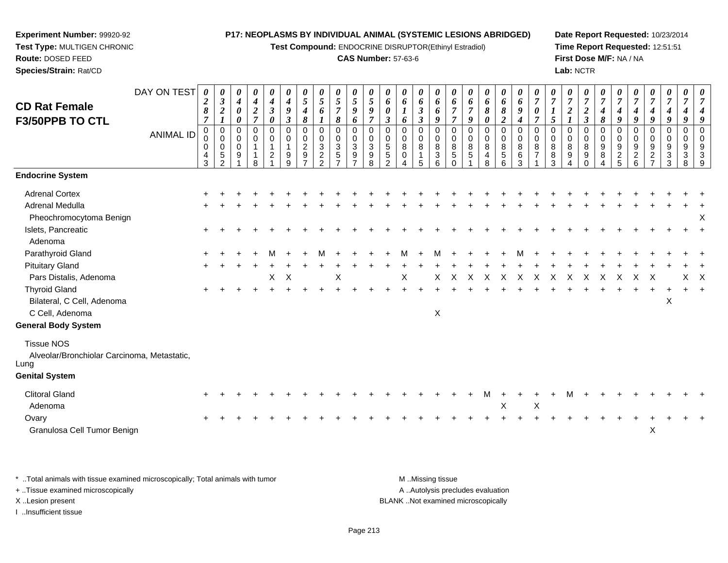**Experiment Number:** 99920-92
**Test Type:** MULTIGEN CHRONIC
**Route:** DOSED FEED
**Species/Strain:** Rat/CD

**P17: NEOPLASMS BY INDIVIDUAL ANIMAL (SYSTEMIC LESIONS ABRIDGED)**
**Test Compound:** ENDOCRINE DISRUPTOR(Ethinyl Estradiol)
**CAS Number:** 57-63-6

**Date Report Requested:** 10/23/2014
**Time Report Requested:** 12:51:51
**First Dose M/F:** NA / NA
**Lab:** NCTR

## CD Rat Female F3/50PPB TO CTL

| DAY ON TEST | 0287 | 0321 | 0400 | 0427 | 0430 | 0493 | 0548 | 0561 | 0578 | 0596 | 0597 | 0603 | 0616 | 0633 | 0669 | 0677 | 0679 | 0680 | 0682 | 0694 | 0707 | 0715 | 0721 | 0723 | 0748 | 0749 | 0749 | 0749 | 0749 | 0749 | 0749 |
|---|---|---|---|---|---|---|---|---|---|---|---|---|---|---|---|---|---|---|---|---|---|---|---|---|---|---|---|---|---|---|---|
| **ANIMAL ID** | 00043 | 00052 | 00091 | 00118 | 00121 | 00199 | 00297 | 00322 | 00357 | 00397 | 00398 | 00552 | 00804 | 00815 | 00836 | 00850 | 00851 | 00848 | 00856 | 00863 | 00871 | 00883 | 00894 | 00890 | 00984 | 00925 | 00926 | 00927 | 00933 | 00938 | 00939 |
| **Endocrine System** | | | | | | | | | | | | | | | | | | | | | | | | | | | | | | | |
| Adrenal Cortex | + | + | + | + | + | + | + | + | + | + | + | + | + | + | + | + | + | + | + | + | + | + | + | + | + | + | + | + | + | + | + |
| Adrenal Medulla | + | + | + | + | + | + | + | + | + | + | + | + | + | + | + | + | + | + | + | + | + | + | + | + | + | + | + | + | + | + | + |
| Pheochromocytoma Benign | | | | | | | | | | | | | | | | | | | | | | | | | | | | | | | X |
| Islets, Pancreatic | + | + | + | + | + | + | + | + | + | + | + | + | + | + | + | + | + | + | + | + | + | + | + | + | + | + | + | + | + | + | + |
| Adenoma | | | | | | | | | | | | | | | | | | | | | | | | | | | | | | | |
| Parathyroid Gland | + | + | + | + | M | + | + | M | + | + | + | + | M | + | M | + | + | + | + | M | + | + | + | + | + | + | + | + | + | + | + |
| Pituitary Gland | + | + | + | + | + | + | + | + | + | + | + | + | + | + | + | + | + | + | + | + | + | + | + | + | + | + | + | + | + | + | + |
| Pars Distalis, Adenoma | | | | | X | X | | | X | | | | X | | X | X | X | X | X | X | X | X | X | X | X | X | X | X | | X | X |
| Thyroid Gland | + | + | + | + | + | + | + | + | + | + | + | + | + | + | + | + | + | + | + | + | + | + | + | + | + | + | + | + | + | + | + |
| Bilateral, C Cell, Adenoma | | | | | | | | | | | | | | | | | | | | | | | | | | | | | X | | |
| C Cell, Adenoma | | | | | | | | | | | | | | | X | | | | | | | | | | | | | | | | |
| **General Body System** | | | | | | | | | | | | | | | | | | | | | | | | | | | | | | | |
| Tissue NOS | | | | | | | | | | | | | | | | | | | | | | | | | | | | | | | |
| Alveolar/Bronchiolar Carcinoma, Metastatic, Lung | | | | | | | | | | | | | | | | | | | | | | | | | | | | | | | |
| **Genital System** | | | | | | | | | | | | | | | | | | | | | | | | | | | | | | | |
| Clitoral Gland | + | + | + | + | + | + | + | + | + | + | + | + | + | + | + | + | + | M | + | + | + | + | M | + | + | + | + | + | + | + | + |
| Adenoma | | | | | | | | | | | | | | | | | | | X | | X | | | | | | | | | | |
| Ovary | + | + | + | + | + | + | + | + | + | + | + | + | + | + | + | + | + | + | + | + | + | + | + | + | + | + | + | + | + | + | + |
| Granulosa Cell Tumor Benign | | | | | | | | | | | | | | | | | | | | | | | | | | | | X | | | |

\* ..Total animals with tissue examined microscopically; Total animals with tumor
\+ ..Tissue examined microscopically
X ..Lesion present
I ..Insufficient tissue

M ..Missing tissue
A ..Autolysis precludes evaluation
BLANK ..Not examined microscopically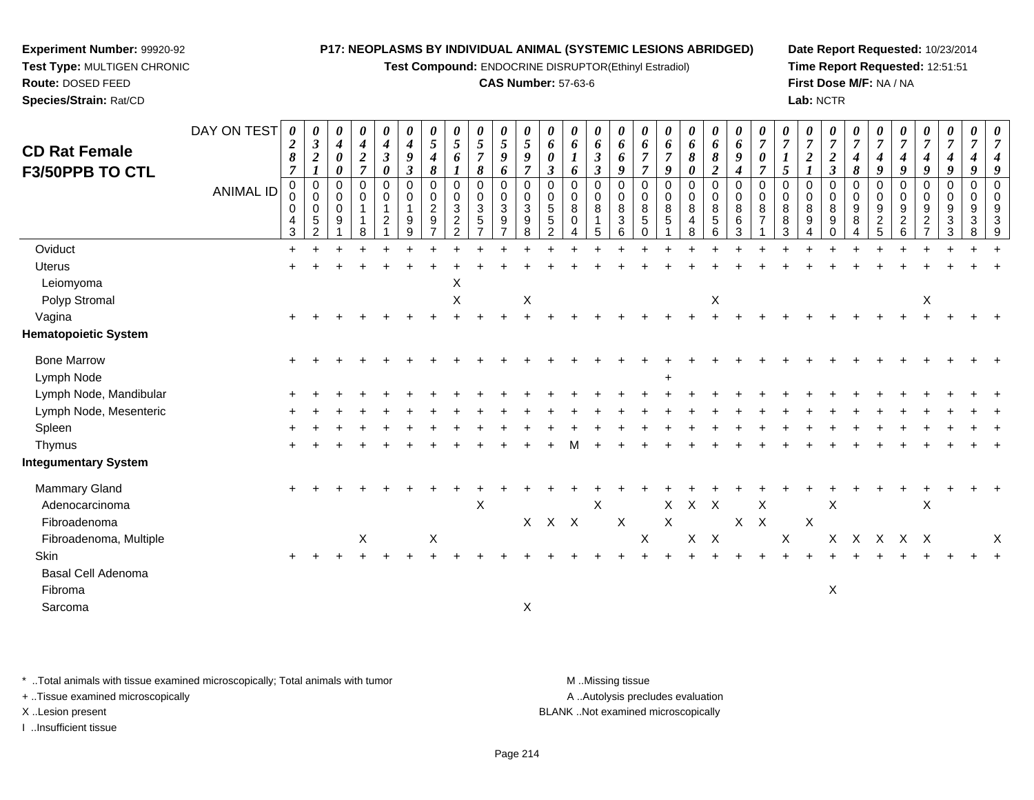**Experiment Number:** 99920-92
**Test Type:** MULTIGEN CHRONIC
**Route:** DOSED FEED
**Species/Strain:** Rat/CD

**P17: NEOPLASMS BY INDIVIDUAL ANIMAL (SYSTEMIC LESIONS ABRIDGED)**
**Test Compound:** ENDOCRINE DISRUPTOR(Ethinyl Estradiol)
**CAS Number:** 57-63-6

**Date Report Requested:** 10/23/2014
**Time Report Requested:** 12:51:51
**First Dose M/F:** NA / NA
**Lab:** NCTR

## CD Rat Female F3/50PPB TO CTL

| DAY ON TEST | 0287 | 0321 | 0400 | 0427 | 0430 | 0493 | 0548 | 0561 | 0578 | 0596 | 0597 | 0603 | 0616 | 0633 | 0669 | 0677 | 0679 | 0680 | 0682 | 0694 | 0707 | 0715 | 0721 | 0723 | 0748 | 0749 | 0749 | 0749 | 0749 | 0749 | 0749 |
|---|---|---|---|---|---|---|---|---|---|---|---|---|---|---|---|---|---|---|---|---|---|---|---|---|---|---|---|---|---|---|---|
| **ANIMAL ID** | 00043 | 00052 | 00091 | 00118 | 00121 | 00199 | 00297 | 00322 | 00357 | 00397 | 00398 | 00552 | 00804 | 00815 | 00836 | 00850 | 00851 | 00848 | 00856 | 00863 | 00871 | 00883 | 00894 | 00890 | 00984 | 00925 | 00926 | 00927 | 00933 | 00938 | 00939 |
| Oviduct | + | + | + | + | + | + | + | + | + | + | + | + | + | + | + | + | + | + | + | + | + | + | + | + | + | + | + | + | + | + | + |
| Uterus | + | + | + | + | + | + | + | + | + | + | + | + | + | + | + | + | + | + | + | + | + | + | + | + | + | + | + | + | + | + | + |
| Leiomyoma | | | | | | | | X | | | | | | | | | | | | | | | | | | | | | | | |
| Polyp Stromal | | | | | | | | X | | | X | | | | | | | | X | | | | | | | | | X | | | |
| Vagina | + | + | + | + | + | + | + | + | + | + | + | + | + | + | + | + | + | + | + | + | + | + | + | + | + | + | + | + | + | + | + |
| **Hematopoietic System** | | | | | | | | | | | | | | | | | | | | | | | | | | | | | | | |
| Bone Marrow | + | + | + | + | + | + | + | + | + | + | + | + | + | + | + | + | + | + | + | + | + | + | + | + | + | + | + | + | + | + | + |
| Lymph Node | | | | | | | | | | | | | | | | | + | | | | | | | | | | | | | | |
| Lymph Node, Mandibular | + | + | + | + | + | + | + | + | + | + | + | + | + | + | + | + | + | + | + | + | + | + | + | + | + | + | + | + | + | + | + |
| Lymph Node, Mesenteric | + | + | + | + | + | + | + | + | + | + | + | + | + | + | + | + | + | + | + | + | + | + | + | + | + | + | + | + | + | + | + |
| Spleen | + | + | + | + | + | + | + | + | + | + | + | + | + | + | + | + | + | + | + | + | + | + | + | + | + | + | + | + | + | + | + |
| Thymus | + | + | + | + | + | + | + | + | + | + | + | + | M | + | + | + | + | + | + | + | + | + | + | + | + | + | + | + | + | + | + |
| **Integumentary System** | | | | | | | | | | | | | | | | | | | | | | | | | | | | | | | |
| Mammary Gland | + | + | + | + | + | + | + | + | + | + | + | + | + | + | + | + | + | + | + | + | + | + | + | + | + | + | + | + | + | + | + |
| Adenocarcinoma | | | | | | | | | X | | | | | X | | | X | X | X | | X | | | X | | | | X | | | |
| Fibroadenoma | | | | | | | | | | | X | X | X | | X | | X | | | X | X | | X | | | | | | | | |
| Fibroadenoma, Multiple | | | | X | | | X | | | | | | | | | X | | X | X | | | X | | X | X | X | X | X | | | X |
| Skin | + | + | + | + | + | + | + | + | + | + | + | + | + | + | + | + | + | + | + | + | + | + | + | + | + | + | + | + | + | + | + |
| Basal Cell Adenoma | | | | | | | | | | | | | | | | | | | | | | | | | | | | | | | |
| Fibroma | | | | | | | | | | | | | | | | | | | | | | | | X | | | | | | | |
| Sarcoma | | | | | | | | | | | X | | | | | | | | | | | | | | | | | | | | |

\* ..Total animals with tissue examined microscopically; Total animals with tumor
\+ ..Tissue examined microscopically
X ..Lesion present
I ..Insufficient tissue

M ..Missing tissue
A ..Autolysis precludes evaluation
BLANK ..Not examined microscopically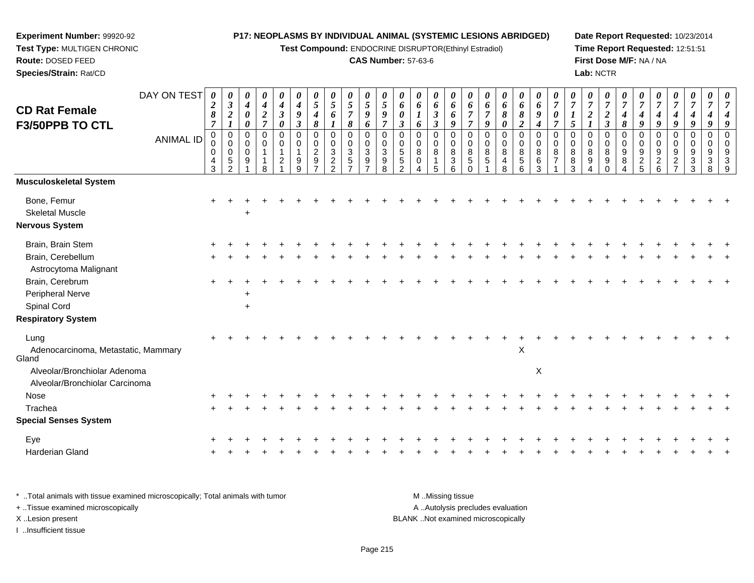**Experiment Number:** 99920-92
**Test Type:** MULTIGEN CHRONIC
**Route:** DOSED FEED
**Species/Strain:** Rat/CD

**P17: NEOPLASMS BY INDIVIDUAL ANIMAL (SYSTEMIC LESIONS ABRIDGED)**
**Test Compound:** ENDOCRINE DISRUPTOR(Ethinyl Estradiol)
**CAS Number:** 57-63-6

**Date Report Requested:** 10/23/2014
**Time Report Requested:** 12:51:51
**First Dose M/F:** NA / NA
**Lab:** NCTR

## CD Rat Female F3/50PPB TO CTL

| DAY ON TEST | 0287 | 0321 | 0400 | 0427 | 0430 | 0493 | 0548 | 0561 | 0578 | 0596 | 0597 | 0603 | 0616 | 0633 | 0669 | 0677 | 0679 | 0680 | 0682 | 0694 | 0707 | 0715 | 0721 | 0723 | 0748 | 0749 | 0749 | 0749 | 0749 | 0749 |
|---|---|---|---|---|---|---|---|---|---|---|---|---|---|---|---|---|---|---|---|---|---|---|---|---|---|---|---|---|---|---|
| ANIMAL ID | 00043 | 00052 | 00091 | 00118 | 00121 | 00199 | 00297 | 00322 | 00357 | 00397 | 00398 | 00552 | 00804 | 00815 | 00836 | 00850 | 00851 | 00848 | 00856 | 00863 | 00871 | 00883 | 00894 | 00890 | 00984 | 00925 | 00926 | 00927 | 00933 | 00938 | 00939 |
| **Musculoskeletal System** | | | | | | | | | | | | | | | | | | | | | | | | | | | | | | |
| Bone, Femur | + | + | + | + | + | + | + | + | + | + | + | + | + | + | + | + | + | + | + | + | + | + | + | + | + | + | + | + | + | + |
| Skeletal Muscle | | | + | | | | | | | | | | | | | | | | | | | | | | | | | | | |
| **Nervous System** | | | | | | | | | | | | | | | | | | | | | | | | | | | | | | |
| Brain, Brain Stem | + | + | + | + | + | + | + | + | + | + | + | + | + | + | + | + | + | + | + | + | + | + | + | + | + | + | + | + | + | + |
| Brain, Cerebellum | + | + | + | + | + | + | + | + | + | + | + | + | + | + | + | + | + | + | + | + | + | + | + | + | + | + | + | + | + | + |
| Astrocytoma Malignant | | | | | | | | | | | | | | | | | | | | | | | | | | | | | | |
| Brain, Cerebrum | + | + | + | + | + | + | + | + | + | + | + | + | + | + | + | + | + | + | + | + | + | + | + | + | + | + | + | + | + | + |
| Peripheral Nerve | | | + | | | | | | | | | | | | | | | | | | | | | | | | | | | |
| Spinal Cord | | | + | | | | | | | | | | | | | | | | | | | | | | | | | | | |
| **Respiratory System** | | | | | | | | | | | | | | | | | | | | | | | | | | | | | | |
| Lung | + | + | + | + | + | + | + | + | + | + | + | + | + | + | + | + | + | + | + | + | + | + | + | + | + | + | + | + | + | + |
| Adenocarcinoma, Metastatic, Mammary Gland | | | | | | | | | | | | | | | | | | | X | | | | | | | | | | | |
| Alveolar/Bronchiolar Adenoma | | | | | | | | | | | | | | | | | | | | X | | | | | | | | | | |
| Alveolar/Bronchiolar Carcinoma | | | | | | | | | | | | | | | | | | | | | | | | | | | | | | |
| Nose | + | + | + | + | + | + | + | + | + | + | + | + | + | + | + | + | + | + | + | + | + | + | + | + | + | + | + | + | + | + |
| Trachea | + | + | + | + | + | + | + | + | + | + | + | + | + | + | + | + | + | + | + | + | + | + | + | + | + | + | + | + | + | + |
| **Special Senses System** | | | | | | | | | | | | | | | | | | | | | | | | | | | | | | |
| Eye | + | + | + | + | + | + | + | + | + | + | + | + | + | + | + | + | + | + | + | + | + | + | + | + | + | + | + | + | + | + |
| Harderian Gland | + | + | + | + | + | + | + | + | + | + | + | + | + | + | + | + | + | + | + | + | + | + | + | + | + | + | + | + | + | + |

\* ..Total animals with tissue examined microscopically; Total animals with tumor
\+ ..Tissue examined microscopically
X ..Lesion present
I ..Insufficient tissue

M ..Missing tissue
A ..Autolysis precludes evaluation
BLANK ..Not examined microscopically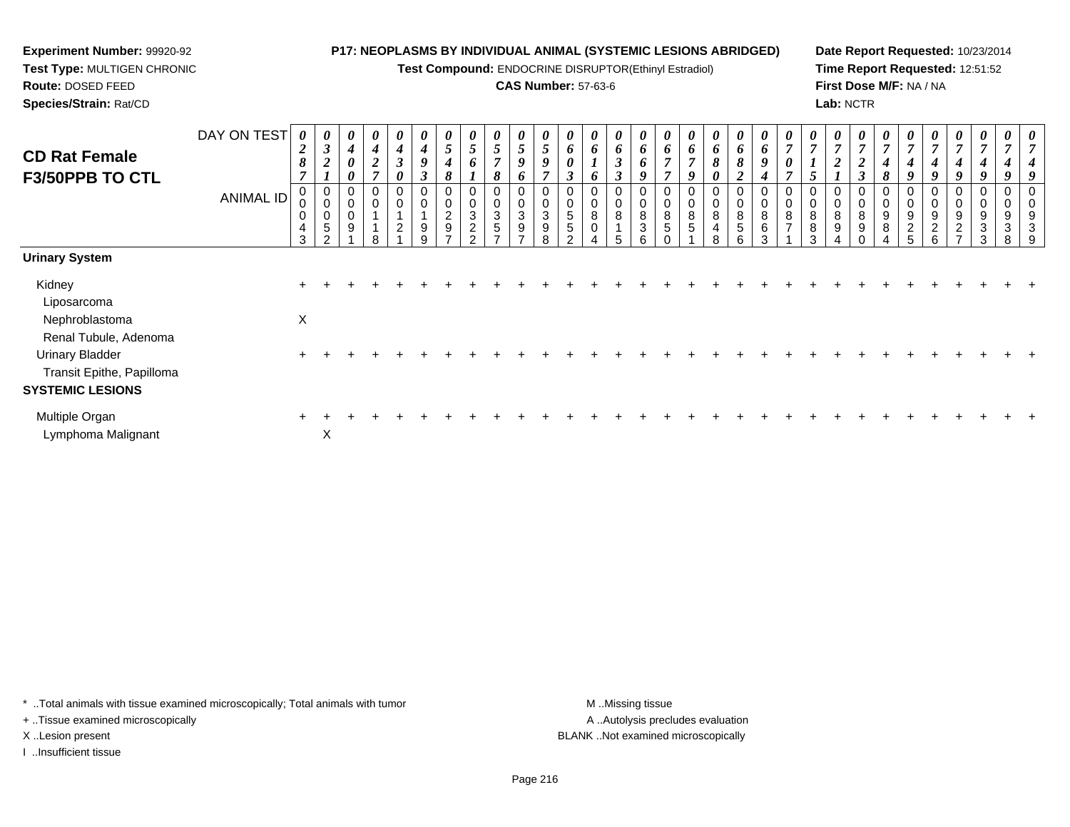**Experiment Number:** 99920-92
**Test Type:** MULTIGEN CHRONIC
**Route:** DOSED FEED
**Species/Strain:** Rat/CD

**P17: NEOPLASMS BY INDIVIDUAL ANIMAL (SYSTEMIC LESIONS ABRIDGED)**
**Test Compound:** ENDOCRINE DISRUPTOR(Ethinyl Estradiol)
**CAS Number:** 57-63-6

**Date Report Requested:** 10/23/2014
**Time Report Requested:** 12:51:52
**First Dose M/F:** NA / NA
**Lab:** NCTR

# CD Rat Female F3/50PPB TO CTL

| DAY ON TEST | 0287 | 0321 | 0400 | 0427 | 0430 | 0493 | 0548 | 0561 | 0578 | 0596 | 0597 | 0603 | 0616 | 0633 | 0669 | 0677 | 0679 | 0680 | 0682 | 0694 | 0707 | 0715 | 0721 | 0723 | 0748 | 0749 | 0749 | 0749 | 0749 | 0749 | 0749 |
|---|---|---|---|---|---|---|---|---|---|---|---|---|---|---|---|---|---|---|---|---|---|---|---|---|---|---|---|---|---|---|---|
| **ANIMAL ID** | 00043 | 00052 | 00091 | 00118 | 00121 | 00199 | 00297 | 00322 | 00357 | 00397 | 00398 | 00552 | 00804 | 00815 | 00836 | 00850 | 00851 | 00848 | 00856 | 00863 | 00871 | 00883 | 00894 | 00890 | 00984 | 00925 | 00926 | 00927 | 00933 | 00938 | 00939 |
| **Urinary System** | | | | | | | | | | | | | | | | | | | | | | | | | | | | | | | |
| Kidney | + | + | + | + | + | + | + | + | + | + | + | + | + | + | + | + | + | + | + | + | + | + | + | + | + | + | + | + | + | + | + |
| Liposarcoma | | | | | | | | | | | | | | | | | | | | | | | | | | | | | | | |
| Nephroblastoma | X | | | | | | | | | | | | | | | | | | | | | | | | | | | | | | |
| Renal Tubule, Adenoma | | | | | | | | | | | | | | | | | | | | | | | | | | | | | | | |
| Urinary Bladder | + | + | + | + | + | + | + | + | + | + | + | + | + | + | + | + | + | + | + | + | + | + | + | + | + | + | + | + | + | + | + |
| Transit Epithe, Papilloma | | | | | | | | | | | | | | | | | | | | | | | | | | | | | | | |
| **SYSTEMIC LESIONS** | | | | | | | | | | | | | | | | | | | | | | | | | | | | | | | |
| Multiple Organ | + | + | + | + | + | + | + | + | + | + | + | + | + | + | + | + | + | + | + | + | + | + | + | + | + | + | + | + | + | + | + |
| Lymphoma Malignant | | X | | | | | | | | | | | | | | | | | | | | | | | | | | | | | |

* ..Total animals with tissue examined microscopically; Total animals with tumor
+ ..Tissue examined microscopically
X ..Lesion present
I ..Insufficient tissue

M ..Missing tissue
A ..Autolysis precludes evaluation
BLANK ..Not examined microscopically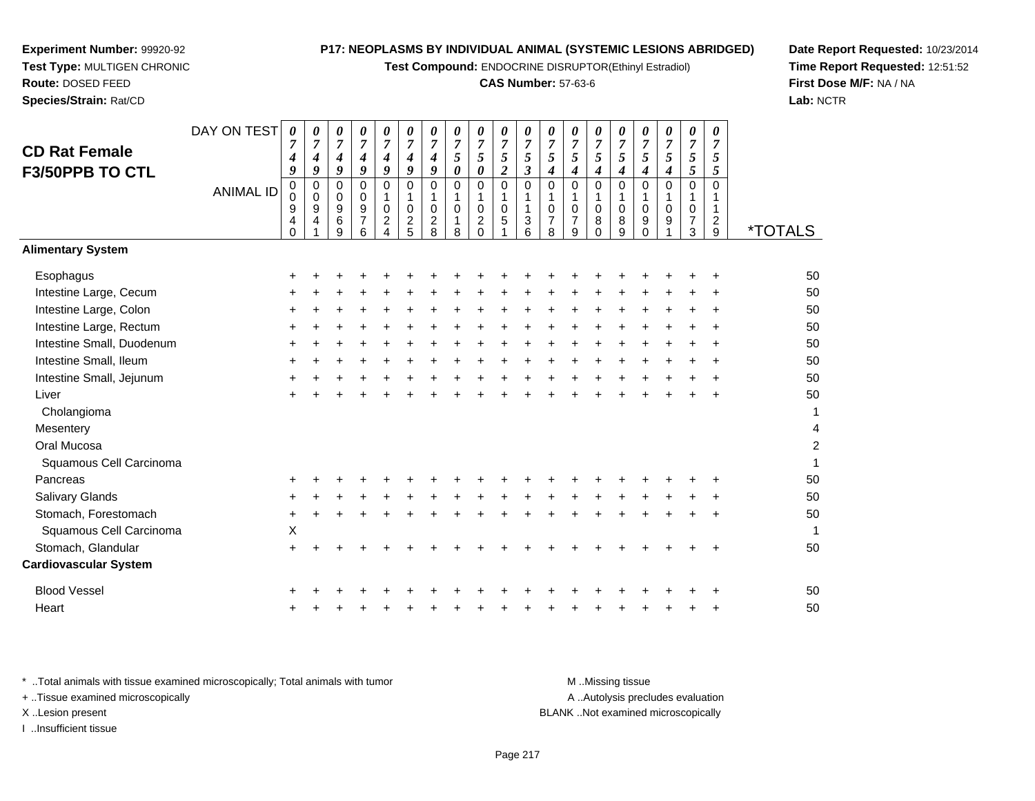**Experiment Number:** 99920-92
**Test Type:** MULTIGEN CHRONIC
**Route:** DOSED FEED
**Species/Strain:** Rat/CD

**P17: NEOPLASMS BY INDIVIDUAL ANIMAL (SYSTEMIC LESIONS ABRIDGED)**
**Test Compound:** ENDOCRINE DISRUPTOR(Ethinyl Estradiol)
**CAS Number:** 57-63-6

**Date Report Requested:** 10/23/2014
**Time Report Requested:** 12:51:52
**First Dose M/F:** NA / NA
**Lab:** NCTR

# CD Rat Female F3/50PPB TO CTL

| DAY ON TEST | 0749 | 0749 | 0749 | 0749 | 0749 | 0749 | 0749 | 0750 | 0750 | 0752 | 0753 | 0754 | 0754 | 0754 | 0754 | 0754 | 0754 | 0755 | 0755 | |
|---|---|---|---|---|---|---|---|---|---|---|---|---|---|---|---|---|---|---|---|---|
| **ANIMAL ID** | 00940 | 00941 | 00969 | 00976 | 01024 | 01025 | 01028 | 01018 | 01020 | 01051 | 01136 | 01078 | 01079 | 01080 | 01089 | 01090 | 01091 | 01073 | 01129 | ***TOTALS** |
| **Alimentary System** | | | | | | | | | | | | | | | | | | | | |
| Esophagus | + | + | + | + | + | + | + | + | + | + | + | + | + | + | + | + | + | + | + | 50 |
| Intestine Large, Cecum | + | + | + | + | + | + | + | + | + | + | + | + | + | + | + | + | + | + | + | 50 |
| Intestine Large, Colon | + | + | + | + | + | + | + | + | + | + | + | + | + | + | + | + | + | + | + | 50 |
| Intestine Large, Rectum | + | + | + | + | + | + | + | + | + | + | + | + | + | + | + | + | + | + | + | 50 |
| Intestine Small, Duodenum | + | + | + | + | + | + | + | + | + | + | + | + | + | + | + | + | + | + | + | 50 |
| Intestine Small, Ileum | + | + | + | + | + | + | + | + | + | + | + | + | + | + | + | + | + | + | + | 50 |
| Intestine Small, Jejunum | + | + | + | + | + | + | + | + | + | + | + | + | + | + | + | + | + | + | + | 50 |
| Liver | + | + | + | + | + | + | + | + | + | + | + | + | + | + | + | + | + | + | + | 50 |
| Cholangioma | | | | | | | | | | | | | | | | | | | | 1 |
| Mesentery | | | | | | | | | | | | | | | | | | | | 4 |
| Oral Mucosa | | | | | | | | | | | | | | | | | | | | 2 |
| Squamous Cell Carcinoma | | | | | | | | | | | | | | | | | | | | 1 |
| Pancreas | + | + | + | + | + | + | + | + | + | + | + | + | + | + | + | + | + | + | + | 50 |
| Salivary Glands | + | + | + | + | + | + | + | + | + | + | + | + | + | + | + | + | + | + | + | 50 |
| Stomach, Forestomach | + | + | + | + | + | + | + | + | + | + | + | + | + | + | + | + | + | + | + | 50 |
| Squamous Cell Carcinoma | X | | | | | | | | | | | | | | | | | | | 1 |
| Stomach, Glandular | + | + | + | + | + | + | + | + | + | + | + | + | + | + | + | + | + | + | + | 50 |
| **Cardiovascular System** | | | | | | | | | | | | | | | | | | | | |
| Blood Vessel | + | + | + | + | + | + | + | + | + | + | + | + | + | + | + | + | + | + | + | 50 |
| Heart | + | + | + | + | + | + | + | + | + | + | + | + | + | + | + | + | + | + | + | 50 |

\* ..Total animals with tissue examined microscopically; Total animals with tumor
\+ ..Tissue examined microscopically
X ..Lesion present
I ..Insufficient tissue

M ..Missing tissue
A ..Autolysis precludes evaluation
BLANK ..Not examined microscopically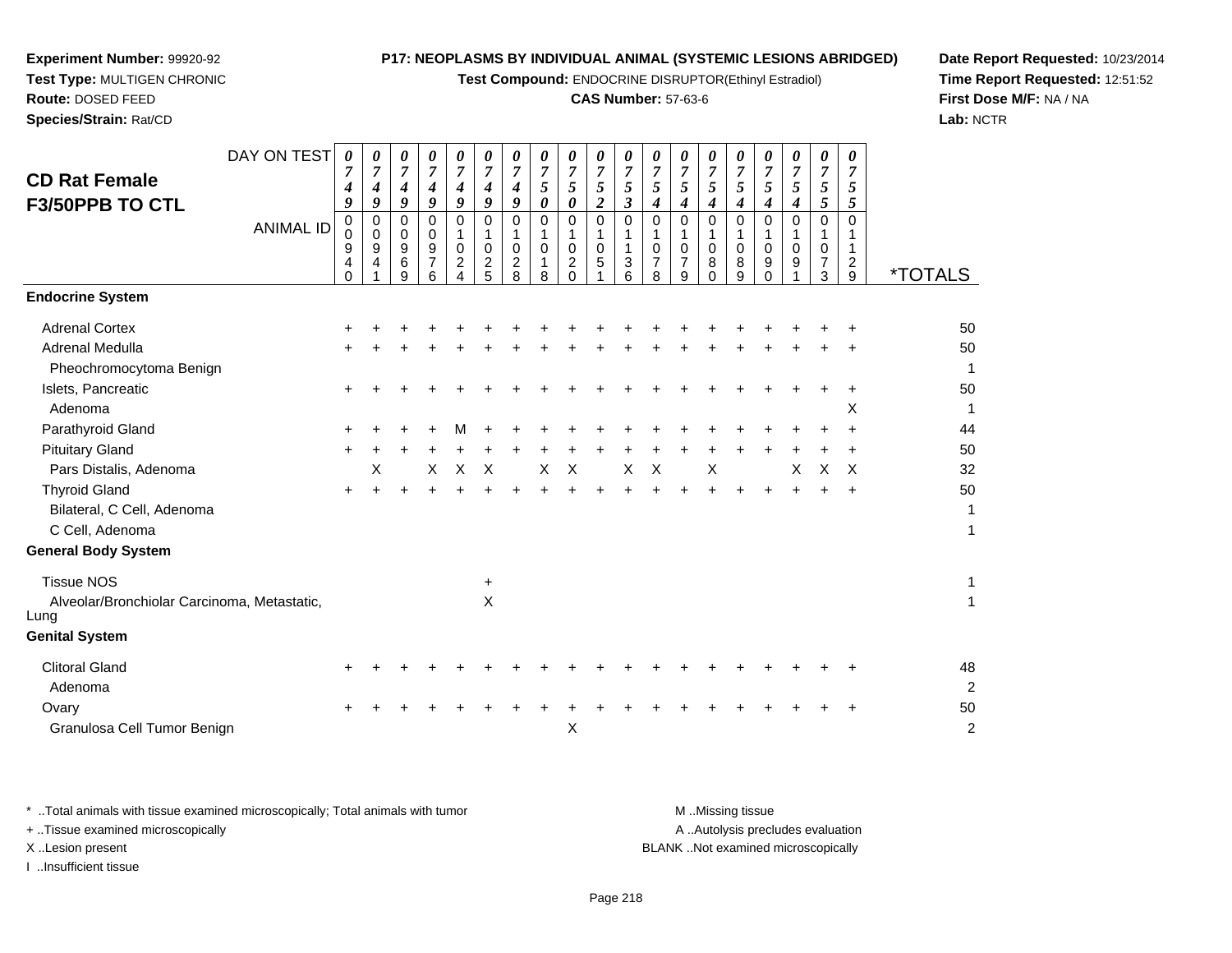**Experiment Number:** 99920-92
**Test Type:** MULTIGEN CHRONIC
**Route:** DOSED FEED
**Species/Strain:** Rat/CD

**P17: NEOPLASMS BY INDIVIDUAL ANIMAL (SYSTEMIC LESIONS ABRIDGED)**
**Test Compound:** ENDOCRINE DISRUPTOR(Ethinyl Estradiol)
**CAS Number:** 57-63-6

**Date Report Requested:** 10/23/2014
**Time Report Requested:** 12:51:52
**First Dose M/F:** NA / NA
**Lab:** NCTR

## CD Rat Female F3/50PPB TO CTL

| DAY ON TEST | 0749 | 0749 | 0749 | 0749 | 0749 | 0749 | 0749 | 0750 | 0750 | 0752 | 0753 | 0754 | 0754 | 0754 | 0754 | 0754 | 0754 | 0755 | 0755 | |
|---|---|---|---|---|---|---|---|---|---|---|---|---|---|---|---|---|---|---|---|---|
| **ANIMAL ID** | 00940 | 00941 | 00969 | 00976 | 01024 | 01025 | 01028 | 01018 | 01020 | 01051 | 01136 | 01078 | 01079 | 01080 | 01089 | 01090 | 01091 | 01073 | 01129 | ***TOTALS** |
| **Endocrine System** | | | | | | | | | | | | | | | | | | | | |
| Adrenal Cortex | + | + | + | + | + | + | + | + | + | + | + | + | + | + | + | + | + | + | + | 50 |
| Adrenal Medulla | + | + | + | + | + | + | + | + | + | + | + | + | + | + | + | + | + | + | + | 50 |
| Pheochromocytoma Benign | | | | | | | | | | | | | | | | | | | | 1 |
| Islets, Pancreatic | + | + | + | + | + | + | + | + | + | + | + | + | + | + | + | + | + | + | + | 50 |
| Adenoma | | | | | | | | | | | | | | | | | | | X | 1 |
| Parathyroid Gland | + | + | + | + | M | + | + | + | + | + | + | + | + | + | + | + | + | + | + | 44 |
| Pituitary Gland | + | + | + | + | + | + | + | + | + | + | + | + | + | + | + | + | + | + | + | 50 |
| Pars Distalis, Adenoma | | X | | X | X | X | | X | X | | X | X | | X | | | X | X | X | 32 |
| Thyroid Gland | + | + | + | + | + | + | + | + | + | + | + | + | + | + | + | + | + | + | + | 50 |
| Bilateral, C Cell, Adenoma | | | | | | | | | | | | | | | | | | | | 1 |
| C Cell, Adenoma | | | | | | | | | | | | | | | | | | | | 1 |
| **General Body System** | | | | | | | | | | | | | | | | | | | | |
| Tissue NOS | | | | | | + | | | | | | | | | | | | | | 1 |
| Alveolar/Bronchiolar Carcinoma, Metastatic, Lung | | | | | | X | | | | | | | | | | | | | | 1 |
| **Genital System** | | | | | | | | | | | | | | | | | | | | |
| Clitoral Gland | + | + | + | + | + | + | + | + | + | + | + | + | + | + | + | + | + | + | + | 48 |
| Adenoma | | | | | | | | | | | | | | | | | | | | 2 |
| Ovary | + | + | + | + | + | + | + | + | + | + | + | + | + | + | + | + | + | + | + | 50 |
| Granulosa Cell Tumor Benign | | | | | | | | | X | | | | | | | | | | | 2 |

\* ..Total animals with tissue examined microscopically; Total animals with tumor
\+ ..Tissue examined microscopically
X ..Lesion present
I ..Insufficient tissue

M ..Missing tissue
A ..Autolysis precludes evaluation
BLANK ..Not examined microscopically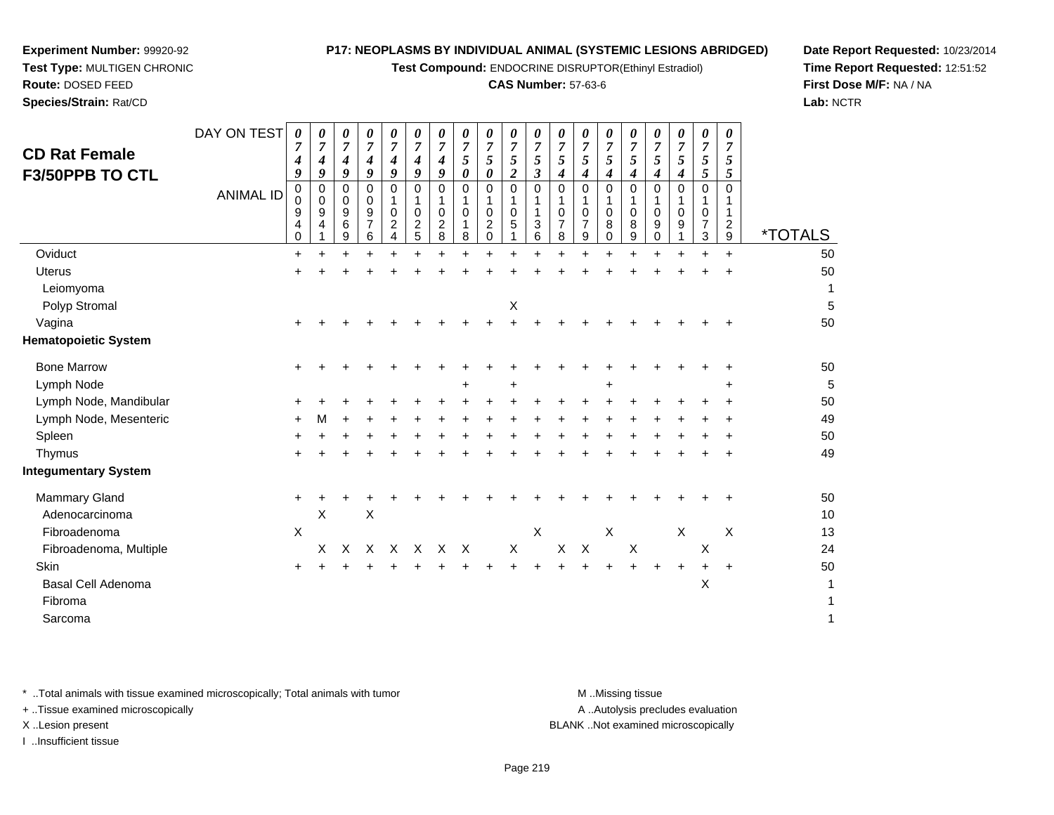**Experiment Number:** 99920-92
**Test Type:** MULTIGEN CHRONIC
**Route:** DOSED FEED
**Species/Strain:** Rat/CD

**P17: NEOPLASMS BY INDIVIDUAL ANIMAL (SYSTEMIC LESIONS ABRIDGED)**
**Test Compound:** ENDOCRINE DISRUPTOR(Ethinyl Estradiol)
**CAS Number:** 57-63-6

**Date Report Requested:** 10/23/2014
**Time Report Requested:** 12:51:52
**First Dose M/F:** NA / NA
**Lab:** NCTR

## CD Rat Female F3/50PPB TO CTL

| DAY ON TEST | 0749 | 0749 | 0749 | 0749 | 0749 | 0749 | 0749 | 0750 | 0750 | 0752 | 0753 | 0754 | 0754 | 0754 | 0754 | 0754 | 0754 | 0755 | 0755 | |
|---|---|---|---|---|---|---|---|---|---|---|---|---|---|---|---|---|---|---|---|---|
| **ANIMAL ID** | 00940 | 00941 | 00969 | 00976 | 01024 | 01025 | 01028 | 01018 | 01020 | 01051 | 01136 | 01078 | 01079 | 01080 | 01089 | 01090 | 01091 | 01073 | 01129 | ***TOTALS** |
| Oviduct | + | + | + | + | + | + | + | + | + | + | + | + | + | + | + | + | + | + | + | 50 |
| Uterus | + | + | + | + | + | + | + | + | + | + | + | + | + | + | + | + | + | + | + | 50 |
| Leiomyoma | | | | | | | | | | | | | | | | | | | | 1 |
| Polyp Stromal | | | | | | | | | | X | | | | | | | | | | 5 |
| Vagina | + | + | + | + | + | + | + | + | + | + | + | + | + | + | + | + | + | + | + | 50 |
| **Hematopoietic System** | | | | | | | | | | | | | | | | | | | | |
| Bone Marrow | + | + | + | + | + | + | + | + | + | + | + | + | + | + | + | + | + | + | + | 50 |
| Lymph Node | | | | | | | | + | | + | | | | + | | | | | + | 5 |
| Lymph Node, Mandibular | + | + | + | + | + | + | + | + | + | + | + | + | + | + | + | + | + | + | + | 50 |
| Lymph Node, Mesenteric | + | M | + | + | + | + | + | + | + | + | + | + | + | + | + | + | + | + | + | 49 |
| Spleen | + | + | + | + | + | + | + | + | + | + | + | + | + | + | + | + | + | + | + | 50 |
| Thymus | + | + | + | + | + | + | + | + | + | + | + | + | + | + | + | + | + | + | + | 49 |
| **Integumentary System** | | | | | | | | | | | | | | | | | | | | |
| Mammary Gland | + | + | + | + | + | + | + | + | + | + | + | + | + | + | + | + | + | + | + | 50 |
| Adenocarcinoma | | X | | X | | | | | | | | | | | | | | | | 10 |
| Fibroadenoma | X | | | | | | | | | | X | | | X | | | X | | X | 13 |
| Fibroadenoma, Multiple | | X | X | X | X | X | X | X | | X | | X | X | | X | | | X | | 24 |
| Skin | + | + | + | + | + | + | + | + | + | + | + | + | + | + | + | + | + | + | + | 50 |
| Basal Cell Adenoma | | | | | | | | | | | | | | | | | | X | | 1 |
| Fibroma | | | | | | | | | | | | | | | | | | | | 1 |
| Sarcoma | | | | | | | | | | | | | | | | | | | | 1 |

\* ..Total animals with tissue examined microscopically; Total animals with tumor
\+ ..Tissue examined microscopically
X ..Lesion present
I ..Insufficient tissue

M ..Missing tissue
A ..Autolysis precludes evaluation
BLANK ..Not examined microscopically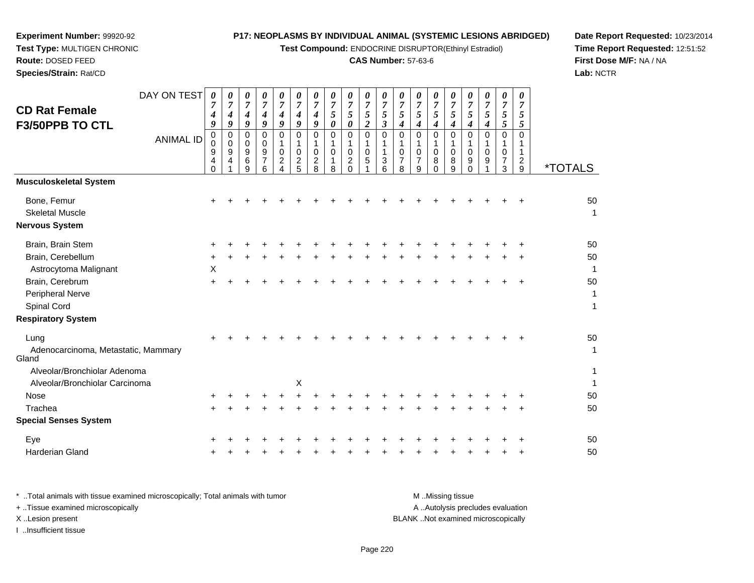**Experiment Number:** 99920-92
**Test Type:** MULTIGEN CHRONIC
**Route:** DOSED FEED
**Species/Strain:** Rat/CD

**P17: NEOPLASMS BY INDIVIDUAL ANIMAL (SYSTEMIC LESIONS ABRIDGED)**
**Test Compound:** ENDOCRINE DISRUPTOR(Ethinyl Estradiol)
**CAS Number:** 57-63-6

**Date Report Requested:** 10/23/2014
**Time Report Requested:** 12:51:52
**First Dose M/F:** NA / NA
**Lab:** NCTR

## CD Rat Female F3/50PPB TO CTL

| DAY ON TEST | 0749 | 0749 | 0749 | 0749 | 0749 | 0749 | 0749 | 0750 | 0750 | 0752 | 0753 | 0754 | 0754 | 0754 | 0754 | 0754 | 0754 | 0755 | 0755 | |
|---|---|---|---|---|---|---|---|---|---|---|---|---|---|---|---|---|---|---|---|---|
| **ANIMAL ID** | 00940 | 00941 | 00969 | 00976 | 01024 | 01025 | 01028 | 01018 | 01020 | 01051 | 01136 | 01078 | 01079 | 01080 | 01089 | 01090 | 01091 | 01073 | 01129 | ***TOTALS** |
| **Musculoskeletal System** | | | | | | | | | | | | | | | | | | | | |
| Bone, Femur | + | + | + | + | + | + | + | + | + | + | + | + | + | + | + | + | + | + | + | 50 |
| Skeletal Muscle | | | | | | | | | | | | | | | | | | | | 1 |
| **Nervous System** | | | | | | | | | | | | | | | | | | | | |
| Brain, Brain Stem | + | + | + | + | + | + | + | + | + | + | + | + | + | + | + | + | + | + | + | 50 |
| Brain, Cerebellum | + | + | + | + | + | + | + | + | + | + | + | + | + | + | + | + | + | + | + | 50 |
| Astrocytoma Malignant | X | | | | | | | | | | | | | | | | | | | 1 |
| Brain, Cerebrum | + | + | + | + | + | + | + | + | + | + | + | + | + | + | + | + | + | + | + | 50 |
| Peripheral Nerve | | | | | | | | | | | | | | | | | | | | 1 |
| Spinal Cord | | | | | | | | | | | | | | | | | | | | 1 |
| **Respiratory System** | | | | | | | | | | | | | | | | | | | | |
| Lung | + | + | + | + | + | + | + | + | + | + | + | + | + | + | + | + | + | + | + | 50 |
| Adenocarcinoma, Metastatic, Mammary Gland | | | | | | | | | | | | | | | | | | | | 1 |
| Alveolar/Bronchiolar Adenoma | | | | | | | | | | | | | | | | | | | | 1 |
| Alveolar/Bronchiolar Carcinoma | | | | | | X | | | | | | | | | | | | | | 1 |
| Nose | + | + | + | + | + | + | + | + | + | + | + | + | + | + | + | + | + | + | + | 50 |
| Trachea | + | + | + | + | + | + | + | + | + | + | + | + | + | + | + | + | + | + | + | 50 |
| **Special Senses System** | | | | | | | | | | | | | | | | | | | | |
| Eye | + | + | + | + | + | + | + | + | + | + | + | + | + | + | + | + | + | + | + | 50 |
| Harderian Gland | + | + | + | + | + | + | + | + | + | + | + | + | + | + | + | + | + | + | + | 50 |

\* ..Total animals with tissue examined microscopically; Total animals with tumor
\+ ..Tissue examined microscopically
X ..Lesion present
I ..Insufficient tissue

M ..Missing tissue
A ..Autolysis precludes evaluation
BLANK ..Not examined microscopically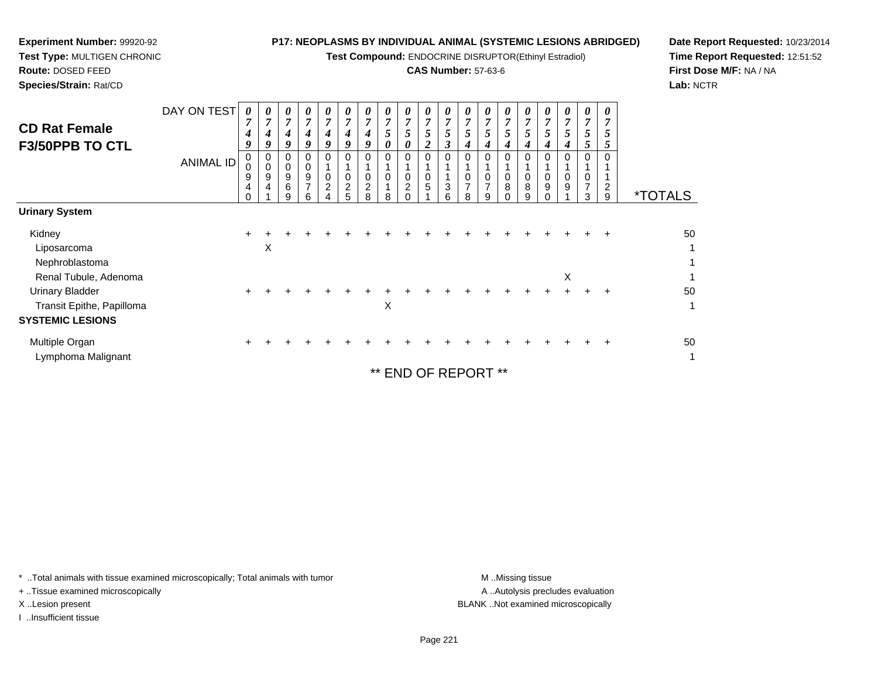**Experiment Number:** 99920-92
**Test Type:** MULTIGEN CHRONIC
**Route:** DOSED FEED
**Species/Strain:** Rat/CD

**P17: NEOPLASMS BY INDIVIDUAL ANIMAL (SYSTEMIC LESIONS ABRIDGED)**
**Test Compound:** ENDOCRINE DISRUPTOR(Ethinyl Estradiol)
**CAS Number:** 57-63-6

**Date Report Requested:** 10/23/2014
**Time Report Requested:** 12:51:52
**First Dose M/F:** NA / NA
**Lab:** NCTR

## CD Rat Female F3/50PPB TO CTL

| DAY ON TEST | 0749 | 0749 | 0749 | 0749 | 0749 | 0749 | 0749 | 0750 | 0750 | 0752 | 0753 | 0754 | 0754 | 0754 | 0754 | 0754 | 0754 | 0755 | 0755 | |
|---|---|---|---|---|---|---|---|---|---|---|---|---|---|---|---|---|---|---|---|---|
| **ANIMAL ID** | 00940 | 00941 | 00969 | 00976 | 01024 | 01025 | 01028 | 01018 | 01020 | 01051 | 01136 | 01078 | 01079 | 01080 | 01089 | 01090 | 01091 | 01073 | 01129 | ***TOTALS** |
| **Urinary System** | | | | | | | | | | | | | | | | | | | | |
| Kidney | + | + | + | + | + | + | + | + | + | + | + | + | + | + | + | + | + | + | + | 50 |
| Liposarcoma | | X | | | | | | | | | | | | | | | | | | 1 |
| Nephroblastoma | | | | | | | | | | | | | | | | | | | | 1 |
| Renal Tubule, Adenoma | | | | | | | | | | | | | | | | | X | | | 1 |
| Urinary Bladder | + | + | + | + | + | + | + | + | + | + | + | + | + | + | + | + | + | + | + | 50 |
| Transit Epithe, Papilloma | | | | | | | | X | | | | | | | | | | | | 1 |
| **SYSTEMIC LESIONS** | | | | | | | | | | | | | | | | | | | | |
| Multiple Organ | + | + | + | + | + | + | + | + | + | + | + | + | + | + | + | + | + | + | + | 50 |
| Lymphoma Malignant | | | | | | | | | | | | | | | | | | | | 1 |

** END OF REPORT **

\* ..Total animals with tissue examined microscopically; Total animals with tumor
\+ ..Tissue examined microscopically
X ..Lesion present
I ..Insufficient tissue

M ..Missing tissue
A ..Autolysis precludes evaluation
BLANK ..Not examined microscopically